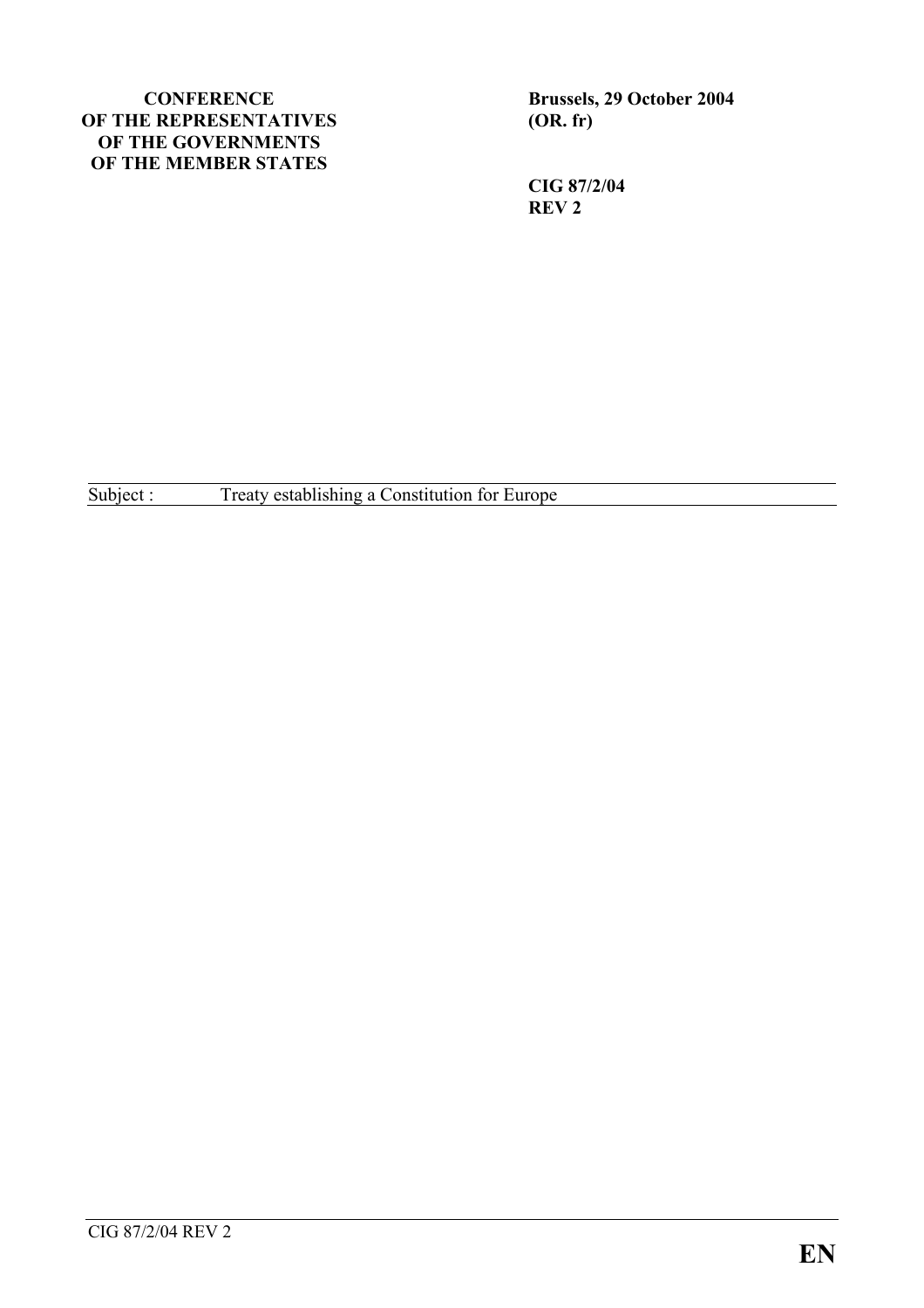**CONFERENCE OF THE REPRESENTATIVES OF THE GOVERNMENTS OF THE MEMBER STATES**

**Brussels, 29 October 2004**
**(OR. fr)**

**CIG 87/2/04**
**REV 2**

Subject : Treaty establishing a Constitution for Europe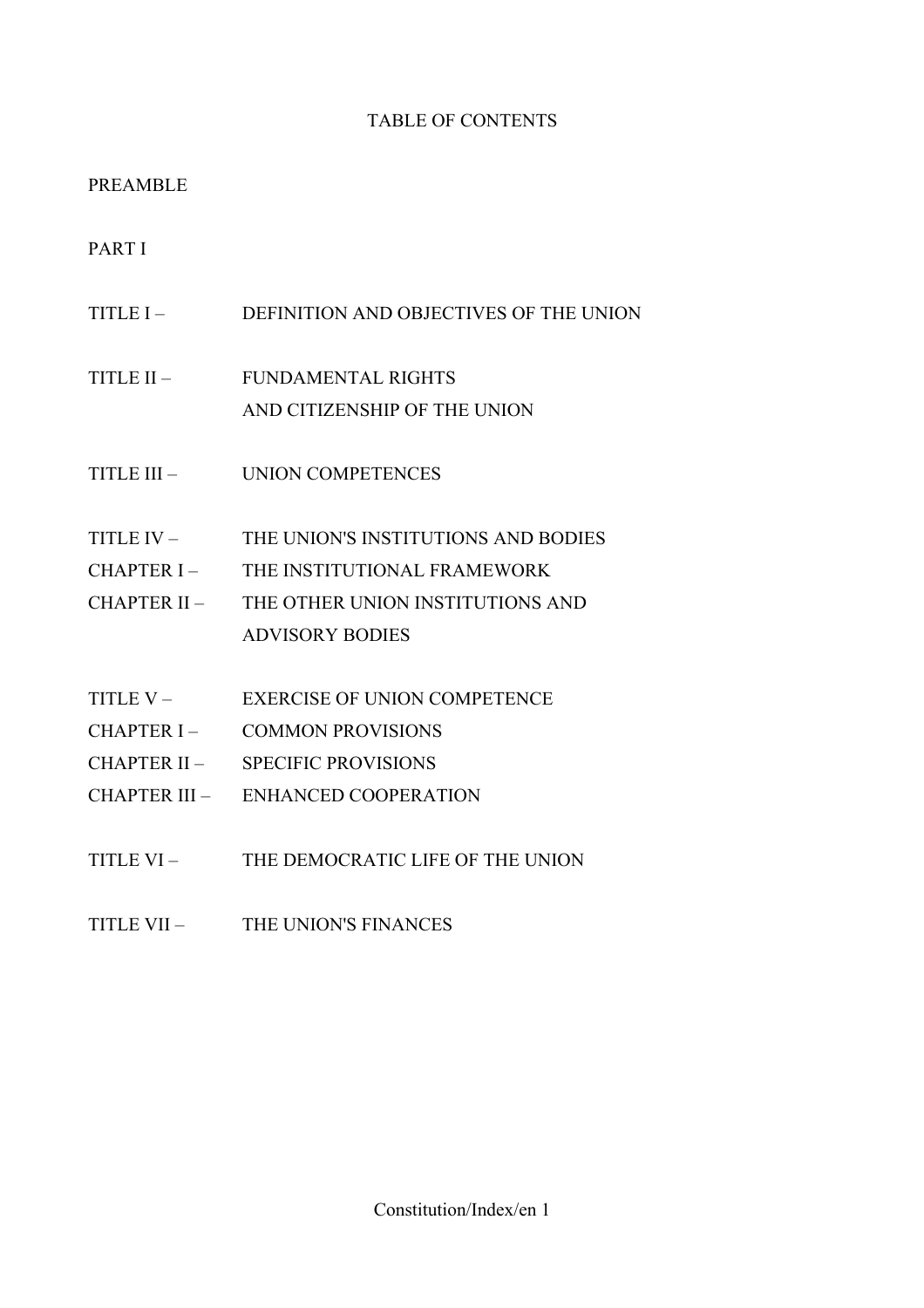# TABLE OF CONTENTS

PREAMBLE

PART I

TITLE I – DEFINITION AND OBJECTIVES OF THE UNION

TITLE II – FUNDAMENTAL RIGHTS AND CITIZENSHIP OF THE UNION

TITLE III – UNION COMPETENCES

TITLE IV – THE UNION'S INSTITUTIONS AND BODIES

CHAPTER I – THE INSTITUTIONAL FRAMEWORK

CHAPTER II – THE OTHER UNION INSTITUTIONS AND ADVISORY BODIES

TITLE V – EXERCISE OF UNION COMPETENCE

CHAPTER I – COMMON PROVISIONS

CHAPTER II – SPECIFIC PROVISIONS

CHAPTER III – ENHANCED COOPERATION

TITLE VI – THE DEMOCRATIC LIFE OF THE UNION

TITLE VII – THE UNION'S FINANCES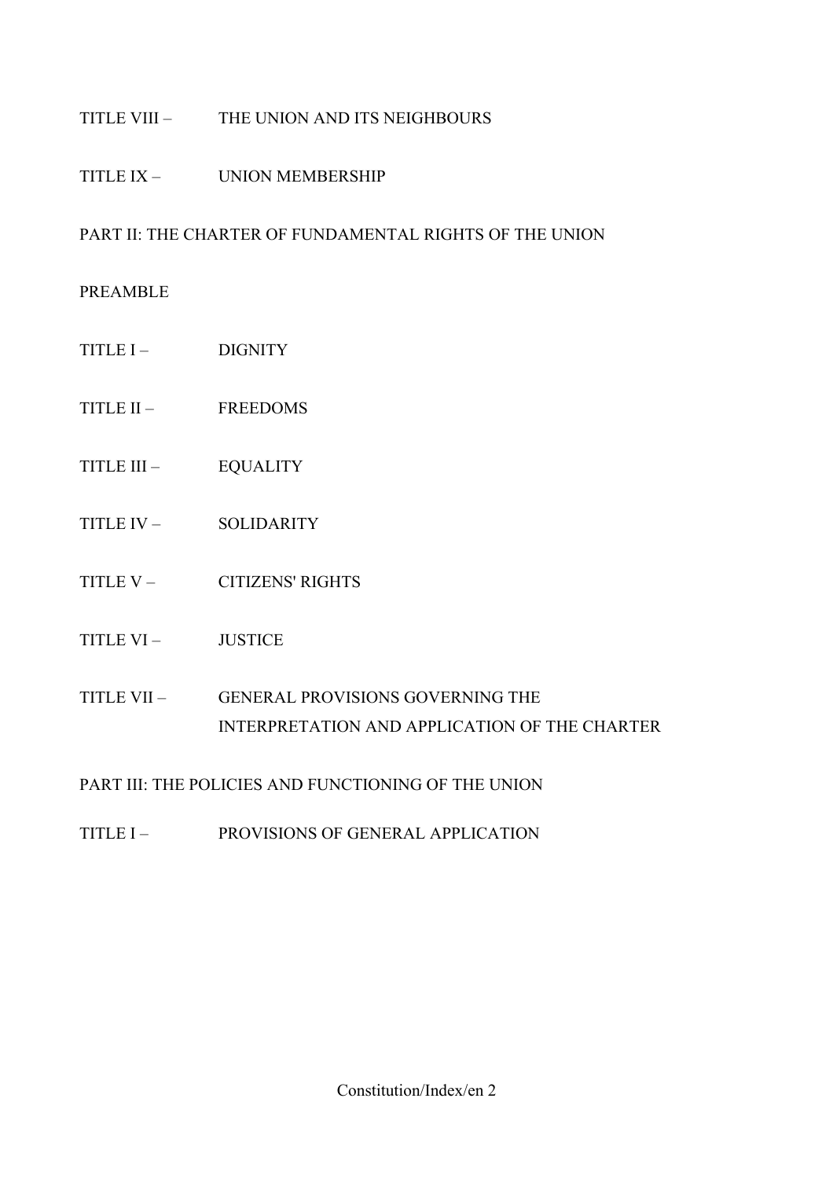TITLE VIII – THE UNION AND ITS NEIGHBOURS

TITLE IX – UNION MEMBERSHIP

PART II: THE CHARTER OF FUNDAMENTAL RIGHTS OF THE UNION

PREAMBLE

TITLE I – DIGNITY

TITLE II – FREEDOMS

TITLE III – EQUALITY

TITLE IV – SOLIDARITY

TITLE V – CITIZENS' RIGHTS

TITLE VI – JUSTICE

TITLE VII – GENERAL PROVISIONS GOVERNING THE INTERPRETATION AND APPLICATION OF THE CHARTER

PART III: THE POLICIES AND FUNCTIONING OF THE UNION

TITLE I – PROVISIONS OF GENERAL APPLICATION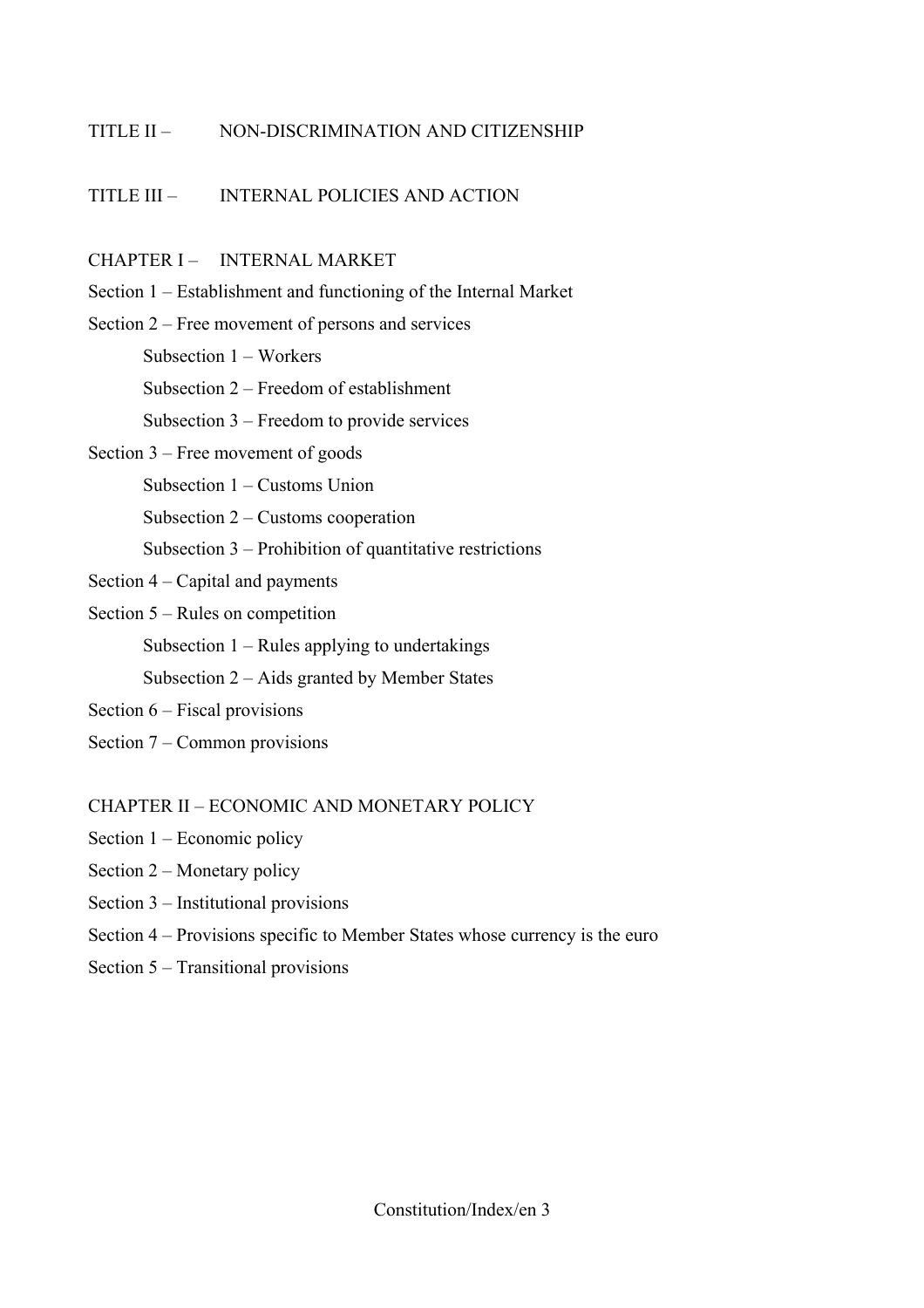TITLE II – NON-DISCRIMINATION AND CITIZENSHIP

TITLE III – INTERNAL POLICIES AND ACTION

CHAPTER I – INTERNAL MARKET

Section 1 – Establishment and functioning of the Internal Market

Section 2 – Free movement of persons and services

- Subsection 1 – Workers
- Subsection 2 – Freedom of establishment
- Subsection 3 – Freedom to provide services

Section 3 – Free movement of goods

- Subsection 1 – Customs Union
- Subsection 2 – Customs cooperation
- Subsection 3 – Prohibition of quantitative restrictions

Section 4 – Capital and payments

Section 5 – Rules on competition

- Subsection 1 – Rules applying to undertakings
- Subsection 2 – Aids granted by Member States

Section 6 – Fiscal provisions

Section 7 – Common provisions

CHAPTER II – ECONOMIC AND MONETARY POLICY

Section 1 – Economic policy

Section 2 – Monetary policy

Section 3 – Institutional provisions

Section 4 – Provisions specific to Member States whose currency is the euro

Section 5 – Transitional provisions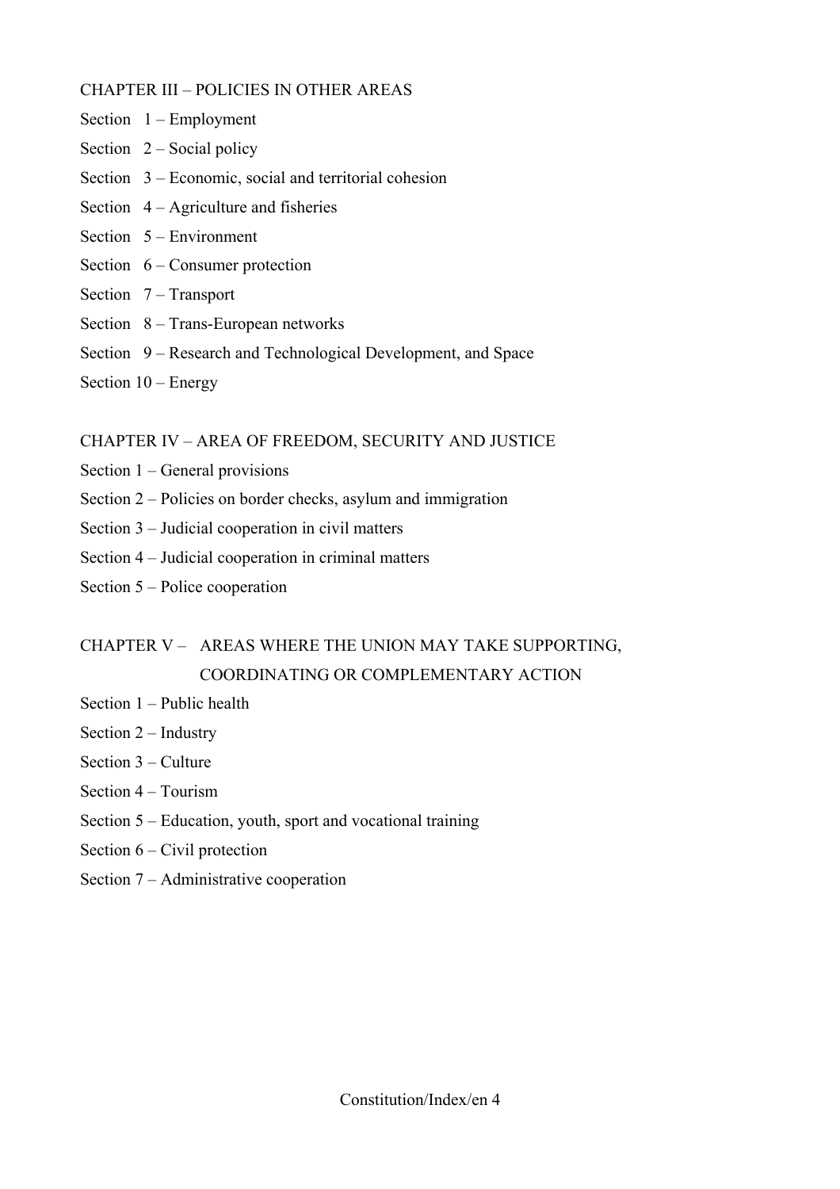CHAPTER III – POLICIES IN OTHER AREAS

Section 1 – Employment

Section 2 – Social policy

Section 3 – Economic, social and territorial cohesion

Section 4 – Agriculture and fisheries

Section 5 – Environment

Section 6 – Consumer protection

Section 7 – Transport

Section 8 – Trans-European networks

Section 9 – Research and Technological Development, and Space

Section 10 – Energy

CHAPTER IV – AREA OF FREEDOM, SECURITY AND JUSTICE

Section 1 – General provisions

Section 2 – Policies on border checks, asylum and immigration

Section 3 – Judicial cooperation in civil matters

Section 4 – Judicial cooperation in criminal matters

Section 5 – Police cooperation

CHAPTER V – AREAS WHERE THE UNION MAY TAKE SUPPORTING, COORDINATING OR COMPLEMENTARY ACTION

Section 1 – Public health

Section 2 – Industry

Section 3 – Culture

Section 4 – Tourism

Section 5 – Education, youth, sport and vocational training

Section 6 – Civil protection

Section 7 – Administrative cooperation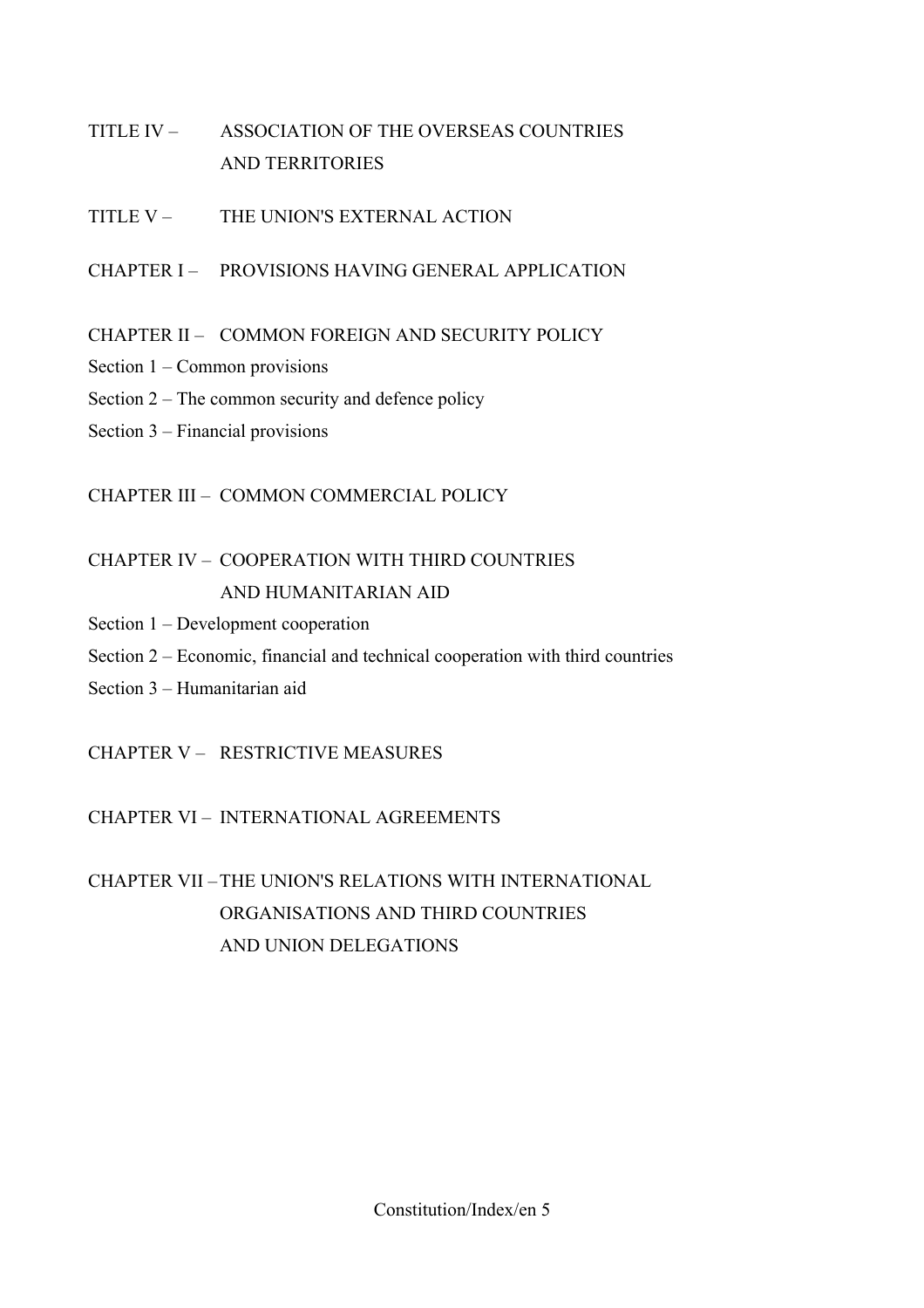TITLE IV – ASSOCIATION OF THE OVERSEAS COUNTRIES AND TERRITORIES

TITLE V – THE UNION'S EXTERNAL ACTION

CHAPTER I – PROVISIONS HAVING GENERAL APPLICATION

CHAPTER II – COMMON FOREIGN AND SECURITY POLICY

Section 1 – Common provisions

Section 2 – The common security and defence policy

Section 3 – Financial provisions

CHAPTER III – COMMON COMMERCIAL POLICY

CHAPTER IV – COOPERATION WITH THIRD COUNTRIES AND HUMANITARIAN AID

Section 1 – Development cooperation

Section 2 – Economic, financial and technical cooperation with third countries

Section 3 – Humanitarian aid

CHAPTER V – RESTRICTIVE MEASURES

CHAPTER VI – INTERNATIONAL AGREEMENTS

CHAPTER VII – THE UNION'S RELATIONS WITH INTERNATIONAL ORGANISATIONS AND THIRD COUNTRIES AND UNION DELEGATIONS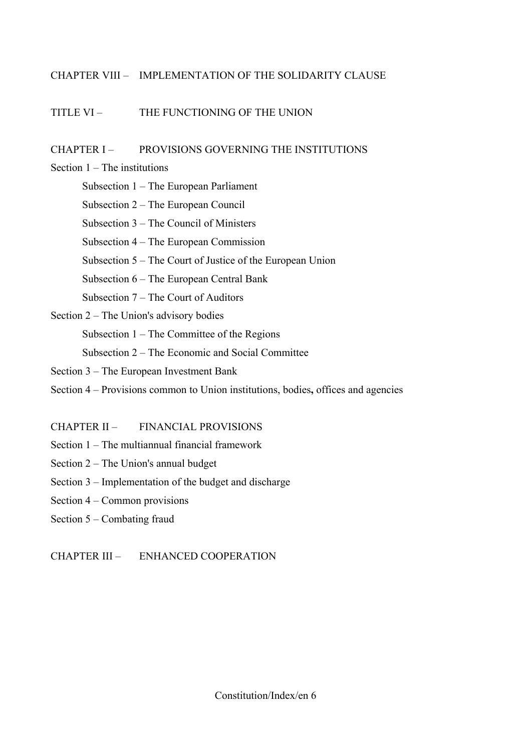CHAPTER VIII – IMPLEMENTATION OF THE SOLIDARITY CLAUSE

TITLE VI – THE FUNCTIONING OF THE UNION

CHAPTER I – PROVISIONS GOVERNING THE INSTITUTIONS

Section 1 – The institutions

- Subsection 1 – The European Parliament
- Subsection 2 – The European Council
- Subsection 3 – The Council of Ministers
- Subsection 4 – The European Commission
- Subsection 5 – The Court of Justice of the European Union
- Subsection 6 – The European Central Bank
- Subsection 7 – The Court of Auditors

Section 2 – The Union's advisory bodies

- Subsection 1 – The Committee of the Regions
- Subsection 2 – The Economic and Social Committee

Section 3 – The European Investment Bank

Section 4 – Provisions common to Union institutions, bodies**,** offices and agencies

CHAPTER II – FINANCIAL PROVISIONS

Section 1 – The multiannual financial framework

Section 2 – The Union's annual budget

Section 3 – Implementation of the budget and discharge

Section 4 – Common provisions

Section 5 – Combating fraud

CHAPTER III – ENHANCED COOPERATION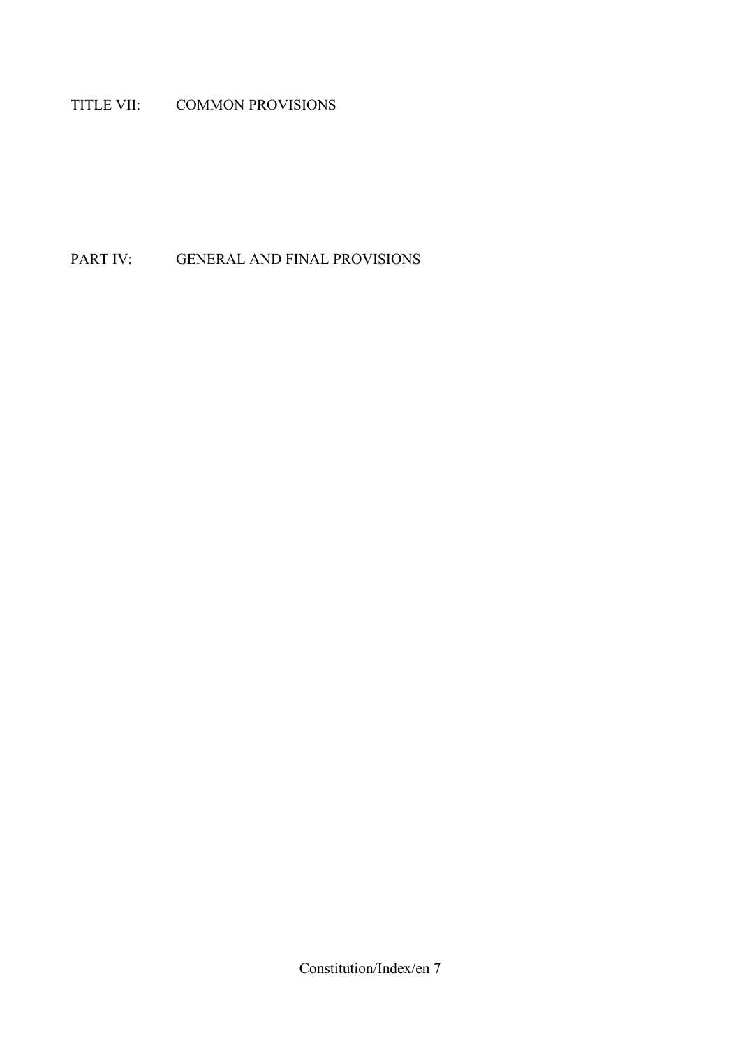TITLE VII: COMMON PROVISIONS

PART IV: GENERAL AND FINAL PROVISIONS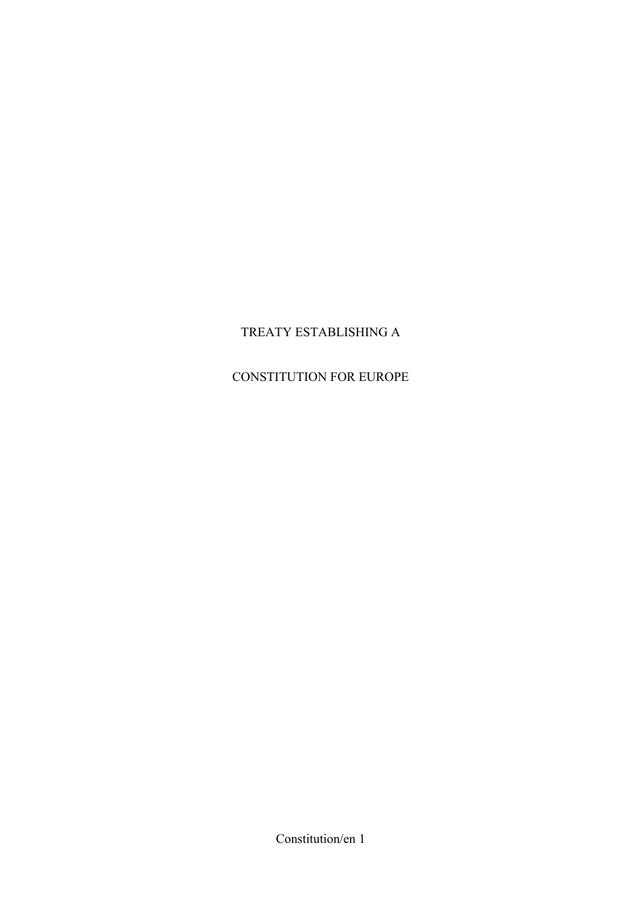# TREATY ESTABLISHING A

# CONSTITUTION FOR EUROPE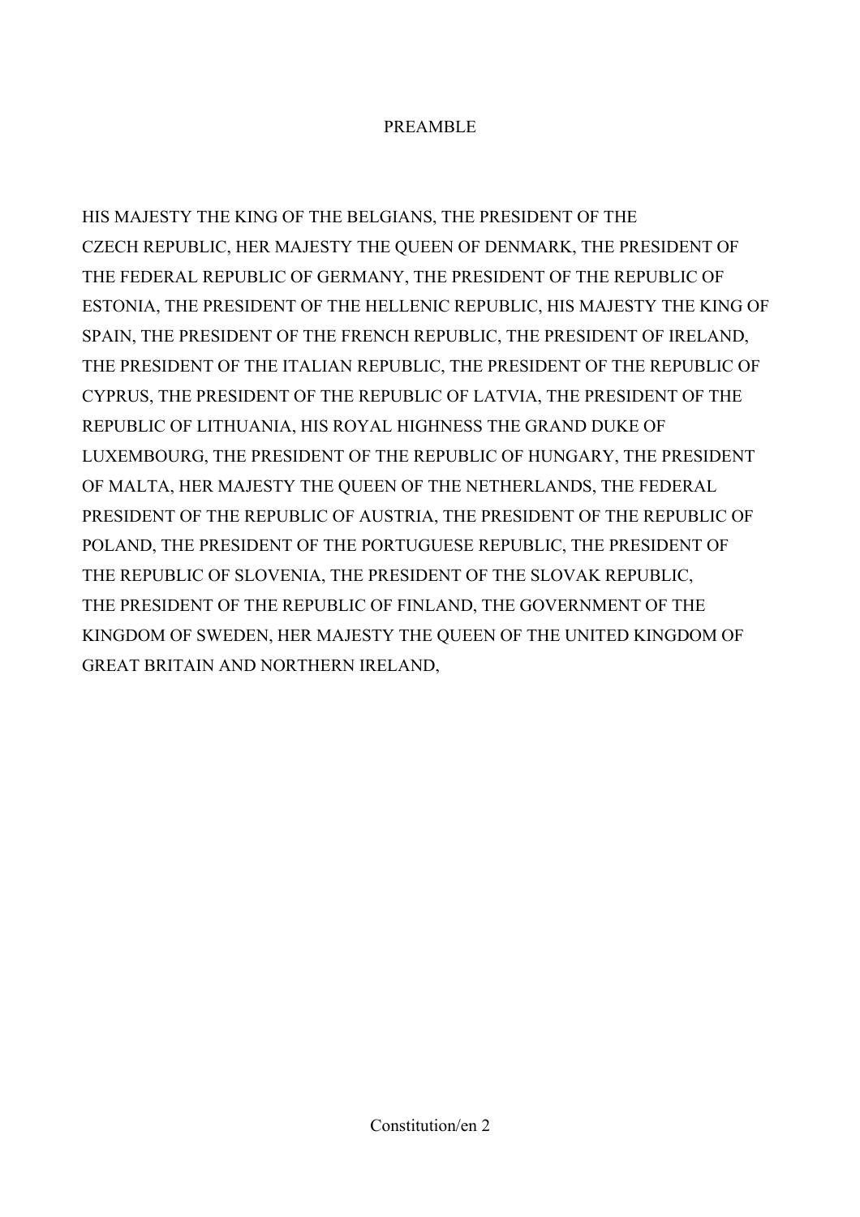# PREAMBLE

HIS MAJESTY THE KING OF THE BELGIANS, THE PRESIDENT OF THE CZECH REPUBLIC, HER MAJESTY THE QUEEN OF DENMARK, THE PRESIDENT OF THE FEDERAL REPUBLIC OF GERMANY, THE PRESIDENT OF THE REPUBLIC OF ESTONIA, THE PRESIDENT OF THE HELLENIC REPUBLIC, HIS MAJESTY THE KING OF SPAIN, THE PRESIDENT OF THE FRENCH REPUBLIC, THE PRESIDENT OF IRELAND, THE PRESIDENT OF THE ITALIAN REPUBLIC, THE PRESIDENT OF THE REPUBLIC OF CYPRUS, THE PRESIDENT OF THE REPUBLIC OF LATVIA, THE PRESIDENT OF THE REPUBLIC OF LITHUANIA, HIS ROYAL HIGHNESS THE GRAND DUKE OF LUXEMBOURG, THE PRESIDENT OF THE REPUBLIC OF HUNGARY, THE PRESIDENT OF MALTA, HER MAJESTY THE QUEEN OF THE NETHERLANDS, THE FEDERAL PRESIDENT OF THE REPUBLIC OF AUSTRIA, THE PRESIDENT OF THE REPUBLIC OF POLAND, THE PRESIDENT OF THE PORTUGUESE REPUBLIC, THE PRESIDENT OF THE REPUBLIC OF SLOVENIA, THE PRESIDENT OF THE SLOVAK REPUBLIC, THE PRESIDENT OF THE REPUBLIC OF FINLAND, THE GOVERNMENT OF THE KINGDOM OF SWEDEN, HER MAJESTY THE QUEEN OF THE UNITED KINGDOM OF GREAT BRITAIN AND NORTHERN IRELAND,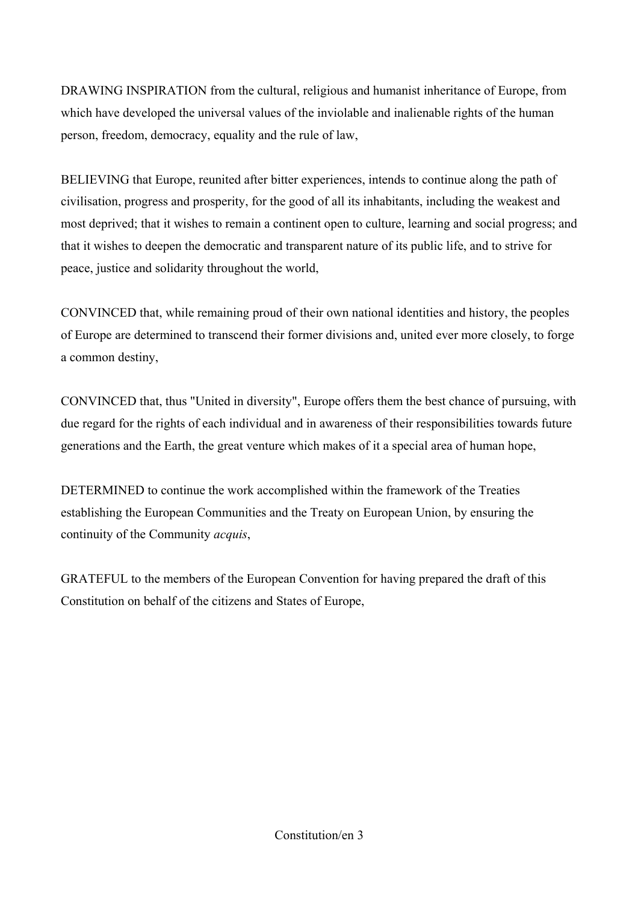DRAWING INSPIRATION from the cultural, religious and humanist inheritance of Europe, from which have developed the universal values of the inviolable and inalienable rights of the human person, freedom, democracy, equality and the rule of law,

BELIEVING that Europe, reunited after bitter experiences, intends to continue along the path of civilisation, progress and prosperity, for the good of all its inhabitants, including the weakest and most deprived; that it wishes to remain a continent open to culture, learning and social progress; and that it wishes to deepen the democratic and transparent nature of its public life, and to strive for peace, justice and solidarity throughout the world,

CONVINCED that, while remaining proud of their own national identities and history, the peoples of Europe are determined to transcend their former divisions and, united ever more closely, to forge a common destiny,

CONVINCED that, thus "United in diversity", Europe offers them the best chance of pursuing, with due regard for the rights of each individual and in awareness of their responsibilities towards future generations and the Earth, the great venture which makes of it a special area of human hope,

DETERMINED to continue the work accomplished within the framework of the Treaties establishing the European Communities and the Treaty on European Union, by ensuring the continuity of the Community *acquis*,

GRATEFUL to the members of the European Convention for having prepared the draft of this Constitution on behalf of the citizens and States of Europe,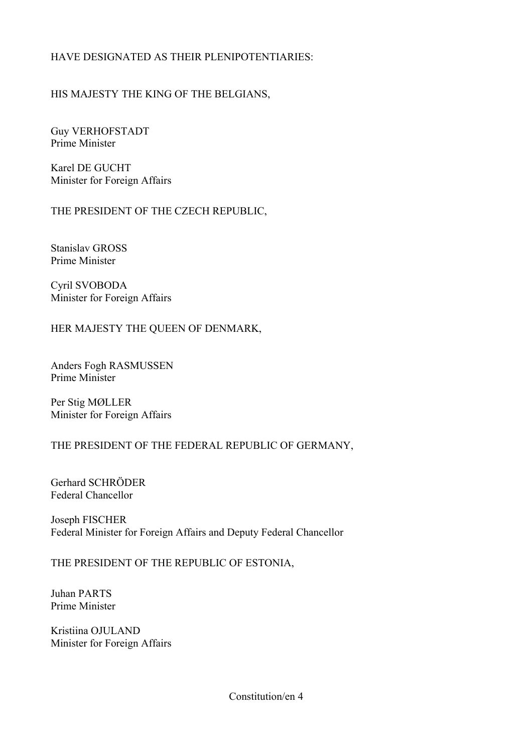HAVE DESIGNATED AS THEIR PLENIPOTENTIARIES:

HIS MAJESTY THE KING OF THE BELGIANS,

Guy VERHOFSTADT
Prime Minister

Karel DE GUCHT
Minister for Foreign Affairs

THE PRESIDENT OF THE CZECH REPUBLIC,

Stanislav GROSS
Prime Minister

Cyril SVOBODA
Minister for Foreign Affairs

HER MAJESTY THE QUEEN OF DENMARK,

Anders Fogh RASMUSSEN
Prime Minister

Per Stig MØLLER
Minister for Foreign Affairs

THE PRESIDENT OF THE FEDERAL REPUBLIC OF GERMANY,

Gerhard SCHRÖDER
Federal Chancellor

Joseph FISCHER
Federal Minister for Foreign Affairs and Deputy Federal Chancellor

THE PRESIDENT OF THE REPUBLIC OF ESTONIA,

Juhan PARTS
Prime Minister

Kristiina OJULAND
Minister for Foreign Affairs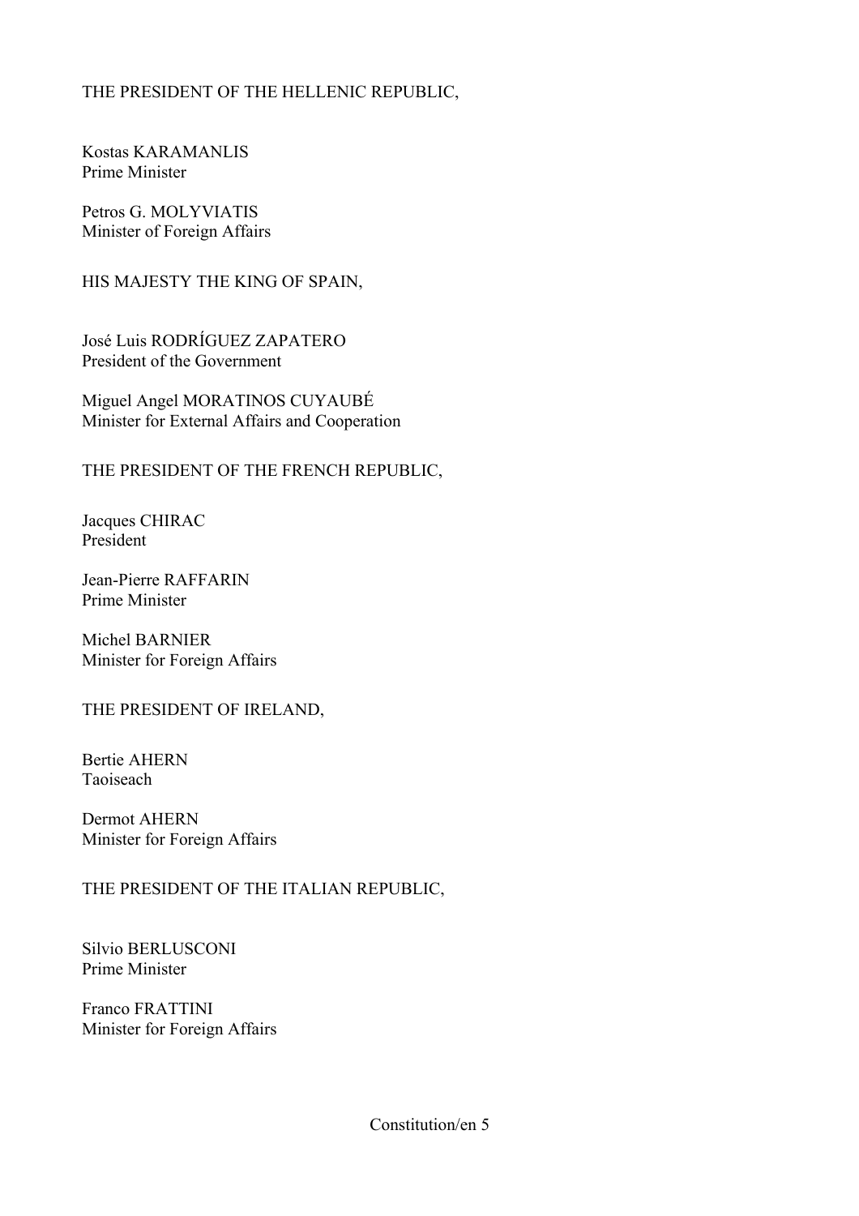THE PRESIDENT OF THE HELLENIC REPUBLIC,

Kostas KARAMANLIS
Prime Minister

Petros G. MOLYVIATIS
Minister of Foreign Affairs

HIS MAJESTY THE KING OF SPAIN,

José Luis RODRÍGUEZ ZAPATERO
President of the Government

Miguel Angel MORATINOS CUYAUBÉ
Minister for External Affairs and Cooperation

THE PRESIDENT OF THE FRENCH REPUBLIC,

Jacques CHIRAC
President

Jean-Pierre RAFFARIN
Prime Minister

Michel BARNIER
Minister for Foreign Affairs

THE PRESIDENT OF IRELAND,

Bertie AHERN
Taoiseach

Dermot AHERN
Minister for Foreign Affairs

THE PRESIDENT OF THE ITALIAN REPUBLIC,

Silvio BERLUSCONI
Prime Minister

Franco FRATTINI
Minister for Foreign Affairs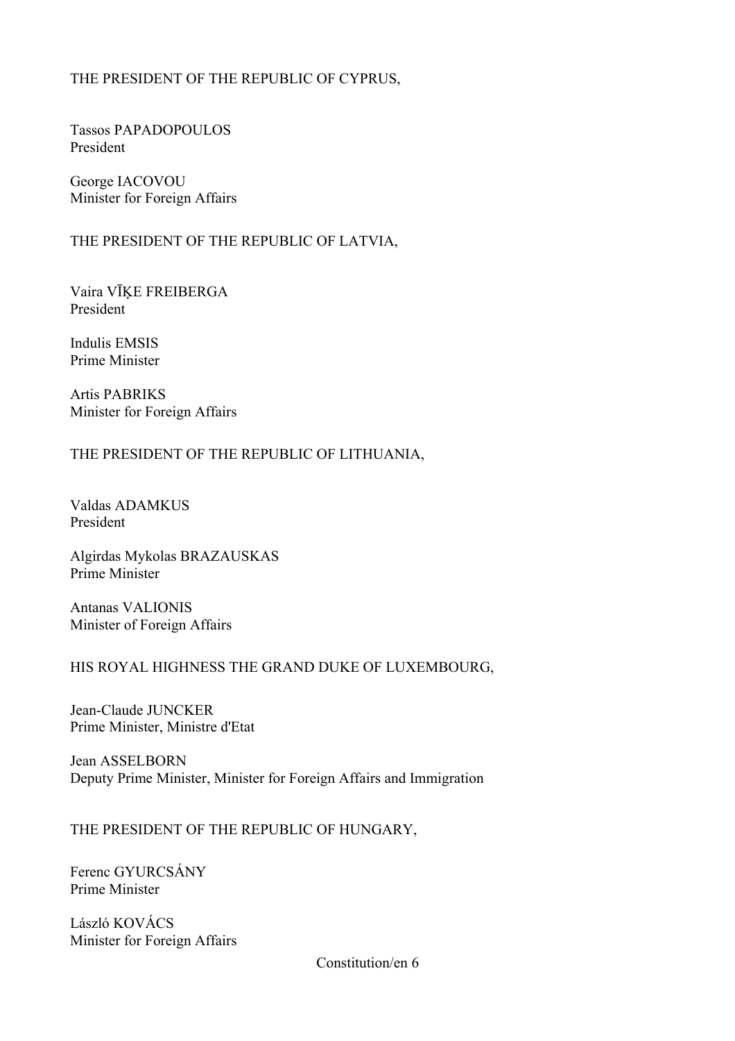THE PRESIDENT OF THE REPUBLIC OF CYPRUS,

Tassos PAPADOPOULOS
President

George IACOVOU
Minister for Foreign Affairs

THE PRESIDENT OF THE REPUBLIC OF LATVIA,

Vaira VĪĶE FREIBERGA
President

Indulis EMSIS
Prime Minister

Artis PABRIKS
Minister for Foreign Affairs

THE PRESIDENT OF THE REPUBLIC OF LITHUANIA,

Valdas ADAMKUS
President

Algirdas Mykolas BRAZAUSKAS
Prime Minister

Antanas VALIONIS
Minister of Foreign Affairs

HIS ROYAL HIGHNESS THE GRAND DUKE OF LUXEMBOURG,

Jean-Claude JUNCKER
Prime Minister, Ministre d'Etat

Jean ASSELBORN
Deputy Prime Minister, Minister for Foreign Affairs and Immigration

THE PRESIDENT OF THE REPUBLIC OF HUNGARY,

Ferenc GYURCSÁNY
Prime Minister

László KOVÁCS
Minister for Foreign Affairs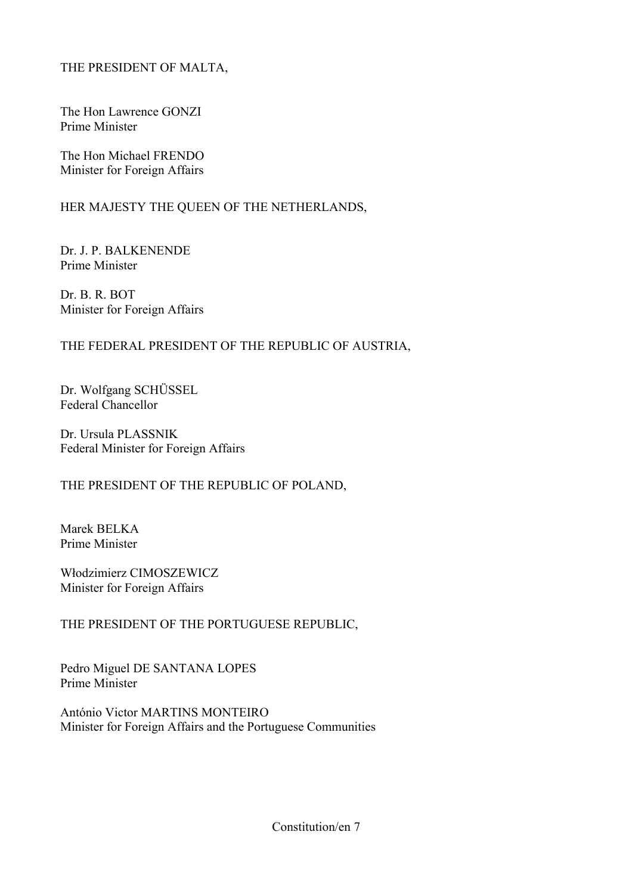THE PRESIDENT OF MALTA,

The Hon Lawrence GONZI
Prime Minister

The Hon Michael FRENDO
Minister for Foreign Affairs

HER MAJESTY THE QUEEN OF THE NETHERLANDS,

Dr. J. P. BALKENENDE
Prime Minister

Dr. B. R. BOT
Minister for Foreign Affairs

THE FEDERAL PRESIDENT OF THE REPUBLIC OF AUSTRIA,

Dr. Wolfgang SCHÜSSEL
Federal Chancellor

Dr. Ursula PLASSNIK
Federal Minister for Foreign Affairs

THE PRESIDENT OF THE REPUBLIC OF POLAND,

Marek BELKA
Prime Minister

Włodzimierz CIMOSZEWICZ
Minister for Foreign Affairs

THE PRESIDENT OF THE PORTUGUESE REPUBLIC,

Pedro Miguel DE SANTANA LOPES
Prime Minister

António Victor MARTINS MONTEIRO
Minister for Foreign Affairs and the Portuguese Communities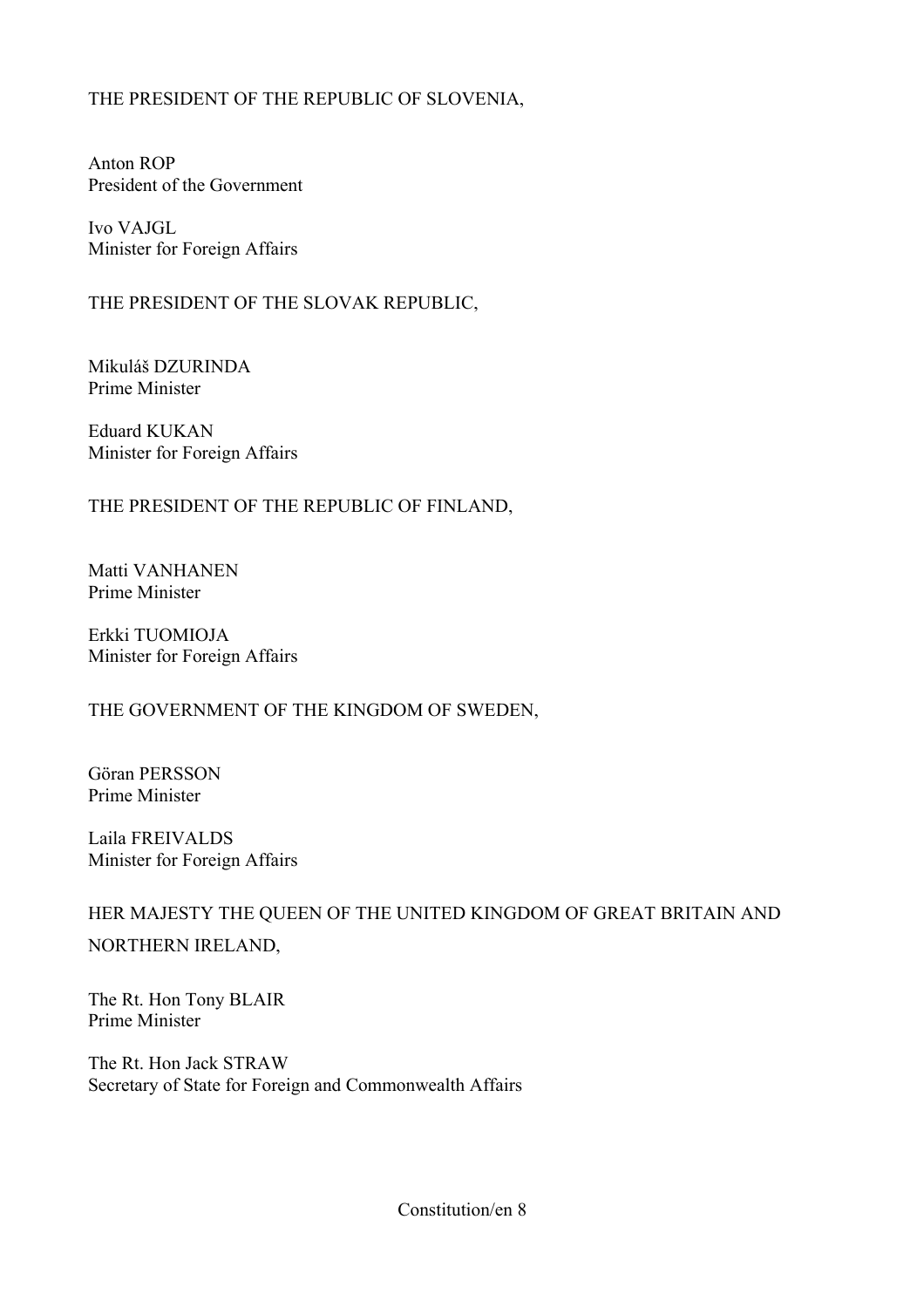THE PRESIDENT OF THE REPUBLIC OF SLOVENIA,

Anton ROP
President of the Government

Ivo VAJGL
Minister for Foreign Affairs

THE PRESIDENT OF THE SLOVAK REPUBLIC,

Mikuláš DZURINDA
Prime Minister

Eduard KUKAN
Minister for Foreign Affairs

THE PRESIDENT OF THE REPUBLIC OF FINLAND,

Matti VANHANEN
Prime Minister

Erkki TUOMIOJA
Minister for Foreign Affairs

THE GOVERNMENT OF THE KINGDOM OF SWEDEN,

Göran PERSSON
Prime Minister

Laila FREIVALDS
Minister for Foreign Affairs

HER MAJESTY THE QUEEN OF THE UNITED KINGDOM OF GREAT BRITAIN AND NORTHERN IRELAND,

The Rt. Hon Tony BLAIR
Prime Minister

The Rt. Hon Jack STRAW
Secretary of State for Foreign and Commonwealth Affairs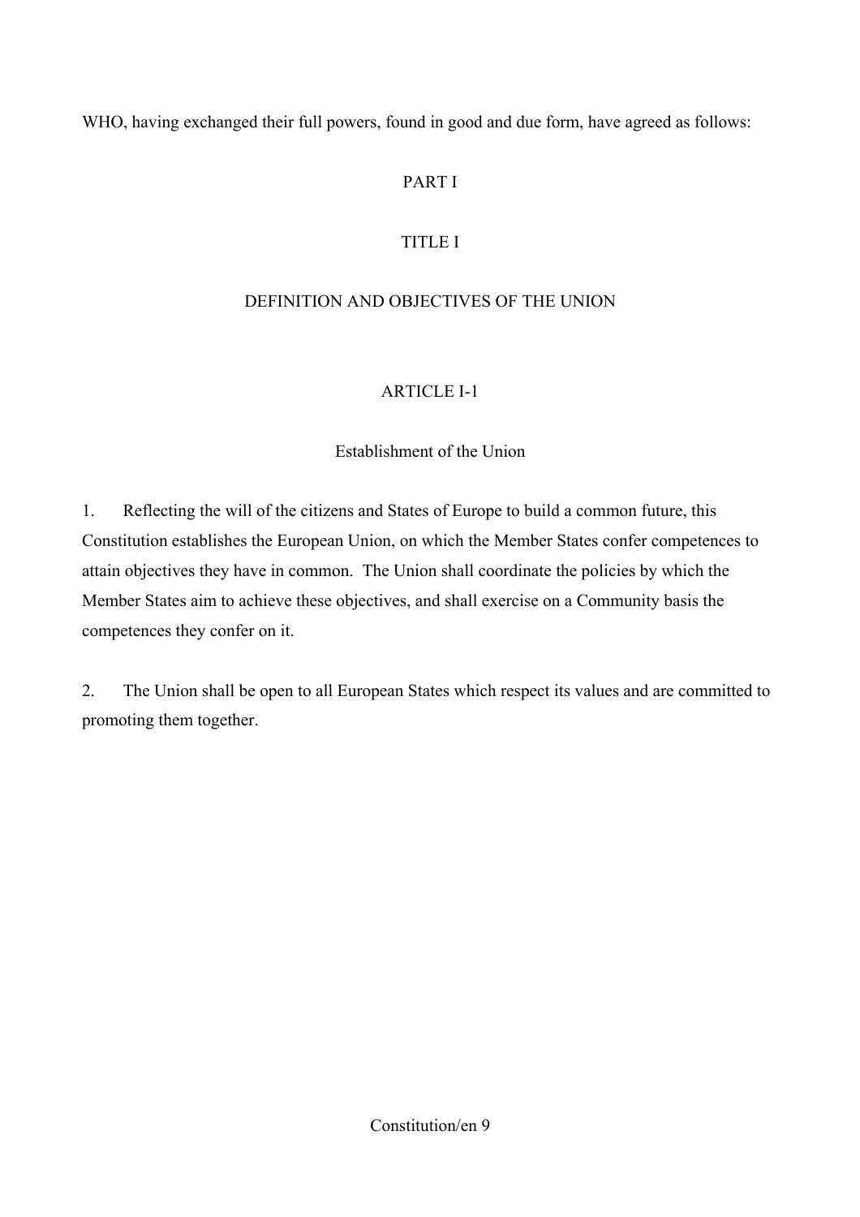WHO, having exchanged their full powers, found in good and due form, have agreed as follows:

# PART I

## TITLE I

## DEFINITION AND OBJECTIVES OF THE UNION

### ARTICLE I-1

### Establishment of the Union

1. Reflecting the will of the citizens and States of Europe to build a common future, this Constitution establishes the European Union, on which the Member States confer competences to attain objectives they have in common. The Union shall coordinate the policies by which the Member States aim to achieve these objectives, and shall exercise on a Community basis the competences they confer on it.

2. The Union shall be open to all European States which respect its values and are committed to promoting them together.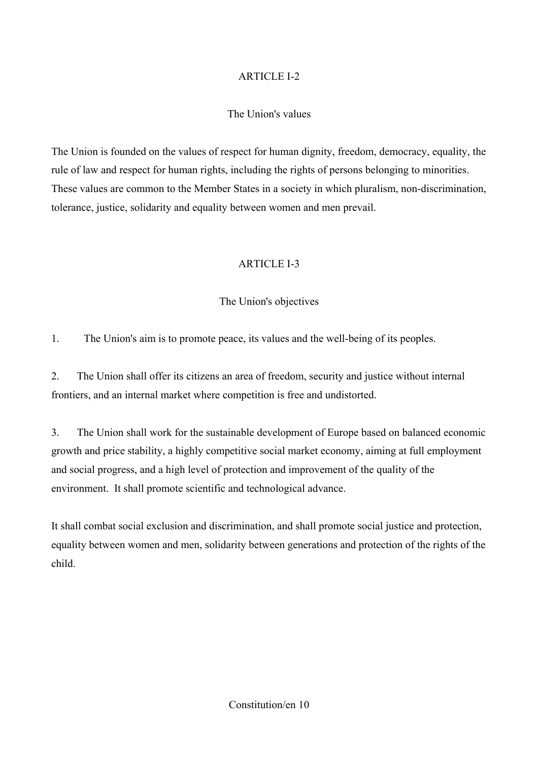## ARTICLE I-2

### The Union's values

The Union is founded on the values of respect for human dignity, freedom, democracy, equality, the rule of law and respect for human rights, including the rights of persons belonging to minorities. These values are common to the Member States in a society in which pluralism, non-discrimination, tolerance, justice, solidarity and equality between women and men prevail.

## ARTICLE I-3

### The Union's objectives

1. The Union's aim is to promote peace, its values and the well-being of its peoples.

2. The Union shall offer its citizens an area of freedom, security and justice without internal frontiers, and an internal market where competition is free and undistorted.

3. The Union shall work for the sustainable development of Europe based on balanced economic growth and price stability, a highly competitive social market economy, aiming at full employment and social progress, and a high level of protection and improvement of the quality of the environment. It shall promote scientific and technological advance.

It shall combat social exclusion and discrimination, and shall promote social justice and protection, equality between women and men, solidarity between generations and protection of the rights of the child.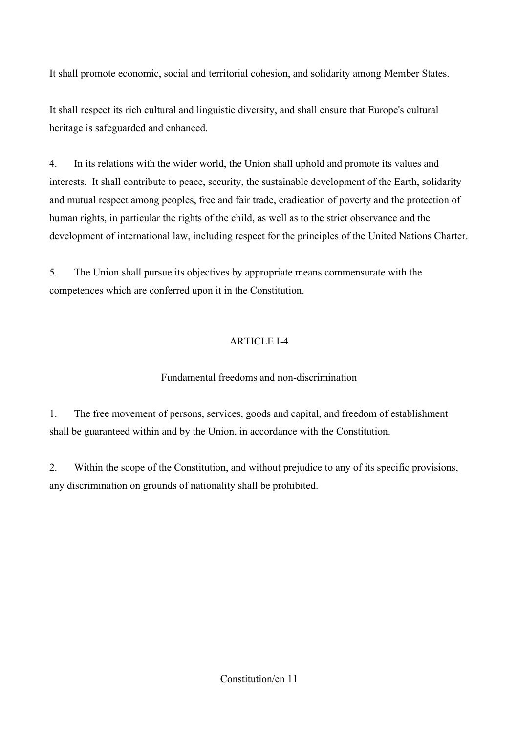It shall promote economic, social and territorial cohesion, and solidarity among Member States.

It shall respect its rich cultural and linguistic diversity, and shall ensure that Europe's cultural heritage is safeguarded and enhanced.

4. In its relations with the wider world, the Union shall uphold and promote its values and interests. It shall contribute to peace, security, the sustainable development of the Earth, solidarity and mutual respect among peoples, free and fair trade, eradication of poverty and the protection of human rights, in particular the rights of the child, as well as to the strict observance and the development of international law, including respect for the principles of the United Nations Charter.

5. The Union shall pursue its objectives by appropriate means commensurate with the competences which are conferred upon it in the Constitution.

## ARTICLE I-4

### Fundamental freedoms and non-discrimination

1. The free movement of persons, services, goods and capital, and freedom of establishment shall be guaranteed within and by the Union, in accordance with the Constitution.

2. Within the scope of the Constitution, and without prejudice to any of its specific provisions, any discrimination on grounds of nationality shall be prohibited.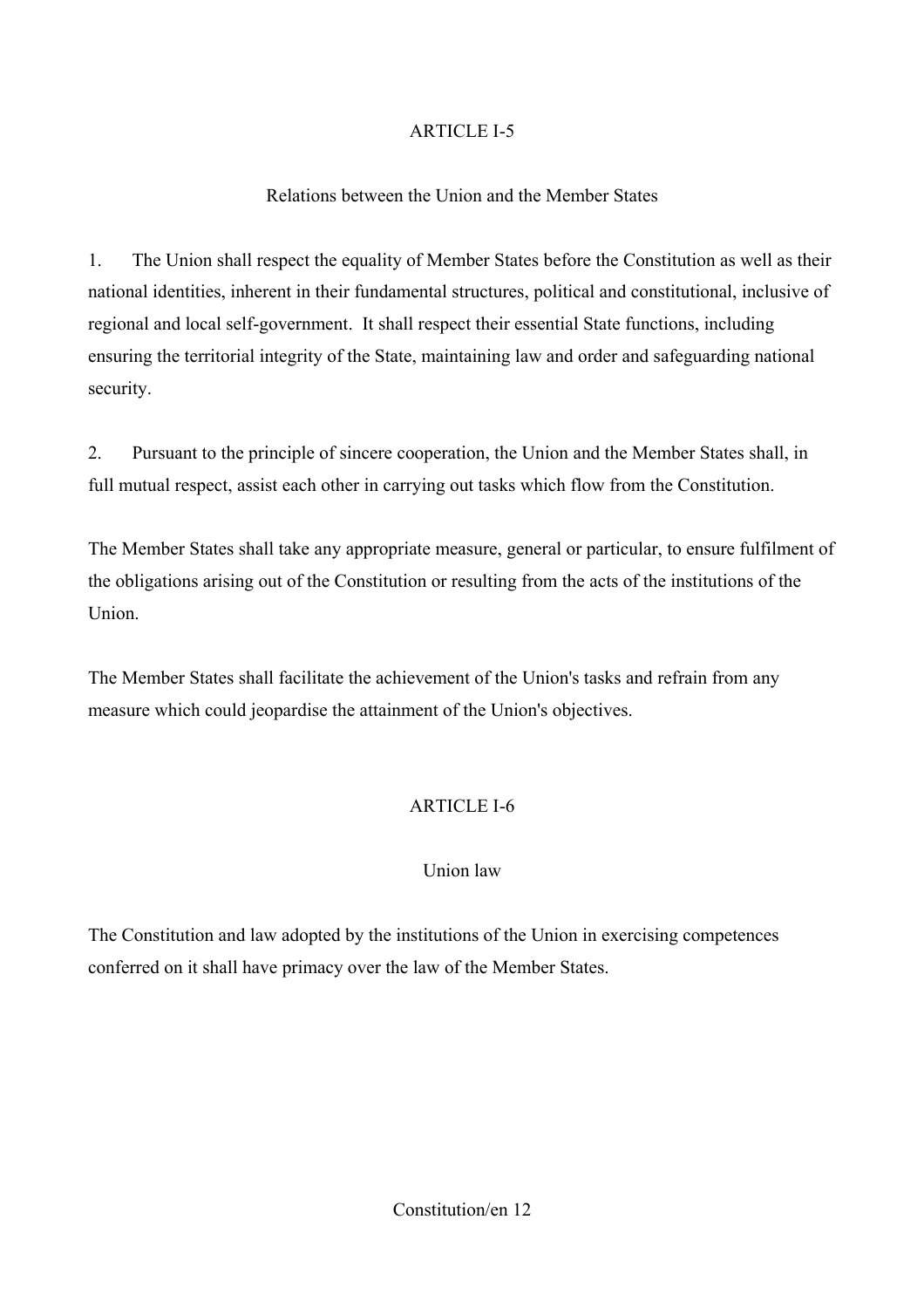## ARTICLE I-5

### Relations between the Union and the Member States

1. The Union shall respect the equality of Member States before the Constitution as well as their national identities, inherent in their fundamental structures, political and constitutional, inclusive of regional and local self-government. It shall respect their essential State functions, including ensuring the territorial integrity of the State, maintaining law and order and safeguarding national security.

2. Pursuant to the principle of sincere cooperation, the Union and the Member States shall, in full mutual respect, assist each other in carrying out tasks which flow from the Constitution.

The Member States shall take any appropriate measure, general or particular, to ensure fulfilment of the obligations arising out of the Constitution or resulting from the acts of the institutions of the Union.

The Member States shall facilitate the achievement of the Union's tasks and refrain from any measure which could jeopardise the attainment of the Union's objectives.

## ARTICLE I-6

### Union law

The Constitution and law adopted by the institutions of the Union in exercising competences conferred on it shall have primacy over the law of the Member States.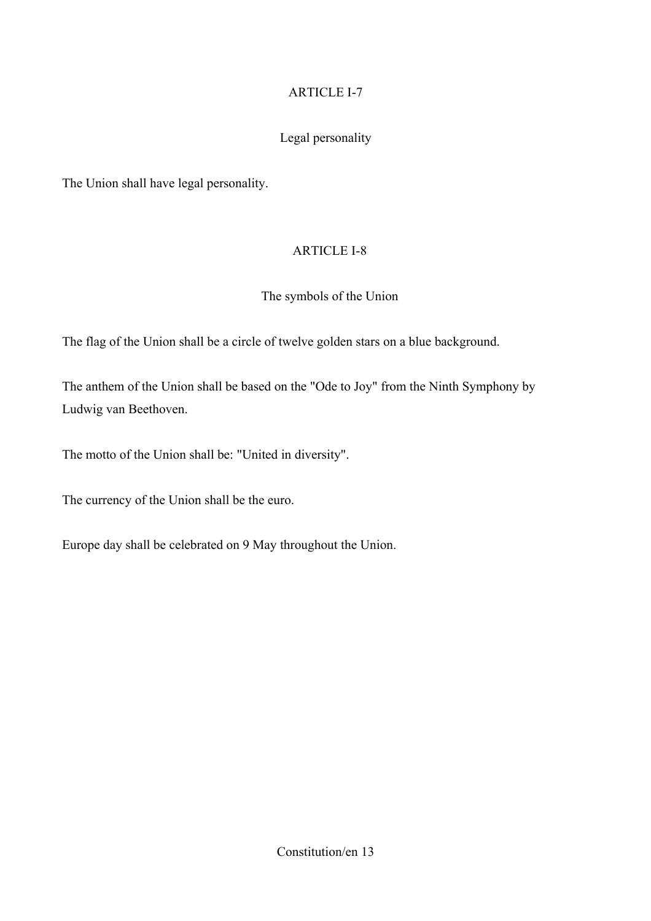## ARTICLE I-7

### Legal personality

The Union shall have legal personality.

## ARTICLE I-8

### The symbols of the Union

The flag of the Union shall be a circle of twelve golden stars on a blue background.

The anthem of the Union shall be based on the "Ode to Joy" from the Ninth Symphony by Ludwig van Beethoven.

The motto of the Union shall be: "United in diversity".

The currency of the Union shall be the euro.

Europe day shall be celebrated on 9 May throughout the Union.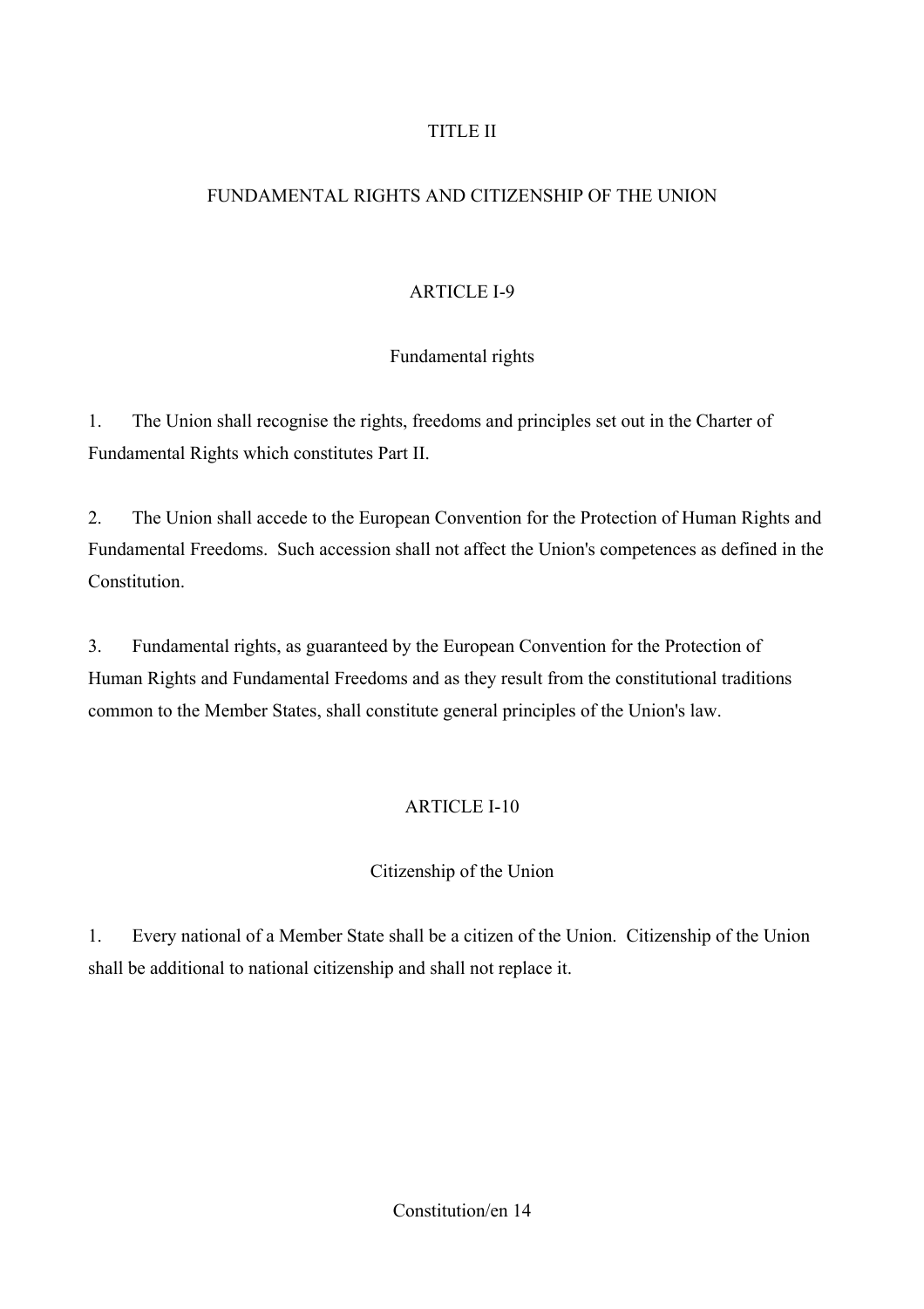# TITLE II

# FUNDAMENTAL RIGHTS AND CITIZENSHIP OF THE UNION

## ARTICLE I-9

### Fundamental rights

1. The Union shall recognise the rights, freedoms and principles set out in the Charter of Fundamental Rights which constitutes Part II.

2. The Union shall accede to the European Convention for the Protection of Human Rights and Fundamental Freedoms. Such accession shall not affect the Union's competences as defined in the Constitution.

3. Fundamental rights, as guaranteed by the European Convention for the Protection of Human Rights and Fundamental Freedoms and as they result from the constitutional traditions common to the Member States, shall constitute general principles of the Union's law.

## ARTICLE I-10

### Citizenship of the Union

1. Every national of a Member State shall be a citizen of the Union. Citizenship of the Union shall be additional to national citizenship and shall not replace it.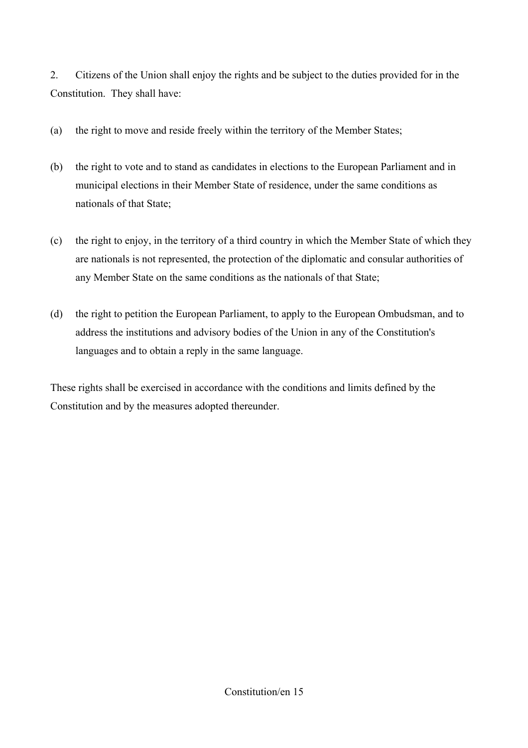2. Citizens of the Union shall enjoy the rights and be subject to the duties provided for in the Constitution. They shall have:

(a) the right to move and reside freely within the territory of the Member States;

(b) the right to vote and to stand as candidates in elections to the European Parliament and in municipal elections in their Member State of residence, under the same conditions as nationals of that State;

(c) the right to enjoy, in the territory of a third country in which the Member State of which they are nationals is not represented, the protection of the diplomatic and consular authorities of any Member State on the same conditions as the nationals of that State;

(d) the right to petition the European Parliament, to apply to the European Ombudsman, and to address the institutions and advisory bodies of the Union in any of the Constitution's languages and to obtain a reply in the same language.

These rights shall be exercised in accordance with the conditions and limits defined by the Constitution and by the measures adopted thereunder.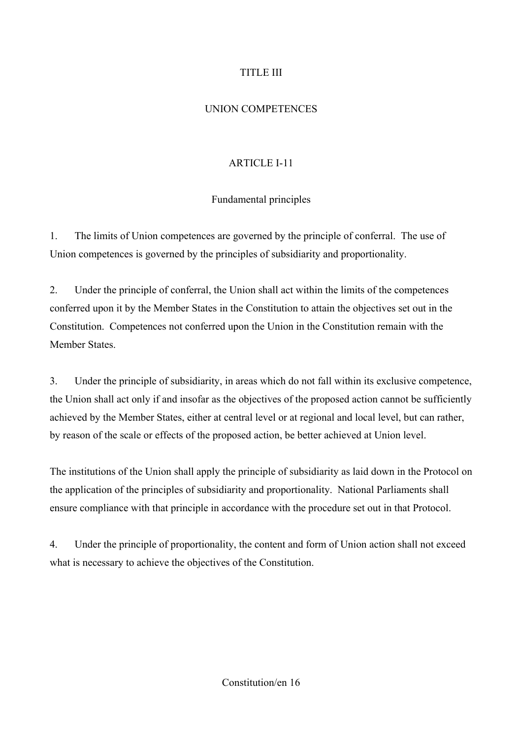# TITLE III

# UNION COMPETENCES

## ARTICLE I-11

### Fundamental principles

1. The limits of Union competences are governed by the principle of conferral. The use of Union competences is governed by the principles of subsidiarity and proportionality.

2. Under the principle of conferral, the Union shall act within the limits of the competences conferred upon it by the Member States in the Constitution to attain the objectives set out in the Constitution. Competences not conferred upon the Union in the Constitution remain with the Member States.

3. Under the principle of subsidiarity, in areas which do not fall within its exclusive competence, the Union shall act only if and insofar as the objectives of the proposed action cannot be sufficiently achieved by the Member States, either at central level or at regional and local level, but can rather, by reason of the scale or effects of the proposed action, be better achieved at Union level.

The institutions of the Union shall apply the principle of subsidiarity as laid down in the Protocol on the application of the principles of subsidiarity and proportionality. National Parliaments shall ensure compliance with that principle in accordance with the procedure set out in that Protocol.

4. Under the principle of proportionality, the content and form of Union action shall not exceed what is necessary to achieve the objectives of the Constitution.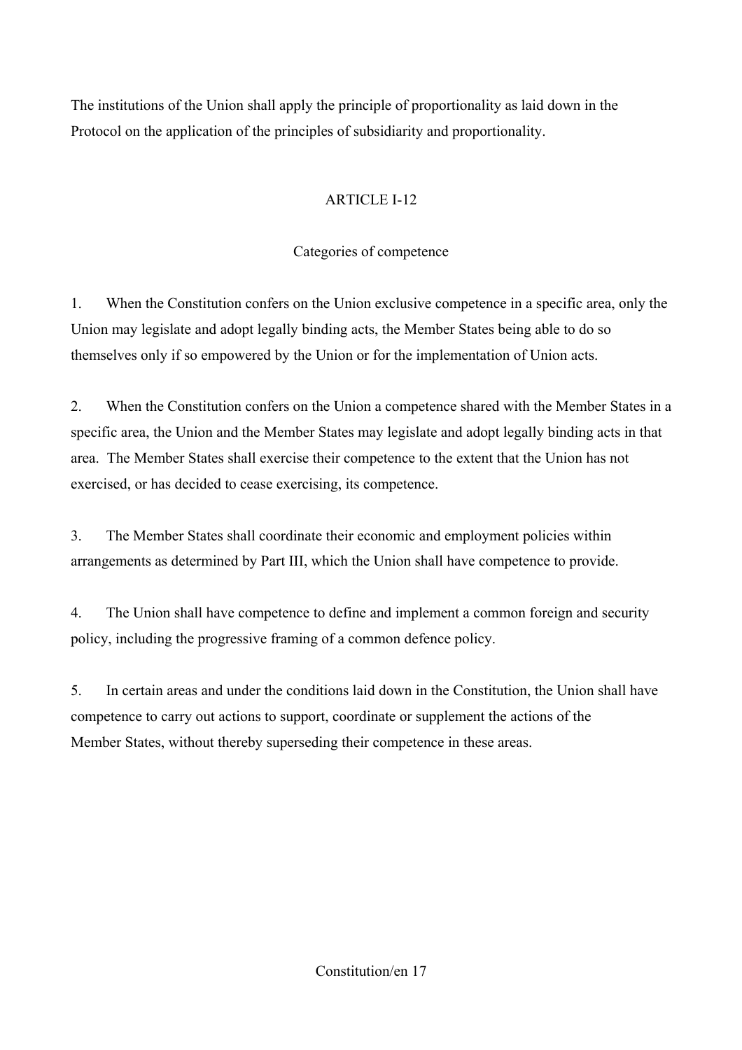The institutions of the Union shall apply the principle of proportionality as laid down in the Protocol on the application of the principles of subsidiarity and proportionality.

## ARTICLE I-12

### Categories of competence

1. When the Constitution confers on the Union exclusive competence in a specific area, only the Union may legislate and adopt legally binding acts, the Member States being able to do so themselves only if so empowered by the Union or for the implementation of Union acts.

2. When the Constitution confers on the Union a competence shared with the Member States in a specific area, the Union and the Member States may legislate and adopt legally binding acts in that area. The Member States shall exercise their competence to the extent that the Union has not exercised, or has decided to cease exercising, its competence.

3. The Member States shall coordinate their economic and employment policies within arrangements as determined by Part III, which the Union shall have competence to provide.

4. The Union shall have competence to define and implement a common foreign and security policy, including the progressive framing of a common defence policy.

5. In certain areas and under the conditions laid down in the Constitution, the Union shall have competence to carry out actions to support, coordinate or supplement the actions of the Member States, without thereby superseding their competence in these areas.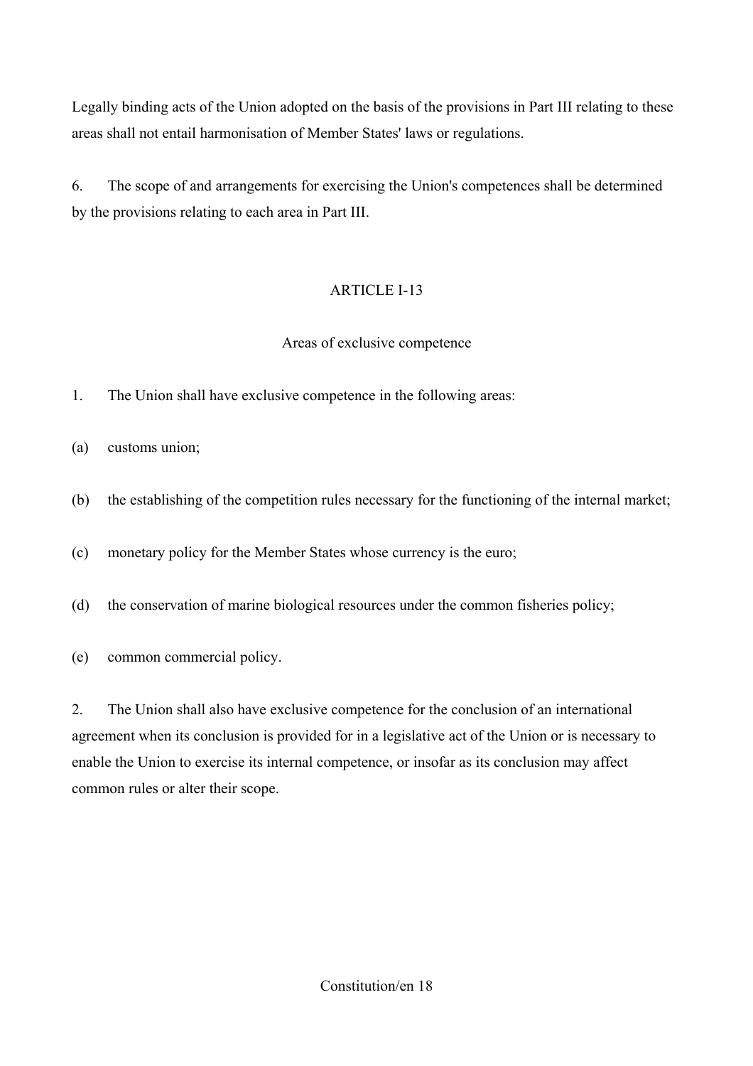Legally binding acts of the Union adopted on the basis of the provisions in Part III relating to these areas shall not entail harmonisation of Member States' laws or regulations.

6. The scope of and arrangements for exercising the Union's competences shall be determined by the provisions relating to each area in Part III.

## ARTICLE I-13

### Areas of exclusive competence

1. The Union shall have exclusive competence in the following areas:

(a) customs union;

(b) the establishing of the competition rules necessary for the functioning of the internal market;

(c) monetary policy for the Member States whose currency is the euro;

(d) the conservation of marine biological resources under the common fisheries policy;

(e) common commercial policy.

2. The Union shall also have exclusive competence for the conclusion of an international agreement when its conclusion is provided for in a legislative act of the Union or is necessary to enable the Union to exercise its internal competence, or insofar as its conclusion may affect common rules or alter their scope.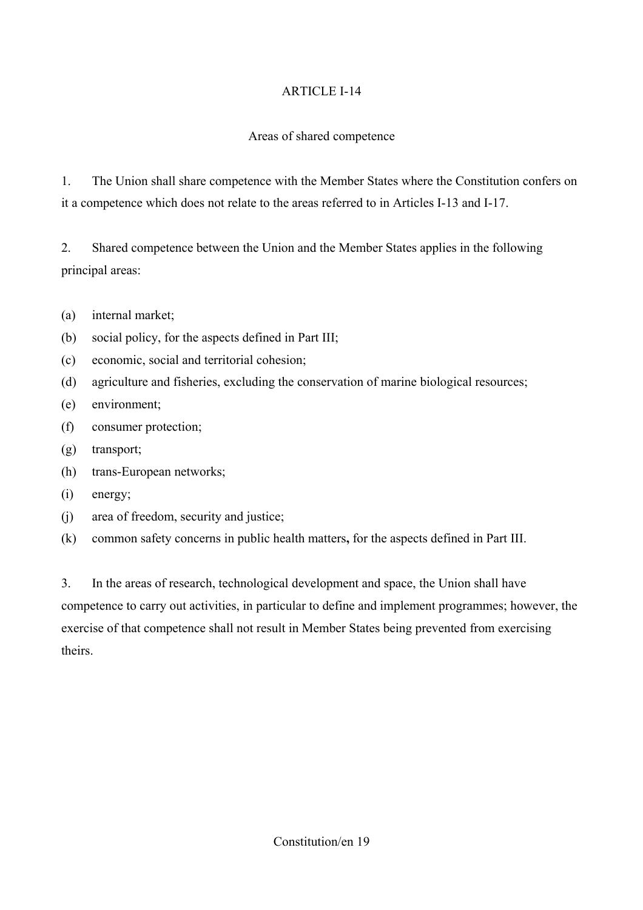## ARTICLE I-14

### Areas of shared competence

1. The Union shall share competence with the Member States where the Constitution confers on it a competence which does not relate to the areas referred to in Articles I-13 and I-17.

2. Shared competence between the Union and the Member States applies in the following principal areas:

(a) internal market;
(b) social policy, for the aspects defined in Part III;
(c) economic, social and territorial cohesion;
(d) agriculture and fisheries, excluding the conservation of marine biological resources;
(e) environment;
(f) consumer protection;
(g) transport;
(h) trans-European networks;
(i) energy;
(j) area of freedom, security and justice;
(k) common safety concerns in public health matters**,** for the aspects defined in Part III.

3. In the areas of research, technological development and space, the Union shall have competence to carry out activities, in particular to define and implement programmes; however, the exercise of that competence shall not result in Member States being prevented from exercising theirs.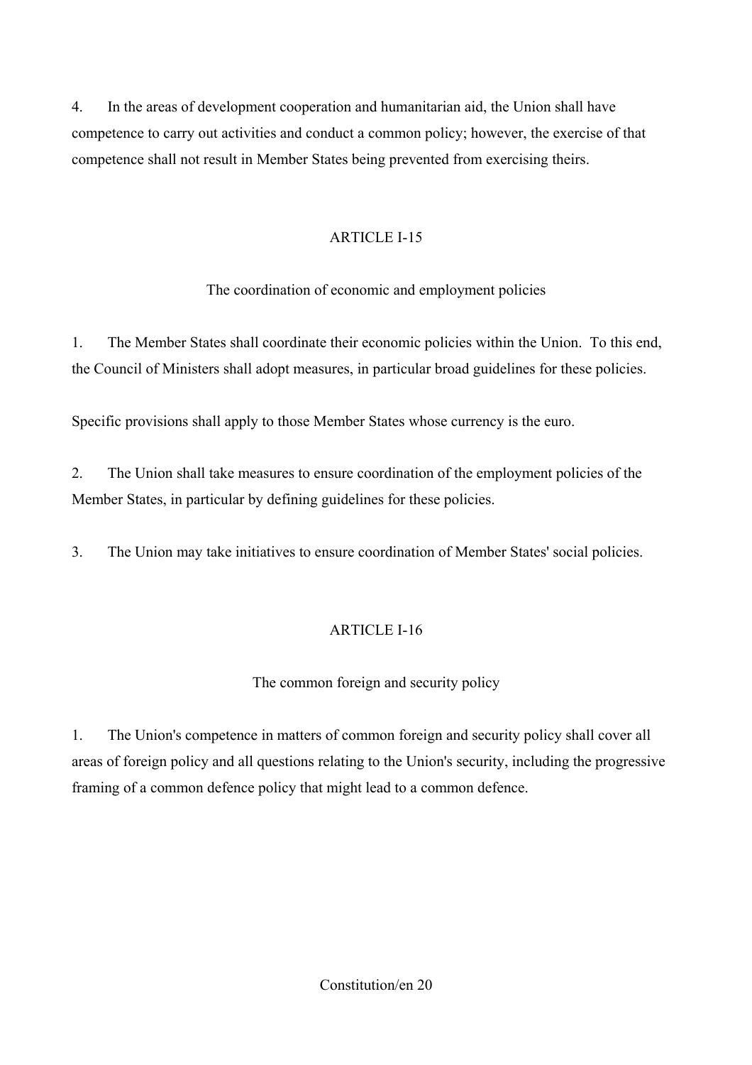4. In the areas of development cooperation and humanitarian aid, the Union shall have competence to carry out activities and conduct a common policy; however, the exercise of that competence shall not result in Member States being prevented from exercising theirs.

## ARTICLE I-15

### The coordination of economic and employment policies

1. The Member States shall coordinate their economic policies within the Union. To this end, the Council of Ministers shall adopt measures, in particular broad guidelines for these policies.

Specific provisions shall apply to those Member States whose currency is the euro.

2. The Union shall take measures to ensure coordination of the employment policies of the Member States, in particular by defining guidelines for these policies.

3. The Union may take initiatives to ensure coordination of Member States' social policies.

## ARTICLE I-16

### The common foreign and security policy

1. The Union's competence in matters of common foreign and security policy shall cover all areas of foreign policy and all questions relating to the Union's security, including the progressive framing of a common defence policy that might lead to a common defence.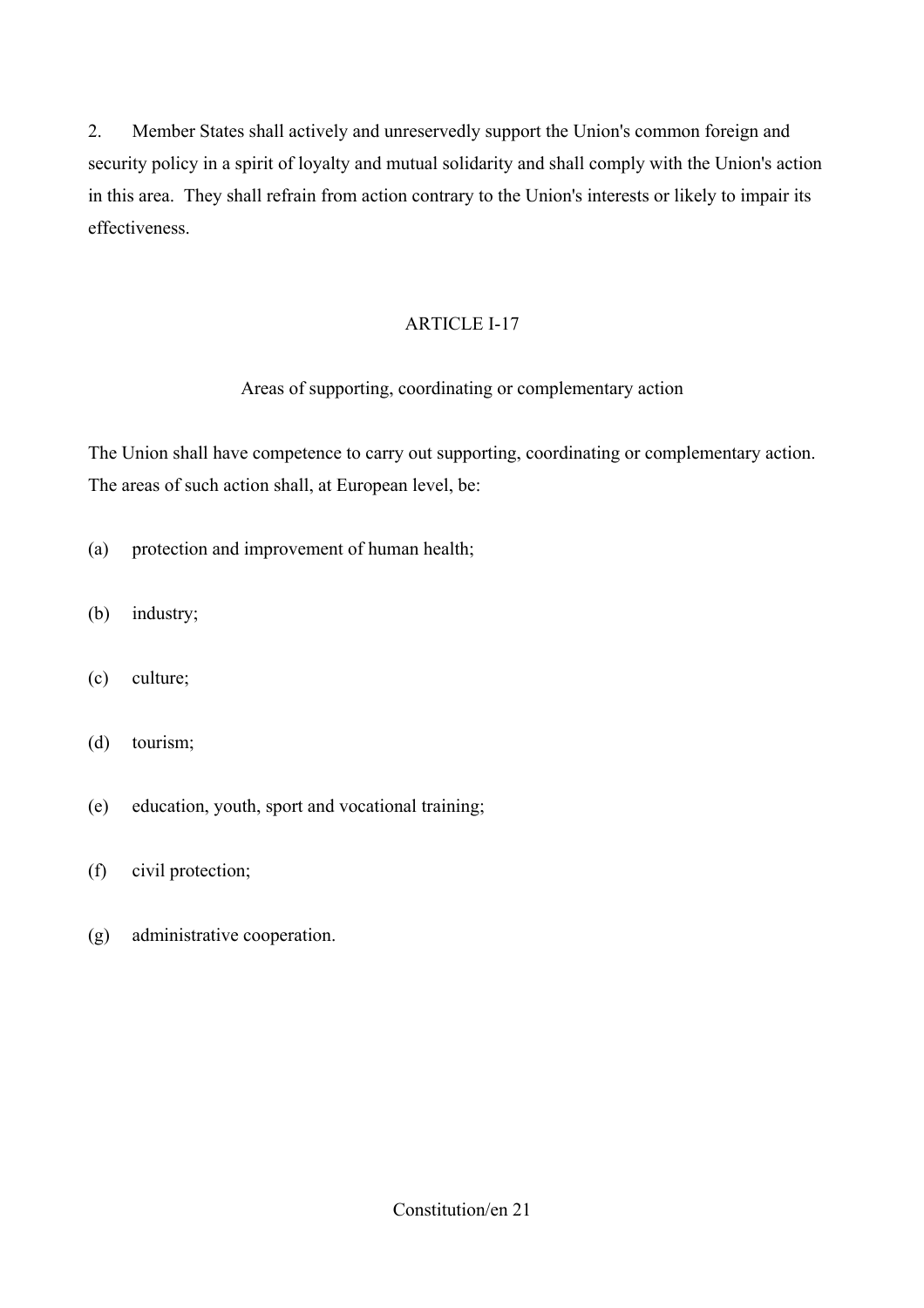2. Member States shall actively and unreservedly support the Union's common foreign and security policy in a spirit of loyalty and mutual solidarity and shall comply with the Union's action in this area. They shall refrain from action contrary to the Union's interests or likely to impair its effectiveness.

## ARTICLE I-17

### Areas of supporting, coordinating or complementary action

The Union shall have competence to carry out supporting, coordinating or complementary action. The areas of such action shall, at European level, be:

(a) protection and improvement of human health;

(b) industry;

(c) culture;

(d) tourism;

(e) education, youth, sport and vocational training;

(f) civil protection;

(g) administrative cooperation.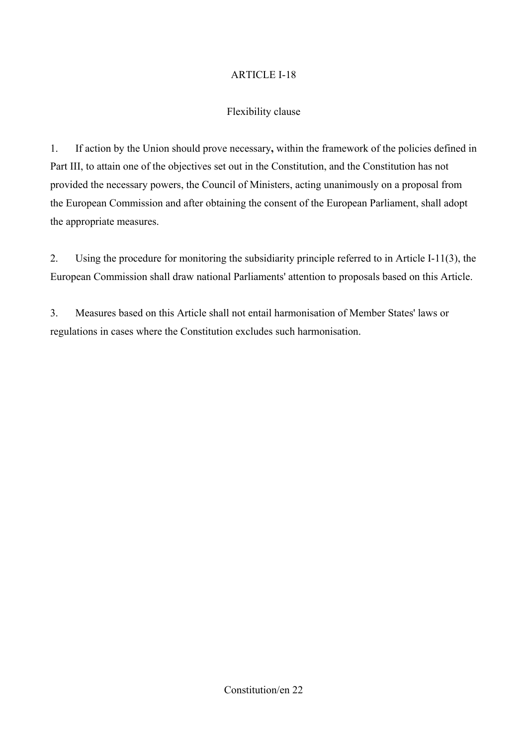## ARTICLE I-18

### Flexibility clause

1. If action by the Union should prove necessary**,** within the framework of the policies defined in Part III, to attain one of the objectives set out in the Constitution, and the Constitution has not provided the necessary powers, the Council of Ministers, acting unanimously on a proposal from the European Commission and after obtaining the consent of the European Parliament, shall adopt the appropriate measures.

2. Using the procedure for monitoring the subsidiarity principle referred to in Article I-11(3), the European Commission shall draw national Parliaments' attention to proposals based on this Article.

3. Measures based on this Article shall not entail harmonisation of Member States' laws or regulations in cases where the Constitution excludes such harmonisation.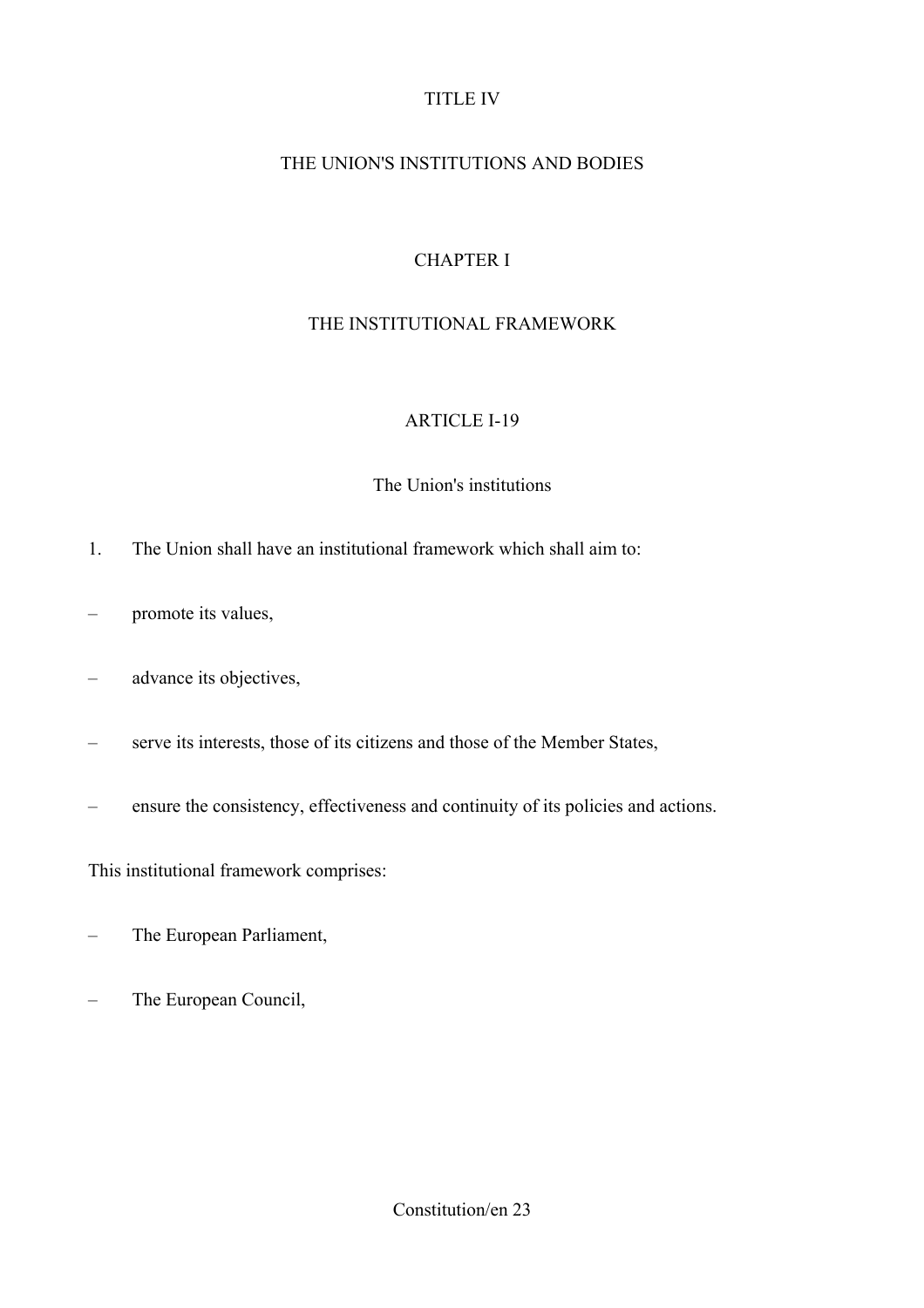# TITLE IV

# THE UNION'S INSTITUTIONS AND BODIES

## CHAPTER I

## THE INSTITUTIONAL FRAMEWORK

### ARTICLE I-19

### The Union's institutions

1. The Union shall have an institutional framework which shall aim to:

– promote its values,

– advance its objectives,

– serve its interests, those of its citizens and those of the Member States,

– ensure the consistency, effectiveness and continuity of its policies and actions.

This institutional framework comprises:

– The European Parliament,

– The European Council,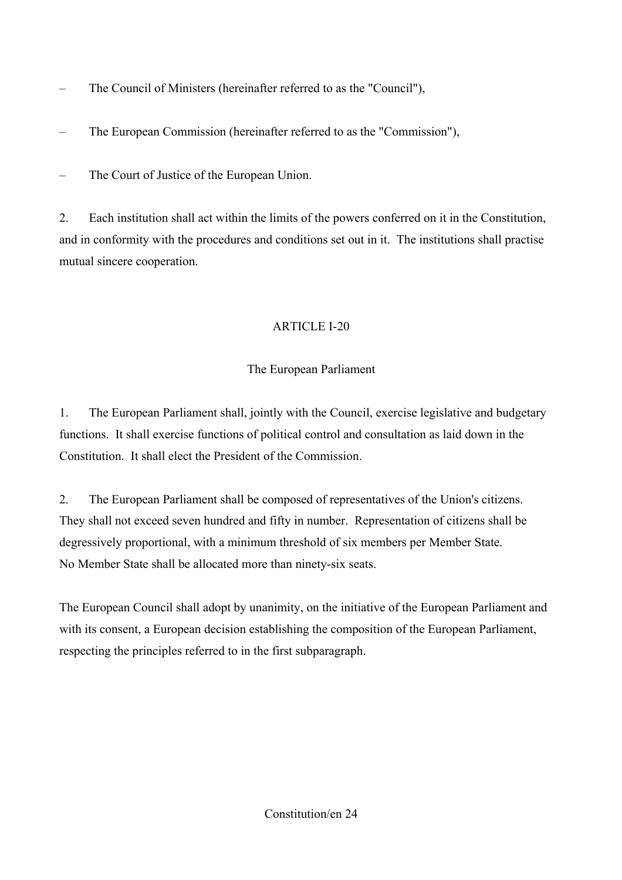– The Council of Ministers (hereinafter referred to as the "Council"),

– The European Commission (hereinafter referred to as the "Commission"),

– The Court of Justice of the European Union.

2. Each institution shall act within the limits of the powers conferred on it in the Constitution, and in conformity with the procedures and conditions set out in it. The institutions shall practise mutual sincere cooperation.

## ARTICLE I-20

### The European Parliament

1. The European Parliament shall, jointly with the Council, exercise legislative and budgetary functions. It shall exercise functions of political control and consultation as laid down in the Constitution. It shall elect the President of the Commission.

2. The European Parliament shall be composed of representatives of the Union's citizens. They shall not exceed seven hundred and fifty in number. Representation of citizens shall be degressively proportional, with a minimum threshold of six members per Member State. No Member State shall be allocated more than ninety-six seats.

The European Council shall adopt by unanimity, on the initiative of the European Parliament and with its consent, a European decision establishing the composition of the European Parliament, respecting the principles referred to in the first subparagraph.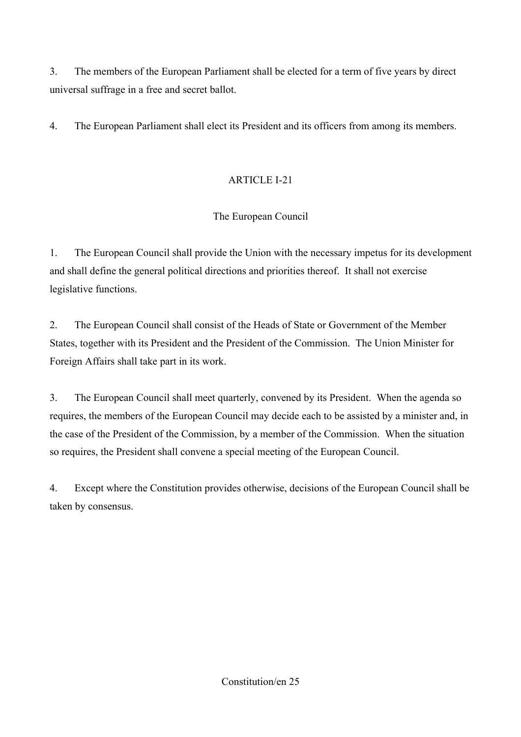3. The members of the European Parliament shall be elected for a term of five years by direct universal suffrage in a free and secret ballot.

4. The European Parliament shall elect its President and its officers from among its members.

## ARTICLE I-21

### The European Council

1. The European Council shall provide the Union with the necessary impetus for its development and shall define the general political directions and priorities thereof. It shall not exercise legislative functions.

2. The European Council shall consist of the Heads of State or Government of the Member States, together with its President and the President of the Commission. The Union Minister for Foreign Affairs shall take part in its work.

3. The European Council shall meet quarterly, convened by its President. When the agenda so requires, the members of the European Council may decide each to be assisted by a minister and, in the case of the President of the Commission, by a member of the Commission. When the situation so requires, the President shall convene a special meeting of the European Council.

4. Except where the Constitution provides otherwise, decisions of the European Council shall be taken by consensus.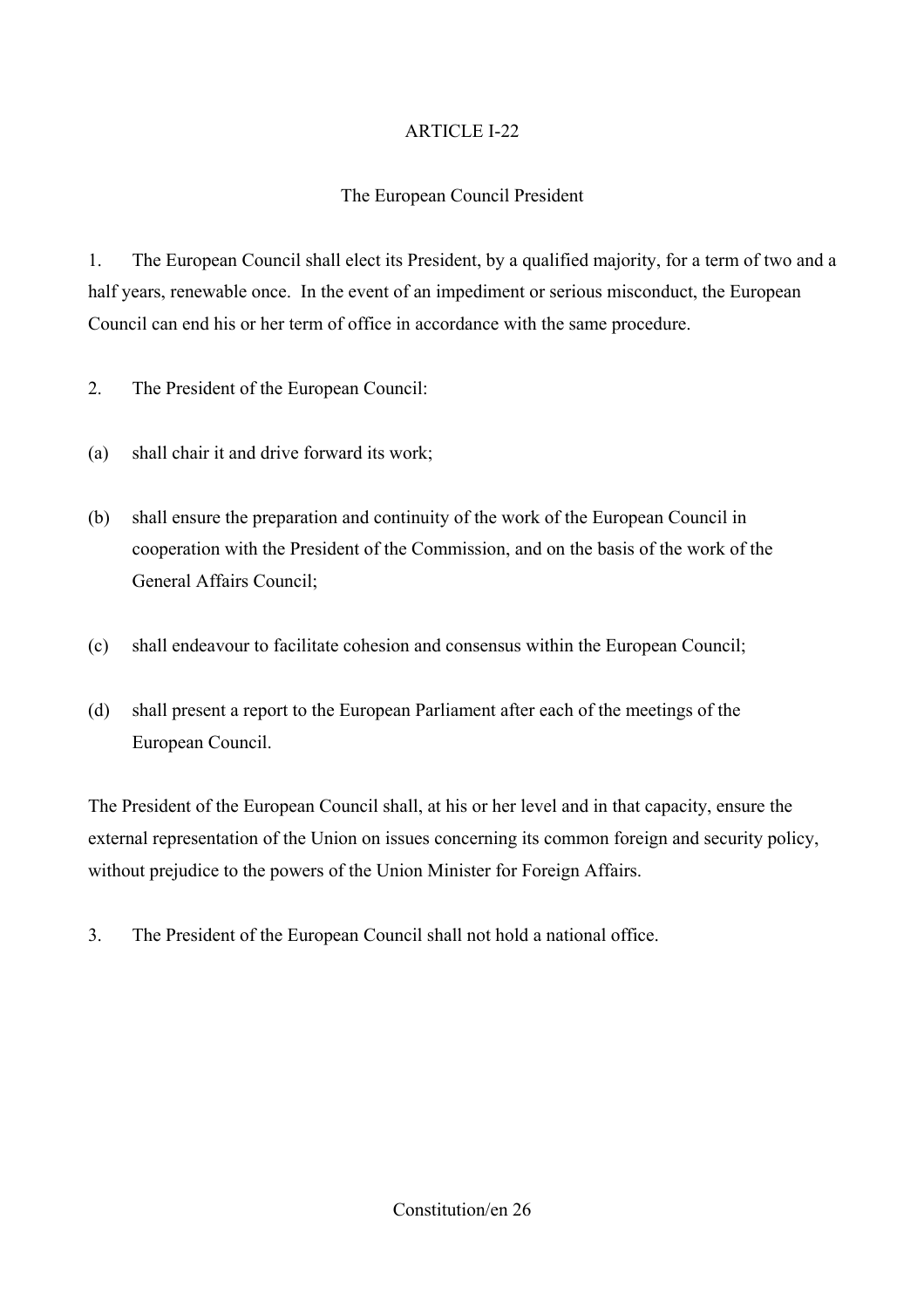## ARTICLE I-22

### The European Council President

1. The European Council shall elect its President, by a qualified majority, for a term of two and a half years, renewable once. In the event of an impediment or serious misconduct, the European Council can end his or her term of office in accordance with the same procedure.

2. The President of the European Council:

(a) shall chair it and drive forward its work;

(b) shall ensure the preparation and continuity of the work of the European Council in cooperation with the President of the Commission, and on the basis of the work of the General Affairs Council;

(c) shall endeavour to facilitate cohesion and consensus within the European Council;

(d) shall present a report to the European Parliament after each of the meetings of the European Council.

The President of the European Council shall, at his or her level and in that capacity, ensure the external representation of the Union on issues concerning its common foreign and security policy, without prejudice to the powers of the Union Minister for Foreign Affairs.

3. The President of the European Council shall not hold a national office.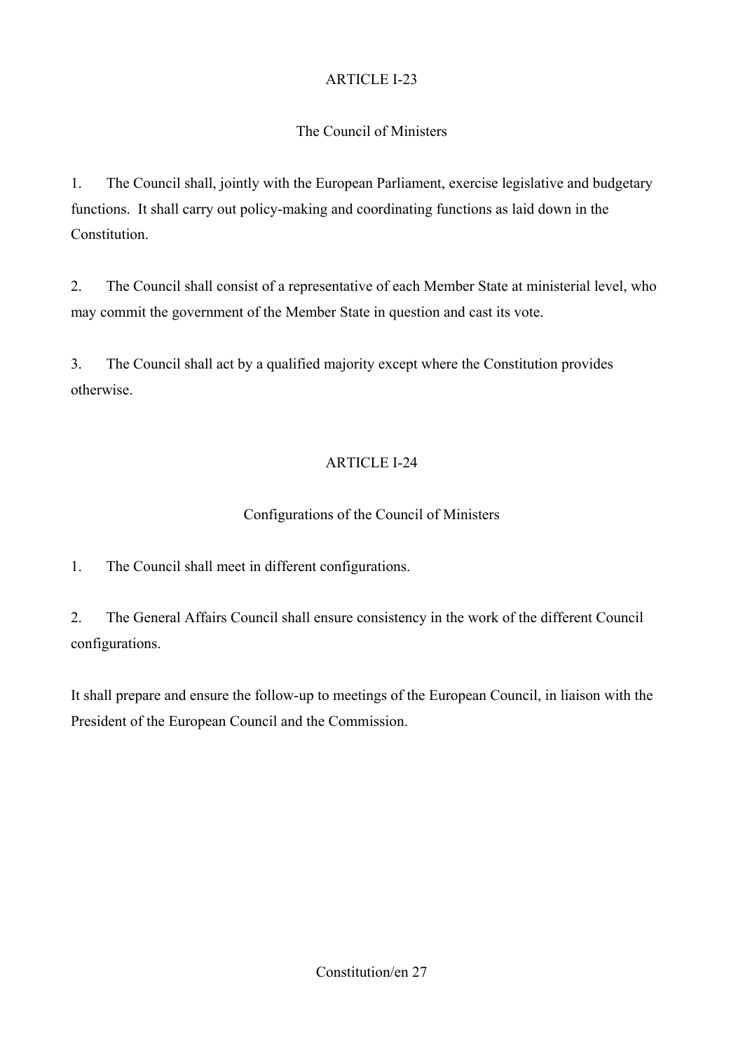## ARTICLE I-23

### The Council of Ministers

1. The Council shall, jointly with the European Parliament, exercise legislative and budgetary functions. It shall carry out policy-making and coordinating functions as laid down in the Constitution.

2. The Council shall consist of a representative of each Member State at ministerial level, who may commit the government of the Member State in question and cast its vote.

3. The Council shall act by a qualified majority except where the Constitution provides otherwise.

## ARTICLE I-24

### Configurations of the Council of Ministers

1. The Council shall meet in different configurations.

2. The General Affairs Council shall ensure consistency in the work of the different Council configurations.

It shall prepare and ensure the follow-up to meetings of the European Council, in liaison with the President of the European Council and the Commission.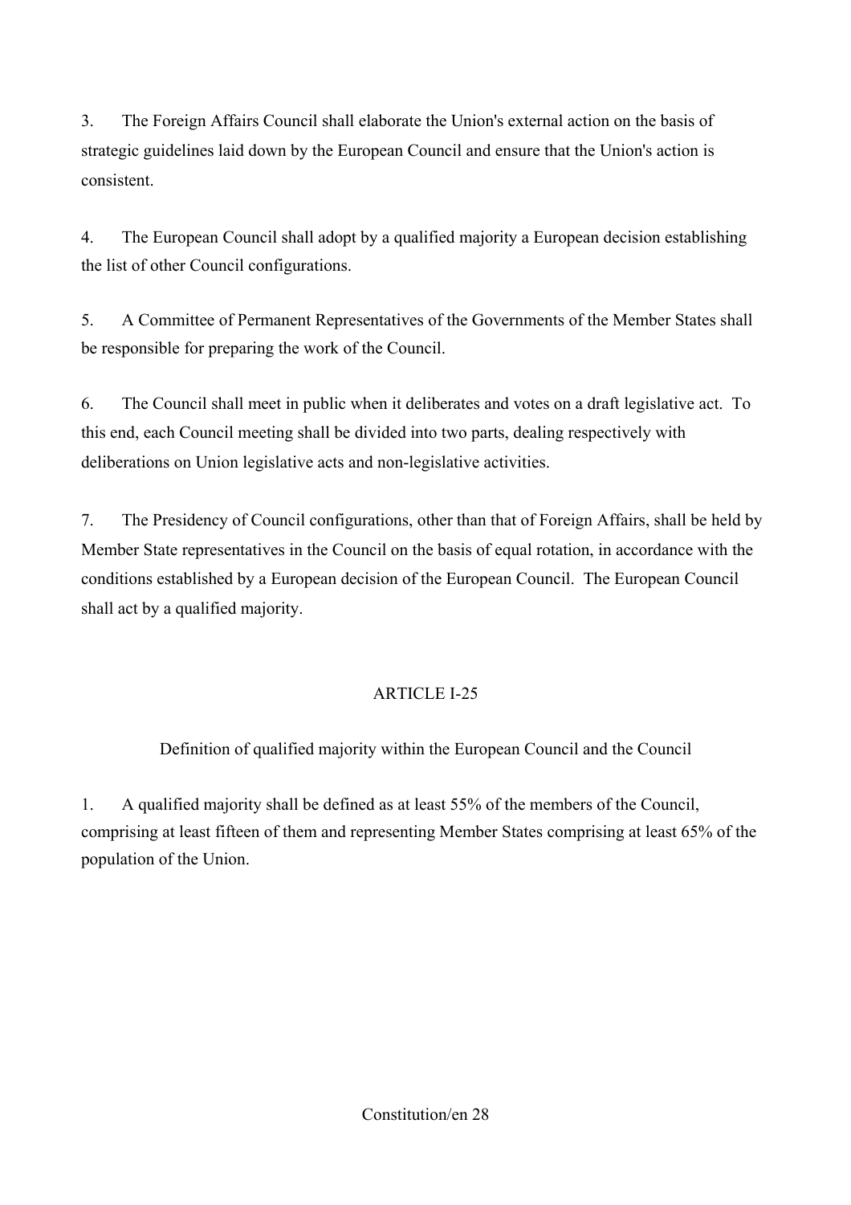3. The Foreign Affairs Council shall elaborate the Union's external action on the basis of strategic guidelines laid down by the European Council and ensure that the Union's action is consistent.

4. The European Council shall adopt by a qualified majority a European decision establishing the list of other Council configurations.

5. A Committee of Permanent Representatives of the Governments of the Member States shall be responsible for preparing the work of the Council.

6. The Council shall meet in public when it deliberates and votes on a draft legislative act. To this end, each Council meeting shall be divided into two parts, dealing respectively with deliberations on Union legislative acts and non-legislative activities.

7. The Presidency of Council configurations, other than that of Foreign Affairs, shall be held by Member State representatives in the Council on the basis of equal rotation, in accordance with the conditions established by a European decision of the European Council. The European Council shall act by a qualified majority.

## ARTICLE I-25

### Definition of qualified majority within the European Council and the Council

1. A qualified majority shall be defined as at least 55% of the members of the Council, comprising at least fifteen of them and representing Member States comprising at least 65% of the population of the Union.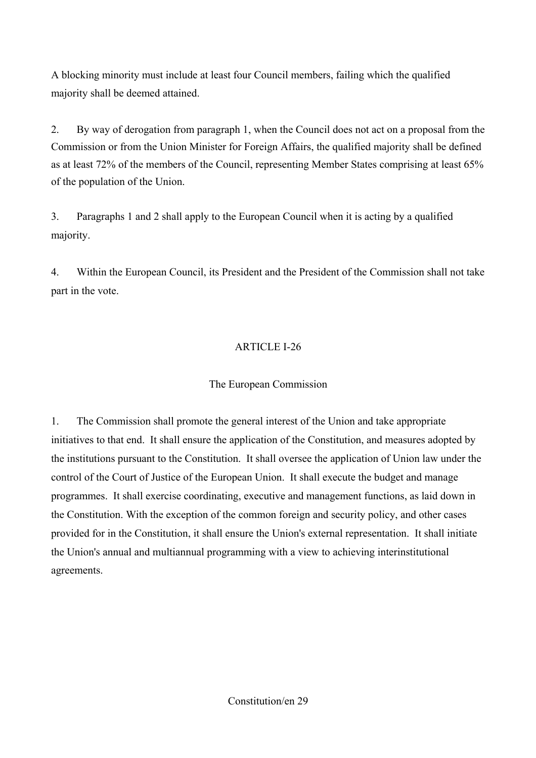A blocking minority must include at least four Council members, failing which the qualified majority shall be deemed attained.

2. By way of derogation from paragraph 1, when the Council does not act on a proposal from the Commission or from the Union Minister for Foreign Affairs, the qualified majority shall be defined as at least 72% of the members of the Council, representing Member States comprising at least 65% of the population of the Union.

3. Paragraphs 1 and 2 shall apply to the European Council when it is acting by a qualified majority.

4. Within the European Council, its President and the President of the Commission shall not take part in the vote.

## ARTICLE I-26

### The European Commission

1. The Commission shall promote the general interest of the Union and take appropriate initiatives to that end. It shall ensure the application of the Constitution, and measures adopted by the institutions pursuant to the Constitution. It shall oversee the application of Union law under the control of the Court of Justice of the European Union. It shall execute the budget and manage programmes. It shall exercise coordinating, executive and management functions, as laid down in the Constitution. With the exception of the common foreign and security policy, and other cases provided for in the Constitution, it shall ensure the Union's external representation. It shall initiate the Union's annual and multiannual programming with a view to achieving interinstitutional agreements.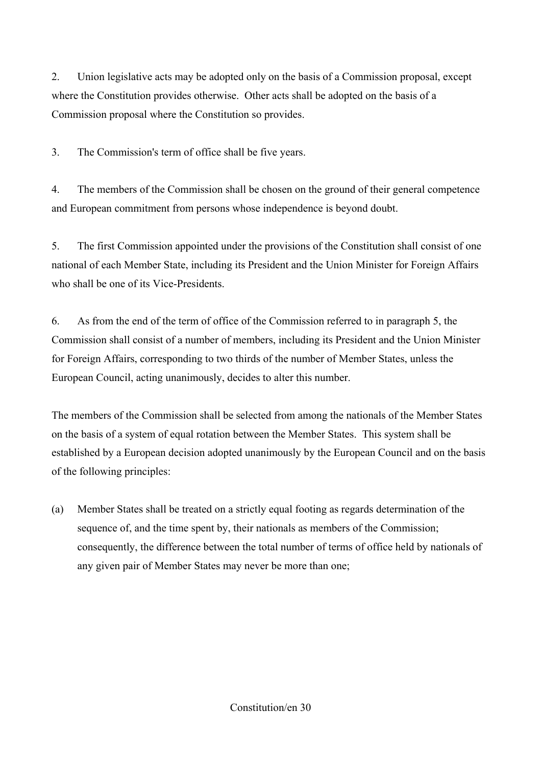2. Union legislative acts may be adopted only on the basis of a Commission proposal, except where the Constitution provides otherwise. Other acts shall be adopted on the basis of a Commission proposal where the Constitution so provides.

3. The Commission's term of office shall be five years.

4. The members of the Commission shall be chosen on the ground of their general competence and European commitment from persons whose independence is beyond doubt.

5. The first Commission appointed under the provisions of the Constitution shall consist of one national of each Member State, including its President and the Union Minister for Foreign Affairs who shall be one of its Vice-Presidents.

6. As from the end of the term of office of the Commission referred to in paragraph 5, the Commission shall consist of a number of members, including its President and the Union Minister for Foreign Affairs, corresponding to two thirds of the number of Member States, unless the European Council, acting unanimously, decides to alter this number.

The members of the Commission shall be selected from among the nationals of the Member States on the basis of a system of equal rotation between the Member States. This system shall be established by a European decision adopted unanimously by the European Council and on the basis of the following principles:

(a) Member States shall be treated on a strictly equal footing as regards determination of the sequence of, and the time spent by, their nationals as members of the Commission; consequently, the difference between the total number of terms of office held by nationals of any given pair of Member States may never be more than one;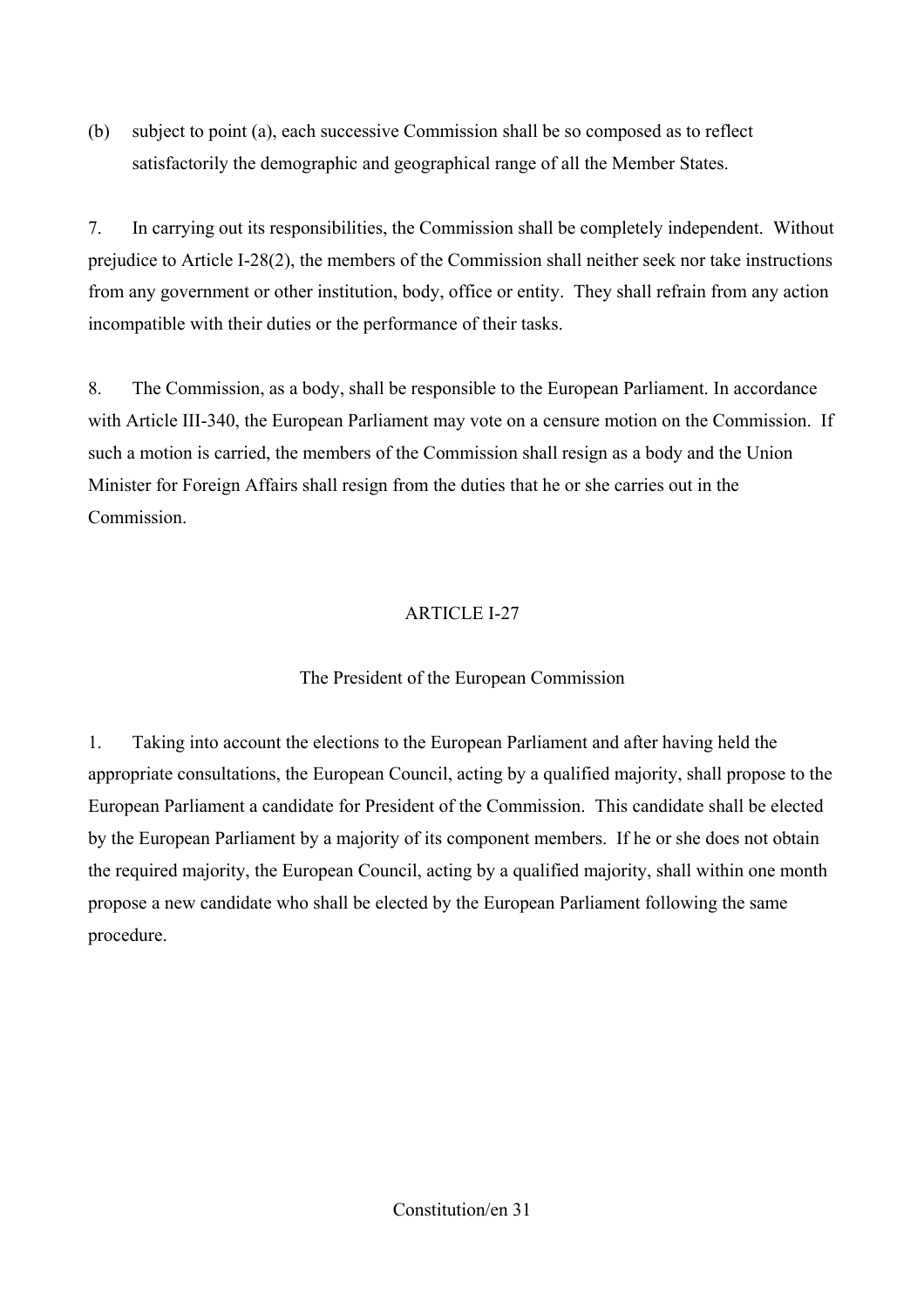(b) subject to point (a), each successive Commission shall be so composed as to reflect satisfactorily the demographic and geographical range of all the Member States.

7. In carrying out its responsibilities, the Commission shall be completely independent. Without prejudice to Article I-28(2), the members of the Commission shall neither seek nor take instructions from any government or other institution, body, office or entity. They shall refrain from any action incompatible with their duties or the performance of their tasks.

8. The Commission, as a body, shall be responsible to the European Parliament. In accordance with Article III-340, the European Parliament may vote on a censure motion on the Commission. If such a motion is carried, the members of the Commission shall resign as a body and the Union Minister for Foreign Affairs shall resign from the duties that he or she carries out in the Commission.

## ARTICLE I-27

### The President of the European Commission

1. Taking into account the elections to the European Parliament and after having held the appropriate consultations, the European Council, acting by a qualified majority, shall propose to the European Parliament a candidate for President of the Commission. This candidate shall be elected by the European Parliament by a majority of its component members. If he or she does not obtain the required majority, the European Council, acting by a qualified majority, shall within one month propose a new candidate who shall be elected by the European Parliament following the same procedure.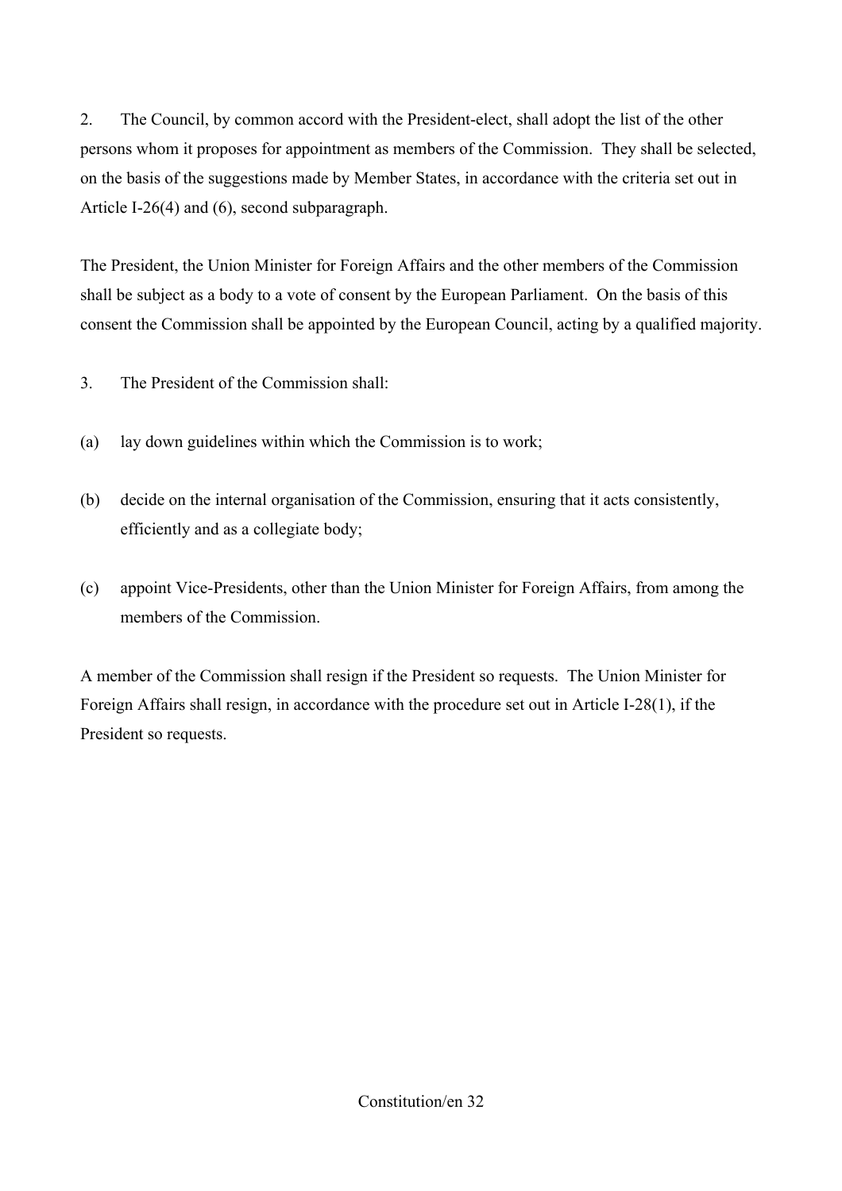2. The Council, by common accord with the President-elect, shall adopt the list of the other persons whom it proposes for appointment as members of the Commission. They shall be selected, on the basis of the suggestions made by Member States, in accordance with the criteria set out in Article I-26(4) and (6), second subparagraph.

The President, the Union Minister for Foreign Affairs and the other members of the Commission shall be subject as a body to a vote of consent by the European Parliament. On the basis of this consent the Commission shall be appointed by the European Council, acting by a qualified majority.

3. The President of the Commission shall:

(a) lay down guidelines within which the Commission is to work;

(b) decide on the internal organisation of the Commission, ensuring that it acts consistently, efficiently and as a collegiate body;

(c) appoint Vice-Presidents, other than the Union Minister for Foreign Affairs, from among the members of the Commission.

A member of the Commission shall resign if the President so requests. The Union Minister for Foreign Affairs shall resign, in accordance with the procedure set out in Article I-28(1), if the President so requests.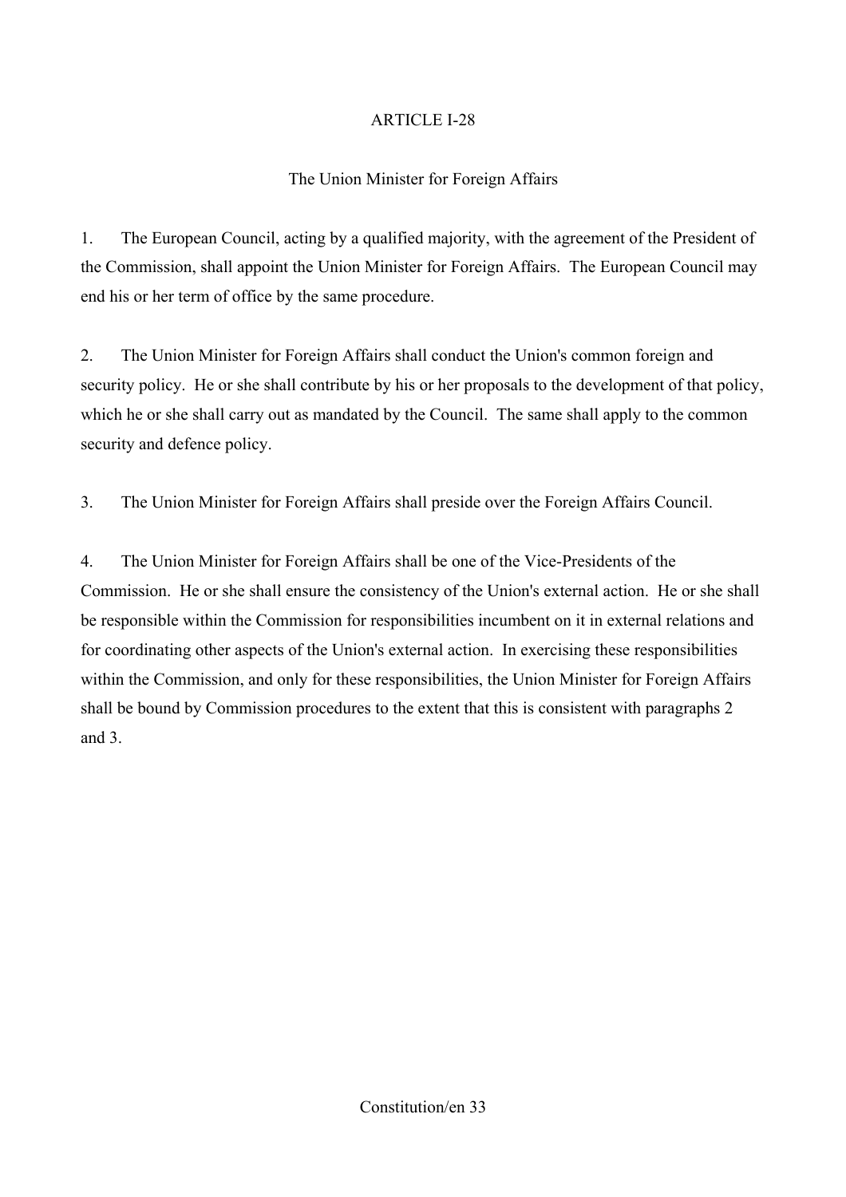## ARTICLE I-28

### The Union Minister for Foreign Affairs

1. The European Council, acting by a qualified majority, with the agreement of the President of the Commission, shall appoint the Union Minister for Foreign Affairs. The European Council may end his or her term of office by the same procedure.

2. The Union Minister for Foreign Affairs shall conduct the Union's common foreign and security policy. He or she shall contribute by his or her proposals to the development of that policy, which he or she shall carry out as mandated by the Council. The same shall apply to the common security and defence policy.

3. The Union Minister for Foreign Affairs shall preside over the Foreign Affairs Council.

4. The Union Minister for Foreign Affairs shall be one of the Vice-Presidents of the Commission. He or she shall ensure the consistency of the Union's external action. He or she shall be responsible within the Commission for responsibilities incumbent on it in external relations and for coordinating other aspects of the Union's external action. In exercising these responsibilities within the Commission, and only for these responsibilities, the Union Minister for Foreign Affairs shall be bound by Commission procedures to the extent that this is consistent with paragraphs 2 and 3.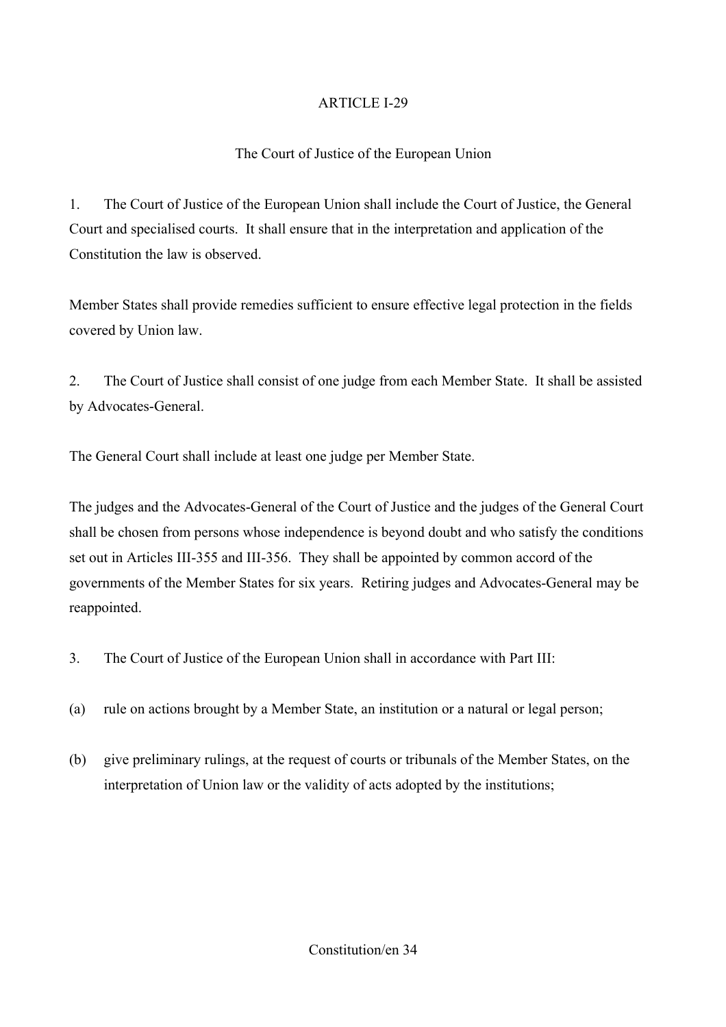## ARTICLE I-29

### The Court of Justice of the European Union

1. The Court of Justice of the European Union shall include the Court of Justice, the General Court and specialised courts. It shall ensure that in the interpretation and application of the Constitution the law is observed.

Member States shall provide remedies sufficient to ensure effective legal protection in the fields covered by Union law.

2. The Court of Justice shall consist of one judge from each Member State. It shall be assisted by Advocates-General.

The General Court shall include at least one judge per Member State.

The judges and the Advocates-General of the Court of Justice and the judges of the General Court shall be chosen from persons whose independence is beyond doubt and who satisfy the conditions set out in Articles III-355 and III-356. They shall be appointed by common accord of the governments of the Member States for six years. Retiring judges and Advocates-General may be reappointed.

3. The Court of Justice of the European Union shall in accordance with Part III:

(a) rule on actions brought by a Member State, an institution or a natural or legal person;

(b) give preliminary rulings, at the request of courts or tribunals of the Member States, on the interpretation of Union law or the validity of acts adopted by the institutions;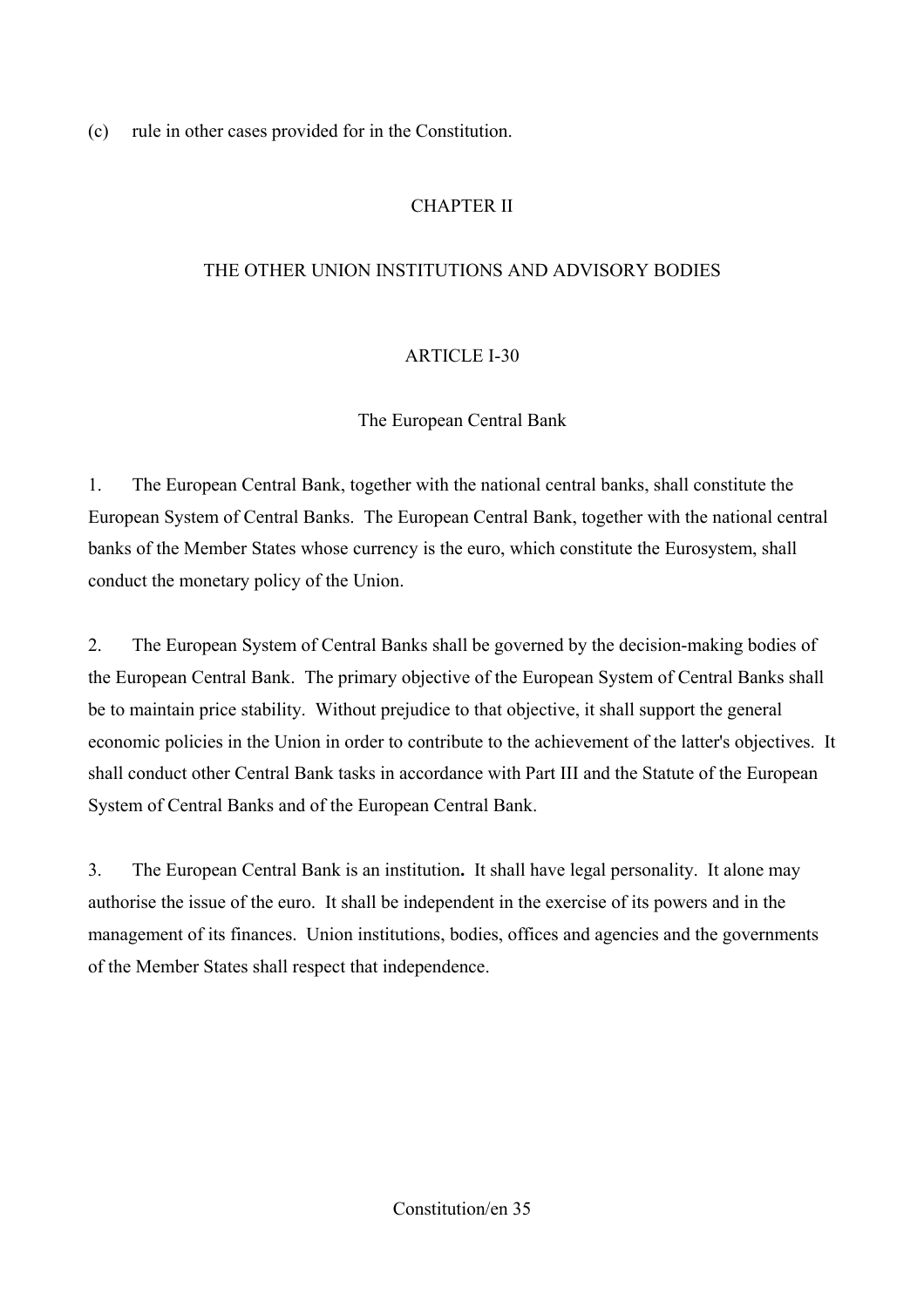(c) rule in other cases provided for in the Constitution.

## CHAPTER II

## THE OTHER UNION INSTITUTIONS AND ADVISORY BODIES

### ARTICLE I-30

### The European Central Bank

1. The European Central Bank, together with the national central banks, shall constitute the European System of Central Banks. The European Central Bank, together with the national central banks of the Member States whose currency is the euro, which constitute the Eurosystem, shall conduct the monetary policy of the Union.

2. The European System of Central Banks shall be governed by the decision-making bodies of the European Central Bank. The primary objective of the European System of Central Banks shall be to maintain price stability. Without prejudice to that objective, it shall support the general economic policies in the Union in order to contribute to the achievement of the latter's objectives. It shall conduct other Central Bank tasks in accordance with Part III and the Statute of the European System of Central Banks and of the European Central Bank.

3. The European Central Bank is an institution**.** It shall have legal personality. It alone may authorise the issue of the euro. It shall be independent in the exercise of its powers and in the management of its finances. Union institutions, bodies, offices and agencies and the governments of the Member States shall respect that independence.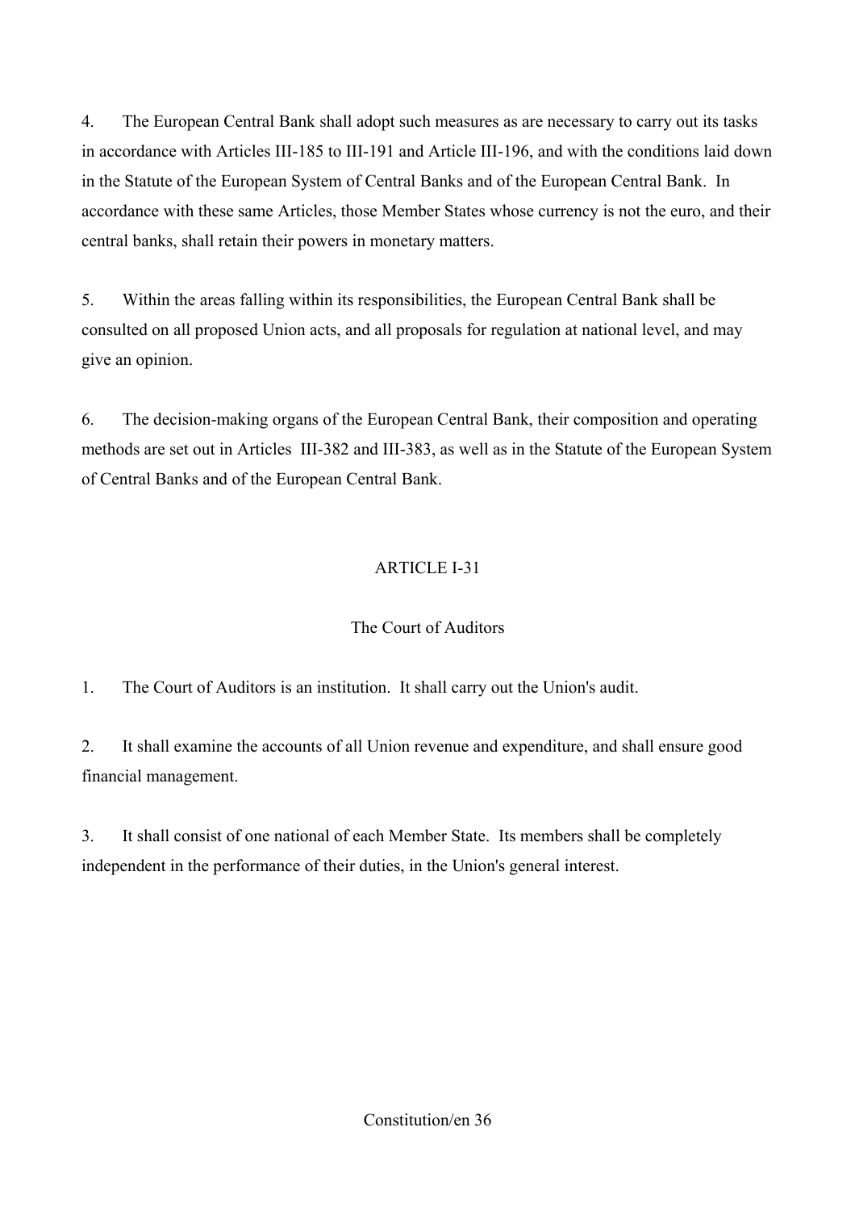4. The European Central Bank shall adopt such measures as are necessary to carry out its tasks in accordance with Articles III-185 to III-191 and Article III-196, and with the conditions laid down in the Statute of the European System of Central Banks and of the European Central Bank. In accordance with these same Articles, those Member States whose currency is not the euro, and their central banks, shall retain their powers in monetary matters.

5. Within the areas falling within its responsibilities, the European Central Bank shall be consulted on all proposed Union acts, and all proposals for regulation at national level, and may give an opinion.

6. The decision-making organs of the European Central Bank, their composition and operating methods are set out in Articles III-382 and III-383, as well as in the Statute of the European System of Central Banks and of the European Central Bank.

## ARTICLE I-31

### The Court of Auditors

1. The Court of Auditors is an institution. It shall carry out the Union's audit.

2. It shall examine the accounts of all Union revenue and expenditure, and shall ensure good financial management.

3. It shall consist of one national of each Member State. Its members shall be completely independent in the performance of their duties, in the Union's general interest.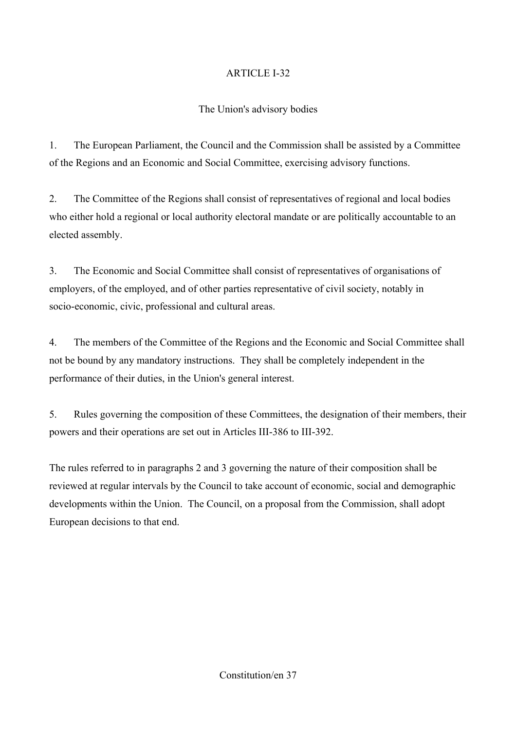## ARTICLE I-32

### The Union's advisory bodies

1. The European Parliament, the Council and the Commission shall be assisted by a Committee of the Regions and an Economic and Social Committee, exercising advisory functions.

2. The Committee of the Regions shall consist of representatives of regional and local bodies who either hold a regional or local authority electoral mandate or are politically accountable to an elected assembly.

3. The Economic and Social Committee shall consist of representatives of organisations of employers, of the employed, and of other parties representative of civil society, notably in socio-economic, civic, professional and cultural areas.

4. The members of the Committee of the Regions and the Economic and Social Committee shall not be bound by any mandatory instructions. They shall be completely independent in the performance of their duties, in the Union's general interest.

5. Rules governing the composition of these Committees, the designation of their members, their powers and their operations are set out in Articles III-386 to III-392.

The rules referred to in paragraphs 2 and 3 governing the nature of their composition shall be reviewed at regular intervals by the Council to take account of economic, social and demographic developments within the Union. The Council, on a proposal from the Commission, shall adopt European decisions to that end.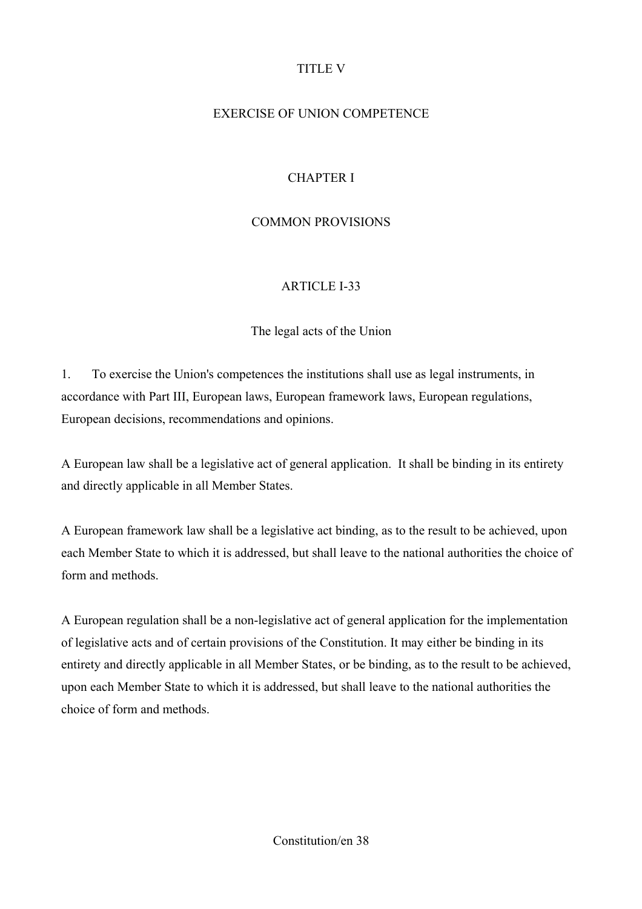# TITLE V

# EXERCISE OF UNION COMPETENCE

## CHAPTER I

## COMMON PROVISIONS

### ARTICLE I-33

### The legal acts of the Union

1. To exercise the Union's competences the institutions shall use as legal instruments, in accordance with Part III, European laws, European framework laws, European regulations, European decisions, recommendations and opinions.

A European law shall be a legislative act of general application. It shall be binding in its entirety and directly applicable in all Member States.

A European framework law shall be a legislative act binding, as to the result to be achieved, upon each Member State to which it is addressed, but shall leave to the national authorities the choice of form and methods.

A European regulation shall be a non-legislative act of general application for the implementation of legislative acts and of certain provisions of the Constitution. It may either be binding in its entirety and directly applicable in all Member States, or be binding, as to the result to be achieved, upon each Member State to which it is addressed, but shall leave to the national authorities the choice of form and methods.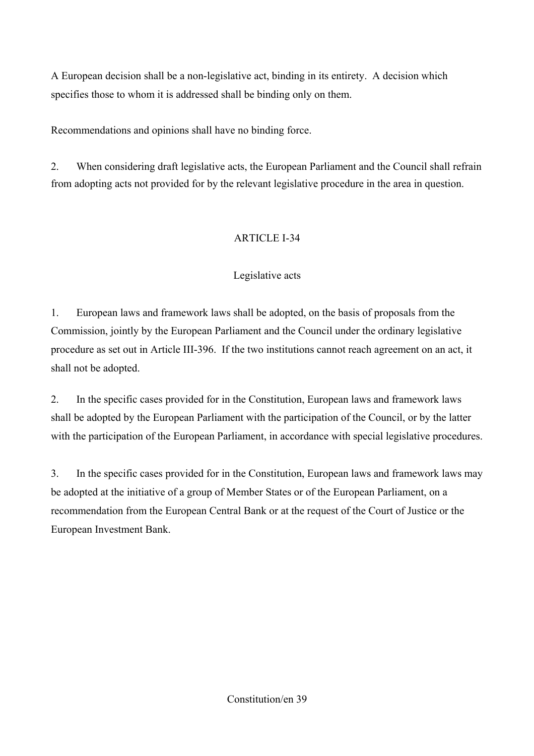A European decision shall be a non-legislative act, binding in its entirety. A decision which specifies those to whom it is addressed shall be binding only on them.

Recommendations and opinions shall have no binding force.

2. When considering draft legislative acts, the European Parliament and the Council shall refrain from adopting acts not provided for by the relevant legislative procedure in the area in question.

## ARTICLE I-34

### Legislative acts

1. European laws and framework laws shall be adopted, on the basis of proposals from the Commission, jointly by the European Parliament and the Council under the ordinary legislative procedure as set out in Article III-396. If the two institutions cannot reach agreement on an act, it shall not be adopted.

2. In the specific cases provided for in the Constitution, European laws and framework laws shall be adopted by the European Parliament with the participation of the Council, or by the latter with the participation of the European Parliament, in accordance with special legislative procedures.

3. In the specific cases provided for in the Constitution, European laws and framework laws may be adopted at the initiative of a group of Member States or of the European Parliament, on a recommendation from the European Central Bank or at the request of the Court of Justice or the European Investment Bank.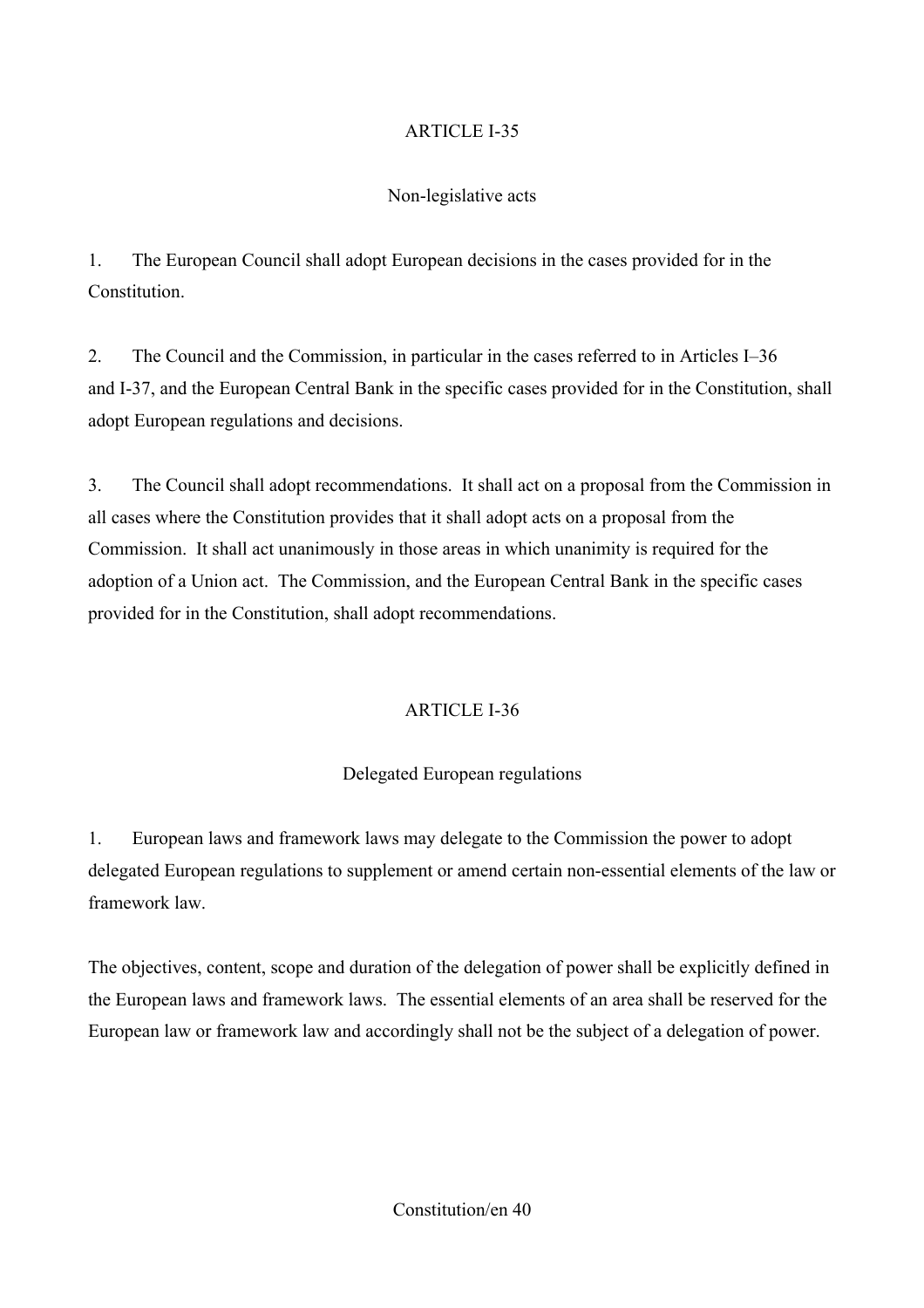## ARTICLE I-35

### Non-legislative acts

1. The European Council shall adopt European decisions in the cases provided for in the Constitution.

2. The Council and the Commission, in particular in the cases referred to in Articles I–36 and I-37, and the European Central Bank in the specific cases provided for in the Constitution, shall adopt European regulations and decisions.

3. The Council shall adopt recommendations. It shall act on a proposal from the Commission in all cases where the Constitution provides that it shall adopt acts on a proposal from the Commission. It shall act unanimously in those areas in which unanimity is required for the adoption of a Union act. The Commission, and the European Central Bank in the specific cases provided for in the Constitution, shall adopt recommendations.

## ARTICLE I-36

### Delegated European regulations

1. European laws and framework laws may delegate to the Commission the power to adopt delegated European regulations to supplement or amend certain non-essential elements of the law or framework law.

The objectives, content, scope and duration of the delegation of power shall be explicitly defined in the European laws and framework laws. The essential elements of an area shall be reserved for the European law or framework law and accordingly shall not be the subject of a delegation of power.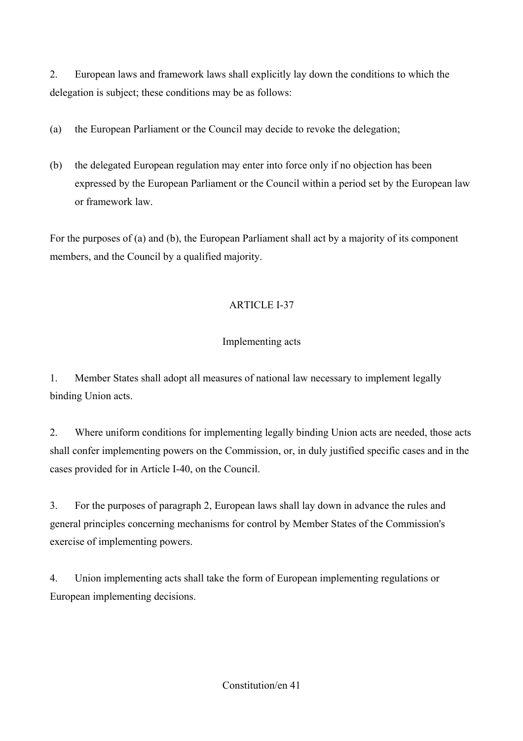2. European laws and framework laws shall explicitly lay down the conditions to which the delegation is subject; these conditions may be as follows:

(a) the European Parliament or the Council may decide to revoke the delegation;

(b) the delegated European regulation may enter into force only if no objection has been expressed by the European Parliament or the Council within a period set by the European law or framework law.

For the purposes of (a) and (b), the European Parliament shall act by a majority of its component members, and the Council by a qualified majority.

## ARTICLE I-37

### Implementing acts

1. Member States shall adopt all measures of national law necessary to implement legally binding Union acts.

2. Where uniform conditions for implementing legally binding Union acts are needed, those acts shall confer implementing powers on the Commission, or, in duly justified specific cases and in the cases provided for in Article I-40, on the Council.

3. For the purposes of paragraph 2, European laws shall lay down in advance the rules and general principles concerning mechanisms for control by Member States of the Commission's exercise of implementing powers.

4. Union implementing acts shall take the form of European implementing regulations or European implementing decisions.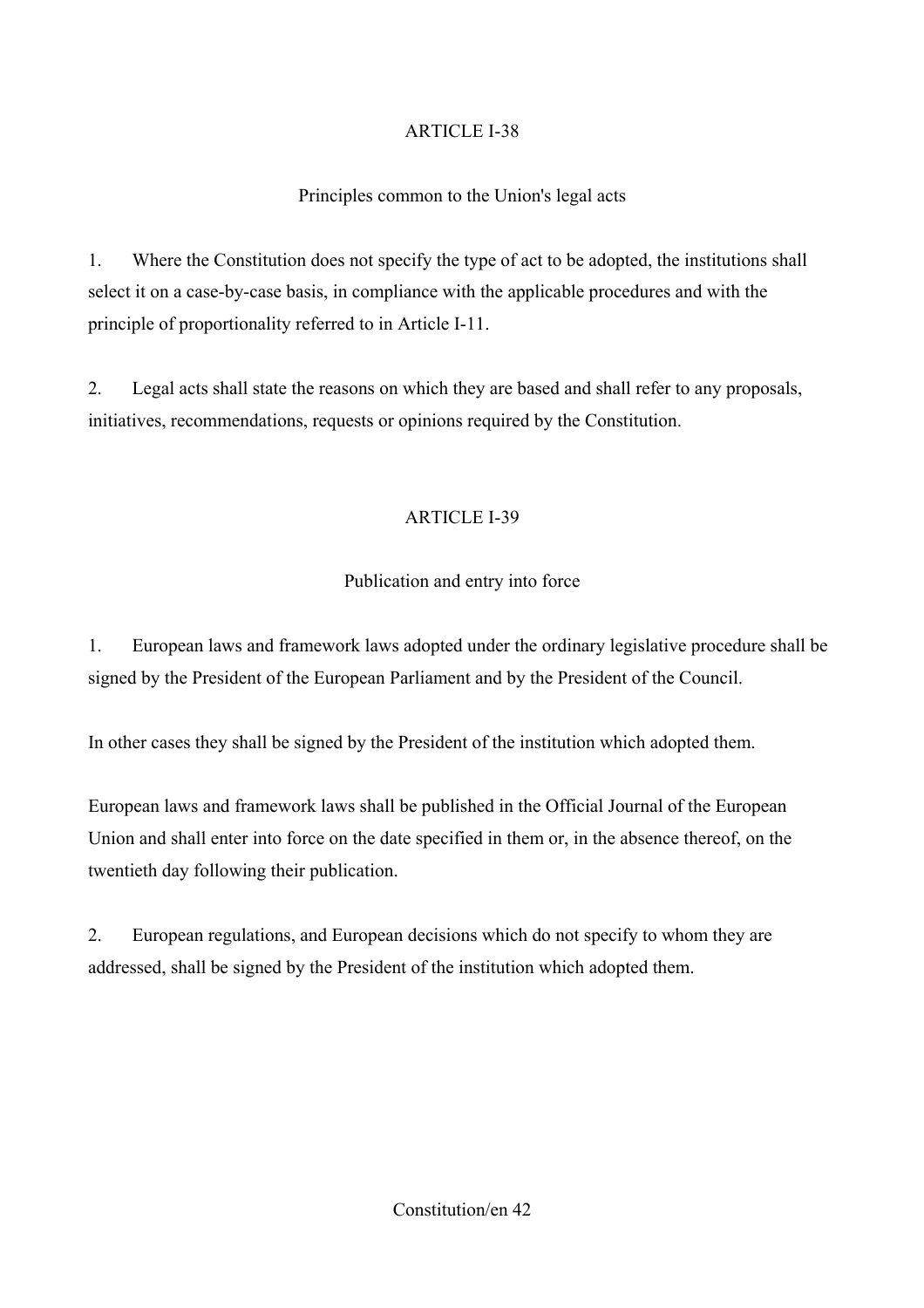## ARTICLE I-38

### Principles common to the Union's legal acts

1. Where the Constitution does not specify the type of act to be adopted, the institutions shall select it on a case-by-case basis, in compliance with the applicable procedures and with the principle of proportionality referred to in Article I-11.

2. Legal acts shall state the reasons on which they are based and shall refer to any proposals, initiatives, recommendations, requests or opinions required by the Constitution.

## ARTICLE I-39

### Publication and entry into force

1. European laws and framework laws adopted under the ordinary legislative procedure shall be signed by the President of the European Parliament and by the President of the Council.

In other cases they shall be signed by the President of the institution which adopted them.

European laws and framework laws shall be published in the Official Journal of the European Union and shall enter into force on the date specified in them or, in the absence thereof, on the twentieth day following their publication.

2. European regulations, and European decisions which do not specify to whom they are addressed, shall be signed by the President of the institution which adopted them.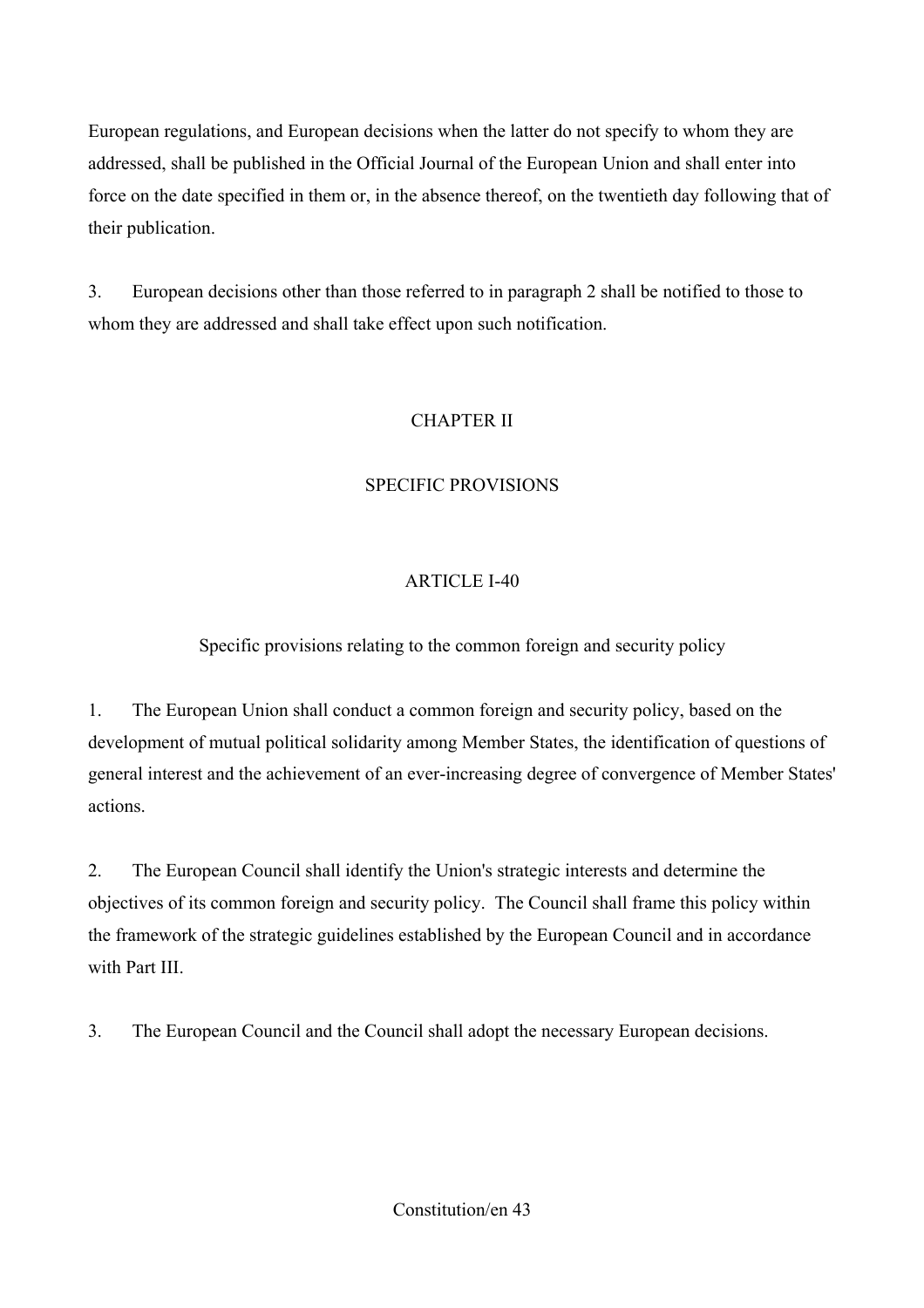European regulations, and European decisions when the latter do not specify to whom they are addressed, shall be published in the Official Journal of the European Union and shall enter into force on the date specified in them or, in the absence thereof, on the twentieth day following that of their publication.

3. European decisions other than those referred to in paragraph 2 shall be notified to those to whom they are addressed and shall take effect upon such notification.

## CHAPTER II

## SPECIFIC PROVISIONS

### ARTICLE I-40

### Specific provisions relating to the common foreign and security policy

1. The European Union shall conduct a common foreign and security policy, based on the development of mutual political solidarity among Member States, the identification of questions of general interest and the achievement of an ever-increasing degree of convergence of Member States' actions.

2. The European Council shall identify the Union's strategic interests and determine the objectives of its common foreign and security policy. The Council shall frame this policy within the framework of the strategic guidelines established by the European Council and in accordance with Part III.

3. The European Council and the Council shall adopt the necessary European decisions.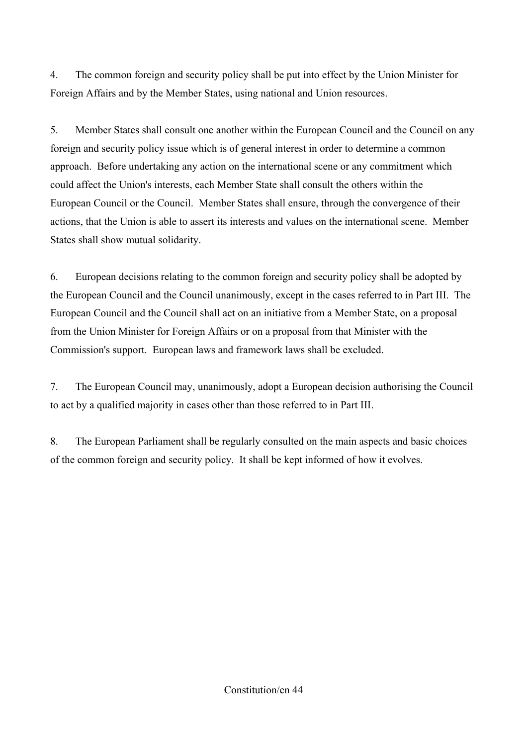4. The common foreign and security policy shall be put into effect by the Union Minister for Foreign Affairs and by the Member States, using national and Union resources.

5. Member States shall consult one another within the European Council and the Council on any foreign and security policy issue which is of general interest in order to determine a common approach. Before undertaking any action on the international scene or any commitment which could affect the Union's interests, each Member State shall consult the others within the European Council or the Council. Member States shall ensure, through the convergence of their actions, that the Union is able to assert its interests and values on the international scene. Member States shall show mutual solidarity.

6. European decisions relating to the common foreign and security policy shall be adopted by the European Council and the Council unanimously, except in the cases referred to in Part III. The European Council and the Council shall act on an initiative from a Member State, on a proposal from the Union Minister for Foreign Affairs or on a proposal from that Minister with the Commission's support. European laws and framework laws shall be excluded.

7. The European Council may, unanimously, adopt a European decision authorising the Council to act by a qualified majority in cases other than those referred to in Part III.

8. The European Parliament shall be regularly consulted on the main aspects and basic choices of the common foreign and security policy. It shall be kept informed of how it evolves.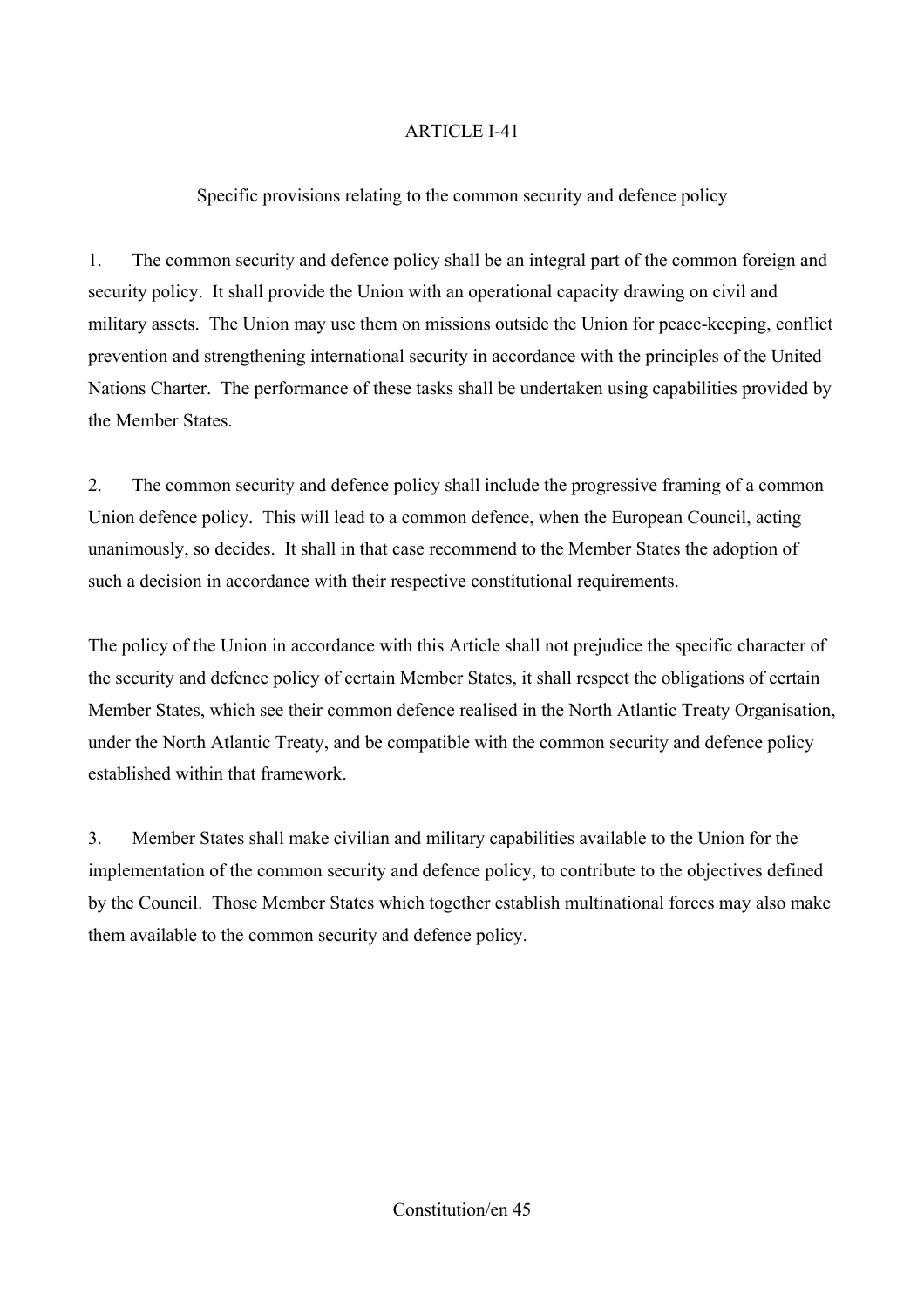## ARTICLE I-41

### Specific provisions relating to the common security and defence policy

1. The common security and defence policy shall be an integral part of the common foreign and security policy. It shall provide the Union with an operational capacity drawing on civil and military assets. The Union may use them on missions outside the Union for peace-keeping, conflict prevention and strengthening international security in accordance with the principles of the United Nations Charter. The performance of these tasks shall be undertaken using capabilities provided by the Member States.

2. The common security and defence policy shall include the progressive framing of a common Union defence policy. This will lead to a common defence, when the European Council, acting unanimously, so decides. It shall in that case recommend to the Member States the adoption of such a decision in accordance with their respective constitutional requirements.

The policy of the Union in accordance with this Article shall not prejudice the specific character of the security and defence policy of certain Member States, it shall respect the obligations of certain Member States, which see their common defence realised in the North Atlantic Treaty Organisation, under the North Atlantic Treaty, and be compatible with the common security and defence policy established within that framework.

3. Member States shall make civilian and military capabilities available to the Union for the implementation of the common security and defence policy, to contribute to the objectives defined by the Council. Those Member States which together establish multinational forces may also make them available to the common security and defence policy.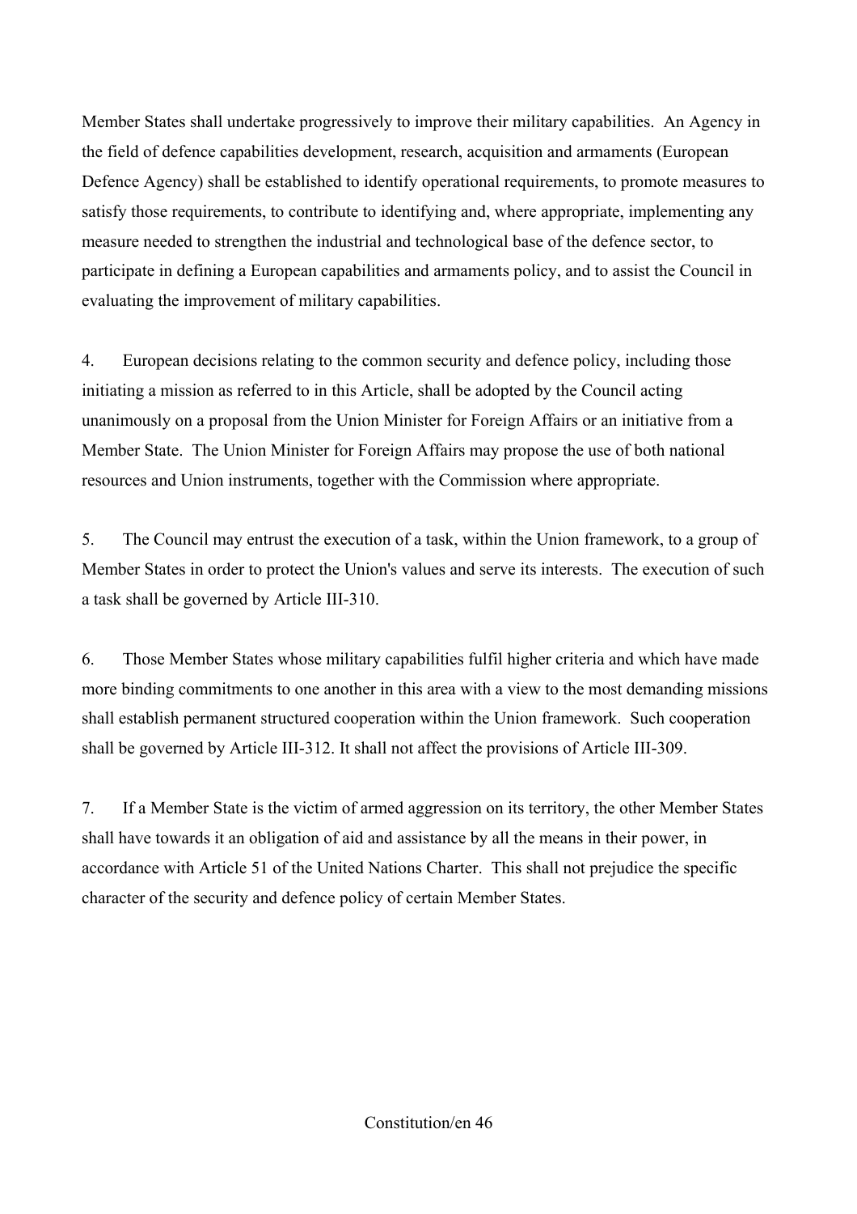Member States shall undertake progressively to improve their military capabilities. An Agency in the field of defence capabilities development, research, acquisition and armaments (European Defence Agency) shall be established to identify operational requirements, to promote measures to satisfy those requirements, to contribute to identifying and, where appropriate, implementing any measure needed to strengthen the industrial and technological base of the defence sector, to participate in defining a European capabilities and armaments policy, and to assist the Council in evaluating the improvement of military capabilities.

4. European decisions relating to the common security and defence policy, including those initiating a mission as referred to in this Article, shall be adopted by the Council acting unanimously on a proposal from the Union Minister for Foreign Affairs or an initiative from a Member State. The Union Minister for Foreign Affairs may propose the use of both national resources and Union instruments, together with the Commission where appropriate.

5. The Council may entrust the execution of a task, within the Union framework, to a group of Member States in order to protect the Union's values and serve its interests. The execution of such a task shall be governed by Article III-310.

6. Those Member States whose military capabilities fulfil higher criteria and which have made more binding commitments to one another in this area with a view to the most demanding missions shall establish permanent structured cooperation within the Union framework. Such cooperation shall be governed by Article III-312. It shall not affect the provisions of Article III-309.

7. If a Member State is the victim of armed aggression on its territory, the other Member States shall have towards it an obligation of aid and assistance by all the means in their power, in accordance with Article 51 of the United Nations Charter. This shall not prejudice the specific character of the security and defence policy of certain Member States.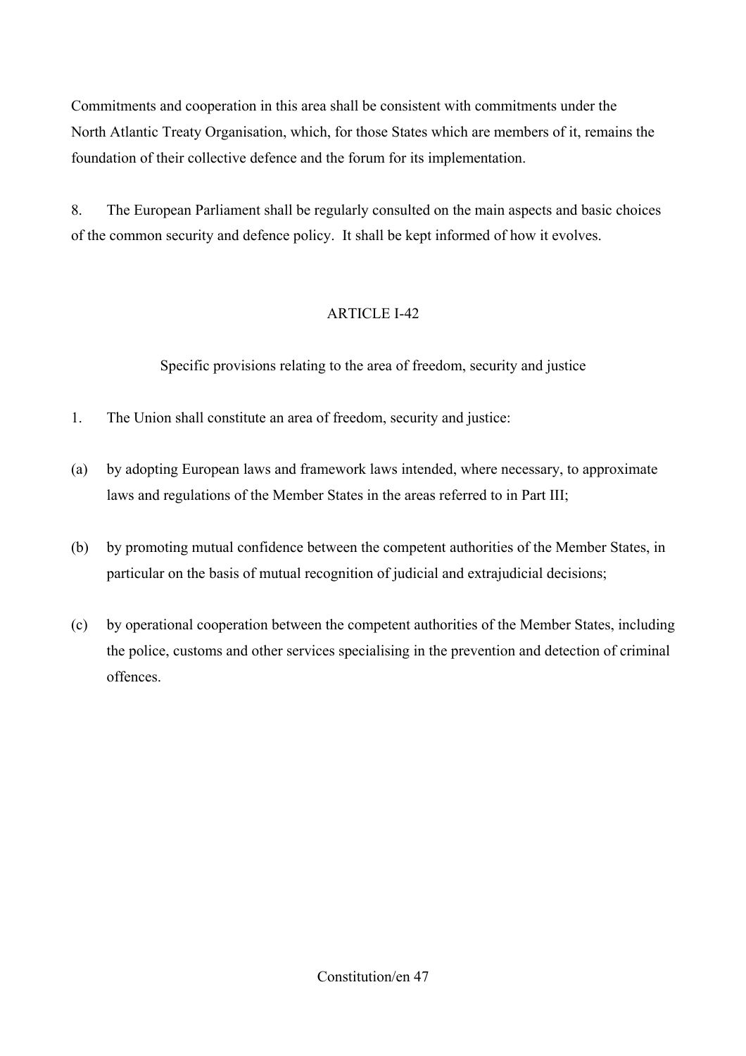Commitments and cooperation in this area shall be consistent with commitments under the North Atlantic Treaty Organisation, which, for those States which are members of it, remains the foundation of their collective defence and the forum for its implementation.

8. The European Parliament shall be regularly consulted on the main aspects and basic choices of the common security and defence policy. It shall be kept informed of how it evolves.

## ARTICLE I-42

### Specific provisions relating to the area of freedom, security and justice

1. The Union shall constitute an area of freedom, security and justice:

(a) by adopting European laws and framework laws intended, where necessary, to approximate laws and regulations of the Member States in the areas referred to in Part III;

(b) by promoting mutual confidence between the competent authorities of the Member States, in particular on the basis of mutual recognition of judicial and extrajudicial decisions;

(c) by operational cooperation between the competent authorities of the Member States, including the police, customs and other services specialising in the prevention and detection of criminal offences.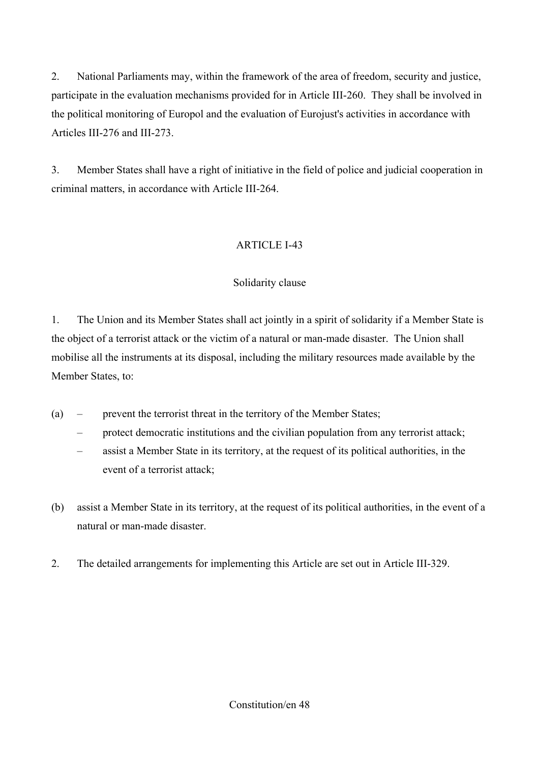2. National Parliaments may, within the framework of the area of freedom, security and justice, participate in the evaluation mechanisms provided for in Article III-260. They shall be involved in the political monitoring of Europol and the evaluation of Eurojust's activities in accordance with Articles III-276 and III-273.

3. Member States shall have a right of initiative in the field of police and judicial cooperation in criminal matters, in accordance with Article III-264.

## ARTICLE I-43

### Solidarity clause

1. The Union and its Member States shall act jointly in a spirit of solidarity if a Member State is the object of a terrorist attack or the victim of a natural or man-made disaster. The Union shall mobilise all the instruments at its disposal, including the military resources made available by the Member States, to:

(a)
- prevent the terrorist threat in the territory of the Member States;
- protect democratic institutions and the civilian population from any terrorist attack;
- assist a Member State in its territory, at the request of its political authorities, in the event of a terrorist attack;

(b) assist a Member State in its territory, at the request of its political authorities, in the event of a natural or man-made disaster.

2. The detailed arrangements for implementing this Article are set out in Article III-329.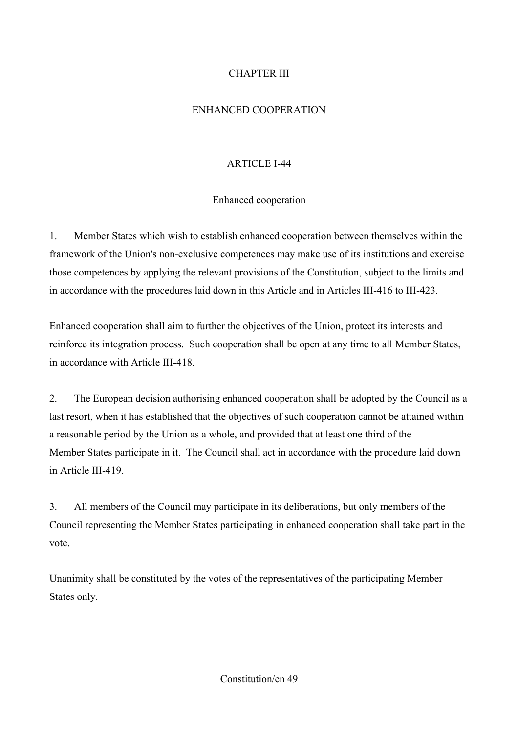## CHAPTER III

## ENHANCED COOPERATION

### ARTICLE I-44

### Enhanced cooperation

1. Member States which wish to establish enhanced cooperation between themselves within the framework of the Union's non-exclusive competences may make use of its institutions and exercise those competences by applying the relevant provisions of the Constitution, subject to the limits and in accordance with the procedures laid down in this Article and in Articles III-416 to III-423.

Enhanced cooperation shall aim to further the objectives of the Union, protect its interests and reinforce its integration process. Such cooperation shall be open at any time to all Member States, in accordance with Article III-418.

2. The European decision authorising enhanced cooperation shall be adopted by the Council as a last resort, when it has established that the objectives of such cooperation cannot be attained within a reasonable period by the Union as a whole, and provided that at least one third of the Member States participate in it. The Council shall act in accordance with the procedure laid down in Article III-419.

3. All members of the Council may participate in its deliberations, but only members of the Council representing the Member States participating in enhanced cooperation shall take part in the vote.

Unanimity shall be constituted by the votes of the representatives of the participating Member States only.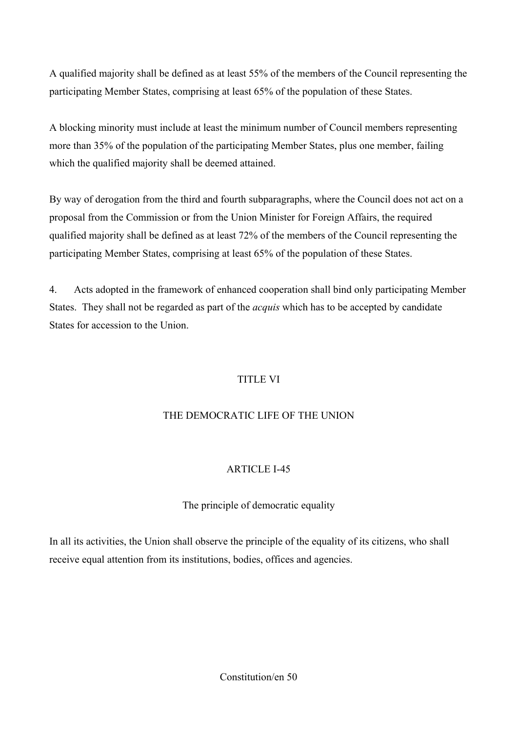A qualified majority shall be defined as at least 55% of the members of the Council representing the participating Member States, comprising at least 65% of the population of these States.

A blocking minority must include at least the minimum number of Council members representing more than 35% of the population of the participating Member States, plus one member, failing which the qualified majority shall be deemed attained.

By way of derogation from the third and fourth subparagraphs, where the Council does not act on a proposal from the Commission or from the Union Minister for Foreign Affairs, the required qualified majority shall be defined as at least 72% of the members of the Council representing the participating Member States, comprising at least 65% of the population of these States.

4. Acts adopted in the framework of enhanced cooperation shall bind only participating Member States. They shall not be regarded as part of the *acquis* which has to be accepted by candidate States for accession to the Union.

## TITLE VI

## THE DEMOCRATIC LIFE OF THE UNION

### ARTICLE I-45

The principle of democratic equality

In all its activities, the Union shall observe the principle of the equality of its citizens, who shall receive equal attention from its institutions, bodies, offices and agencies.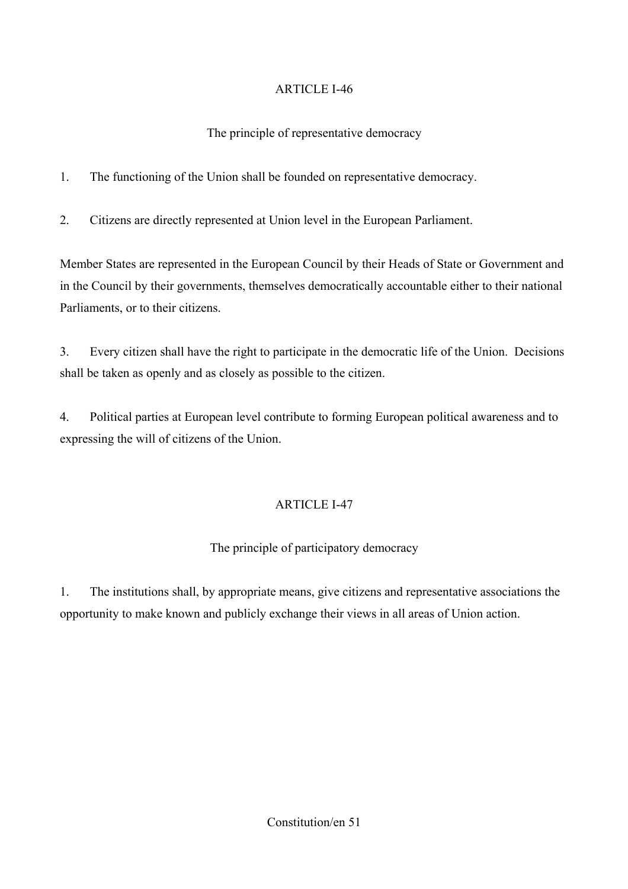## ARTICLE I-46

### The principle of representative democracy

1. The functioning of the Union shall be founded on representative democracy.

2. Citizens are directly represented at Union level in the European Parliament.

Member States are represented in the European Council by their Heads of State or Government and in the Council by their governments, themselves democratically accountable either to their national Parliaments, or to their citizens.

3. Every citizen shall have the right to participate in the democratic life of the Union. Decisions shall be taken as openly and as closely as possible to the citizen.

4. Political parties at European level contribute to forming European political awareness and to expressing the will of citizens of the Union.

## ARTICLE I-47

### The principle of participatory democracy

1. The institutions shall, by appropriate means, give citizens and representative associations the opportunity to make known and publicly exchange their views in all areas of Union action.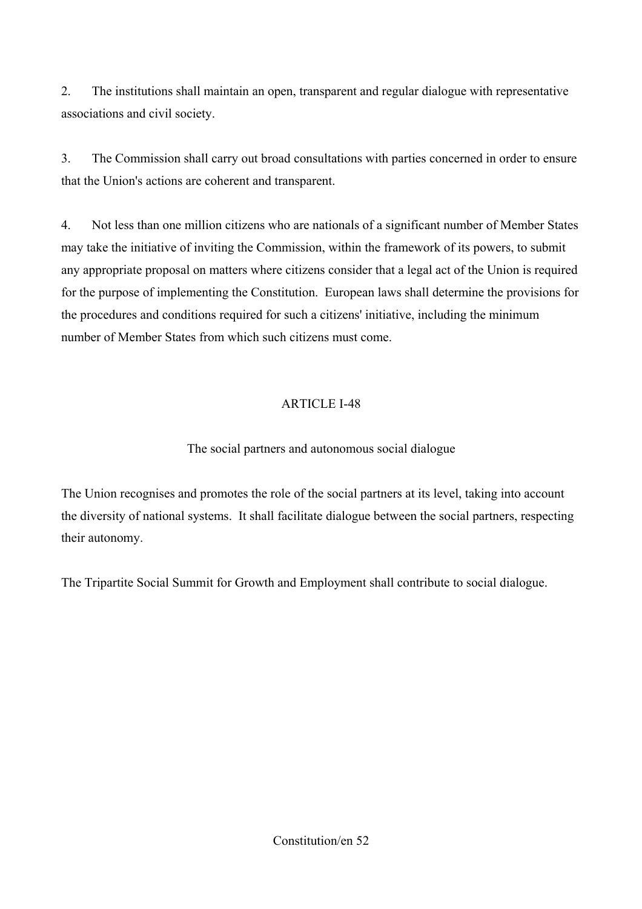2. The institutions shall maintain an open, transparent and regular dialogue with representative associations and civil society.

3. The Commission shall carry out broad consultations with parties concerned in order to ensure that the Union's actions are coherent and transparent.

4. Not less than one million citizens who are nationals of a significant number of Member States may take the initiative of inviting the Commission, within the framework of its powers, to submit any appropriate proposal on matters where citizens consider that a legal act of the Union is required for the purpose of implementing the Constitution. European laws shall determine the provisions for the procedures and conditions required for such a citizens' initiative, including the minimum number of Member States from which such citizens must come.

## ARTICLE I-48

### The social partners and autonomous social dialogue

The Union recognises and promotes the role of the social partners at its level, taking into account the diversity of national systems. It shall facilitate dialogue between the social partners, respecting their autonomy.

The Tripartite Social Summit for Growth and Employment shall contribute to social dialogue.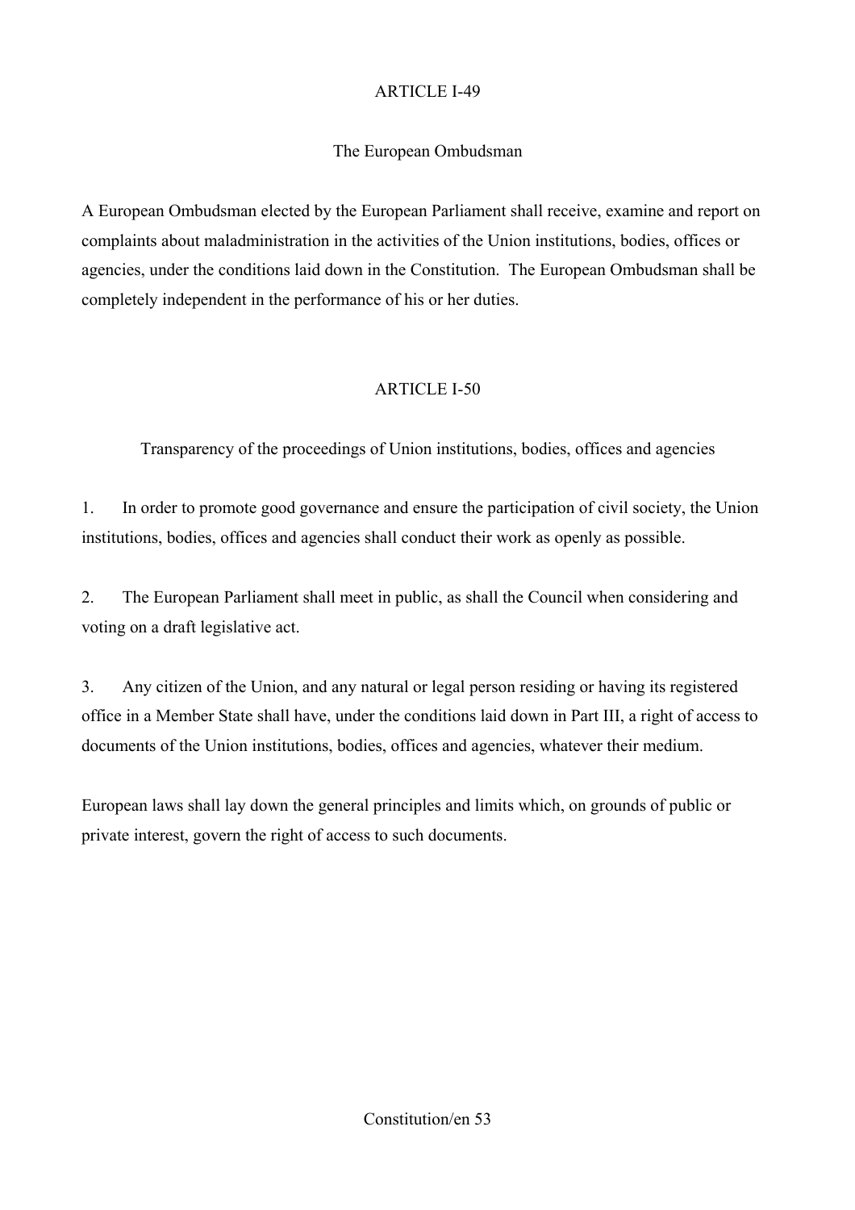## ARTICLE I-49

### The European Ombudsman

A European Ombudsman elected by the European Parliament shall receive, examine and report on complaints about maladministration in the activities of the Union institutions, bodies, offices or agencies, under the conditions laid down in the Constitution. The European Ombudsman shall be completely independent in the performance of his or her duties.

## ARTICLE I-50

### Transparency of the proceedings of Union institutions, bodies, offices and agencies

1. In order to promote good governance and ensure the participation of civil society, the Union institutions, bodies, offices and agencies shall conduct their work as openly as possible.

2. The European Parliament shall meet in public, as shall the Council when considering and voting on a draft legislative act.

3. Any citizen of the Union, and any natural or legal person residing or having its registered office in a Member State shall have, under the conditions laid down in Part III, a right of access to documents of the Union institutions, bodies, offices and agencies, whatever their medium.

European laws shall lay down the general principles and limits which, on grounds of public or private interest, govern the right of access to such documents.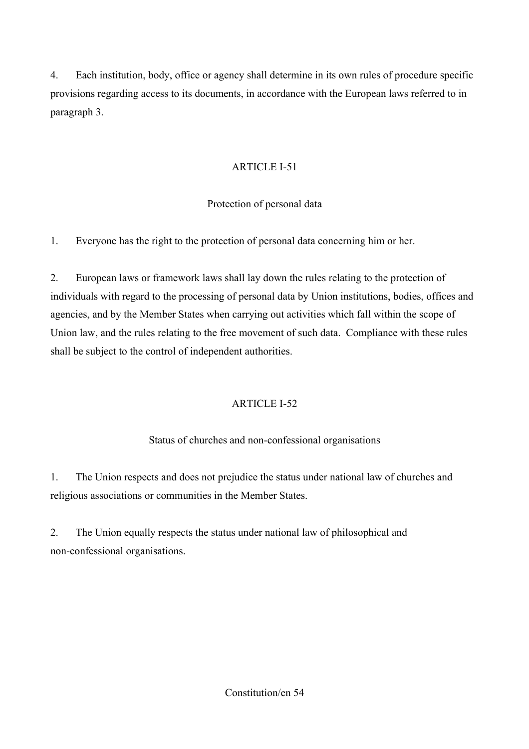4. Each institution, body, office or agency shall determine in its own rules of procedure specific provisions regarding access to its documents, in accordance with the European laws referred to in paragraph 3.

## ARTICLE I-51

### Protection of personal data

1. Everyone has the right to the protection of personal data concerning him or her.

2. European laws or framework laws shall lay down the rules relating to the protection of individuals with regard to the processing of personal data by Union institutions, bodies, offices and agencies, and by the Member States when carrying out activities which fall within the scope of Union law, and the rules relating to the free movement of such data. Compliance with these rules shall be subject to the control of independent authorities.

## ARTICLE I-52

### Status of churches and non-confessional organisations

1. The Union respects and does not prejudice the status under national law of churches and religious associations or communities in the Member States.

2. The Union equally respects the status under national law of philosophical and non-confessional organisations.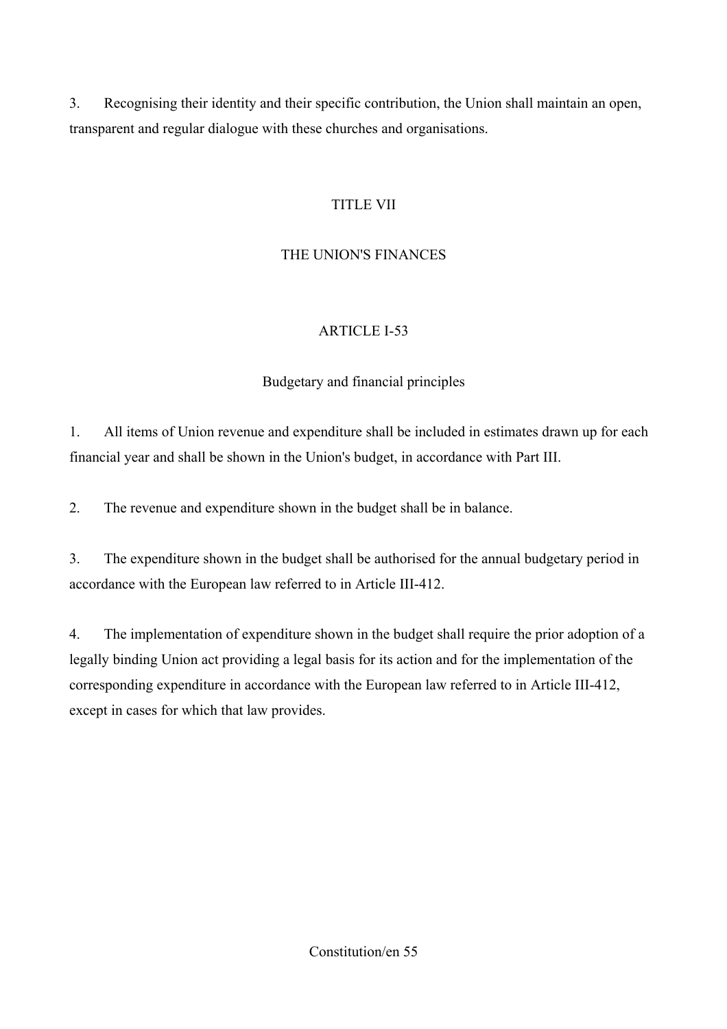3. Recognising their identity and their specific contribution, the Union shall maintain an open, transparent and regular dialogue with these churches and organisations.

## TITLE VII

## THE UNION'S FINANCES

### ARTICLE I-53

### Budgetary and financial principles

1. All items of Union revenue and expenditure shall be included in estimates drawn up for each financial year and shall be shown in the Union's budget, in accordance with Part III.

2. The revenue and expenditure shown in the budget shall be in balance.

3. The expenditure shown in the budget shall be authorised for the annual budgetary period in accordance with the European law referred to in Article III-412.

4. The implementation of expenditure shown in the budget shall require the prior adoption of a legally binding Union act providing a legal basis for its action and for the implementation of the corresponding expenditure in accordance with the European law referred to in Article III-412, except in cases for which that law provides.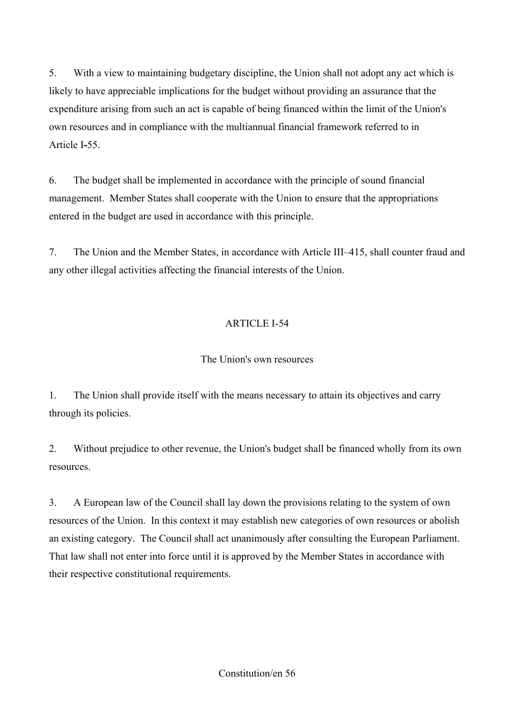5. With a view to maintaining budgetary discipline, the Union shall not adopt any act which is likely to have appreciable implications for the budget without providing an assurance that the expenditure arising from such an act is capable of being financed within the limit of the Union's own resources and in compliance with the multiannual financial framework referred to in Article I-55.

6. The budget shall be implemented in accordance with the principle of sound financial management. Member States shall cooperate with the Union to ensure that the appropriations entered in the budget are used in accordance with this principle.

7. The Union and the Member States, in accordance with Article III–415, shall counter fraud and any other illegal activities affecting the financial interests of the Union.

## ARTICLE I-54

### The Union's own resources

1. The Union shall provide itself with the means necessary to attain its objectives and carry through its policies.

2. Without prejudice to other revenue, the Union's budget shall be financed wholly from its own resources.

3. A European law of the Council shall lay down the provisions relating to the system of own resources of the Union. In this context it may establish new categories of own resources or abolish an existing category. The Council shall act unanimously after consulting the European Parliament. That law shall not enter into force until it is approved by the Member States in accordance with their respective constitutional requirements.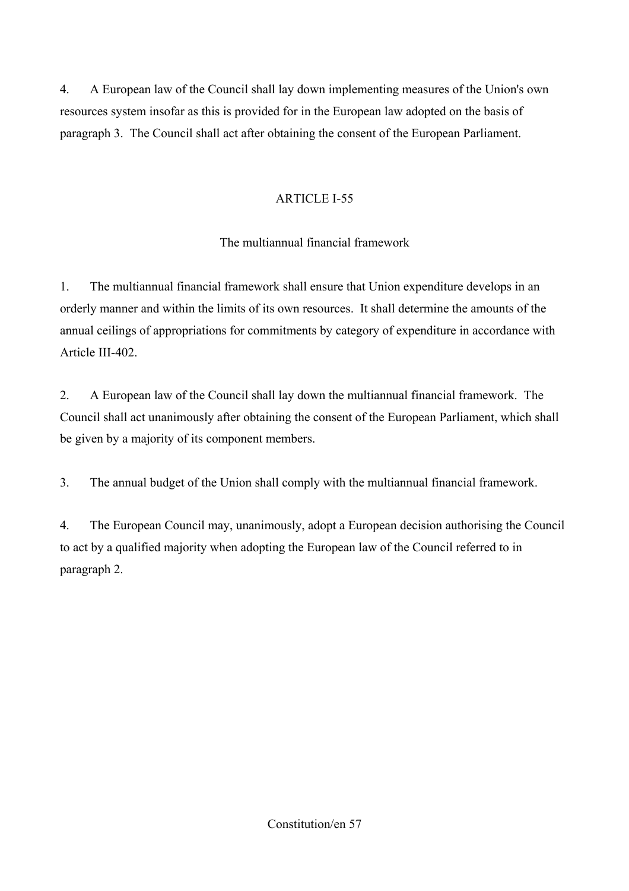4. A European law of the Council shall lay down implementing measures of the Union's own resources system insofar as this is provided for in the European law adopted on the basis of paragraph 3. The Council shall act after obtaining the consent of the European Parliament.

## ARTICLE I-55

### The multiannual financial framework

1. The multiannual financial framework shall ensure that Union expenditure develops in an orderly manner and within the limits of its own resources. It shall determine the amounts of the annual ceilings of appropriations for commitments by category of expenditure in accordance with Article III-402.

2. A European law of the Council shall lay down the multiannual financial framework. The Council shall act unanimously after obtaining the consent of the European Parliament, which shall be given by a majority of its component members.

3. The annual budget of the Union shall comply with the multiannual financial framework.

4. The European Council may, unanimously, adopt a European decision authorising the Council to act by a qualified majority when adopting the European law of the Council referred to in paragraph 2.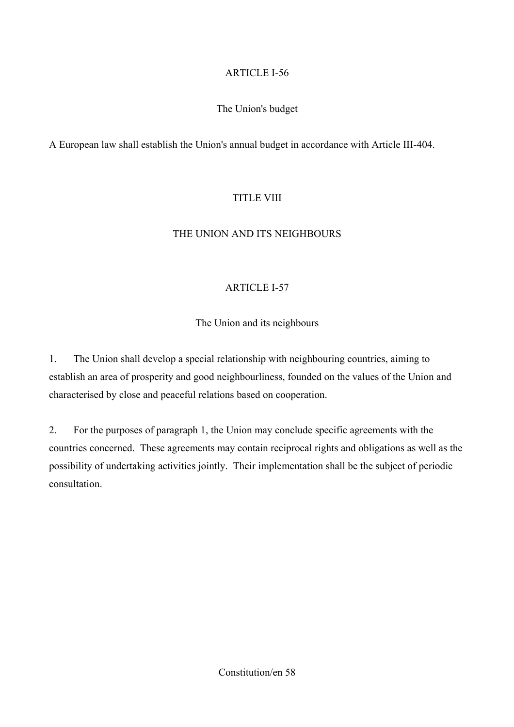## ARTICLE I-56

### The Union's budget

A European law shall establish the Union's annual budget in accordance with Article III-404.

# TITLE VIII

# THE UNION AND ITS NEIGHBOURS

## ARTICLE I-57

### The Union and its neighbours

1. The Union shall develop a special relationship with neighbouring countries, aiming to establish an area of prosperity and good neighbourliness, founded on the values of the Union and characterised by close and peaceful relations based on cooperation.

2. For the purposes of paragraph 1, the Union may conclude specific agreements with the countries concerned. These agreements may contain reciprocal rights and obligations as well as the possibility of undertaking activities jointly. Their implementation shall be the subject of periodic consultation.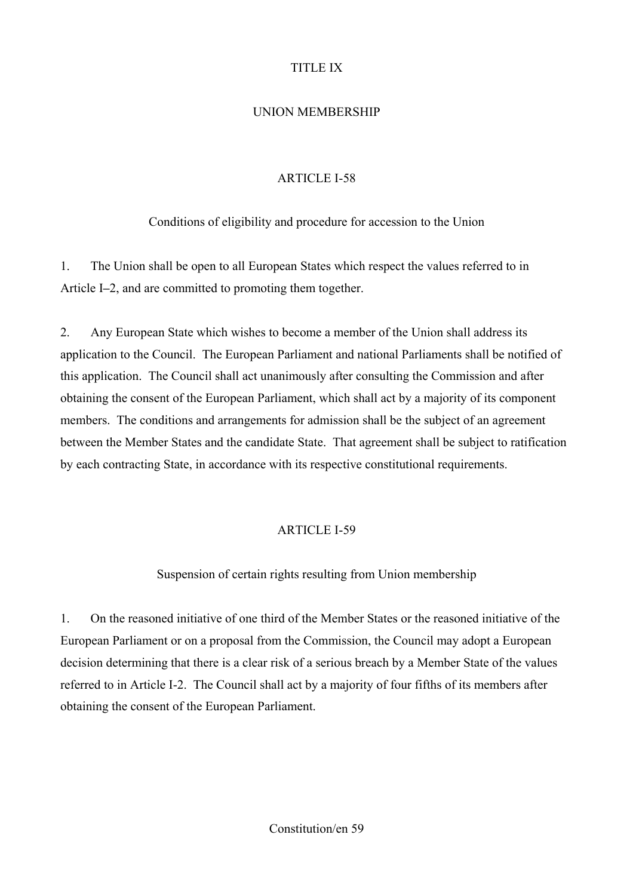# TITLE IX

# UNION MEMBERSHIP

## ARTICLE I-58

### Conditions of eligibility and procedure for accession to the Union

1. The Union shall be open to all European States which respect the values referred to in Article I–2, and are committed to promoting them together.

2. Any European State which wishes to become a member of the Union shall address its application to the Council. The European Parliament and national Parliaments shall be notified of this application. The Council shall act unanimously after consulting the Commission and after obtaining the consent of the European Parliament, which shall act by a majority of its component members. The conditions and arrangements for admission shall be the subject of an agreement between the Member States and the candidate State. That agreement shall be subject to ratification by each contracting State, in accordance with its respective constitutional requirements.

## ARTICLE I-59

### Suspension of certain rights resulting from Union membership

1. On the reasoned initiative of one third of the Member States or the reasoned initiative of the European Parliament or on a proposal from the Commission, the Council may adopt a European decision determining that there is a clear risk of a serious breach by a Member State of the values referred to in Article I-2. The Council shall act by a majority of four fifths of its members after obtaining the consent of the European Parliament.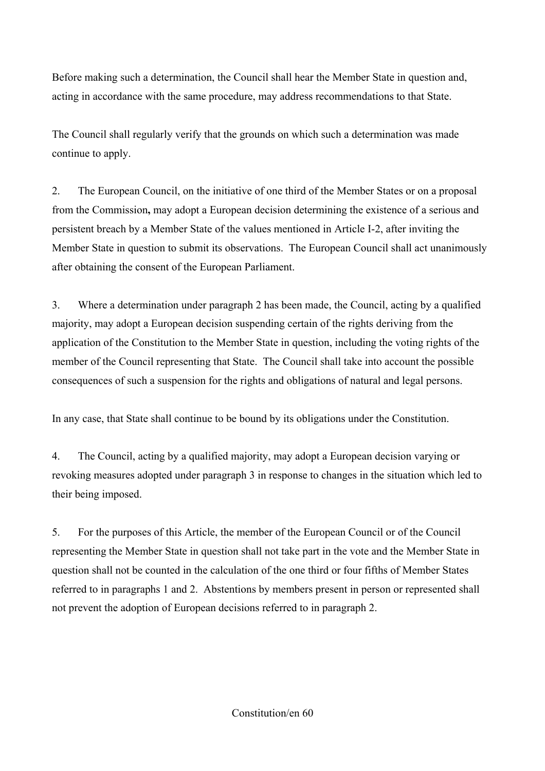Before making such a determination, the Council shall hear the Member State in question and, acting in accordance with the same procedure, may address recommendations to that State.

The Council shall regularly verify that the grounds on which such a determination was made continue to apply.

2. The European Council, on the initiative of one third of the Member States or on a proposal from the Commission**,** may adopt a European decision determining the existence of a serious and persistent breach by a Member State of the values mentioned in Article I-2, after inviting the Member State in question to submit its observations. The European Council shall act unanimously after obtaining the consent of the European Parliament.

3. Where a determination under paragraph 2 has been made, the Council, acting by a qualified majority, may adopt a European decision suspending certain of the rights deriving from the application of the Constitution to the Member State in question, including the voting rights of the member of the Council representing that State. The Council shall take into account the possible consequences of such a suspension for the rights and obligations of natural and legal persons.

In any case, that State shall continue to be bound by its obligations under the Constitution.

4. The Council, acting by a qualified majority, may adopt a European decision varying or revoking measures adopted under paragraph 3 in response to changes in the situation which led to their being imposed.

5. For the purposes of this Article, the member of the European Council or of the Council representing the Member State in question shall not take part in the vote and the Member State in question shall not be counted in the calculation of the one third or four fifths of Member States referred to in paragraphs 1 and 2. Abstentions by members present in person or represented shall not prevent the adoption of European decisions referred to in paragraph 2.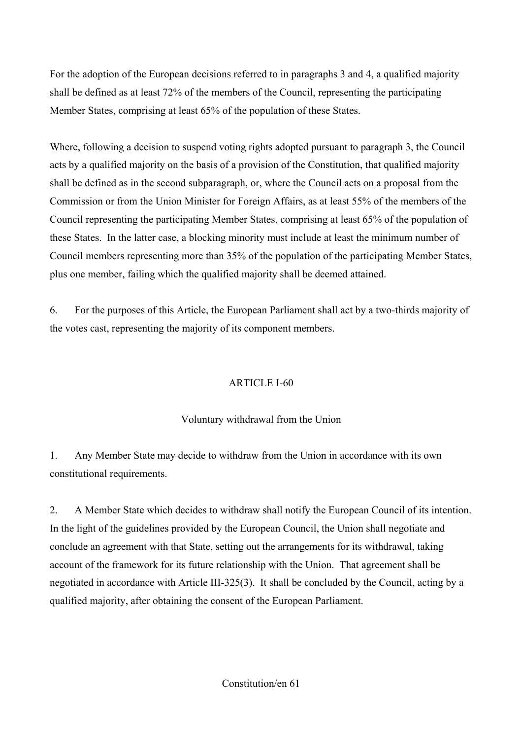For the adoption of the European decisions referred to in paragraphs 3 and 4, a qualified majority shall be defined as at least 72% of the members of the Council, representing the participating Member States, comprising at least 65% of the population of these States.

Where, following a decision to suspend voting rights adopted pursuant to paragraph 3, the Council acts by a qualified majority on the basis of a provision of the Constitution, that qualified majority shall be defined as in the second subparagraph, or, where the Council acts on a proposal from the Commission or from the Union Minister for Foreign Affairs, as at least 55% of the members of the Council representing the participating Member States, comprising at least 65% of the population of these States. In the latter case, a blocking minority must include at least the minimum number of Council members representing more than 35% of the population of the participating Member States, plus one member, failing which the qualified majority shall be deemed attained.

6. For the purposes of this Article, the European Parliament shall act by a two-thirds majority of the votes cast, representing the majority of its component members.

## ARTICLE I-60

### Voluntary withdrawal from the Union

1. Any Member State may decide to withdraw from the Union in accordance with its own constitutional requirements.

2. A Member State which decides to withdraw shall notify the European Council of its intention. In the light of the guidelines provided by the European Council, the Union shall negotiate and conclude an agreement with that State, setting out the arrangements for its withdrawal, taking account of the framework for its future relationship with the Union. That agreement shall be negotiated in accordance with Article III-325(3). It shall be concluded by the Council, acting by a qualified majority, after obtaining the consent of the European Parliament.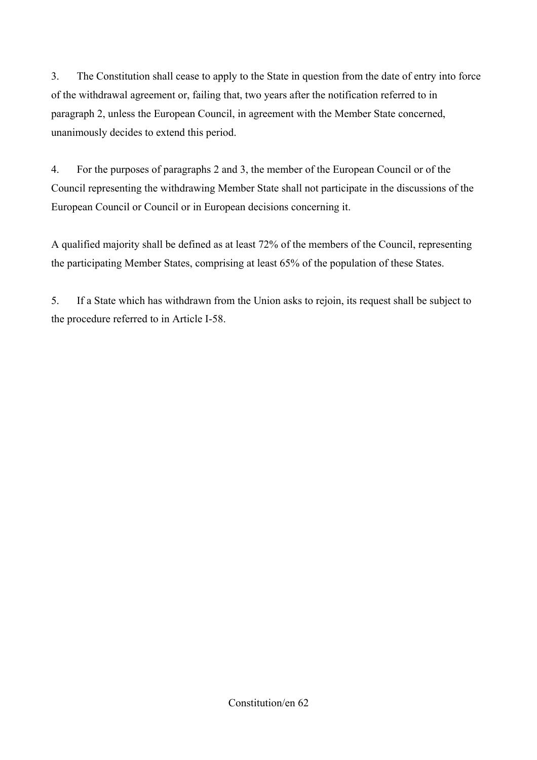3. The Constitution shall cease to apply to the State in question from the date of entry into force of the withdrawal agreement or, failing that, two years after the notification referred to in paragraph 2, unless the European Council, in agreement with the Member State concerned, unanimously decides to extend this period.

4. For the purposes of paragraphs 2 and 3, the member of the European Council or of the Council representing the withdrawing Member State shall not participate in the discussions of the European Council or Council or in European decisions concerning it.

A qualified majority shall be defined as at least 72% of the members of the Council, representing the participating Member States, comprising at least 65% of the population of these States.

5. If a State which has withdrawn from the Union asks to rejoin, its request shall be subject to the procedure referred to in Article I-58.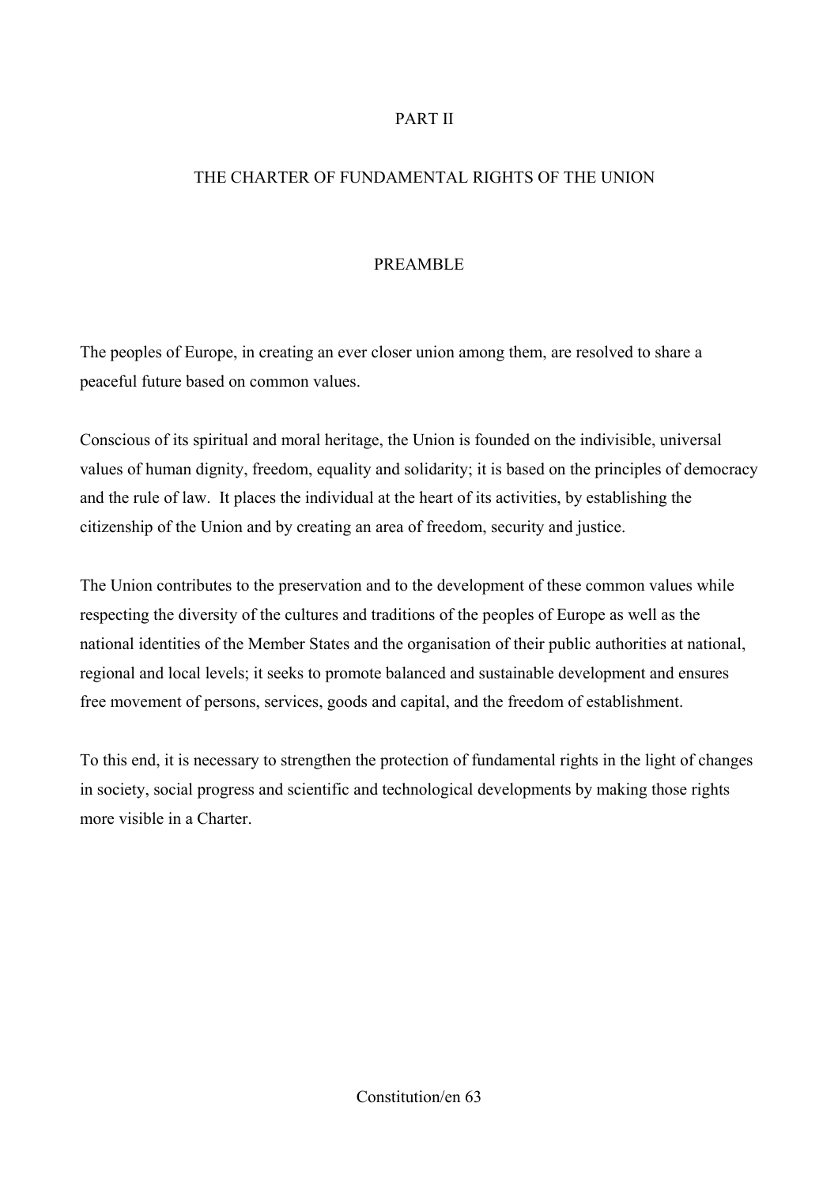# PART II

## THE CHARTER OF FUNDAMENTAL RIGHTS OF THE UNION

### PREAMBLE

The peoples of Europe, in creating an ever closer union among them, are resolved to share a peaceful future based on common values.

Conscious of its spiritual and moral heritage, the Union is founded on the indivisible, universal values of human dignity, freedom, equality and solidarity; it is based on the principles of democracy and the rule of law. It places the individual at the heart of its activities, by establishing the citizenship of the Union and by creating an area of freedom, security and justice.

The Union contributes to the preservation and to the development of these common values while respecting the diversity of the cultures and traditions of the peoples of Europe as well as the national identities of the Member States and the organisation of their public authorities at national, regional and local levels; it seeks to promote balanced and sustainable development and ensures free movement of persons, services, goods and capital, and the freedom of establishment.

To this end, it is necessary to strengthen the protection of fundamental rights in the light of changes in society, social progress and scientific and technological developments by making those rights more visible in a Charter.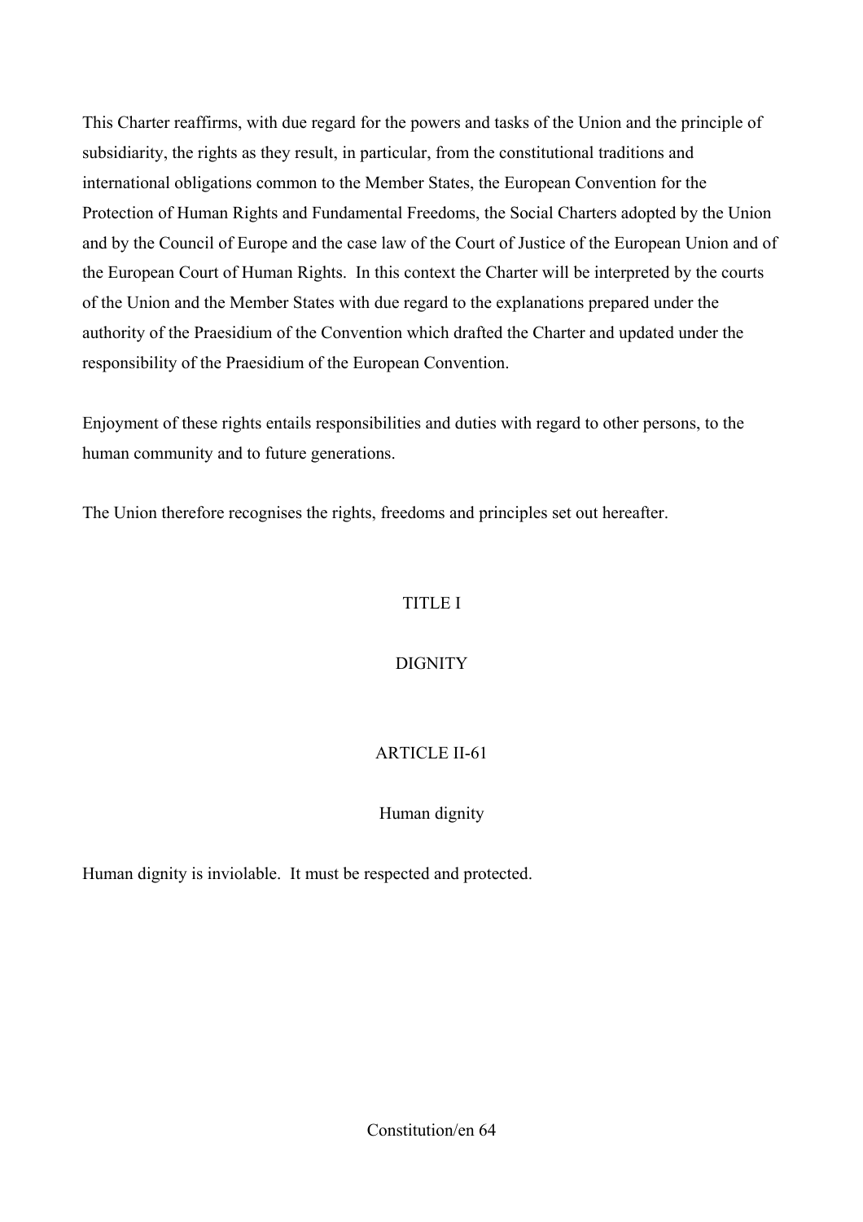This Charter reaffirms, with due regard for the powers and tasks of the Union and the principle of subsidiarity, the rights as they result, in particular, from the constitutional traditions and international obligations common to the Member States, the European Convention for the Protection of Human Rights and Fundamental Freedoms, the Social Charters adopted by the Union and by the Council of Europe and the case law of the Court of Justice of the European Union and of the European Court of Human Rights. In this context the Charter will be interpreted by the courts of the Union and the Member States with due regard to the explanations prepared under the authority of the Praesidium of the Convention which drafted the Charter and updated under the responsibility of the Praesidium of the European Convention.

Enjoyment of these rights entails responsibilities and duties with regard to other persons, to the human community and to future generations.

The Union therefore recognises the rights, freedoms and principles set out hereafter.

## TITLE I

## DIGNITY

### ARTICLE II-61

### Human dignity

Human dignity is inviolable. It must be respected and protected.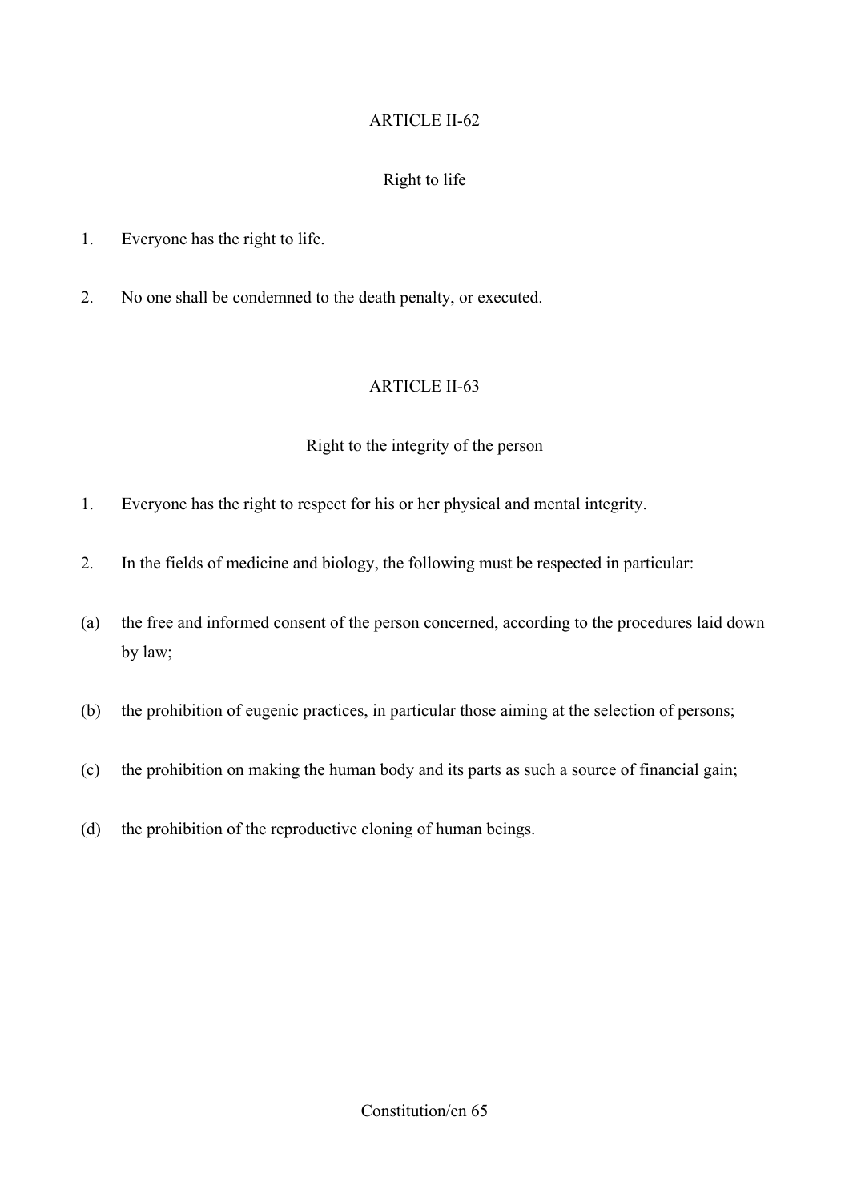## ARTICLE II-62

### Right to life

1. Everyone has the right to life.

2. No one shall be condemned to the death penalty, or executed.

## ARTICLE II-63

### Right to the integrity of the person

1. Everyone has the right to respect for his or her physical and mental integrity.

2. In the fields of medicine and biology, the following must be respected in particular:

(a) the free and informed consent of the person concerned, according to the procedures laid down by law;

(b) the prohibition of eugenic practices, in particular those aiming at the selection of persons;

(c) the prohibition on making the human body and its parts as such a source of financial gain;

(d) the prohibition of the reproductive cloning of human beings.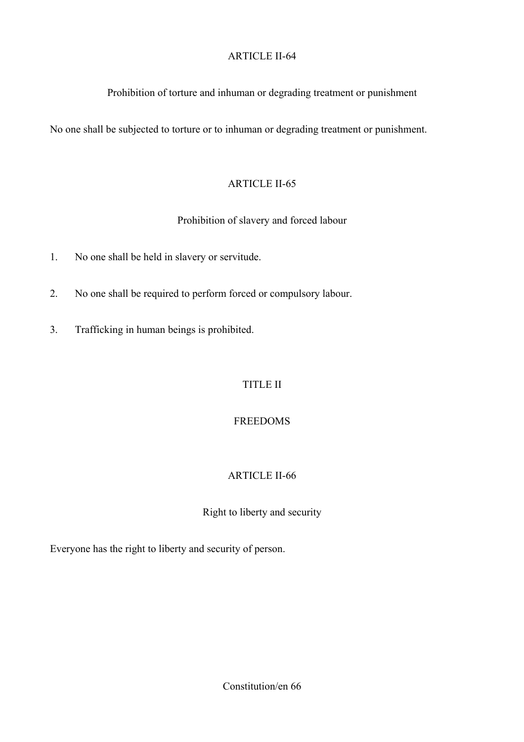### ARTICLE II-64

#### Prohibition of torture and inhuman or degrading treatment or punishment

No one shall be subjected to torture or to inhuman or degrading treatment or punishment.

### ARTICLE II-65

#### Prohibition of slavery and forced labour

1. No one shall be held in slavery or servitude.

2. No one shall be required to perform forced or compulsory labour.

3. Trafficking in human beings is prohibited.

## TITLE II

## FREEDOMS

### ARTICLE II-66

#### Right to liberty and security

Everyone has the right to liberty and security of person.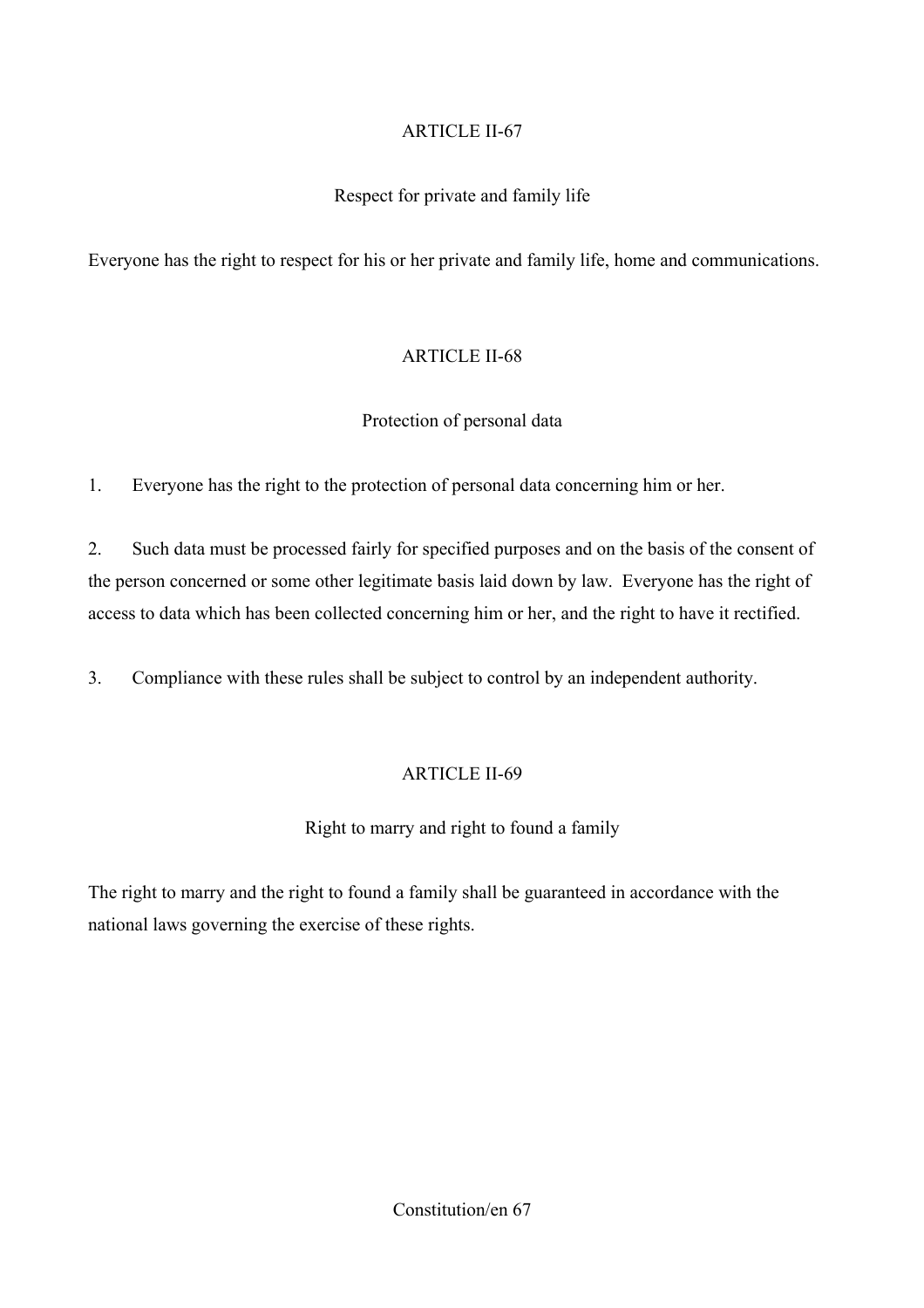## ARTICLE II-67

### Respect for private and family life

Everyone has the right to respect for his or her private and family life, home and communications.

## ARTICLE II-68

### Protection of personal data

1. Everyone has the right to the protection of personal data concerning him or her.

2. Such data must be processed fairly for specified purposes and on the basis of the consent of the person concerned or some other legitimate basis laid down by law. Everyone has the right of access to data which has been collected concerning him or her, and the right to have it rectified.

3. Compliance with these rules shall be subject to control by an independent authority.

## ARTICLE II-69

### Right to marry and right to found a family

The right to marry and the right to found a family shall be guaranteed in accordance with the national laws governing the exercise of these rights.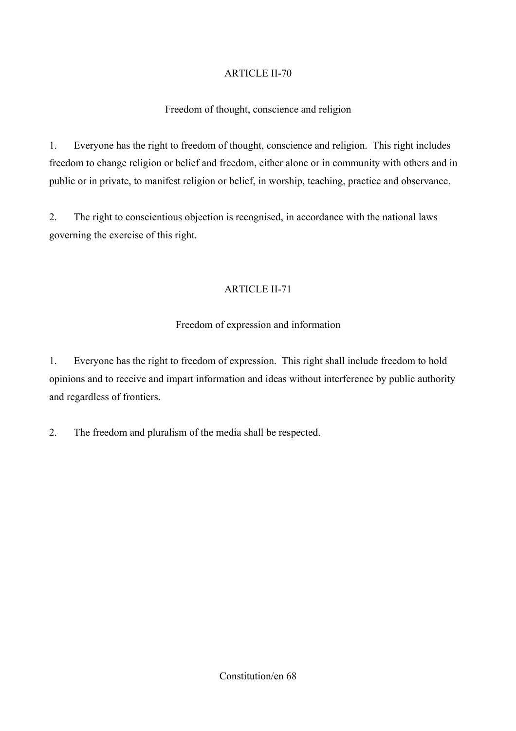## ARTICLE II-70

### Freedom of thought, conscience and religion

1. Everyone has the right to freedom of thought, conscience and religion. This right includes freedom to change religion or belief and freedom, either alone or in community with others and in public or in private, to manifest religion or belief, in worship, teaching, practice and observance.

2. The right to conscientious objection is recognised, in accordance with the national laws governing the exercise of this right.

## ARTICLE II-71

### Freedom of expression and information

1. Everyone has the right to freedom of expression. This right shall include freedom to hold opinions and to receive and impart information and ideas without interference by public authority and regardless of frontiers.

2. The freedom and pluralism of the media shall be respected.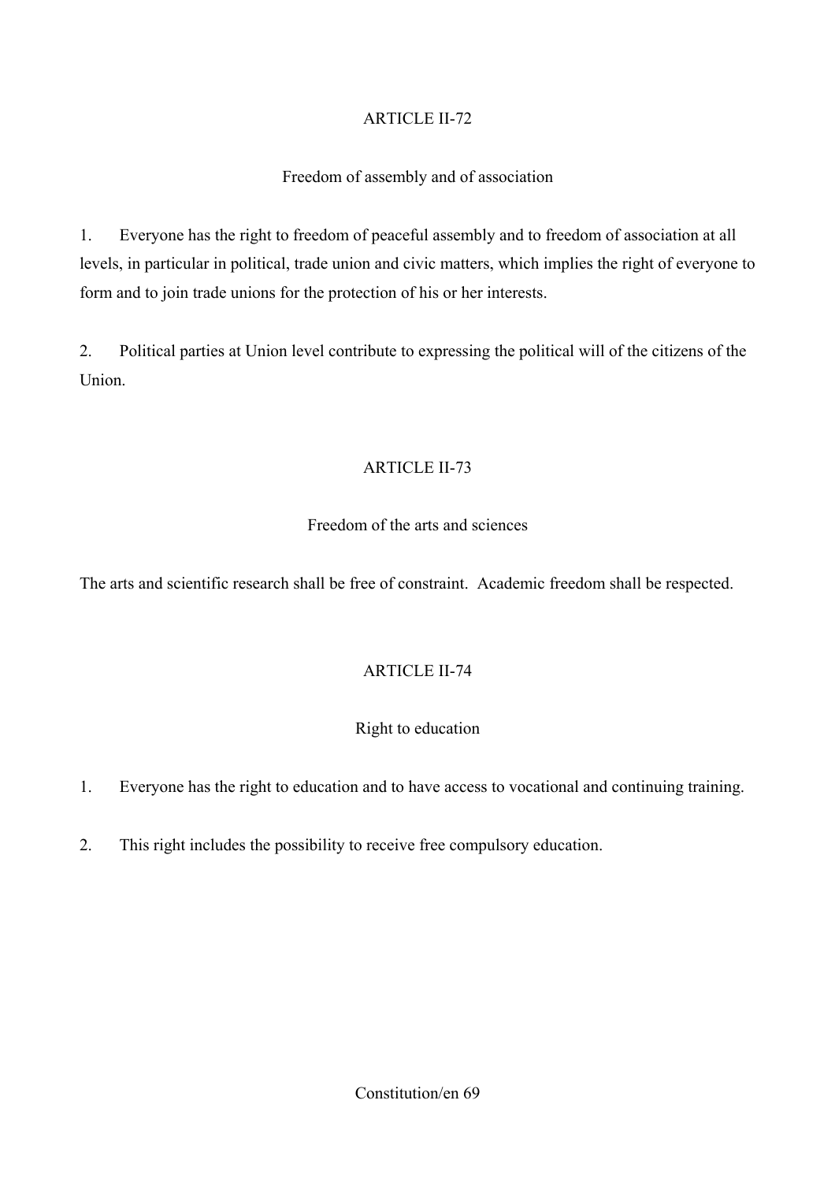## ARTICLE II-72

### Freedom of assembly and of association

1. Everyone has the right to freedom of peaceful assembly and to freedom of association at all levels, in particular in political, trade union and civic matters, which implies the right of everyone to form and to join trade unions for the protection of his or her interests.

2. Political parties at Union level contribute to expressing the political will of the citizens of the Union.

## ARTICLE II-73

### Freedom of the arts and sciences

The arts and scientific research shall be free of constraint. Academic freedom shall be respected.

## ARTICLE II-74

### Right to education

1. Everyone has the right to education and to have access to vocational and continuing training.

2. This right includes the possibility to receive free compulsory education.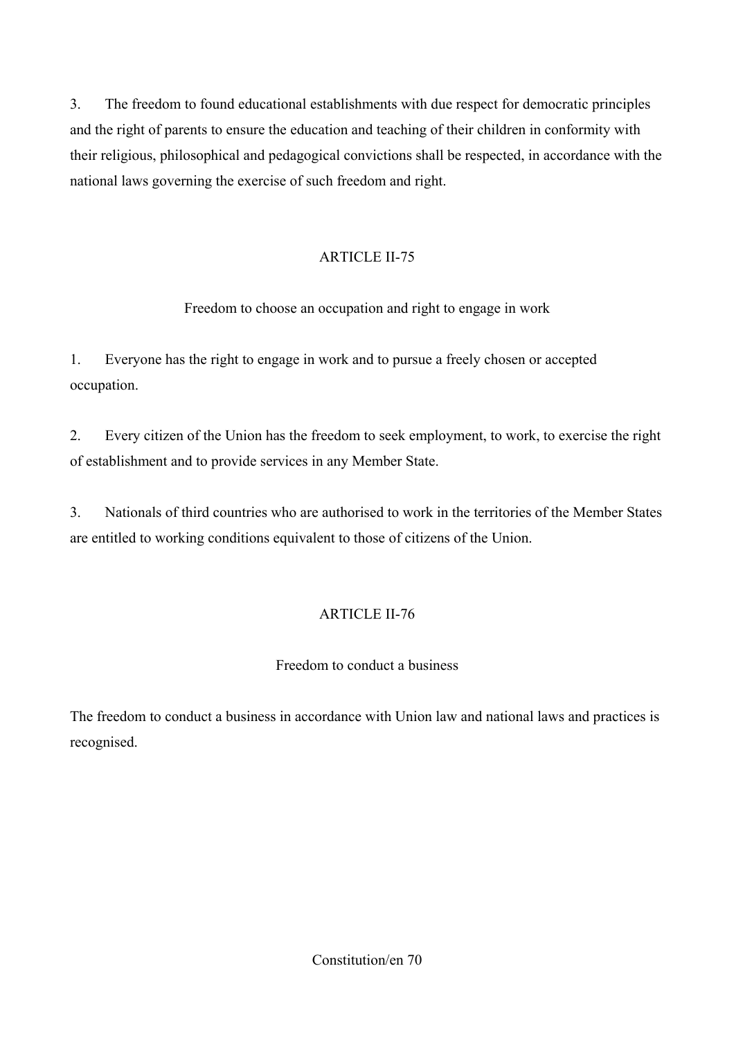3. The freedom to found educational establishments with due respect for democratic principles and the right of parents to ensure the education and teaching of their children in conformity with their religious, philosophical and pedagogical convictions shall be respected, in accordance with the national laws governing the exercise of such freedom and right.

## ARTICLE II-75

### Freedom to choose an occupation and right to engage in work

1. Everyone has the right to engage in work and to pursue a freely chosen or accepted occupation.

2. Every citizen of the Union has the freedom to seek employment, to work, to exercise the right of establishment and to provide services in any Member State.

3. Nationals of third countries who are authorised to work in the territories of the Member States are entitled to working conditions equivalent to those of citizens of the Union.

## ARTICLE II-76

### Freedom to conduct a business

The freedom to conduct a business in accordance with Union law and national laws and practices is recognised.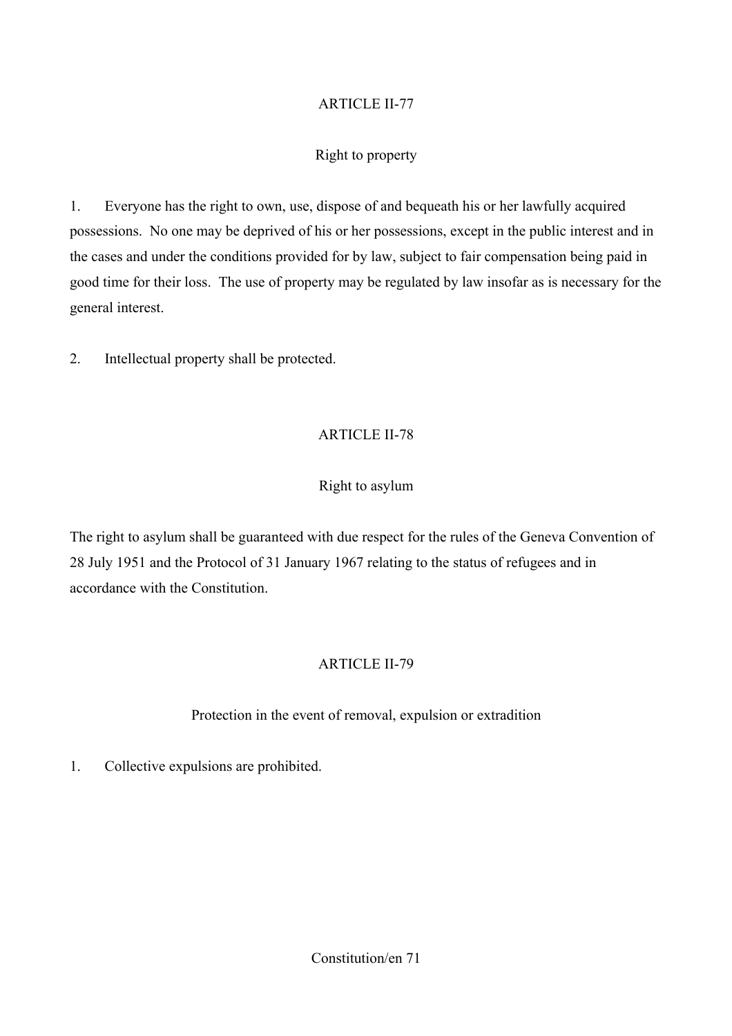## ARTICLE II-77

### Right to property

1. Everyone has the right to own, use, dispose of and bequeath his or her lawfully acquired possessions. No one may be deprived of his or her possessions, except in the public interest and in the cases and under the conditions provided for by law, subject to fair compensation being paid in good time for their loss. The use of property may be regulated by law insofar as is necessary for the general interest.

2. Intellectual property shall be protected.

## ARTICLE II-78

### Right to asylum

The right to asylum shall be guaranteed with due respect for the rules of the Geneva Convention of 28 July 1951 and the Protocol of 31 January 1967 relating to the status of refugees and in accordance with the Constitution.

## ARTICLE II-79

### Protection in the event of removal, expulsion or extradition

1. Collective expulsions are prohibited.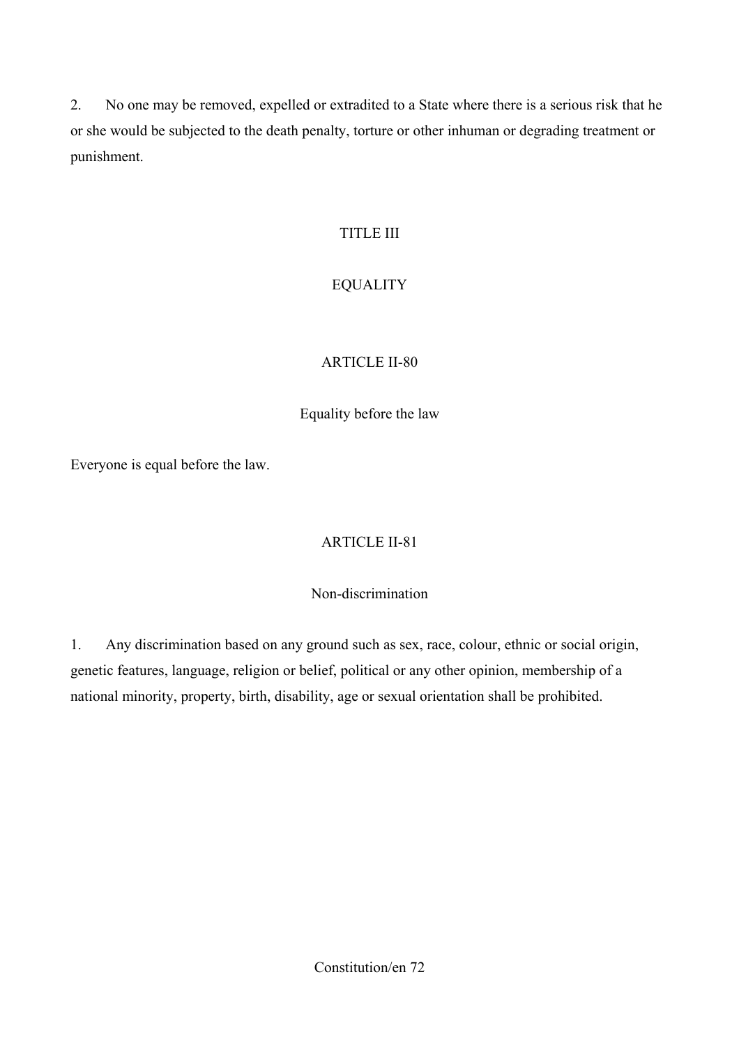2. No one may be removed, expelled or extradited to a State where there is a serious risk that he or she would be subjected to the death penalty, torture or other inhuman or degrading treatment or punishment.

## TITLE III

## EQUALITY

### ARTICLE II-80

#### Equality before the law

Everyone is equal before the law.

### ARTICLE II-81

#### Non-discrimination

1. Any discrimination based on any ground such as sex, race, colour, ethnic or social origin, genetic features, language, religion or belief, political or any other opinion, membership of a national minority, property, birth, disability, age or sexual orientation shall be prohibited.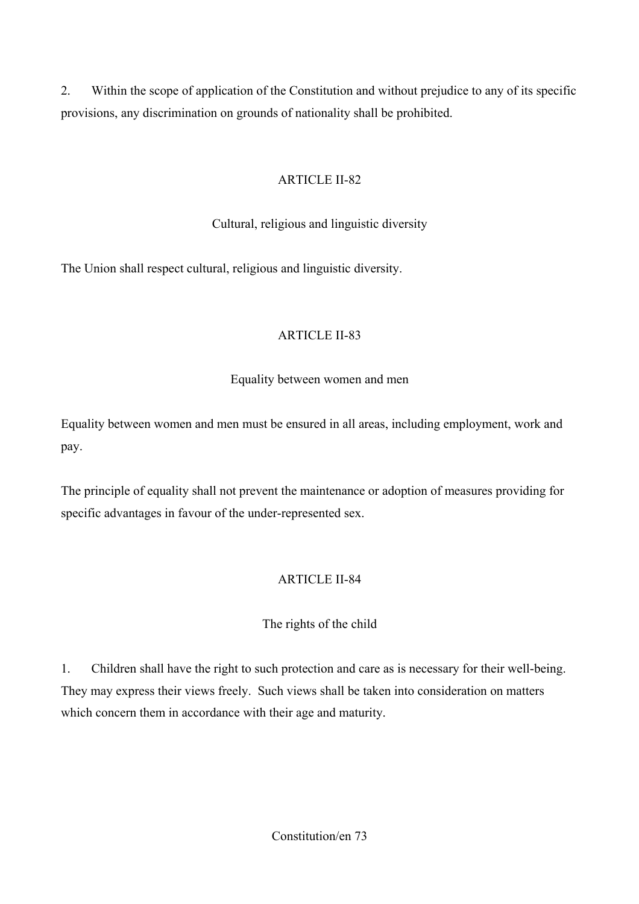2. Within the scope of application of the Constitution and without prejudice to any of its specific provisions, any discrimination on grounds of nationality shall be prohibited.

## ARTICLE II-82

### Cultural, religious and linguistic diversity

The Union shall respect cultural, religious and linguistic diversity.

## ARTICLE II-83

### Equality between women and men

Equality between women and men must be ensured in all areas, including employment, work and pay.

The principle of equality shall not prevent the maintenance or adoption of measures providing for specific advantages in favour of the under-represented sex.

## ARTICLE II-84

### The rights of the child

1. Children shall have the right to such protection and care as is necessary for their well-being. They may express their views freely. Such views shall be taken into consideration on matters which concern them in accordance with their age and maturity.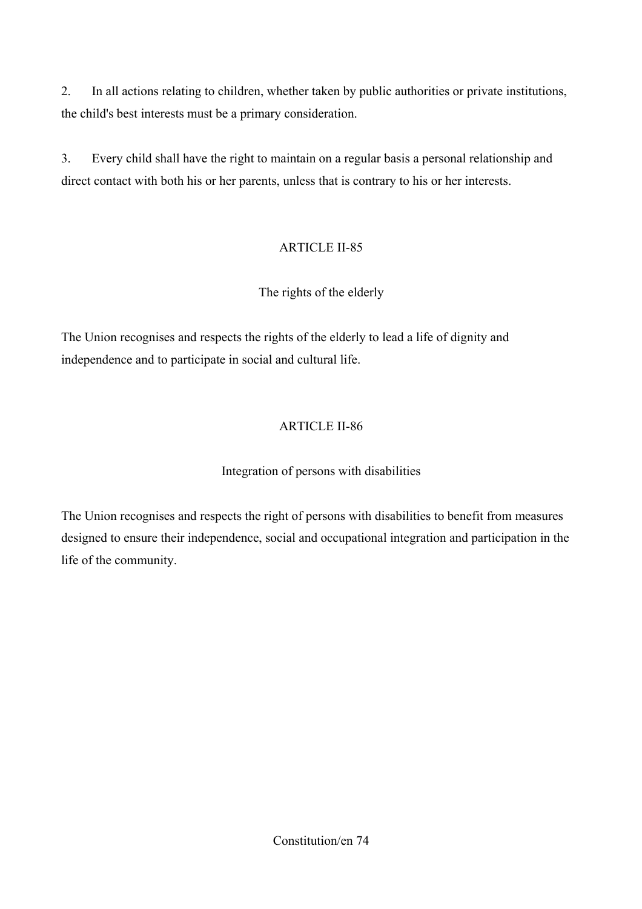2. In all actions relating to children, whether taken by public authorities or private institutions, the child's best interests must be a primary consideration.

3. Every child shall have the right to maintain on a regular basis a personal relationship and direct contact with both his or her parents, unless that is contrary to his or her interests.

## ARTICLE II-85

### The rights of the elderly

The Union recognises and respects the rights of the elderly to lead a life of dignity and independence and to participate in social and cultural life.

## ARTICLE II-86

### Integration of persons with disabilities

The Union recognises and respects the right of persons with disabilities to benefit from measures designed to ensure their independence, social and occupational integration and participation in the life of the community.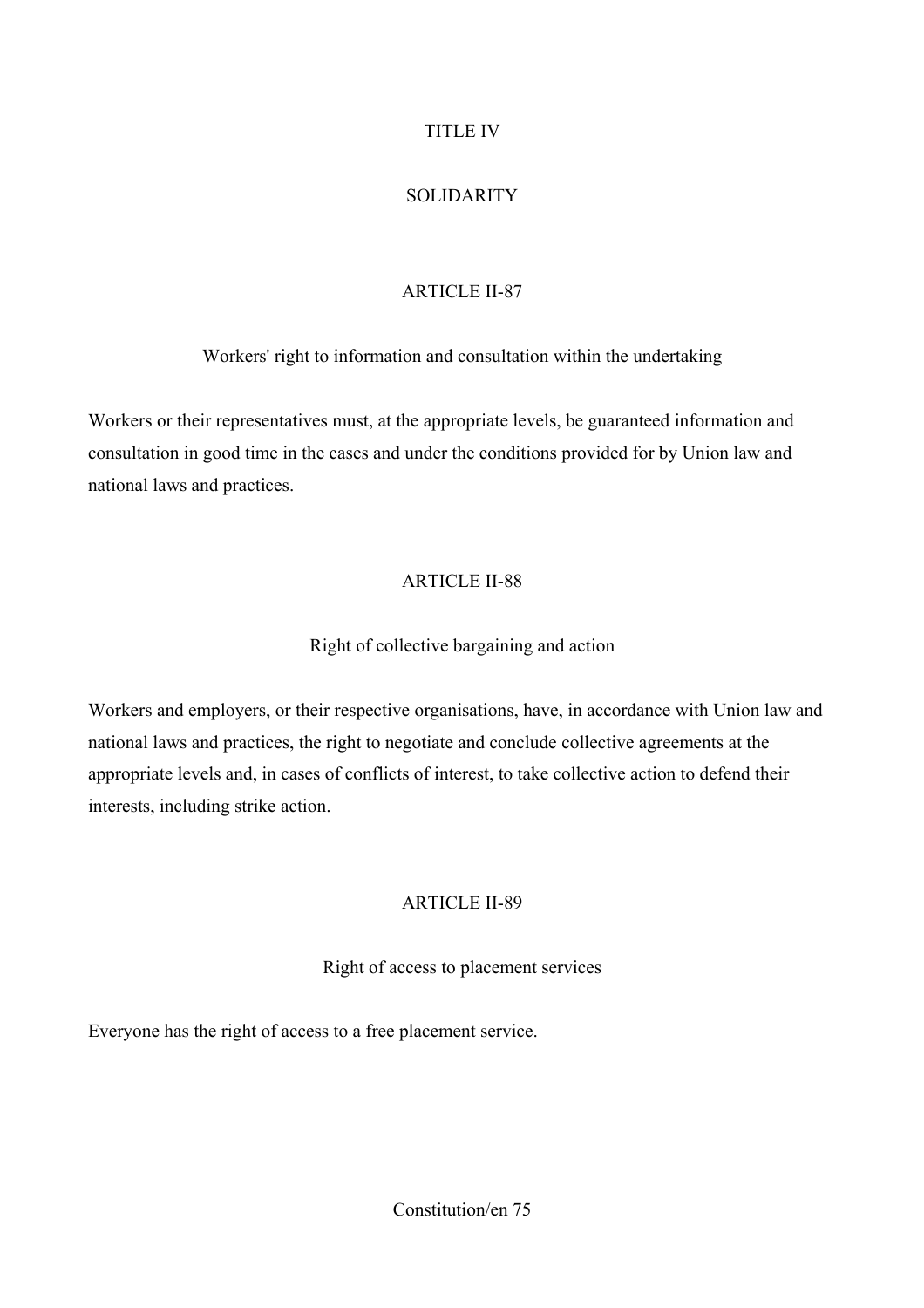# TITLE IV

# SOLIDARITY

## ARTICLE II-87

### Workers' right to information and consultation within the undertaking

Workers or their representatives must, at the appropriate levels, be guaranteed information and consultation in good time in the cases and under the conditions provided for by Union law and national laws and practices.

## ARTICLE II-88

### Right of collective bargaining and action

Workers and employers, or their respective organisations, have, in accordance with Union law and national laws and practices, the right to negotiate and conclude collective agreements at the appropriate levels and, in cases of conflicts of interest, to take collective action to defend their interests, including strike action.

## ARTICLE II-89

### Right of access to placement services

Everyone has the right of access to a free placement service.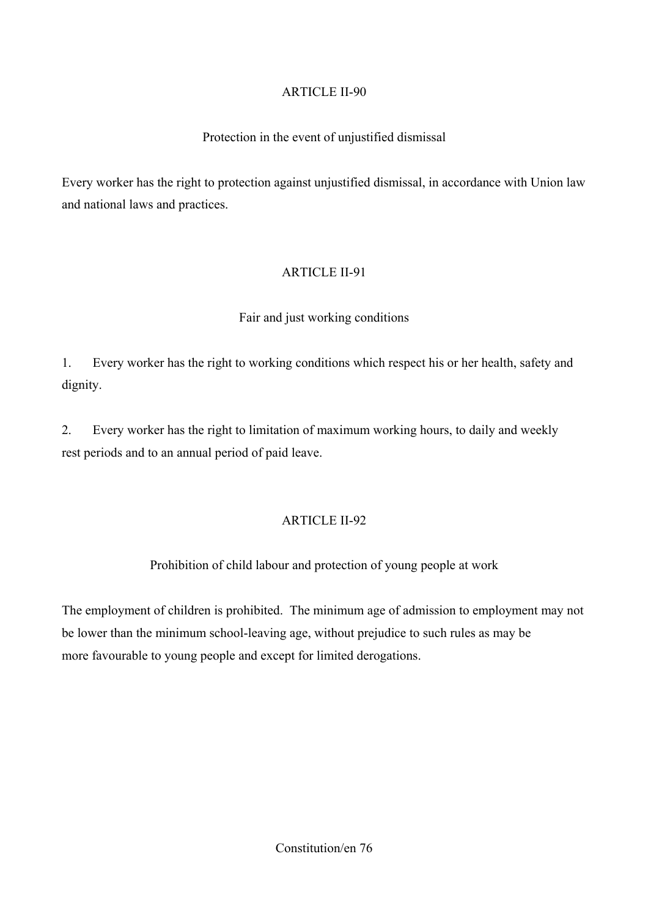## ARTICLE II-90

### Protection in the event of unjustified dismissal

Every worker has the right to protection against unjustified dismissal, in accordance with Union law and national laws and practices.

## ARTICLE II-91

### Fair and just working conditions

1. Every worker has the right to working conditions which respect his or her health, safety and dignity.

2. Every worker has the right to limitation of maximum working hours, to daily and weekly rest periods and to an annual period of paid leave.

## ARTICLE II-92

### Prohibition of child labour and protection of young people at work

The employment of children is prohibited. The minimum age of admission to employment may not be lower than the minimum school-leaving age, without prejudice to such rules as may be more favourable to young people and except for limited derogations.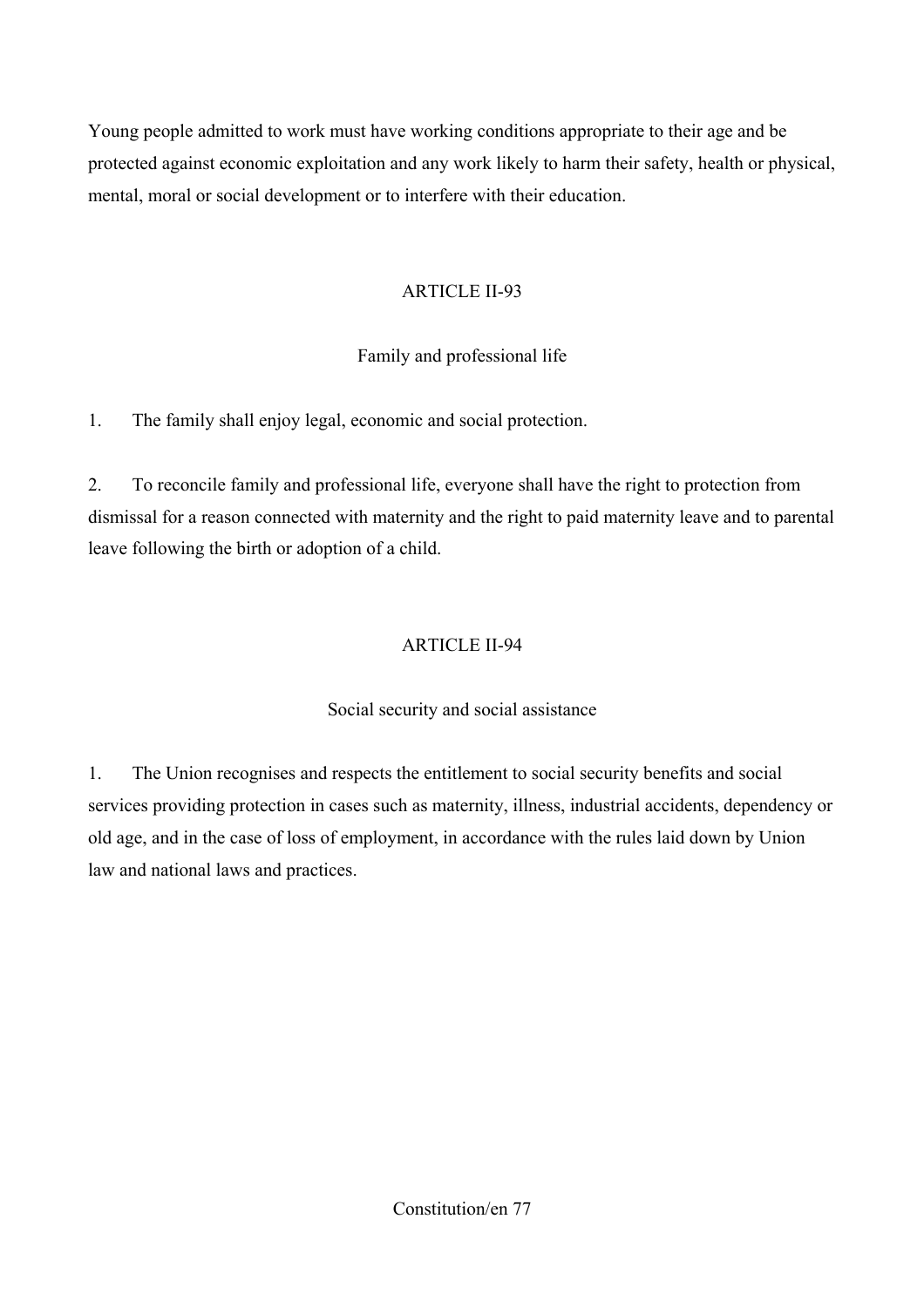Young people admitted to work must have working conditions appropriate to their age and be protected against economic exploitation and any work likely to harm their safety, health or physical, mental, moral or social development or to interfere with their education.

## ARTICLE II-93

### Family and professional life

1. The family shall enjoy legal, economic and social protection.

2. To reconcile family and professional life, everyone shall have the right to protection from dismissal for a reason connected with maternity and the right to paid maternity leave and to parental leave following the birth or adoption of a child.

## ARTICLE II-94

### Social security and social assistance

1. The Union recognises and respects the entitlement to social security benefits and social services providing protection in cases such as maternity, illness, industrial accidents, dependency or old age, and in the case of loss of employment, in accordance with the rules laid down by Union law and national laws and practices.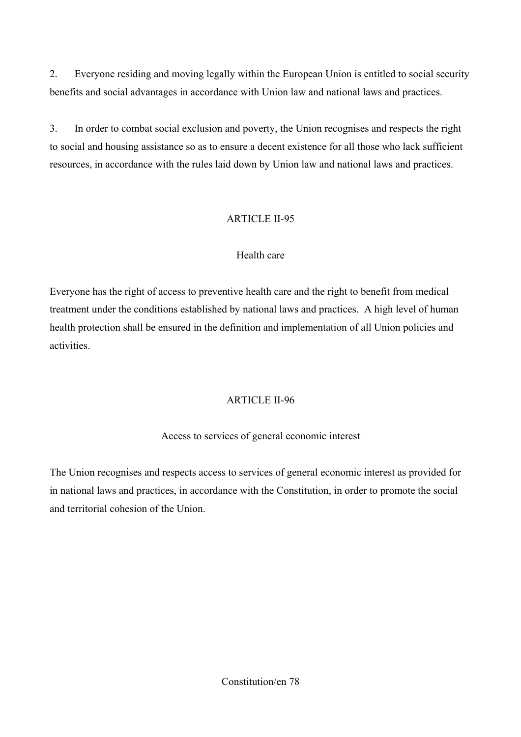2. Everyone residing and moving legally within the European Union is entitled to social security benefits and social advantages in accordance with Union law and national laws and practices.

3. In order to combat social exclusion and poverty, the Union recognises and respects the right to social and housing assistance so as to ensure a decent existence for all those who lack sufficient resources, in accordance with the rules laid down by Union law and national laws and practices.

## ARTICLE II-95

### Health care

Everyone has the right of access to preventive health care and the right to benefit from medical treatment under the conditions established by national laws and practices. A high level of human health protection shall be ensured in the definition and implementation of all Union policies and activities.

## ARTICLE II-96

### Access to services of general economic interest

The Union recognises and respects access to services of general economic interest as provided for in national laws and practices, in accordance with the Constitution, in order to promote the social and territorial cohesion of the Union.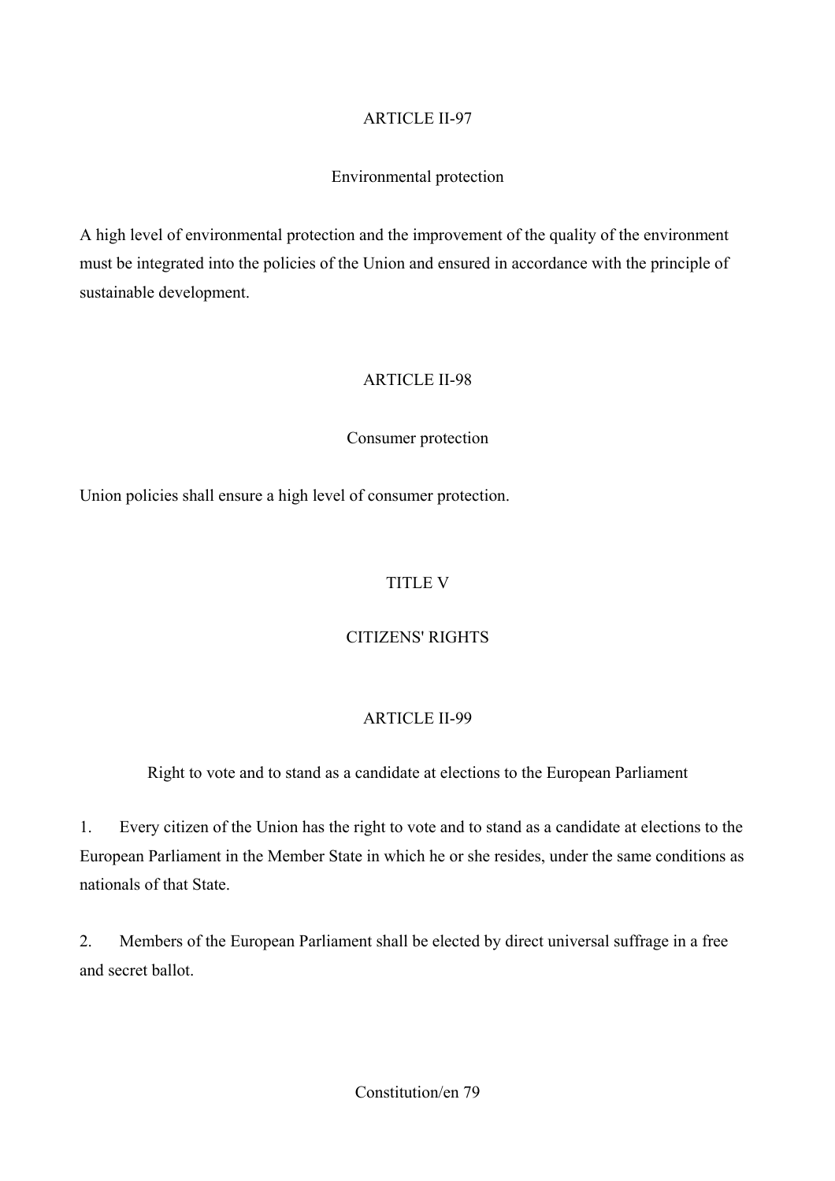### ARTICLE II-97

### Environmental protection

A high level of environmental protection and the improvement of the quality of the environment must be integrated into the policies of the Union and ensured in accordance with the principle of sustainable development.

### ARTICLE II-98

### Consumer protection

Union policies shall ensure a high level of consumer protection.

## TITLE V

## CITIZENS' RIGHTS

### ARTICLE II-99

### Right to vote and to stand as a candidate at elections to the European Parliament

1. Every citizen of the Union has the right to vote and to stand as a candidate at elections to the European Parliament in the Member State in which he or she resides, under the same conditions as nationals of that State.

2. Members of the European Parliament shall be elected by direct universal suffrage in a free and secret ballot.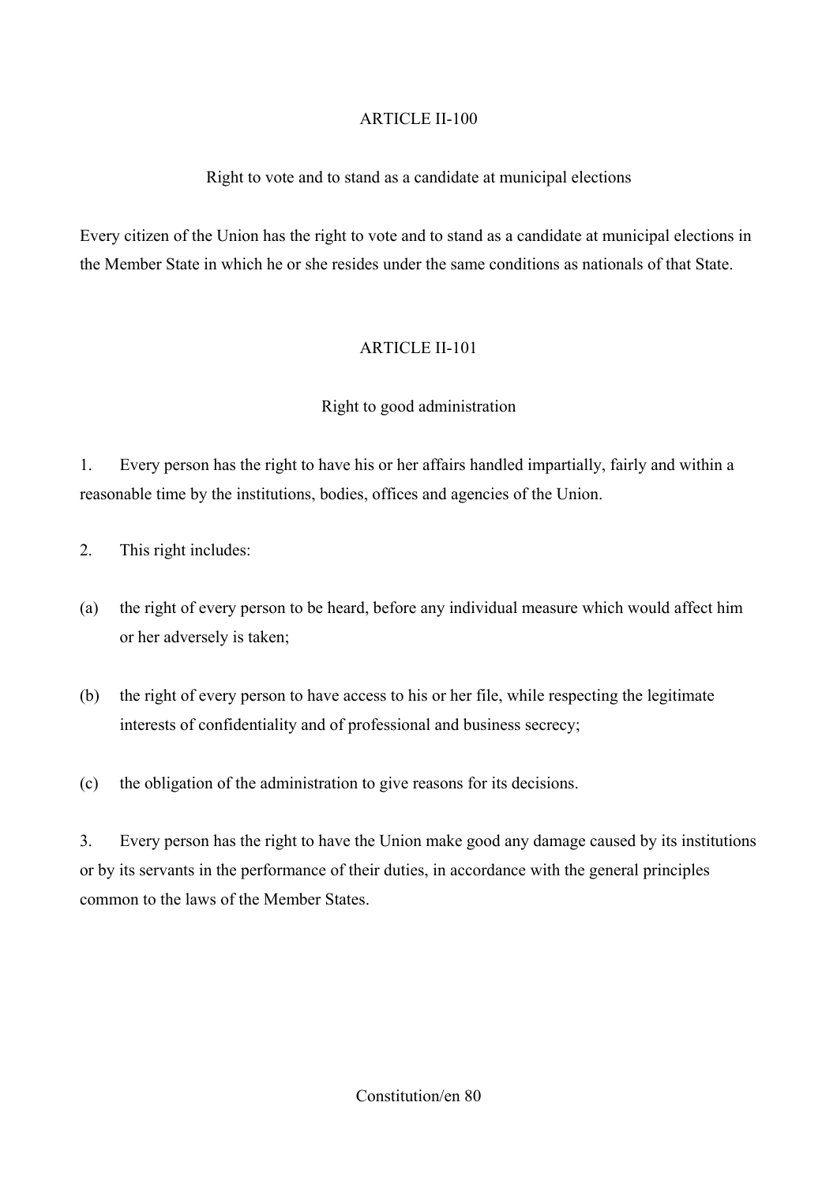## ARTICLE II-100

### Right to vote and to stand as a candidate at municipal elections

Every citizen of the Union has the right to vote and to stand as a candidate at municipal elections in the Member State in which he or she resides under the same conditions as nationals of that State.

## ARTICLE II-101

### Right to good administration

1. Every person has the right to have his or her affairs handled impartially, fairly and within a reasonable time by the institutions, bodies, offices and agencies of the Union.

2. This right includes:

(a) the right of every person to be heard, before any individual measure which would affect him or her adversely is taken;

(b) the right of every person to have access to his or her file, while respecting the legitimate interests of confidentiality and of professional and business secrecy;

(c) the obligation of the administration to give reasons for its decisions.

3. Every person has the right to have the Union make good any damage caused by its institutions or by its servants in the performance of their duties, in accordance with the general principles common to the laws of the Member States.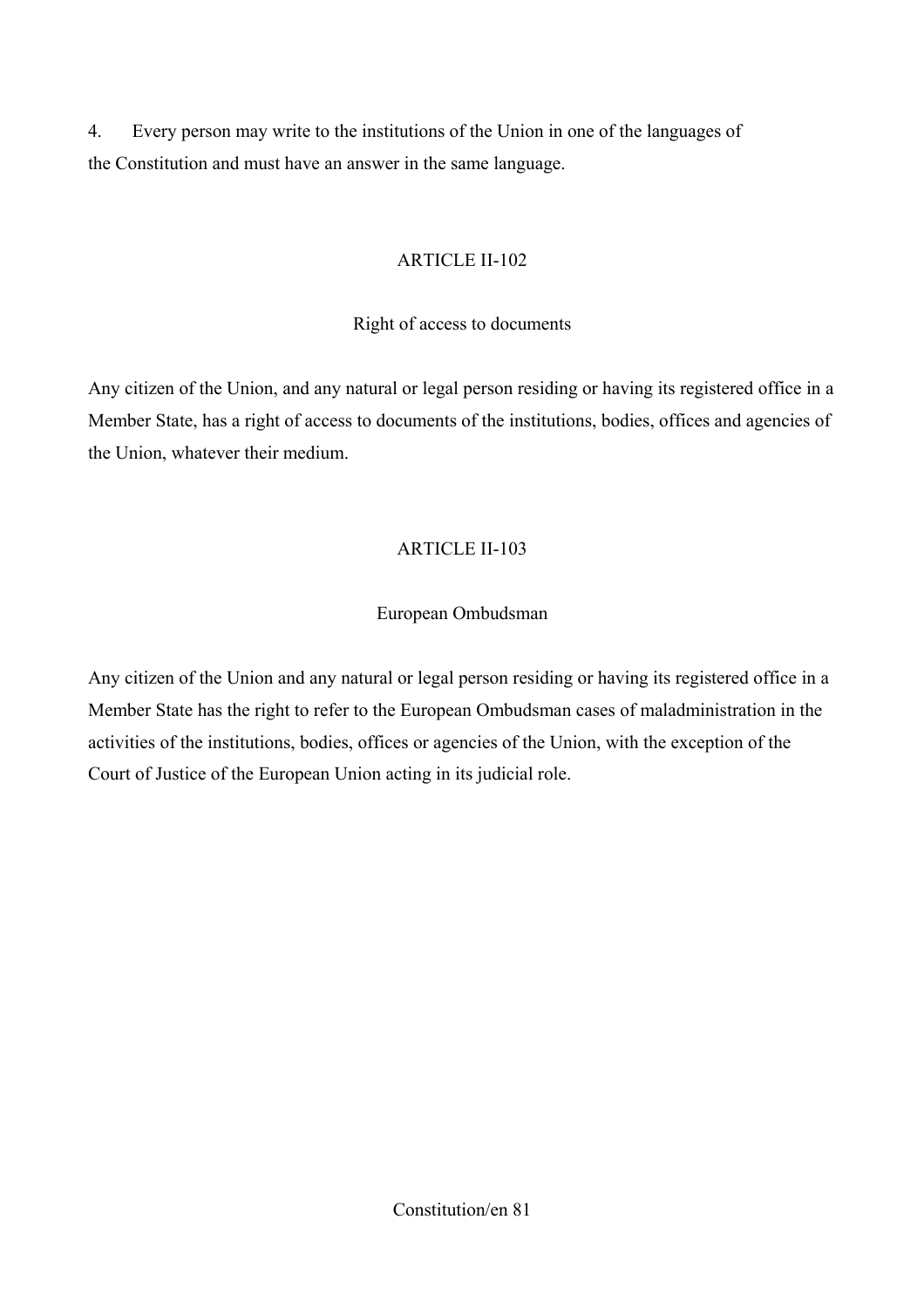4. Every person may write to the institutions of the Union in one of the languages of the Constitution and must have an answer in the same language.

ARTICLE II-102

Right of access to documents

Any citizen of the Union, and any natural or legal person residing or having its registered office in a Member State, has a right of access to documents of the institutions, bodies, offices and agencies of the Union, whatever their medium.

ARTICLE II-103

European Ombudsman

Any citizen of the Union and any natural or legal person residing or having its registered office in a Member State has the right to refer to the European Ombudsman cases of maladministration in the activities of the institutions, bodies, offices or agencies of the Union, with the exception of the Court of Justice of the European Union acting in its judicial role.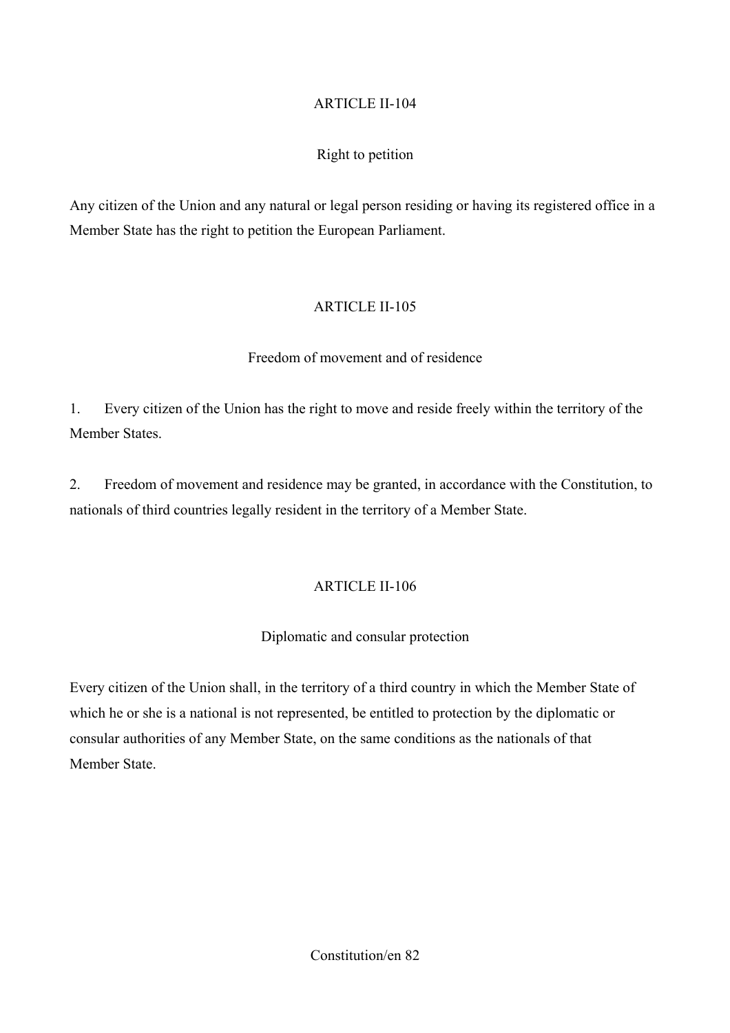## ARTICLE II-104

### Right to petition

Any citizen of the Union and any natural or legal person residing or having its registered office in a Member State has the right to petition the European Parliament.

## ARTICLE II-105

### Freedom of movement and of residence

1. Every citizen of the Union has the right to move and reside freely within the territory of the Member States.

2. Freedom of movement and residence may be granted, in accordance with the Constitution, to nationals of third countries legally resident in the territory of a Member State.

## ARTICLE II-106

### Diplomatic and consular protection

Every citizen of the Union shall, in the territory of a third country in which the Member State of which he or she is a national is not represented, be entitled to protection by the diplomatic or consular authorities of any Member State, on the same conditions as the nationals of that Member State.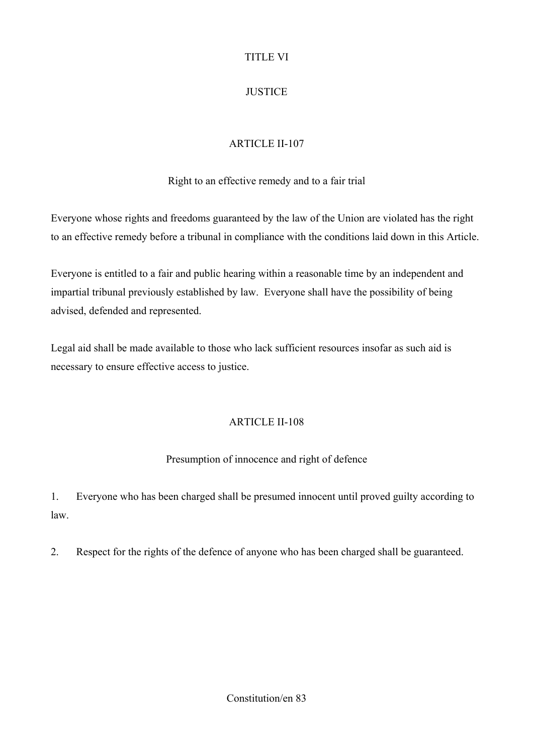# TITLE VI

# JUSTICE

## ARTICLE II-107

### Right to an effective remedy and to a fair trial

Everyone whose rights and freedoms guaranteed by the law of the Union are violated has the right to an effective remedy before a tribunal in compliance with the conditions laid down in this Article.

Everyone is entitled to a fair and public hearing within a reasonable time by an independent and impartial tribunal previously established by law. Everyone shall have the possibility of being advised, defended and represented.

Legal aid shall be made available to those who lack sufficient resources insofar as such aid is necessary to ensure effective access to justice.

## ARTICLE II-108

### Presumption of innocence and right of defence

1. Everyone who has been charged shall be presumed innocent until proved guilty according to law.

2. Respect for the rights of the defence of anyone who has been charged shall be guaranteed.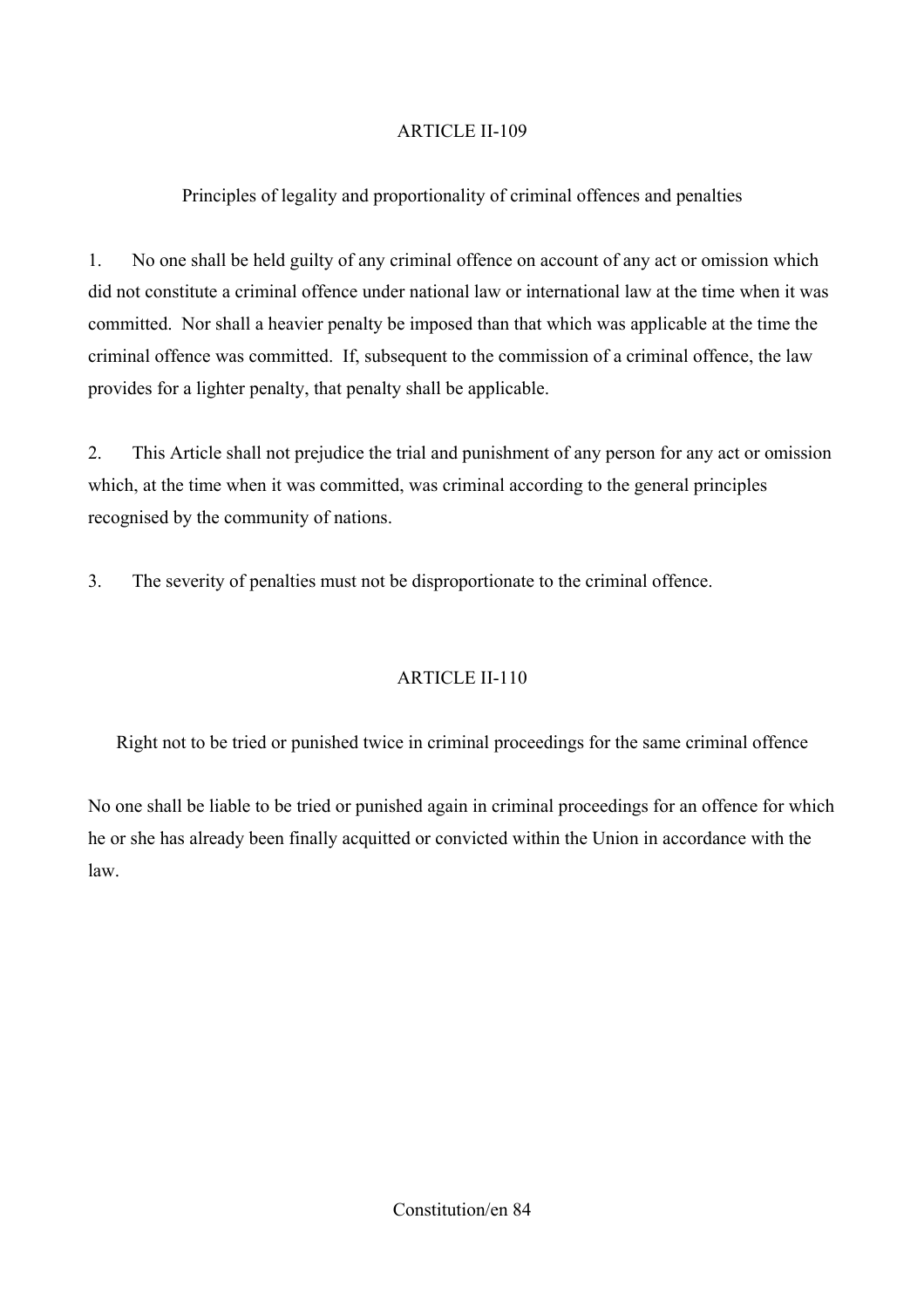## ARTICLE II-109

### Principles of legality and proportionality of criminal offences and penalties

1. No one shall be held guilty of any criminal offence on account of any act or omission which did not constitute a criminal offence under national law or international law at the time when it was committed. Nor shall a heavier penalty be imposed than that which was applicable at the time the criminal offence was committed. If, subsequent to the commission of a criminal offence, the law provides for a lighter penalty, that penalty shall be applicable.

2. This Article shall not prejudice the trial and punishment of any person for any act or omission which, at the time when it was committed, was criminal according to the general principles recognised by the community of nations.

3. The severity of penalties must not be disproportionate to the criminal offence.

## ARTICLE II-110

### Right not to be tried or punished twice in criminal proceedings for the same criminal offence

No one shall be liable to be tried or punished again in criminal proceedings for an offence for which he or she has already been finally acquitted or convicted within the Union in accordance with the law.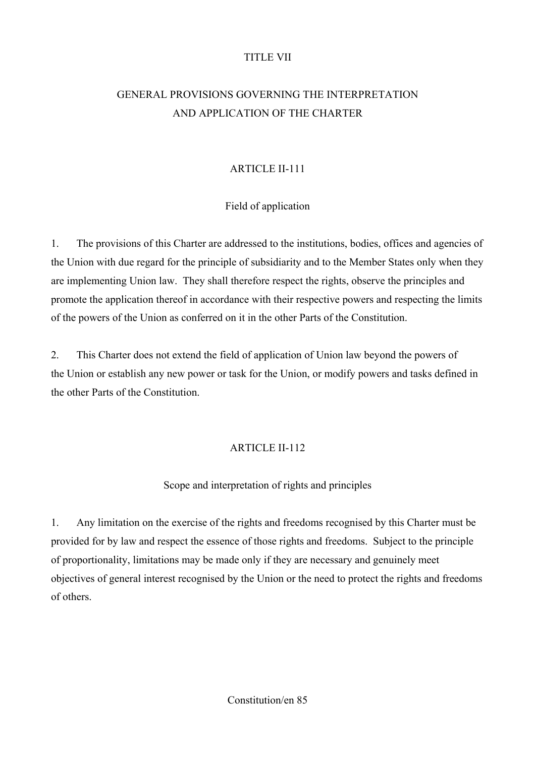# TITLE VII

## GENERAL PROVISIONS GOVERNING THE INTERPRETATION AND APPLICATION OF THE CHARTER

### ARTICLE II-111

#### Field of application

1. The provisions of this Charter are addressed to the institutions, bodies, offices and agencies of the Union with due regard for the principle of subsidiarity and to the Member States only when they are implementing Union law. They shall therefore respect the rights, observe the principles and promote the application thereof in accordance with their respective powers and respecting the limits of the powers of the Union as conferred on it in the other Parts of the Constitution.

2. This Charter does not extend the field of application of Union law beyond the powers of the Union or establish any new power or task for the Union, or modify powers and tasks defined in the other Parts of the Constitution.

### ARTICLE II-112

#### Scope and interpretation of rights and principles

1. Any limitation on the exercise of the rights and freedoms recognised by this Charter must be provided for by law and respect the essence of those rights and freedoms. Subject to the principle of proportionality, limitations may be made only if they are necessary and genuinely meet objectives of general interest recognised by the Union or the need to protect the rights and freedoms of others.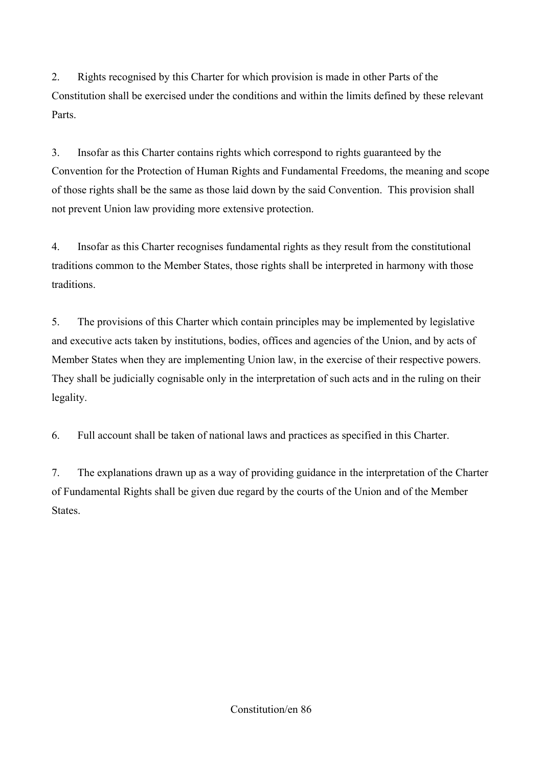2. Rights recognised by this Charter for which provision is made in other Parts of the Constitution shall be exercised under the conditions and within the limits defined by these relevant Parts.

3. Insofar as this Charter contains rights which correspond to rights guaranteed by the Convention for the Protection of Human Rights and Fundamental Freedoms, the meaning and scope of those rights shall be the same as those laid down by the said Convention. This provision shall not prevent Union law providing more extensive protection.

4. Insofar as this Charter recognises fundamental rights as they result from the constitutional traditions common to the Member States, those rights shall be interpreted in harmony with those traditions.

5. The provisions of this Charter which contain principles may be implemented by legislative and executive acts taken by institutions, bodies, offices and agencies of the Union, and by acts of Member States when they are implementing Union law, in the exercise of their respective powers. They shall be judicially cognisable only in the interpretation of such acts and in the ruling on their legality.

6. Full account shall be taken of national laws and practices as specified in this Charter.

7. The explanations drawn up as a way of providing guidance in the interpretation of the Charter of Fundamental Rights shall be given due regard by the courts of the Union and of the Member States.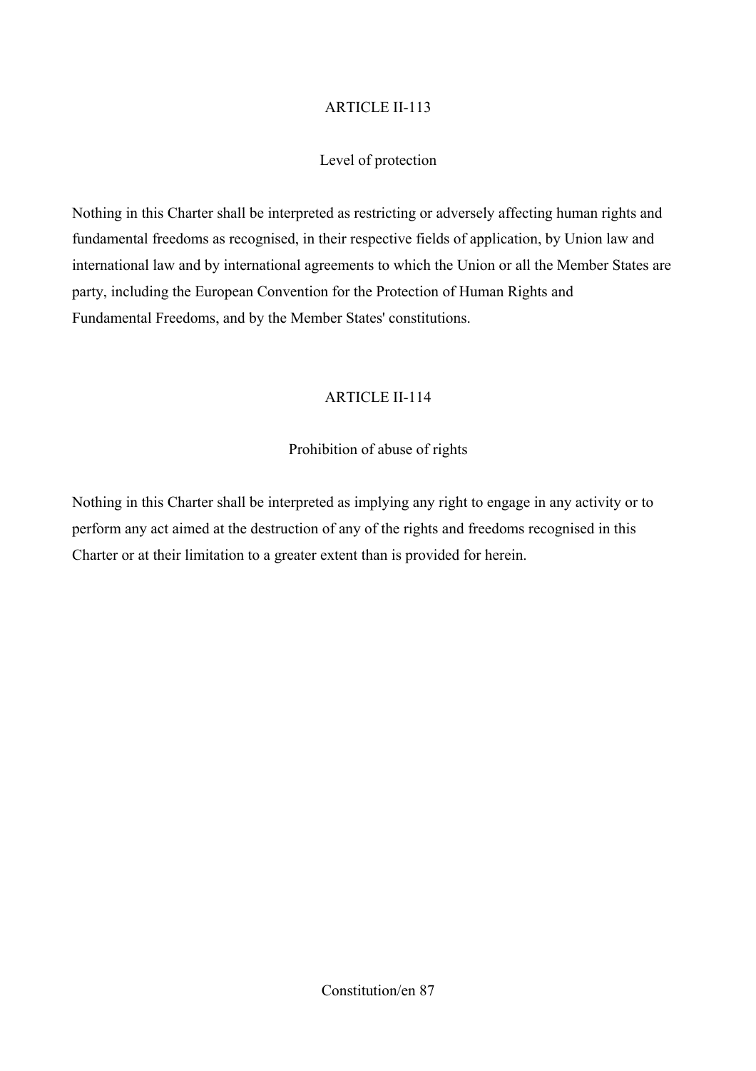## ARTICLE II-113

### Level of protection

Nothing in this Charter shall be interpreted as restricting or adversely affecting human rights and fundamental freedoms as recognised, in their respective fields of application, by Union law and international law and by international agreements to which the Union or all the Member States are party, including the European Convention for the Protection of Human Rights and Fundamental Freedoms, and by the Member States' constitutions.

## ARTICLE II-114

### Prohibition of abuse of rights

Nothing in this Charter shall be interpreted as implying any right to engage in any activity or to perform any act aimed at the destruction of any of the rights and freedoms recognised in this Charter or at their limitation to a greater extent than is provided for herein.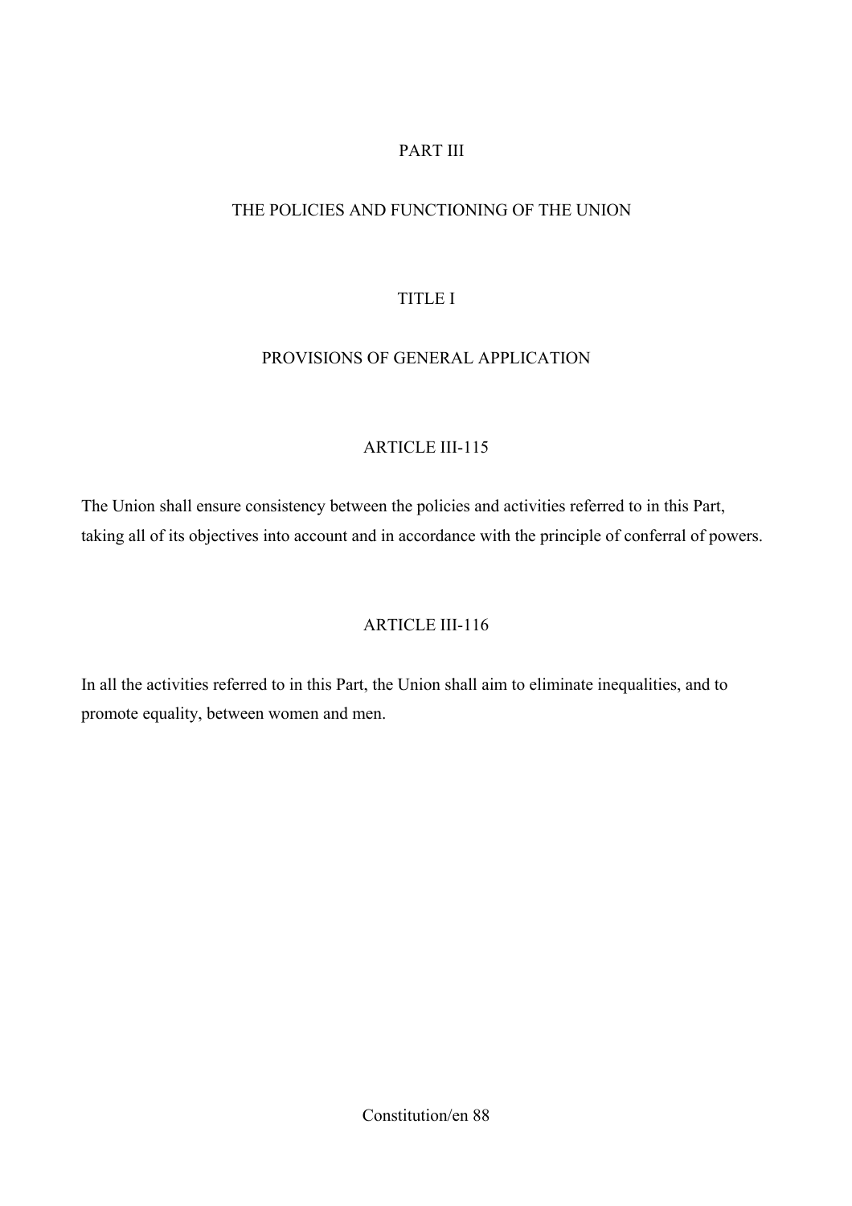# PART III

# THE POLICIES AND FUNCTIONING OF THE UNION

## TITLE I

## PROVISIONS OF GENERAL APPLICATION

### ARTICLE III-115

The Union shall ensure consistency between the policies and activities referred to in this Part, taking all of its objectives into account and in accordance with the principle of conferral of powers.

### ARTICLE III-116

In all the activities referred to in this Part, the Union shall aim to eliminate inequalities, and to promote equality, between women and men.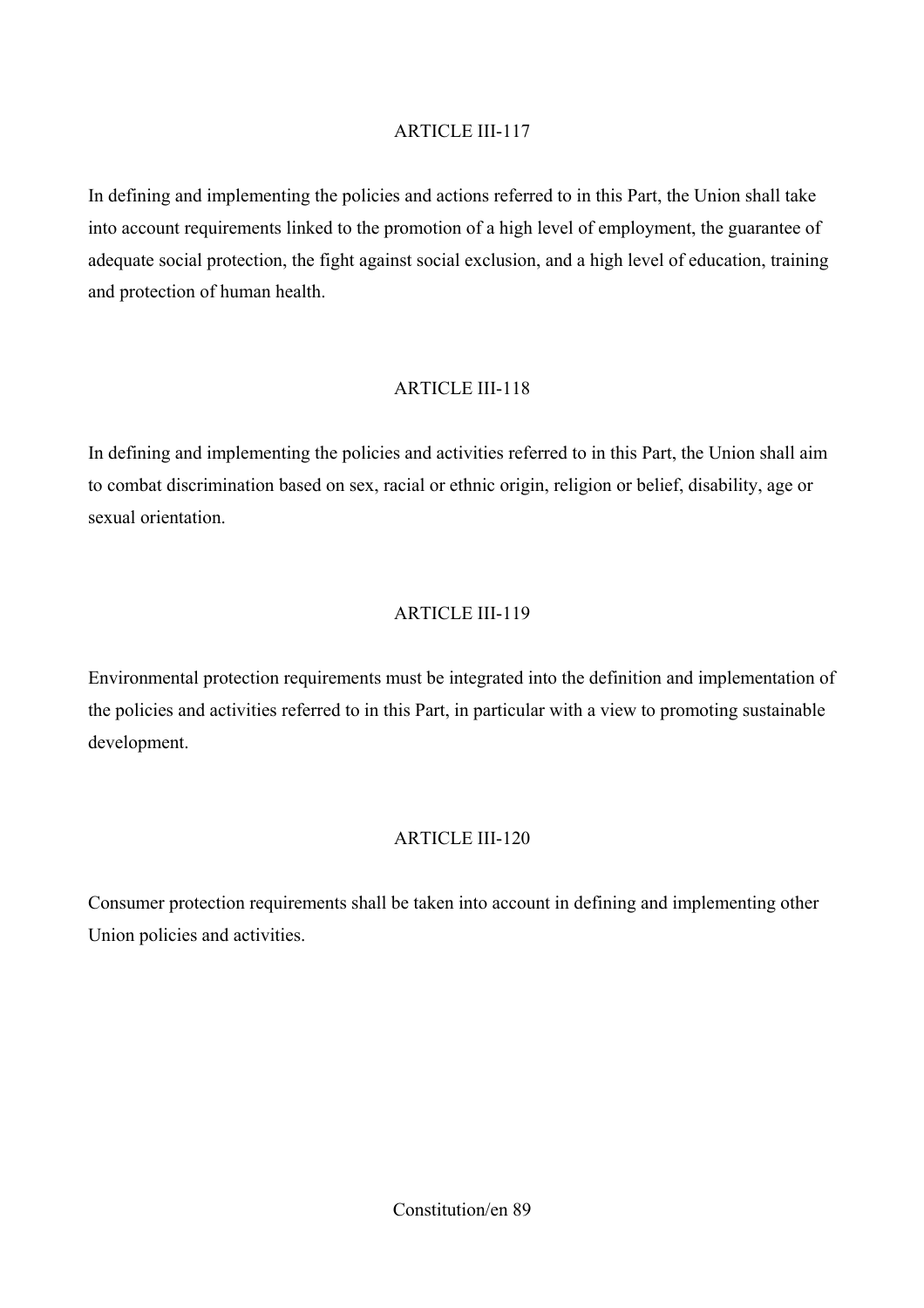ARTICLE III-117

In defining and implementing the policies and actions referred to in this Part, the Union shall take into account requirements linked to the promotion of a high level of employment, the guarantee of adequate social protection, the fight against social exclusion, and a high level of education, training and protection of human health.

ARTICLE III-118

In defining and implementing the policies and activities referred to in this Part, the Union shall aim to combat discrimination based on sex, racial or ethnic origin, religion or belief, disability, age or sexual orientation.

ARTICLE III-119

Environmental protection requirements must be integrated into the definition and implementation of the policies and activities referred to in this Part, in particular with a view to promoting sustainable development.

ARTICLE III-120

Consumer protection requirements shall be taken into account in defining and implementing other Union policies and activities.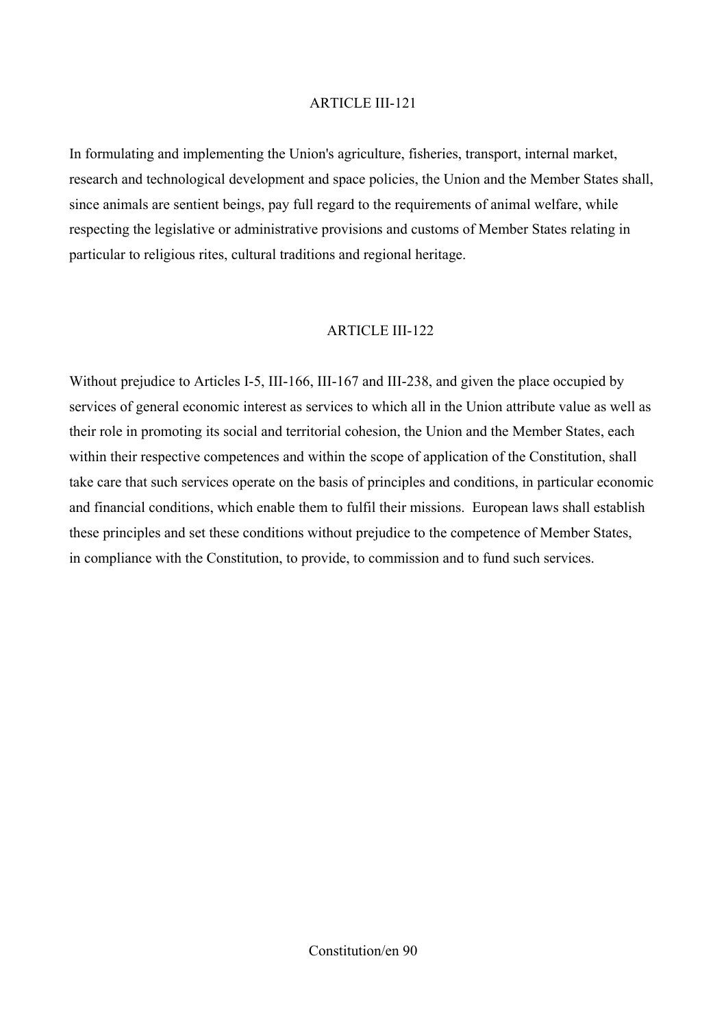## ARTICLE III-121

In formulating and implementing the Union's agriculture, fisheries, transport, internal market, research and technological development and space policies, the Union and the Member States shall, since animals are sentient beings, pay full regard to the requirements of animal welfare, while respecting the legislative or administrative provisions and customs of Member States relating in particular to religious rites, cultural traditions and regional heritage.

## ARTICLE III-122

Without prejudice to Articles I-5, III-166, III-167 and III-238, and given the place occupied by services of general economic interest as services to which all in the Union attribute value as well as their role in promoting its social and territorial cohesion, the Union and the Member States, each within their respective competences and within the scope of application of the Constitution, shall take care that such services operate on the basis of principles and conditions, in particular economic and financial conditions, which enable them to fulfil their missions. European laws shall establish these principles and set these conditions without prejudice to the competence of Member States, in compliance with the Constitution, to provide, to commission and to fund such services.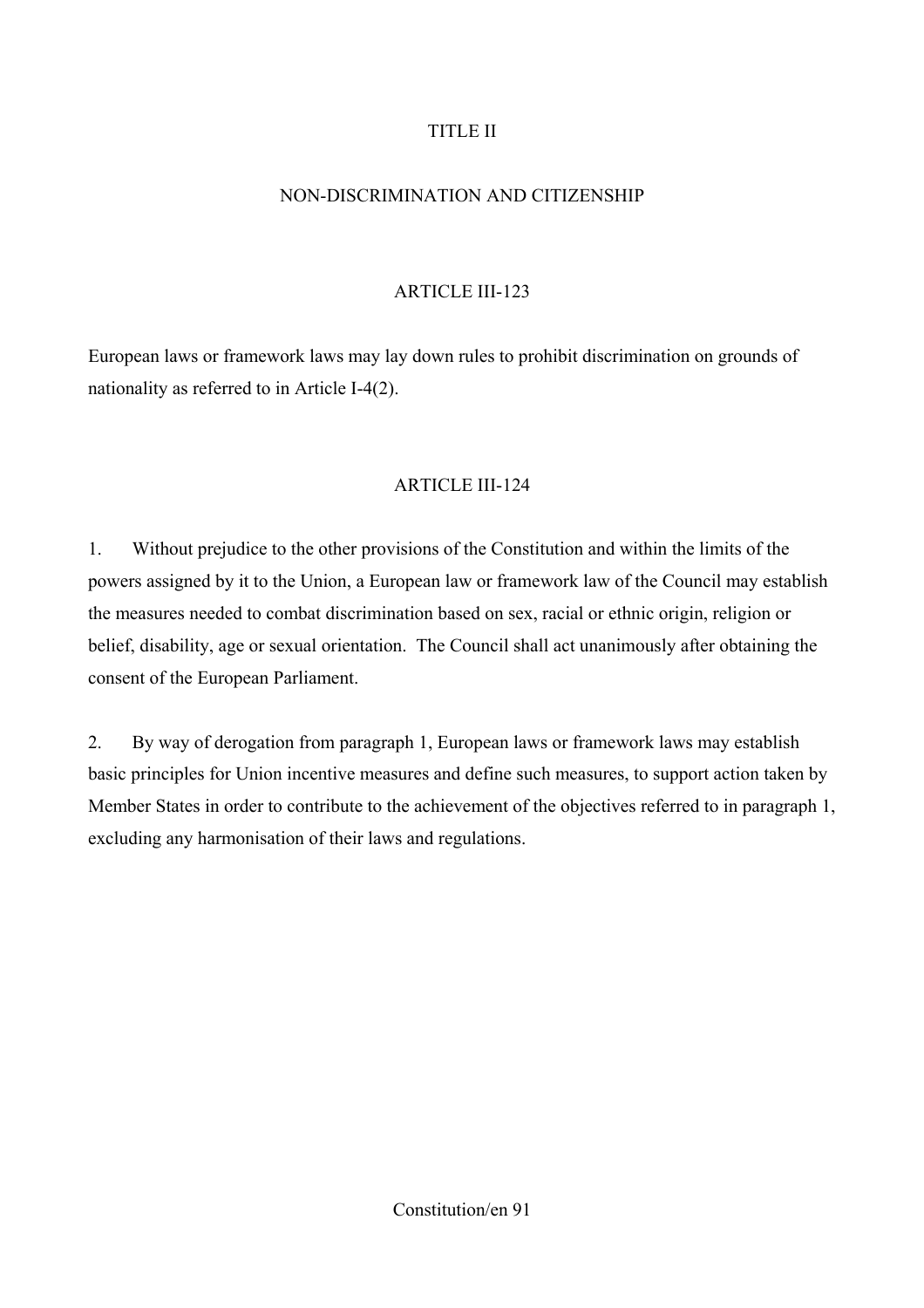## TITLE II

## NON-DISCRIMINATION AND CITIZENSHIP

### ARTICLE III-123

European laws or framework laws may lay down rules to prohibit discrimination on grounds of nationality as referred to in Article I-4(2).

### ARTICLE III-124

1. Without prejudice to the other provisions of the Constitution and within the limits of the powers assigned by it to the Union, a European law or framework law of the Council may establish the measures needed to combat discrimination based on sex, racial or ethnic origin, religion or belief, disability, age or sexual orientation. The Council shall act unanimously after obtaining the consent of the European Parliament.

2. By way of derogation from paragraph 1, European laws or framework laws may establish basic principles for Union incentive measures and define such measures, to support action taken by Member States in order to contribute to the achievement of the objectives referred to in paragraph 1, excluding any harmonisation of their laws and regulations.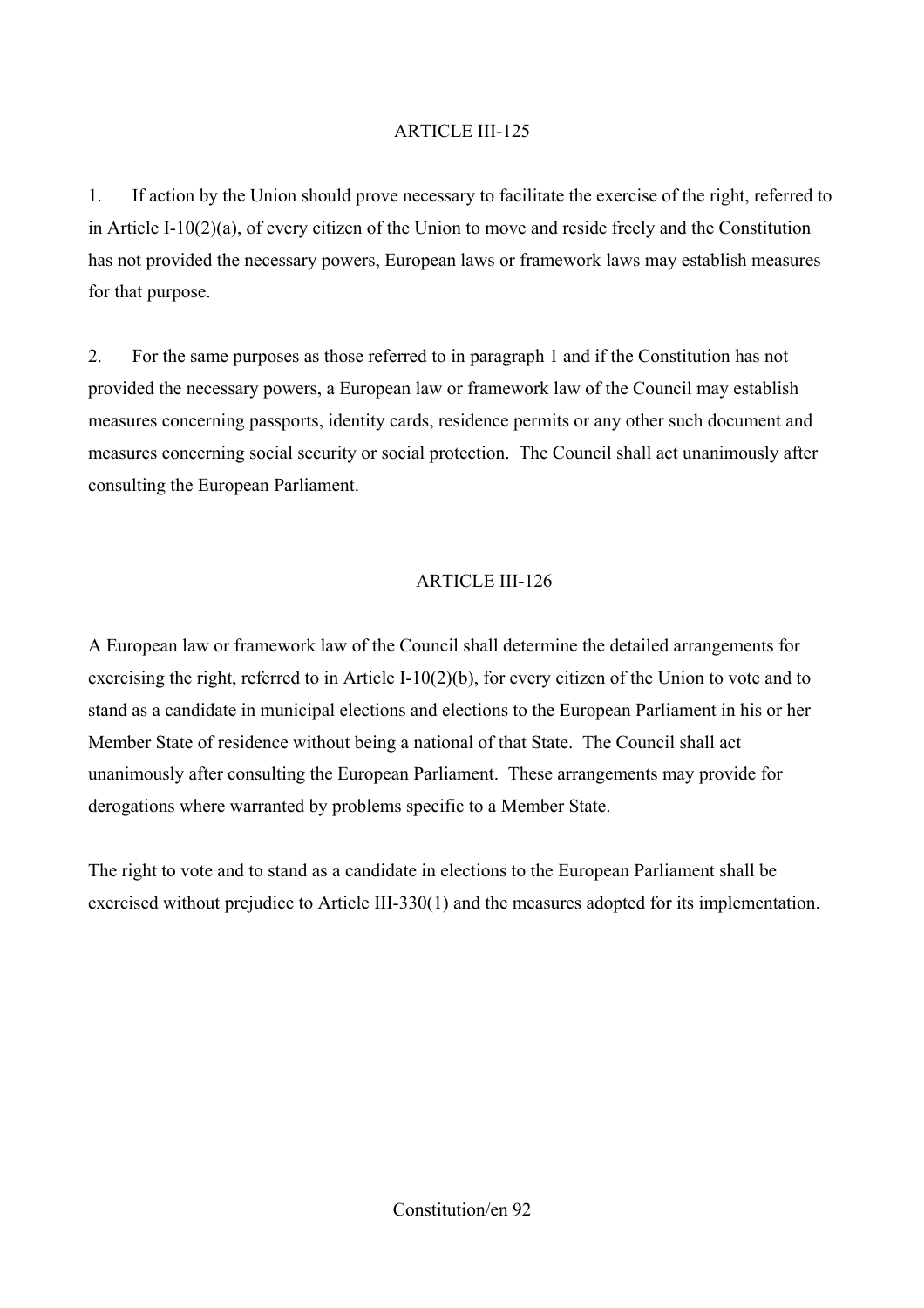### ARTICLE III-125

1. If action by the Union should prove necessary to facilitate the exercise of the right, referred to in Article I-10(2)(a), of every citizen of the Union to move and reside freely and the Constitution has not provided the necessary powers, European laws or framework laws may establish measures for that purpose.

2. For the same purposes as those referred to in paragraph 1 and if the Constitution has not provided the necessary powers, a European law or framework law of the Council may establish measures concerning passports, identity cards, residence permits or any other such document and measures concerning social security or social protection. The Council shall act unanimously after consulting the European Parliament.

### ARTICLE III-126

A European law or framework law of the Council shall determine the detailed arrangements for exercising the right, referred to in Article I-10(2)(b), for every citizen of the Union to vote and to stand as a candidate in municipal elections and elections to the European Parliament in his or her Member State of residence without being a national of that State. The Council shall act unanimously after consulting the European Parliament. These arrangements may provide for derogations where warranted by problems specific to a Member State.

The right to vote and to stand as a candidate in elections to the European Parliament shall be exercised without prejudice to Article III-330(1) and the measures adopted for its implementation.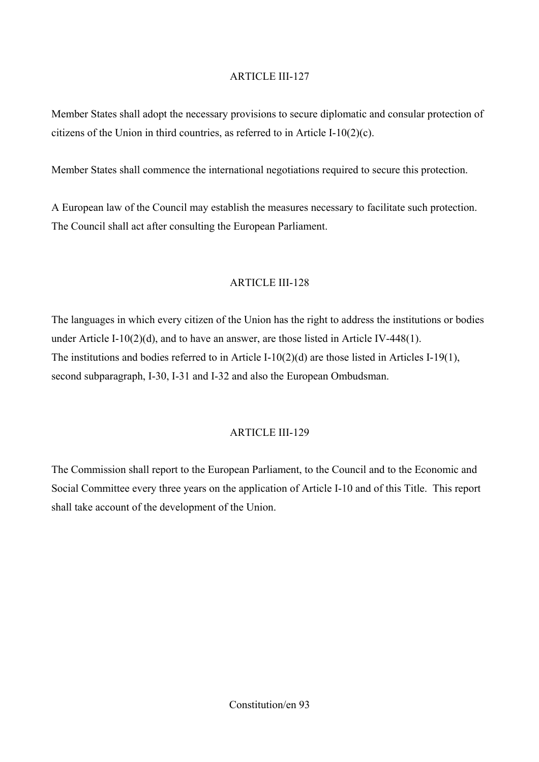## ARTICLE III-127

Member States shall adopt the necessary provisions to secure diplomatic and consular protection of citizens of the Union in third countries, as referred to in Article I-10(2)(c).

Member States shall commence the international negotiations required to secure this protection.

A European law of the Council may establish the measures necessary to facilitate such protection. The Council shall act after consulting the European Parliament.

## ARTICLE III-128

The languages in which every citizen of the Union has the right to address the institutions or bodies under Article I-10(2)(d), and to have an answer, are those listed in Article IV-448(1). The institutions and bodies referred to in Article I-10(2)(d) are those listed in Articles I-19(1), second subparagraph, I-30, I-31 and I-32 and also the European Ombudsman.

## ARTICLE III-129

The Commission shall report to the European Parliament, to the Council and to the Economic and Social Committee every three years on the application of Article I-10 and of this Title. This report shall take account of the development of the Union.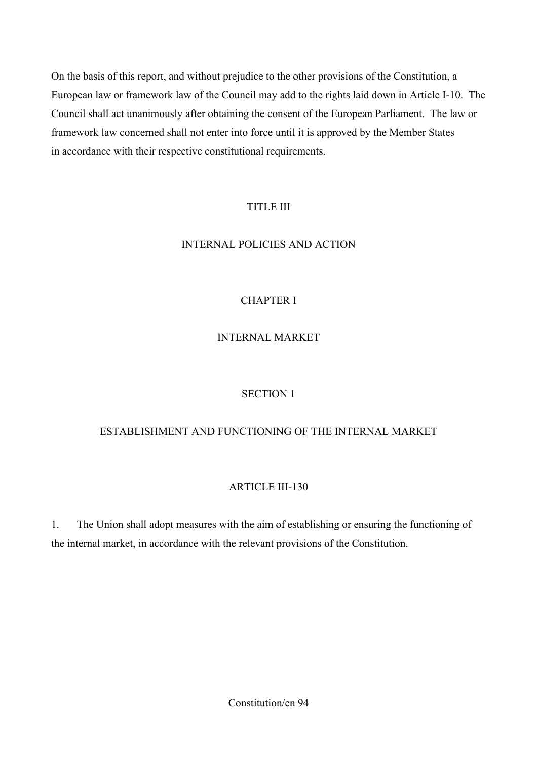On the basis of this report, and without prejudice to the other provisions of the Constitution, a European law or framework law of the Council may add to the rights laid down in Article I-10. The Council shall act unanimously after obtaining the consent of the European Parliament. The law or framework law concerned shall not enter into force until it is approved by the Member States in accordance with their respective constitutional requirements.

# TITLE III

# INTERNAL POLICIES AND ACTION

## CHAPTER I

## INTERNAL MARKET

### SECTION 1

### ESTABLISHMENT AND FUNCTIONING OF THE INTERNAL MARKET

#### ARTICLE III-130

1. The Union shall adopt measures with the aim of establishing or ensuring the functioning of the internal market, in accordance with the relevant provisions of the Constitution.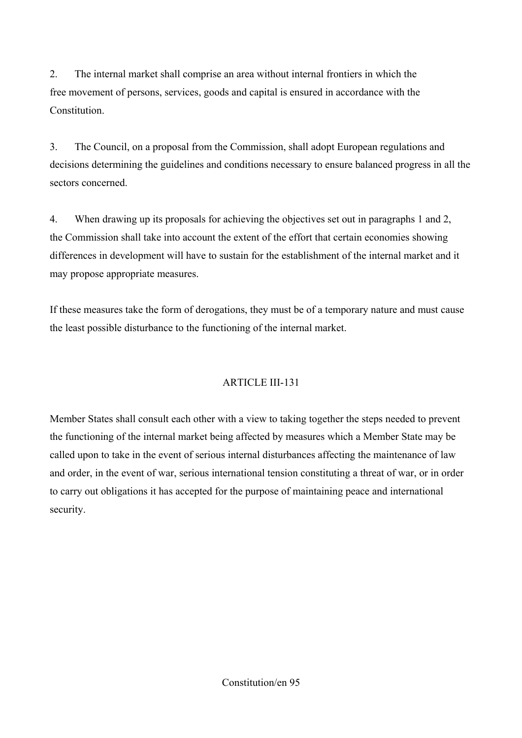2. The internal market shall comprise an area without internal frontiers in which the free movement of persons, services, goods and capital is ensured in accordance with the Constitution.

3. The Council, on a proposal from the Commission, shall adopt European regulations and decisions determining the guidelines and conditions necessary to ensure balanced progress in all the sectors concerned.

4. When drawing up its proposals for achieving the objectives set out in paragraphs 1 and 2, the Commission shall take into account the extent of the effort that certain economies showing differences in development will have to sustain for the establishment of the internal market and it may propose appropriate measures.

If these measures take the form of derogations, they must be of a temporary nature and must cause the least possible disturbance to the functioning of the internal market.

## ARTICLE III-131

Member States shall consult each other with a view to taking together the steps needed to prevent the functioning of the internal market being affected by measures which a Member State may be called upon to take in the event of serious internal disturbances affecting the maintenance of law and order, in the event of war, serious international tension constituting a threat of war, or in order to carry out obligations it has accepted for the purpose of maintaining peace and international security.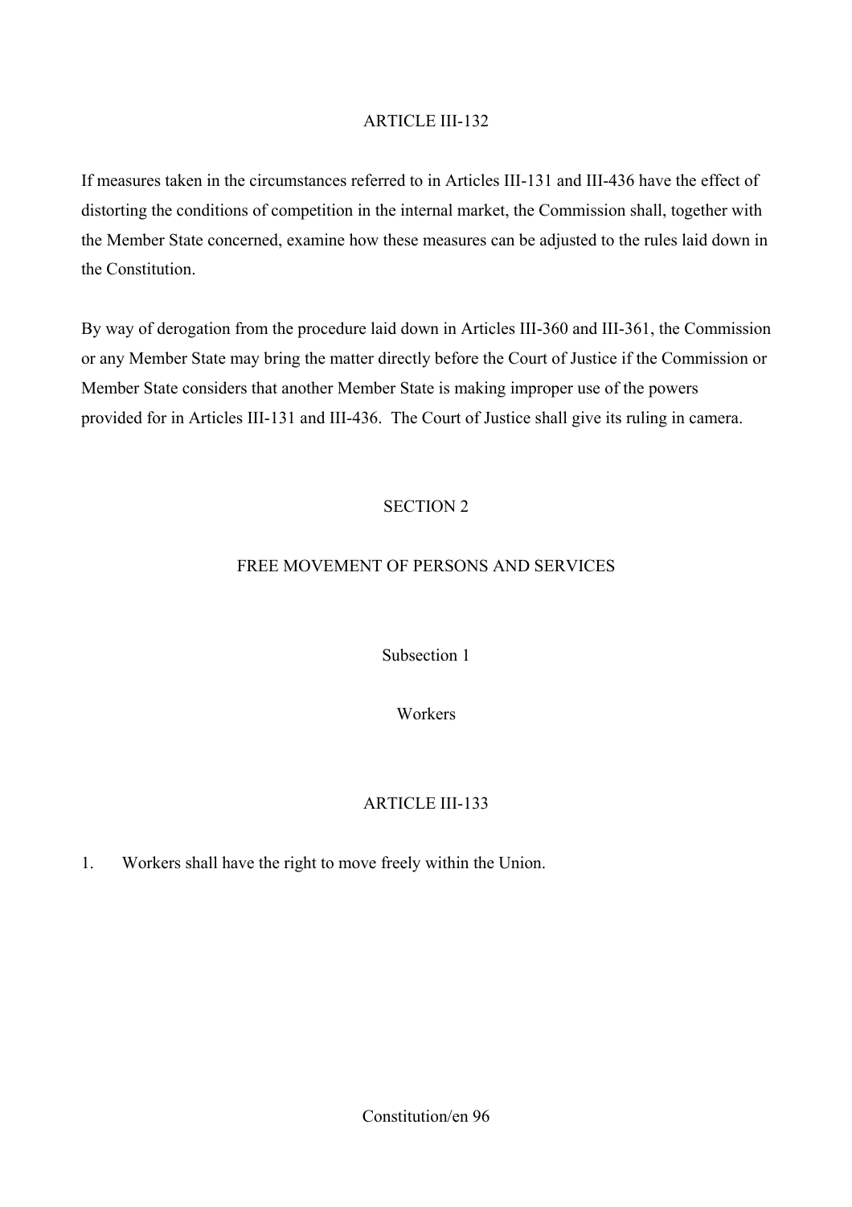## ARTICLE III-132

If measures taken in the circumstances referred to in Articles III-131 and III-436 have the effect of distorting the conditions of competition in the internal market, the Commission shall, together with the Member State concerned, examine how these measures can be adjusted to the rules laid down in the Constitution.

By way of derogation from the procedure laid down in Articles III-360 and III-361, the Commission or any Member State may bring the matter directly before the Court of Justice if the Commission or Member State considers that another Member State is making improper use of the powers provided for in Articles III-131 and III-436. The Court of Justice shall give its ruling in camera.

# SECTION 2

# FREE MOVEMENT OF PERSONS AND SERVICES

### Subsection 1

### Workers

## ARTICLE III-133

1. Workers shall have the right to move freely within the Union.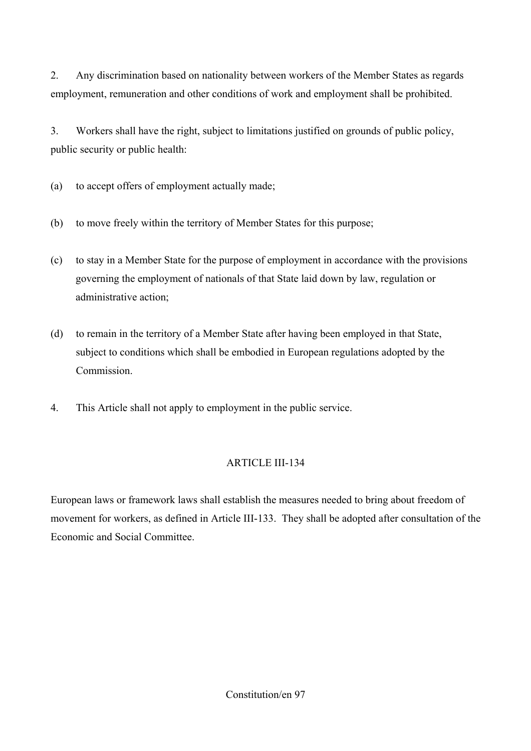2. Any discrimination based on nationality between workers of the Member States as regards employment, remuneration and other conditions of work and employment shall be prohibited.

3. Workers shall have the right, subject to limitations justified on grounds of public policy, public security or public health:

(a) to accept offers of employment actually made;

(b) to move freely within the territory of Member States for this purpose;

(c) to stay in a Member State for the purpose of employment in accordance with the provisions governing the employment of nationals of that State laid down by law, regulation or administrative action;

(d) to remain in the territory of a Member State after having been employed in that State, subject to conditions which shall be embodied in European regulations adopted by the Commission.

4. This Article shall not apply to employment in the public service.

### ARTICLE III-134

European laws or framework laws shall establish the measures needed to bring about freedom of movement for workers, as defined in Article III-133. They shall be adopted after consultation of the Economic and Social Committee.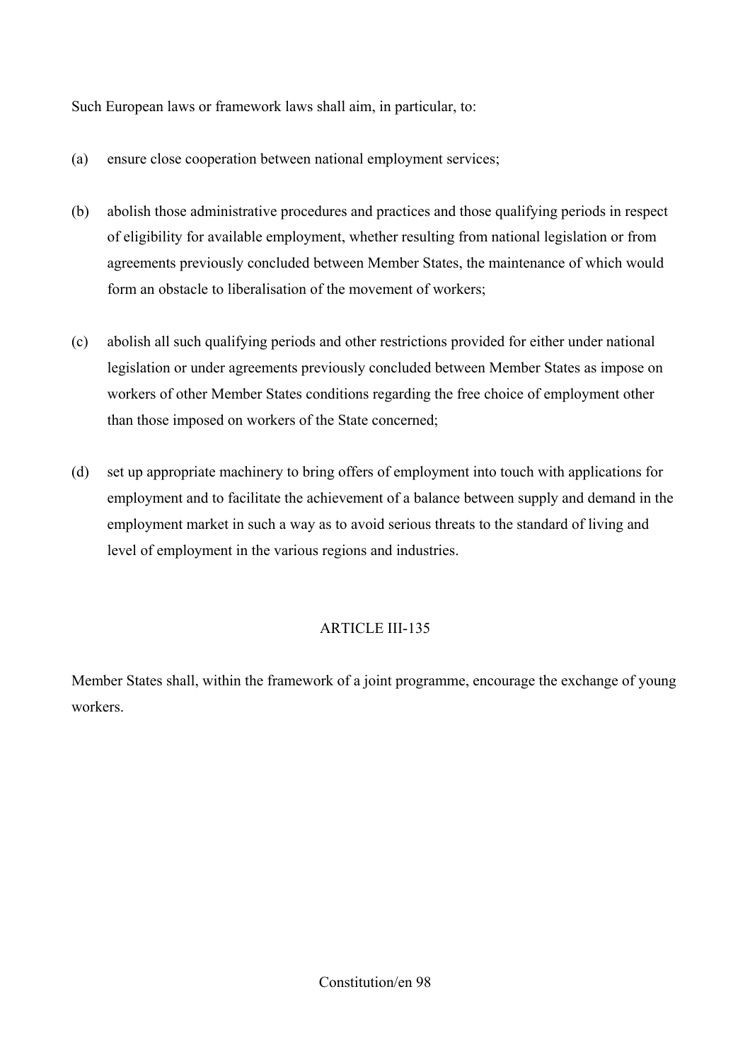Such European laws or framework laws shall aim, in particular, to:

(a) ensure close cooperation between national employment services;

(b) abolish those administrative procedures and practices and those qualifying periods in respect of eligibility for available employment, whether resulting from national legislation or from agreements previously concluded between Member States, the maintenance of which would form an obstacle to liberalisation of the movement of workers;

(c) abolish all such qualifying periods and other restrictions provided for either under national legislation or under agreements previously concluded between Member States as impose on workers of other Member States conditions regarding the free choice of employment other than those imposed on workers of the State concerned;

(d) set up appropriate machinery to bring offers of employment into touch with applications for employment and to facilitate the achievement of a balance between supply and demand in the employment market in such a way as to avoid serious threats to the standard of living and level of employment in the various regions and industries.

## ARTICLE III-135

Member States shall, within the framework of a joint programme, encourage the exchange of young workers.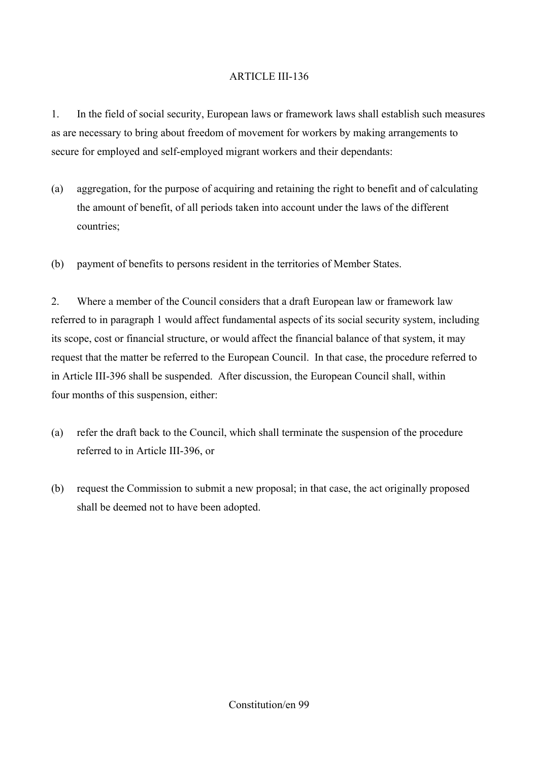## ARTICLE III-136

1. In the field of social security, European laws or framework laws shall establish such measures as are necessary to bring about freedom of movement for workers by making arrangements to secure for employed and self-employed migrant workers and their dependants:

(a) aggregation, for the purpose of acquiring and retaining the right to benefit and of calculating the amount of benefit, of all periods taken into account under the laws of the different countries;

(b) payment of benefits to persons resident in the territories of Member States.

2. Where a member of the Council considers that a draft European law or framework law referred to in paragraph 1 would affect fundamental aspects of its social security system, including its scope, cost or financial structure, or would affect the financial balance of that system, it may request that the matter be referred to the European Council. In that case, the procedure referred to in Article III-396 shall be suspended. After discussion, the European Council shall, within four months of this suspension, either:

(a) refer the draft back to the Council, which shall terminate the suspension of the procedure referred to in Article III-396, or

(b) request the Commission to submit a new proposal; in that case, the act originally proposed shall be deemed not to have been adopted.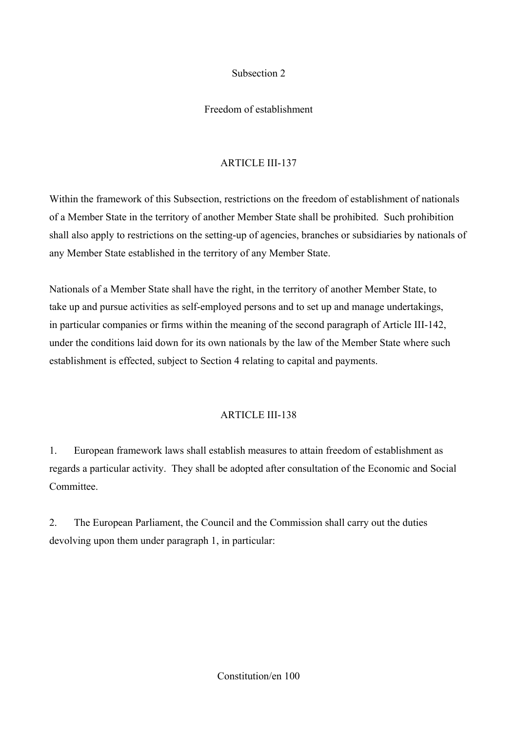## Subsection 2

## Freedom of establishment

### ARTICLE III-137

Within the framework of this Subsection, restrictions on the freedom of establishment of nationals of a Member State in the territory of another Member State shall be prohibited. Such prohibition shall also apply to restrictions on the setting-up of agencies, branches or subsidiaries by nationals of any Member State established in the territory of any Member State.

Nationals of a Member State shall have the right, in the territory of another Member State, to take up and pursue activities as self-employed persons and to set up and manage undertakings, in particular companies or firms within the meaning of the second paragraph of Article III-142, under the conditions laid down for its own nationals by the law of the Member State where such establishment is effected, subject to Section 4 relating to capital and payments.

### ARTICLE III-138

1. European framework laws shall establish measures to attain freedom of establishment as regards a particular activity. They shall be adopted after consultation of the Economic and Social Committee.

2. The European Parliament, the Council and the Commission shall carry out the duties devolving upon them under paragraph 1, in particular: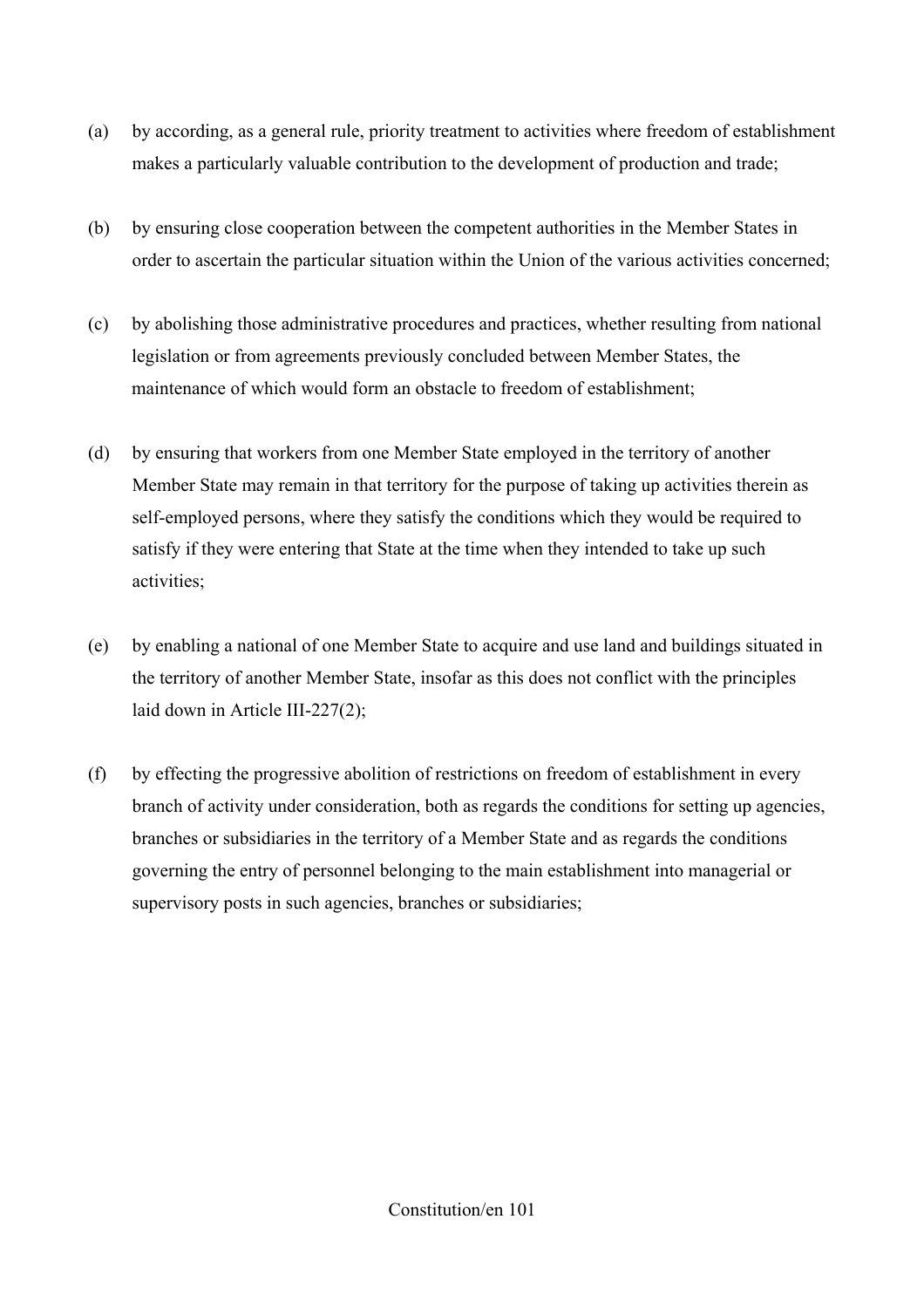(a) by according, as a general rule, priority treatment to activities where freedom of establishment makes a particularly valuable contribution to the development of production and trade;

(b) by ensuring close cooperation between the competent authorities in the Member States in order to ascertain the particular situation within the Union of the various activities concerned;

(c) by abolishing those administrative procedures and practices, whether resulting from national legislation or from agreements previously concluded between Member States, the maintenance of which would form an obstacle to freedom of establishment;

(d) by ensuring that workers from one Member State employed in the territory of another Member State may remain in that territory for the purpose of taking up activities therein as self-employed persons, where they satisfy the conditions which they would be required to satisfy if they were entering that State at the time when they intended to take up such activities;

(e) by enabling a national of one Member State to acquire and use land and buildings situated in the territory of another Member State, insofar as this does not conflict with the principles laid down in Article III-227(2);

(f) by effecting the progressive abolition of restrictions on freedom of establishment in every branch of activity under consideration, both as regards the conditions for setting up agencies, branches or subsidiaries in the territory of a Member State and as regards the conditions governing the entry of personnel belonging to the main establishment into managerial or supervisory posts in such agencies, branches or subsidiaries;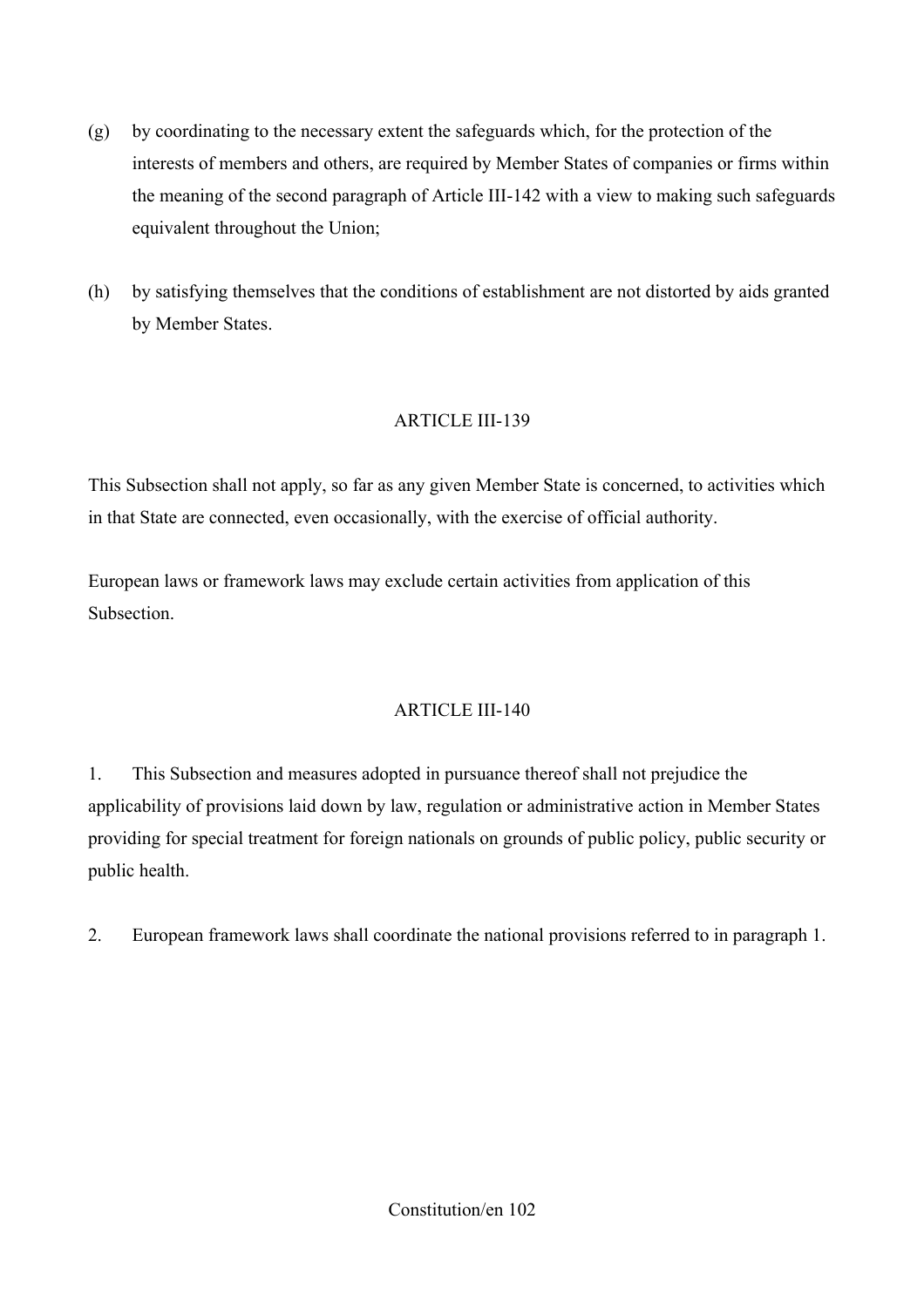(g) by coordinating to the necessary extent the safeguards which, for the protection of the interests of members and others, are required by Member States of companies or firms within the meaning of the second paragraph of Article III-142 with a view to making such safeguards equivalent throughout the Union;

(h) by satisfying themselves that the conditions of establishment are not distorted by aids granted by Member States.

## ARTICLE III-139

This Subsection shall not apply, so far as any given Member State is concerned, to activities which in that State are connected, even occasionally, with the exercise of official authority.

European laws or framework laws may exclude certain activities from application of this Subsection.

## ARTICLE III-140

1. This Subsection and measures adopted in pursuance thereof shall not prejudice the applicability of provisions laid down by law, regulation or administrative action in Member States providing for special treatment for foreign nationals on grounds of public policy, public security or public health.

2. European framework laws shall coordinate the national provisions referred to in paragraph 1.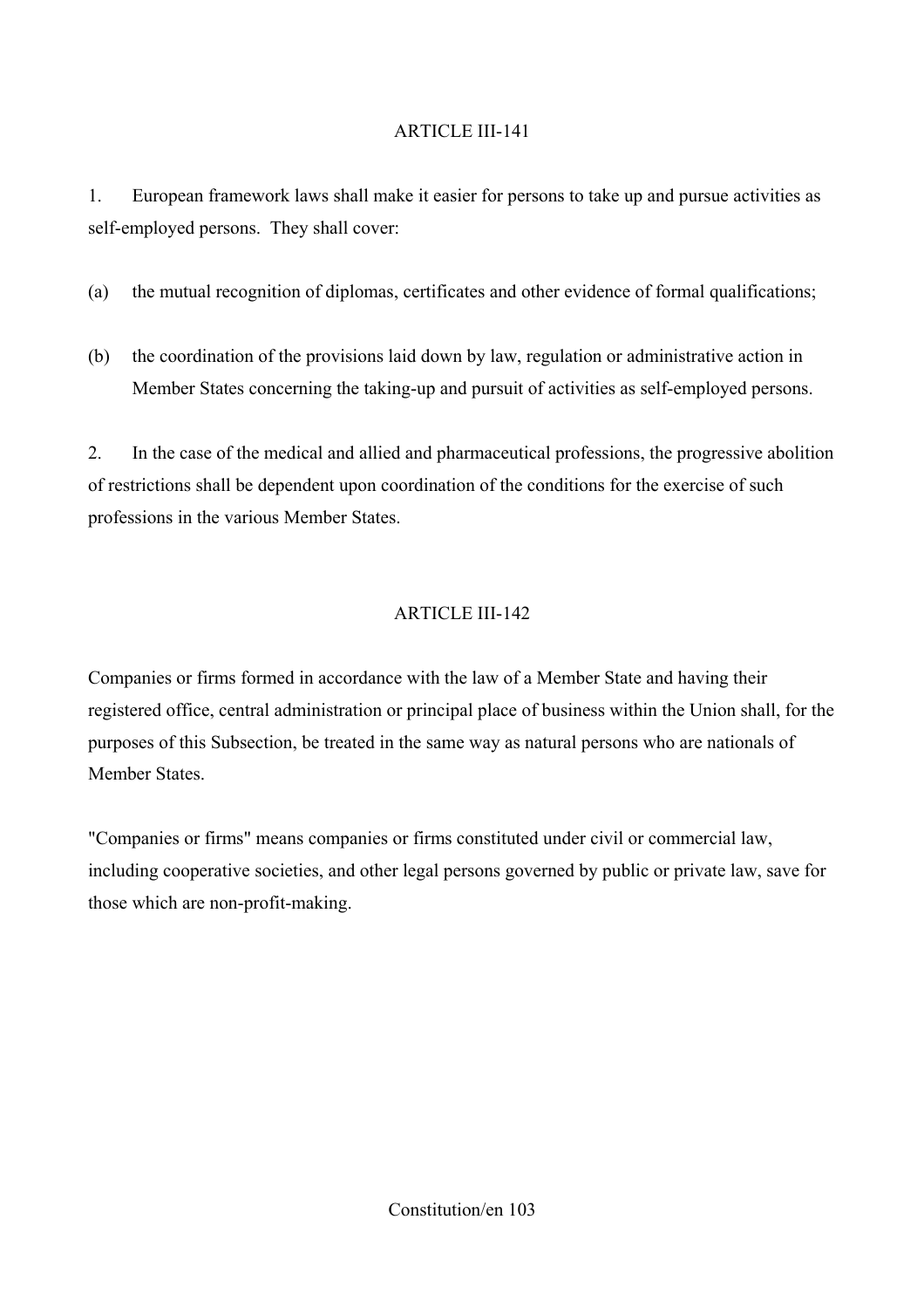## ARTICLE III-141

1. European framework laws shall make it easier for persons to take up and pursue activities as self-employed persons. They shall cover:

(a) the mutual recognition of diplomas, certificates and other evidence of formal qualifications;

(b) the coordination of the provisions laid down by law, regulation or administrative action in Member States concerning the taking-up and pursuit of activities as self-employed persons.

2. In the case of the medical and allied and pharmaceutical professions, the progressive abolition of restrictions shall be dependent upon coordination of the conditions for the exercise of such professions in the various Member States.

## ARTICLE III-142

Companies or firms formed in accordance with the law of a Member State and having their registered office, central administration or principal place of business within the Union shall, for the purposes of this Subsection, be treated in the same way as natural persons who are nationals of Member States.

"Companies or firms" means companies or firms constituted under civil or commercial law, including cooperative societies, and other legal persons governed by public or private law, save for those which are non-profit-making.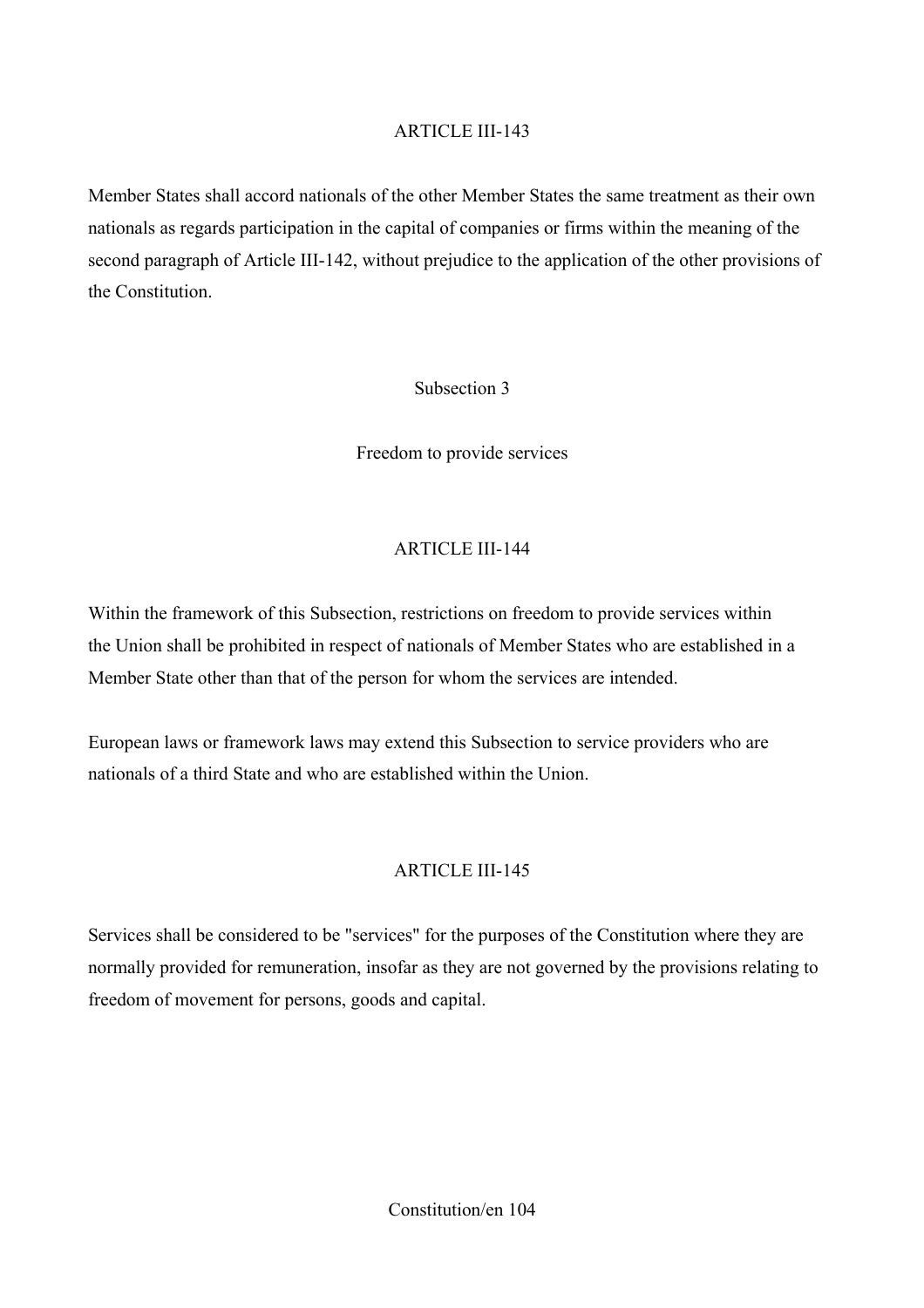ARTICLE III-143

Member States shall accord nationals of the other Member States the same treatment as their own nationals as regards participation in the capital of companies or firms within the meaning of the second paragraph of Article III-142, without prejudice to the application of the other provisions of the Constitution.

Subsection 3

Freedom to provide services

ARTICLE III-144

Within the framework of this Subsection, restrictions on freedom to provide services within the Union shall be prohibited in respect of nationals of Member States who are established in a Member State other than that of the person for whom the services are intended.

European laws or framework laws may extend this Subsection to service providers who are nationals of a third State and who are established within the Union.

ARTICLE III-145

Services shall be considered to be "services" for the purposes of the Constitution where they are normally provided for remuneration, insofar as they are not governed by the provisions relating to freedom of movement for persons, goods and capital.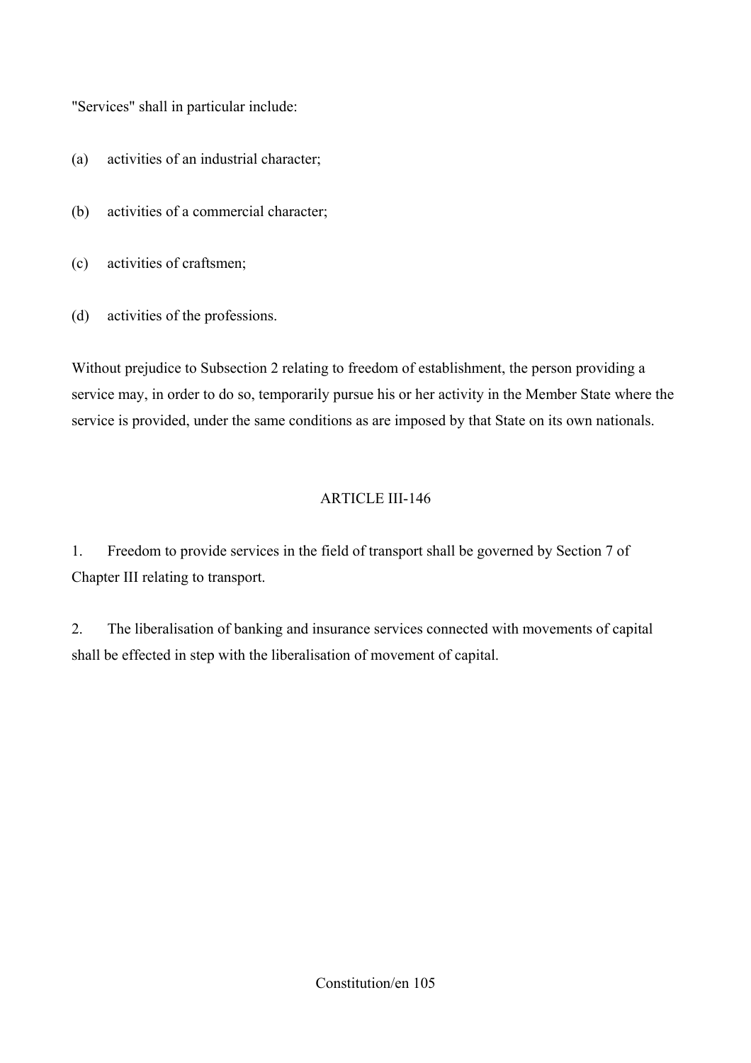"Services" shall in particular include:

(a) activities of an industrial character;

(b) activities of a commercial character;

(c) activities of craftsmen;

(d) activities of the professions.

Without prejudice to Subsection 2 relating to freedom of establishment, the person providing a service may, in order to do so, temporarily pursue his or her activity in the Member State where the service is provided, under the same conditions as are imposed by that State on its own nationals.

### ARTICLE III-146

1. Freedom to provide services in the field of transport shall be governed by Section 7 of Chapter III relating to transport.

2. The liberalisation of banking and insurance services connected with movements of capital shall be effected in step with the liberalisation of movement of capital.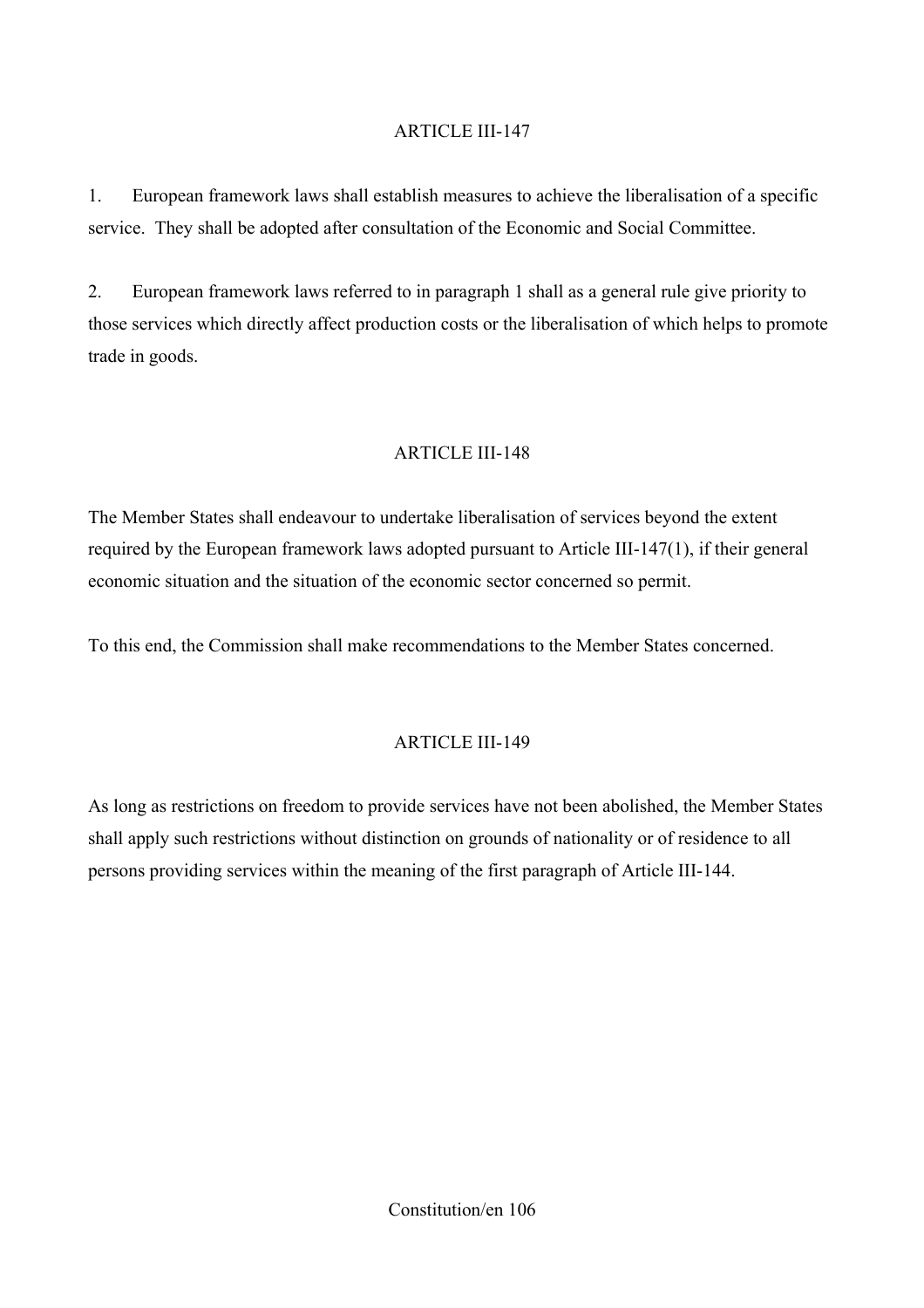ARTICLE III-147

1. European framework laws shall establish measures to achieve the liberalisation of a specific service. They shall be adopted after consultation of the Economic and Social Committee.

2. European framework laws referred to in paragraph 1 shall as a general rule give priority to those services which directly affect production costs or the liberalisation of which helps to promote trade in goods.

ARTICLE III-148

The Member States shall endeavour to undertake liberalisation of services beyond the extent required by the European framework laws adopted pursuant to Article III-147(1), if their general economic situation and the situation of the economic sector concerned so permit.

To this end, the Commission shall make recommendations to the Member States concerned.

ARTICLE III-149

As long as restrictions on freedom to provide services have not been abolished, the Member States shall apply such restrictions without distinction on grounds of nationality or of residence to all persons providing services within the meaning of the first paragraph of Article III-144.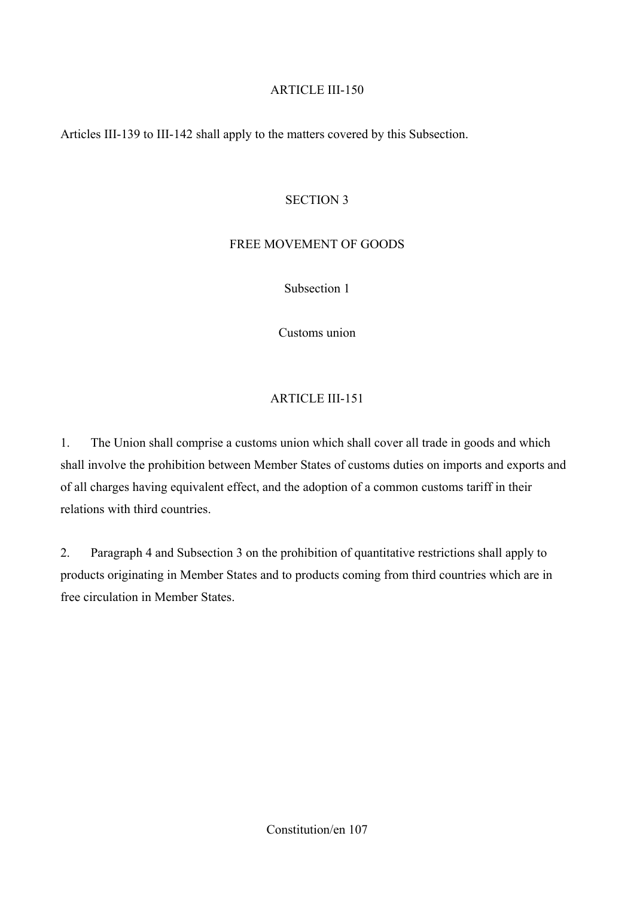ARTICLE III-150

Articles III-139 to III-142 shall apply to the matters covered by this Subsection.

## SECTION 3

## FREE MOVEMENT OF GOODS

### Subsection 1

### Customs union

ARTICLE III-151

1. The Union shall comprise a customs union which shall cover all trade in goods and which shall involve the prohibition between Member States of customs duties on imports and exports and of all charges having equivalent effect, and the adoption of a common customs tariff in their relations with third countries.

2. Paragraph 4 and Subsection 3 on the prohibition of quantitative restrictions shall apply to products originating in Member States and to products coming from third countries which are in free circulation in Member States.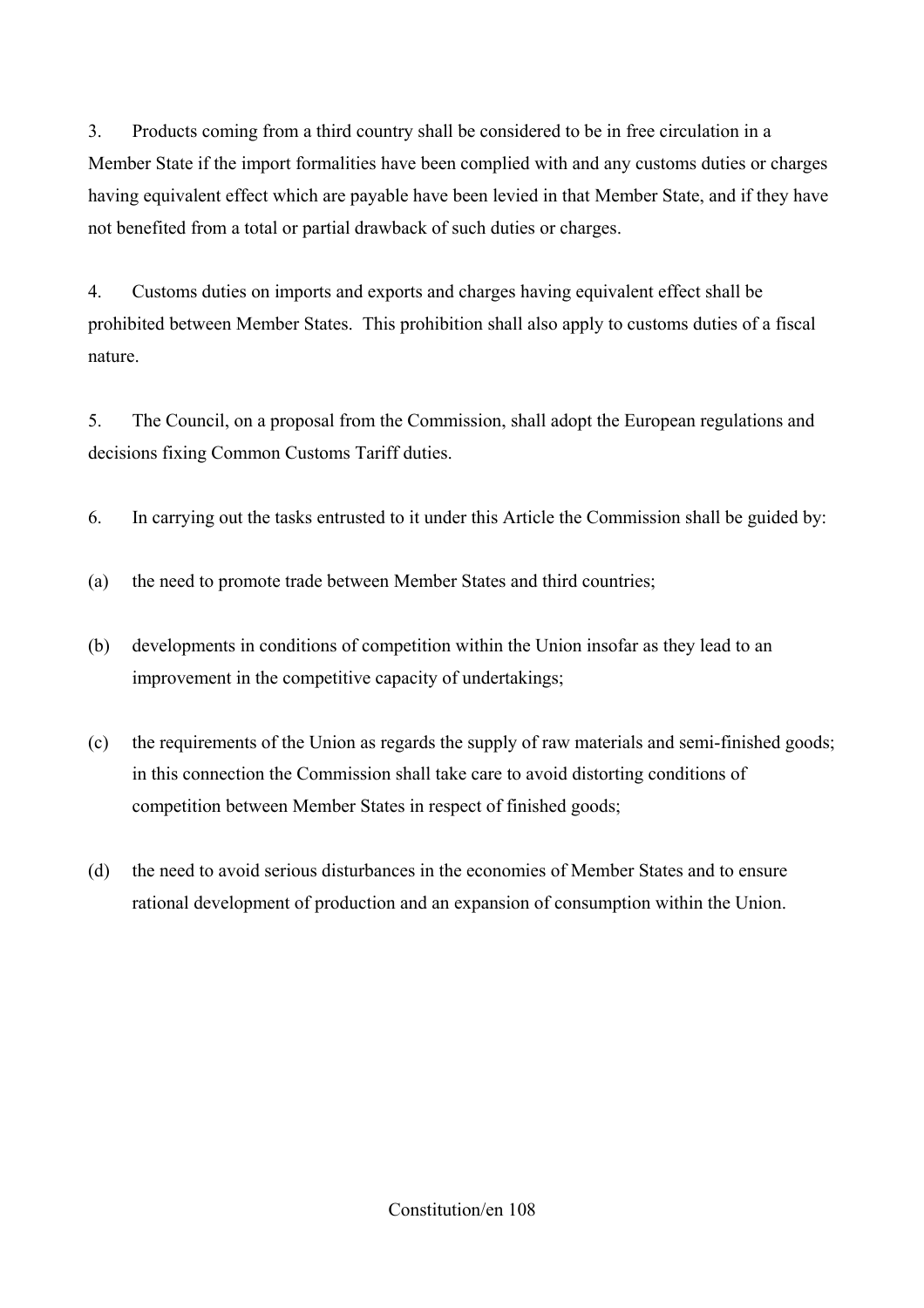3. Products coming from a third country shall be considered to be in free circulation in a Member State if the import formalities have been complied with and any customs duties or charges having equivalent effect which are payable have been levied in that Member State, and if they have not benefited from a total or partial drawback of such duties or charges.

4. Customs duties on imports and exports and charges having equivalent effect shall be prohibited between Member States. This prohibition shall also apply to customs duties of a fiscal nature.

5. The Council, on a proposal from the Commission, shall adopt the European regulations and decisions fixing Common Customs Tariff duties.

6. In carrying out the tasks entrusted to it under this Article the Commission shall be guided by:

(a) the need to promote trade between Member States and third countries;

(b) developments in conditions of competition within the Union insofar as they lead to an improvement in the competitive capacity of undertakings;

(c) the requirements of the Union as regards the supply of raw materials and semi-finished goods; in this connection the Commission shall take care to avoid distorting conditions of competition between Member States in respect of finished goods;

(d) the need to avoid serious disturbances in the economies of Member States and to ensure rational development of production and an expansion of consumption within the Union.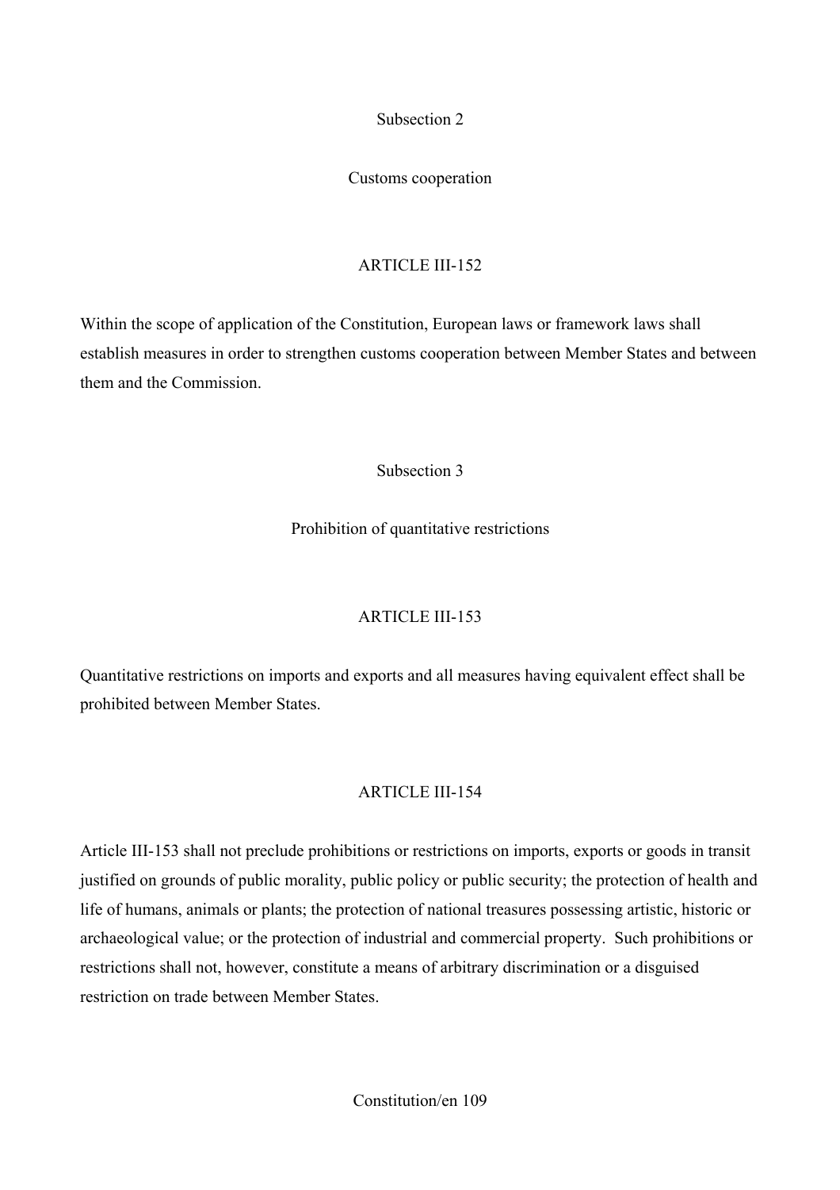### Subsection 2

### Customs cooperation

#### ARTICLE III-152

Within the scope of application of the Constitution, European laws or framework laws shall establish measures in order to strengthen customs cooperation between Member States and between them and the Commission.

### Subsection 3

### Prohibition of quantitative restrictions

#### ARTICLE III-153

Quantitative restrictions on imports and exports and all measures having equivalent effect shall be prohibited between Member States.

#### ARTICLE III-154

Article III-153 shall not preclude prohibitions or restrictions on imports, exports or goods in transit justified on grounds of public morality, public policy or public security; the protection of health and life of humans, animals or plants; the protection of national treasures possessing artistic, historic or archaeological value; or the protection of industrial and commercial property. Such prohibitions or restrictions shall not, however, constitute a means of arbitrary discrimination or a disguised restriction on trade between Member States.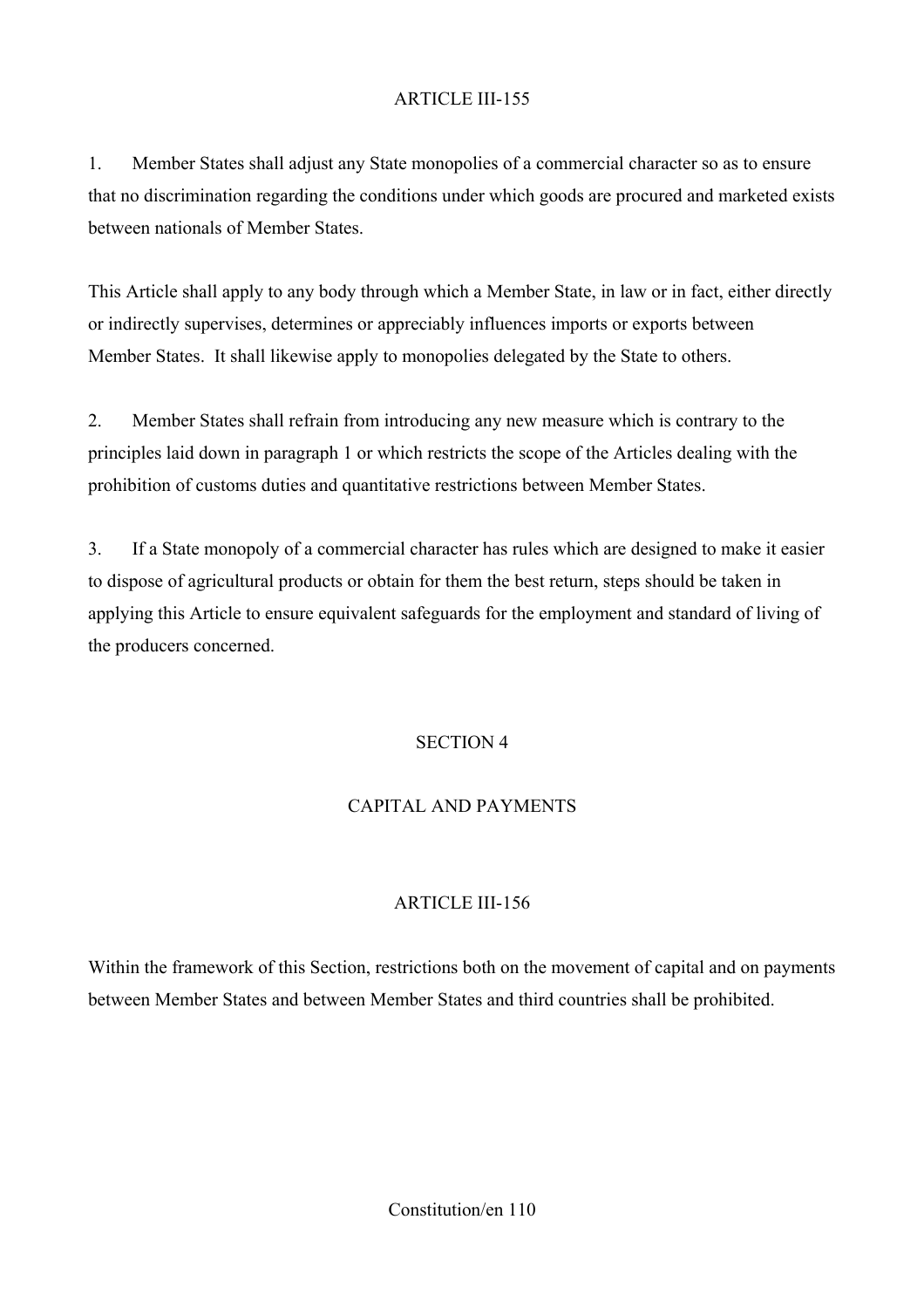### ARTICLE III-155

1. Member States shall adjust any State monopolies of a commercial character so as to ensure that no discrimination regarding the conditions under which goods are procured and marketed exists between nationals of Member States.

This Article shall apply to any body through which a Member State, in law or in fact, either directly or indirectly supervises, determines or appreciably influences imports or exports between Member States. It shall likewise apply to monopolies delegated by the State to others.

2. Member States shall refrain from introducing any new measure which is contrary to the principles laid down in paragraph 1 or which restricts the scope of the Articles dealing with the prohibition of customs duties and quantitative restrictions between Member States.

3. If a State monopoly of a commercial character has rules which are designed to make it easier to dispose of agricultural products or obtain for them the best return, steps should be taken in applying this Article to ensure equivalent safeguards for the employment and standard of living of the producers concerned.

## SECTION 4

## CAPITAL AND PAYMENTS

### ARTICLE III-156

Within the framework of this Section, restrictions both on the movement of capital and on payments between Member States and between Member States and third countries shall be prohibited.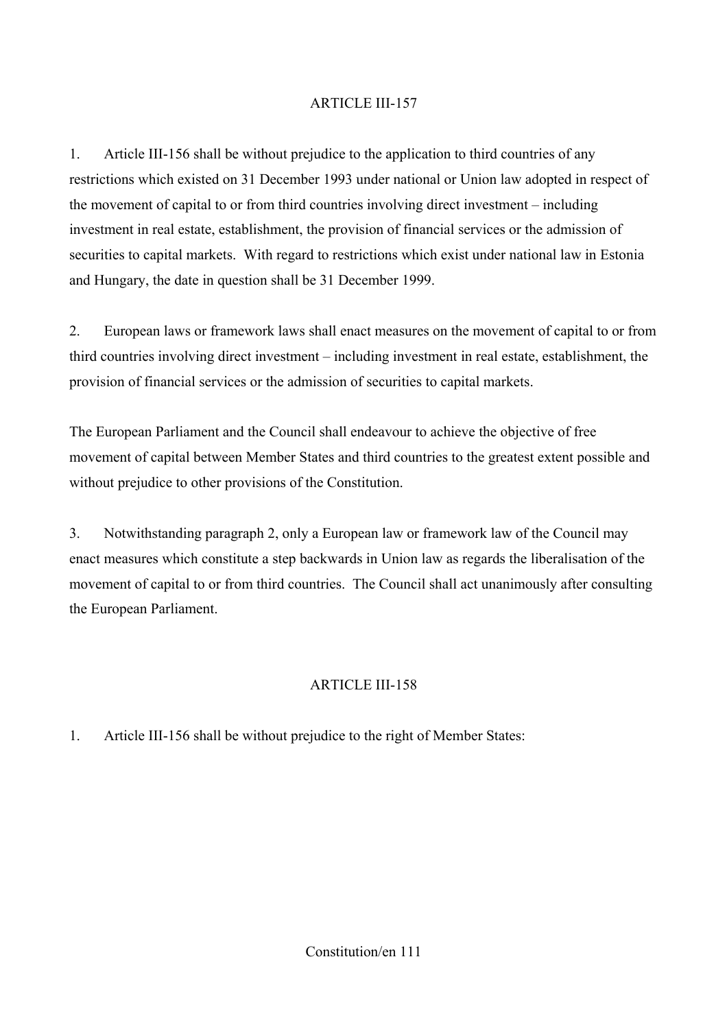## ARTICLE III-157

1. Article III-156 shall be without prejudice to the application to third countries of any restrictions which existed on 31 December 1993 under national or Union law adopted in respect of the movement of capital to or from third countries involving direct investment – including investment in real estate, establishment, the provision of financial services or the admission of securities to capital markets. With regard to restrictions which exist under national law in Estonia and Hungary, the date in question shall be 31 December 1999.

2. European laws or framework laws shall enact measures on the movement of capital to or from third countries involving direct investment – including investment in real estate, establishment, the provision of financial services or the admission of securities to capital markets.

The European Parliament and the Council shall endeavour to achieve the objective of free movement of capital between Member States and third countries to the greatest extent possible and without prejudice to other provisions of the Constitution.

3. Notwithstanding paragraph 2, only a European law or framework law of the Council may enact measures which constitute a step backwards in Union law as regards the liberalisation of the movement of capital to or from third countries. The Council shall act unanimously after consulting the European Parliament.

## ARTICLE III-158

1. Article III-156 shall be without prejudice to the right of Member States: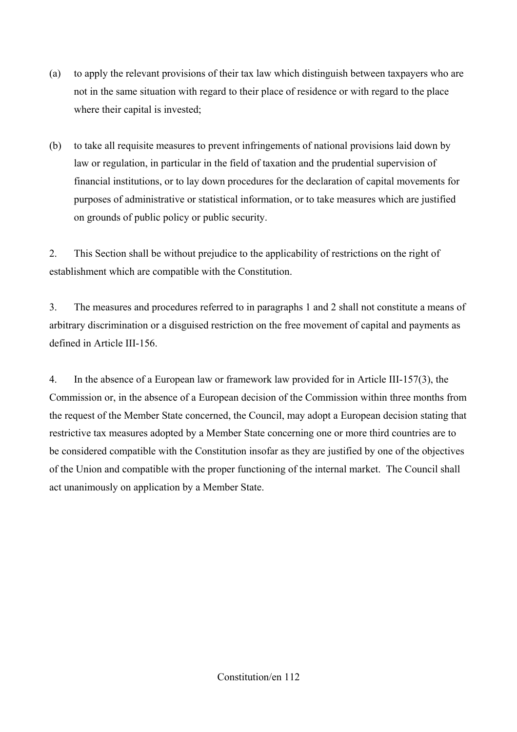(a) to apply the relevant provisions of their tax law which distinguish between taxpayers who are not in the same situation with regard to their place of residence or with regard to the place where their capital is invested;

(b) to take all requisite measures to prevent infringements of national provisions laid down by law or regulation, in particular in the field of taxation and the prudential supervision of financial institutions, or to lay down procedures for the declaration of capital movements for purposes of administrative or statistical information, or to take measures which are justified on grounds of public policy or public security.

2. This Section shall be without prejudice to the applicability of restrictions on the right of establishment which are compatible with the Constitution.

3. The measures and procedures referred to in paragraphs 1 and 2 shall not constitute a means of arbitrary discrimination or a disguised restriction on the free movement of capital and payments as defined in Article III-156.

4. In the absence of a European law or framework law provided for in Article III-157(3), the Commission or, in the absence of a European decision of the Commission within three months from the request of the Member State concerned, the Council, may adopt a European decision stating that restrictive tax measures adopted by a Member State concerning one or more third countries are to be considered compatible with the Constitution insofar as they are justified by one of the objectives of the Union and compatible with the proper functioning of the internal market. The Council shall act unanimously on application by a Member State.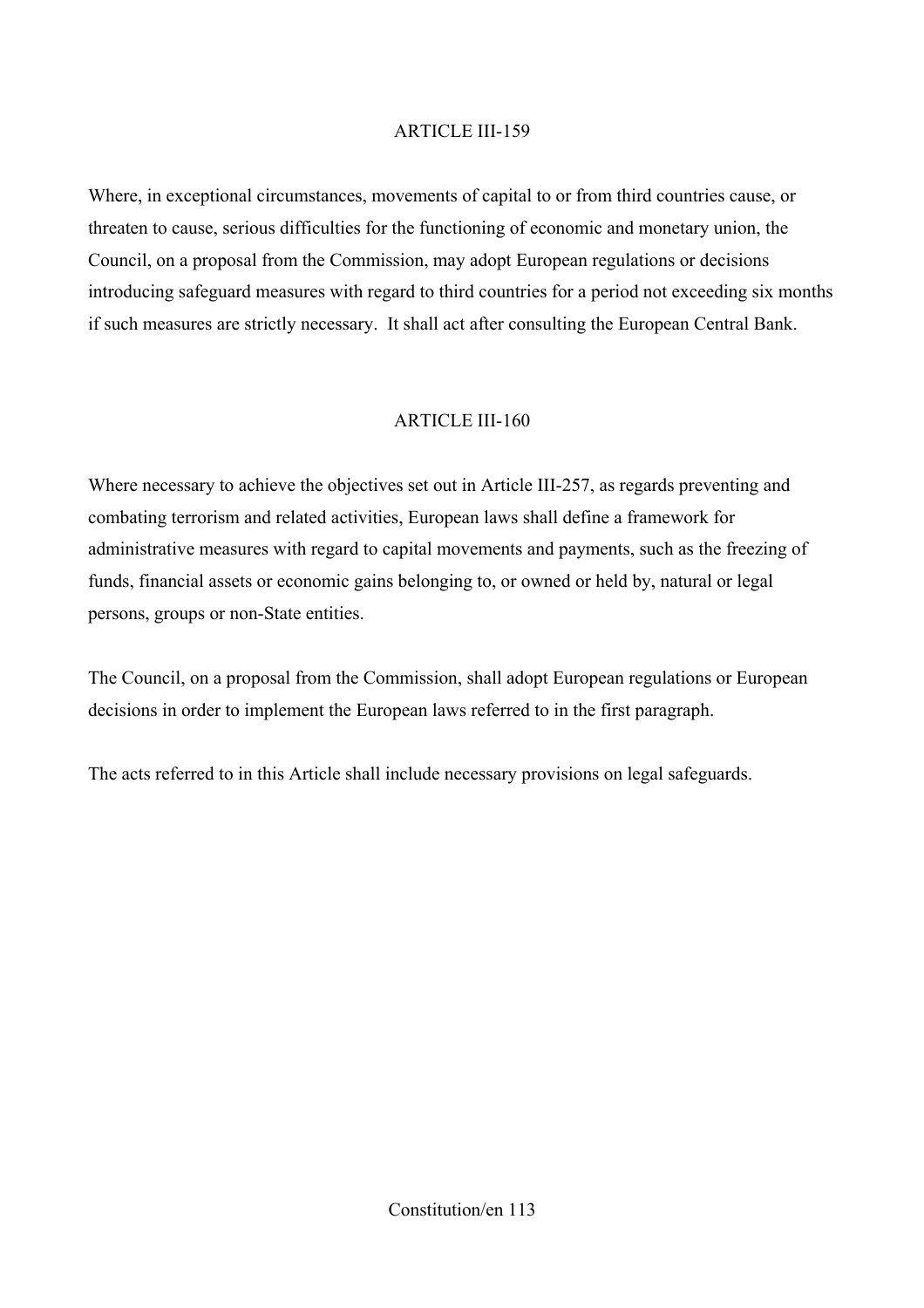ARTICLE III-159

Where, in exceptional circumstances, movements of capital to or from third countries cause, or threaten to cause, serious difficulties for the functioning of economic and monetary union, the Council, on a proposal from the Commission, may adopt European regulations or decisions introducing safeguard measures with regard to third countries for a period not exceeding six months if such measures are strictly necessary. It shall act after consulting the European Central Bank.

ARTICLE III-160

Where necessary to achieve the objectives set out in Article III-257, as regards preventing and combating terrorism and related activities, European laws shall define a framework for administrative measures with regard to capital movements and payments, such as the freezing of funds, financial assets or economic gains belonging to, or owned or held by, natural or legal persons, groups or non-State entities.

The Council, on a proposal from the Commission, shall adopt European regulations or European decisions in order to implement the European laws referred to in the first paragraph.

The acts referred to in this Article shall include necessary provisions on legal safeguards.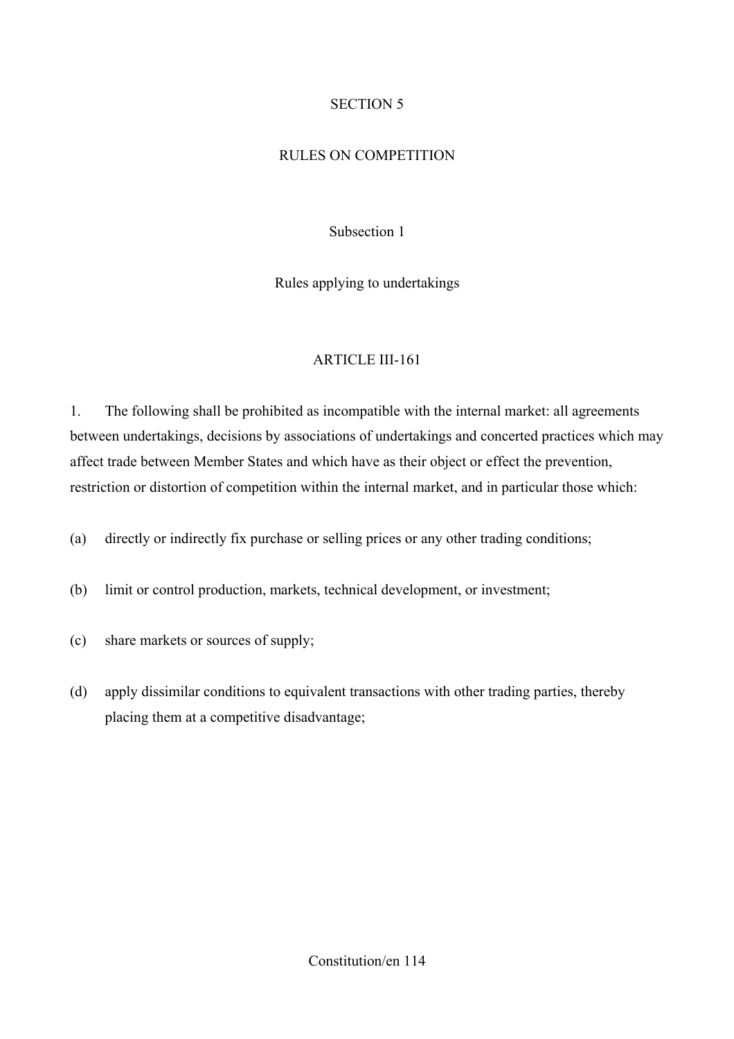# SECTION 5

# RULES ON COMPETITION

## Subsection 1

## Rules applying to undertakings

### ARTICLE III-161

1. The following shall be prohibited as incompatible with the internal market: all agreements between undertakings, decisions by associations of undertakings and concerted practices which may affect trade between Member States and which have as their object or effect the prevention, restriction or distortion of competition within the internal market, and in particular those which:

(a) directly or indirectly fix purchase or selling prices or any other trading conditions;

(b) limit or control production, markets, technical development, or investment;

(c) share markets or sources of supply;

(d) apply dissimilar conditions to equivalent transactions with other trading parties, thereby placing them at a competitive disadvantage;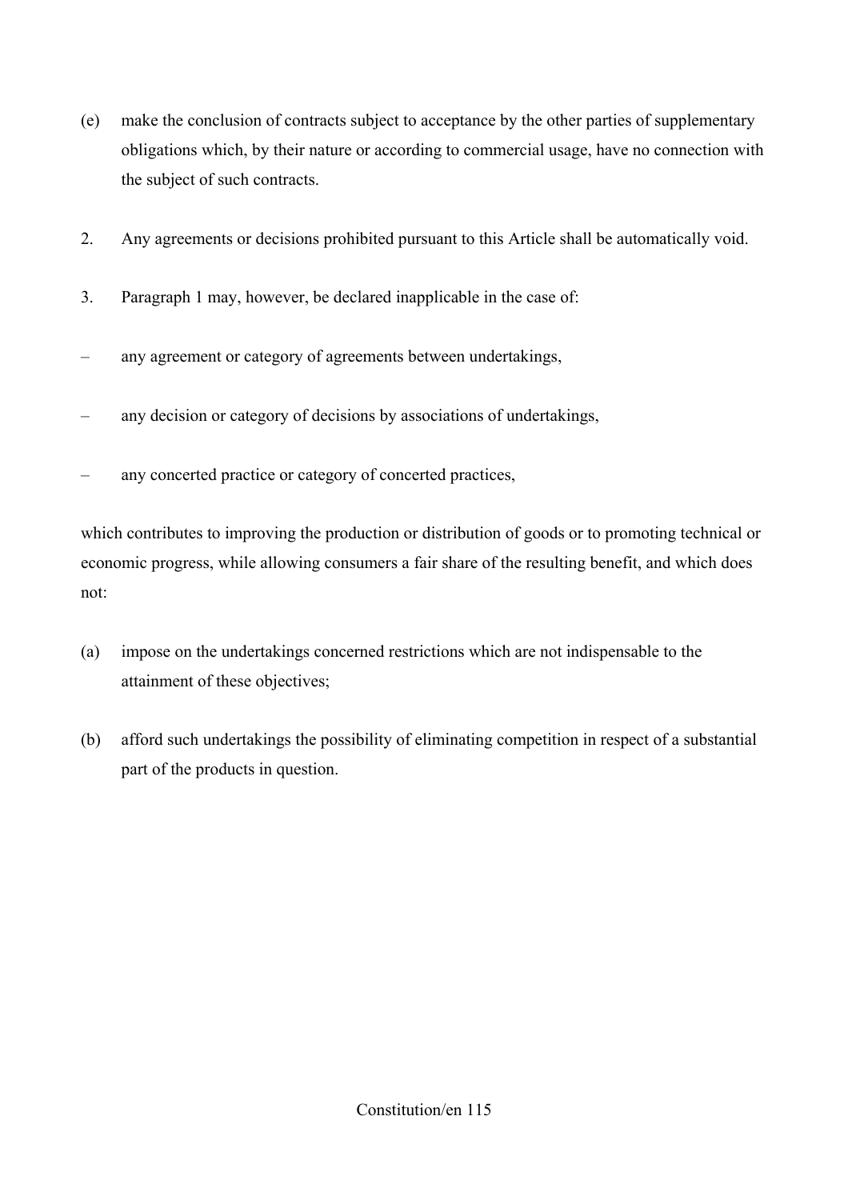(e) make the conclusion of contracts subject to acceptance by the other parties of supplementary obligations which, by their nature or according to commercial usage, have no connection with the subject of such contracts.

2. Any agreements or decisions prohibited pursuant to this Article shall be automatically void.

3. Paragraph 1 may, however, be declared inapplicable in the case of:

– any agreement or category of agreements between undertakings,

– any decision or category of decisions by associations of undertakings,

– any concerted practice or category of concerted practices,

which contributes to improving the production or distribution of goods or to promoting technical or economic progress, while allowing consumers a fair share of the resulting benefit, and which does not:

(a) impose on the undertakings concerned restrictions which are not indispensable to the attainment of these objectives;

(b) afford such undertakings the possibility of eliminating competition in respect of a substantial part of the products in question.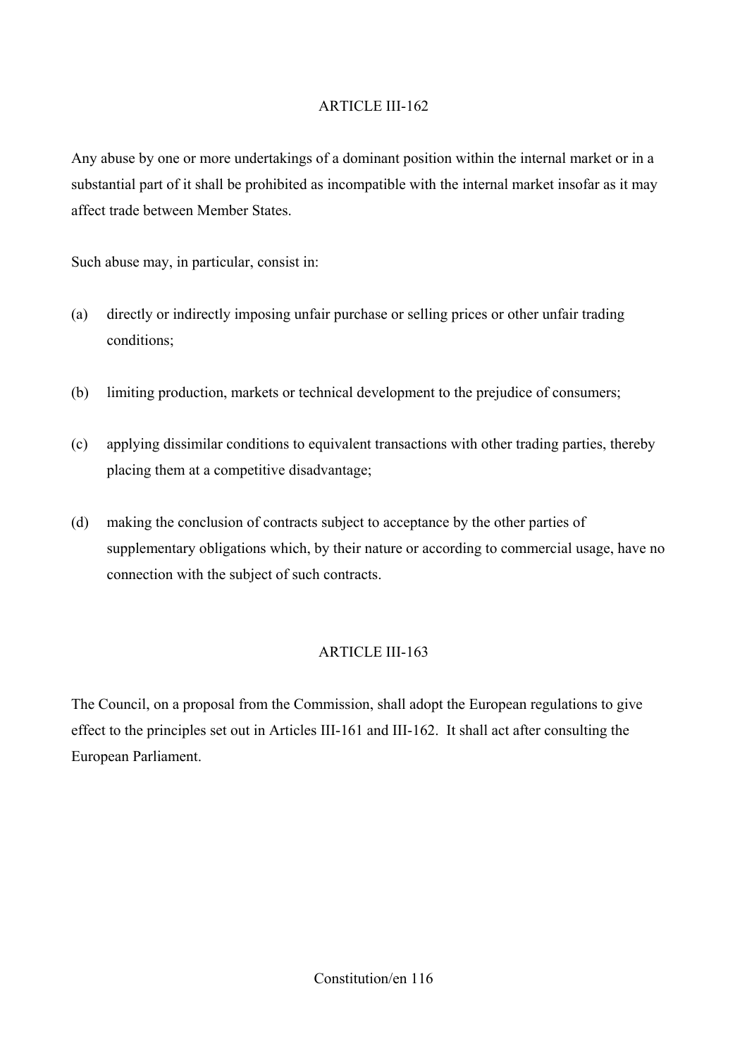## ARTICLE III-162

Any abuse by one or more undertakings of a dominant position within the internal market or in a substantial part of it shall be prohibited as incompatible with the internal market insofar as it may affect trade between Member States.

Such abuse may, in particular, consist in:

(a) directly or indirectly imposing unfair purchase or selling prices or other unfair trading conditions;

(b) limiting production, markets or technical development to the prejudice of consumers;

(c) applying dissimilar conditions to equivalent transactions with other trading parties, thereby placing them at a competitive disadvantage;

(d) making the conclusion of contracts subject to acceptance by the other parties of supplementary obligations which, by their nature or according to commercial usage, have no connection with the subject of such contracts.

## ARTICLE III-163

The Council, on a proposal from the Commission, shall adopt the European regulations to give effect to the principles set out in Articles III-161 and III-162. It shall act after consulting the European Parliament.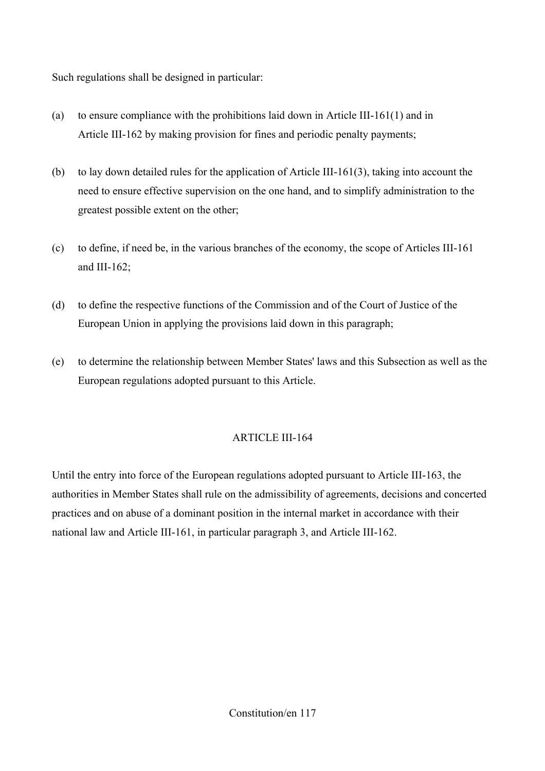Such regulations shall be designed in particular:

(a) to ensure compliance with the prohibitions laid down in Article III-161(1) and in Article III-162 by making provision for fines and periodic penalty payments;

(b) to lay down detailed rules for the application of Article III-161(3), taking into account the need to ensure effective supervision on the one hand, and to simplify administration to the greatest possible extent on the other;

(c) to define, if need be, in the various branches of the economy, the scope of Articles III-161 and III-162;

(d) to define the respective functions of the Commission and of the Court of Justice of the European Union in applying the provisions laid down in this paragraph;

(e) to determine the relationship between Member States' laws and this Subsection as well as the European regulations adopted pursuant to this Article.

## ARTICLE III-164

Until the entry into force of the European regulations adopted pursuant to Article III-163, the authorities in Member States shall rule on the admissibility of agreements, decisions and concerted practices and on abuse of a dominant position in the internal market in accordance with their national law and Article III-161, in particular paragraph 3, and Article III-162.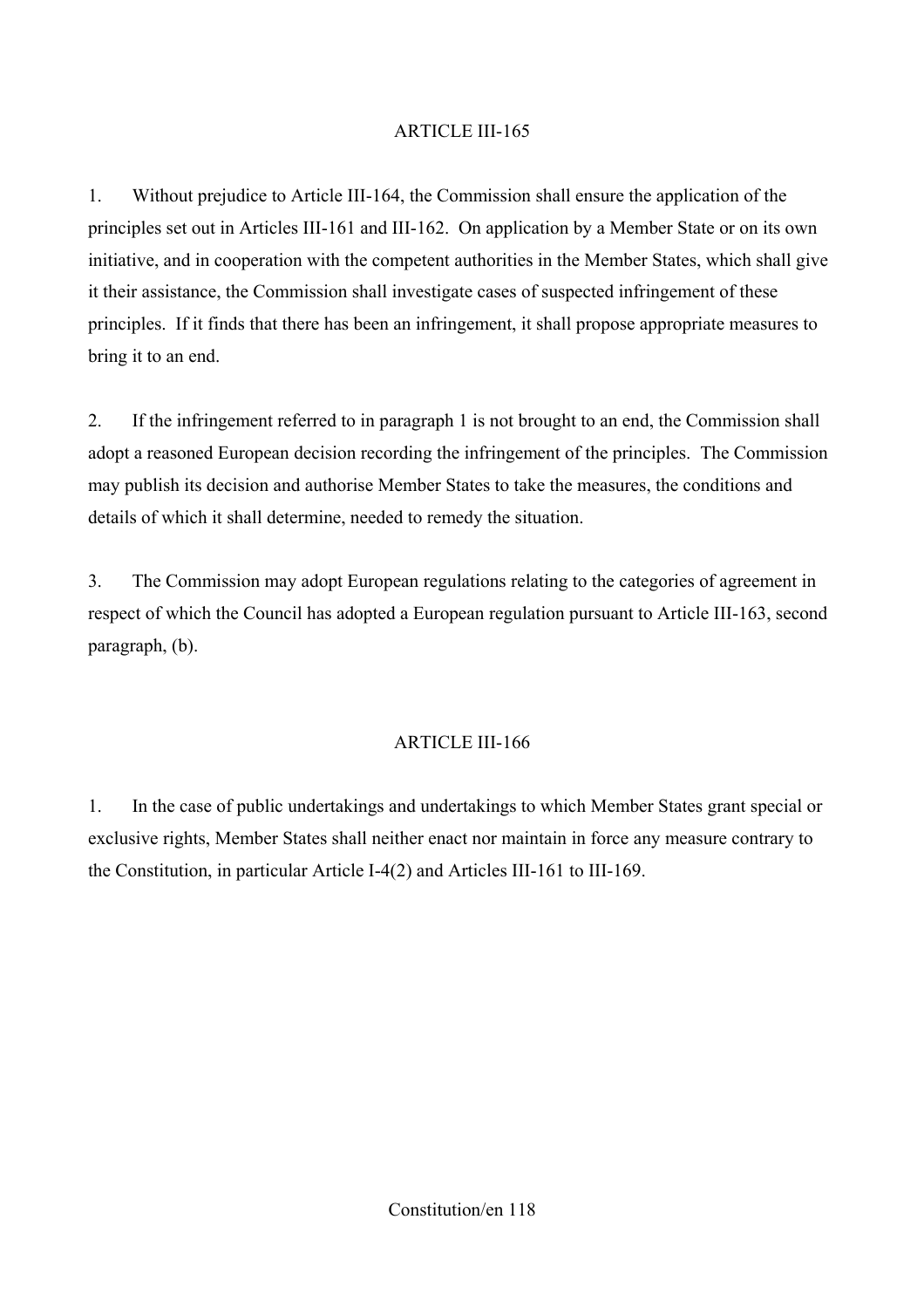## ARTICLE III-165

1. Without prejudice to Article III-164, the Commission shall ensure the application of the principles set out in Articles III-161 and III-162. On application by a Member State or on its own initiative, and in cooperation with the competent authorities in the Member States, which shall give it their assistance, the Commission shall investigate cases of suspected infringement of these principles. If it finds that there has been an infringement, it shall propose appropriate measures to bring it to an end.

2. If the infringement referred to in paragraph 1 is not brought to an end, the Commission shall adopt a reasoned European decision recording the infringement of the principles. The Commission may publish its decision and authorise Member States to take the measures, the conditions and details of which it shall determine, needed to remedy the situation.

3. The Commission may adopt European regulations relating to the categories of agreement in respect of which the Council has adopted a European regulation pursuant to Article III-163, second paragraph, (b).

## ARTICLE III-166

1. In the case of public undertakings and undertakings to which Member States grant special or exclusive rights, Member States shall neither enact nor maintain in force any measure contrary to the Constitution, in particular Article I-4(2) and Articles III-161 to III-169.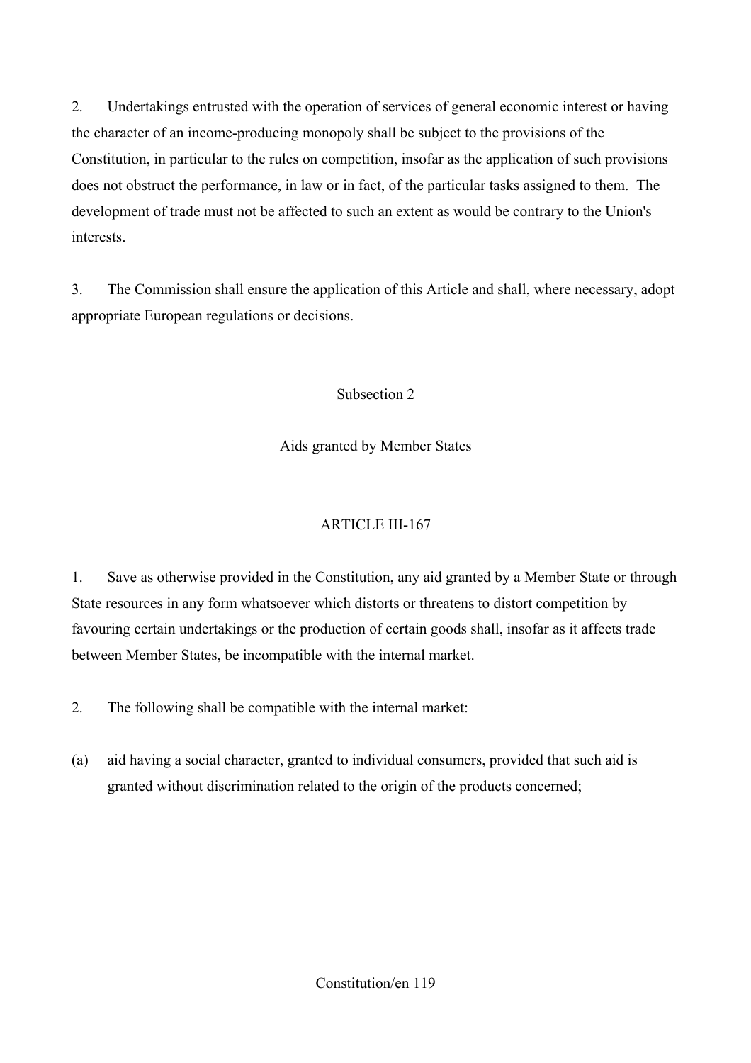2. Undertakings entrusted with the operation of services of general economic interest or having the character of an income-producing monopoly shall be subject to the provisions of the Constitution, in particular to the rules on competition, insofar as the application of such provisions does not obstruct the performance, in law or in fact, of the particular tasks assigned to them. The development of trade must not be affected to such an extent as would be contrary to the Union's interests.

3. The Commission shall ensure the application of this Article and shall, where necessary, adopt appropriate European regulations or decisions.

### Subsection 2

### Aids granted by Member States

#### ARTICLE III-167

1. Save as otherwise provided in the Constitution, any aid granted by a Member State or through State resources in any form whatsoever which distorts or threatens to distort competition by favouring certain undertakings or the production of certain goods shall, insofar as it affects trade between Member States, be incompatible with the internal market.

2. The following shall be compatible with the internal market:

(a) aid having a social character, granted to individual consumers, provided that such aid is granted without discrimination related to the origin of the products concerned;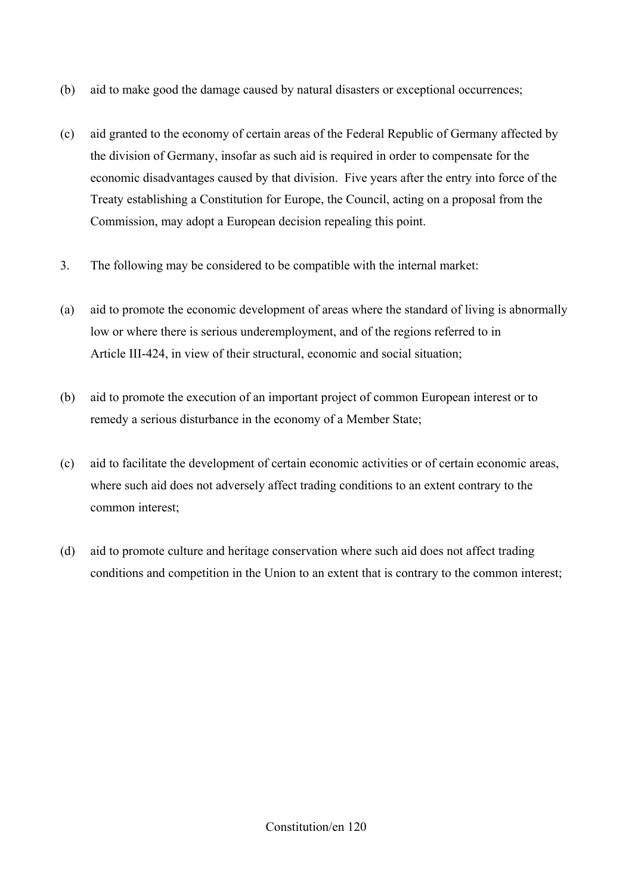(b) aid to make good the damage caused by natural disasters or exceptional occurrences;

(c) aid granted to the economy of certain areas of the Federal Republic of Germany affected by the division of Germany, insofar as such aid is required in order to compensate for the economic disadvantages caused by that division. Five years after the entry into force of the Treaty establishing a Constitution for Europe, the Council, acting on a proposal from the Commission, may adopt a European decision repealing this point.

3. The following may be considered to be compatible with the internal market:

(a) aid to promote the economic development of areas where the standard of living is abnormally low or where there is serious underemployment, and of the regions referred to in Article III-424, in view of their structural, economic and social situation;

(b) aid to promote the execution of an important project of common European interest or to remedy a serious disturbance in the economy of a Member State;

(c) aid to facilitate the development of certain economic activities or of certain economic areas, where such aid does not adversely affect trading conditions to an extent contrary to the common interest;

(d) aid to promote culture and heritage conservation where such aid does not affect trading conditions and competition in the Union to an extent that is contrary to the common interest;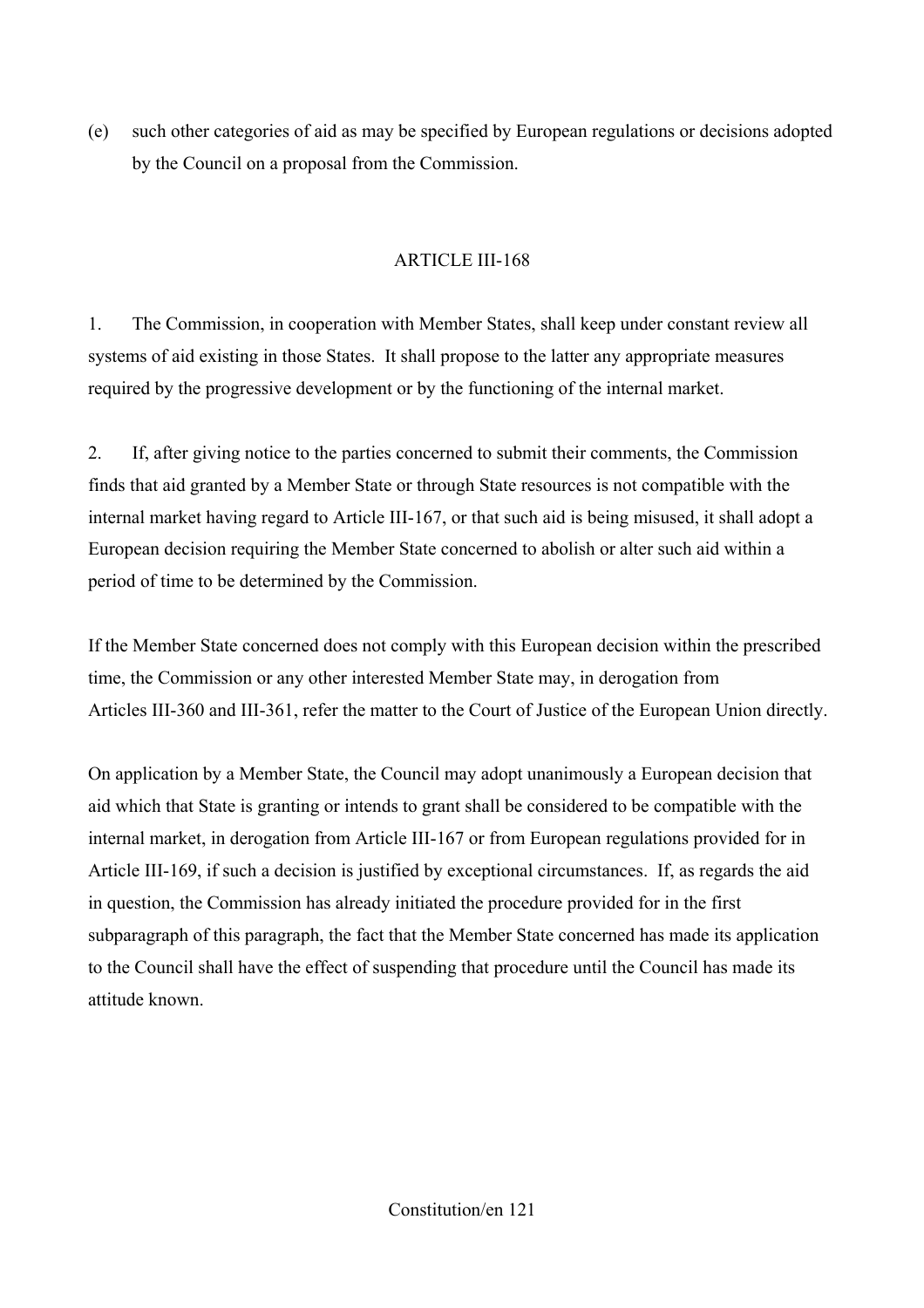(e) such other categories of aid as may be specified by European regulations or decisions adopted by the Council on a proposal from the Commission.

## ARTICLE III-168

1. The Commission, in cooperation with Member States, shall keep under constant review all systems of aid existing in those States. It shall propose to the latter any appropriate measures required by the progressive development or by the functioning of the internal market.

2. If, after giving notice to the parties concerned to submit their comments, the Commission finds that aid granted by a Member State or through State resources is not compatible with the internal market having regard to Article III-167, or that such aid is being misused, it shall adopt a European decision requiring the Member State concerned to abolish or alter such aid within a period of time to be determined by the Commission.

If the Member State concerned does not comply with this European decision within the prescribed time, the Commission or any other interested Member State may, in derogation from Articles III-360 and III-361, refer the matter to the Court of Justice of the European Union directly.

On application by a Member State, the Council may adopt unanimously a European decision that aid which that State is granting or intends to grant shall be considered to be compatible with the internal market, in derogation from Article III-167 or from European regulations provided for in Article III-169, if such a decision is justified by exceptional circumstances. If, as regards the aid in question, the Commission has already initiated the procedure provided for in the first subparagraph of this paragraph, the fact that the Member State concerned has made its application to the Council shall have the effect of suspending that procedure until the Council has made its attitude known.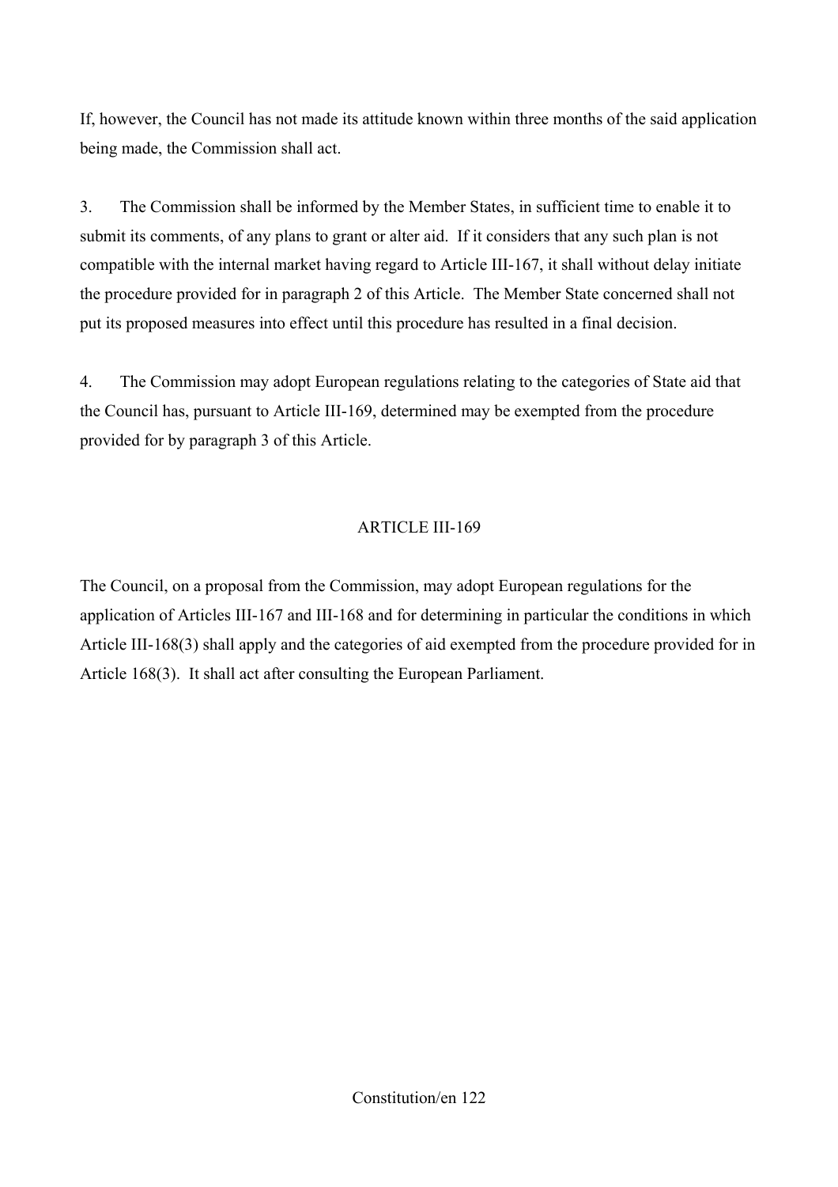If, however, the Council has not made its attitude known within three months of the said application being made, the Commission shall act.

3. The Commission shall be informed by the Member States, in sufficient time to enable it to submit its comments, of any plans to grant or alter aid. If it considers that any such plan is not compatible with the internal market having regard to Article III-167, it shall without delay initiate the procedure provided for in paragraph 2 of this Article. The Member State concerned shall not put its proposed measures into effect until this procedure has resulted in a final decision.

4. The Commission may adopt European regulations relating to the categories of State aid that the Council has, pursuant to Article III-169, determined may be exempted from the procedure provided for by paragraph 3 of this Article.

## ARTICLE III-169

The Council, on a proposal from the Commission, may adopt European regulations for the application of Articles III-167 and III-168 and for determining in particular the conditions in which Article III-168(3) shall apply and the categories of aid exempted from the procedure provided for in Article 168(3). It shall act after consulting the European Parliament.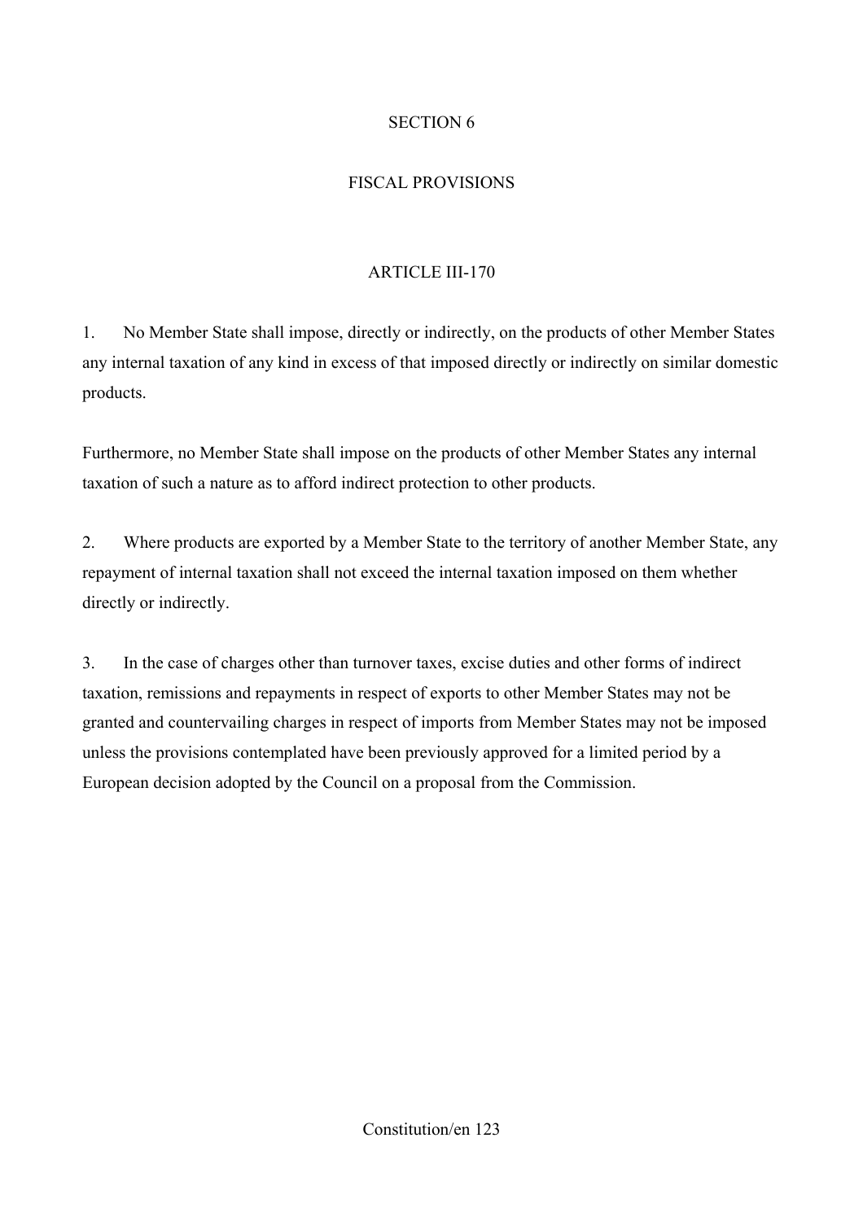## SECTION 6

## FISCAL PROVISIONS

### ARTICLE III-170

1. No Member State shall impose, directly or indirectly, on the products of other Member States any internal taxation of any kind in excess of that imposed directly or indirectly on similar domestic products.

Furthermore, no Member State shall impose on the products of other Member States any internal taxation of such a nature as to afford indirect protection to other products.

2. Where products are exported by a Member State to the territory of another Member State, any repayment of internal taxation shall not exceed the internal taxation imposed on them whether directly or indirectly.

3. In the case of charges other than turnover taxes, excise duties and other forms of indirect taxation, remissions and repayments in respect of exports to other Member States may not be granted and countervailing charges in respect of imports from Member States may not be imposed unless the provisions contemplated have been previously approved for a limited period by a European decision adopted by the Council on a proposal from the Commission.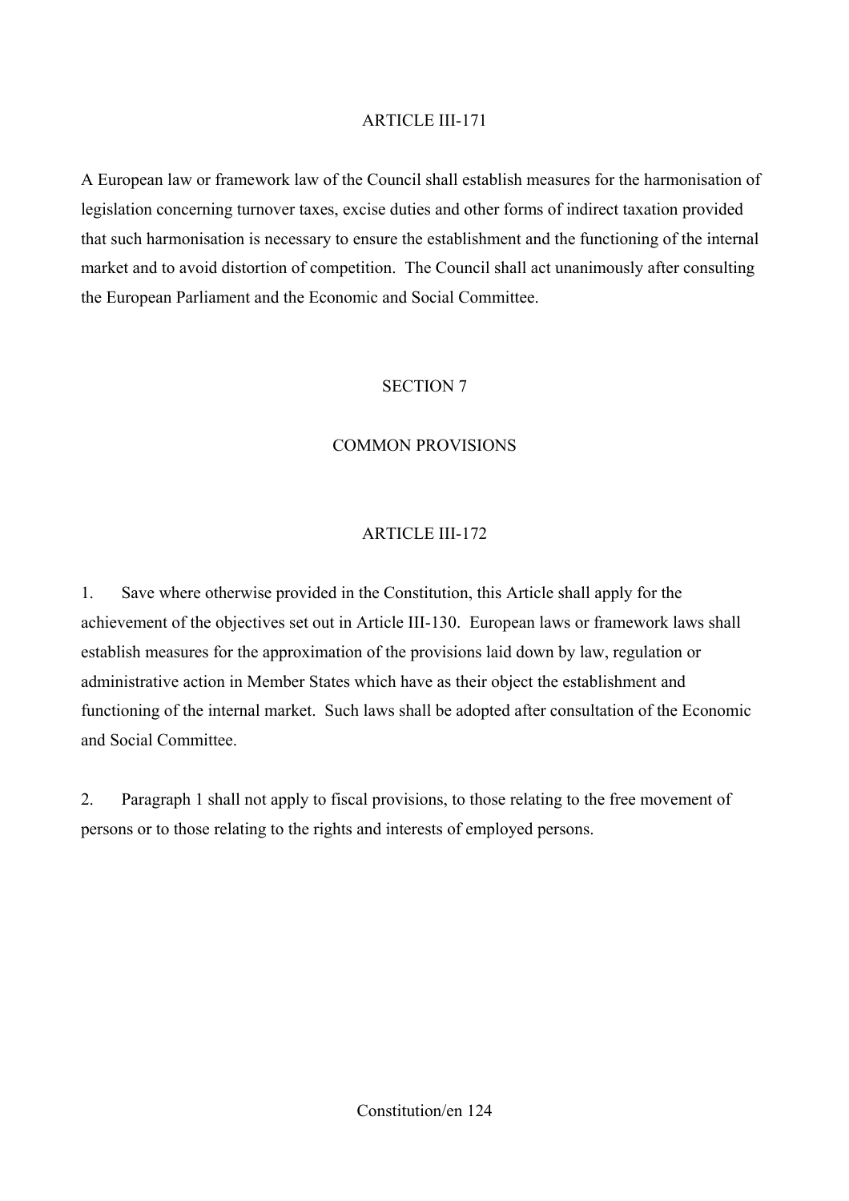### ARTICLE III-171

A European law or framework law of the Council shall establish measures for the harmonisation of legislation concerning turnover taxes, excise duties and other forms of indirect taxation provided that such harmonisation is necessary to ensure the establishment and the functioning of the internal market and to avoid distortion of competition. The Council shall act unanimously after consulting the European Parliament and the Economic and Social Committee.

## SECTION 7

## COMMON PROVISIONS

### ARTICLE III-172

1. Save where otherwise provided in the Constitution, this Article shall apply for the achievement of the objectives set out in Article III-130. European laws or framework laws shall establish measures for the approximation of the provisions laid down by law, regulation or administrative action in Member States which have as their object the establishment and functioning of the internal market. Such laws shall be adopted after consultation of the Economic and Social Committee.

2. Paragraph 1 shall not apply to fiscal provisions, to those relating to the free movement of persons or to those relating to the rights and interests of employed persons.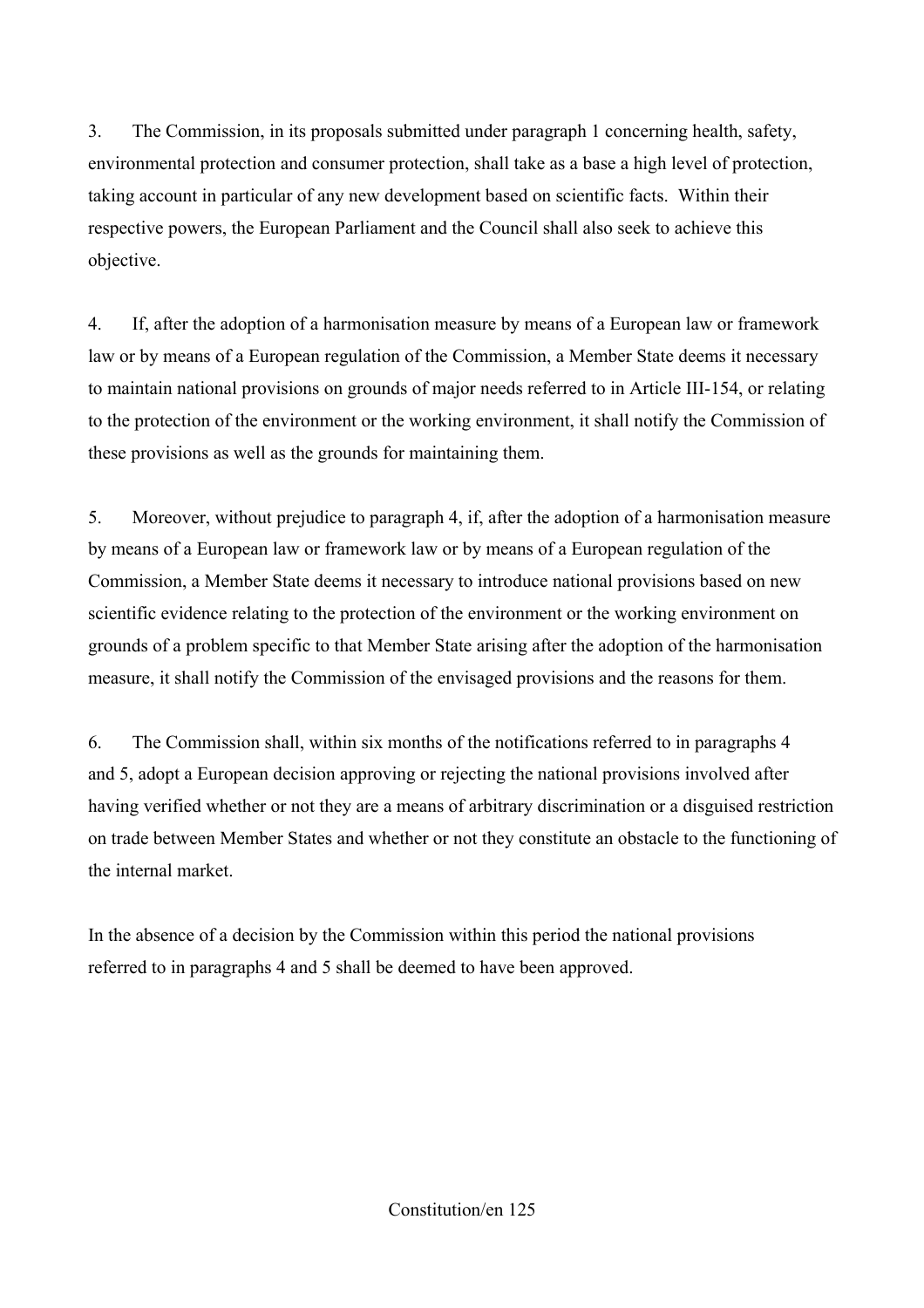3. The Commission, in its proposals submitted under paragraph 1 concerning health, safety, environmental protection and consumer protection, shall take as a base a high level of protection, taking account in particular of any new development based on scientific facts. Within their respective powers, the European Parliament and the Council shall also seek to achieve this objective.

4. If, after the adoption of a harmonisation measure by means of a European law or framework law or by means of a European regulation of the Commission, a Member State deems it necessary to maintain national provisions on grounds of major needs referred to in Article III-154, or relating to the protection of the environment or the working environment, it shall notify the Commission of these provisions as well as the grounds for maintaining them.

5. Moreover, without prejudice to paragraph 4, if, after the adoption of a harmonisation measure by means of a European law or framework law or by means of a European regulation of the Commission, a Member State deems it necessary to introduce national provisions based on new scientific evidence relating to the protection of the environment or the working environment on grounds of a problem specific to that Member State arising after the adoption of the harmonisation measure, it shall notify the Commission of the envisaged provisions and the reasons for them.

6. The Commission shall, within six months of the notifications referred to in paragraphs 4 and 5, adopt a European decision approving or rejecting the national provisions involved after having verified whether or not they are a means of arbitrary discrimination or a disguised restriction on trade between Member States and whether or not they constitute an obstacle to the functioning of the internal market.

In the absence of a decision by the Commission within this period the national provisions referred to in paragraphs 4 and 5 shall be deemed to have been approved.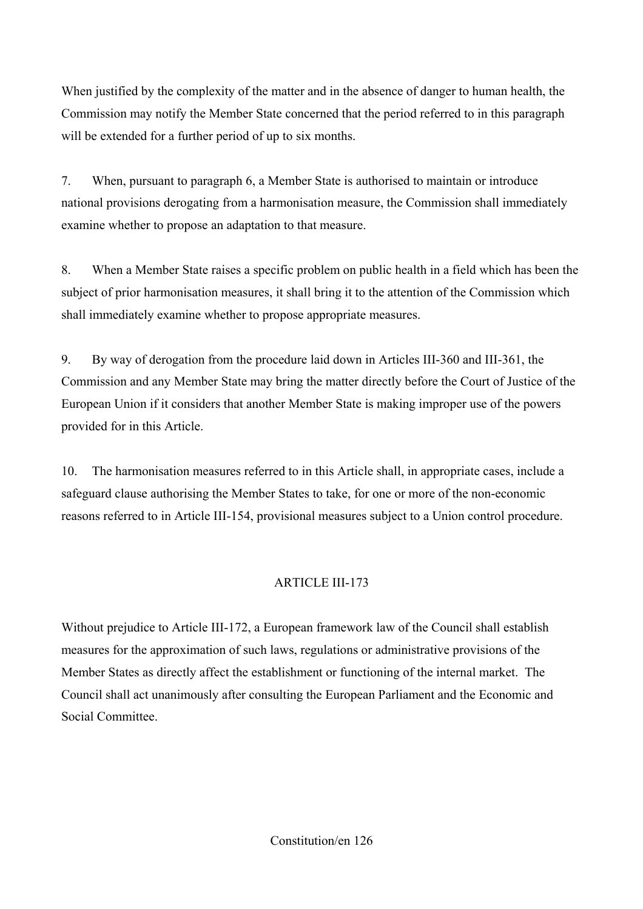When justified by the complexity of the matter and in the absence of danger to human health, the Commission may notify the Member State concerned that the period referred to in this paragraph will be extended for a further period of up to six months.

7. When, pursuant to paragraph 6, a Member State is authorised to maintain or introduce national provisions derogating from a harmonisation measure, the Commission shall immediately examine whether to propose an adaptation to that measure.

8. When a Member State raises a specific problem on public health in a field which has been the subject of prior harmonisation measures, it shall bring it to the attention of the Commission which shall immediately examine whether to propose appropriate measures.

9. By way of derogation from the procedure laid down in Articles III-360 and III-361, the Commission and any Member State may bring the matter directly before the Court of Justice of the European Union if it considers that another Member State is making improper use of the powers provided for in this Article.

10. The harmonisation measures referred to in this Article shall, in appropriate cases, include a safeguard clause authorising the Member States to take, for one or more of the non-economic reasons referred to in Article III-154, provisional measures subject to a Union control procedure.

## ARTICLE III-173

Without prejudice to Article III-172, a European framework law of the Council shall establish measures for the approximation of such laws, regulations or administrative provisions of the Member States as directly affect the establishment or functioning of the internal market. The Council shall act unanimously after consulting the European Parliament and the Economic and Social Committee.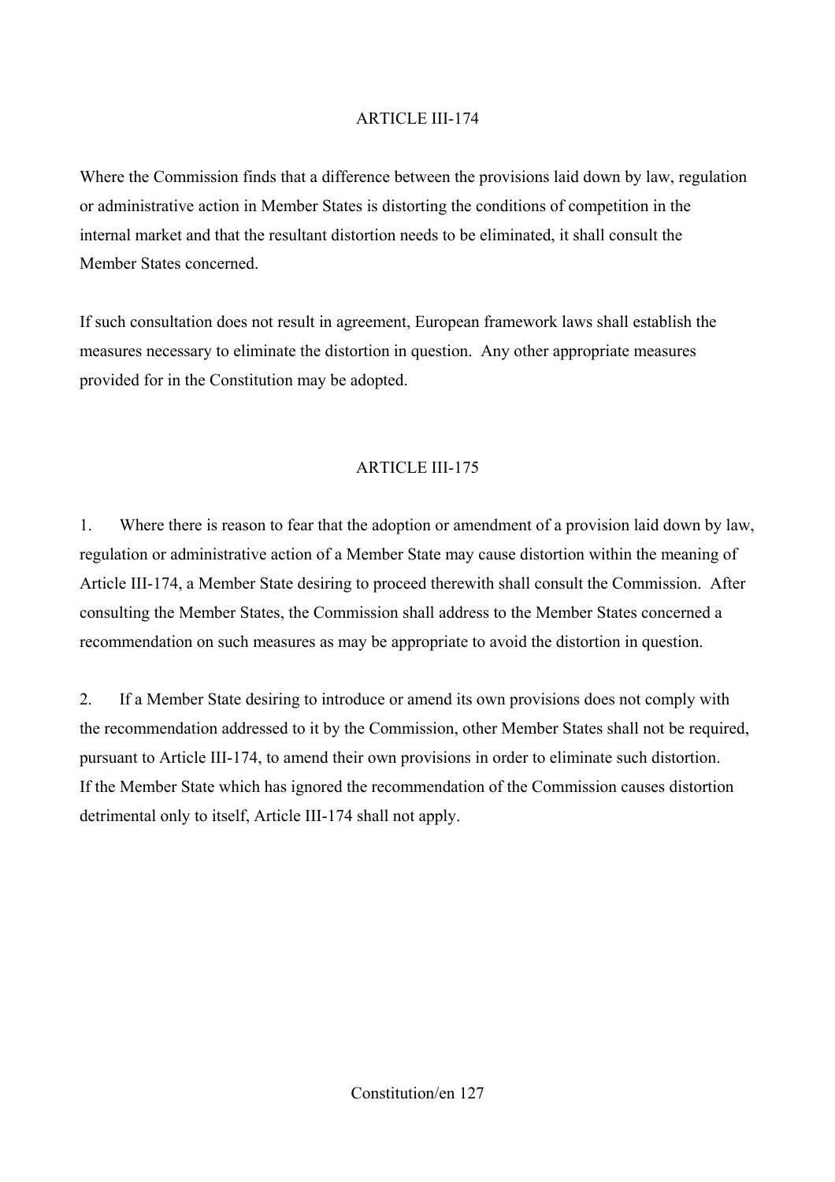## ARTICLE III-174

Where the Commission finds that a difference between the provisions laid down by law, regulation or administrative action in Member States is distorting the conditions of competition in the internal market and that the resultant distortion needs to be eliminated, it shall consult the Member States concerned.

If such consultation does not result in agreement, European framework laws shall establish the measures necessary to eliminate the distortion in question. Any other appropriate measures provided for in the Constitution may be adopted.

## ARTICLE III-175

1. Where there is reason to fear that the adoption or amendment of a provision laid down by law, regulation or administrative action of a Member State may cause distortion within the meaning of Article III-174, a Member State desiring to proceed therewith shall consult the Commission. After consulting the Member States, the Commission shall address to the Member States concerned a recommendation on such measures as may be appropriate to avoid the distortion in question.

2. If a Member State desiring to introduce or amend its own provisions does not comply with the recommendation addressed to it by the Commission, other Member States shall not be required, pursuant to Article III-174, to amend their own provisions in order to eliminate such distortion. If the Member State which has ignored the recommendation of the Commission causes distortion detrimental only to itself, Article III-174 shall not apply.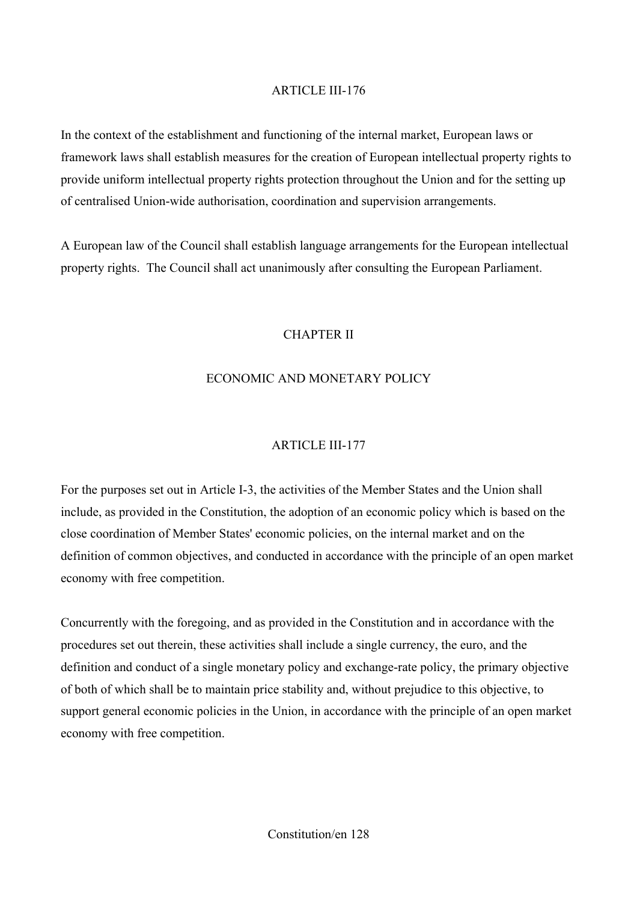### ARTICLE III-176

In the context of the establishment and functioning of the internal market, European laws or framework laws shall establish measures for the creation of European intellectual property rights to provide uniform intellectual property rights protection throughout the Union and for the setting up of centralised Union-wide authorisation, coordination and supervision arrangements.

A European law of the Council shall establish language arrangements for the European intellectual property rights. The Council shall act unanimously after consulting the European Parliament.

## CHAPTER II

## ECONOMIC AND MONETARY POLICY

### ARTICLE III-177

For the purposes set out in Article I-3, the activities of the Member States and the Union shall include, as provided in the Constitution, the adoption of an economic policy which is based on the close coordination of Member States' economic policies, on the internal market and on the definition of common objectives, and conducted in accordance with the principle of an open market economy with free competition.

Concurrently with the foregoing, and as provided in the Constitution and in accordance with the procedures set out therein, these activities shall include a single currency, the euro, and the definition and conduct of a single monetary policy and exchange-rate policy, the primary objective of both of which shall be to maintain price stability and, without prejudice to this objective, to support general economic policies in the Union, in accordance with the principle of an open market economy with free competition.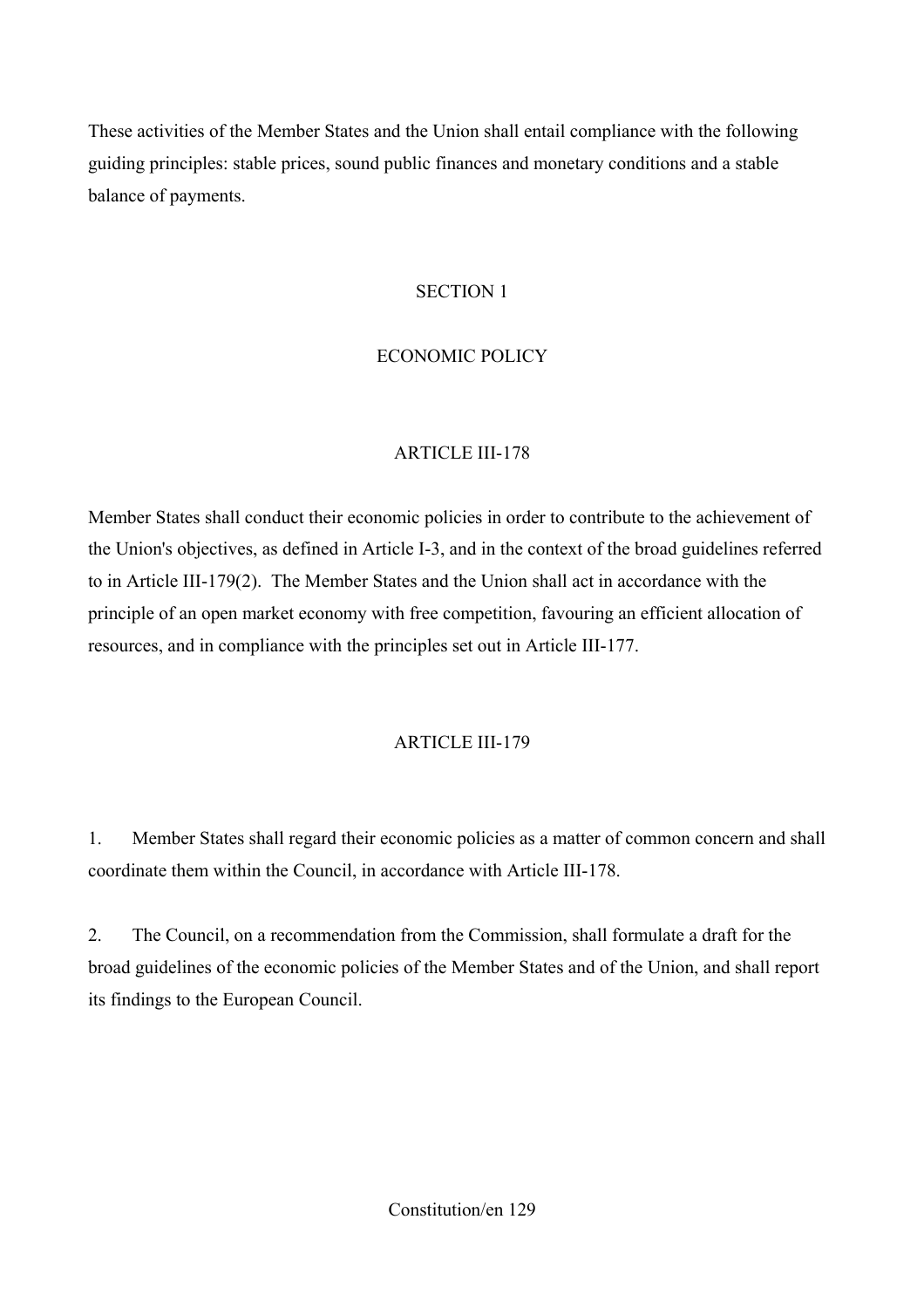These activities of the Member States and the Union shall entail compliance with the following guiding principles: stable prices, sound public finances and monetary conditions and a stable balance of payments.

## SECTION 1

## ECONOMIC POLICY

### ARTICLE III-178

Member States shall conduct their economic policies in order to contribute to the achievement of the Union's objectives, as defined in Article I-3, and in the context of the broad guidelines referred to in Article III-179(2). The Member States and the Union shall act in accordance with the principle of an open market economy with free competition, favouring an efficient allocation of resources, and in compliance with the principles set out in Article III-177.

### ARTICLE III-179

1. Member States shall regard their economic policies as a matter of common concern and shall coordinate them within the Council, in accordance with Article III-178.

2. The Council, on a recommendation from the Commission, shall formulate a draft for the broad guidelines of the economic policies of the Member States and of the Union, and shall report its findings to the European Council.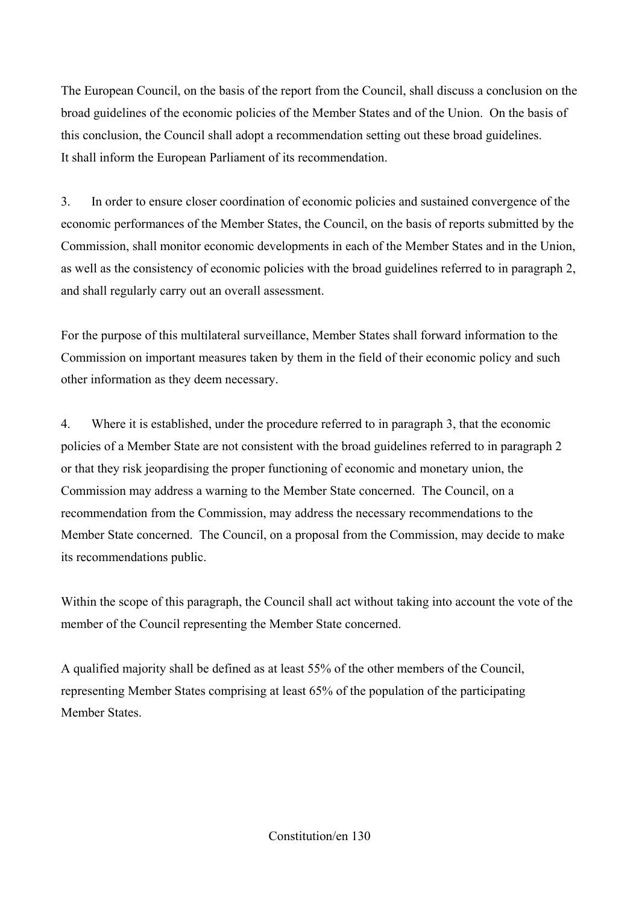The European Council, on the basis of the report from the Council, shall discuss a conclusion on the broad guidelines of the economic policies of the Member States and of the Union. On the basis of this conclusion, the Council shall adopt a recommendation setting out these broad guidelines. It shall inform the European Parliament of its recommendation.

3. In order to ensure closer coordination of economic policies and sustained convergence of the economic performances of the Member States, the Council, on the basis of reports submitted by the Commission, shall monitor economic developments in each of the Member States and in the Union, as well as the consistency of economic policies with the broad guidelines referred to in paragraph 2, and shall regularly carry out an overall assessment.

For the purpose of this multilateral surveillance, Member States shall forward information to the Commission on important measures taken by them in the field of their economic policy and such other information as they deem necessary.

4. Where it is established, under the procedure referred to in paragraph 3, that the economic policies of a Member State are not consistent with the broad guidelines referred to in paragraph 2 or that they risk jeopardising the proper functioning of economic and monetary union, the Commission may address a warning to the Member State concerned. The Council, on a recommendation from the Commission, may address the necessary recommendations to the Member State concerned. The Council, on a proposal from the Commission, may decide to make its recommendations public.

Within the scope of this paragraph, the Council shall act without taking into account the vote of the member of the Council representing the Member State concerned.

A qualified majority shall be defined as at least 55% of the other members of the Council, representing Member States comprising at least 65% of the population of the participating Member States.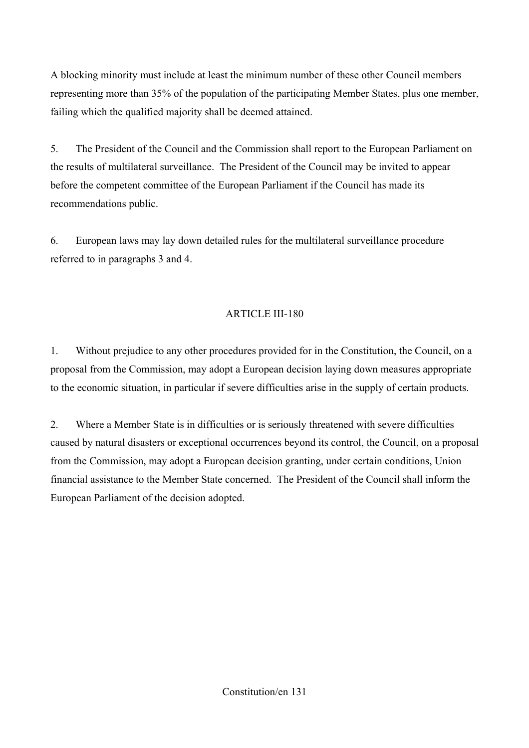A blocking minority must include at least the minimum number of these other Council members representing more than 35% of the population of the participating Member States, plus one member, failing which the qualified majority shall be deemed attained.

5. The President of the Council and the Commission shall report to the European Parliament on the results of multilateral surveillance. The President of the Council may be invited to appear before the competent committee of the European Parliament if the Council has made its recommendations public.

6. European laws may lay down detailed rules for the multilateral surveillance procedure referred to in paragraphs 3 and 4.

## ARTICLE III-180

1. Without prejudice to any other procedures provided for in the Constitution, the Council, on a proposal from the Commission, may adopt a European decision laying down measures appropriate to the economic situation, in particular if severe difficulties arise in the supply of certain products.

2. Where a Member State is in difficulties or is seriously threatened with severe difficulties caused by natural disasters or exceptional occurrences beyond its control, the Council, on a proposal from the Commission, may adopt a European decision granting, under certain conditions, Union financial assistance to the Member State concerned. The President of the Council shall inform the European Parliament of the decision adopted.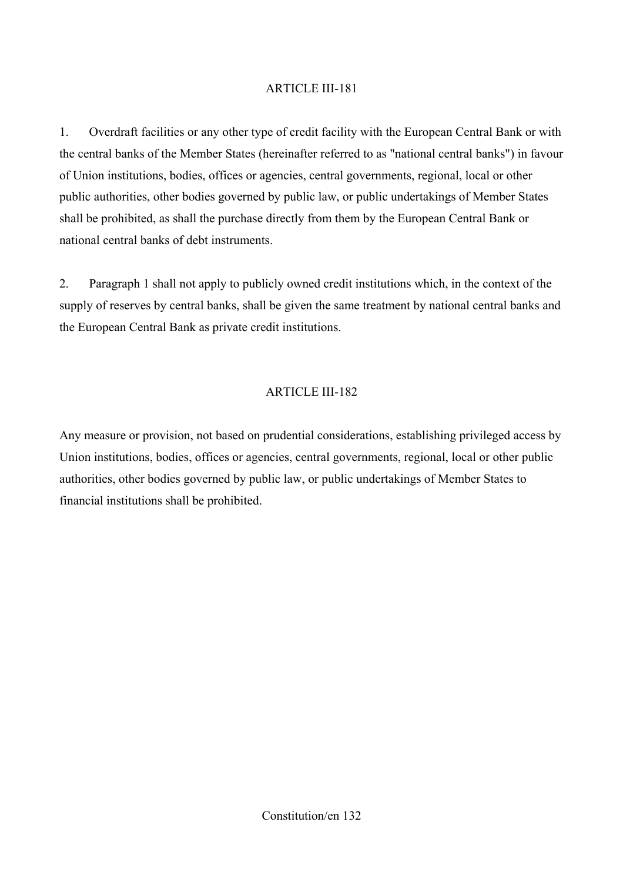## ARTICLE III-181

1. Overdraft facilities or any other type of credit facility with the European Central Bank or with the central banks of the Member States (hereinafter referred to as "national central banks") in favour of Union institutions, bodies, offices or agencies, central governments, regional, local or other public authorities, other bodies governed by public law, or public undertakings of Member States shall be prohibited, as shall the purchase directly from them by the European Central Bank or national central banks of debt instruments.

2. Paragraph 1 shall not apply to publicly owned credit institutions which, in the context of the supply of reserves by central banks, shall be given the same treatment by national central banks and the European Central Bank as private credit institutions.

## ARTICLE III-182

Any measure or provision, not based on prudential considerations, establishing privileged access by Union institutions, bodies, offices or agencies, central governments, regional, local or other public authorities, other bodies governed by public law, or public undertakings of Member States to financial institutions shall be prohibited.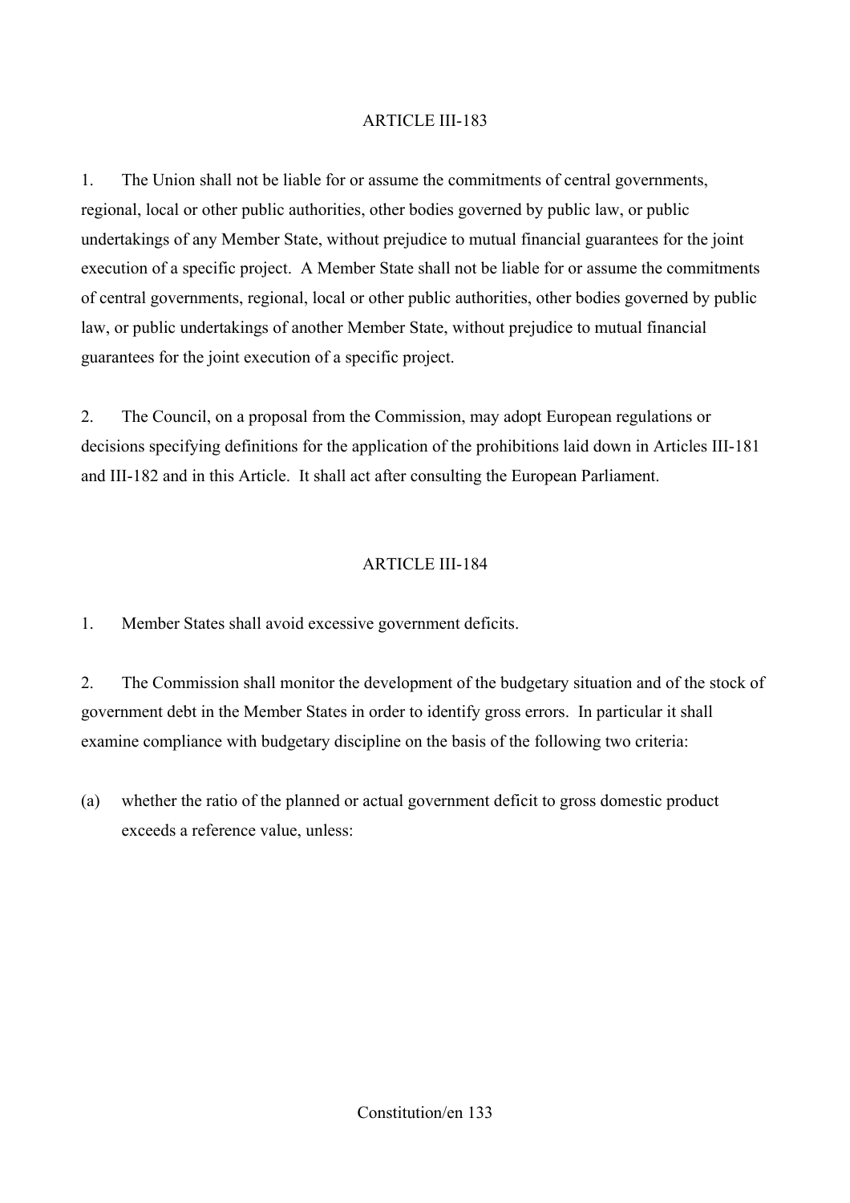## ARTICLE III-183

1. The Union shall not be liable for or assume the commitments of central governments, regional, local or other public authorities, other bodies governed by public law, or public undertakings of any Member State, without prejudice to mutual financial guarantees for the joint execution of a specific project. A Member State shall not be liable for or assume the commitments of central governments, regional, local or other public authorities, other bodies governed by public law, or public undertakings of another Member State, without prejudice to mutual financial guarantees for the joint execution of a specific project.

2. The Council, on a proposal from the Commission, may adopt European regulations or decisions specifying definitions for the application of the prohibitions laid down in Articles III-181 and III-182 and in this Article. It shall act after consulting the European Parliament.

## ARTICLE III-184

1. Member States shall avoid excessive government deficits.

2. The Commission shall monitor the development of the budgetary situation and of the stock of government debt in the Member States in order to identify gross errors. In particular it shall examine compliance with budgetary discipline on the basis of the following two criteria:

(a) whether the ratio of the planned or actual government deficit to gross domestic product exceeds a reference value, unless: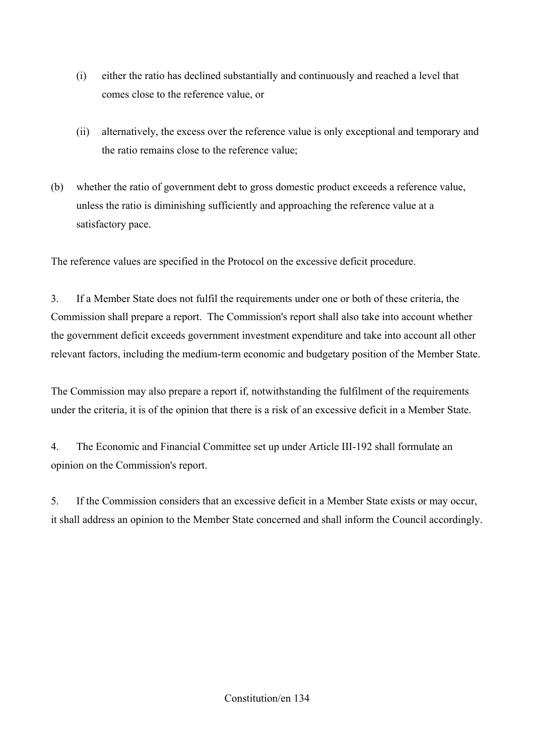(i) either the ratio has declined substantially and continuously and reached a level that comes close to the reference value, or

(ii) alternatively, the excess over the reference value is only exceptional and temporary and the ratio remains close to the reference value;

(b) whether the ratio of government debt to gross domestic product exceeds a reference value, unless the ratio is diminishing sufficiently and approaching the reference value at a satisfactory pace.

The reference values are specified in the Protocol on the excessive deficit procedure.

3. If a Member State does not fulfil the requirements under one or both of these criteria, the Commission shall prepare a report. The Commission's report shall also take into account whether the government deficit exceeds government investment expenditure and take into account all other relevant factors, including the medium-term economic and budgetary position of the Member State.

The Commission may also prepare a report if, notwithstanding the fulfilment of the requirements under the criteria, it is of the opinion that there is a risk of an excessive deficit in a Member State.

4. The Economic and Financial Committee set up under Article III-192 shall formulate an opinion on the Commission's report.

5. If the Commission considers that an excessive deficit in a Member State exists or may occur, it shall address an opinion to the Member State concerned and shall inform the Council accordingly.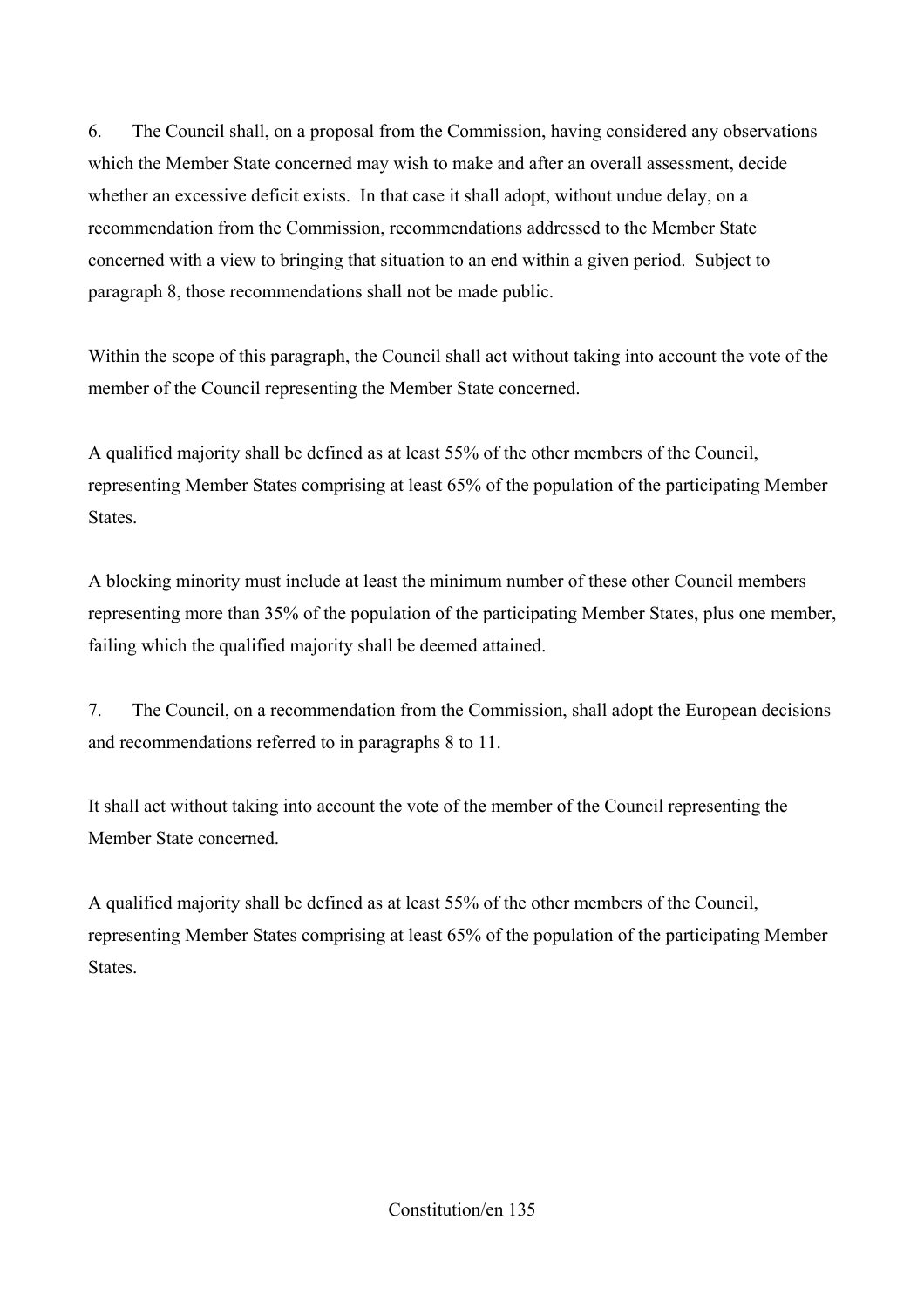6. The Council shall, on a proposal from the Commission, having considered any observations which the Member State concerned may wish to make and after an overall assessment, decide whether an excessive deficit exists. In that case it shall adopt, without undue delay, on a recommendation from the Commission, recommendations addressed to the Member State concerned with a view to bringing that situation to an end within a given period. Subject to paragraph 8, those recommendations shall not be made public.

Within the scope of this paragraph, the Council shall act without taking into account the vote of the member of the Council representing the Member State concerned.

A qualified majority shall be defined as at least 55% of the other members of the Council, representing Member States comprising at least 65% of the population of the participating Member States.

A blocking minority must include at least the minimum number of these other Council members representing more than 35% of the population of the participating Member States, plus one member, failing which the qualified majority shall be deemed attained.

7. The Council, on a recommendation from the Commission, shall adopt the European decisions and recommendations referred to in paragraphs 8 to 11.

It shall act without taking into account the vote of the member of the Council representing the Member State concerned.

A qualified majority shall be defined as at least 55% of the other members of the Council, representing Member States comprising at least 65% of the population of the participating Member States.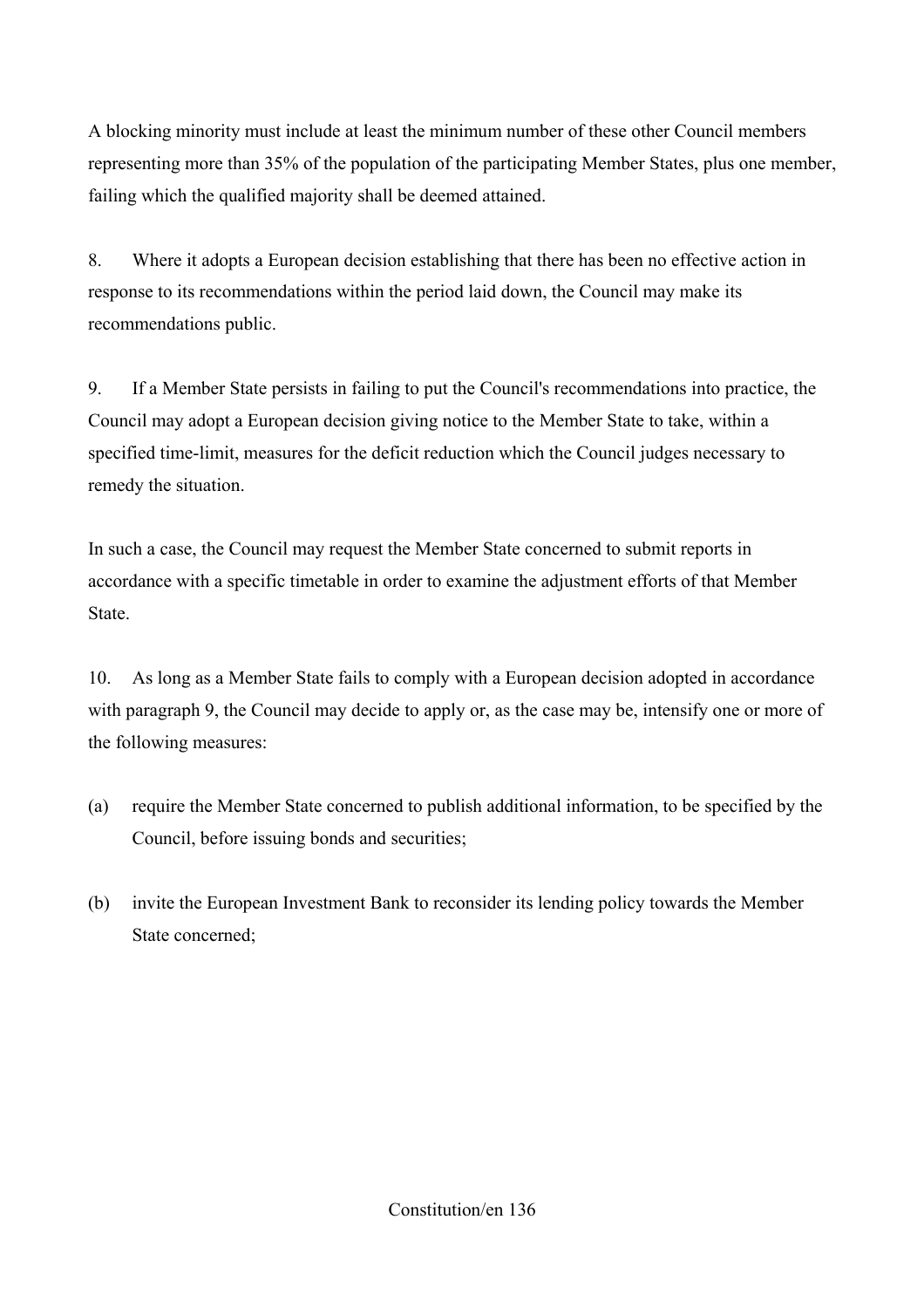A blocking minority must include at least the minimum number of these other Council members representing more than 35% of the population of the participating Member States, plus one member, failing which the qualified majority shall be deemed attained.

8. Where it adopts a European decision establishing that there has been no effective action in response to its recommendations within the period laid down, the Council may make its recommendations public.

9. If a Member State persists in failing to put the Council's recommendations into practice, the Council may adopt a European decision giving notice to the Member State to take, within a specified time-limit, measures for the deficit reduction which the Council judges necessary to remedy the situation.

In such a case, the Council may request the Member State concerned to submit reports in accordance with a specific timetable in order to examine the adjustment efforts of that Member State.

10. As long as a Member State fails to comply with a European decision adopted in accordance with paragraph 9, the Council may decide to apply or, as the case may be, intensify one or more of the following measures:

(a) require the Member State concerned to publish additional information, to be specified by the Council, before issuing bonds and securities;

(b) invite the European Investment Bank to reconsider its lending policy towards the Member State concerned;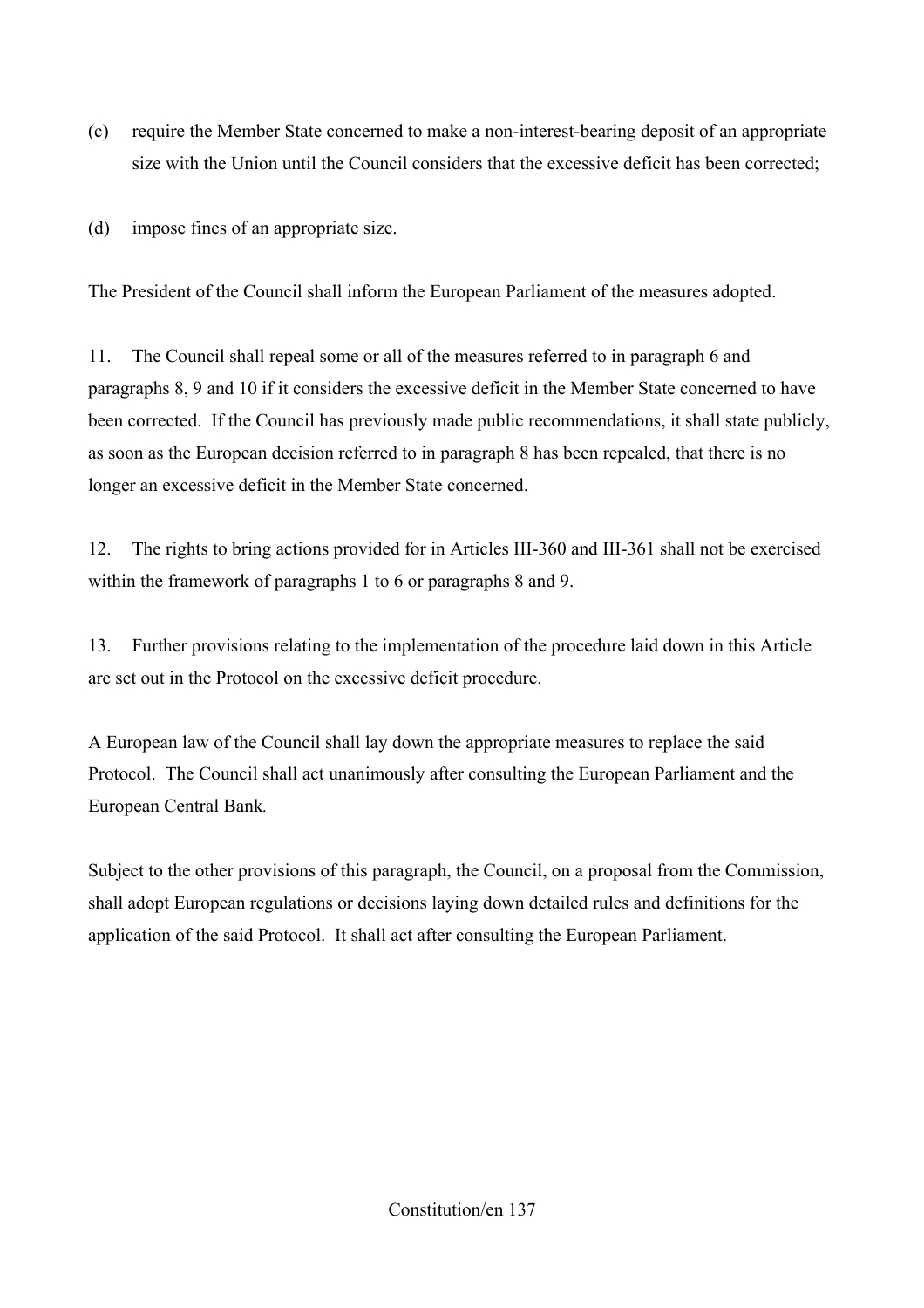(c) require the Member State concerned to make a non-interest-bearing deposit of an appropriate size with the Union until the Council considers that the excessive deficit has been corrected;

(d) impose fines of an appropriate size.

The President of the Council shall inform the European Parliament of the measures adopted.

11. The Council shall repeal some or all of the measures referred to in paragraph 6 and paragraphs 8, 9 and 10 if it considers the excessive deficit in the Member State concerned to have been corrected. If the Council has previously made public recommendations, it shall state publicly, as soon as the European decision referred to in paragraph 8 has been repealed, that there is no longer an excessive deficit in the Member State concerned.

12. The rights to bring actions provided for in Articles III-360 and III-361 shall not be exercised within the framework of paragraphs 1 to 6 or paragraphs 8 and 9.

13. Further provisions relating to the implementation of the procedure laid down in this Article are set out in the Protocol on the excessive deficit procedure.

A European law of the Council shall lay down the appropriate measures to replace the said Protocol. The Council shall act unanimously after consulting the European Parliament and the European Central Bank.

Subject to the other provisions of this paragraph, the Council, on a proposal from the Commission, shall adopt European regulations or decisions laying down detailed rules and definitions for the application of the said Protocol. It shall act after consulting the European Parliament.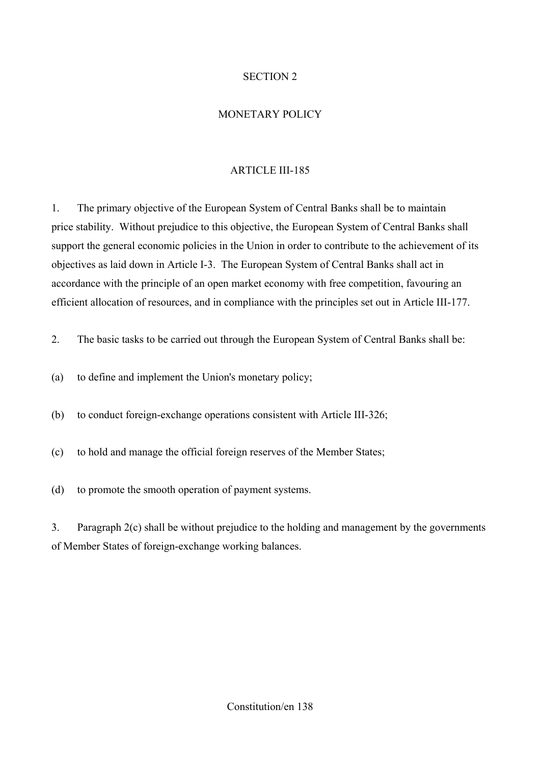## SECTION 2

## MONETARY POLICY

### ARTICLE III-185

1. The primary objective of the European System of Central Banks shall be to maintain price stability. Without prejudice to this objective, the European System of Central Banks shall support the general economic policies in the Union in order to contribute to the achievement of its objectives as laid down in Article I-3. The European System of Central Banks shall act in accordance with the principle of an open market economy with free competition, favouring an efficient allocation of resources, and in compliance with the principles set out in Article III-177.

2. The basic tasks to be carried out through the European System of Central Banks shall be:

(a) to define and implement the Union's monetary policy;

(b) to conduct foreign-exchange operations consistent with Article III-326;

(c) to hold and manage the official foreign reserves of the Member States;

(d) to promote the smooth operation of payment systems.

3. Paragraph 2(c) shall be without prejudice to the holding and management by the governments of Member States of foreign-exchange working balances.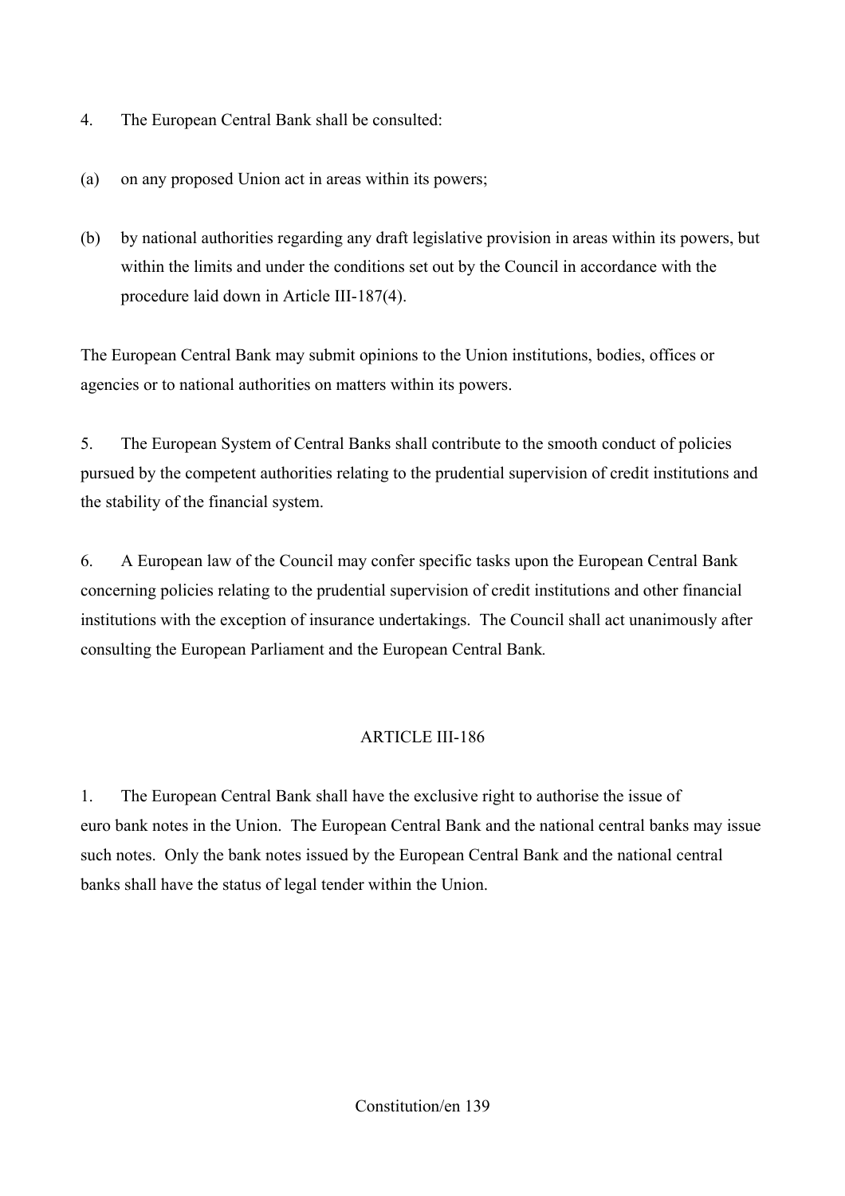4. The European Central Bank shall be consulted:

(a) on any proposed Union act in areas within its powers;

(b) by national authorities regarding any draft legislative provision in areas within its powers, but within the limits and under the conditions set out by the Council in accordance with the procedure laid down in Article III-187(4).

The European Central Bank may submit opinions to the Union institutions, bodies, offices or agencies or to national authorities on matters within its powers.

5. The European System of Central Banks shall contribute to the smooth conduct of policies pursued by the competent authorities relating to the prudential supervision of credit institutions and the stability of the financial system.

6. A European law of the Council may confer specific tasks upon the European Central Bank concerning policies relating to the prudential supervision of credit institutions and other financial institutions with the exception of insurance undertakings. The Council shall act unanimously after consulting the European Parliament and the European Central Bank.

## ARTICLE III-186

1. The European Central Bank shall have the exclusive right to authorise the issue of euro bank notes in the Union. The European Central Bank and the national central banks may issue such notes. Only the bank notes issued by the European Central Bank and the national central banks shall have the status of legal tender within the Union.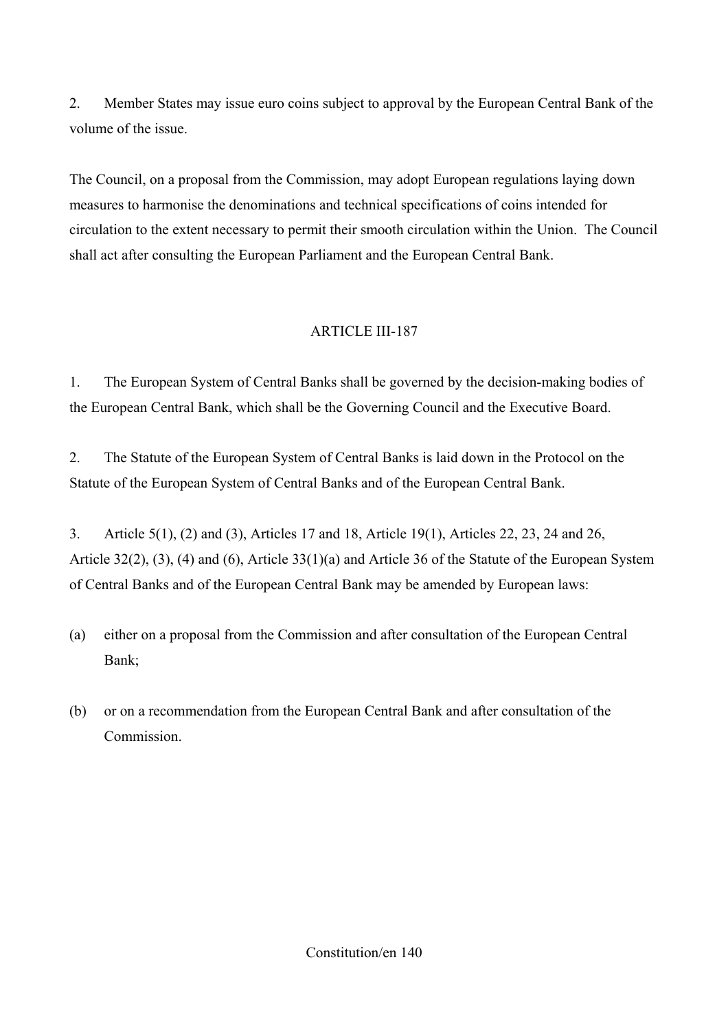2. Member States may issue euro coins subject to approval by the European Central Bank of the volume of the issue.

The Council, on a proposal from the Commission, may adopt European regulations laying down measures to harmonise the denominations and technical specifications of coins intended for circulation to the extent necessary to permit their smooth circulation within the Union. The Council shall act after consulting the European Parliament and the European Central Bank.

## ARTICLE III-187

1. The European System of Central Banks shall be governed by the decision-making bodies of the European Central Bank, which shall be the Governing Council and the Executive Board.

2. The Statute of the European System of Central Banks is laid down in the Protocol on the Statute of the European System of Central Banks and of the European Central Bank.

3. Article 5(1), (2) and (3), Articles 17 and 18, Article 19(1), Articles 22, 23, 24 and 26, Article 32(2), (3), (4) and (6), Article 33(1)(a) and Article 36 of the Statute of the European System of Central Banks and of the European Central Bank may be amended by European laws:

(a) either on a proposal from the Commission and after consultation of the European Central Bank;

(b) or on a recommendation from the European Central Bank and after consultation of the Commission.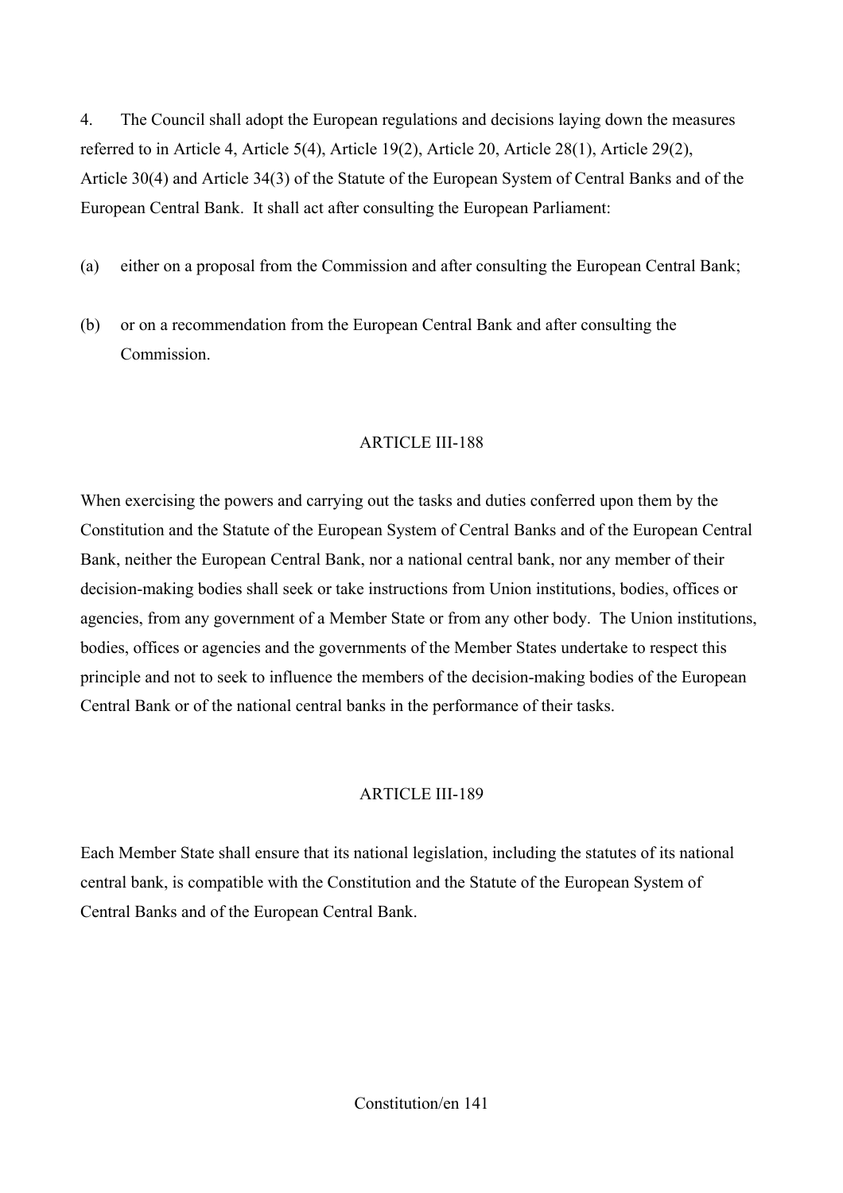4. The Council shall adopt the European regulations and decisions laying down the measures referred to in Article 4, Article 5(4), Article 19(2), Article 20, Article 28(1), Article 29(2), Article 30(4) and Article 34(3) of the Statute of the European System of Central Banks and of the European Central Bank. It shall act after consulting the European Parliament:

(a) either on a proposal from the Commission and after consulting the European Central Bank;

(b) or on a recommendation from the European Central Bank and after consulting the Commission.

## ARTICLE III-188

When exercising the powers and carrying out the tasks and duties conferred upon them by the Constitution and the Statute of the European System of Central Banks and of the European Central Bank, neither the European Central Bank, nor a national central bank, nor any member of their decision-making bodies shall seek or take instructions from Union institutions, bodies, offices or agencies, from any government of a Member State or from any other body. The Union institutions, bodies, offices or agencies and the governments of the Member States undertake to respect this principle and not to seek to influence the members of the decision-making bodies of the European Central Bank or of the national central banks in the performance of their tasks.

## ARTICLE III-189

Each Member State shall ensure that its national legislation, including the statutes of its national central bank, is compatible with the Constitution and the Statute of the European System of Central Banks and of the European Central Bank.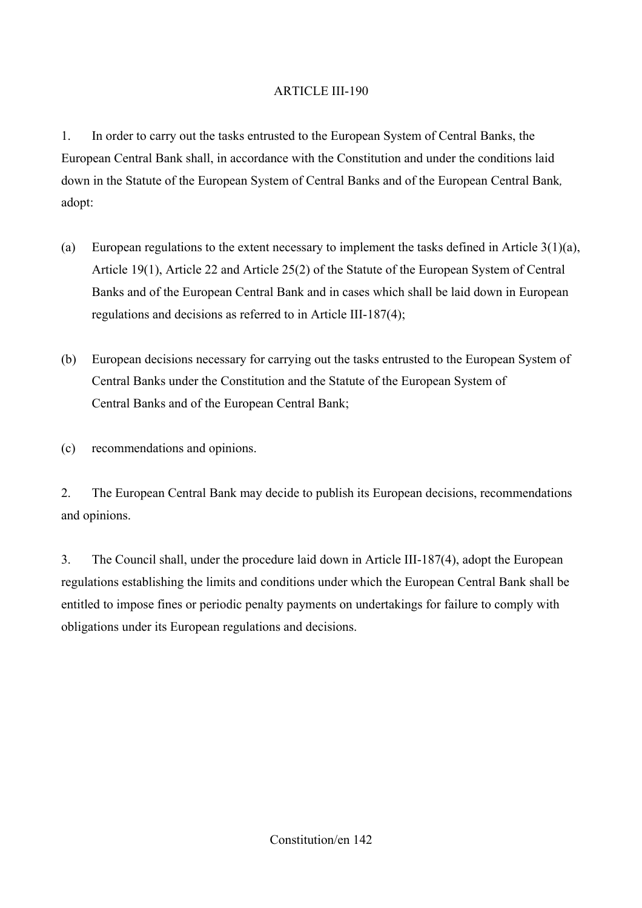ARTICLE III-190

1. In order to carry out the tasks entrusted to the European System of Central Banks, the European Central Bank shall, in accordance with the Constitution and under the conditions laid down in the Statute of the European System of Central Banks and of the European Central Bank, adopt:

(a) European regulations to the extent necessary to implement the tasks defined in Article 3(1)(a), Article 19(1), Article 22 and Article 25(2) of the Statute of the European System of Central Banks and of the European Central Bank and in cases which shall be laid down in European regulations and decisions as referred to in Article III-187(4);

(b) European decisions necessary for carrying out the tasks entrusted to the European System of Central Banks under the Constitution and the Statute of the European System of Central Banks and of the European Central Bank;

(c) recommendations and opinions.

2. The European Central Bank may decide to publish its European decisions, recommendations and opinions.

3. The Council shall, under the procedure laid down in Article III-187(4), adopt the European regulations establishing the limits and conditions under which the European Central Bank shall be entitled to impose fines or periodic penalty payments on undertakings for failure to comply with obligations under its European regulations and decisions.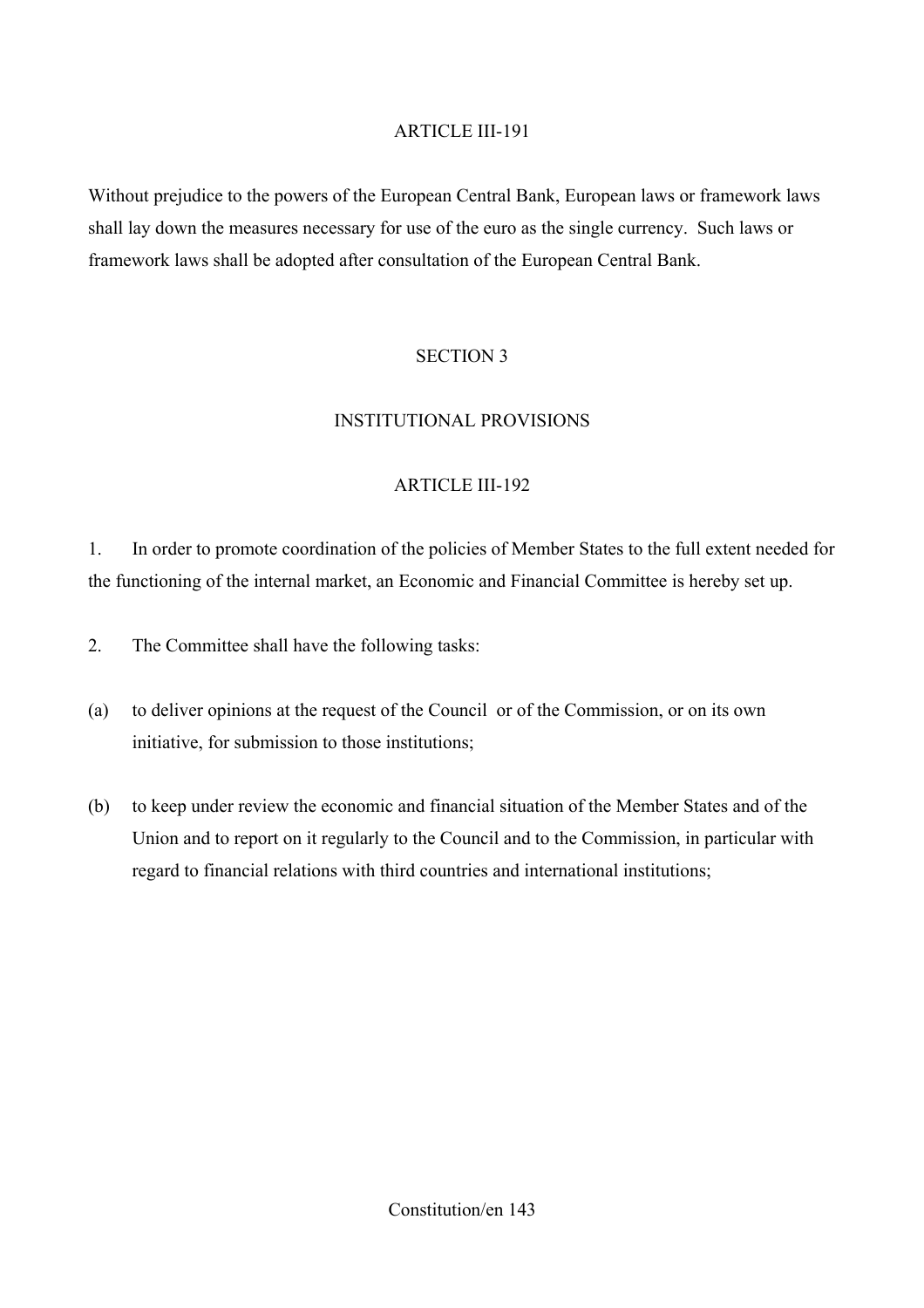## ARTICLE III-191

Without prejudice to the powers of the European Central Bank, European laws or framework laws shall lay down the measures necessary for use of the euro as the single currency. Such laws or framework laws shall be adopted after consultation of the European Central Bank.

# SECTION 3

# INSTITUTIONAL PROVISIONS

## ARTICLE III-192

1. In order to promote coordination of the policies of Member States to the full extent needed for the functioning of the internal market, an Economic and Financial Committee is hereby set up.

2. The Committee shall have the following tasks:

(a) to deliver opinions at the request of the Council or of the Commission, or on its own initiative, for submission to those institutions;

(b) to keep under review the economic and financial situation of the Member States and of the Union and to report on it regularly to the Council and to the Commission, in particular with regard to financial relations with third countries and international institutions;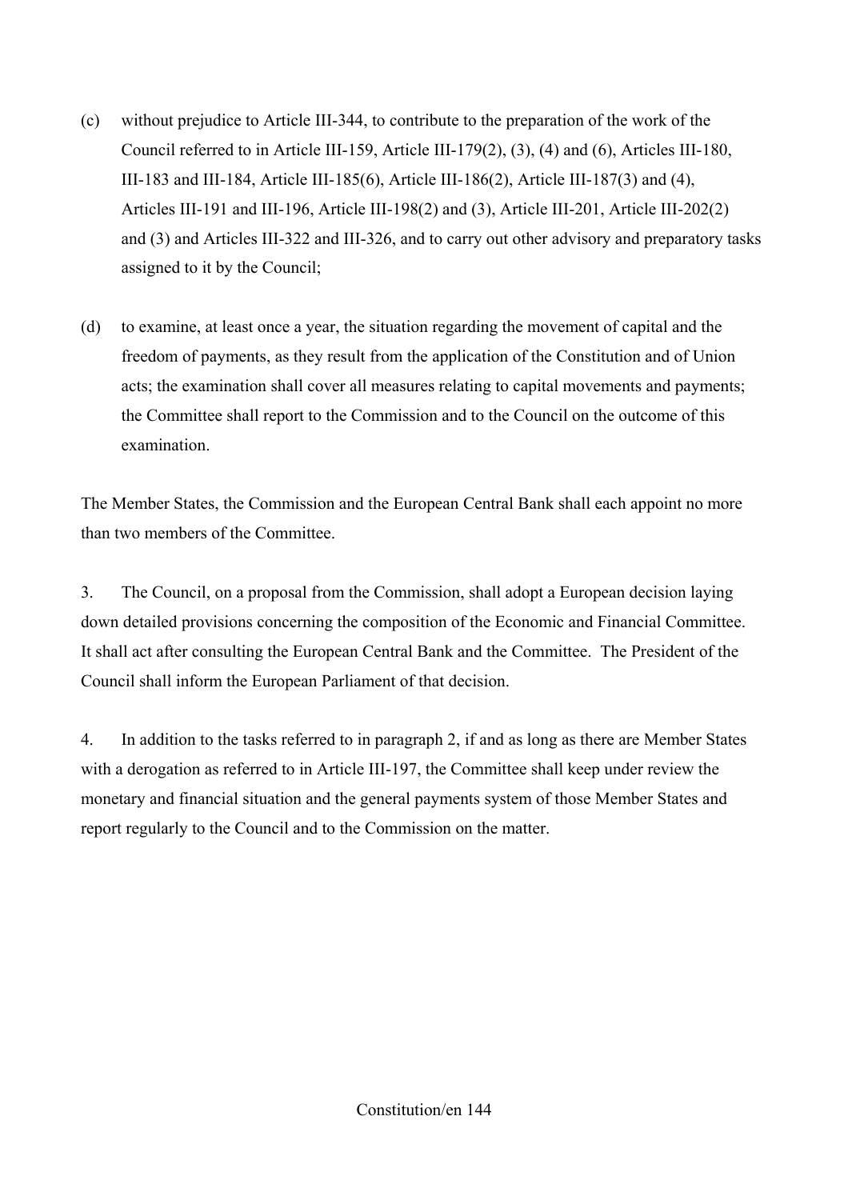(c) without prejudice to Article III-344, to contribute to the preparation of the work of the Council referred to in Article III-159, Article III-179(2), (3), (4) and (6), Articles III-180, III-183 and III-184, Article III-185(6), Article III-186(2), Article III-187(3) and (4), Articles III-191 and III-196, Article III-198(2) and (3), Article III-201, Article III-202(2) and (3) and Articles III-322 and III-326, and to carry out other advisory and preparatory tasks assigned to it by the Council;

(d) to examine, at least once a year, the situation regarding the movement of capital and the freedom of payments, as they result from the application of the Constitution and of Union acts; the examination shall cover all measures relating to capital movements and payments; the Committee shall report to the Commission and to the Council on the outcome of this examination.

The Member States, the Commission and the European Central Bank shall each appoint no more than two members of the Committee.

3. The Council, on a proposal from the Commission, shall adopt a European decision laying down detailed provisions concerning the composition of the Economic and Financial Committee. It shall act after consulting the European Central Bank and the Committee. The President of the Council shall inform the European Parliament of that decision.

4. In addition to the tasks referred to in paragraph 2, if and as long as there are Member States with a derogation as referred to in Article III-197, the Committee shall keep under review the monetary and financial situation and the general payments system of those Member States and report regularly to the Council and to the Commission on the matter.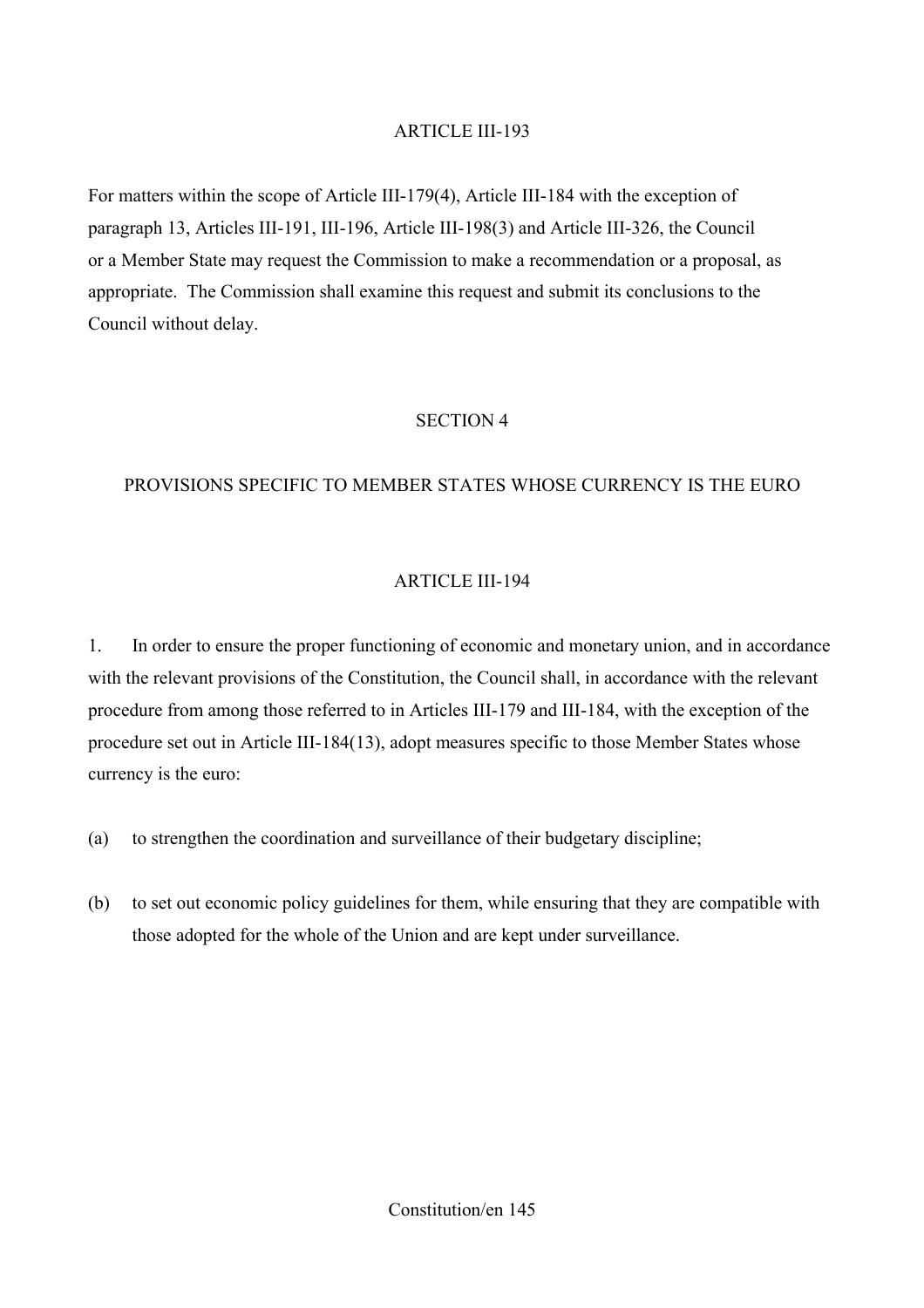## ARTICLE III-193

For matters within the scope of Article III-179(4), Article III-184 with the exception of paragraph 13, Articles III-191, III-196, Article III-198(3) and Article III-326, the Council or a Member State may request the Commission to make a recommendation or a proposal, as appropriate. The Commission shall examine this request and submit its conclusions to the Council without delay.

# SECTION 4

# PROVISIONS SPECIFIC TO MEMBER STATES WHOSE CURRENCY IS THE EURO

## ARTICLE III-194

1. In order to ensure the proper functioning of economic and monetary union, and in accordance with the relevant provisions of the Constitution, the Council shall, in accordance with the relevant procedure from among those referred to in Articles III-179 and III-184, with the exception of the procedure set out in Article III-184(13), adopt measures specific to those Member States whose currency is the euro:

(a) to strengthen the coordination and surveillance of their budgetary discipline;

(b) to set out economic policy guidelines for them, while ensuring that they are compatible with those adopted for the whole of the Union and are kept under surveillance.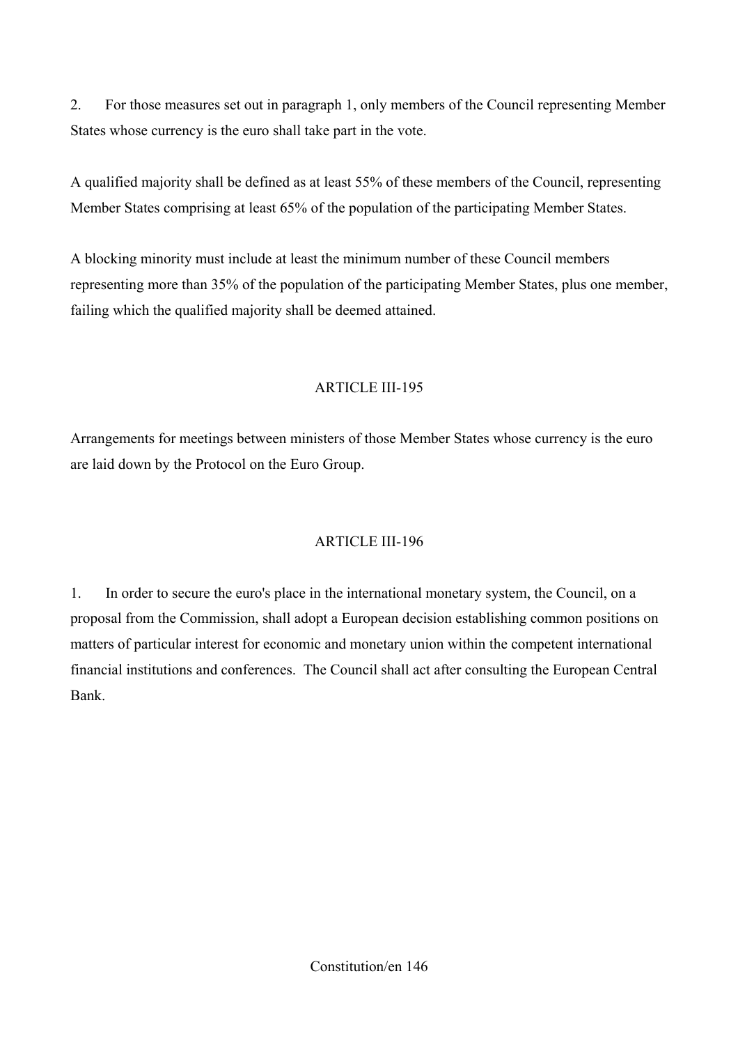2. For those measures set out in paragraph 1, only members of the Council representing Member States whose currency is the euro shall take part in the vote.

A qualified majority shall be defined as at least 55% of these members of the Council, representing Member States comprising at least 65% of the population of the participating Member States.

A blocking minority must include at least the minimum number of these Council members representing more than 35% of the population of the participating Member States, plus one member, failing which the qualified majority shall be deemed attained.

## ARTICLE III-195

Arrangements for meetings between ministers of those Member States whose currency is the euro are laid down by the Protocol on the Euro Group.

## ARTICLE III-196

1. In order to secure the euro's place in the international monetary system, the Council, on a proposal from the Commission, shall adopt a European decision establishing common positions on matters of particular interest for economic and monetary union within the competent international financial institutions and conferences. The Council shall act after consulting the European Central Bank.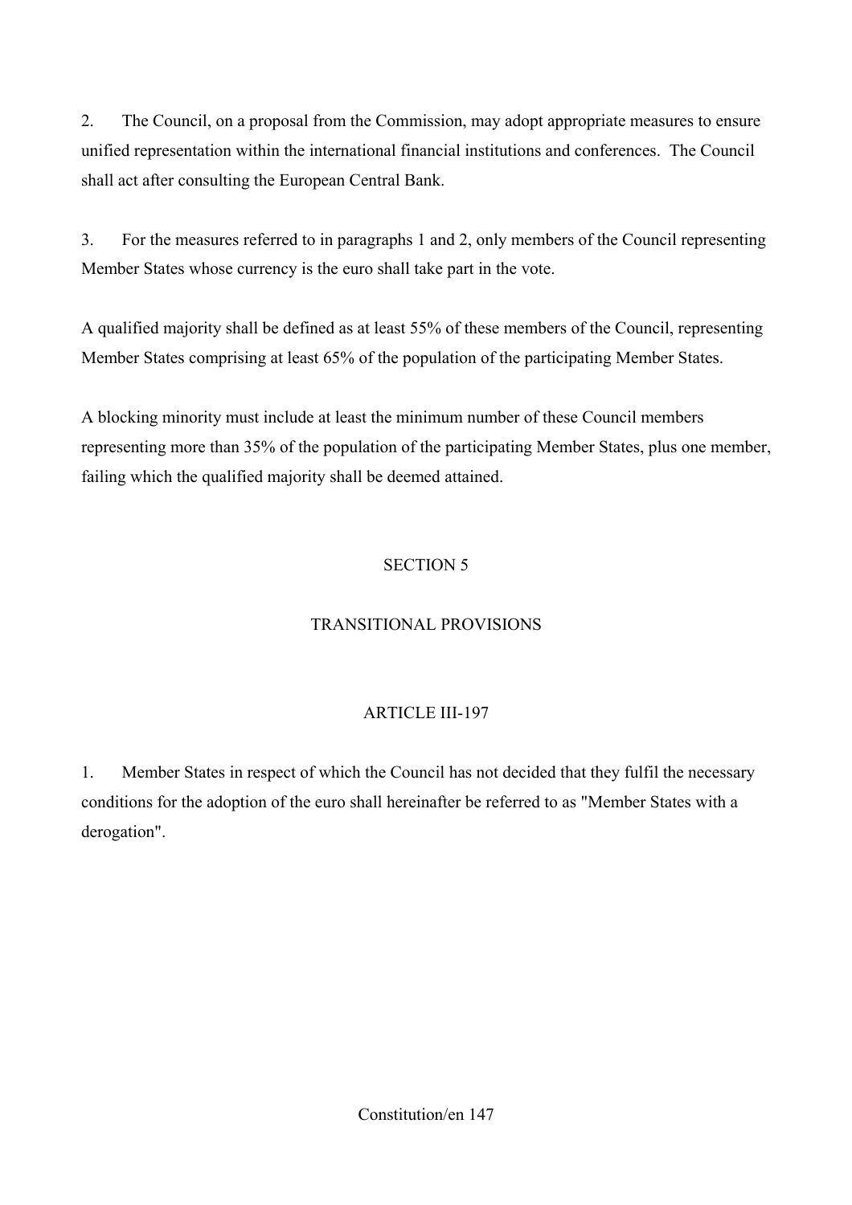2. The Council, on a proposal from the Commission, may adopt appropriate measures to ensure unified representation within the international financial institutions and conferences. The Council shall act after consulting the European Central Bank.

3. For the measures referred to in paragraphs 1 and 2, only members of the Council representing Member States whose currency is the euro shall take part in the vote.

A qualified majority shall be defined as at least 55% of these members of the Council, representing Member States comprising at least 65% of the population of the participating Member States.

A blocking minority must include at least the minimum number of these Council members representing more than 35% of the population of the participating Member States, plus one member, failing which the qualified majority shall be deemed attained.

## SECTION 5

## TRANSITIONAL PROVISIONS

### ARTICLE III-197

1. Member States in respect of which the Council has not decided that they fulfil the necessary conditions for the adoption of the euro shall hereinafter be referred to as "Member States with a derogation".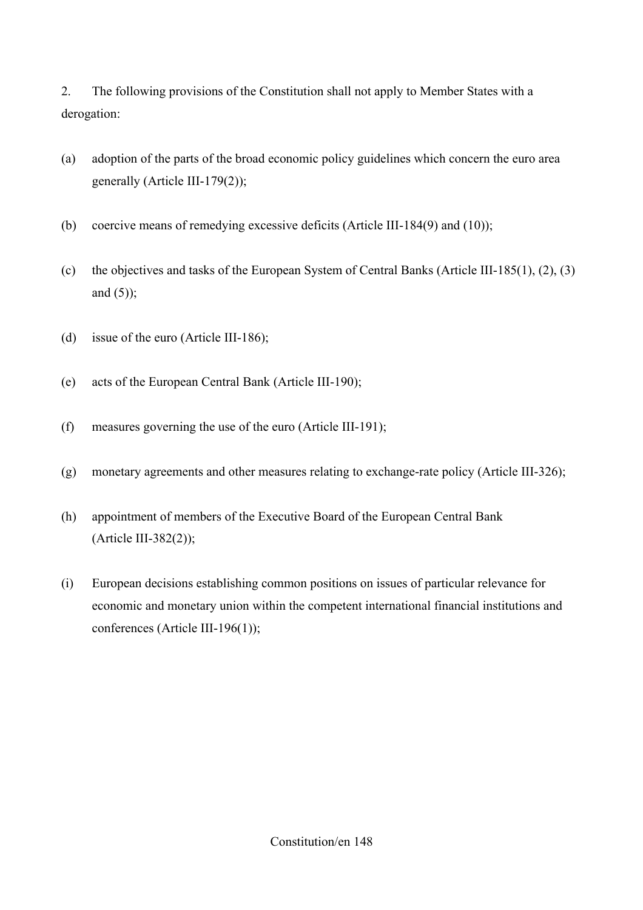2. The following provisions of the Constitution shall not apply to Member States with a derogation:

(a) adoption of the parts of the broad economic policy guidelines which concern the euro area generally (Article III-179(2));

(b) coercive means of remedying excessive deficits (Article III-184(9) and (10));

(c) the objectives and tasks of the European System of Central Banks (Article III-185(1), (2), (3) and (5));

(d) issue of the euro (Article III-186);

(e) acts of the European Central Bank (Article III-190);

(f) measures governing the use of the euro (Article III-191);

(g) monetary agreements and other measures relating to exchange-rate policy (Article III-326);

(h) appointment of members of the Executive Board of the European Central Bank (Article III-382(2));

(i) European decisions establishing common positions on issues of particular relevance for economic and monetary union within the competent international financial institutions and conferences (Article III-196(1));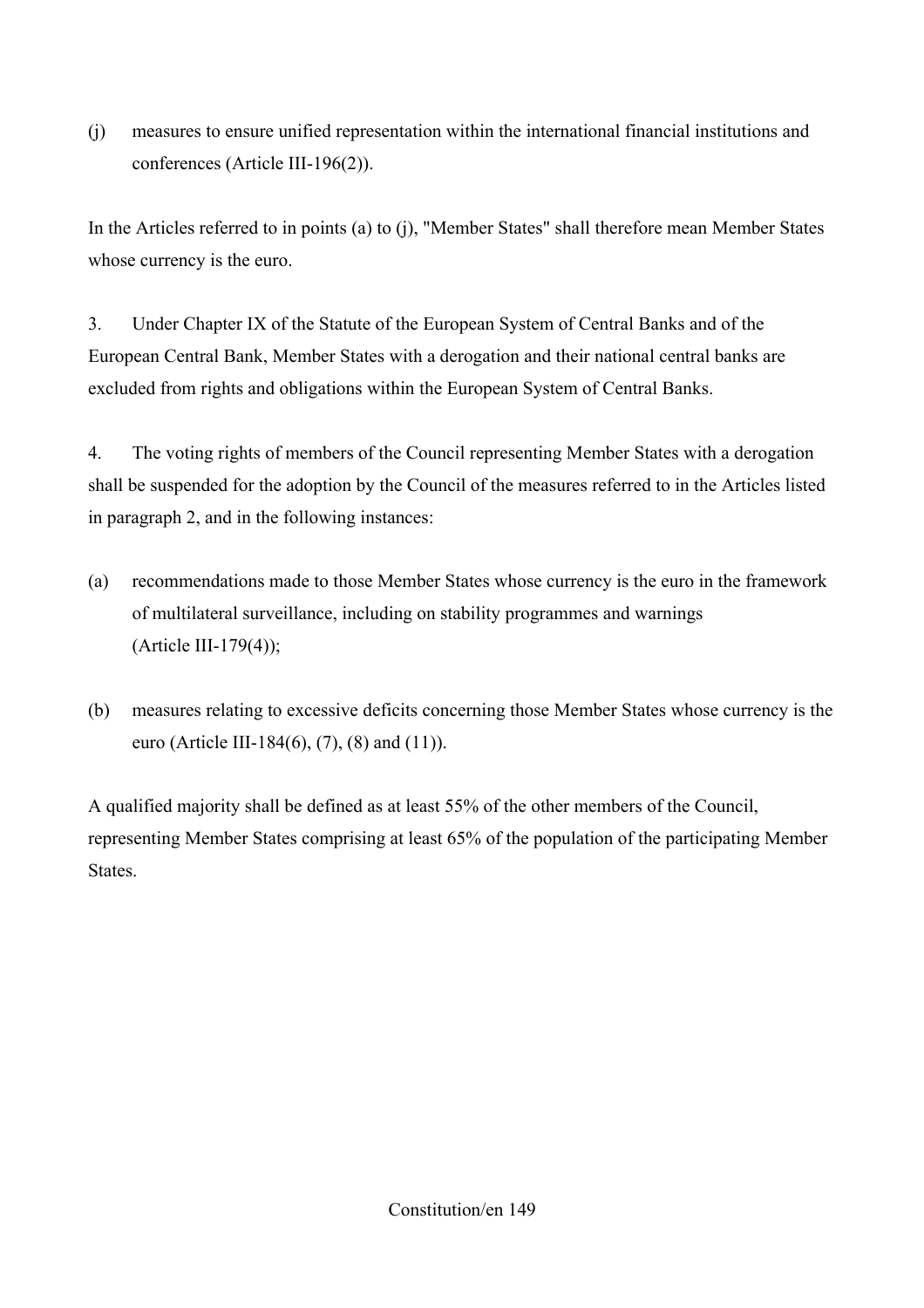(j) measures to ensure unified representation within the international financial institutions and conferences (Article III-196(2)).

In the Articles referred to in points (a) to (j), "Member States" shall therefore mean Member States whose currency is the euro.

3. Under Chapter IX of the Statute of the European System of Central Banks and of the European Central Bank, Member States with a derogation and their national central banks are excluded from rights and obligations within the European System of Central Banks.

4. The voting rights of members of the Council representing Member States with a derogation shall be suspended for the adoption by the Council of the measures referred to in the Articles listed in paragraph 2, and in the following instances:

(a) recommendations made to those Member States whose currency is the euro in the framework of multilateral surveillance, including on stability programmes and warnings (Article III-179(4));

(b) measures relating to excessive deficits concerning those Member States whose currency is the euro (Article III-184(6), (7), (8) and (11)).

A qualified majority shall be defined as at least 55% of the other members of the Council, representing Member States comprising at least 65% of the population of the participating Member States.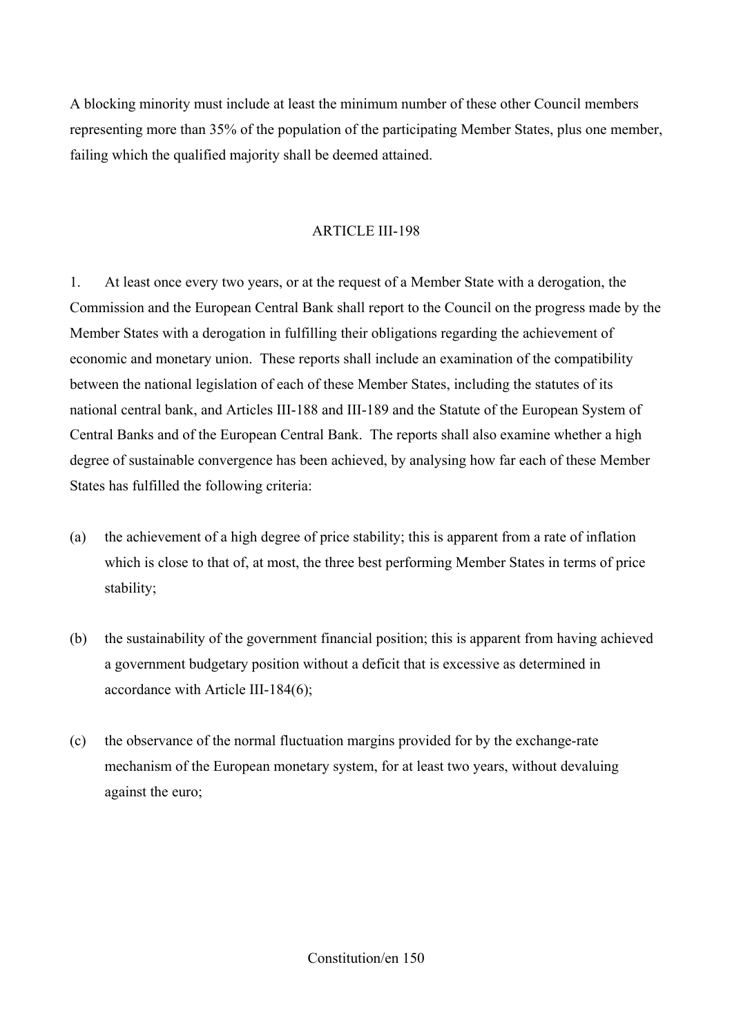A blocking minority must include at least the minimum number of these other Council members representing more than 35% of the population of the participating Member States, plus one member, failing which the qualified majority shall be deemed attained.

## ARTICLE III-198

1. At least once every two years, or at the request of a Member State with a derogation, the Commission and the European Central Bank shall report to the Council on the progress made by the Member States with a derogation in fulfilling their obligations regarding the achievement of economic and monetary union. These reports shall include an examination of the compatibility between the national legislation of each of these Member States, including the statutes of its national central bank, and Articles III-188 and III-189 and the Statute of the European System of Central Banks and of the European Central Bank. The reports shall also examine whether a high degree of sustainable convergence has been achieved, by analysing how far each of these Member States has fulfilled the following criteria:

(a) the achievement of a high degree of price stability; this is apparent from a rate of inflation which is close to that of, at most, the three best performing Member States in terms of price stability;

(b) the sustainability of the government financial position; this is apparent from having achieved a government budgetary position without a deficit that is excessive as determined in accordance with Article III-184(6);

(c) the observance of the normal fluctuation margins provided for by the exchange-rate mechanism of the European monetary system, for at least two years, without devaluing against the euro;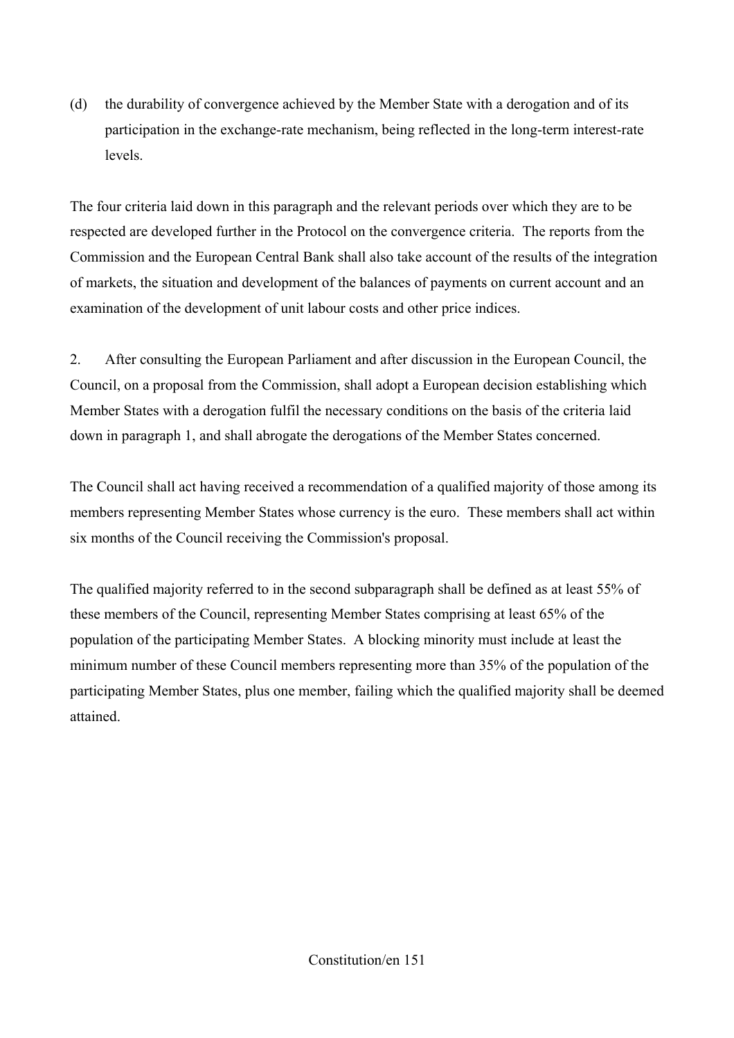(d) the durability of convergence achieved by the Member State with a derogation and of its participation in the exchange-rate mechanism, being reflected in the long-term interest-rate levels.

The four criteria laid down in this paragraph and the relevant periods over which they are to be respected are developed further in the Protocol on the convergence criteria. The reports from the Commission and the European Central Bank shall also take account of the results of the integration of markets, the situation and development of the balances of payments on current account and an examination of the development of unit labour costs and other price indices.

2. After consulting the European Parliament and after discussion in the European Council, the Council, on a proposal from the Commission, shall adopt a European decision establishing which Member States with a derogation fulfil the necessary conditions on the basis of the criteria laid down in paragraph 1, and shall abrogate the derogations of the Member States concerned.

The Council shall act having received a recommendation of a qualified majority of those among its members representing Member States whose currency is the euro. These members shall act within six months of the Council receiving the Commission's proposal.

The qualified majority referred to in the second subparagraph shall be defined as at least 55% of these members of the Council, representing Member States comprising at least 65% of the population of the participating Member States. A blocking minority must include at least the minimum number of these Council members representing more than 35% of the population of the participating Member States, plus one member, failing which the qualified majority shall be deemed attained.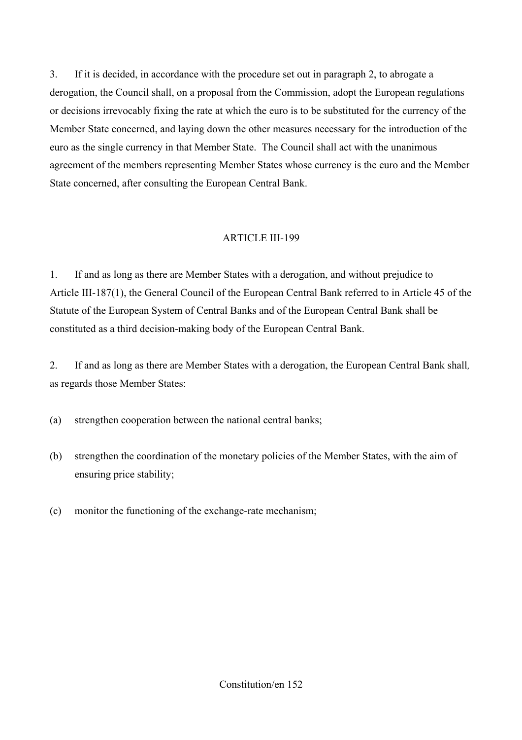3. If it is decided, in accordance with the procedure set out in paragraph 2, to abrogate a derogation, the Council shall, on a proposal from the Commission, adopt the European regulations or decisions irrevocably fixing the rate at which the euro is to be substituted for the currency of the Member State concerned, and laying down the other measures necessary for the introduction of the euro as the single currency in that Member State. The Council shall act with the unanimous agreement of the members representing Member States whose currency is the euro and the Member State concerned, after consulting the European Central Bank.

## ARTICLE III-199

1. If and as long as there are Member States with a derogation, and without prejudice to Article III-187(1), the General Council of the European Central Bank referred to in Article 45 of the Statute of the European System of Central Banks and of the European Central Bank shall be constituted as a third decision-making body of the European Central Bank.

2. If and as long as there are Member States with a derogation, the European Central Bank shall, as regards those Member States:

(a) strengthen cooperation between the national central banks;

(b) strengthen the coordination of the monetary policies of the Member States, with the aim of ensuring price stability;

(c) monitor the functioning of the exchange-rate mechanism;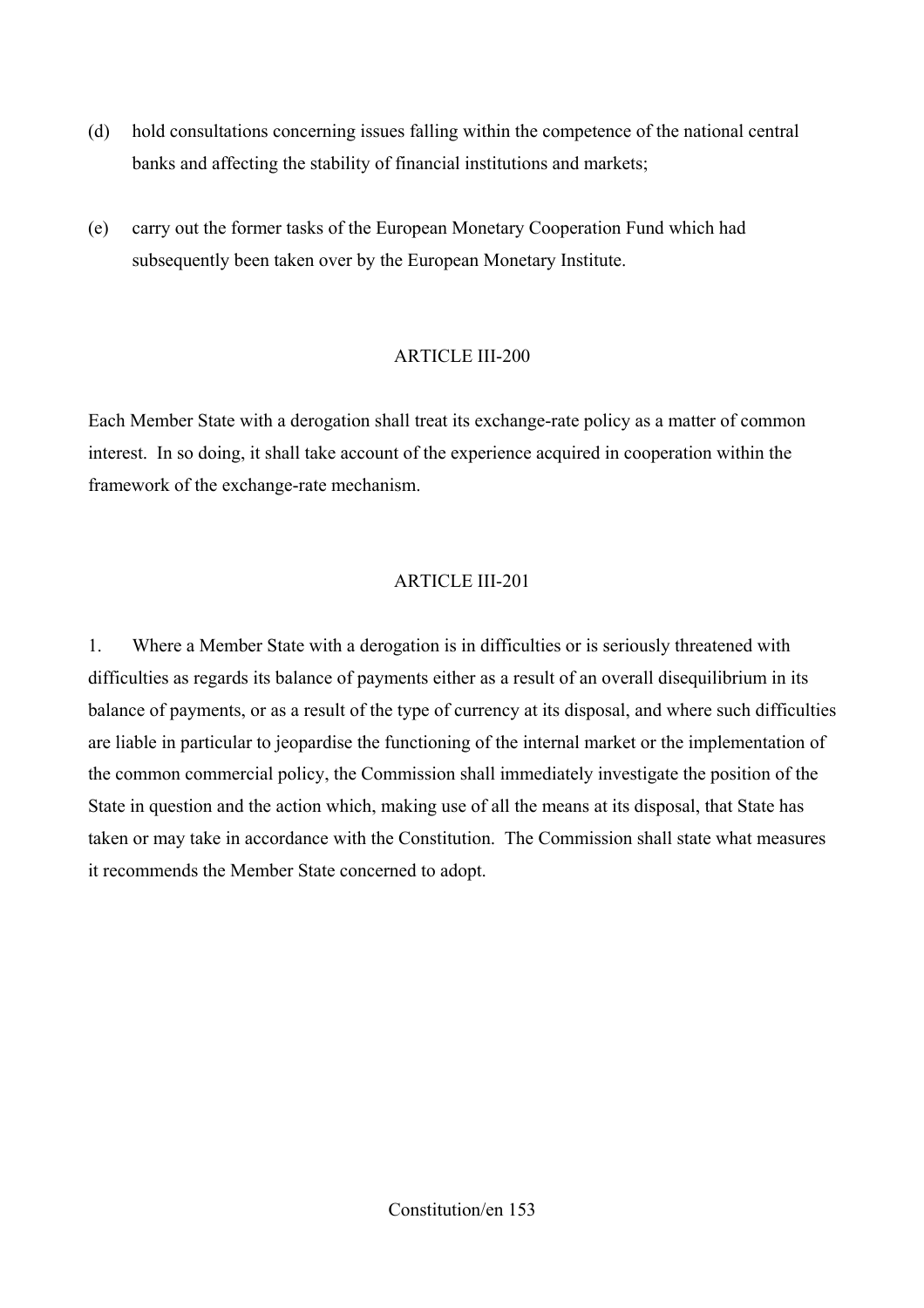(d) hold consultations concerning issues falling within the competence of the national central banks and affecting the stability of financial institutions and markets;

(e) carry out the former tasks of the European Monetary Cooperation Fund which had subsequently been taken over by the European Monetary Institute.

## ARTICLE III-200

Each Member State with a derogation shall treat its exchange-rate policy as a matter of common interest. In so doing, it shall take account of the experience acquired in cooperation within the framework of the exchange-rate mechanism.

## ARTICLE III-201

1. Where a Member State with a derogation is in difficulties or is seriously threatened with difficulties as regards its balance of payments either as a result of an overall disequilibrium in its balance of payments, or as a result of the type of currency at its disposal, and where such difficulties are liable in particular to jeopardise the functioning of the internal market or the implementation of the common commercial policy, the Commission shall immediately investigate the position of the State in question and the action which, making use of all the means at its disposal, that State has taken or may take in accordance with the Constitution. The Commission shall state what measures it recommends the Member State concerned to adopt.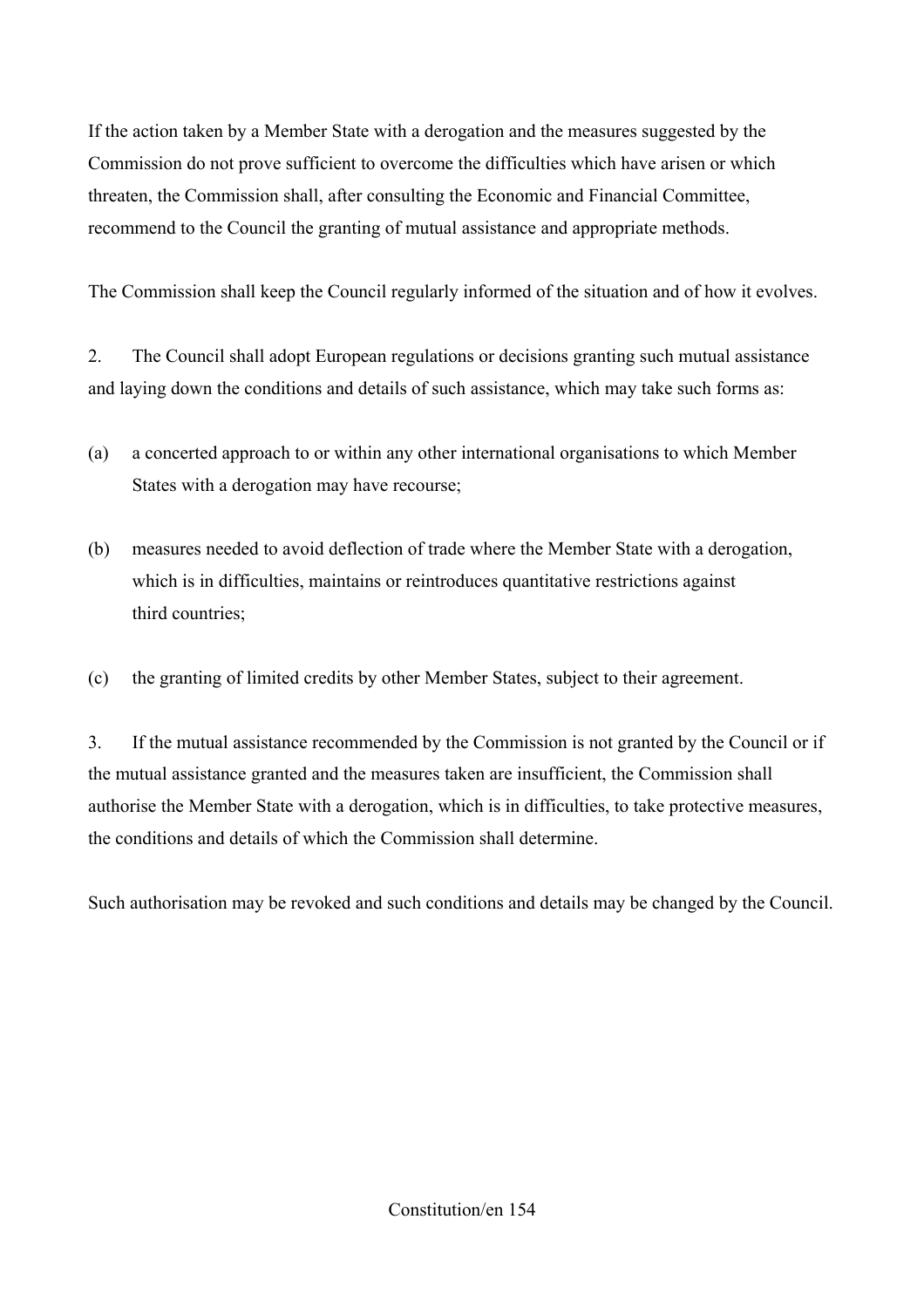If the action taken by a Member State with a derogation and the measures suggested by the Commission do not prove sufficient to overcome the difficulties which have arisen or which threaten, the Commission shall, after consulting the Economic and Financial Committee, recommend to the Council the granting of mutual assistance and appropriate methods.

The Commission shall keep the Council regularly informed of the situation and of how it evolves.

2. The Council shall adopt European regulations or decisions granting such mutual assistance and laying down the conditions and details of such assistance, which may take such forms as:

(a) a concerted approach to or within any other international organisations to which Member States with a derogation may have recourse;

(b) measures needed to avoid deflection of trade where the Member State with a derogation, which is in difficulties, maintains or reintroduces quantitative restrictions against third countries;

(c) the granting of limited credits by other Member States, subject to their agreement.

3. If the mutual assistance recommended by the Commission is not granted by the Council or if the mutual assistance granted and the measures taken are insufficient, the Commission shall authorise the Member State with a derogation, which is in difficulties, to take protective measures, the conditions and details of which the Commission shall determine.

Such authorisation may be revoked and such conditions and details may be changed by the Council.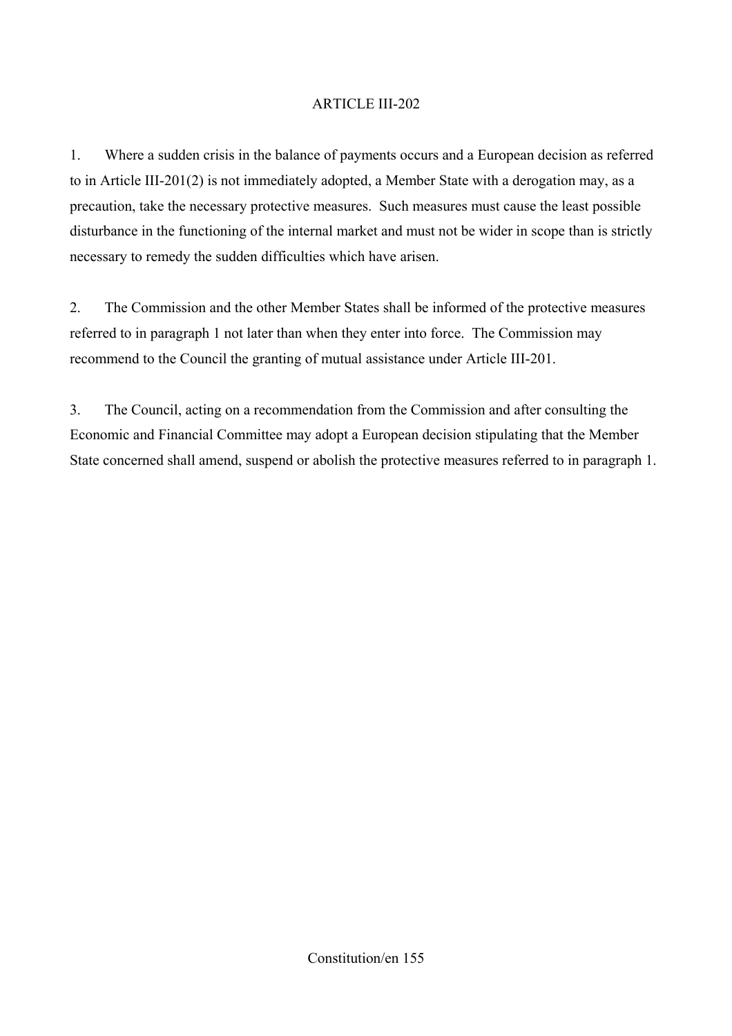ARTICLE III-202

1. Where a sudden crisis in the balance of payments occurs and a European decision as referred to in Article III-201(2) is not immediately adopted, a Member State with a derogation may, as a precaution, take the necessary protective measures. Such measures must cause the least possible disturbance in the functioning of the internal market and must not be wider in scope than is strictly necessary to remedy the sudden difficulties which have arisen.

2. The Commission and the other Member States shall be informed of the protective measures referred to in paragraph 1 not later than when they enter into force. The Commission may recommend to the Council the granting of mutual assistance under Article III-201.

3. The Council, acting on a recommendation from the Commission and after consulting the Economic and Financial Committee may adopt a European decision stipulating that the Member State concerned shall amend, suspend or abolish the protective measures referred to in paragraph 1.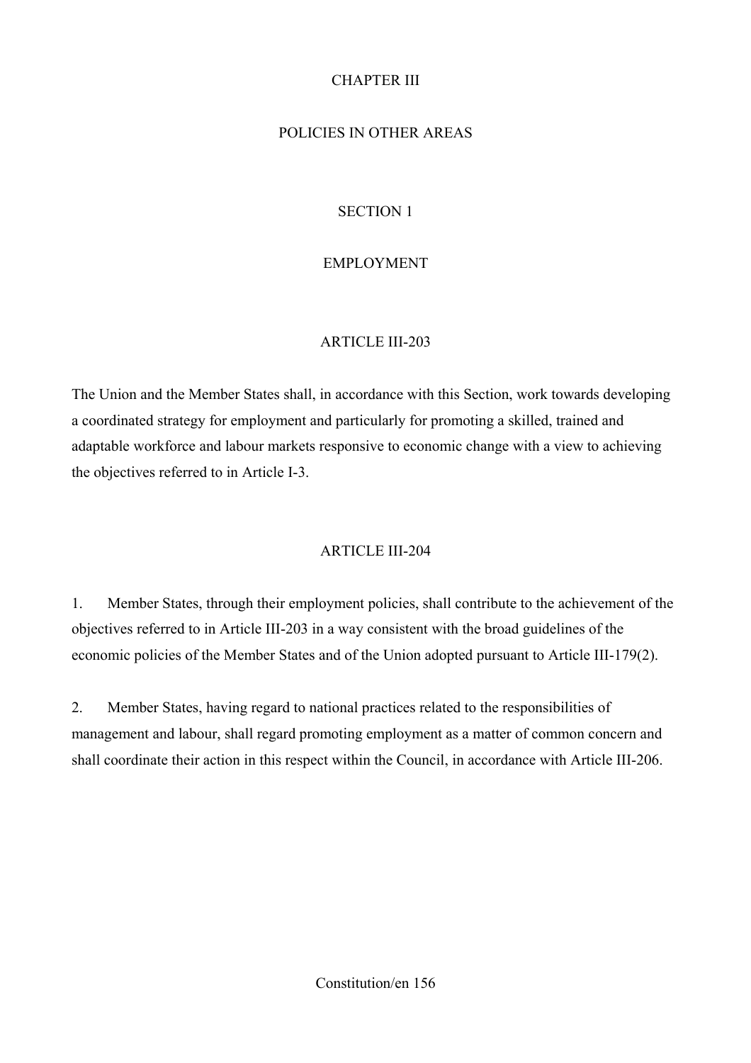# CHAPTER III

# POLICIES IN OTHER AREAS

## SECTION 1

## EMPLOYMENT

### ARTICLE III-203

The Union and the Member States shall, in accordance with this Section, work towards developing a coordinated strategy for employment and particularly for promoting a skilled, trained and adaptable workforce and labour markets responsive to economic change with a view to achieving the objectives referred to in Article I-3.

### ARTICLE III-204

1. Member States, through their employment policies, shall contribute to the achievement of the objectives referred to in Article III-203 in a way consistent with the broad guidelines of the economic policies of the Member States and of the Union adopted pursuant to Article III-179(2).

2. Member States, having regard to national practices related to the responsibilities of management and labour, shall regard promoting employment as a matter of common concern and shall coordinate their action in this respect within the Council, in accordance with Article III-206.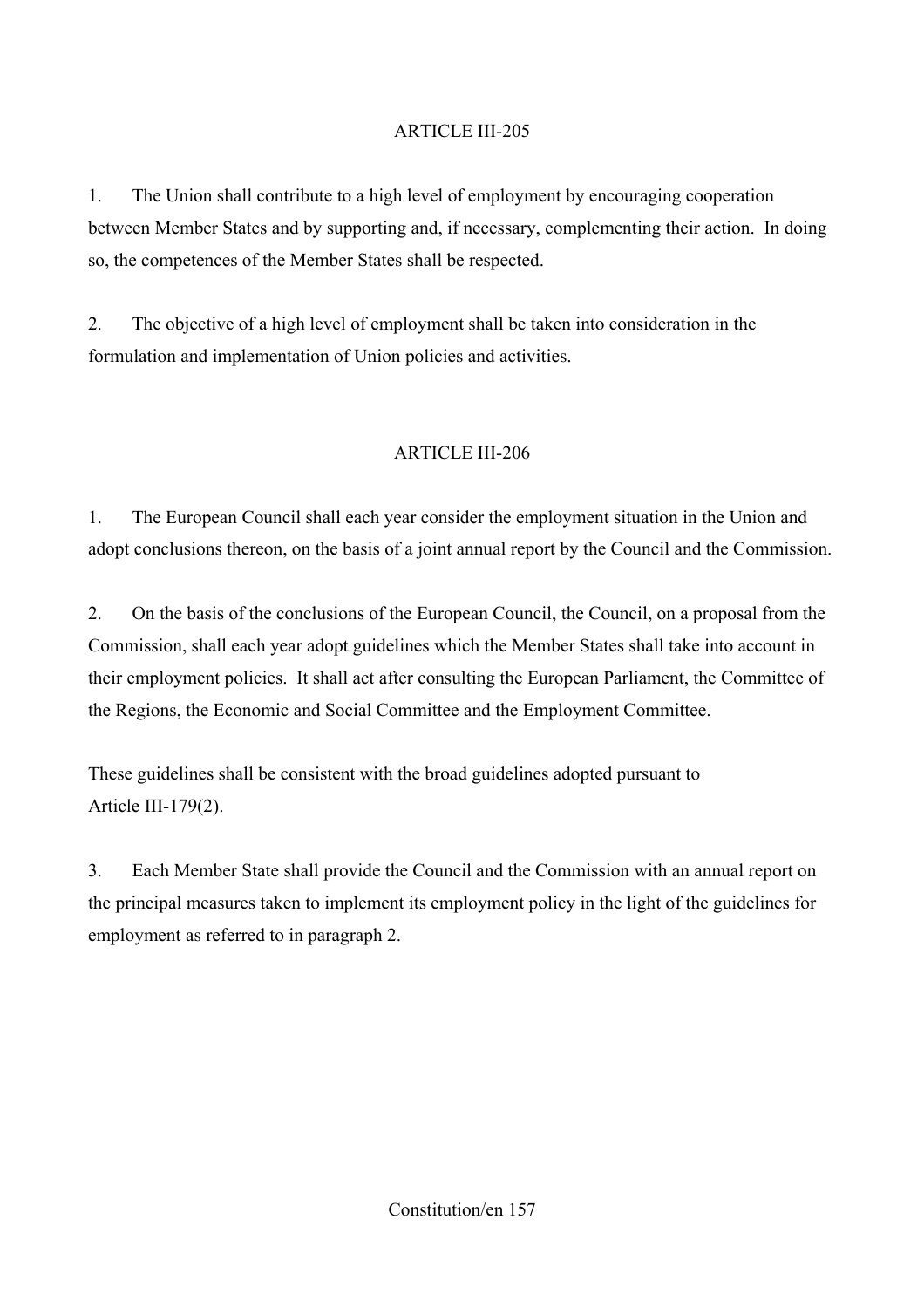## ARTICLE III-205

1. The Union shall contribute to a high level of employment by encouraging cooperation between Member States and by supporting and, if necessary, complementing their action. In doing so, the competences of the Member States shall be respected.

2. The objective of a high level of employment shall be taken into consideration in the formulation and implementation of Union policies and activities.

## ARTICLE III-206

1. The European Council shall each year consider the employment situation in the Union and adopt conclusions thereon, on the basis of a joint annual report by the Council and the Commission.

2. On the basis of the conclusions of the European Council, the Council, on a proposal from the Commission, shall each year adopt guidelines which the Member States shall take into account in their employment policies. It shall act after consulting the European Parliament, the Committee of the Regions, the Economic and Social Committee and the Employment Committee.

These guidelines shall be consistent with the broad guidelines adopted pursuant to Article III-179(2).

3. Each Member State shall provide the Council and the Commission with an annual report on the principal measures taken to implement its employment policy in the light of the guidelines for employment as referred to in paragraph 2.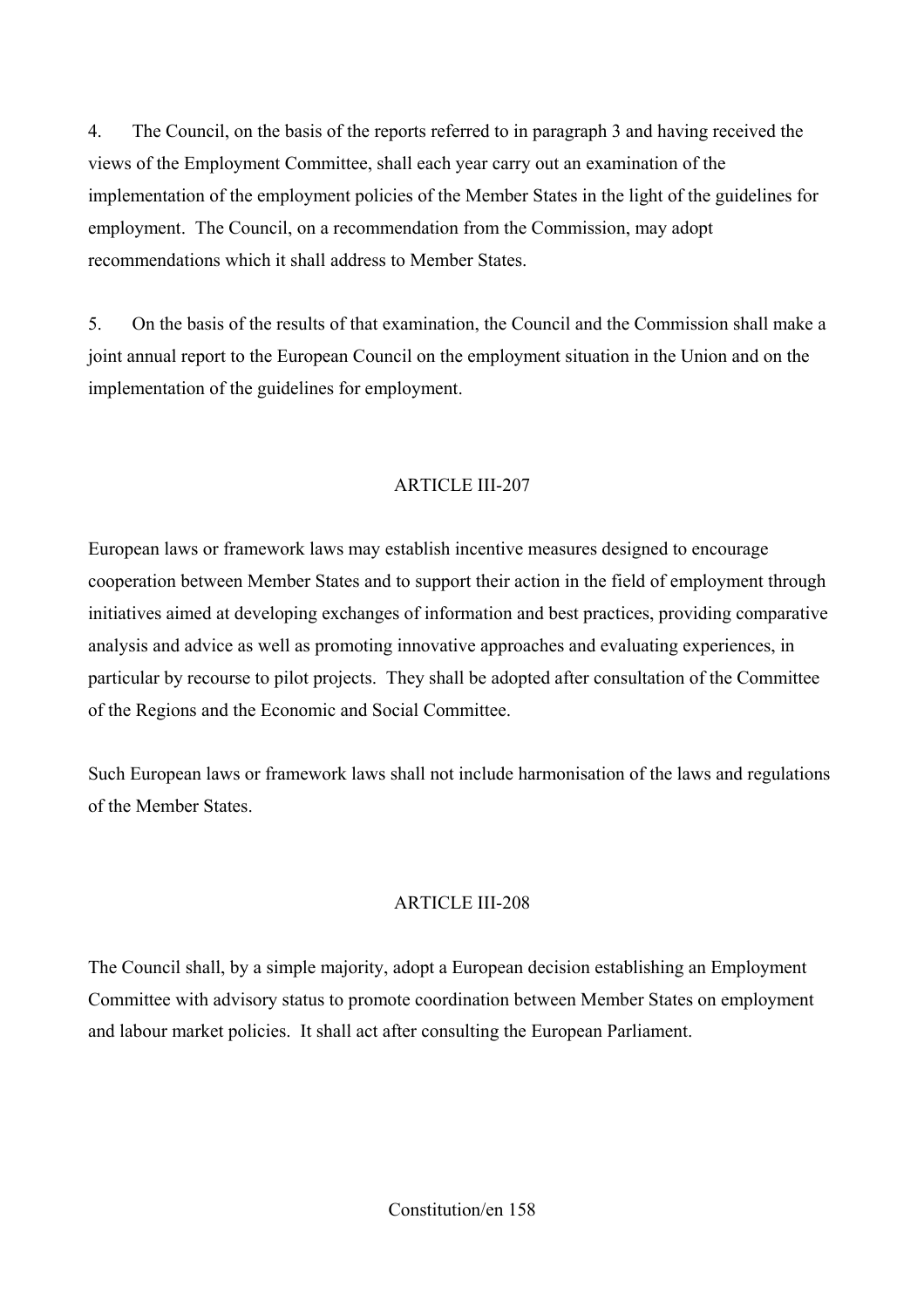4. The Council, on the basis of the reports referred to in paragraph 3 and having received the views of the Employment Committee, shall each year carry out an examination of the implementation of the employment policies of the Member States in the light of the guidelines for employment. The Council, on a recommendation from the Commission, may adopt recommendations which it shall address to Member States.

5. On the basis of the results of that examination, the Council and the Commission shall make a joint annual report to the European Council on the employment situation in the Union and on the implementation of the guidelines for employment.

### ARTICLE III-207

European laws or framework laws may establish incentive measures designed to encourage cooperation between Member States and to support their action in the field of employment through initiatives aimed at developing exchanges of information and best practices, providing comparative analysis and advice as well as promoting innovative approaches and evaluating experiences, in particular by recourse to pilot projects. They shall be adopted after consultation of the Committee of the Regions and the Economic and Social Committee.

Such European laws or framework laws shall not include harmonisation of the laws and regulations of the Member States.

### ARTICLE III-208

The Council shall, by a simple majority, adopt a European decision establishing an Employment Committee with advisory status to promote coordination between Member States on employment and labour market policies. It shall act after consulting the European Parliament.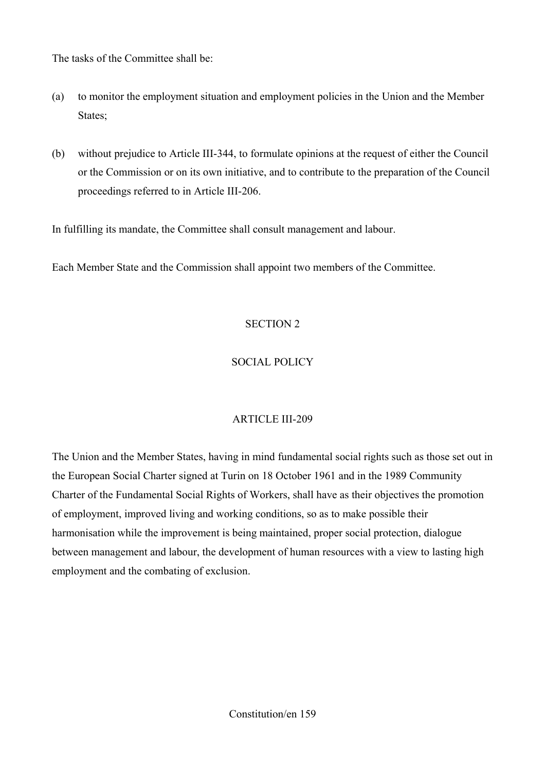The tasks of the Committee shall be:

(a) to monitor the employment situation and employment policies in the Union and the Member States;

(b) without prejudice to Article III-344, to formulate opinions at the request of either the Council or the Commission or on its own initiative, and to contribute to the preparation of the Council proceedings referred to in Article III-206.

In fulfilling its mandate, the Committee shall consult management and labour.

Each Member State and the Commission shall appoint two members of the Committee.

## SECTION 2

## SOCIAL POLICY

### ARTICLE III-209

The Union and the Member States, having in mind fundamental social rights such as those set out in the European Social Charter signed at Turin on 18 October 1961 and in the 1989 Community Charter of the Fundamental Social Rights of Workers, shall have as their objectives the promotion of employment, improved living and working conditions, so as to make possible their harmonisation while the improvement is being maintained, proper social protection, dialogue between management and labour, the development of human resources with a view to lasting high employment and the combating of exclusion.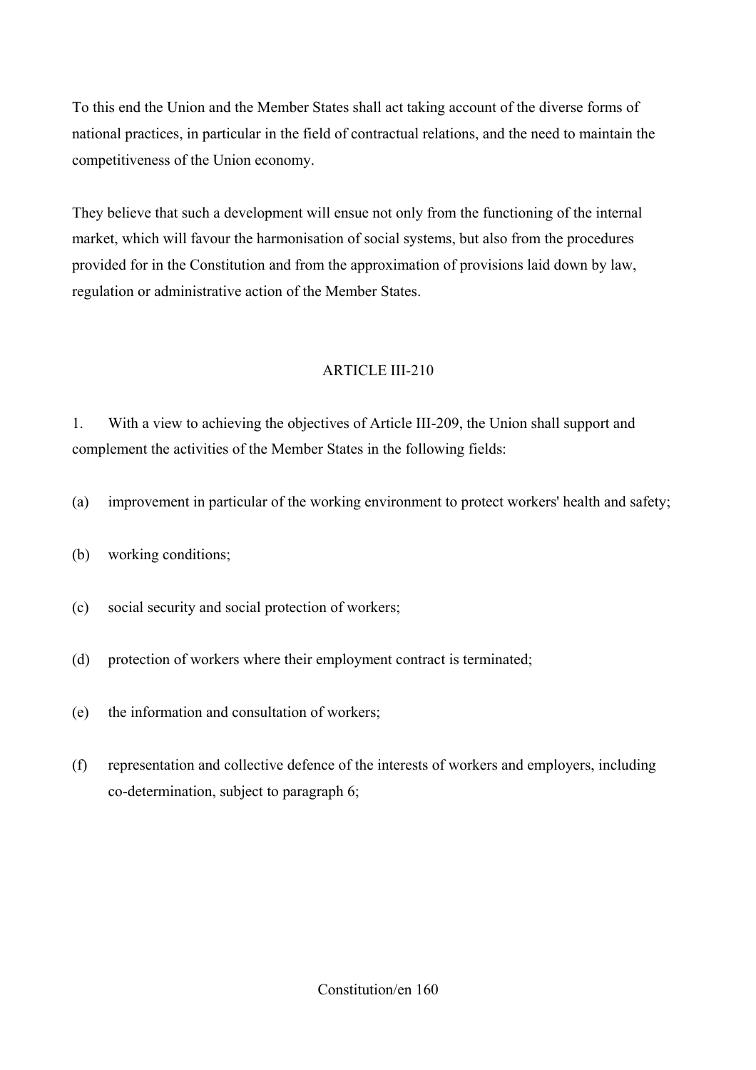To this end the Union and the Member States shall act taking account of the diverse forms of national practices, in particular in the field of contractual relations, and the need to maintain the competitiveness of the Union economy.

They believe that such a development will ensue not only from the functioning of the internal market, which will favour the harmonisation of social systems, but also from the procedures provided for in the Constitution and from the approximation of provisions laid down by law, regulation or administrative action of the Member States.

## ARTICLE III-210

1. With a view to achieving the objectives of Article III-209, the Union shall support and complement the activities of the Member States in the following fields:

(a) improvement in particular of the working environment to protect workers' health and safety;

(b) working conditions;

(c) social security and social protection of workers;

(d) protection of workers where their employment contract is terminated;

(e) the information and consultation of workers;

(f) representation and collective defence of the interests of workers and employers, including co-determination, subject to paragraph 6;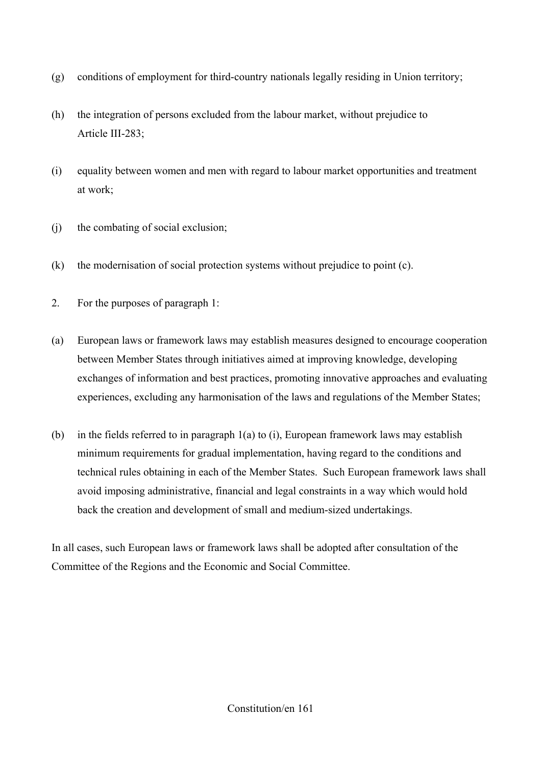(g) conditions of employment for third-country nationals legally residing in Union territory;

(h) the integration of persons excluded from the labour market, without prejudice to Article III-283;

(i) equality between women and men with regard to labour market opportunities and treatment at work;

(j) the combating of social exclusion;

(k) the modernisation of social protection systems without prejudice to point (c).

2. For the purposes of paragraph 1:

(a) European laws or framework laws may establish measures designed to encourage cooperation between Member States through initiatives aimed at improving knowledge, developing exchanges of information and best practices, promoting innovative approaches and evaluating experiences, excluding any harmonisation of the laws and regulations of the Member States;

(b) in the fields referred to in paragraph 1(a) to (i), European framework laws may establish minimum requirements for gradual implementation, having regard to the conditions and technical rules obtaining in each of the Member States. Such European framework laws shall avoid imposing administrative, financial and legal constraints in a way which would hold back the creation and development of small and medium-sized undertakings.

In all cases, such European laws or framework laws shall be adopted after consultation of the Committee of the Regions and the Economic and Social Committee.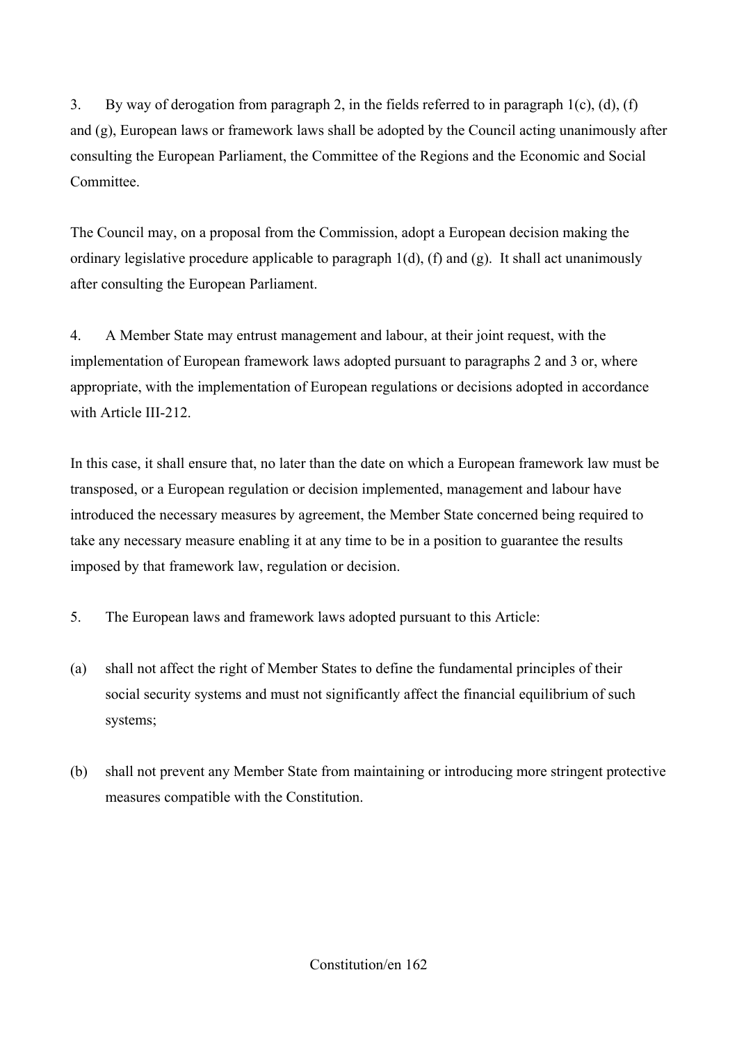3. By way of derogation from paragraph 2, in the fields referred to in paragraph 1(c), (d), (f) and (g), European laws or framework laws shall be adopted by the Council acting unanimously after consulting the European Parliament, the Committee of the Regions and the Economic and Social Committee.

The Council may, on a proposal from the Commission, adopt a European decision making the ordinary legislative procedure applicable to paragraph 1(d), (f) and (g). It shall act unanimously after consulting the European Parliament.

4. A Member State may entrust management and labour, at their joint request, with the implementation of European framework laws adopted pursuant to paragraphs 2 and 3 or, where appropriate, with the implementation of European regulations or decisions adopted in accordance with Article III-212.

In this case, it shall ensure that, no later than the date on which a European framework law must be transposed, or a European regulation or decision implemented, management and labour have introduced the necessary measures by agreement, the Member State concerned being required to take any necessary measure enabling it at any time to be in a position to guarantee the results imposed by that framework law, regulation or decision.

5. The European laws and framework laws adopted pursuant to this Article:

(a) shall not affect the right of Member States to define the fundamental principles of their social security systems and must not significantly affect the financial equilibrium of such systems;

(b) shall not prevent any Member State from maintaining or introducing more stringent protective measures compatible with the Constitution.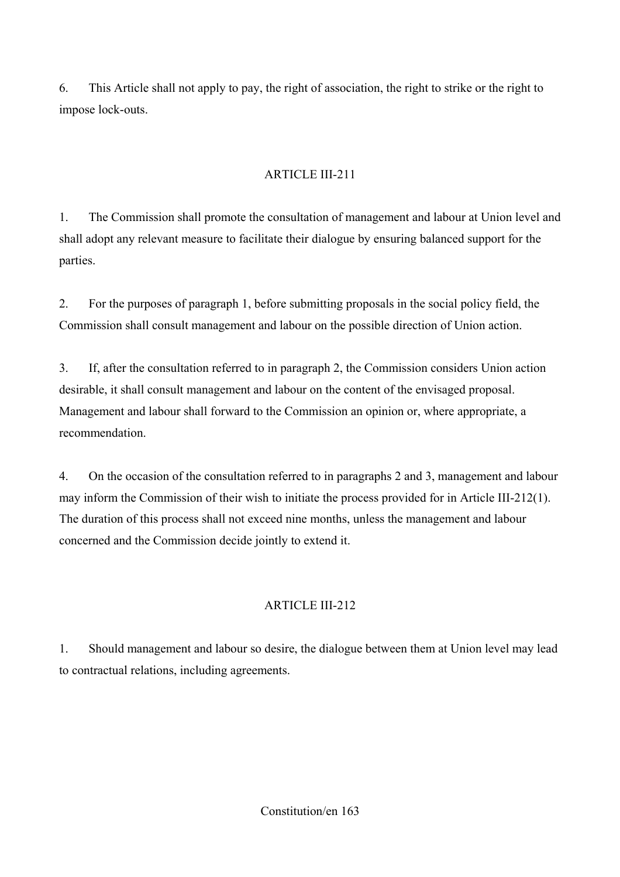6. This Article shall not apply to pay, the right of association, the right to strike or the right to impose lock-outs.

## ARTICLE III-211

1. The Commission shall promote the consultation of management and labour at Union level and shall adopt any relevant measure to facilitate their dialogue by ensuring balanced support for the parties.

2. For the purposes of paragraph 1, before submitting proposals in the social policy field, the Commission shall consult management and labour on the possible direction of Union action.

3. If, after the consultation referred to in paragraph 2, the Commission considers Union action desirable, it shall consult management and labour on the content of the envisaged proposal. Management and labour shall forward to the Commission an opinion or, where appropriate, a recommendation.

4. On the occasion of the consultation referred to in paragraphs 2 and 3, management and labour may inform the Commission of their wish to initiate the process provided for in Article III-212(1). The duration of this process shall not exceed nine months, unless the management and labour concerned and the Commission decide jointly to extend it.

## ARTICLE III-212

1. Should management and labour so desire, the dialogue between them at Union level may lead to contractual relations, including agreements.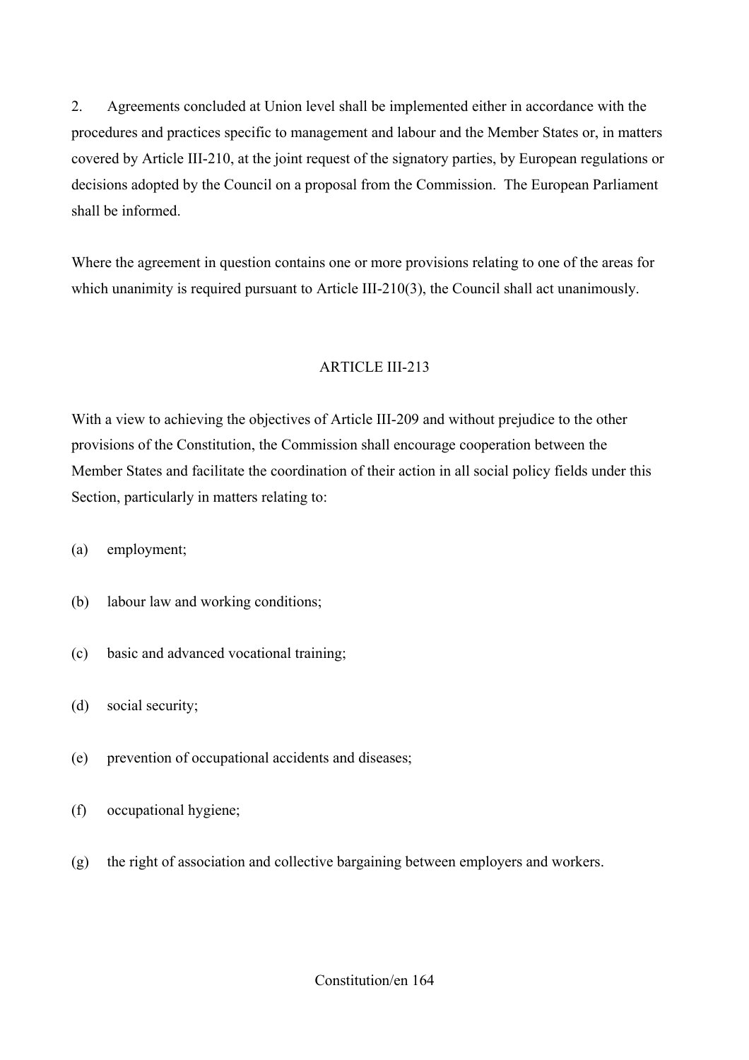2. Agreements concluded at Union level shall be implemented either in accordance with the procedures and practices specific to management and labour and the Member States or, in matters covered by Article III-210, at the joint request of the signatory parties, by European regulations or decisions adopted by the Council on a proposal from the Commission. The European Parliament shall be informed.

Where the agreement in question contains one or more provisions relating to one of the areas for which unanimity is required pursuant to Article III-210(3), the Council shall act unanimously.

### ARTICLE III-213

With a view to achieving the objectives of Article III-209 and without prejudice to the other provisions of the Constitution, the Commission shall encourage cooperation between the Member States and facilitate the coordination of their action in all social policy fields under this Section, particularly in matters relating to:

(a) employment;

(b) labour law and working conditions;

(c) basic and advanced vocational training;

(d) social security;

(e) prevention of occupational accidents and diseases;

(f) occupational hygiene;

(g) the right of association and collective bargaining between employers and workers.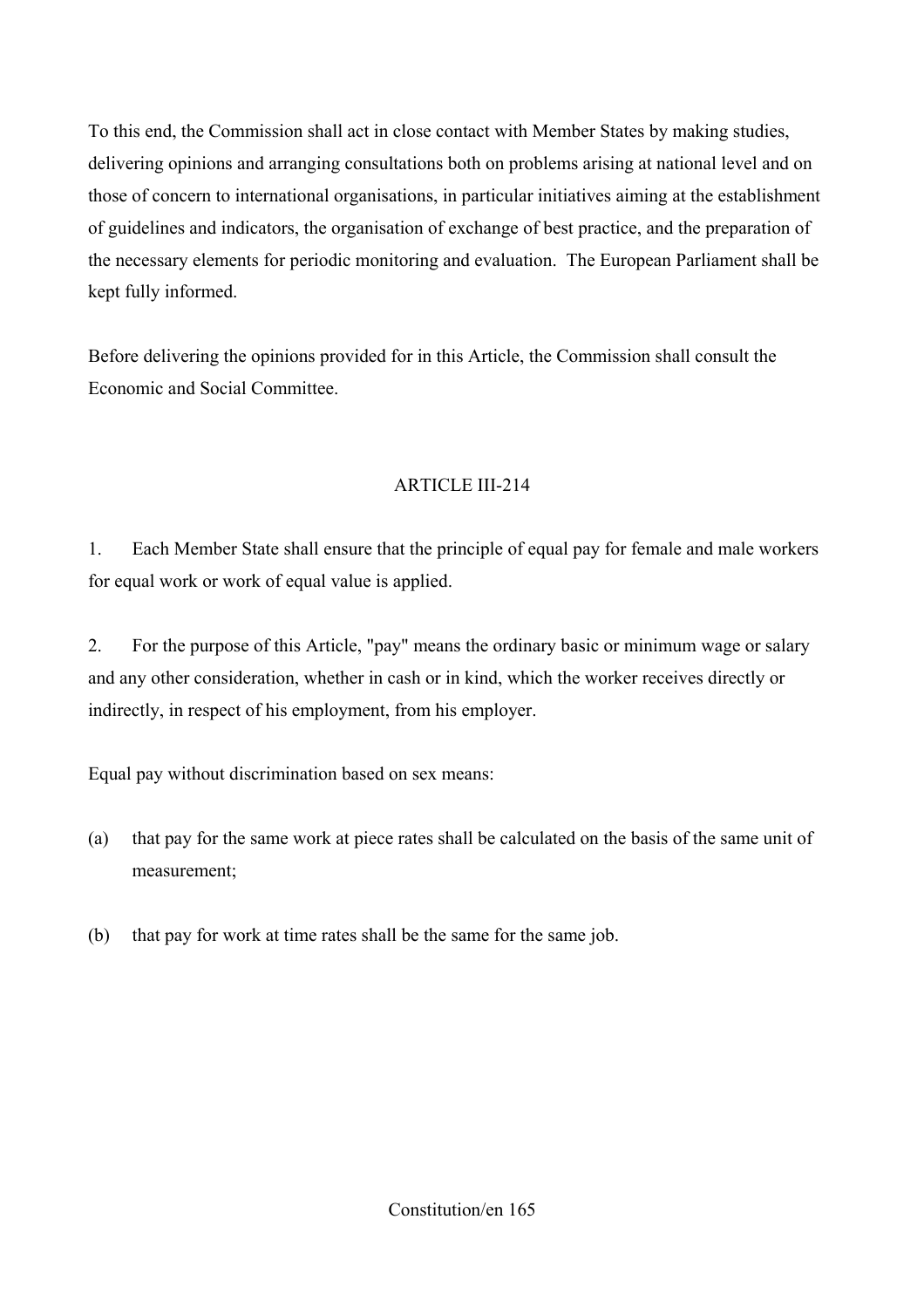To this end, the Commission shall act in close contact with Member States by making studies, delivering opinions and arranging consultations both on problems arising at national level and on those of concern to international organisations, in particular initiatives aiming at the establishment of guidelines and indicators, the organisation of exchange of best practice, and the preparation of the necessary elements for periodic monitoring and evaluation. The European Parliament shall be kept fully informed.

Before delivering the opinions provided for in this Article, the Commission shall consult the Economic and Social Committee.

## ARTICLE III-214

1. Each Member State shall ensure that the principle of equal pay for female and male workers for equal work or work of equal value is applied.

2. For the purpose of this Article, "pay" means the ordinary basic or minimum wage or salary and any other consideration, whether in cash or in kind, which the worker receives directly or indirectly, in respect of his employment, from his employer.

Equal pay without discrimination based on sex means:

(a) that pay for the same work at piece rates shall be calculated on the basis of the same unit of measurement;

(b) that pay for work at time rates shall be the same for the same job.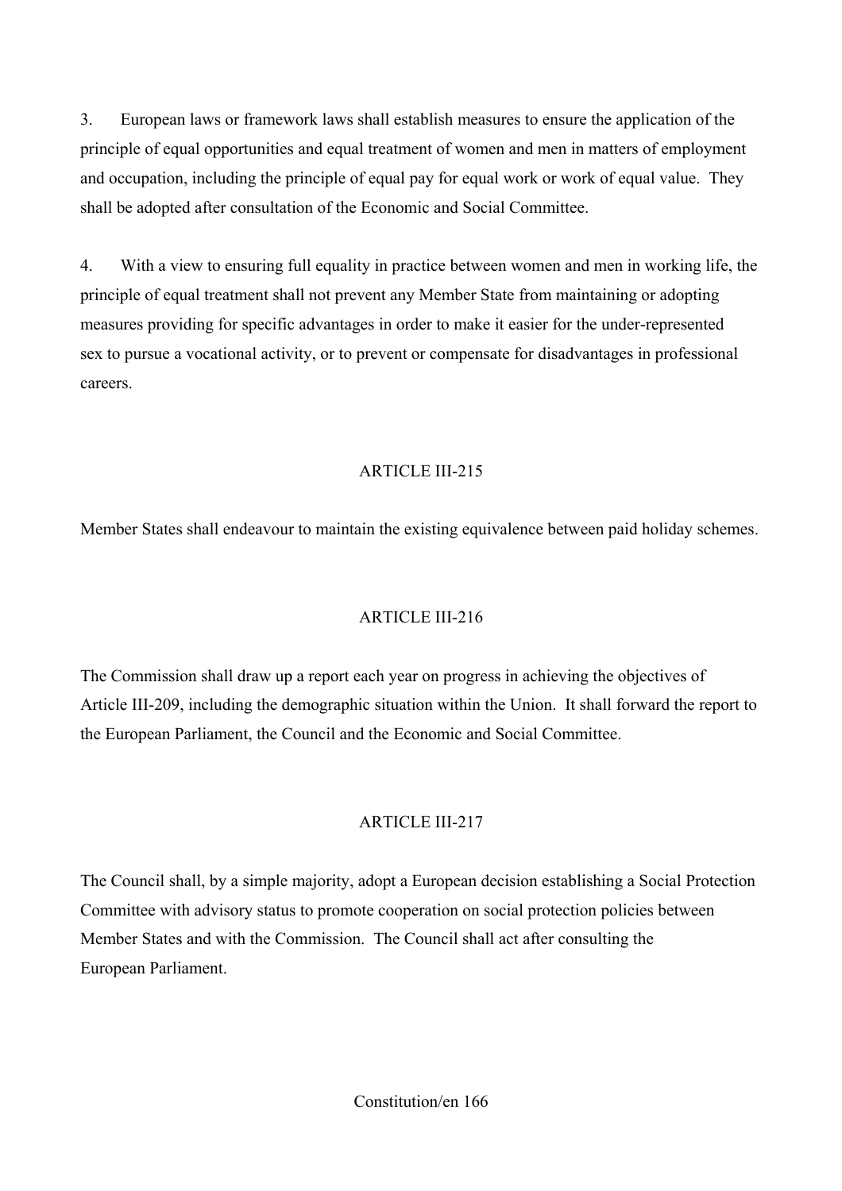3. European laws or framework laws shall establish measures to ensure the application of the principle of equal opportunities and equal treatment of women and men in matters of employment and occupation, including the principle of equal pay for equal work or work of equal value. They shall be adopted after consultation of the Economic and Social Committee.

4. With a view to ensuring full equality in practice between women and men in working life, the principle of equal treatment shall not prevent any Member State from maintaining or adopting measures providing for specific advantages in order to make it easier for the under-represented sex to pursue a vocational activity, or to prevent or compensate for disadvantages in professional careers.

## ARTICLE III-215

Member States shall endeavour to maintain the existing equivalence between paid holiday schemes.

## ARTICLE III-216

The Commission shall draw up a report each year on progress in achieving the objectives of Article III-209, including the demographic situation within the Union. It shall forward the report to the European Parliament, the Council and the Economic and Social Committee.

## ARTICLE III-217

The Council shall, by a simple majority, adopt a European decision establishing a Social Protection Committee with advisory status to promote cooperation on social protection policies between Member States and with the Commission. The Council shall act after consulting the European Parliament.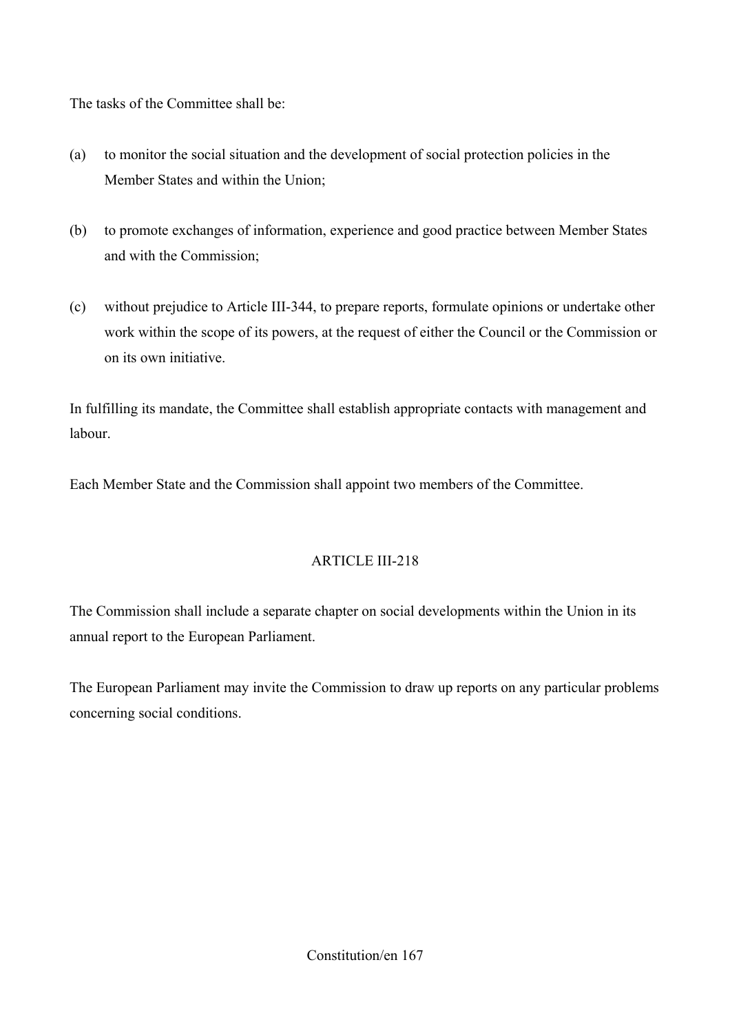The tasks of the Committee shall be:

(a) to monitor the social situation and the development of social protection policies in the Member States and within the Union;

(b) to promote exchanges of information, experience and good practice between Member States and with the Commission;

(c) without prejudice to Article III-344, to prepare reports, formulate opinions or undertake other work within the scope of its powers, at the request of either the Council or the Commission or on its own initiative.

In fulfilling its mandate, the Committee shall establish appropriate contacts with management and labour.

Each Member State and the Commission shall appoint two members of the Committee.

## ARTICLE III-218

The Commission shall include a separate chapter on social developments within the Union in its annual report to the European Parliament.

The European Parliament may invite the Commission to draw up reports on any particular problems concerning social conditions.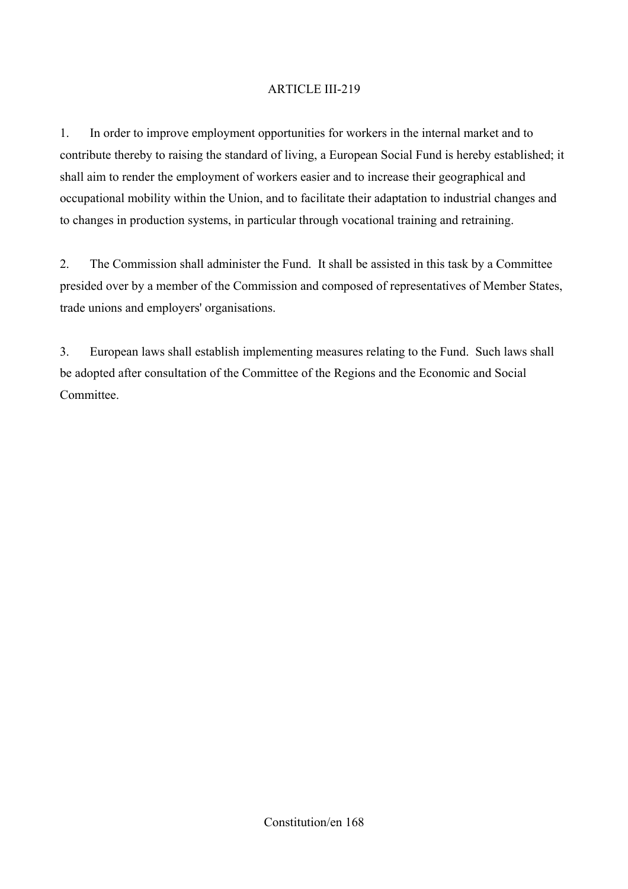ARTICLE III-219

1. In order to improve employment opportunities for workers in the internal market and to contribute thereby to raising the standard of living, a European Social Fund is hereby established; it shall aim to render the employment of workers easier and to increase their geographical and occupational mobility within the Union, and to facilitate their adaptation to industrial changes and to changes in production systems, in particular through vocational training and retraining.

2. The Commission shall administer the Fund. It shall be assisted in this task by a Committee presided over by a member of the Commission and composed of representatives of Member States, trade unions and employers' organisations.

3. European laws shall establish implementing measures relating to the Fund. Such laws shall be adopted after consultation of the Committee of the Regions and the Economic and Social Committee.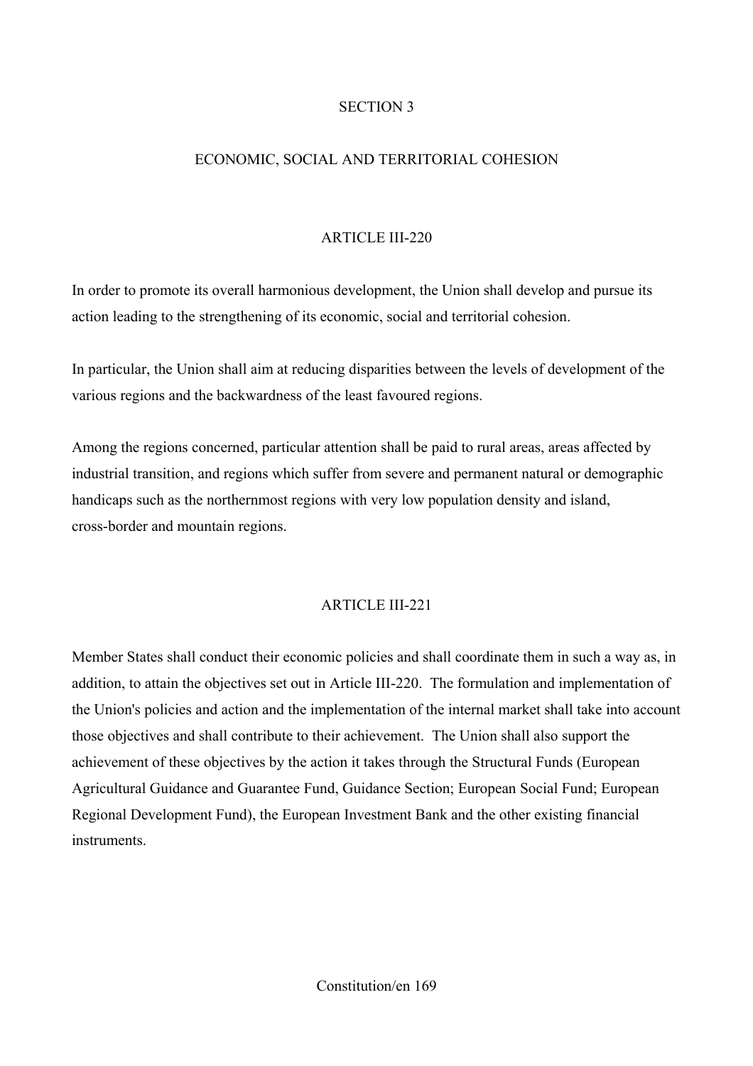## SECTION 3

## ECONOMIC, SOCIAL AND TERRITORIAL COHESION

### ARTICLE III-220

In order to promote its overall harmonious development, the Union shall develop and pursue its action leading to the strengthening of its economic, social and territorial cohesion.

In particular, the Union shall aim at reducing disparities between the levels of development of the various regions and the backwardness of the least favoured regions.

Among the regions concerned, particular attention shall be paid to rural areas, areas affected by industrial transition, and regions which suffer from severe and permanent natural or demographic handicaps such as the northernmost regions with very low population density and island, cross-border and mountain regions.

### ARTICLE III-221

Member States shall conduct their economic policies and shall coordinate them in such a way as, in addition, to attain the objectives set out in Article III-220. The formulation and implementation of the Union's policies and action and the implementation of the internal market shall take into account those objectives and shall contribute to their achievement. The Union shall also support the achievement of these objectives by the action it takes through the Structural Funds (European Agricultural Guidance and Guarantee Fund, Guidance Section; European Social Fund; European Regional Development Fund), the European Investment Bank and the other existing financial instruments.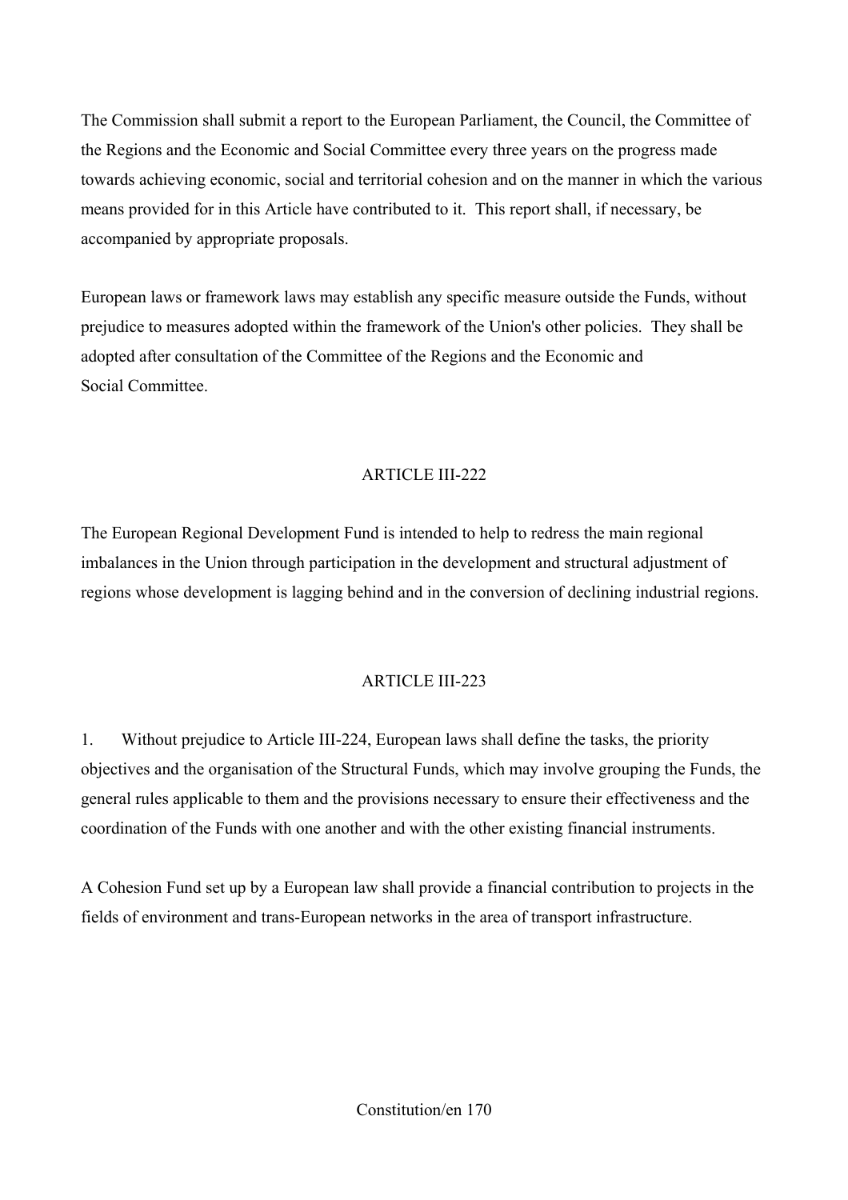The Commission shall submit a report to the European Parliament, the Council, the Committee of the Regions and the Economic and Social Committee every three years on the progress made towards achieving economic, social and territorial cohesion and on the manner in which the various means provided for in this Article have contributed to it. This report shall, if necessary, be accompanied by appropriate proposals.

European laws or framework laws may establish any specific measure outside the Funds, without prejudice to measures adopted within the framework of the Union's other policies. They shall be adopted after consultation of the Committee of the Regions and the Economic and Social Committee.

## ARTICLE III-222

The European Regional Development Fund is intended to help to redress the main regional imbalances in the Union through participation in the development and structural adjustment of regions whose development is lagging behind and in the conversion of declining industrial regions.

## ARTICLE III-223

1. Without prejudice to Article III-224, European laws shall define the tasks, the priority objectives and the organisation of the Structural Funds, which may involve grouping the Funds, the general rules applicable to them and the provisions necessary to ensure their effectiveness and the coordination of the Funds with one another and with the other existing financial instruments.

A Cohesion Fund set up by a European law shall provide a financial contribution to projects in the fields of environment and trans-European networks in the area of transport infrastructure.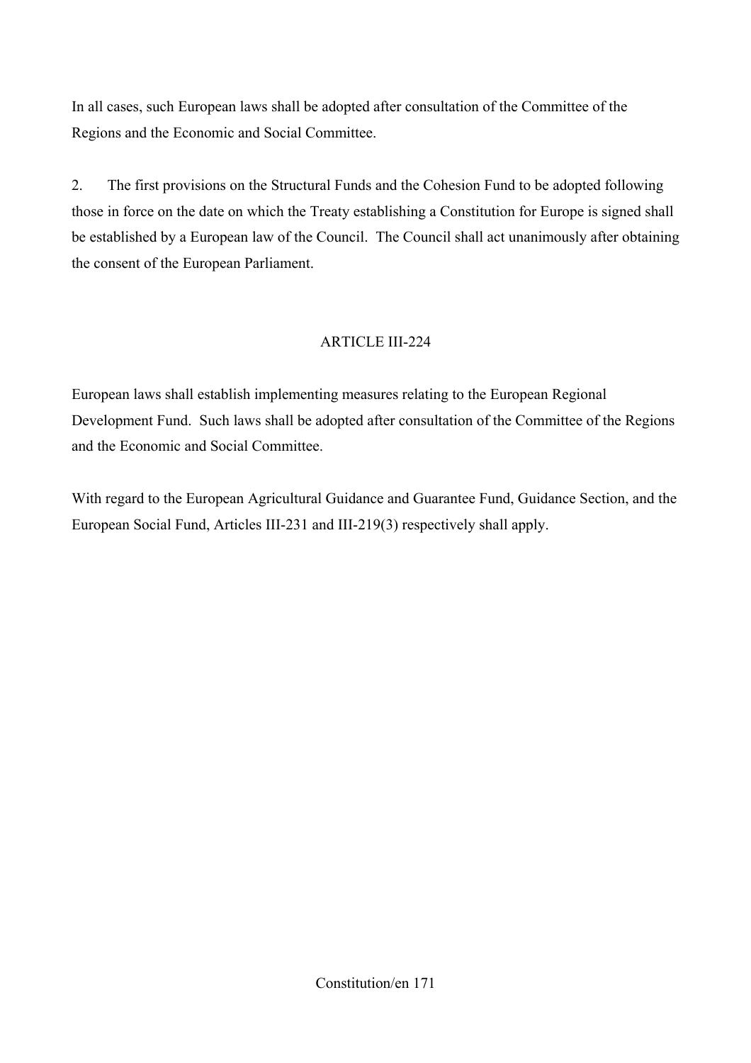In all cases, such European laws shall be adopted after consultation of the Committee of the Regions and the Economic and Social Committee.

2. The first provisions on the Structural Funds and the Cohesion Fund to be adopted following those in force on the date on which the Treaty establishing a Constitution for Europe is signed shall be established by a European law of the Council. The Council shall act unanimously after obtaining the consent of the European Parliament.

## ARTICLE III-224

European laws shall establish implementing measures relating to the European Regional Development Fund. Such laws shall be adopted after consultation of the Committee of the Regions and the Economic and Social Committee.

With regard to the European Agricultural Guidance and Guarantee Fund, Guidance Section, and the European Social Fund, Articles III-231 and III-219(3) respectively shall apply.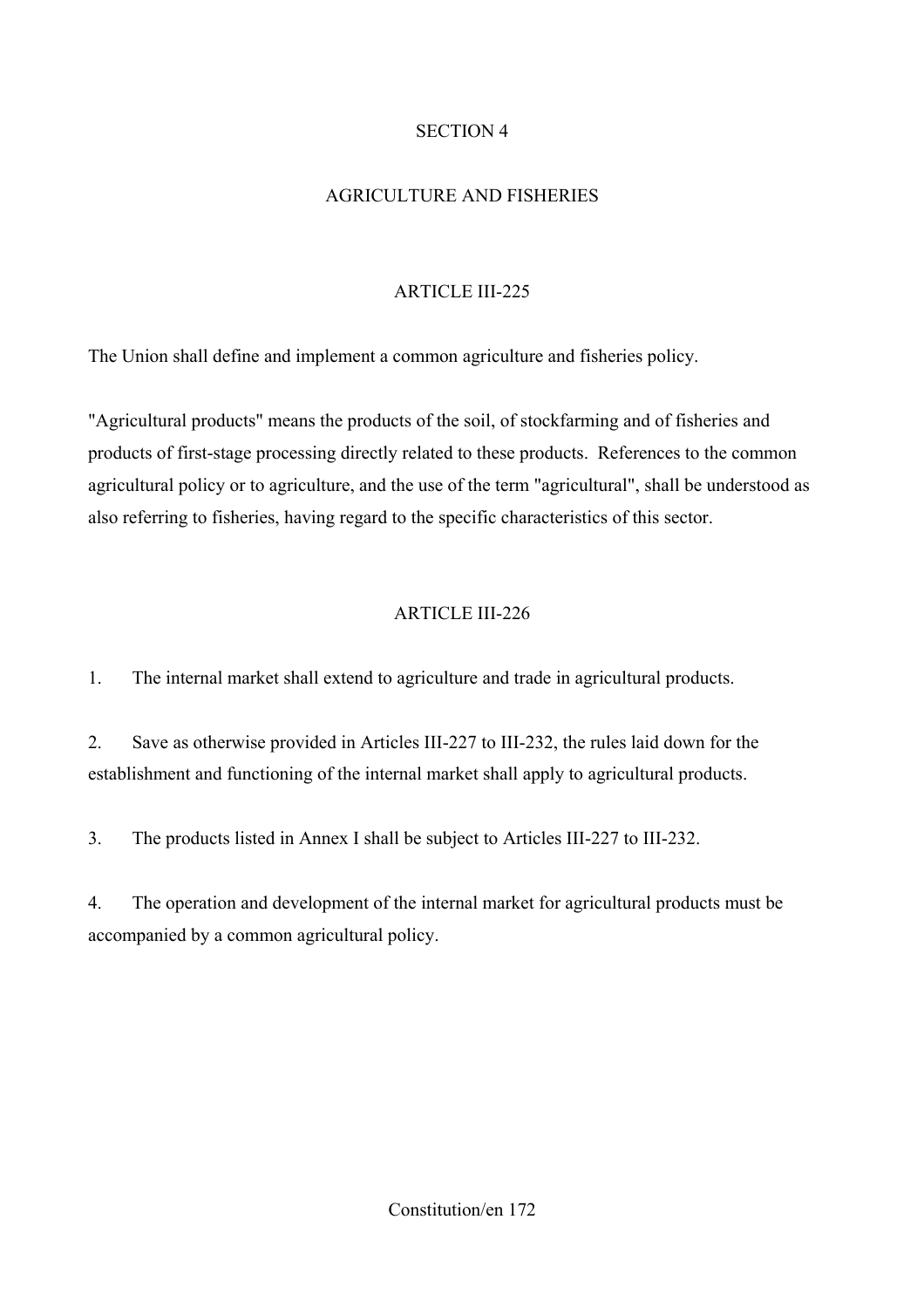## SECTION 4

## AGRICULTURE AND FISHERIES

### ARTICLE III-225

The Union shall define and implement a common agriculture and fisheries policy.

"Agricultural products" means the products of the soil, of stockfarming and of fisheries and products of first-stage processing directly related to these products. References to the common agricultural policy or to agriculture, and the use of the term "agricultural", shall be understood as also referring to fisheries, having regard to the specific characteristics of this sector.

### ARTICLE III-226

1. The internal market shall extend to agriculture and trade in agricultural products.

2. Save as otherwise provided in Articles III-227 to III-232, the rules laid down for the establishment and functioning of the internal market shall apply to agricultural products.

3. The products listed in Annex I shall be subject to Articles III-227 to III-232.

4. The operation and development of the internal market for agricultural products must be accompanied by a common agricultural policy.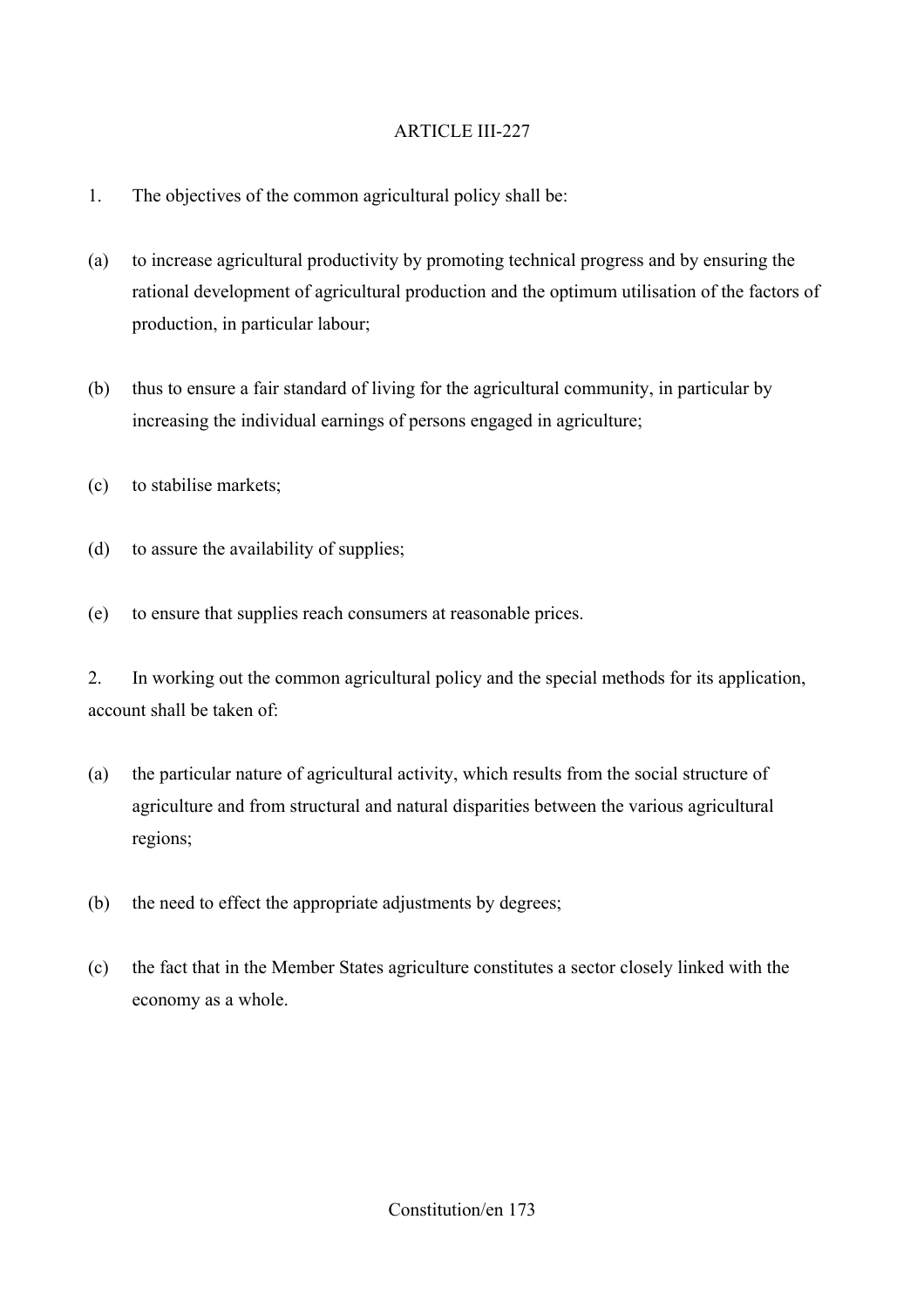## ARTICLE III-227

1. The objectives of the common agricultural policy shall be:

(a) to increase agricultural productivity by promoting technical progress and by ensuring the rational development of agricultural production and the optimum utilisation of the factors of production, in particular labour;

(b) thus to ensure a fair standard of living for the agricultural community, in particular by increasing the individual earnings of persons engaged in agriculture;

(c) to stabilise markets;

(d) to assure the availability of supplies;

(e) to ensure that supplies reach consumers at reasonable prices.

2. In working out the common agricultural policy and the special methods for its application, account shall be taken of:

(a) the particular nature of agricultural activity, which results from the social structure of agriculture and from structural and natural disparities between the various agricultural regions;

(b) the need to effect the appropriate adjustments by degrees;

(c) the fact that in the Member States agriculture constitutes a sector closely linked with the economy as a whole.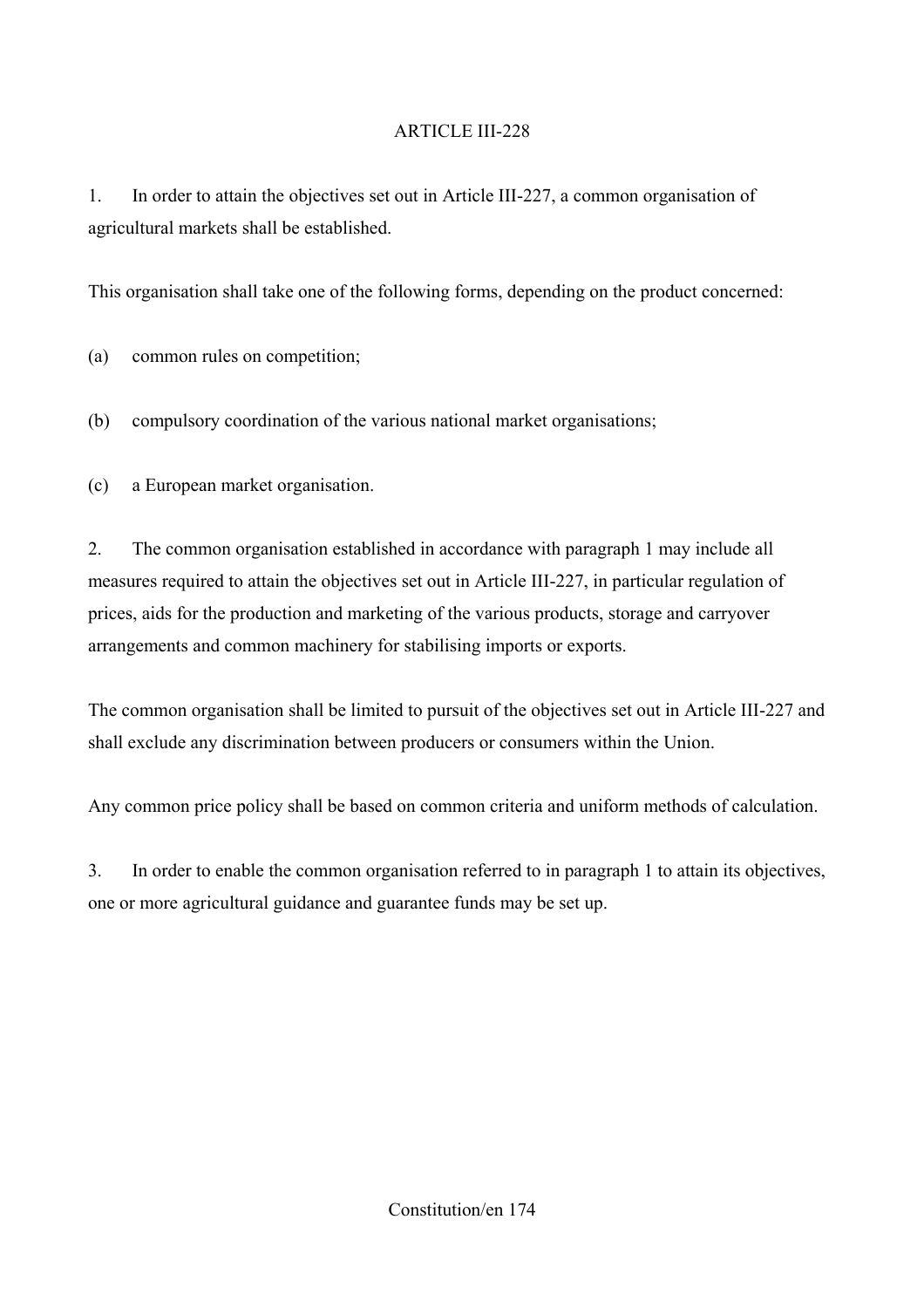## ARTICLE III-228

1. In order to attain the objectives set out in Article III-227, a common organisation of agricultural markets shall be established.

This organisation shall take one of the following forms, depending on the product concerned:

(a) common rules on competition;

(b) compulsory coordination of the various national market organisations;

(c) a European market organisation.

2. The common organisation established in accordance with paragraph 1 may include all measures required to attain the objectives set out in Article III-227, in particular regulation of prices, aids for the production and marketing of the various products, storage and carryover arrangements and common machinery for stabilising imports or exports.

The common organisation shall be limited to pursuit of the objectives set out in Article III-227 and shall exclude any discrimination between producers or consumers within the Union.

Any common price policy shall be based on common criteria and uniform methods of calculation.

3. In order to enable the common organisation referred to in paragraph 1 to attain its objectives, one or more agricultural guidance and guarantee funds may be set up.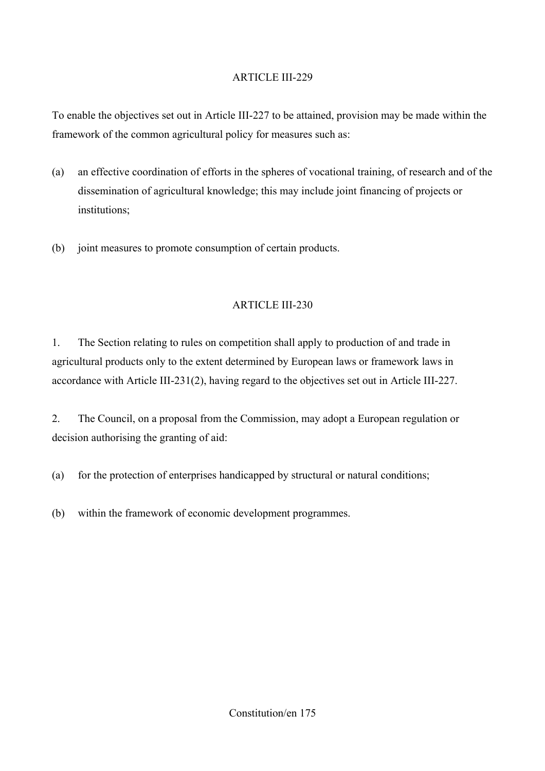## ARTICLE III-229

To enable the objectives set out in Article III-227 to be attained, provision may be made within the framework of the common agricultural policy for measures such as:

(a) an effective coordination of efforts in the spheres of vocational training, of research and of the dissemination of agricultural knowledge; this may include joint financing of projects or institutions;

(b) joint measures to promote consumption of certain products.

## ARTICLE III-230

1. The Section relating to rules on competition shall apply to production of and trade in agricultural products only to the extent determined by European laws or framework laws in accordance with Article III-231(2), having regard to the objectives set out in Article III-227.

2. The Council, on a proposal from the Commission, may adopt a European regulation or decision authorising the granting of aid:

(a) for the protection of enterprises handicapped by structural or natural conditions;

(b) within the framework of economic development programmes.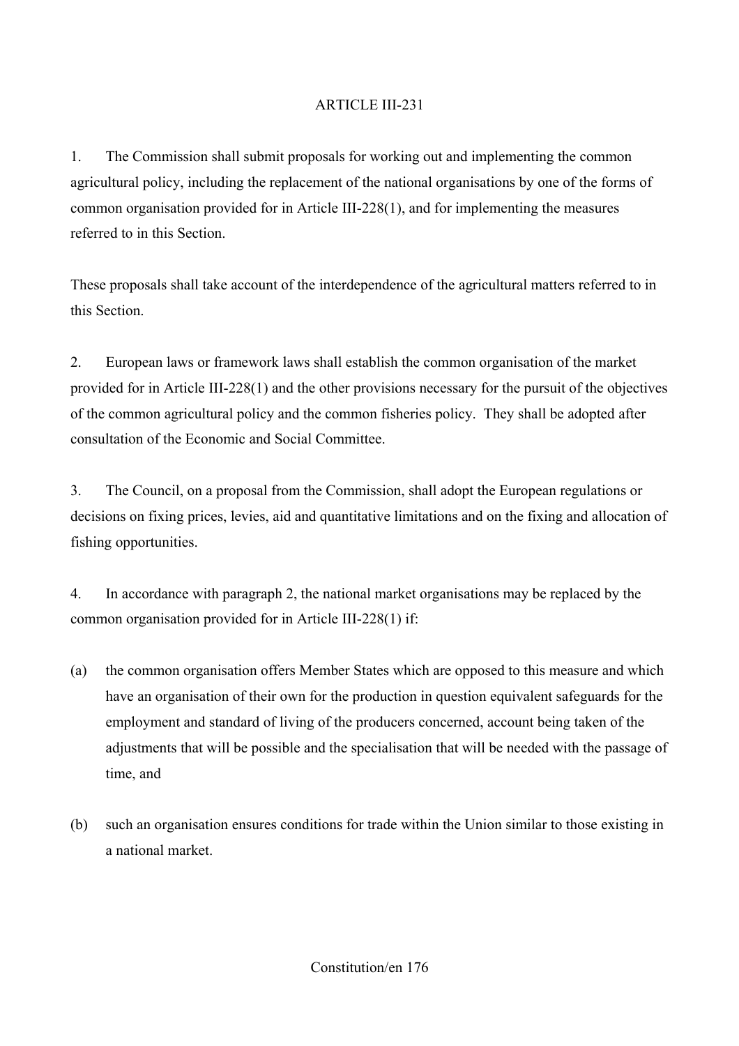ARTICLE III-231

1. The Commission shall submit proposals for working out and implementing the common agricultural policy, including the replacement of the national organisations by one of the forms of common organisation provided for in Article III-228(1), and for implementing the measures referred to in this Section.

These proposals shall take account of the interdependence of the agricultural matters referred to in this Section.

2. European laws or framework laws shall establish the common organisation of the market provided for in Article III-228(1) and the other provisions necessary for the pursuit of the objectives of the common agricultural policy and the common fisheries policy. They shall be adopted after consultation of the Economic and Social Committee.

3. The Council, on a proposal from the Commission, shall adopt the European regulations or decisions on fixing prices, levies, aid and quantitative limitations and on the fixing and allocation of fishing opportunities.

4. In accordance with paragraph 2, the national market organisations may be replaced by the common organisation provided for in Article III-228(1) if:

(a) the common organisation offers Member States which are opposed to this measure and which have an organisation of their own for the production in question equivalent safeguards for the employment and standard of living of the producers concerned, account being taken of the adjustments that will be possible and the specialisation that will be needed with the passage of time, and

(b) such an organisation ensures conditions for trade within the Union similar to those existing in a national market.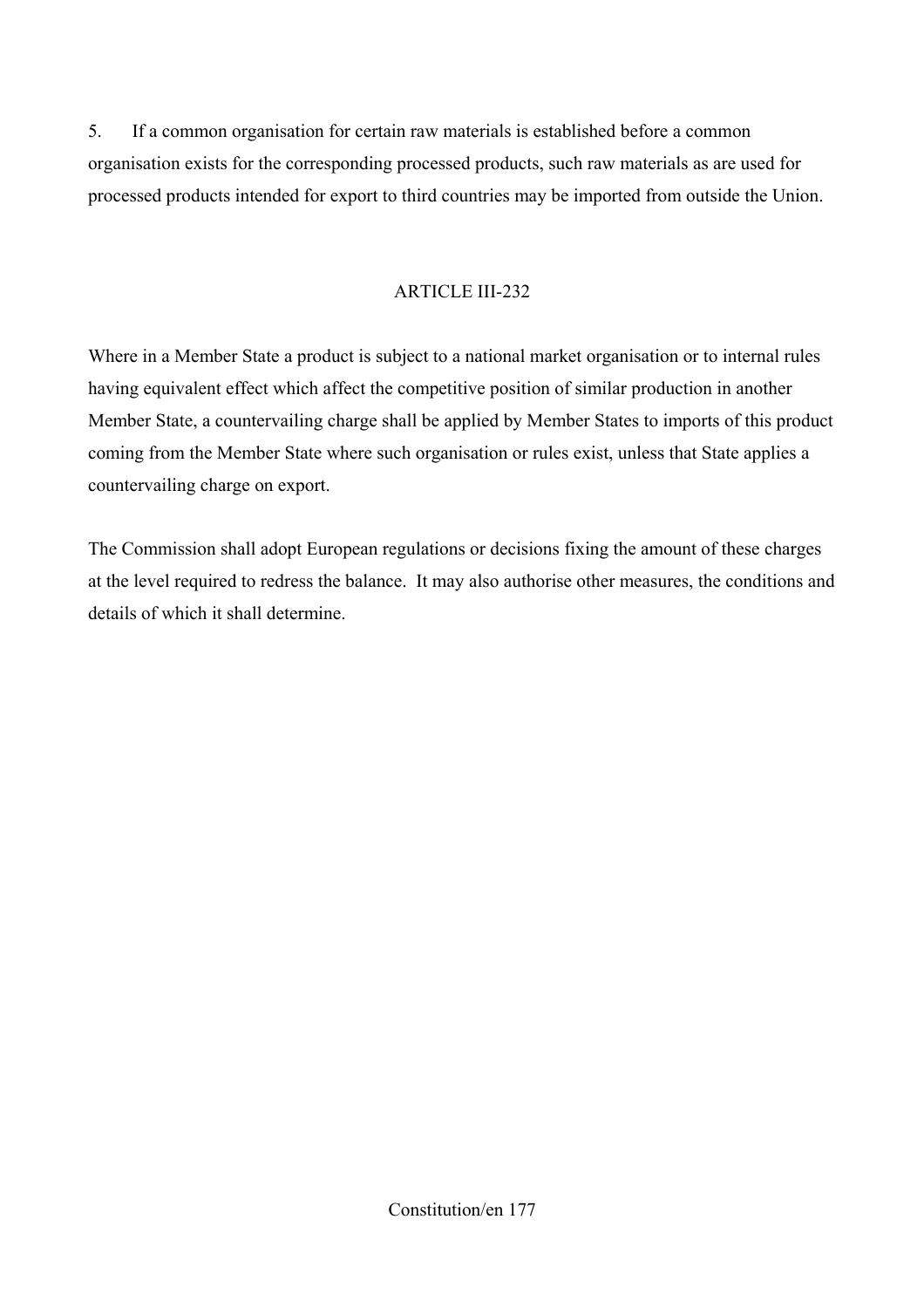5. If a common organisation for certain raw materials is established before a common organisation exists for the corresponding processed products, such raw materials as are used for processed products intended for export to third countries may be imported from outside the Union.

### ARTICLE III-232

Where in a Member State a product is subject to a national market organisation or to internal rules having equivalent effect which affect the competitive position of similar production in another Member State, a countervailing charge shall be applied by Member States to imports of this product coming from the Member State where such organisation or rules exist, unless that State applies a countervailing charge on export.

The Commission shall adopt European regulations or decisions fixing the amount of these charges at the level required to redress the balance. It may also authorise other measures, the conditions and details of which it shall determine.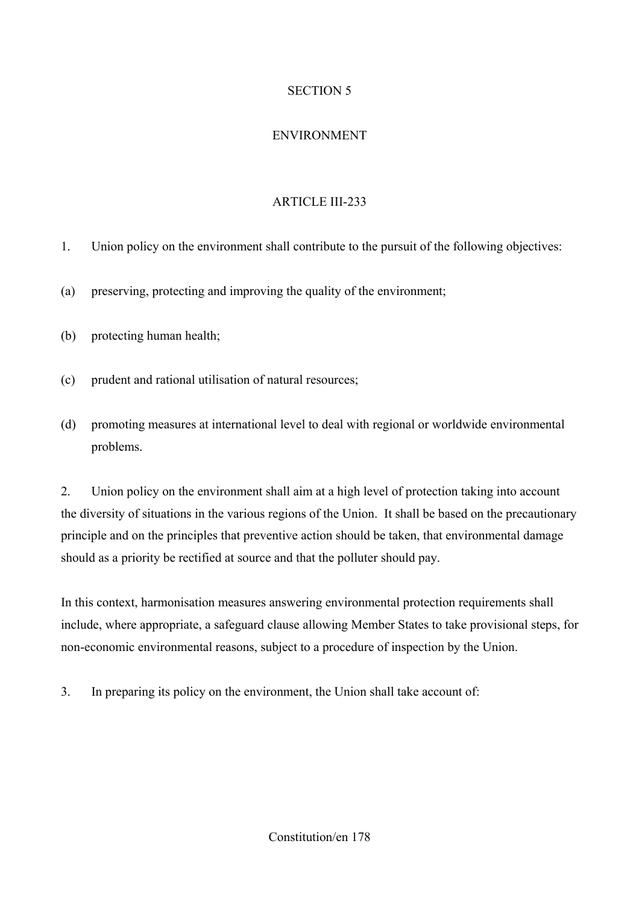## SECTION 5

## ENVIRONMENT

### ARTICLE III-233

1. Union policy on the environment shall contribute to the pursuit of the following objectives:

(a) preserving, protecting and improving the quality of the environment;

(b) protecting human health;

(c) prudent and rational utilisation of natural resources;

(d) promoting measures at international level to deal with regional or worldwide environmental problems.

2. Union policy on the environment shall aim at a high level of protection taking into account the diversity of situations in the various regions of the Union. It shall be based on the precautionary principle and on the principles that preventive action should be taken, that environmental damage should as a priority be rectified at source and that the polluter should pay.

In this context, harmonisation measures answering environmental protection requirements shall include, where appropriate, a safeguard clause allowing Member States to take provisional steps, for non-economic environmental reasons, subject to a procedure of inspection by the Union.

3. In preparing its policy on the environment, the Union shall take account of: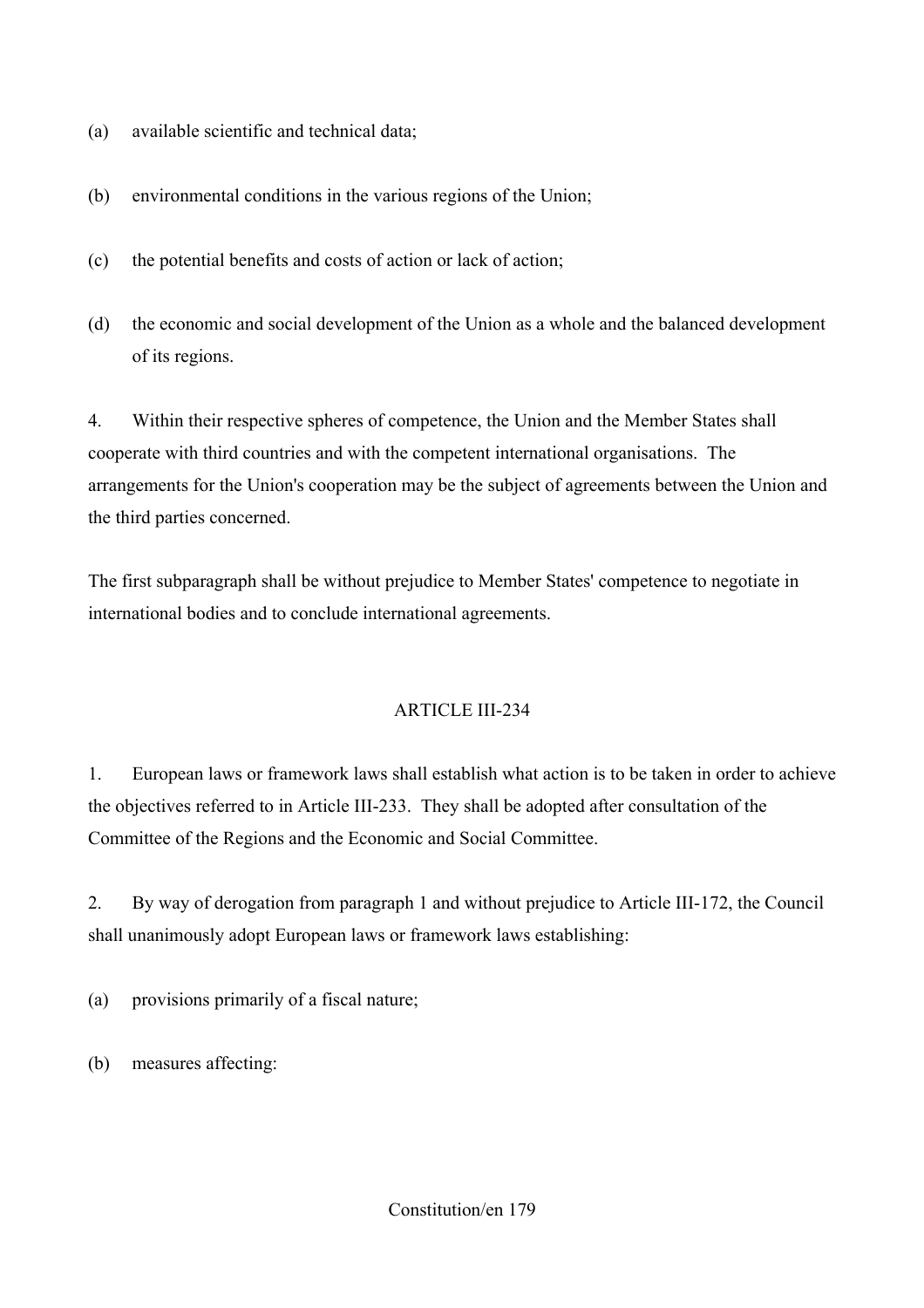(a) available scientific and technical data;

(b) environmental conditions in the various regions of the Union;

(c) the potential benefits and costs of action or lack of action;

(d) the economic and social development of the Union as a whole and the balanced development of its regions.

4. Within their respective spheres of competence, the Union and the Member States shall cooperate with third countries and with the competent international organisations. The arrangements for the Union's cooperation may be the subject of agreements between the Union and the third parties concerned.

The first subparagraph shall be without prejudice to Member States' competence to negotiate in international bodies and to conclude international agreements.

## ARTICLE III-234

1. European laws or framework laws shall establish what action is to be taken in order to achieve the objectives referred to in Article III-233. They shall be adopted after consultation of the Committee of the Regions and the Economic and Social Committee.

2. By way of derogation from paragraph 1 and without prejudice to Article III-172, the Council shall unanimously adopt European laws or framework laws establishing:

(a) provisions primarily of a fiscal nature;

(b) measures affecting: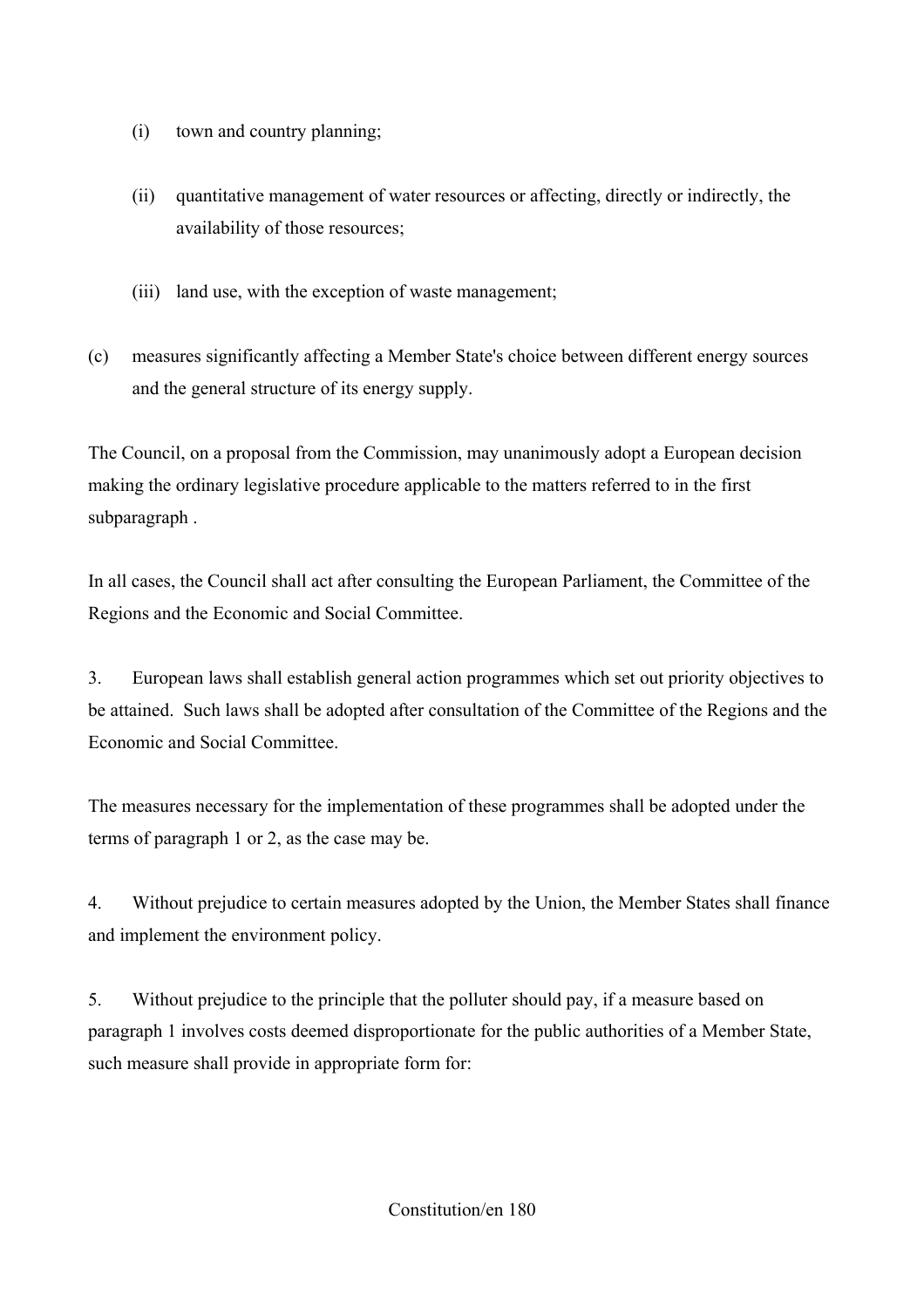(i) town and country planning;

(ii) quantitative management of water resources or affecting, directly or indirectly, the availability of those resources;

(iii) land use, with the exception of waste management;

(c) measures significantly affecting a Member State's choice between different energy sources and the general structure of its energy supply.

The Council, on a proposal from the Commission, may unanimously adopt a European decision making the ordinary legislative procedure applicable to the matters referred to in the first subparagraph .

In all cases, the Council shall act after consulting the European Parliament, the Committee of the Regions and the Economic and Social Committee.

3. European laws shall establish general action programmes which set out priority objectives to be attained. Such laws shall be adopted after consultation of the Committee of the Regions and the Economic and Social Committee.

The measures necessary for the implementation of these programmes shall be adopted under the terms of paragraph 1 or 2, as the case may be.

4. Without prejudice to certain measures adopted by the Union, the Member States shall finance and implement the environment policy.

5. Without prejudice to the principle that the polluter should pay, if a measure based on paragraph 1 involves costs deemed disproportionate for the public authorities of a Member State, such measure shall provide in appropriate form for: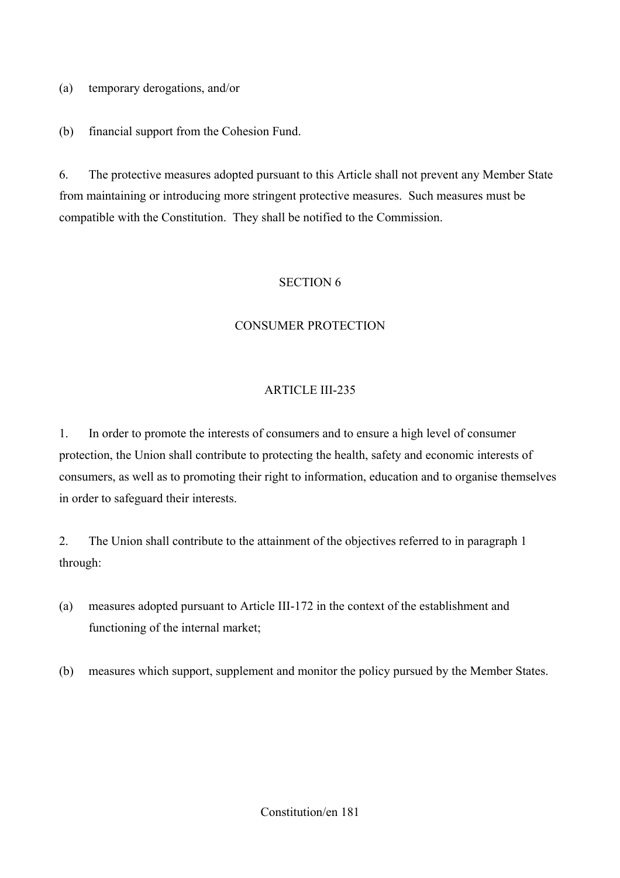(a) temporary derogations, and/or

(b) financial support from the Cohesion Fund.

6. The protective measures adopted pursuant to this Article shall not prevent any Member State from maintaining or introducing more stringent protective measures. Such measures must be compatible with the Constitution. They shall be notified to the Commission.

## SECTION 6

## CONSUMER PROTECTION

### ARTICLE III-235

1. In order to promote the interests of consumers and to ensure a high level of consumer protection, the Union shall contribute to protecting the health, safety and economic interests of consumers, as well as to promoting their right to information, education and to organise themselves in order to safeguard their interests.

2. The Union shall contribute to the attainment of the objectives referred to in paragraph 1 through:

(a) measures adopted pursuant to Article III-172 in the context of the establishment and functioning of the internal market;

(b) measures which support, supplement and monitor the policy pursued by the Member States.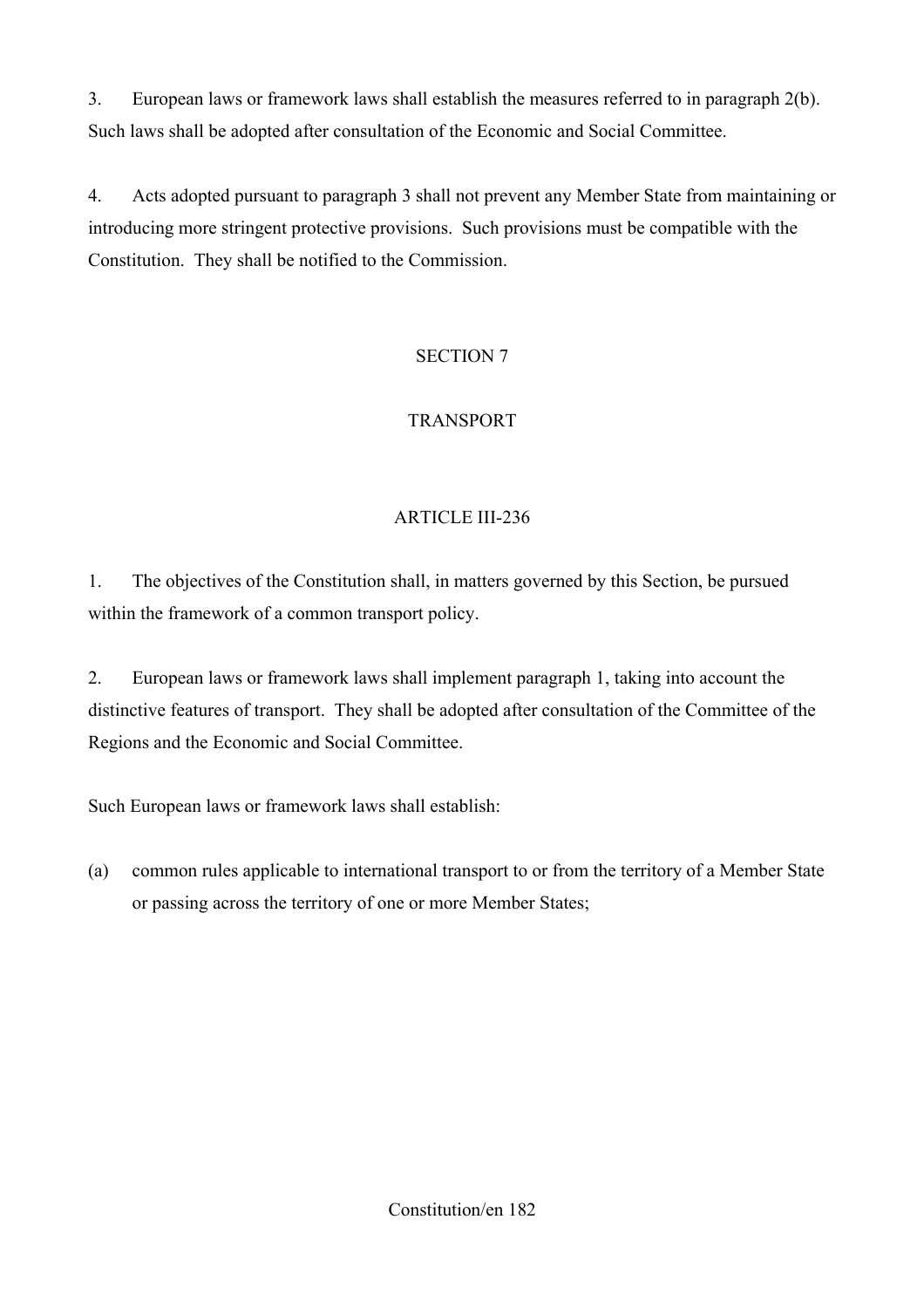3. European laws or framework laws shall establish the measures referred to in paragraph 2(b). Such laws shall be adopted after consultation of the Economic and Social Committee.

4. Acts adopted pursuant to paragraph 3 shall not prevent any Member State from maintaining or introducing more stringent protective provisions. Such provisions must be compatible with the Constitution. They shall be notified to the Commission.

## SECTION 7

## TRANSPORT

### ARTICLE III-236

1. The objectives of the Constitution shall, in matters governed by this Section, be pursued within the framework of a common transport policy.

2. European laws or framework laws shall implement paragraph 1, taking into account the distinctive features of transport. They shall be adopted after consultation of the Committee of the Regions and the Economic and Social Committee.

Such European laws or framework laws shall establish:

(a) common rules applicable to international transport to or from the territory of a Member State or passing across the territory of one or more Member States;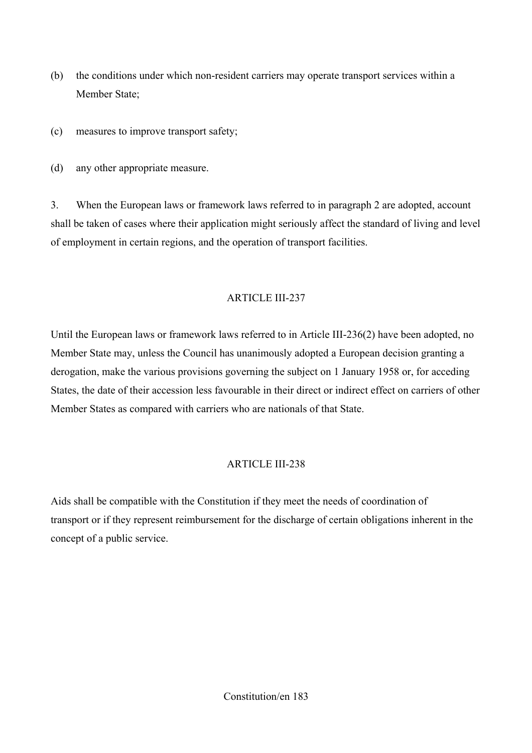(b) the conditions under which non-resident carriers may operate transport services within a Member State;

(c) measures to improve transport safety;

(d) any other appropriate measure.

3. When the European laws or framework laws referred to in paragraph 2 are adopted, account shall be taken of cases where their application might seriously affect the standard of living and level of employment in certain regions, and the operation of transport facilities.

### ARTICLE III-237

Until the European laws or framework laws referred to in Article III-236(2) have been adopted, no Member State may, unless the Council has unanimously adopted a European decision granting a derogation, make the various provisions governing the subject on 1 January 1958 or, for acceding States, the date of their accession less favourable in their direct or indirect effect on carriers of other Member States as compared with carriers who are nationals of that State.

### ARTICLE III-238

Aids shall be compatible with the Constitution if they meet the needs of coordination of transport or if they represent reimbursement for the discharge of certain obligations inherent in the concept of a public service.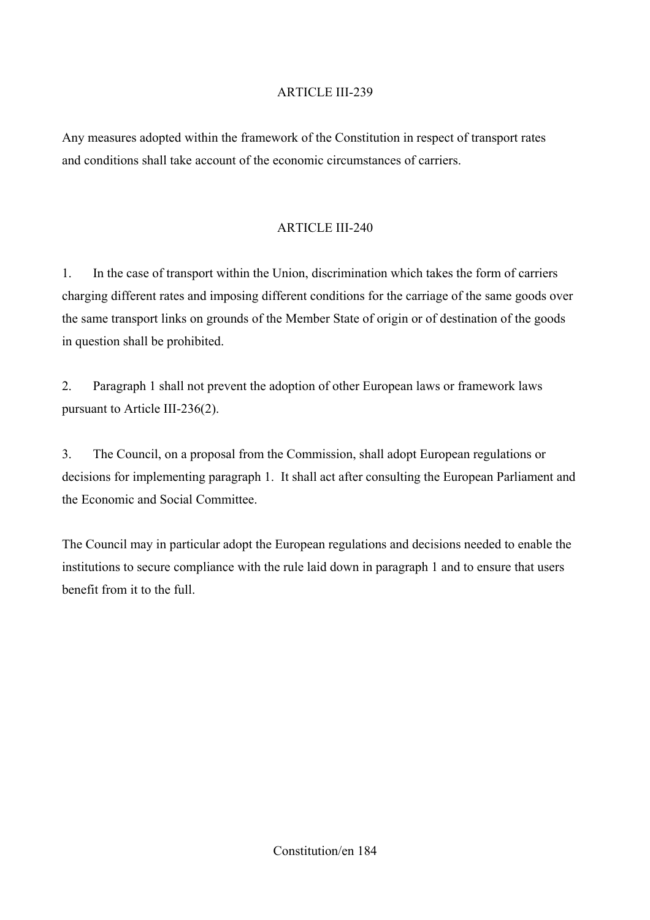## ARTICLE III-239

Any measures adopted within the framework of the Constitution in respect of transport rates and conditions shall take account of the economic circumstances of carriers.

## ARTICLE III-240

1. In the case of transport within the Union, discrimination which takes the form of carriers charging different rates and imposing different conditions for the carriage of the same goods over the same transport links on grounds of the Member State of origin or of destination of the goods in question shall be prohibited.

2. Paragraph 1 shall not prevent the adoption of other European laws or framework laws pursuant to Article III-236(2).

3. The Council, on a proposal from the Commission, shall adopt European regulations or decisions for implementing paragraph 1. It shall act after consulting the European Parliament and the Economic and Social Committee.

The Council may in particular adopt the European regulations and decisions needed to enable the institutions to secure compliance with the rule laid down in paragraph 1 and to ensure that users benefit from it to the full.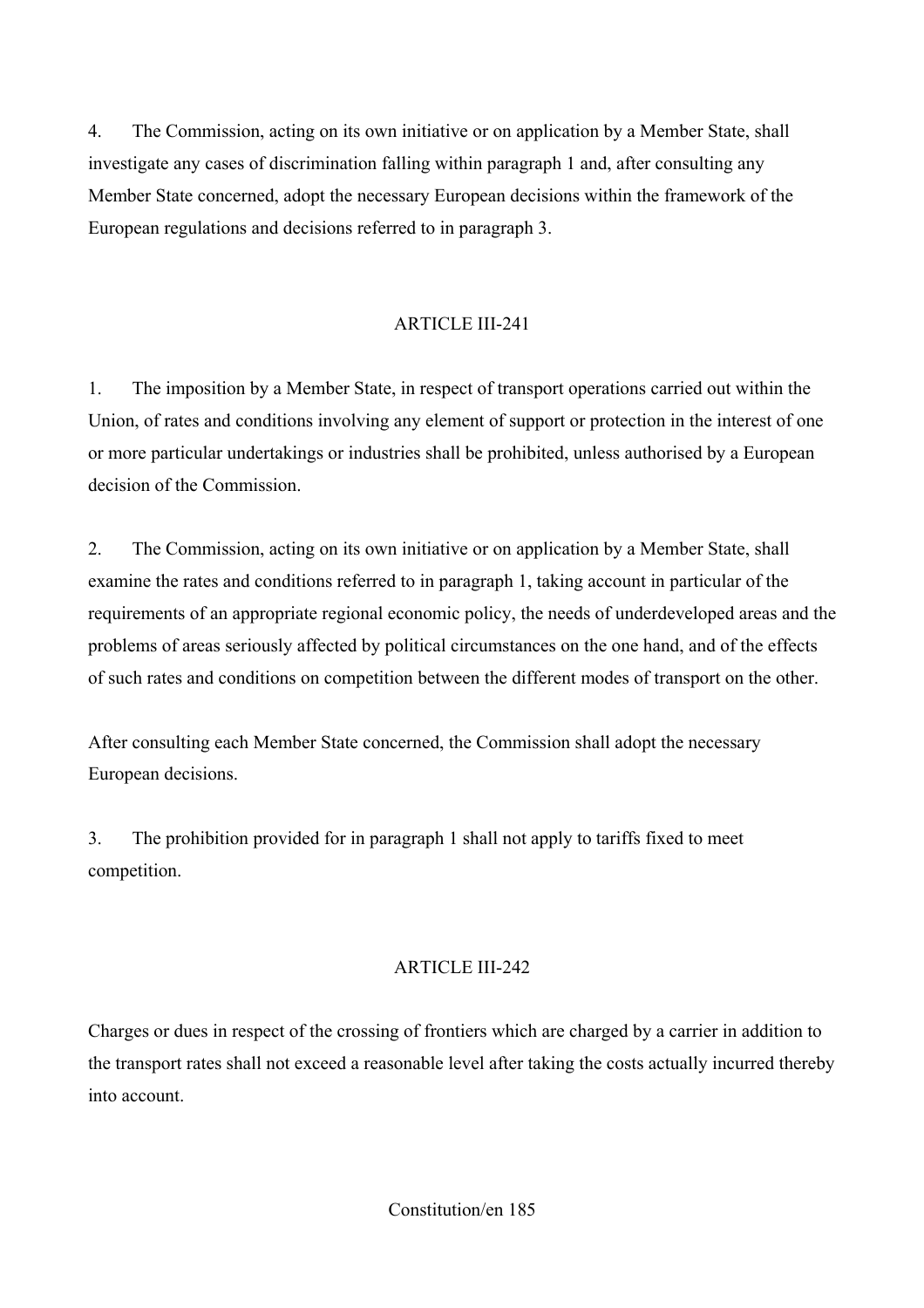4. The Commission, acting on its own initiative or on application by a Member State, shall investigate any cases of discrimination falling within paragraph 1 and, after consulting any Member State concerned, adopt the necessary European decisions within the framework of the European regulations and decisions referred to in paragraph 3.

## ARTICLE III-241

1. The imposition by a Member State, in respect of transport operations carried out within the Union, of rates and conditions involving any element of support or protection in the interest of one or more particular undertakings or industries shall be prohibited, unless authorised by a European decision of the Commission.

2. The Commission, acting on its own initiative or on application by a Member State, shall examine the rates and conditions referred to in paragraph 1, taking account in particular of the requirements of an appropriate regional economic policy, the needs of underdeveloped areas and the problems of areas seriously affected by political circumstances on the one hand, and of the effects of such rates and conditions on competition between the different modes of transport on the other.

After consulting each Member State concerned, the Commission shall adopt the necessary European decisions.

3. The prohibition provided for in paragraph 1 shall not apply to tariffs fixed to meet competition.

## ARTICLE III-242

Charges or dues in respect of the crossing of frontiers which are charged by a carrier in addition to the transport rates shall not exceed a reasonable level after taking the costs actually incurred thereby into account.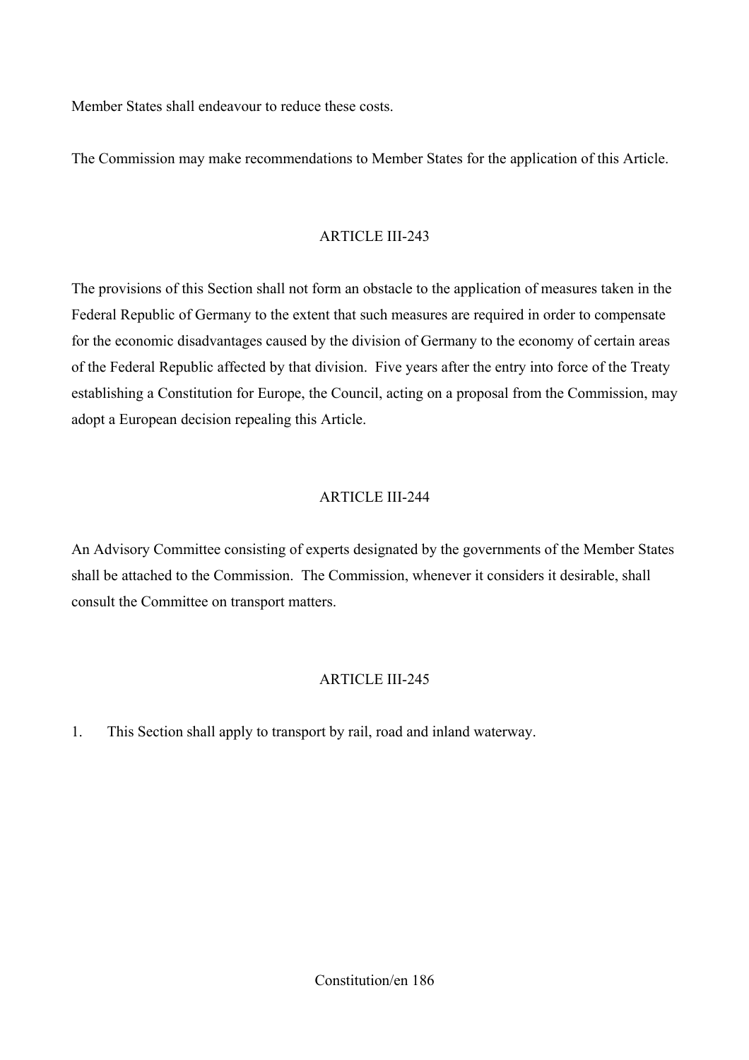Member States shall endeavour to reduce these costs.

The Commission may make recommendations to Member States for the application of this Article.

### ARTICLE III-243

The provisions of this Section shall not form an obstacle to the application of measures taken in the Federal Republic of Germany to the extent that such measures are required in order to compensate for the economic disadvantages caused by the division of Germany to the economy of certain areas of the Federal Republic affected by that division. Five years after the entry into force of the Treaty establishing a Constitution for Europe, the Council, acting on a proposal from the Commission, may adopt a European decision repealing this Article.

### ARTICLE III-244

An Advisory Committee consisting of experts designated by the governments of the Member States shall be attached to the Commission. The Commission, whenever it considers it desirable, shall consult the Committee on transport matters.

### ARTICLE III-245

1. This Section shall apply to transport by rail, road and inland waterway.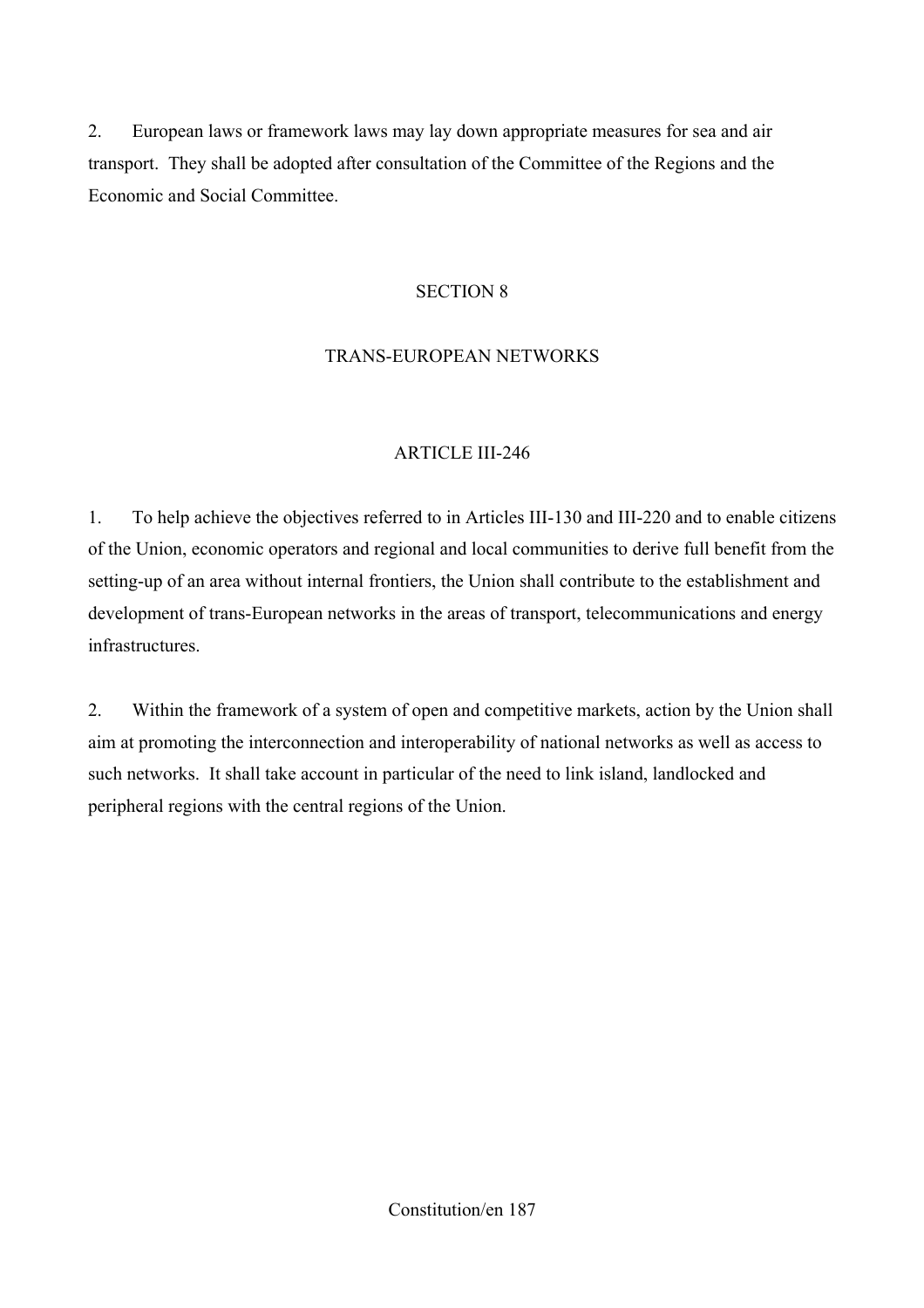2. European laws or framework laws may lay down appropriate measures for sea and air transport. They shall be adopted after consultation of the Committee of the Regions and the Economic and Social Committee.

## SECTION 8

## TRANS-EUROPEAN NETWORKS

### ARTICLE III-246

1. To help achieve the objectives referred to in Articles III-130 and III-220 and to enable citizens of the Union, economic operators and regional and local communities to derive full benefit from the setting-up of an area without internal frontiers, the Union shall contribute to the establishment and development of trans-European networks in the areas of transport, telecommunications and energy infrastructures.

2. Within the framework of a system of open and competitive markets, action by the Union shall aim at promoting the interconnection and interoperability of national networks as well as access to such networks. It shall take account in particular of the need to link island, landlocked and peripheral regions with the central regions of the Union.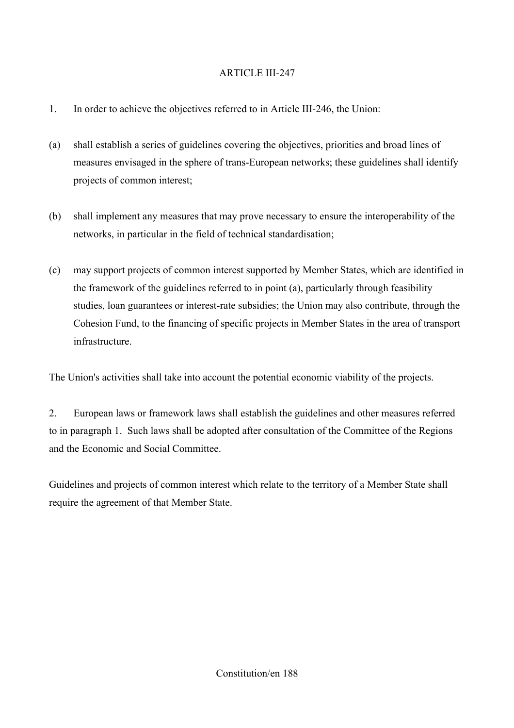## ARTICLE III-247

1. In order to achieve the objectives referred to in Article III-246, the Union:

(a) shall establish a series of guidelines covering the objectives, priorities and broad lines of measures envisaged in the sphere of trans-European networks; these guidelines shall identify projects of common interest;

(b) shall implement any measures that may prove necessary to ensure the interoperability of the networks, in particular in the field of technical standardisation;

(c) may support projects of common interest supported by Member States, which are identified in the framework of the guidelines referred to in point (a), particularly through feasibility studies, loan guarantees or interest-rate subsidies; the Union may also contribute, through the Cohesion Fund, to the financing of specific projects in Member States in the area of transport infrastructure.

The Union's activities shall take into account the potential economic viability of the projects.

2. European laws or framework laws shall establish the guidelines and other measures referred to in paragraph 1. Such laws shall be adopted after consultation of the Committee of the Regions and the Economic and Social Committee.

Guidelines and projects of common interest which relate to the territory of a Member State shall require the agreement of that Member State.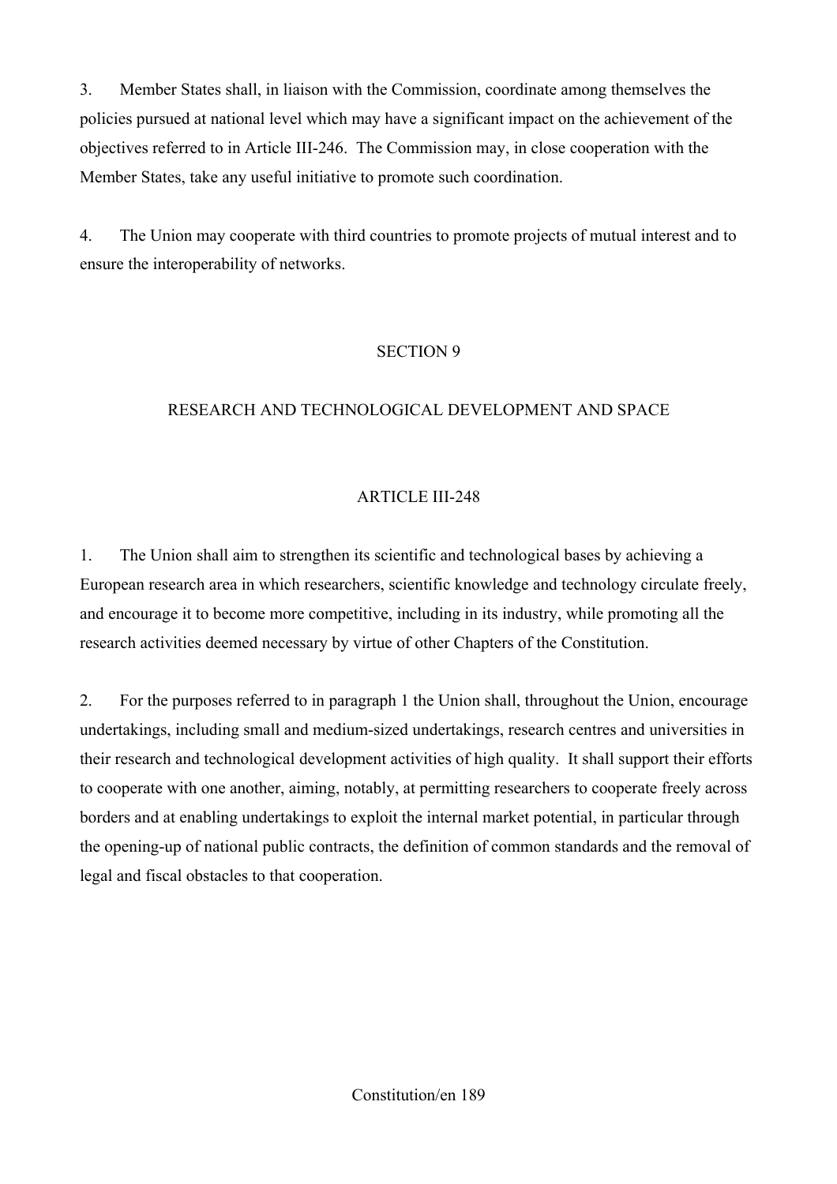3. Member States shall, in liaison with the Commission, coordinate among themselves the policies pursued at national level which may have a significant impact on the achievement of the objectives referred to in Article III-246. The Commission may, in close cooperation with the Member States, take any useful initiative to promote such coordination.

4. The Union may cooperate with third countries to promote projects of mutual interest and to ensure the interoperability of networks.

## SECTION 9

## RESEARCH AND TECHNOLOGICAL DEVELOPMENT AND SPACE

### ARTICLE III-248

1. The Union shall aim to strengthen its scientific and technological bases by achieving a European research area in which researchers, scientific knowledge and technology circulate freely, and encourage it to become more competitive, including in its industry, while promoting all the research activities deemed necessary by virtue of other Chapters of the Constitution.

2. For the purposes referred to in paragraph 1 the Union shall, throughout the Union, encourage undertakings, including small and medium-sized undertakings, research centres and universities in their research and technological development activities of high quality. It shall support their efforts to cooperate with one another, aiming, notably, at permitting researchers to cooperate freely across borders and at enabling undertakings to exploit the internal market potential, in particular through the opening-up of national public contracts, the definition of common standards and the removal of legal and fiscal obstacles to that cooperation.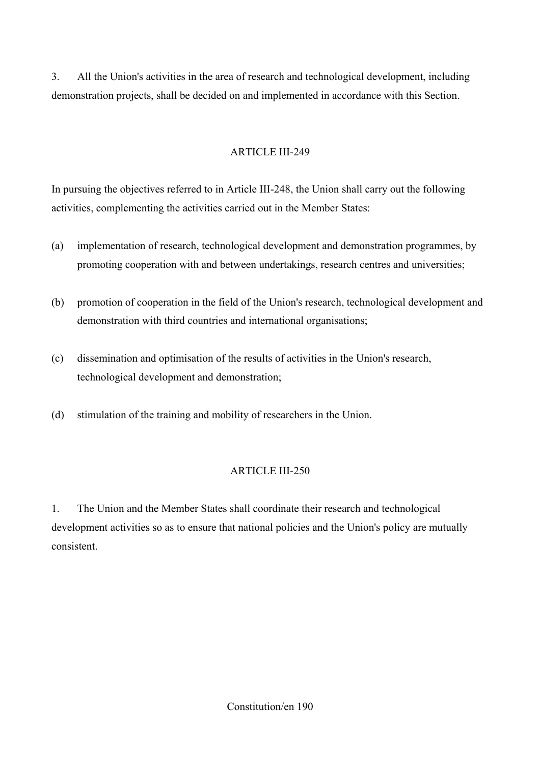3. All the Union's activities in the area of research and technological development, including demonstration projects, shall be decided on and implemented in accordance with this Section.

## ARTICLE III-249

In pursuing the objectives referred to in Article III-248, the Union shall carry out the following activities, complementing the activities carried out in the Member States:

(a) implementation of research, technological development and demonstration programmes, by promoting cooperation with and between undertakings, research centres and universities;

(b) promotion of cooperation in the field of the Union's research, technological development and demonstration with third countries and international organisations;

(c) dissemination and optimisation of the results of activities in the Union's research, technological development and demonstration;

(d) stimulation of the training and mobility of researchers in the Union.

## ARTICLE III-250

1. The Union and the Member States shall coordinate their research and technological development activities so as to ensure that national policies and the Union's policy are mutually consistent.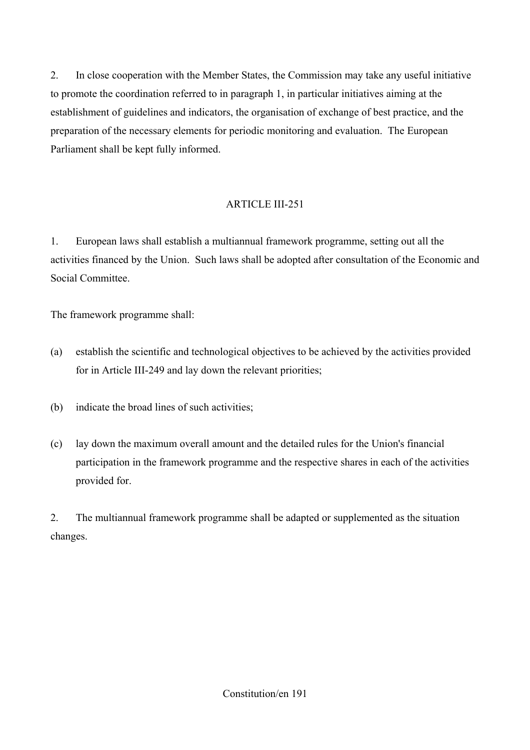2. In close cooperation with the Member States, the Commission may take any useful initiative to promote the coordination referred to in paragraph 1, in particular initiatives aiming at the establishment of guidelines and indicators, the organisation of exchange of best practice, and the preparation of the necessary elements for periodic monitoring and evaluation. The European Parliament shall be kept fully informed.

ARTICLE III-251

1. European laws shall establish a multiannual framework programme, setting out all the activities financed by the Union. Such laws shall be adopted after consultation of the Economic and Social Committee.

The framework programme shall:

(a) establish the scientific and technological objectives to be achieved by the activities provided for in Article III-249 and lay down the relevant priorities;

(b) indicate the broad lines of such activities;

(c) lay down the maximum overall amount and the detailed rules for the Union's financial participation in the framework programme and the respective shares in each of the activities provided for.

2. The multiannual framework programme shall be adapted or supplemented as the situation changes.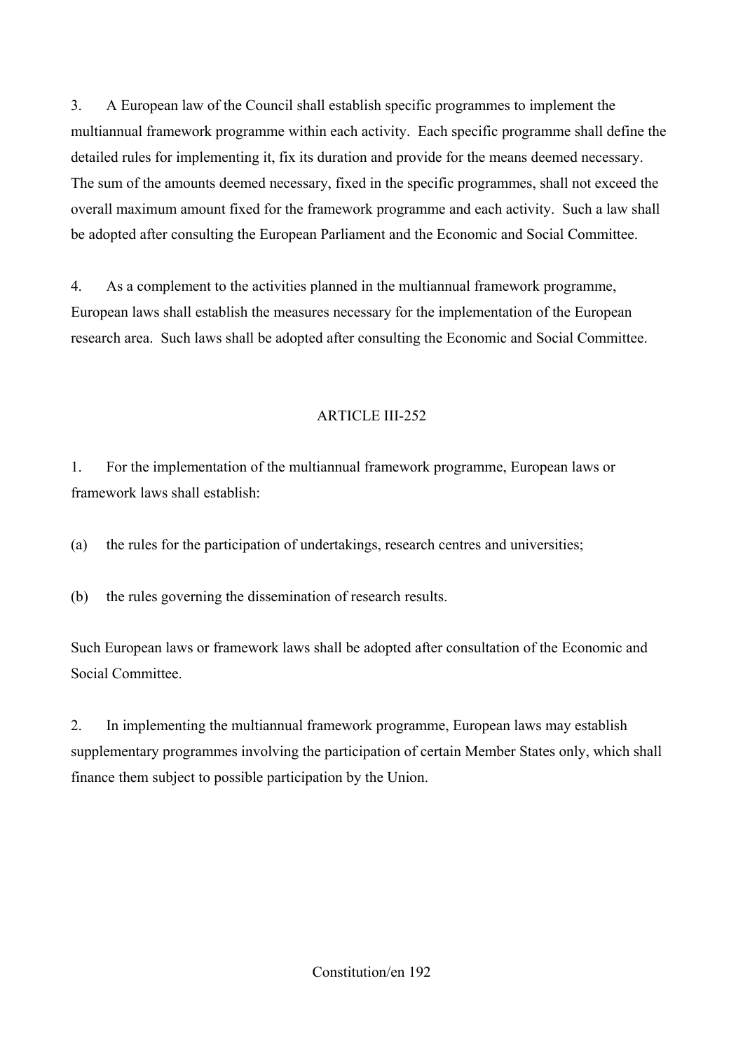3. A European law of the Council shall establish specific programmes to implement the multiannual framework programme within each activity. Each specific programme shall define the detailed rules for implementing it, fix its duration and provide for the means deemed necessary. The sum of the amounts deemed necessary, fixed in the specific programmes, shall not exceed the overall maximum amount fixed for the framework programme and each activity. Such a law shall be adopted after consulting the European Parliament and the Economic and Social Committee.

4. As a complement to the activities planned in the multiannual framework programme, European laws shall establish the measures necessary for the implementation of the European research area. Such laws shall be adopted after consulting the Economic and Social Committee.

## ARTICLE III-252

1. For the implementation of the multiannual framework programme, European laws or framework laws shall establish:

(a) the rules for the participation of undertakings, research centres and universities;

(b) the rules governing the dissemination of research results.

Such European laws or framework laws shall be adopted after consultation of the Economic and Social Committee.

2. In implementing the multiannual framework programme, European laws may establish supplementary programmes involving the participation of certain Member States only, which shall finance them subject to possible participation by the Union.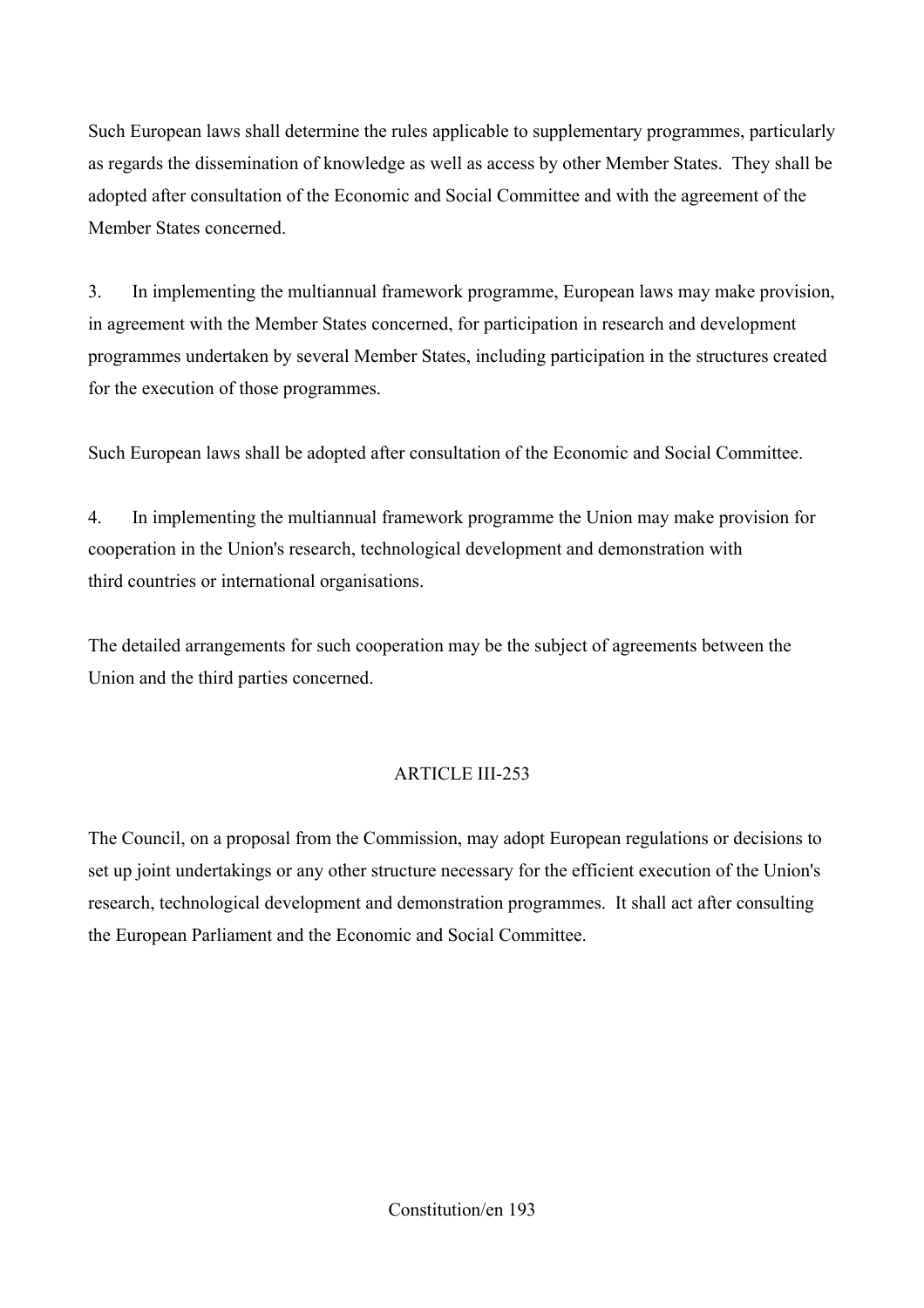Such European laws shall determine the rules applicable to supplementary programmes, particularly as regards the dissemination of knowledge as well as access by other Member States. They shall be adopted after consultation of the Economic and Social Committee and with the agreement of the Member States concerned.

3. In implementing the multiannual framework programme, European laws may make provision, in agreement with the Member States concerned, for participation in research and development programmes undertaken by several Member States, including participation in the structures created for the execution of those programmes.

Such European laws shall be adopted after consultation of the Economic and Social Committee.

4. In implementing the multiannual framework programme the Union may make provision for cooperation in the Union's research, technological development and demonstration with third countries or international organisations.

The detailed arrangements for such cooperation may be the subject of agreements between the Union and the third parties concerned.

## ARTICLE III-253

The Council, on a proposal from the Commission, may adopt European regulations or decisions to set up joint undertakings or any other structure necessary for the efficient execution of the Union's research, technological development and demonstration programmes. It shall act after consulting the European Parliament and the Economic and Social Committee.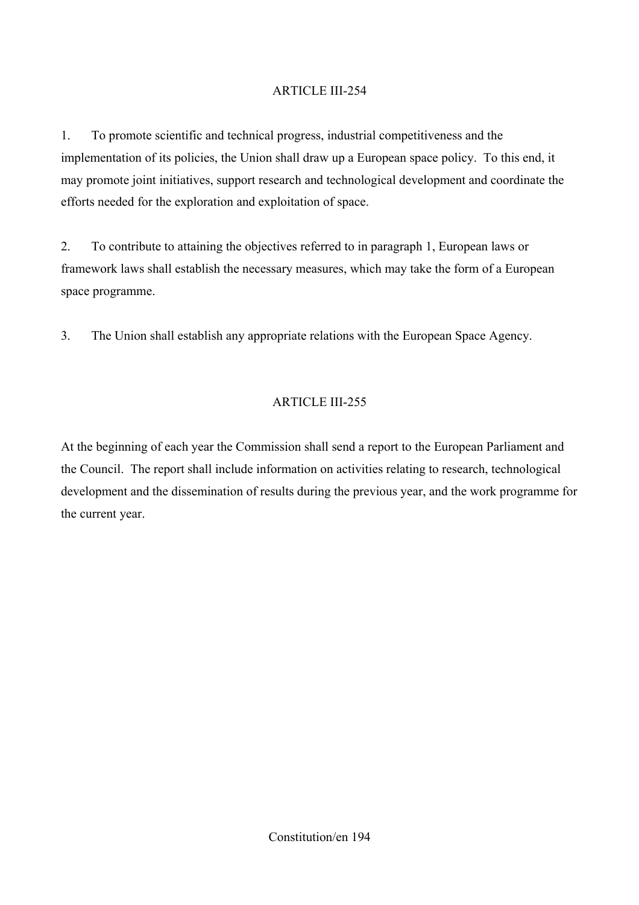## ARTICLE III-254

1. To promote scientific and technical progress, industrial competitiveness and the implementation of its policies, the Union shall draw up a European space policy. To this end, it may promote joint initiatives, support research and technological development and coordinate the efforts needed for the exploration and exploitation of space.

2. To contribute to attaining the objectives referred to in paragraph 1, European laws or framework laws shall establish the necessary measures, which may take the form of a European space programme.

3. The Union shall establish any appropriate relations with the European Space Agency.

## ARTICLE III-255

At the beginning of each year the Commission shall send a report to the European Parliament and the Council. The report shall include information on activities relating to research, technological development and the dissemination of results during the previous year, and the work programme for the current year.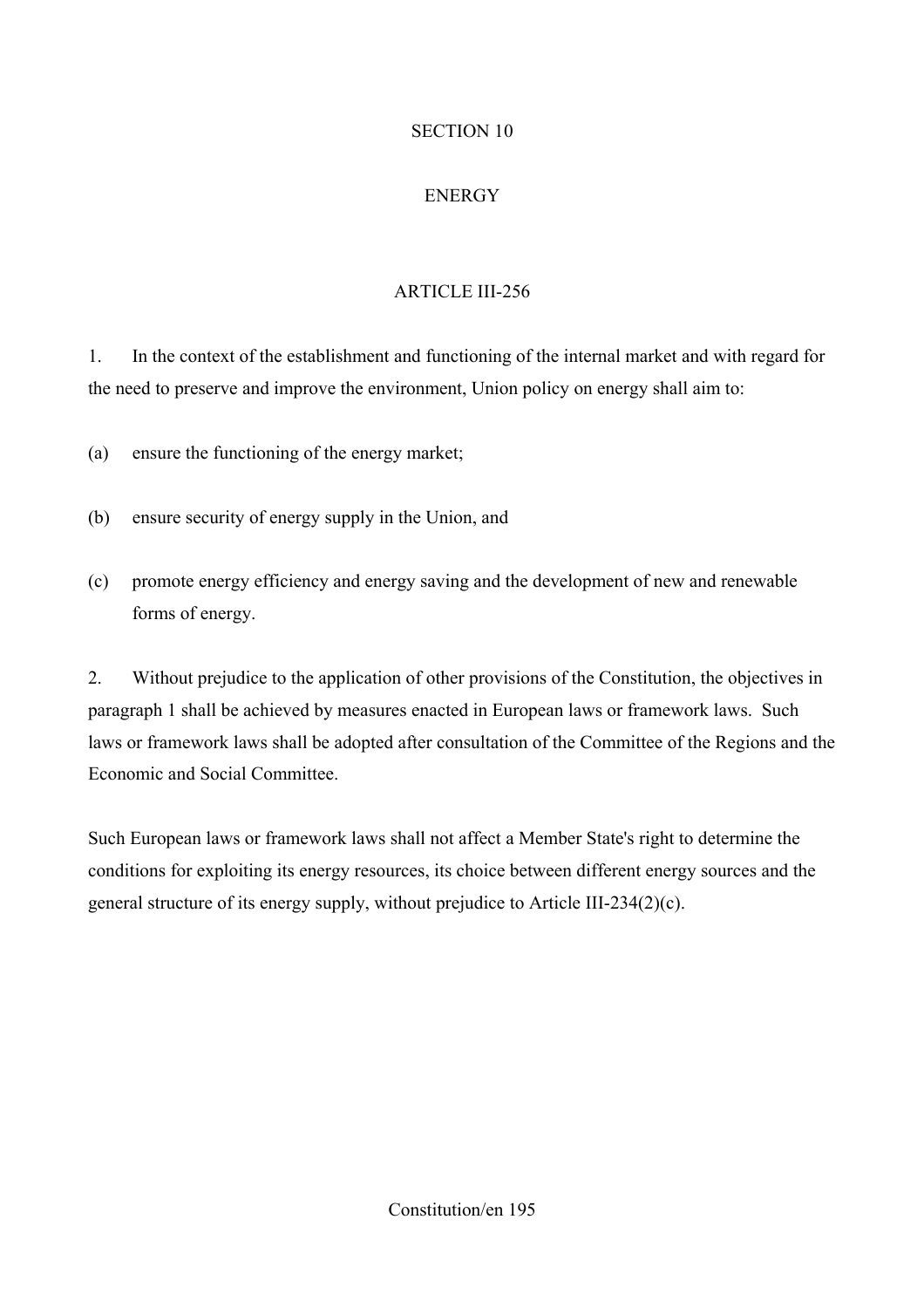## SECTION 10

## ENERGY

### ARTICLE III-256

1. In the context of the establishment and functioning of the internal market and with regard for the need to preserve and improve the environment, Union policy on energy shall aim to:

(a) ensure the functioning of the energy market;

(b) ensure security of energy supply in the Union, and

(c) promote energy efficiency and energy saving and the development of new and renewable forms of energy.

2. Without prejudice to the application of other provisions of the Constitution, the objectives in paragraph 1 shall be achieved by measures enacted in European laws or framework laws. Such laws or framework laws shall be adopted after consultation of the Committee of the Regions and the Economic and Social Committee.

Such European laws or framework laws shall not affect a Member State's right to determine the conditions for exploiting its energy resources, its choice between different energy sources and the general structure of its energy supply, without prejudice to Article III-234(2)(c).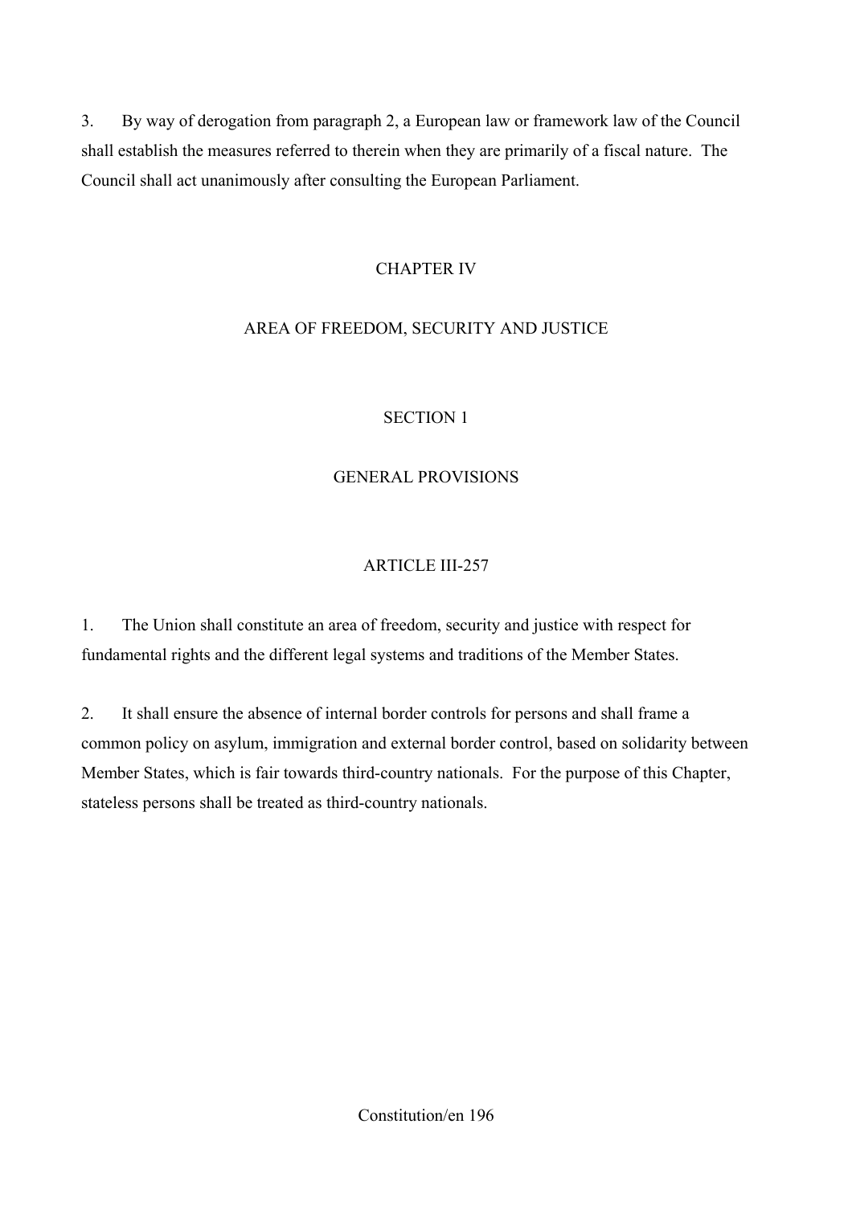3. By way of derogation from paragraph 2, a European law or framework law of the Council shall establish the measures referred to therein when they are primarily of a fiscal nature. The Council shall act unanimously after consulting the European Parliament.

# CHAPTER IV

# AREA OF FREEDOM, SECURITY AND JUSTICE

## SECTION 1

## GENERAL PROVISIONS

### ARTICLE III-257

1. The Union shall constitute an area of freedom, security and justice with respect for fundamental rights and the different legal systems and traditions of the Member States.

2. It shall ensure the absence of internal border controls for persons and shall frame a common policy on asylum, immigration and external border control, based on solidarity between Member States, which is fair towards third-country nationals. For the purpose of this Chapter, stateless persons shall be treated as third-country nationals.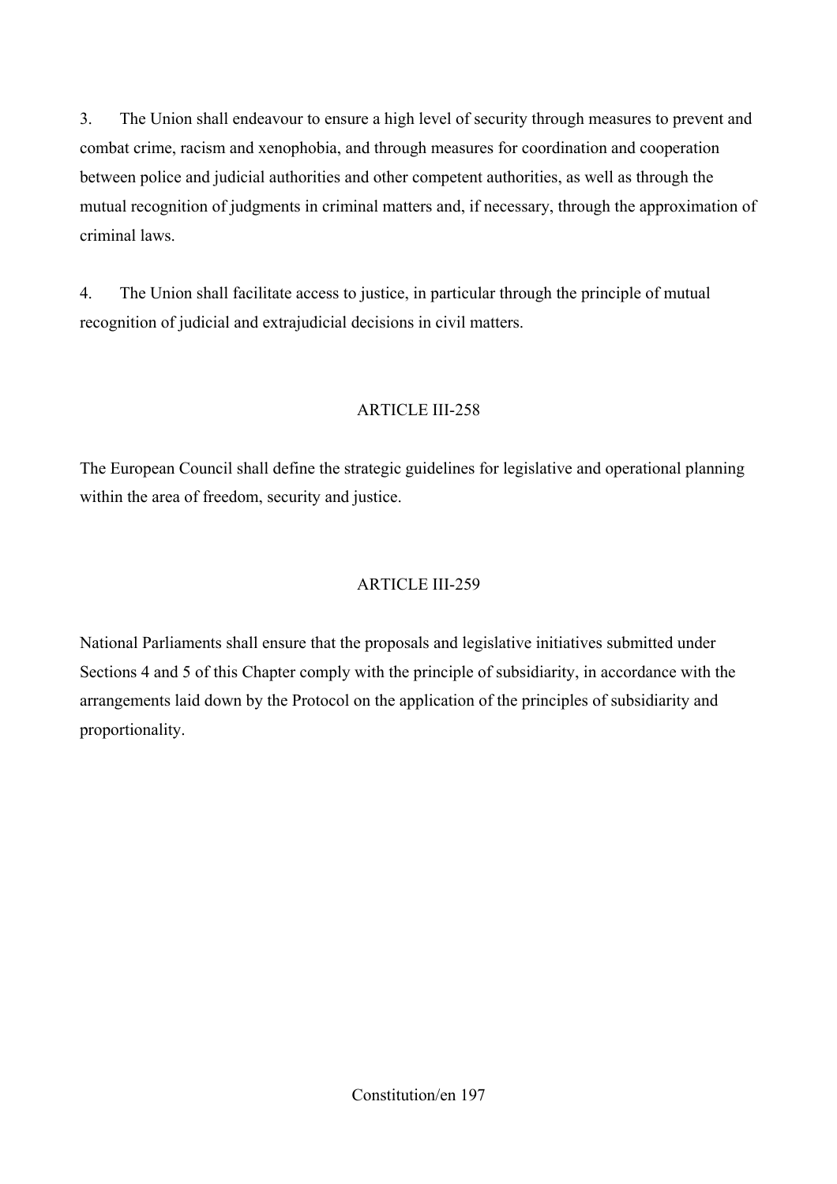3. The Union shall endeavour to ensure a high level of security through measures to prevent and combat crime, racism and xenophobia, and through measures for coordination and cooperation between police and judicial authorities and other competent authorities, as well as through the mutual recognition of judgments in criminal matters and, if necessary, through the approximation of criminal laws.

4. The Union shall facilitate access to justice, in particular through the principle of mutual recognition of judicial and extrajudicial decisions in civil matters.

## ARTICLE III-258

The European Council shall define the strategic guidelines for legislative and operational planning within the area of freedom, security and justice.

## ARTICLE III-259

National Parliaments shall ensure that the proposals and legislative initiatives submitted under Sections 4 and 5 of this Chapter comply with the principle of subsidiarity, in accordance with the arrangements laid down by the Protocol on the application of the principles of subsidiarity and proportionality.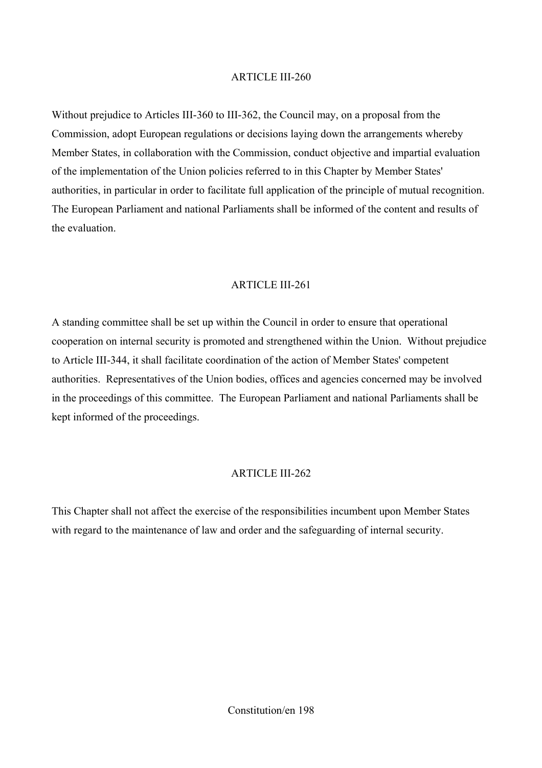## ARTICLE III-260

Without prejudice to Articles III-360 to III-362, the Council may, on a proposal from the Commission, adopt European regulations or decisions laying down the arrangements whereby Member States, in collaboration with the Commission, conduct objective and impartial evaluation of the implementation of the Union policies referred to in this Chapter by Member States' authorities, in particular in order to facilitate full application of the principle of mutual recognition. The European Parliament and national Parliaments shall be informed of the content and results of the evaluation.

## ARTICLE III-261

A standing committee shall be set up within the Council in order to ensure that operational cooperation on internal security is promoted and strengthened within the Union. Without prejudice to Article III-344, it shall facilitate coordination of the action of Member States' competent authorities. Representatives of the Union bodies, offices and agencies concerned may be involved in the proceedings of this committee. The European Parliament and national Parliaments shall be kept informed of the proceedings.

## ARTICLE III-262

This Chapter shall not affect the exercise of the responsibilities incumbent upon Member States with regard to the maintenance of law and order and the safeguarding of internal security.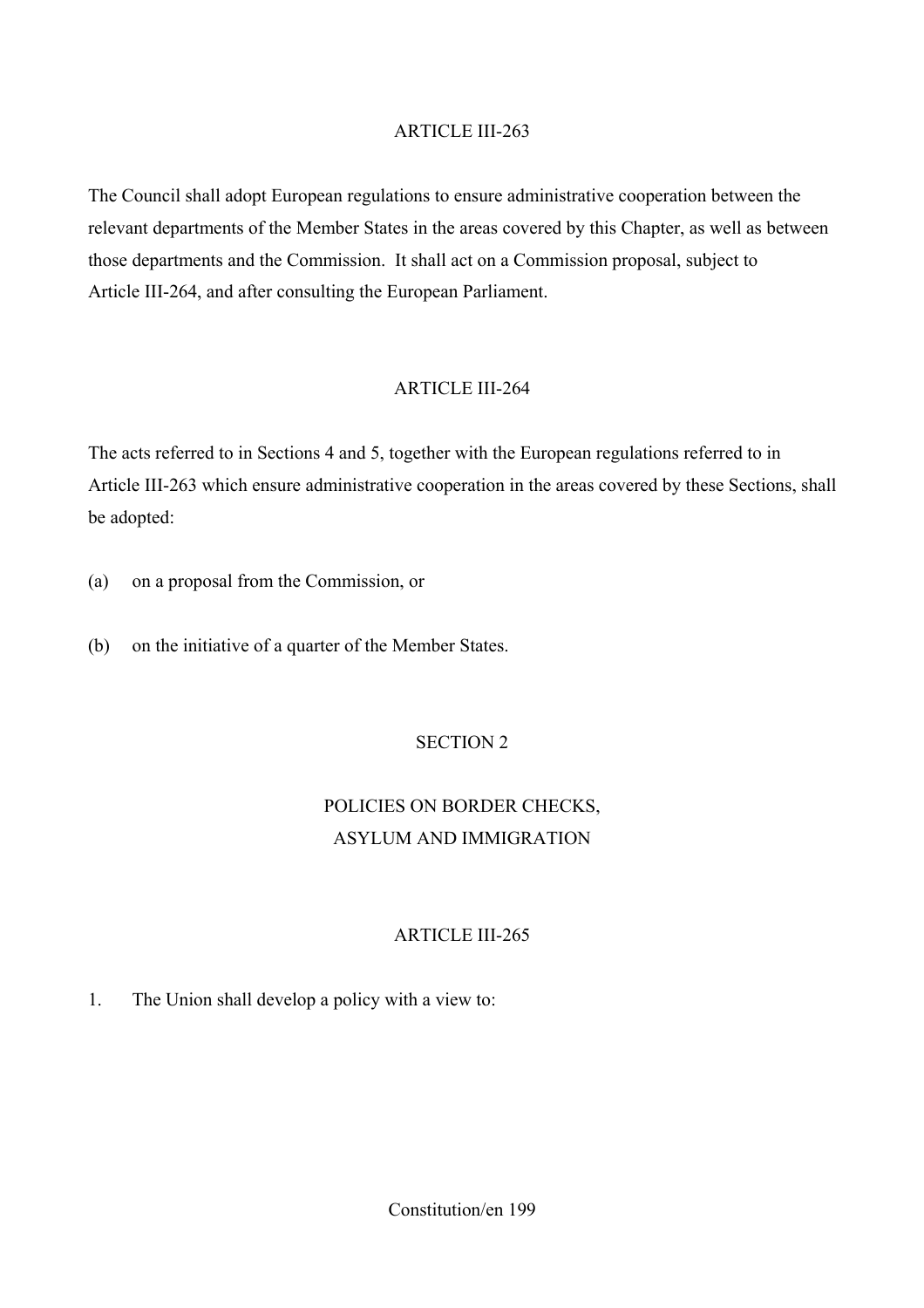ARTICLE III-263

The Council shall adopt European regulations to ensure administrative cooperation between the relevant departments of the Member States in the areas covered by this Chapter, as well as between those departments and the Commission. It shall act on a Commission proposal, subject to Article III-264, and after consulting the European Parliament.

ARTICLE III-264

The acts referred to in Sections 4 and 5, together with the European regulations referred to in Article III-263 which ensure administrative cooperation in the areas covered by these Sections, shall be adopted:

(a) on a proposal from the Commission, or

(b) on the initiative of a quarter of the Member States.

SECTION 2

POLICIES ON BORDER CHECKS, ASYLUM AND IMMIGRATION

ARTICLE III-265

1. The Union shall develop a policy with a view to: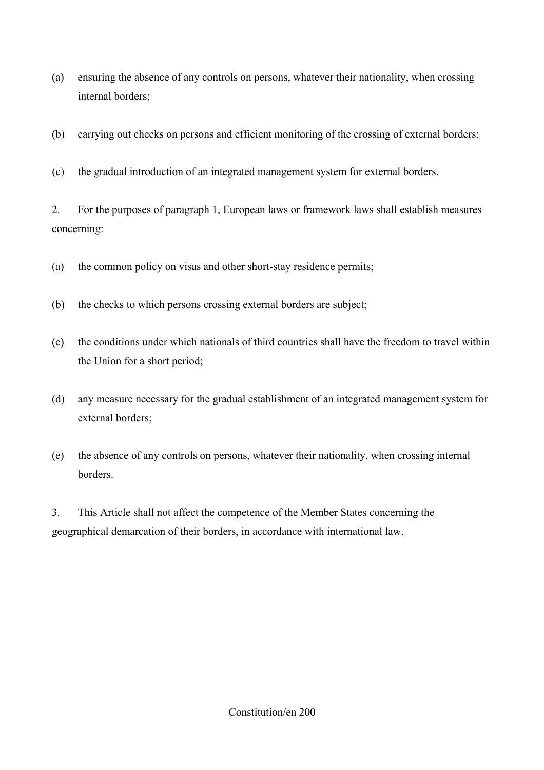(a) ensuring the absence of any controls on persons, whatever their nationality, when crossing internal borders;

(b) carrying out checks on persons and efficient monitoring of the crossing of external borders;

(c) the gradual introduction of an integrated management system for external borders.

2. For the purposes of paragraph 1, European laws or framework laws shall establish measures concerning:

(a) the common policy on visas and other short-stay residence permits;

(b) the checks to which persons crossing external borders are subject;

(c) the conditions under which nationals of third countries shall have the freedom to travel within the Union for a short period;

(d) any measure necessary for the gradual establishment of an integrated management system for external borders;

(e) the absence of any controls on persons, whatever their nationality, when crossing internal borders.

3. This Article shall not affect the competence of the Member States concerning the geographical demarcation of their borders, in accordance with international law.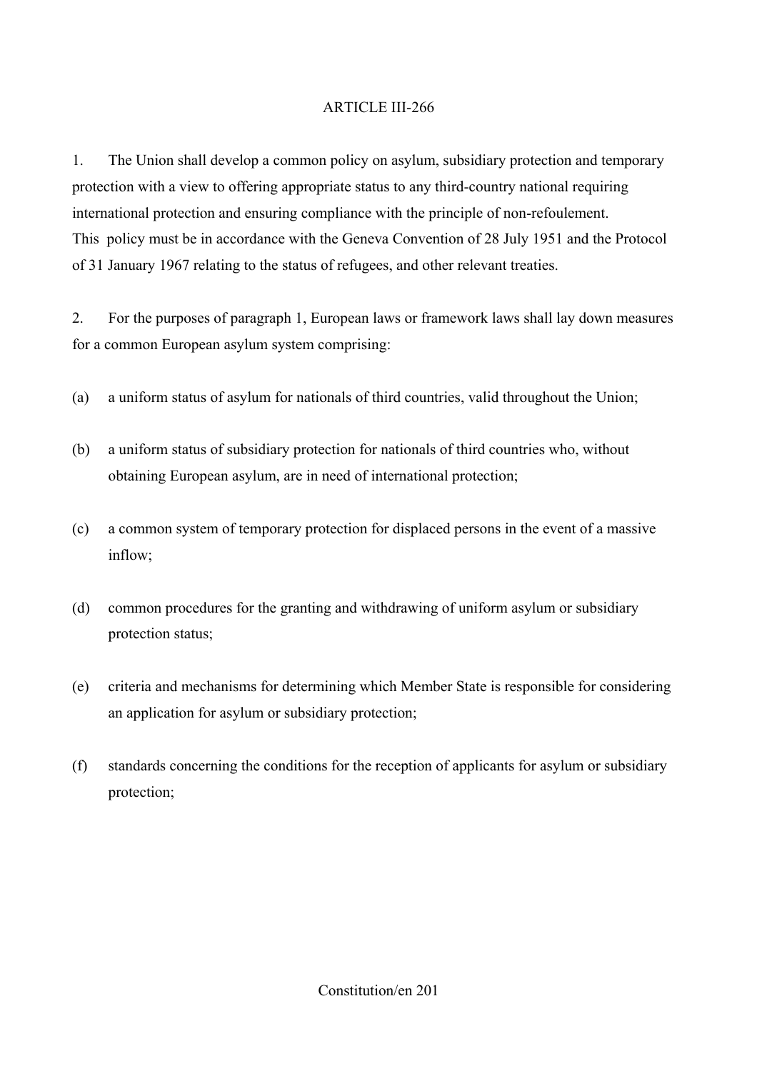ARTICLE III-266

1. The Union shall develop a common policy on asylum, subsidiary protection and temporary protection with a view to offering appropriate status to any third-country national requiring international protection and ensuring compliance with the principle of non-refoulement. This policy must be in accordance with the Geneva Convention of 28 July 1951 and the Protocol of 31 January 1967 relating to the status of refugees, and other relevant treaties.

2. For the purposes of paragraph 1, European laws or framework laws shall lay down measures for a common European asylum system comprising:

(a) a uniform status of asylum for nationals of third countries, valid throughout the Union;

(b) a uniform status of subsidiary protection for nationals of third countries who, without obtaining European asylum, are in need of international protection;

(c) a common system of temporary protection for displaced persons in the event of a massive inflow;

(d) common procedures for the granting and withdrawing of uniform asylum or subsidiary protection status;

(e) criteria and mechanisms for determining which Member State is responsible for considering an application for asylum or subsidiary protection;

(f) standards concerning the conditions for the reception of applicants for asylum or subsidiary protection;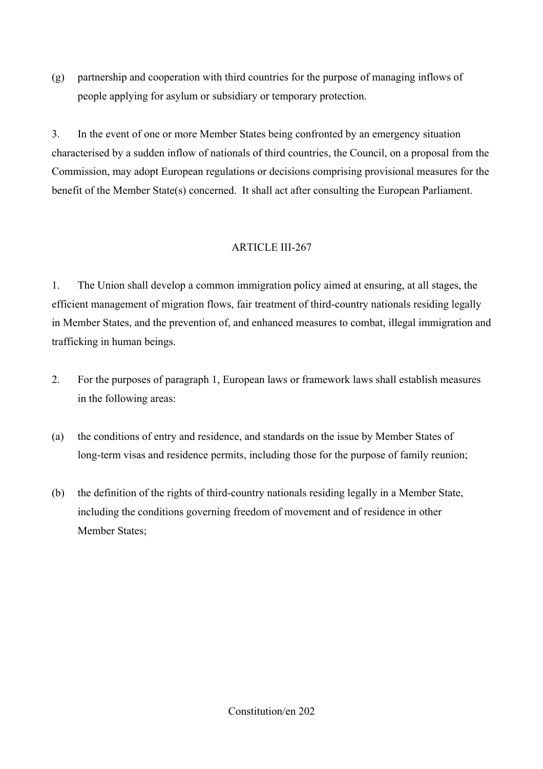(g) partnership and cooperation with third countries for the purpose of managing inflows of people applying for asylum or subsidiary or temporary protection.

3. In the event of one or more Member States being confronted by an emergency situation characterised by a sudden inflow of nationals of third countries, the Council, on a proposal from the Commission, may adopt European regulations or decisions comprising provisional measures for the benefit of the Member State(s) concerned. It shall act after consulting the European Parliament.

## ARTICLE III-267

1. The Union shall develop a common immigration policy aimed at ensuring, at all stages, the efficient management of migration flows, fair treatment of third-country nationals residing legally in Member States, and the prevention of, and enhanced measures to combat, illegal immigration and trafficking in human beings.

2. For the purposes of paragraph 1, European laws or framework laws shall establish measures in the following areas:

(a) the conditions of entry and residence, and standards on the issue by Member States of long-term visas and residence permits, including those for the purpose of family reunion;

(b) the definition of the rights of third-country nationals residing legally in a Member State, including the conditions governing freedom of movement and of residence in other Member States;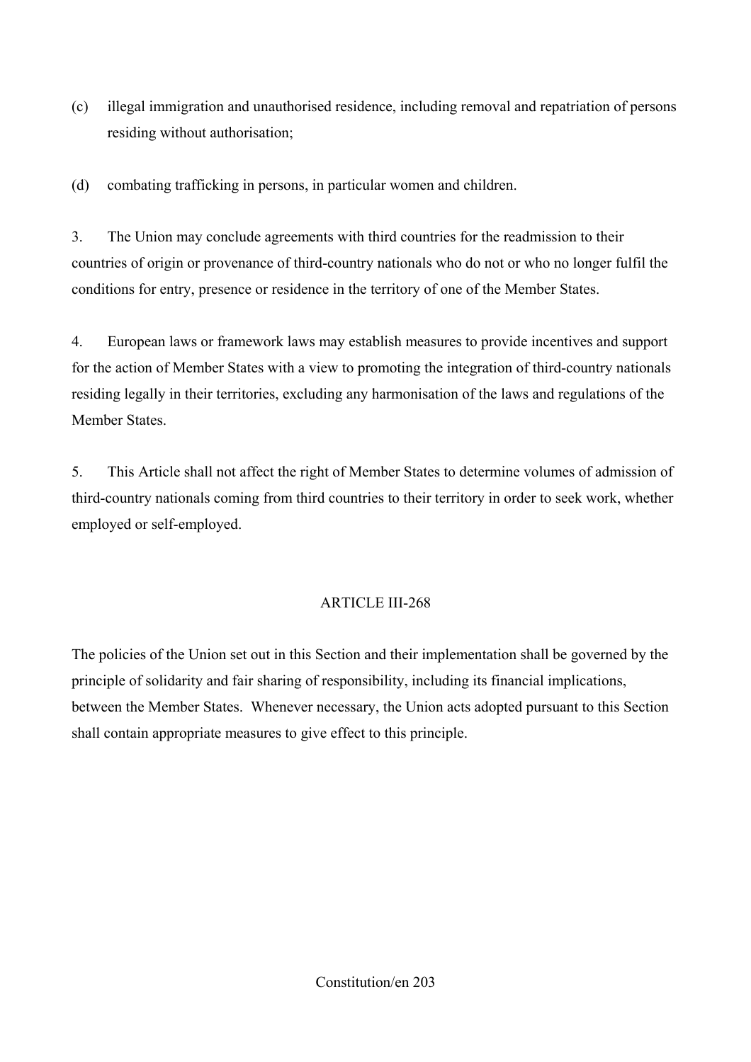(c) illegal immigration and unauthorised residence, including removal and repatriation of persons residing without authorisation;

(d) combating trafficking in persons, in particular women and children.

3. The Union may conclude agreements with third countries for the readmission to their countries of origin or provenance of third-country nationals who do not or who no longer fulfil the conditions for entry, presence or residence in the territory of one of the Member States.

4. European laws or framework laws may establish measures to provide incentives and support for the action of Member States with a view to promoting the integration of third-country nationals residing legally in their territories, excluding any harmonisation of the laws and regulations of the Member States.

5. This Article shall not affect the right of Member States to determine volumes of admission of third-country nationals coming from third countries to their territory in order to seek work, whether employed or self-employed.

## ARTICLE III-268

The policies of the Union set out in this Section and their implementation shall be governed by the principle of solidarity and fair sharing of responsibility, including its financial implications, between the Member States. Whenever necessary, the Union acts adopted pursuant to this Section shall contain appropriate measures to give effect to this principle.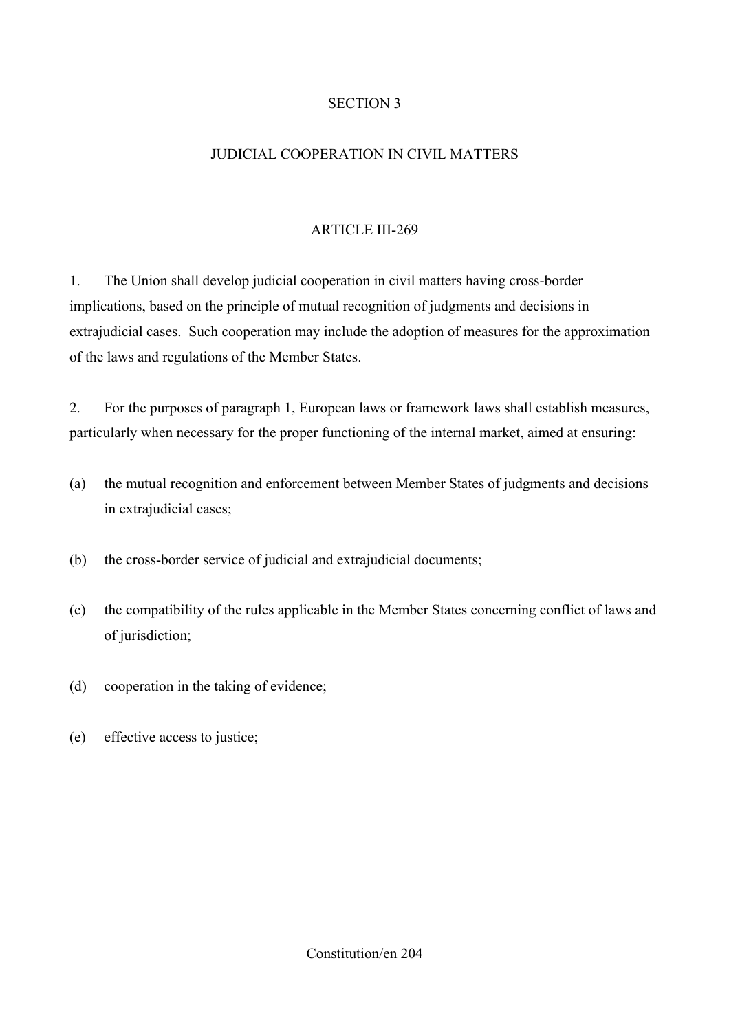## SECTION 3

## JUDICIAL COOPERATION IN CIVIL MATTERS

### ARTICLE III-269

1. The Union shall develop judicial cooperation in civil matters having cross-border implications, based on the principle of mutual recognition of judgments and decisions in extrajudicial cases. Such cooperation may include the adoption of measures for the approximation of the laws and regulations of the Member States.

2. For the purposes of paragraph 1, European laws or framework laws shall establish measures, particularly when necessary for the proper functioning of the internal market, aimed at ensuring:

(a) the mutual recognition and enforcement between Member States of judgments and decisions in extrajudicial cases;

(b) the cross-border service of judicial and extrajudicial documents;

(c) the compatibility of the rules applicable in the Member States concerning conflict of laws and of jurisdiction;

(d) cooperation in the taking of evidence;

(e) effective access to justice;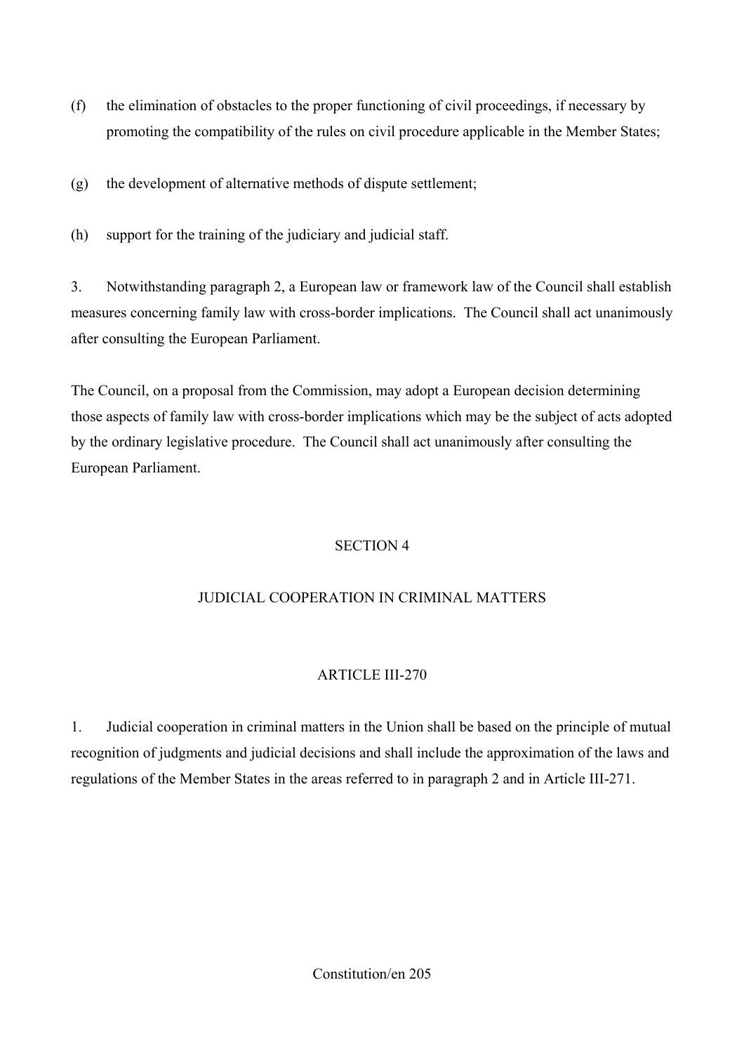(f) the elimination of obstacles to the proper functioning of civil proceedings, if necessary by promoting the compatibility of the rules on civil procedure applicable in the Member States;

(g) the development of alternative methods of dispute settlement;

(h) support for the training of the judiciary and judicial staff.

3. Notwithstanding paragraph 2, a European law or framework law of the Council shall establish measures concerning family law with cross-border implications. The Council shall act unanimously after consulting the European Parliament.

The Council, on a proposal from the Commission, may adopt a European decision determining those aspects of family law with cross-border implications which may be the subject of acts adopted by the ordinary legislative procedure. The Council shall act unanimously after consulting the European Parliament.

## SECTION 4

## JUDICIAL COOPERATION IN CRIMINAL MATTERS

### ARTICLE III-270

1. Judicial cooperation in criminal matters in the Union shall be based on the principle of mutual recognition of judgments and judicial decisions and shall include the approximation of the laws and regulations of the Member States in the areas referred to in paragraph 2 and in Article III-271.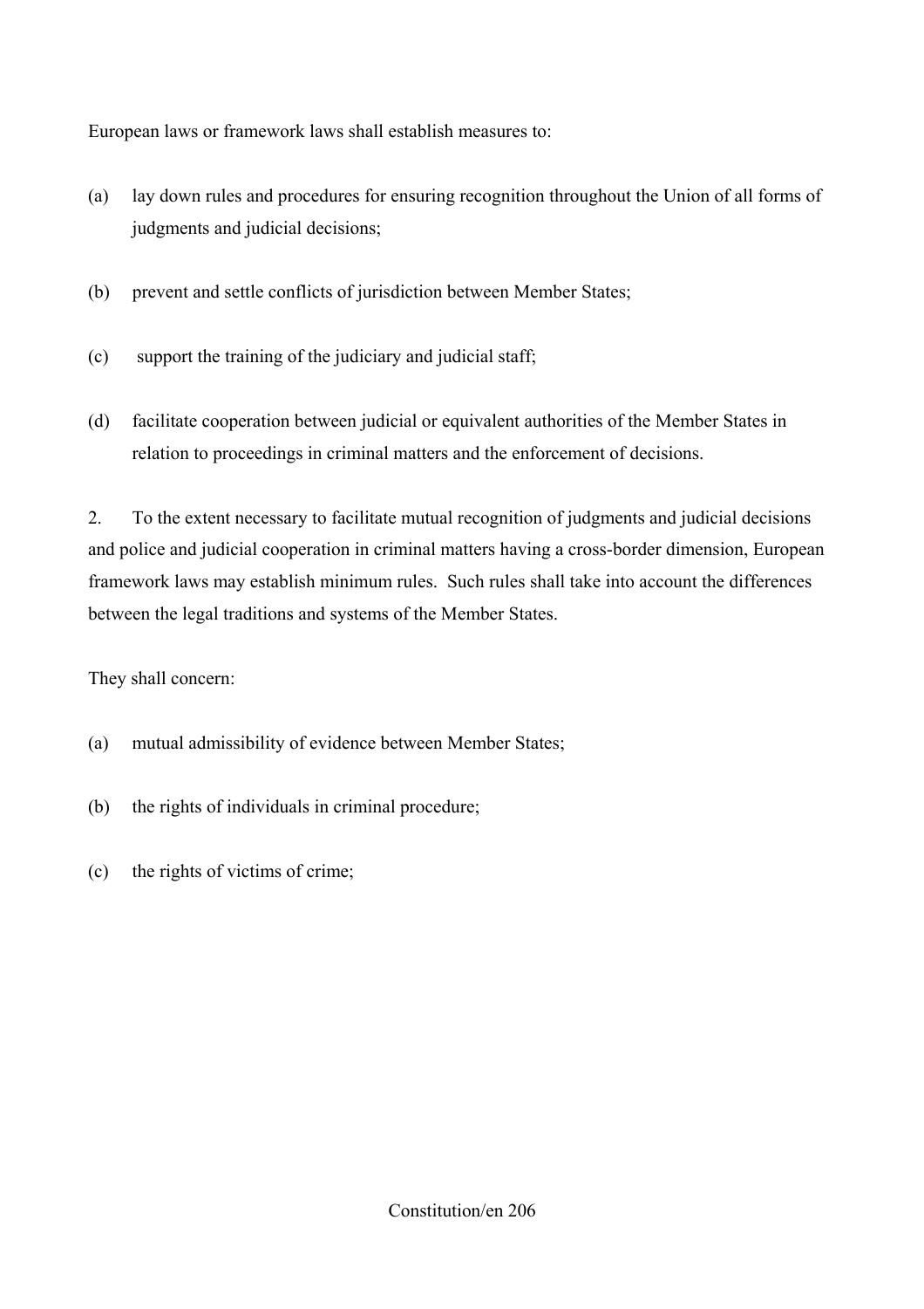European laws or framework laws shall establish measures to:

(a) lay down rules and procedures for ensuring recognition throughout the Union of all forms of judgments and judicial decisions;

(b) prevent and settle conflicts of jurisdiction between Member States;

(c) support the training of the judiciary and judicial staff;

(d) facilitate cooperation between judicial or equivalent authorities of the Member States in relation to proceedings in criminal matters and the enforcement of decisions.

2. To the extent necessary to facilitate mutual recognition of judgments and judicial decisions and police and judicial cooperation in criminal matters having a cross-border dimension, European framework laws may establish minimum rules. Such rules shall take into account the differences between the legal traditions and systems of the Member States.

They shall concern:

(a) mutual admissibility of evidence between Member States;

(b) the rights of individuals in criminal procedure;

(c) the rights of victims of crime;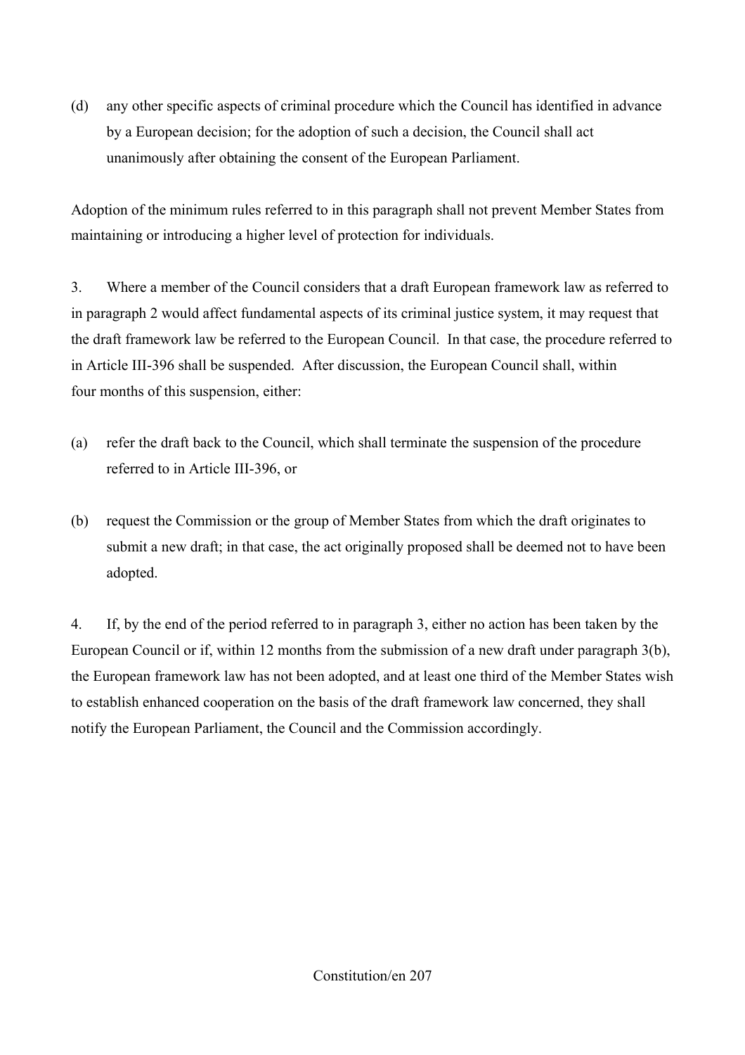(d) any other specific aspects of criminal procedure which the Council has identified in advance by a European decision; for the adoption of such a decision, the Council shall act unanimously after obtaining the consent of the European Parliament.

Adoption of the minimum rules referred to in this paragraph shall not prevent Member States from maintaining or introducing a higher level of protection for individuals.

3. Where a member of the Council considers that a draft European framework law as referred to in paragraph 2 would affect fundamental aspects of its criminal justice system, it may request that the draft framework law be referred to the European Council. In that case, the procedure referred to in Article III-396 shall be suspended. After discussion, the European Council shall, within four months of this suspension, either:

(a) refer the draft back to the Council, which shall terminate the suspension of the procedure referred to in Article III-396, or

(b) request the Commission or the group of Member States from which the draft originates to submit a new draft; in that case, the act originally proposed shall be deemed not to have been adopted.

4. If, by the end of the period referred to in paragraph 3, either no action has been taken by the European Council or if, within 12 months from the submission of a new draft under paragraph 3(b), the European framework law has not been adopted, and at least one third of the Member States wish to establish enhanced cooperation on the basis of the draft framework law concerned, they shall notify the European Parliament, the Council and the Commission accordingly.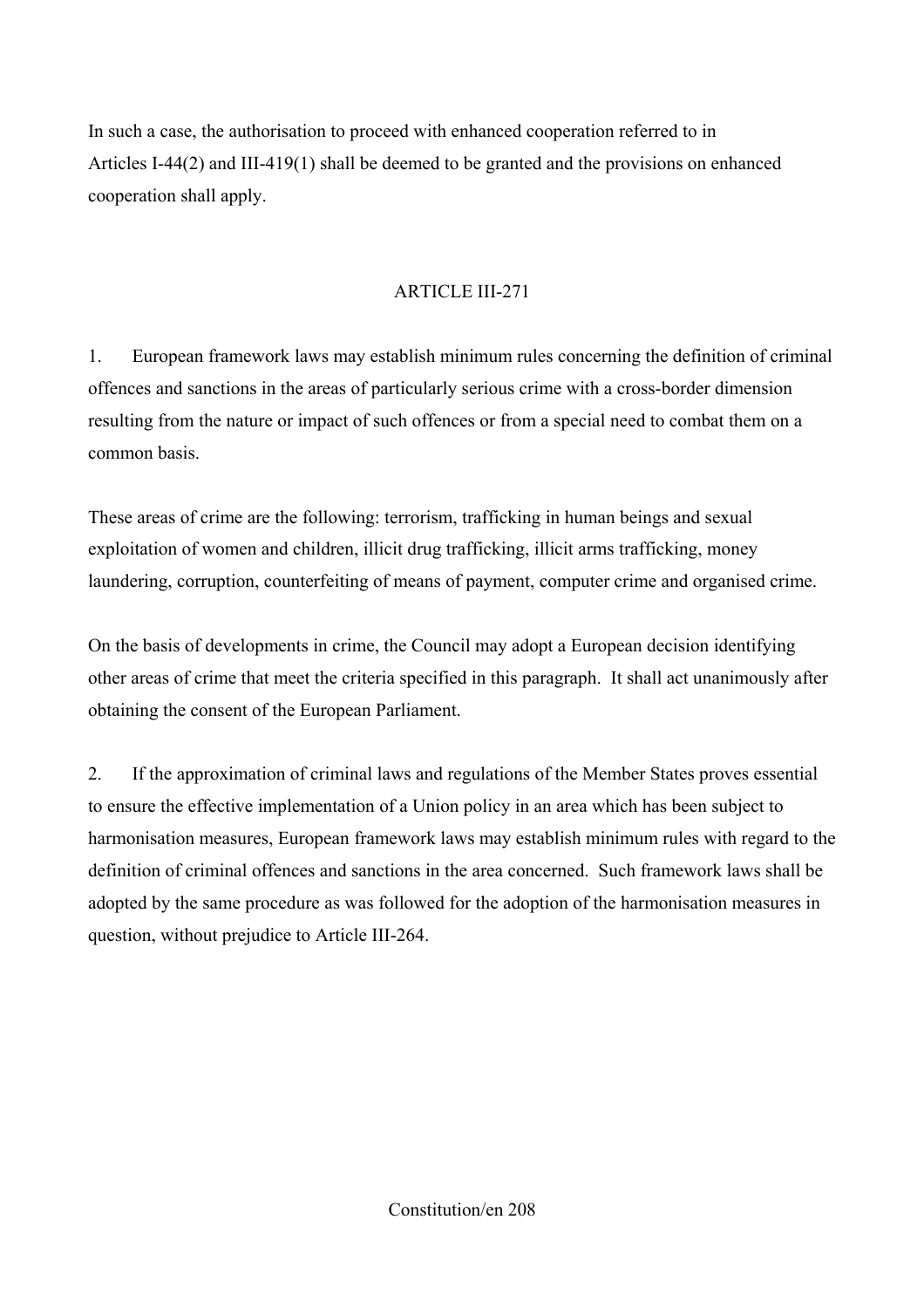In such a case, the authorisation to proceed with enhanced cooperation referred to in Articles I-44(2) and III-419(1) shall be deemed to be granted and the provisions on enhanced cooperation shall apply.

## ARTICLE III-271

1. European framework laws may establish minimum rules concerning the definition of criminal offences and sanctions in the areas of particularly serious crime with a cross-border dimension resulting from the nature or impact of such offences or from a special need to combat them on a common basis.

These areas of crime are the following: terrorism, trafficking in human beings and sexual exploitation of women and children, illicit drug trafficking, illicit arms trafficking, money laundering, corruption, counterfeiting of means of payment, computer crime and organised crime.

On the basis of developments in crime, the Council may adopt a European decision identifying other areas of crime that meet the criteria specified in this paragraph. It shall act unanimously after obtaining the consent of the European Parliament.

2. If the approximation of criminal laws and regulations of the Member States proves essential to ensure the effective implementation of a Union policy in an area which has been subject to harmonisation measures, European framework laws may establish minimum rules with regard to the definition of criminal offences and sanctions in the area concerned. Such framework laws shall be adopted by the same procedure as was followed for the adoption of the harmonisation measures in question, without prejudice to Article III-264.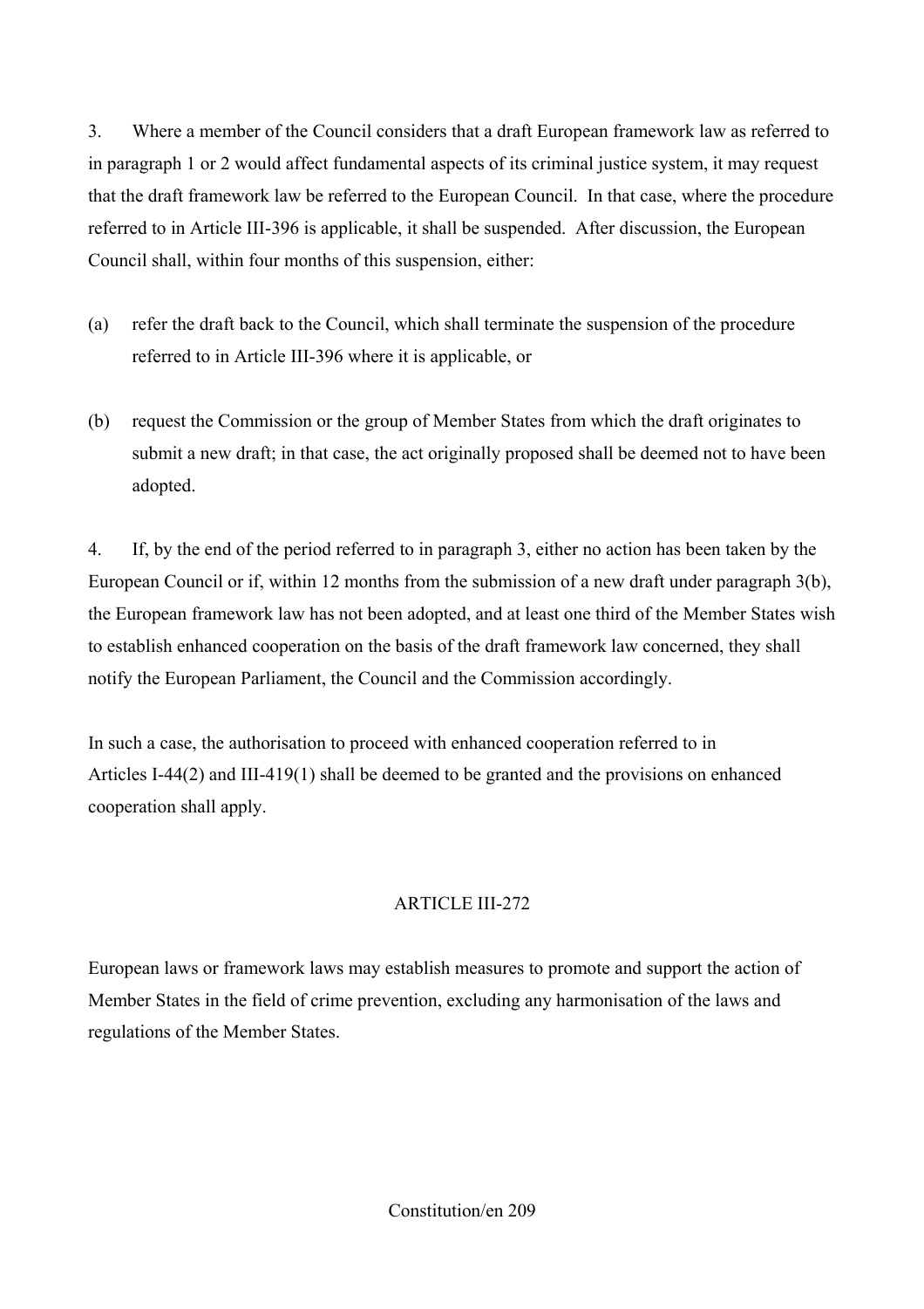3. Where a member of the Council considers that a draft European framework law as referred to in paragraph 1 or 2 would affect fundamental aspects of its criminal justice system, it may request that the draft framework law be referred to the European Council. In that case, where the procedure referred to in Article III-396 is applicable, it shall be suspended. After discussion, the European Council shall, within four months of this suspension, either:

(a) refer the draft back to the Council, which shall terminate the suspension of the procedure referred to in Article III-396 where it is applicable, or

(b) request the Commission or the group of Member States from which the draft originates to submit a new draft; in that case, the act originally proposed shall be deemed not to have been adopted.

4. If, by the end of the period referred to in paragraph 3, either no action has been taken by the European Council or if, within 12 months from the submission of a new draft under paragraph 3(b), the European framework law has not been adopted, and at least one third of the Member States wish to establish enhanced cooperation on the basis of the draft framework law concerned, they shall notify the European Parliament, the Council and the Commission accordingly.

In such a case, the authorisation to proceed with enhanced cooperation referred to in Articles I-44(2) and III-419(1) shall be deemed to be granted and the provisions on enhanced cooperation shall apply.

## ARTICLE III-272

European laws or framework laws may establish measures to promote and support the action of Member States in the field of crime prevention, excluding any harmonisation of the laws and regulations of the Member States.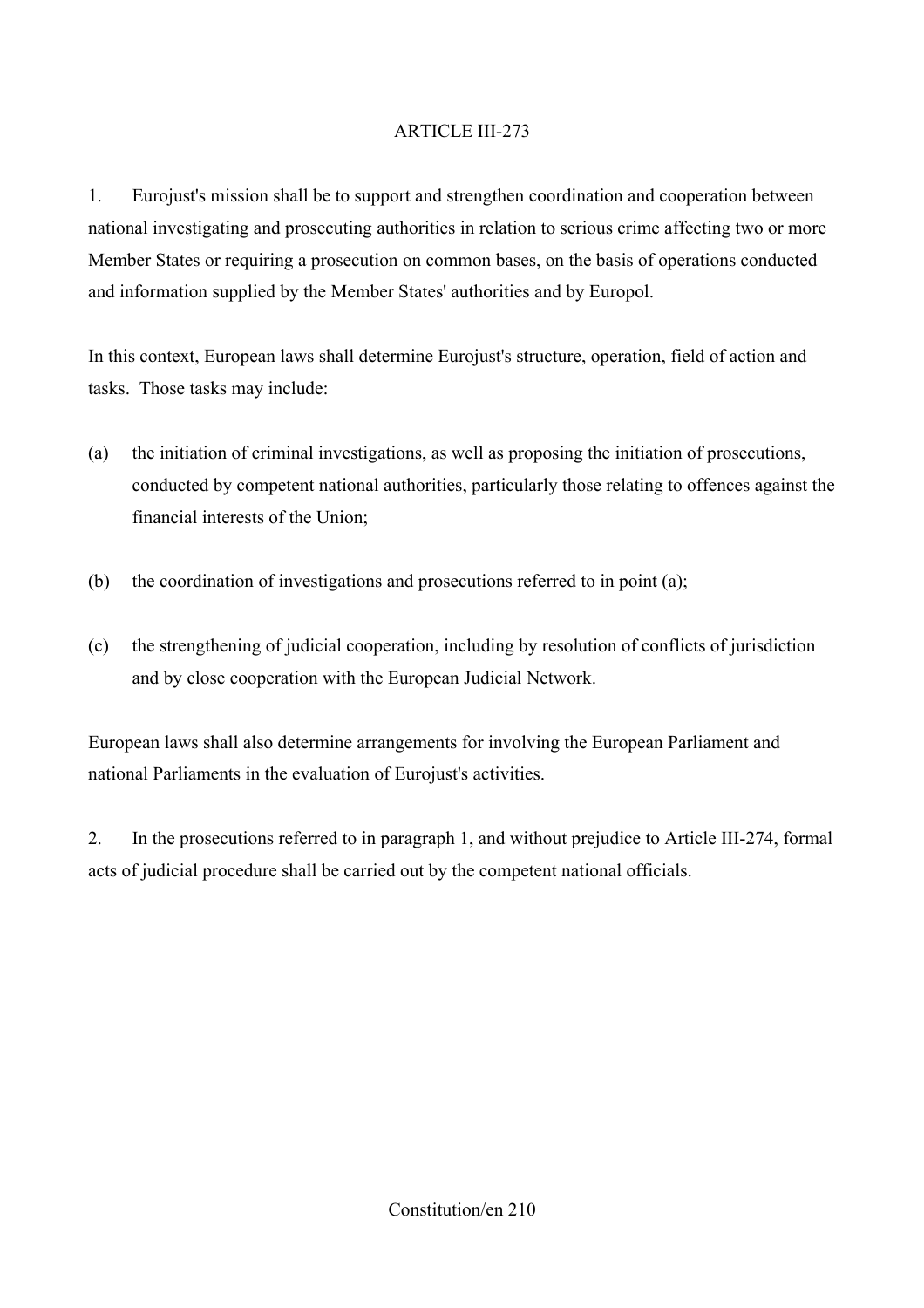ARTICLE III-273

1. Eurojust's mission shall be to support and strengthen coordination and cooperation between national investigating and prosecuting authorities in relation to serious crime affecting two or more Member States or requiring a prosecution on common bases, on the basis of operations conducted and information supplied by the Member States' authorities and by Europol.

In this context, European laws shall determine Eurojust's structure, operation, field of action and tasks. Those tasks may include:

(a) the initiation of criminal investigations, as well as proposing the initiation of prosecutions, conducted by competent national authorities, particularly those relating to offences against the financial interests of the Union;

(b) the coordination of investigations and prosecutions referred to in point (a);

(c) the strengthening of judicial cooperation, including by resolution of conflicts of jurisdiction and by close cooperation with the European Judicial Network.

European laws shall also determine arrangements for involving the European Parliament and national Parliaments in the evaluation of Eurojust's activities.

2. In the prosecutions referred to in paragraph 1, and without prejudice to Article III-274, formal acts of judicial procedure shall be carried out by the competent national officials.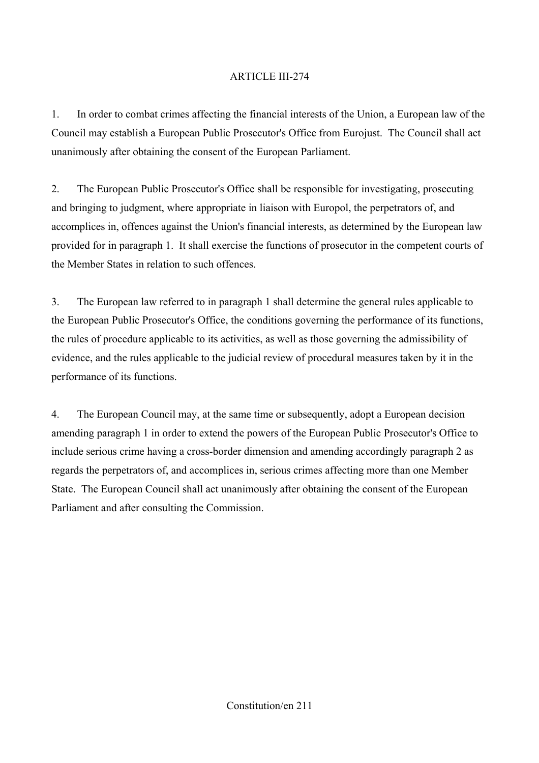## ARTICLE III-274

1. In order to combat crimes affecting the financial interests of the Union, a European law of the Council may establish a European Public Prosecutor's Office from Eurojust. The Council shall act unanimously after obtaining the consent of the European Parliament.

2. The European Public Prosecutor's Office shall be responsible for investigating, prosecuting and bringing to judgment, where appropriate in liaison with Europol, the perpetrators of, and accomplices in, offences against the Union's financial interests, as determined by the European law provided for in paragraph 1. It shall exercise the functions of prosecutor in the competent courts of the Member States in relation to such offences.

3. The European law referred to in paragraph 1 shall determine the general rules applicable to the European Public Prosecutor's Office, the conditions governing the performance of its functions, the rules of procedure applicable to its activities, as well as those governing the admissibility of evidence, and the rules applicable to the judicial review of procedural measures taken by it in the performance of its functions.

4. The European Council may, at the same time or subsequently, adopt a European decision amending paragraph 1 in order to extend the powers of the European Public Prosecutor's Office to include serious crime having a cross-border dimension and amending accordingly paragraph 2 as regards the perpetrators of, and accomplices in, serious crimes affecting more than one Member State. The European Council shall act unanimously after obtaining the consent of the European Parliament and after consulting the Commission.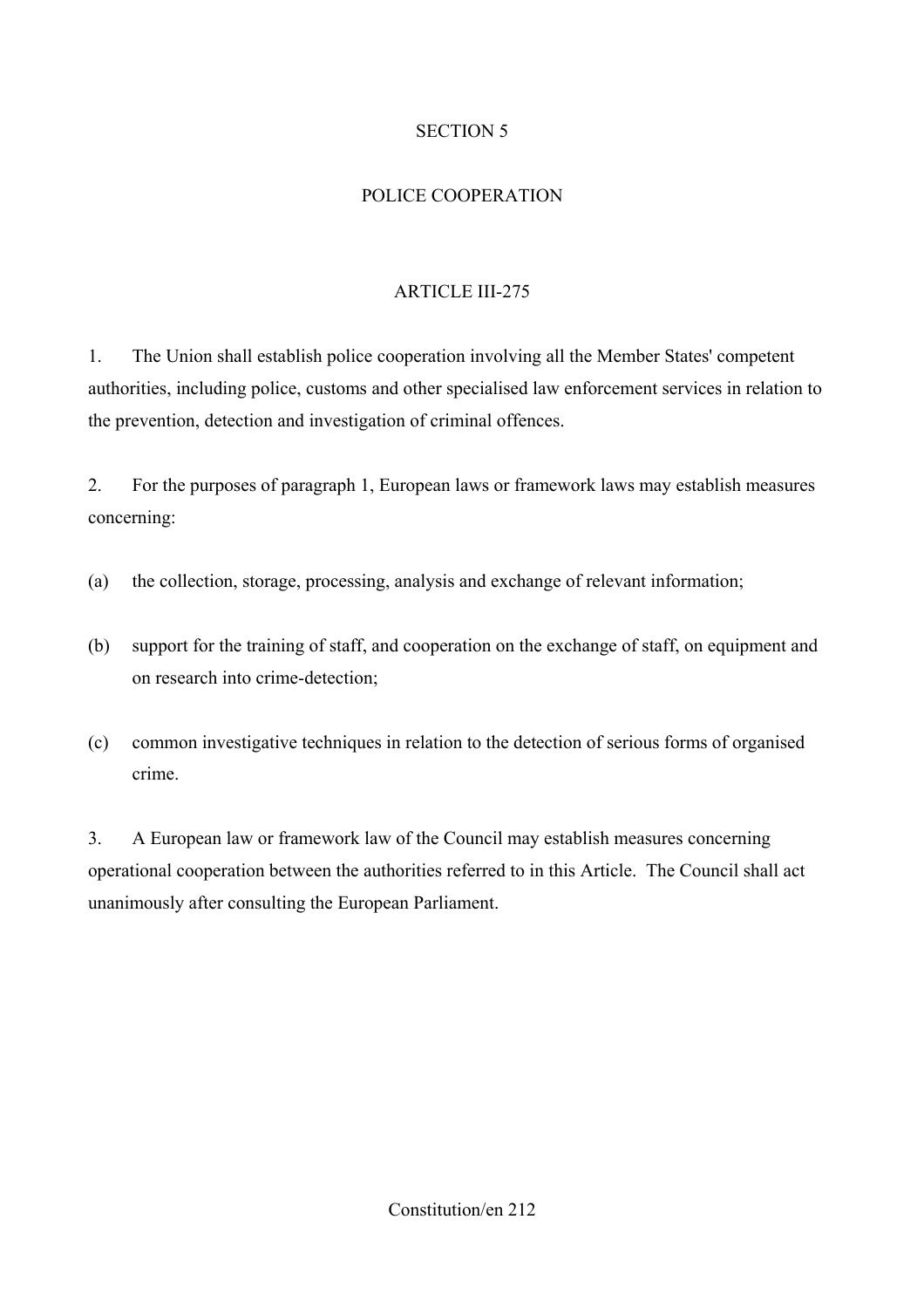## SECTION 5

## POLICE COOPERATION

### ARTICLE III-275

1. The Union shall establish police cooperation involving all the Member States' competent authorities, including police, customs and other specialised law enforcement services in relation to the prevention, detection and investigation of criminal offences.

2. For the purposes of paragraph 1, European laws or framework laws may establish measures concerning:

(a) the collection, storage, processing, analysis and exchange of relevant information;

(b) support for the training of staff, and cooperation on the exchange of staff, on equipment and on research into crime-detection;

(c) common investigative techniques in relation to the detection of serious forms of organised crime.

3. A European law or framework law of the Council may establish measures concerning operational cooperation between the authorities referred to in this Article. The Council shall act unanimously after consulting the European Parliament.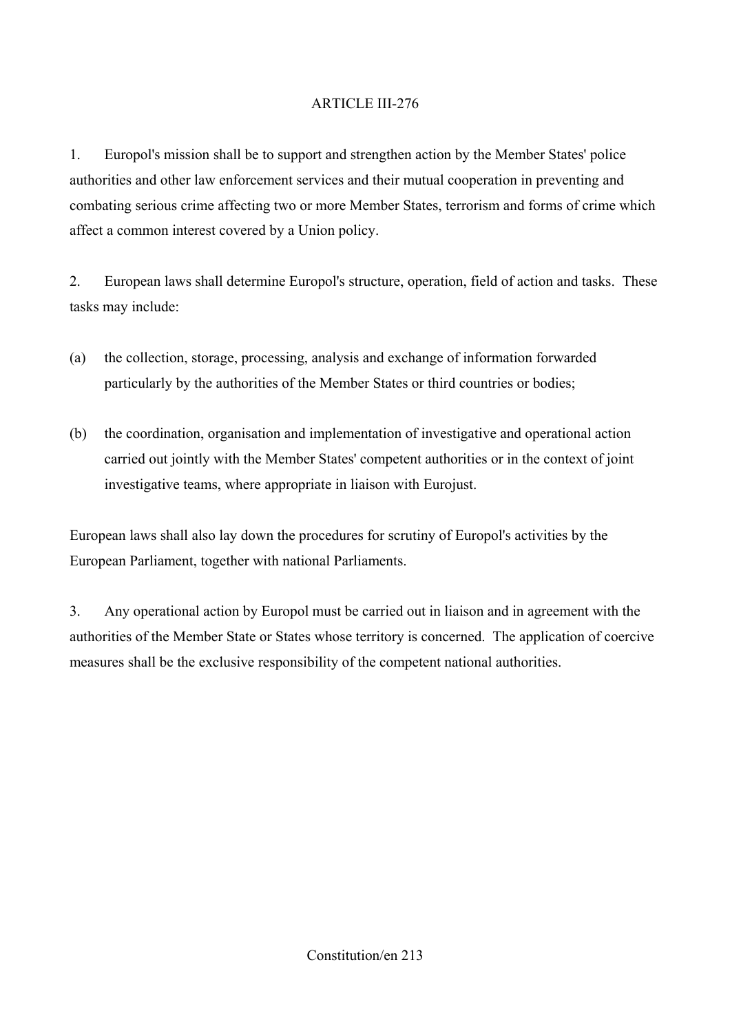## ARTICLE III-276

1. Europol's mission shall be to support and strengthen action by the Member States' police authorities and other law enforcement services and their mutual cooperation in preventing and combating serious crime affecting two or more Member States, terrorism and forms of crime which affect a common interest covered by a Union policy.

2. European laws shall determine Europol's structure, operation, field of action and tasks. These tasks may include:

(a) the collection, storage, processing, analysis and exchange of information forwarded particularly by the authorities of the Member States or third countries or bodies;

(b) the coordination, organisation and implementation of investigative and operational action carried out jointly with the Member States' competent authorities or in the context of joint investigative teams, where appropriate in liaison with Eurojust.

European laws shall also lay down the procedures for scrutiny of Europol's activities by the European Parliament, together with national Parliaments.

3. Any operational action by Europol must be carried out in liaison and in agreement with the authorities of the Member State or States whose territory is concerned. The application of coercive measures shall be the exclusive responsibility of the competent national authorities.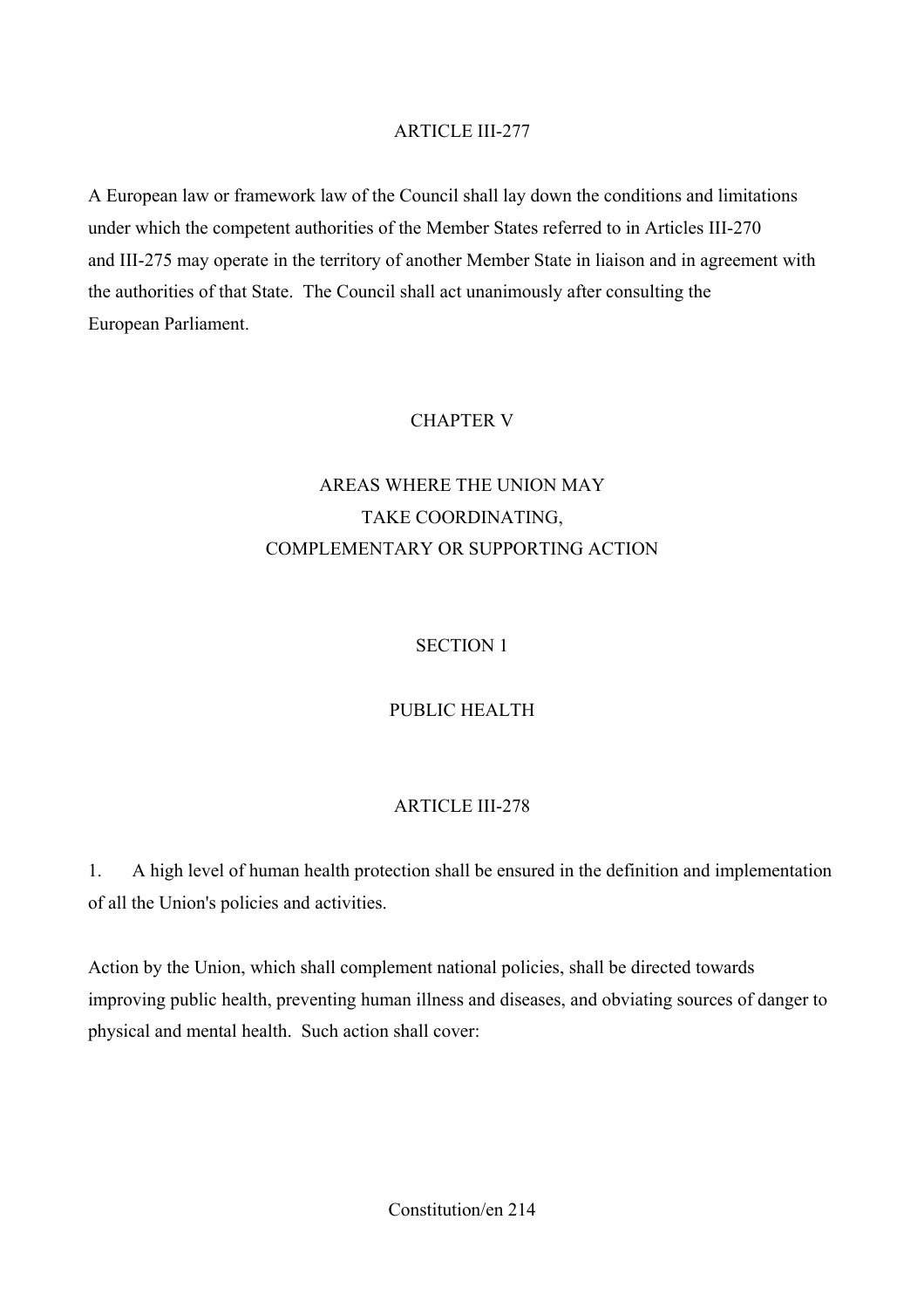ARTICLE III-277

A European law or framework law of the Council shall lay down the conditions and limitations under which the competent authorities of the Member States referred to in Articles III-270 and III-275 may operate in the territory of another Member State in liaison and in agreement with the authorities of that State. The Council shall act unanimously after consulting the European Parliament.

# CHAPTER V

# AREAS WHERE THE UNION MAY TAKE COORDINATING, COMPLEMENTARY OR SUPPORTING ACTION

## SECTION 1

## PUBLIC HEALTH

ARTICLE III-278

1. A high level of human health protection shall be ensured in the definition and implementation of all the Union's policies and activities.

Action by the Union, which shall complement national policies, shall be directed towards improving public health, preventing human illness and diseases, and obviating sources of danger to physical and mental health. Such action shall cover: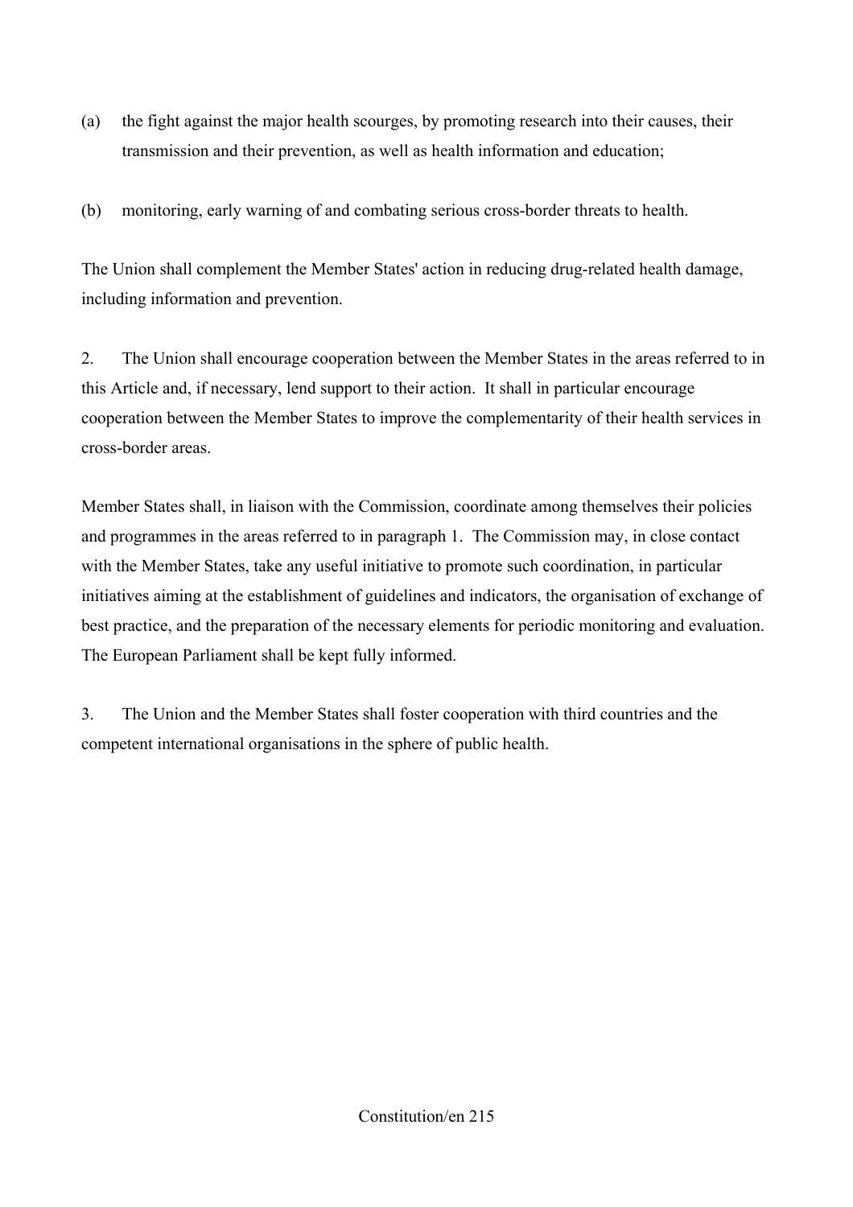(a) the fight against the major health scourges, by promoting research into their causes, their transmission and their prevention, as well as health information and education;

(b) monitoring, early warning of and combating serious cross-border threats to health.

The Union shall complement the Member States' action in reducing drug-related health damage, including information and prevention.

2. The Union shall encourage cooperation between the Member States in the areas referred to in this Article and, if necessary, lend support to their action. It shall in particular encourage cooperation between the Member States to improve the complementarity of their health services in cross-border areas.

Member States shall, in liaison with the Commission, coordinate among themselves their policies and programmes in the areas referred to in paragraph 1. The Commission may, in close contact with the Member States, take any useful initiative to promote such coordination, in particular initiatives aiming at the establishment of guidelines and indicators, the organisation of exchange of best practice, and the preparation of the necessary elements for periodic monitoring and evaluation. The European Parliament shall be kept fully informed.

3. The Union and the Member States shall foster cooperation with third countries and the competent international organisations in the sphere of public health.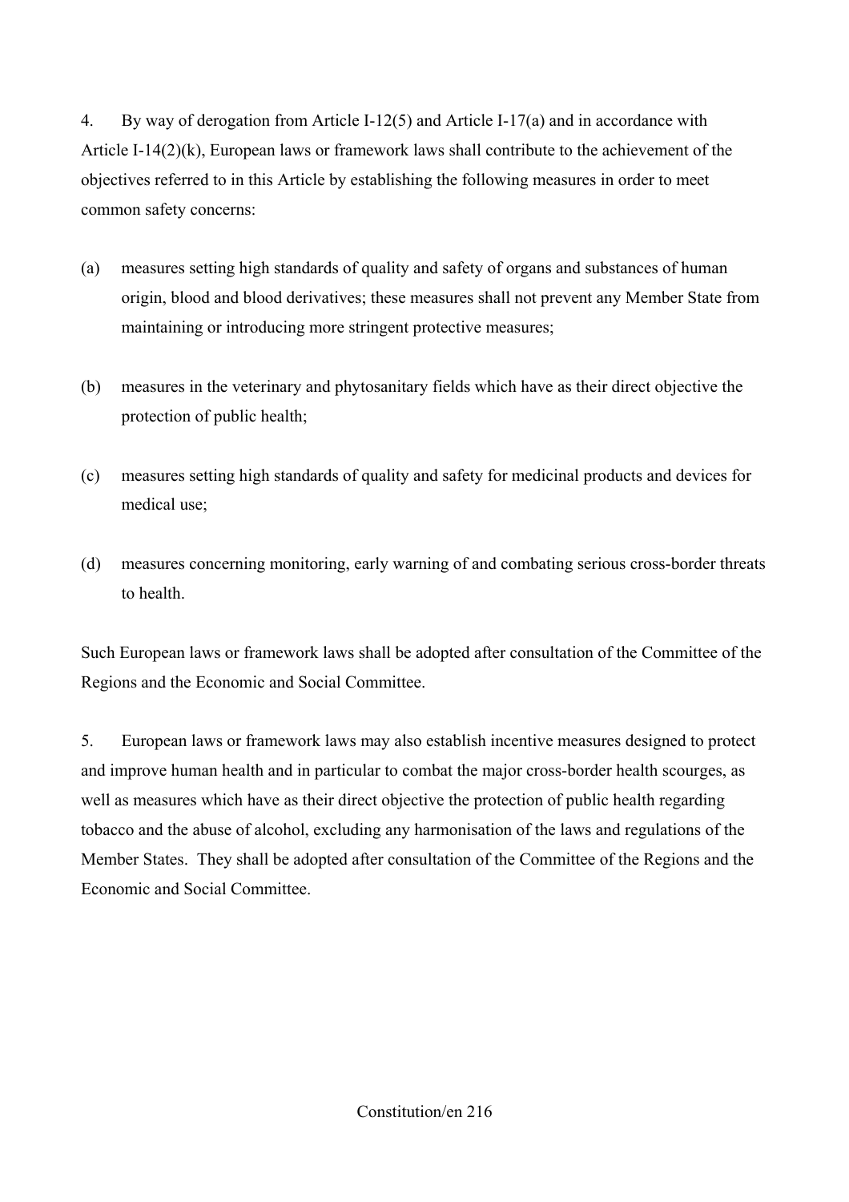4. By way of derogation from Article I-12(5) and Article I-17(a) and in accordance with Article I-14(2)(k), European laws or framework laws shall contribute to the achievement of the objectives referred to in this Article by establishing the following measures in order to meet common safety concerns:

(a) measures setting high standards of quality and safety of organs and substances of human origin, blood and blood derivatives; these measures shall not prevent any Member State from maintaining or introducing more stringent protective measures;

(b) measures in the veterinary and phytosanitary fields which have as their direct objective the protection of public health;

(c) measures setting high standards of quality and safety for medicinal products and devices for medical use;

(d) measures concerning monitoring, early warning of and combating serious cross-border threats to health.

Such European laws or framework laws shall be adopted after consultation of the Committee of the Regions and the Economic and Social Committee.

5. European laws or framework laws may also establish incentive measures designed to protect and improve human health and in particular to combat the major cross-border health scourges, as well as measures which have as their direct objective the protection of public health regarding tobacco and the abuse of alcohol, excluding any harmonisation of the laws and regulations of the Member States. They shall be adopted after consultation of the Committee of the Regions and the Economic and Social Committee.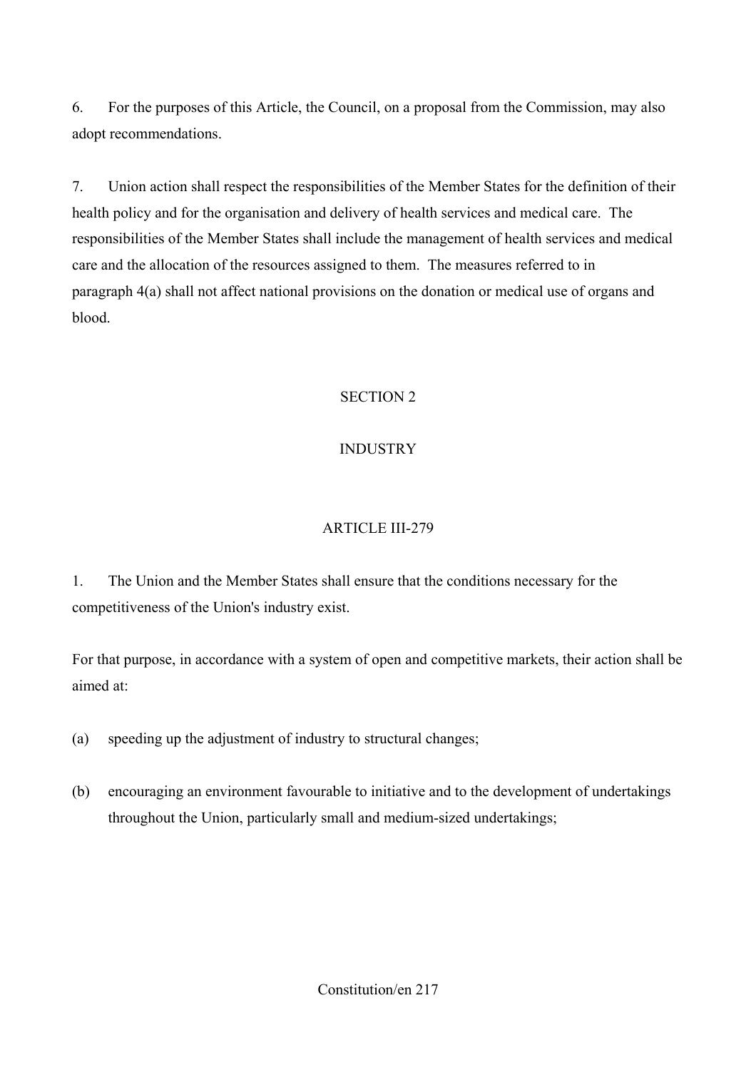6. For the purposes of this Article, the Council, on a proposal from the Commission, may also adopt recommendations.

7. Union action shall respect the responsibilities of the Member States for the definition of their health policy and for the organisation and delivery of health services and medical care. The responsibilities of the Member States shall include the management of health services and medical care and the allocation of the resources assigned to them. The measures referred to in paragraph 4(a) shall not affect national provisions on the donation or medical use of organs and blood.

## SECTION 2

## INDUSTRY

### ARTICLE III-279

1. The Union and the Member States shall ensure that the conditions necessary for the competitiveness of the Union's industry exist.

For that purpose, in accordance with a system of open and competitive markets, their action shall be aimed at:

(a) speeding up the adjustment of industry to structural changes;

(b) encouraging an environment favourable to initiative and to the development of undertakings throughout the Union, particularly small and medium-sized undertakings;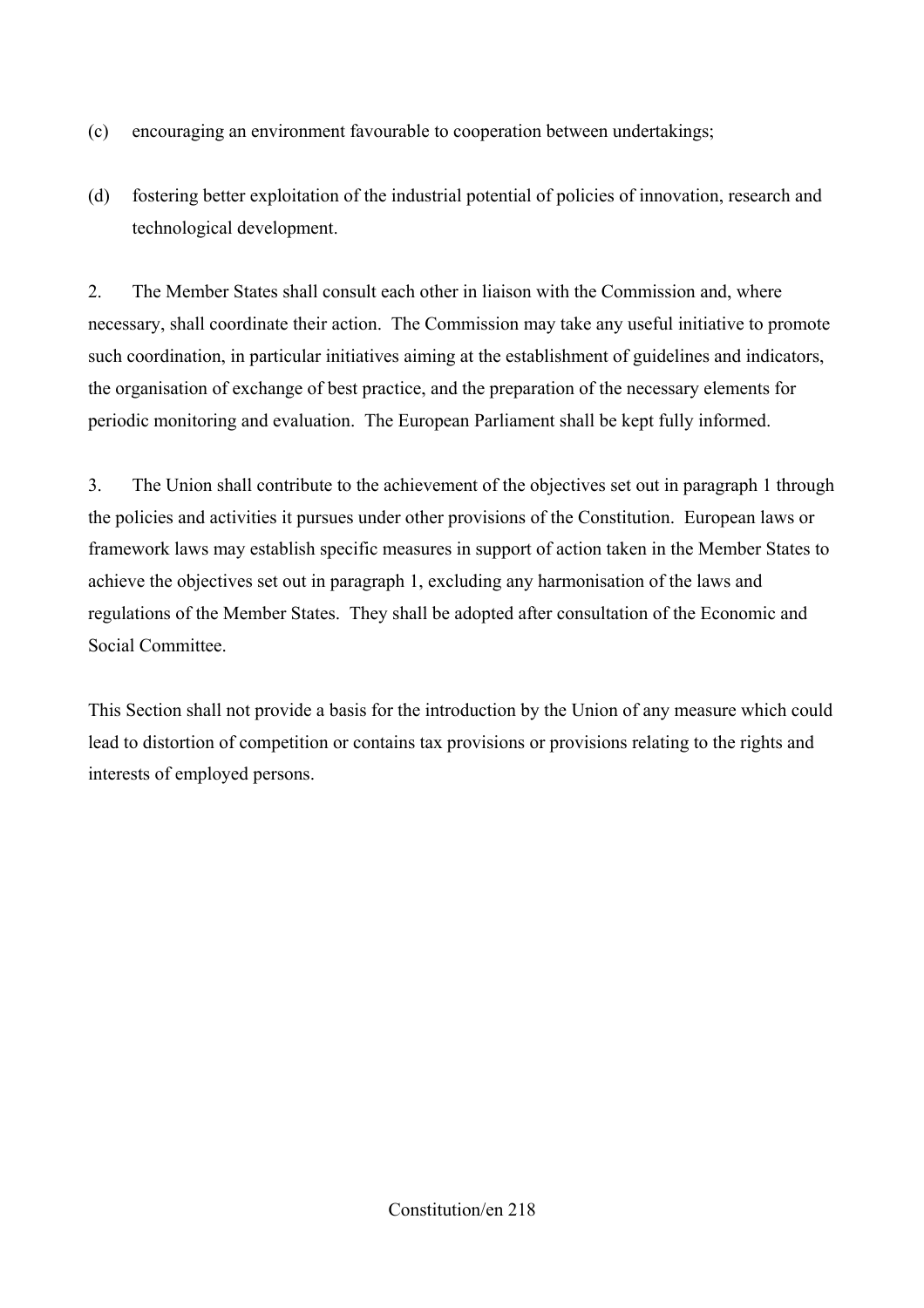(c) encouraging an environment favourable to cooperation between undertakings;

(d) fostering better exploitation of the industrial potential of policies of innovation, research and technological development.

2. The Member States shall consult each other in liaison with the Commission and, where necessary, shall coordinate their action. The Commission may take any useful initiative to promote such coordination, in particular initiatives aiming at the establishment of guidelines and indicators, the organisation of exchange of best practice, and the preparation of the necessary elements for periodic monitoring and evaluation. The European Parliament shall be kept fully informed.

3. The Union shall contribute to the achievement of the objectives set out in paragraph 1 through the policies and activities it pursues under other provisions of the Constitution. European laws or framework laws may establish specific measures in support of action taken in the Member States to achieve the objectives set out in paragraph 1, excluding any harmonisation of the laws and regulations of the Member States. They shall be adopted after consultation of the Economic and Social Committee.

This Section shall not provide a basis for the introduction by the Union of any measure which could lead to distortion of competition or contains tax provisions or provisions relating to the rights and interests of employed persons.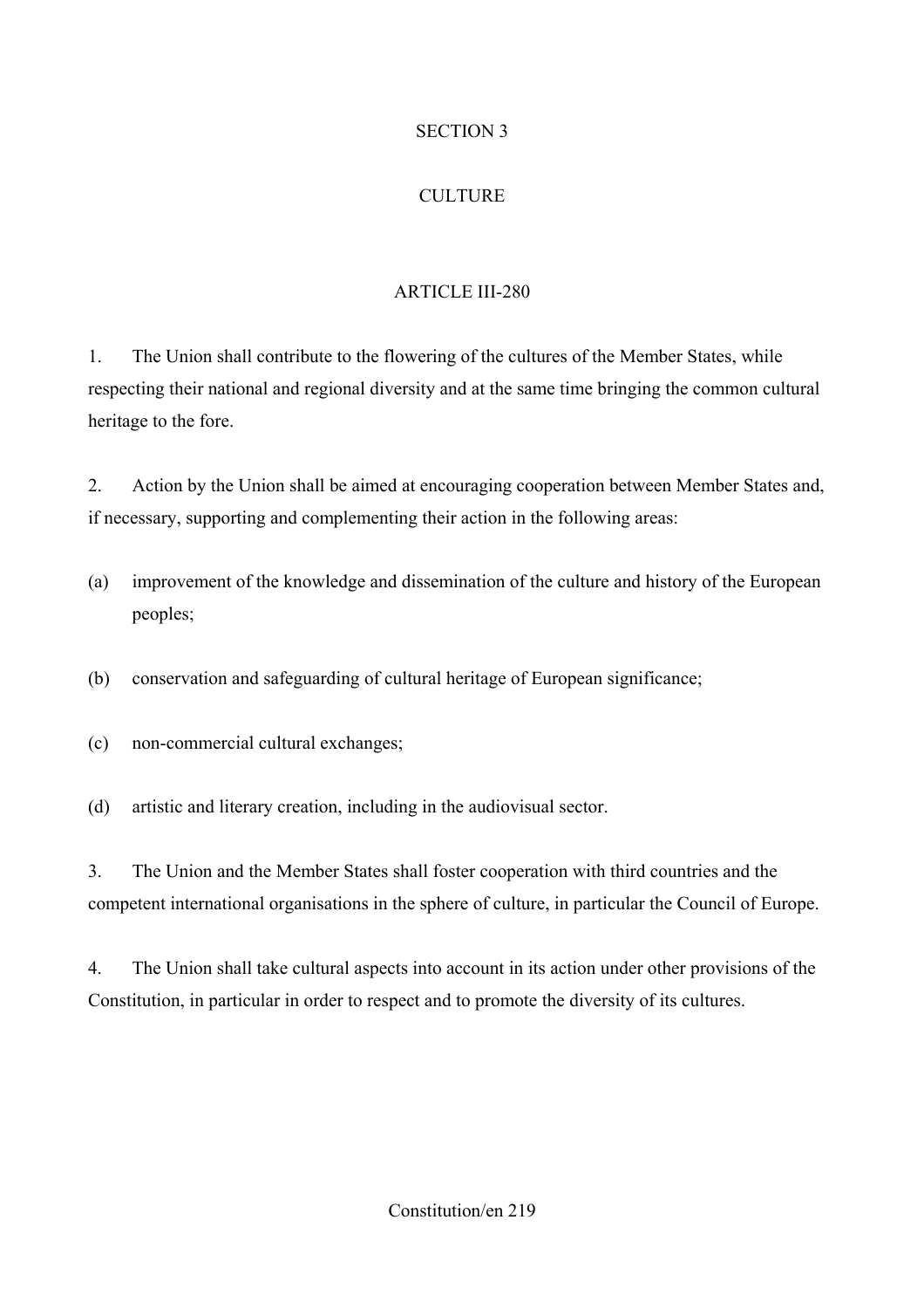## SECTION 3

## CULTURE

### ARTICLE III-280

1. The Union shall contribute to the flowering of the cultures of the Member States, while respecting their national and regional diversity and at the same time bringing the common cultural heritage to the fore.

2. Action by the Union shall be aimed at encouraging cooperation between Member States and, if necessary, supporting and complementing their action in the following areas:

(a) improvement of the knowledge and dissemination of the culture and history of the European peoples;

(b) conservation and safeguarding of cultural heritage of European significance;

(c) non-commercial cultural exchanges;

(d) artistic and literary creation, including in the audiovisual sector.

3. The Union and the Member States shall foster cooperation with third countries and the competent international organisations in the sphere of culture, in particular the Council of Europe.

4. The Union shall take cultural aspects into account in its action under other provisions of the Constitution, in particular in order to respect and to promote the diversity of its cultures.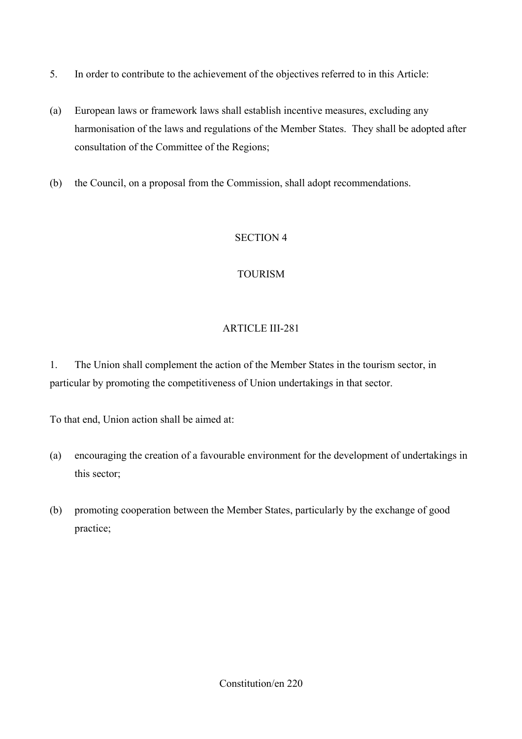5. In order to contribute to the achievement of the objectives referred to in this Article:

(a) European laws or framework laws shall establish incentive measures, excluding any harmonisation of the laws and regulations of the Member States. They shall be adopted after consultation of the Committee of the Regions;

(b) the Council, on a proposal from the Commission, shall adopt recommendations.

## SECTION 4

## TOURISM

### ARTICLE III-281

1. The Union shall complement the action of the Member States in the tourism sector, in particular by promoting the competitiveness of Union undertakings in that sector.

To that end, Union action shall be aimed at:

(a) encouraging the creation of a favourable environment for the development of undertakings in this sector;

(b) promoting cooperation between the Member States, particularly by the exchange of good practice;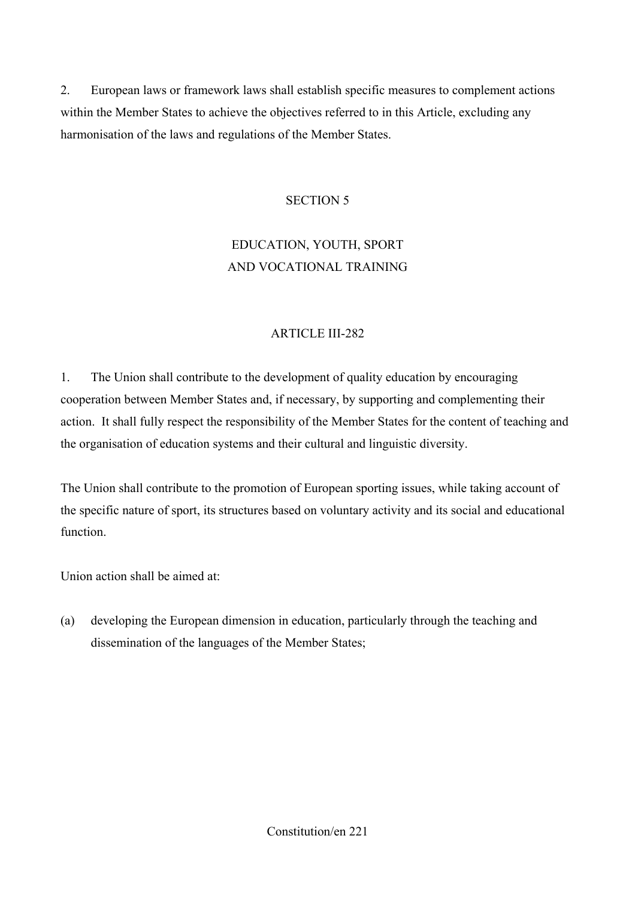2. European laws or framework laws shall establish specific measures to complement actions within the Member States to achieve the objectives referred to in this Article, excluding any harmonisation of the laws and regulations of the Member States.

## SECTION 5

## EDUCATION, YOUTH, SPORT AND VOCATIONAL TRAINING

### ARTICLE III-282

1. The Union shall contribute to the development of quality education by encouraging cooperation between Member States and, if necessary, by supporting and complementing their action. It shall fully respect the responsibility of the Member States for the content of teaching and the organisation of education systems and their cultural and linguistic diversity.

The Union shall contribute to the promotion of European sporting issues, while taking account of the specific nature of sport, its structures based on voluntary activity and its social and educational function.

Union action shall be aimed at:

(a) developing the European dimension in education, particularly through the teaching and dissemination of the languages of the Member States;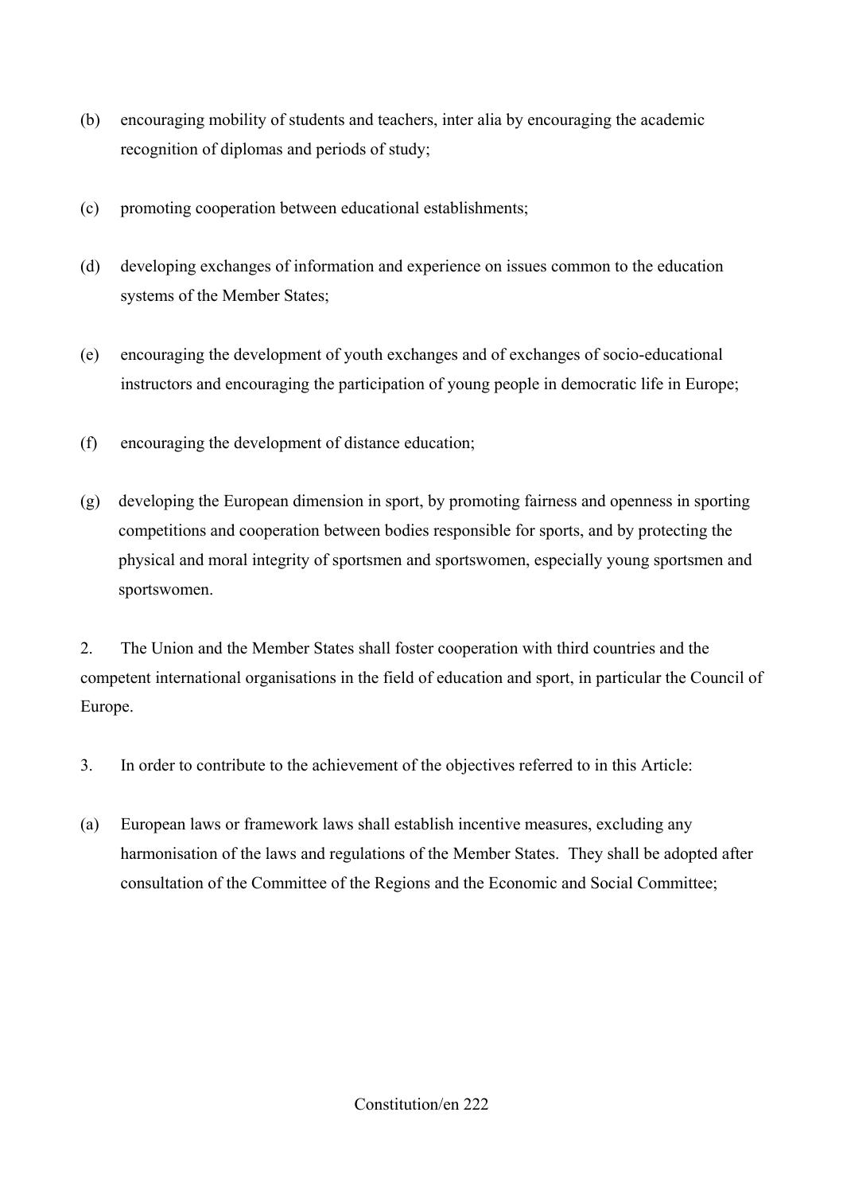(b) encouraging mobility of students and teachers, inter alia by encouraging the academic recognition of diplomas and periods of study;

(c) promoting cooperation between educational establishments;

(d) developing exchanges of information and experience on issues common to the education systems of the Member States;

(e) encouraging the development of youth exchanges and of exchanges of socio-educational instructors and encouraging the participation of young people in democratic life in Europe;

(f) encouraging the development of distance education;

(g) developing the European dimension in sport, by promoting fairness and openness in sporting competitions and cooperation between bodies responsible for sports, and by protecting the physical and moral integrity of sportsmen and sportswomen, especially young sportsmen and sportswomen.

2. The Union and the Member States shall foster cooperation with third countries and the competent international organisations in the field of education and sport, in particular the Council of Europe.

3. In order to contribute to the achievement of the objectives referred to in this Article:

(a) European laws or framework laws shall establish incentive measures, excluding any harmonisation of the laws and regulations of the Member States. They shall be adopted after consultation of the Committee of the Regions and the Economic and Social Committee;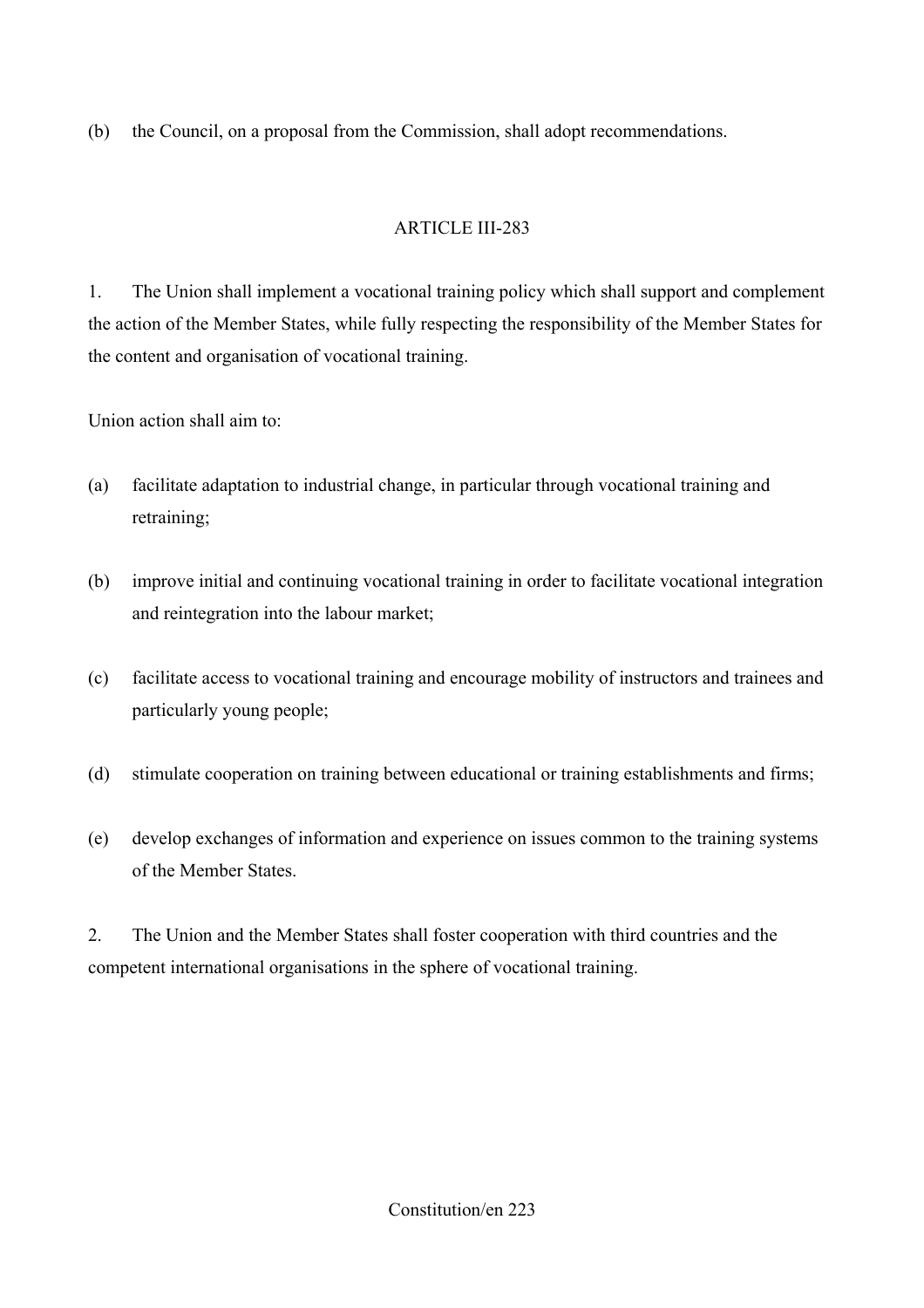(b) the Council, on a proposal from the Commission, shall adopt recommendations.

## ARTICLE III-283

1. The Union shall implement a vocational training policy which shall support and complement the action of the Member States, while fully respecting the responsibility of the Member States for the content and organisation of vocational training.

Union action shall aim to:

(a) facilitate adaptation to industrial change, in particular through vocational training and retraining;

(b) improve initial and continuing vocational training in order to facilitate vocational integration and reintegration into the labour market;

(c) facilitate access to vocational training and encourage mobility of instructors and trainees and particularly young people;

(d) stimulate cooperation on training between educational or training establishments and firms;

(e) develop exchanges of information and experience on issues common to the training systems of the Member States.

2. The Union and the Member States shall foster cooperation with third countries and the competent international organisations in the sphere of vocational training.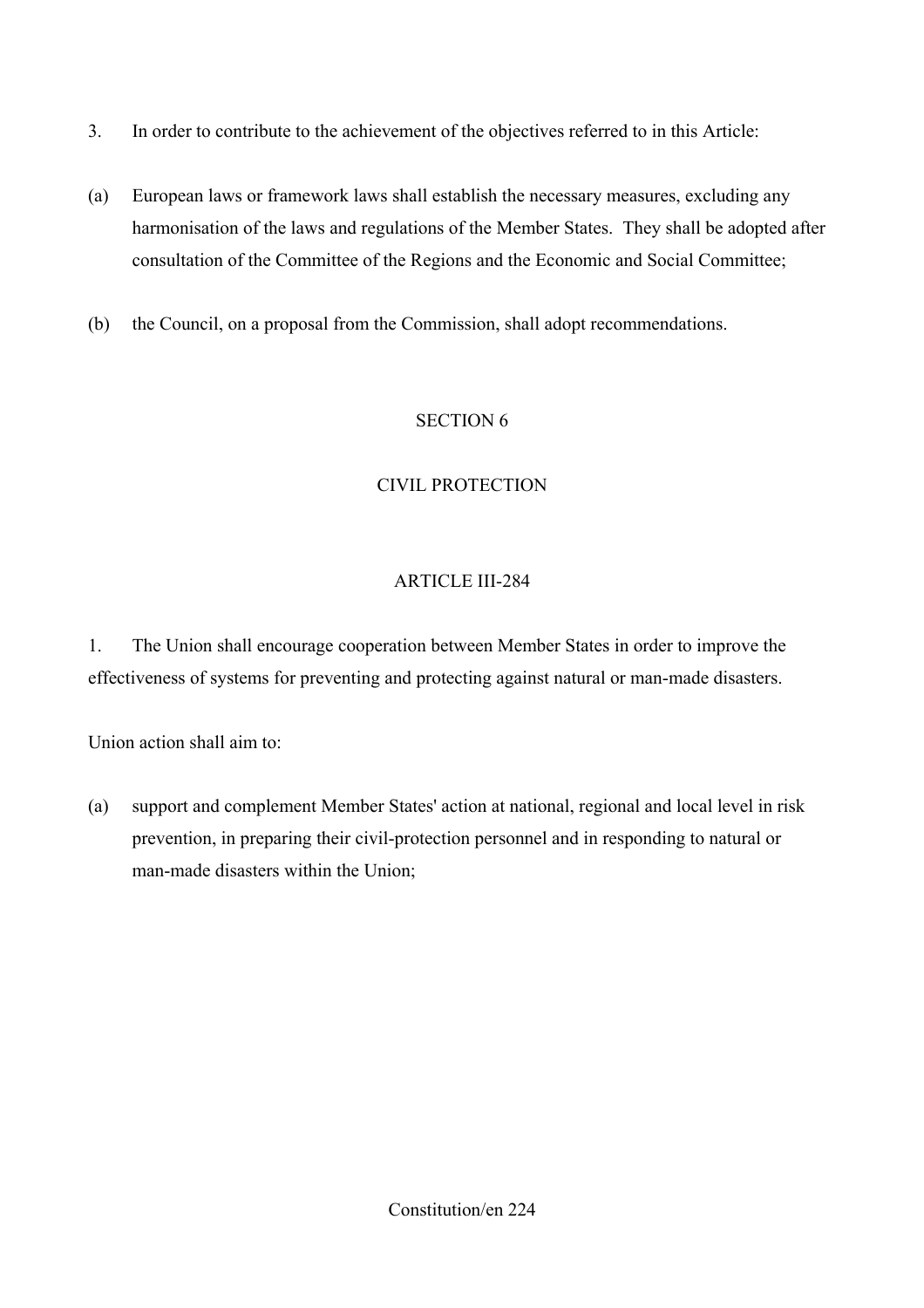3. In order to contribute to the achievement of the objectives referred to in this Article:

(a) European laws or framework laws shall establish the necessary measures, excluding any harmonisation of the laws and regulations of the Member States. They shall be adopted after consultation of the Committee of the Regions and the Economic and Social Committee;

(b) the Council, on a proposal from the Commission, shall adopt recommendations.

## SECTION 6

## CIVIL PROTECTION

### ARTICLE III-284

1. The Union shall encourage cooperation between Member States in order to improve the effectiveness of systems for preventing and protecting against natural or man-made disasters.

Union action shall aim to:

(a) support and complement Member States' action at national, regional and local level in risk prevention, in preparing their civil-protection personnel and in responding to natural or man-made disasters within the Union;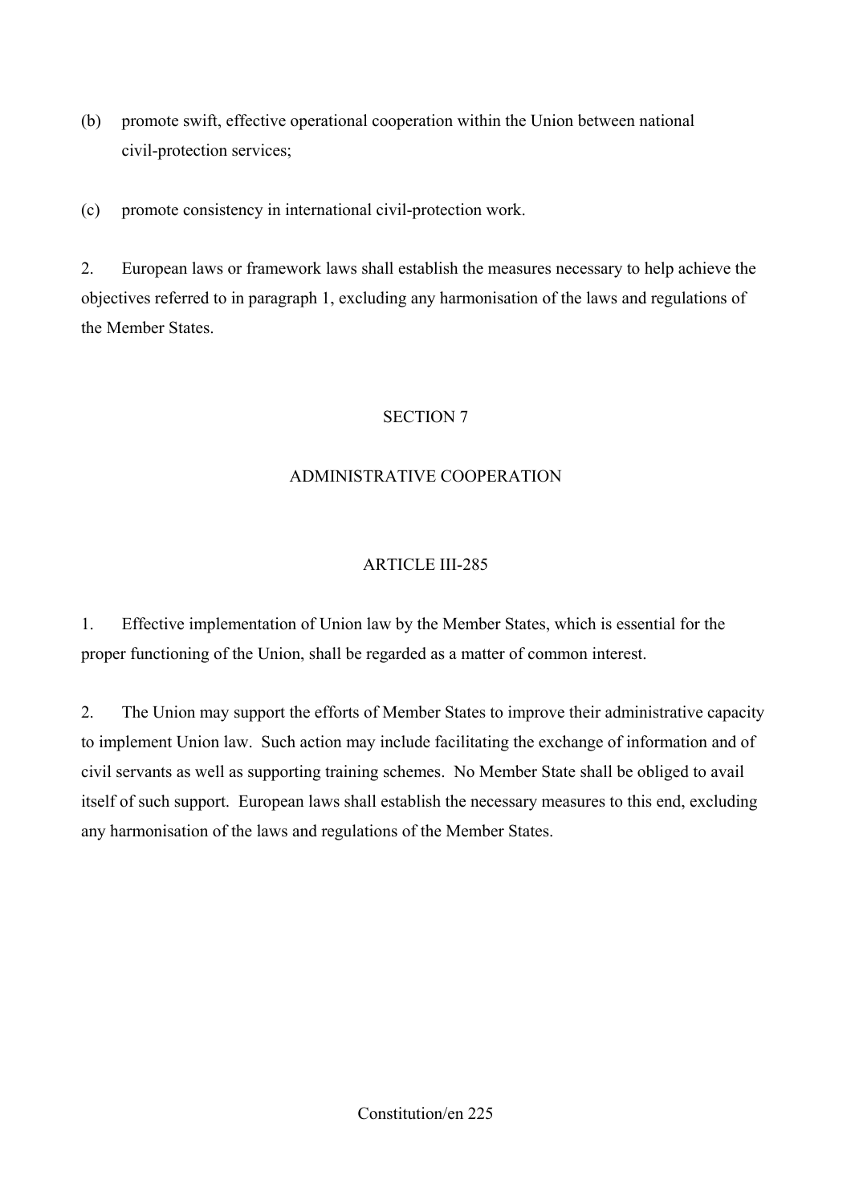(b) promote swift, effective operational cooperation within the Union between national civil-protection services;

(c) promote consistency in international civil-protection work.

2. European laws or framework laws shall establish the measures necessary to help achieve the objectives referred to in paragraph 1, excluding any harmonisation of the laws and regulations of the Member States.

## SECTION 7

## ADMINISTRATIVE COOPERATION

### ARTICLE III-285

1. Effective implementation of Union law by the Member States, which is essential for the proper functioning of the Union, shall be regarded as a matter of common interest.

2. The Union may support the efforts of Member States to improve their administrative capacity to implement Union law. Such action may include facilitating the exchange of information and of civil servants as well as supporting training schemes. No Member State shall be obliged to avail itself of such support. European laws shall establish the necessary measures to this end, excluding any harmonisation of the laws and regulations of the Member States.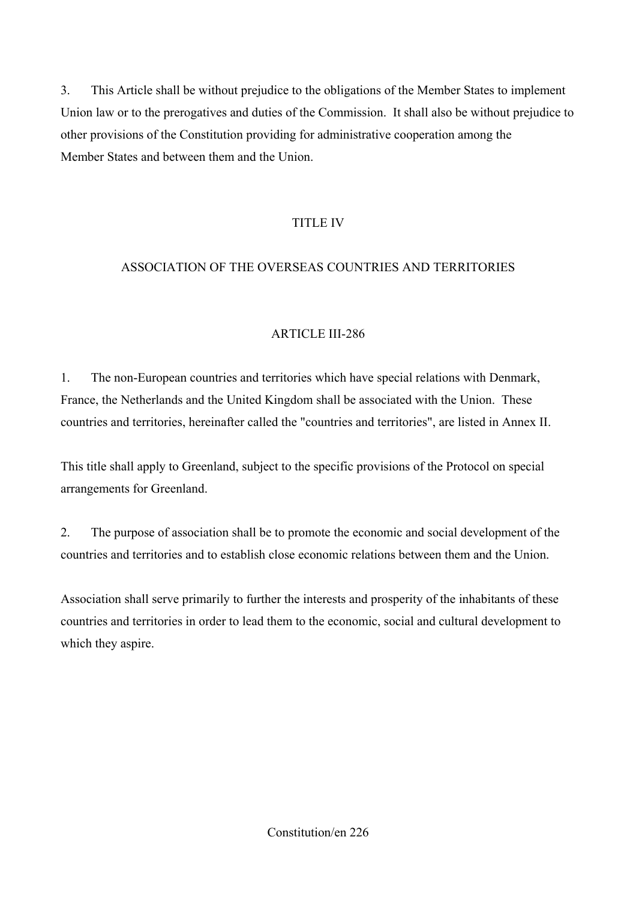3. This Article shall be without prejudice to the obligations of the Member States to implement Union law or to the prerogatives and duties of the Commission. It shall also be without prejudice to other provisions of the Constitution providing for administrative cooperation among the Member States and between them and the Union.

## TITLE IV

## ASSOCIATION OF THE OVERSEAS COUNTRIES AND TERRITORIES

### ARTICLE III-286

1. The non-European countries and territories which have special relations with Denmark, France, the Netherlands and the United Kingdom shall be associated with the Union. These countries and territories, hereinafter called the "countries and territories", are listed in Annex II.

This title shall apply to Greenland, subject to the specific provisions of the Protocol on special arrangements for Greenland.

2. The purpose of association shall be to promote the economic and social development of the countries and territories and to establish close economic relations between them and the Union.

Association shall serve primarily to further the interests and prosperity of the inhabitants of these countries and territories in order to lead them to the economic, social and cultural development to which they aspire.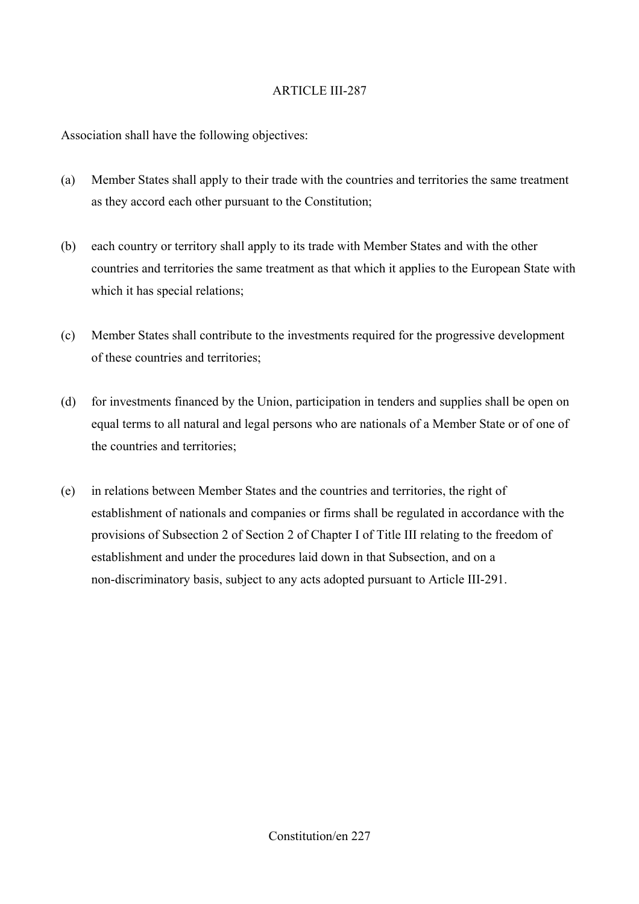ARTICLE III-287

Association shall have the following objectives:

(a) Member States shall apply to their trade with the countries and territories the same treatment as they accord each other pursuant to the Constitution;

(b) each country or territory shall apply to its trade with Member States and with the other countries and territories the same treatment as that which it applies to the European State with which it has special relations;

(c) Member States shall contribute to the investments required for the progressive development of these countries and territories;

(d) for investments financed by the Union, participation in tenders and supplies shall be open on equal terms to all natural and legal persons who are nationals of a Member State or of one of the countries and territories;

(e) in relations between Member States and the countries and territories, the right of establishment of nationals and companies or firms shall be regulated in accordance with the provisions of Subsection 2 of Section 2 of Chapter I of Title III relating to the freedom of establishment and under the procedures laid down in that Subsection, and on a non-discriminatory basis, subject to any acts adopted pursuant to Article III-291.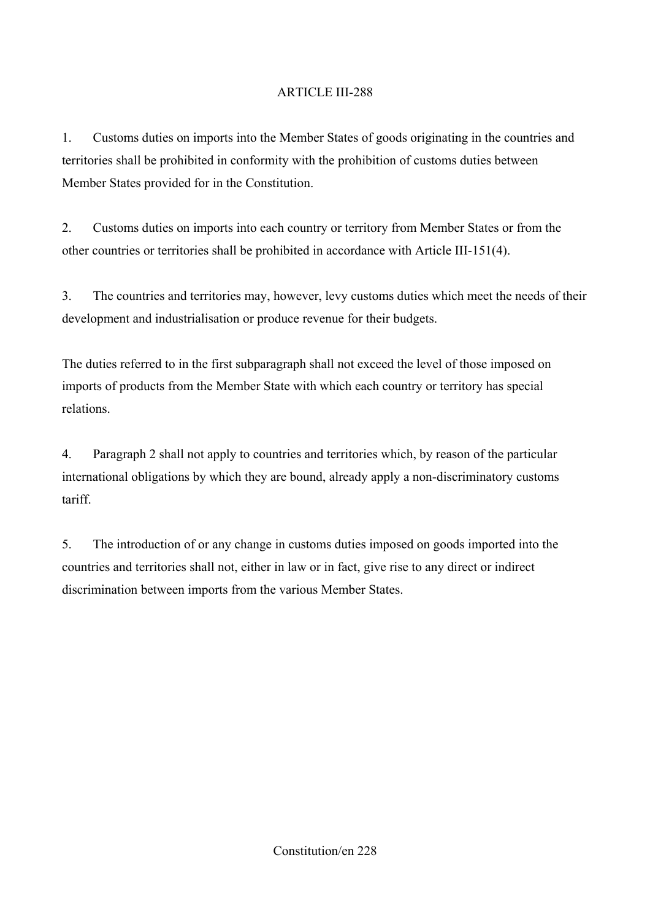ARTICLE III-288

1. Customs duties on imports into the Member States of goods originating in the countries and territories shall be prohibited in conformity with the prohibition of customs duties between Member States provided for in the Constitution.

2. Customs duties on imports into each country or territory from Member States or from the other countries or territories shall be prohibited in accordance with Article III-151(4).

3. The countries and territories may, however, levy customs duties which meet the needs of their development and industrialisation or produce revenue for their budgets.

The duties referred to in the first subparagraph shall not exceed the level of those imposed on imports of products from the Member State with which each country or territory has special relations.

4. Paragraph 2 shall not apply to countries and territories which, by reason of the particular international obligations by which they are bound, already apply a non-discriminatory customs tariff.

5. The introduction of or any change in customs duties imposed on goods imported into the countries and territories shall not, either in law or in fact, give rise to any direct or indirect discrimination between imports from the various Member States.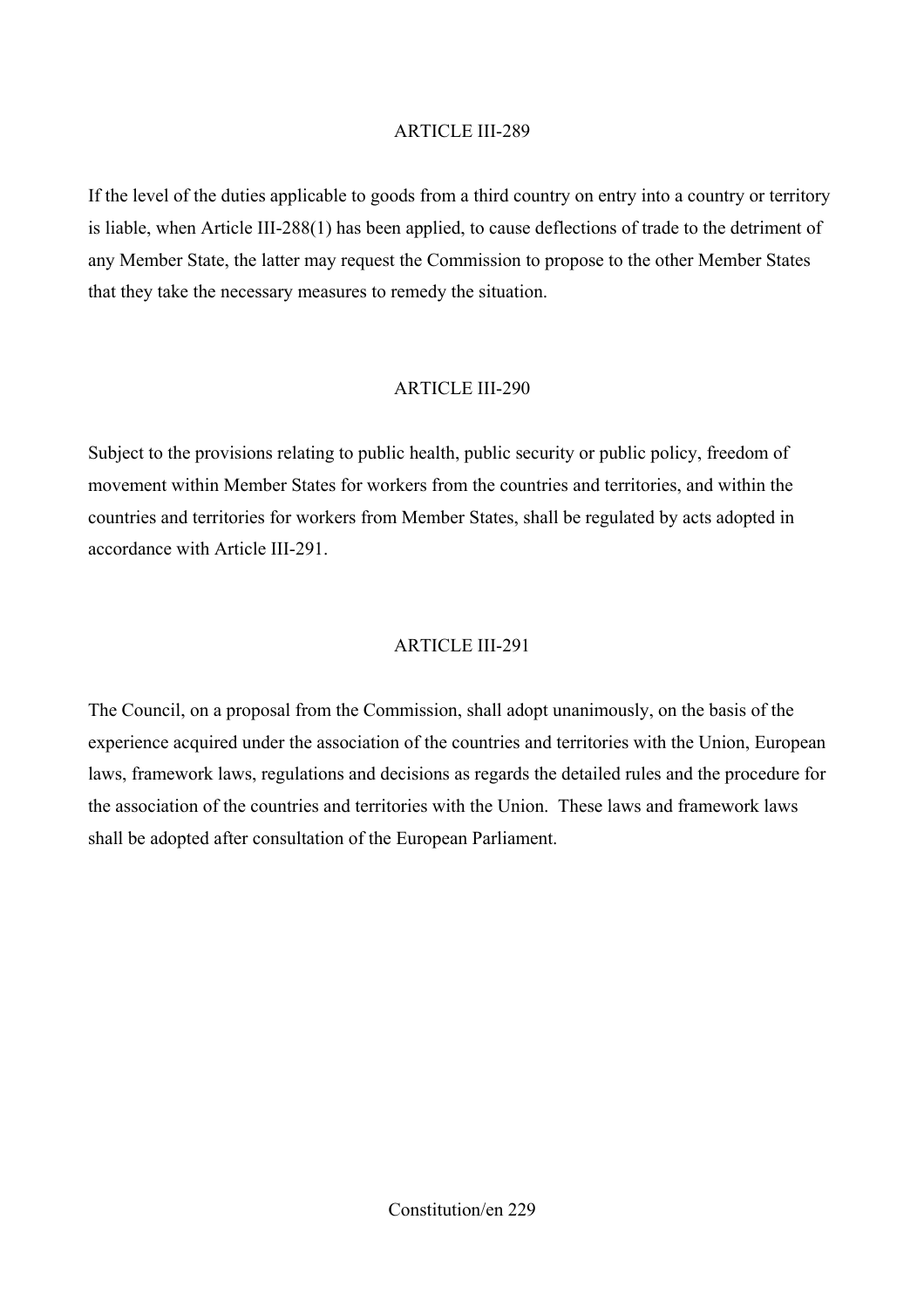ARTICLE III-289

If the level of the duties applicable to goods from a third country on entry into a country or territory is liable, when Article III-288(1) has been applied, to cause deflections of trade to the detriment of any Member State, the latter may request the Commission to propose to the other Member States that they take the necessary measures to remedy the situation.

ARTICLE III-290

Subject to the provisions relating to public health, public security or public policy, freedom of movement within Member States for workers from the countries and territories, and within the countries and territories for workers from Member States, shall be regulated by acts adopted in accordance with Article III-291.

ARTICLE III-291

The Council, on a proposal from the Commission, shall adopt unanimously, on the basis of the experience acquired under the association of the countries and territories with the Union, European laws, framework laws, regulations and decisions as regards the detailed rules and the procedure for the association of the countries and territories with the Union. These laws and framework laws shall be adopted after consultation of the European Parliament.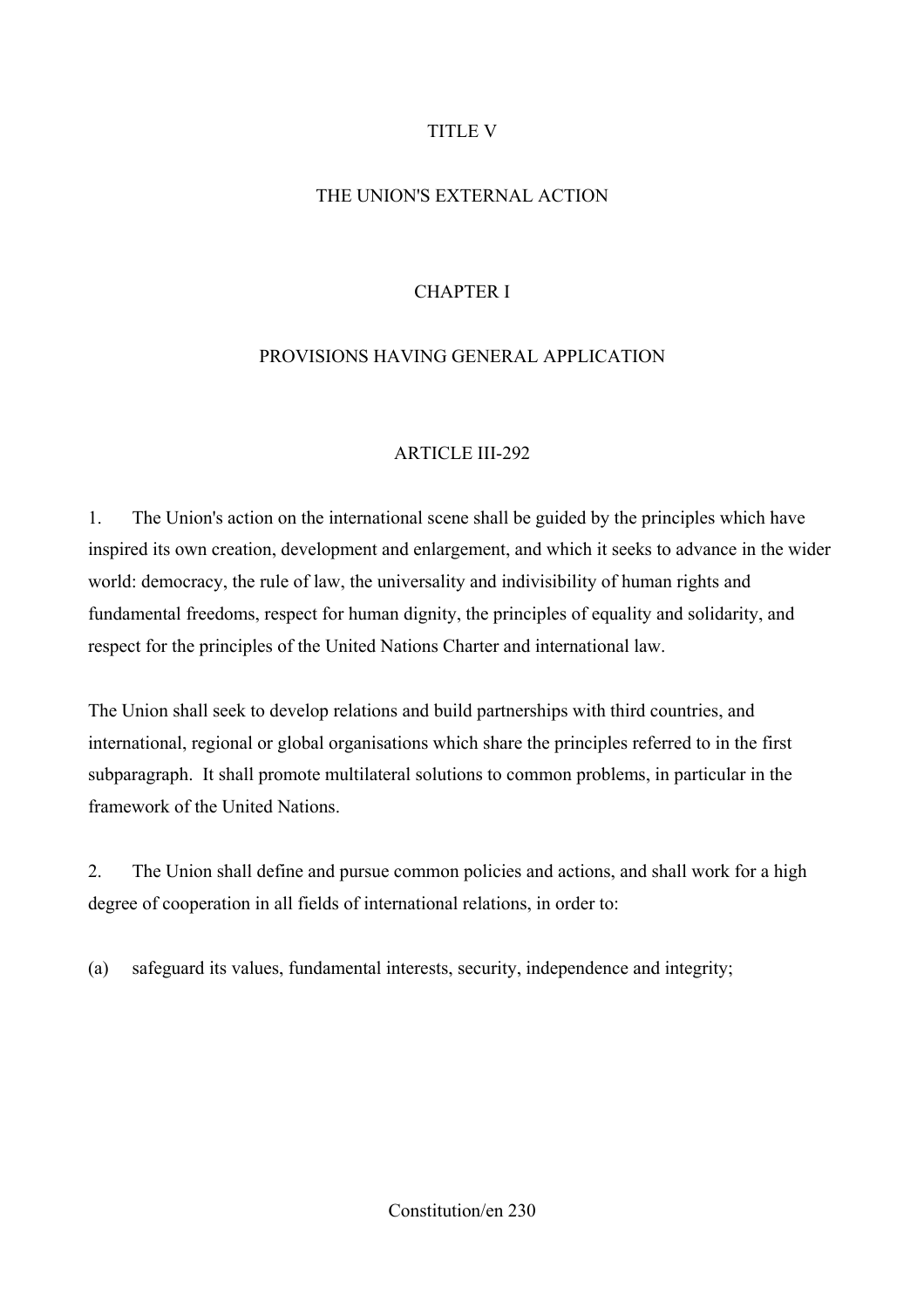# TITLE V

# THE UNION'S EXTERNAL ACTION

## CHAPTER I

## PROVISIONS HAVING GENERAL APPLICATION

### ARTICLE III-292

1. The Union's action on the international scene shall be guided by the principles which have inspired its own creation, development and enlargement, and which it seeks to advance in the wider world: democracy, the rule of law, the universality and indivisibility of human rights and fundamental freedoms, respect for human dignity, the principles of equality and solidarity, and respect for the principles of the United Nations Charter and international law.

The Union shall seek to develop relations and build partnerships with third countries, and international, regional or global organisations which share the principles referred to in the first subparagraph. It shall promote multilateral solutions to common problems, in particular in the framework of the United Nations.

2. The Union shall define and pursue common policies and actions, and shall work for a high degree of cooperation in all fields of international relations, in order to:

(a) safeguard its values, fundamental interests, security, independence and integrity;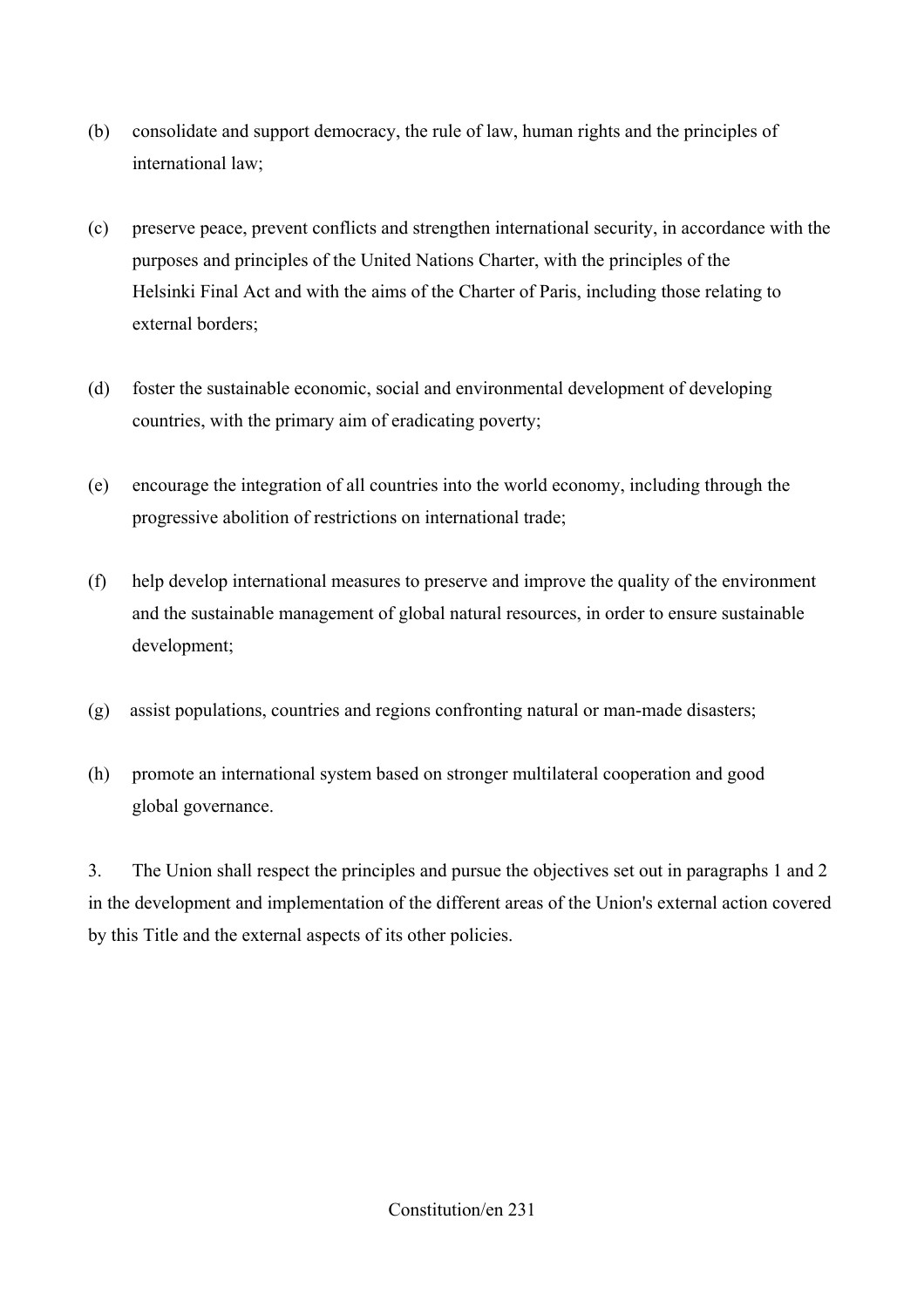(b) consolidate and support democracy, the rule of law, human rights and the principles of international law;

(c) preserve peace, prevent conflicts and strengthen international security, in accordance with the purposes and principles of the United Nations Charter, with the principles of the Helsinki Final Act and with the aims of the Charter of Paris, including those relating to external borders;

(d) foster the sustainable economic, social and environmental development of developing countries, with the primary aim of eradicating poverty;

(e) encourage the integration of all countries into the world economy, including through the progressive abolition of restrictions on international trade;

(f) help develop international measures to preserve and improve the quality of the environment and the sustainable management of global natural resources, in order to ensure sustainable development;

(g) assist populations, countries and regions confronting natural or man-made disasters;

(h) promote an international system based on stronger multilateral cooperation and good global governance.

3. The Union shall respect the principles and pursue the objectives set out in paragraphs 1 and 2 in the development and implementation of the different areas of the Union's external action covered by this Title and the external aspects of its other policies.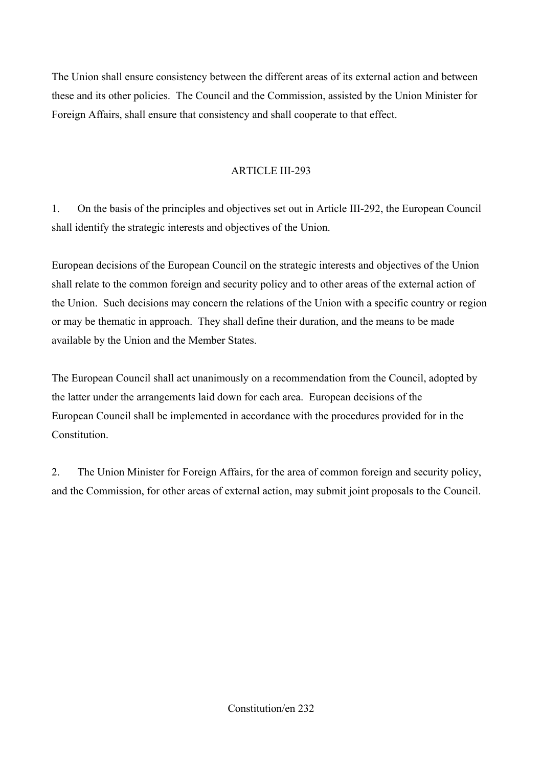The Union shall ensure consistency between the different areas of its external action and between these and its other policies. The Council and the Commission, assisted by the Union Minister for Foreign Affairs, shall ensure that consistency and shall cooperate to that effect.

## ARTICLE III-293

1. On the basis of the principles and objectives set out in Article III-292, the European Council shall identify the strategic interests and objectives of the Union.

European decisions of the European Council on the strategic interests and objectives of the Union shall relate to the common foreign and security policy and to other areas of the external action of the Union. Such decisions may concern the relations of the Union with a specific country or region or may be thematic in approach. They shall define their duration, and the means to be made available by the Union and the Member States.

The European Council shall act unanimously on a recommendation from the Council, adopted by the latter under the arrangements laid down for each area. European decisions of the European Council shall be implemented in accordance with the procedures provided for in the Constitution.

2. The Union Minister for Foreign Affairs, for the area of common foreign and security policy, and the Commission, for other areas of external action, may submit joint proposals to the Council.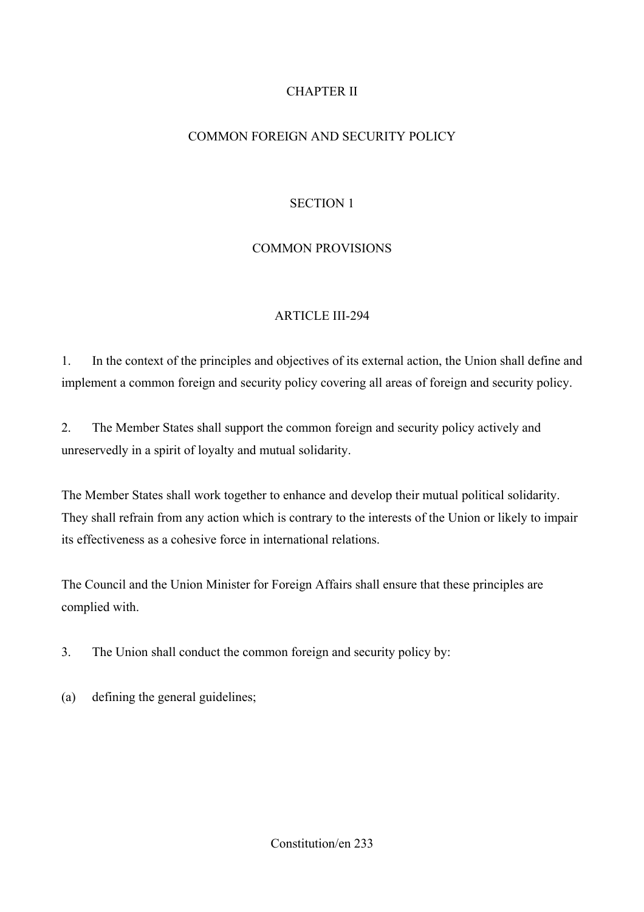## CHAPTER II

## COMMON FOREIGN AND SECURITY POLICY

### SECTION 1

### COMMON PROVISIONS

#### ARTICLE III-294

1. In the context of the principles and objectives of its external action, the Union shall define and implement a common foreign and security policy covering all areas of foreign and security policy.

2. The Member States shall support the common foreign and security policy actively and unreservedly in a spirit of loyalty and mutual solidarity.

The Member States shall work together to enhance and develop their mutual political solidarity. They shall refrain from any action which is contrary to the interests of the Union or likely to impair its effectiveness as a cohesive force in international relations.

The Council and the Union Minister for Foreign Affairs shall ensure that these principles are complied with.

3. The Union shall conduct the common foreign and security policy by:

(a) defining the general guidelines;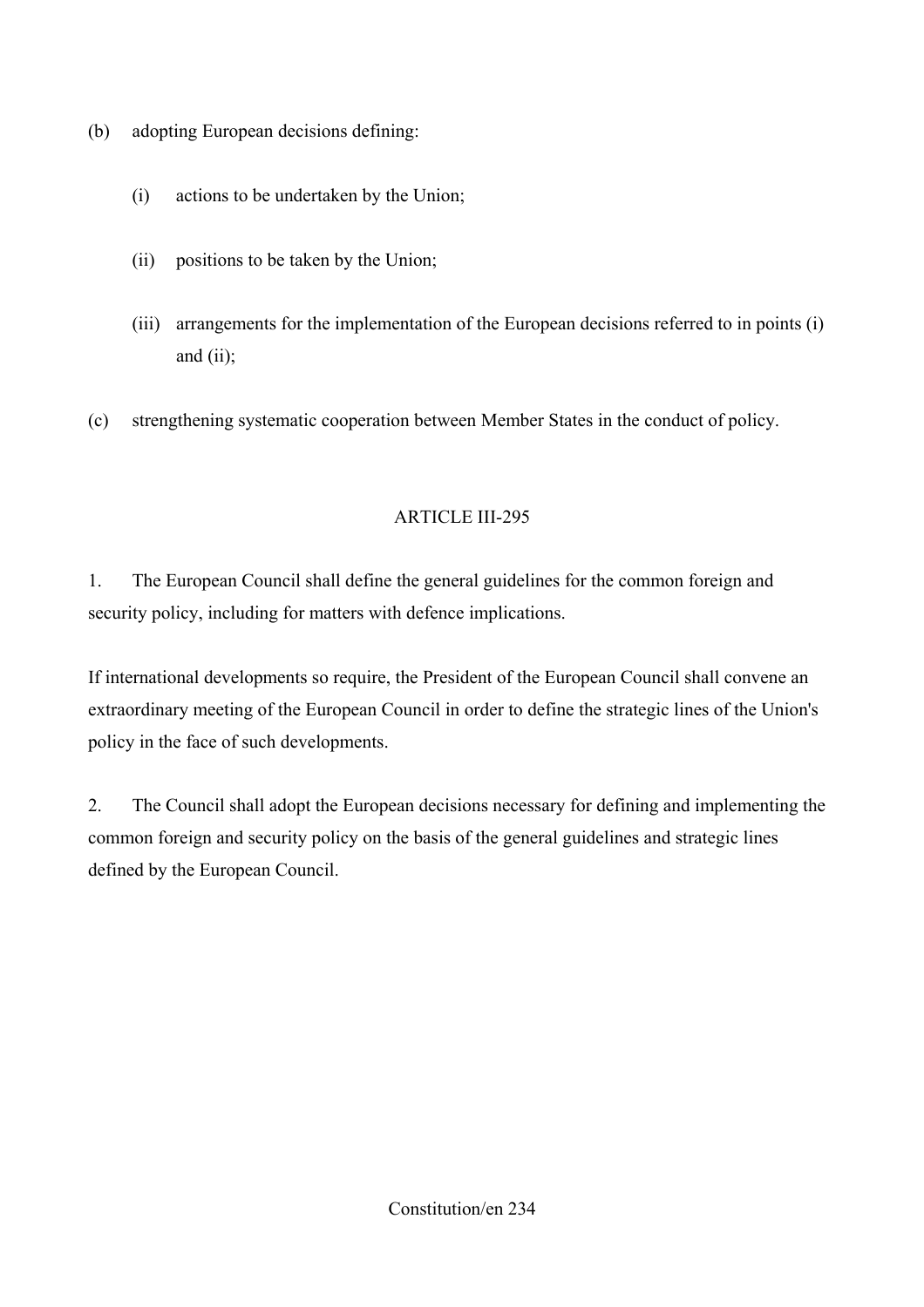(b) adopting European decisions defining:

(i) actions to be undertaken by the Union;

(ii) positions to be taken by the Union;

(iii) arrangements for the implementation of the European decisions referred to in points (i) and (ii);

(c) strengthening systematic cooperation between Member States in the conduct of policy.

ARTICLE III-295

1. The European Council shall define the general guidelines for the common foreign and security policy, including for matters with defence implications.

If international developments so require, the President of the European Council shall convene an extraordinary meeting of the European Council in order to define the strategic lines of the Union's policy in the face of such developments.

2. The Council shall adopt the European decisions necessary for defining and implementing the common foreign and security policy on the basis of the general guidelines and strategic lines defined by the European Council.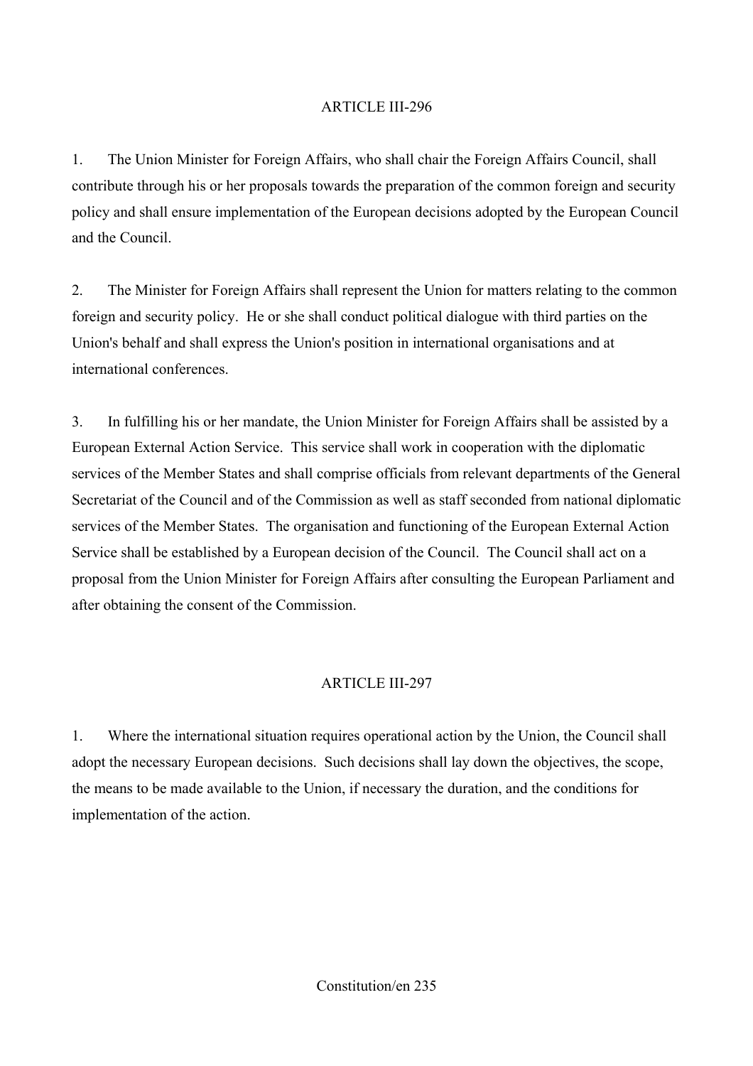## ARTICLE III-296

1. The Union Minister for Foreign Affairs, who shall chair the Foreign Affairs Council, shall contribute through his or her proposals towards the preparation of the common foreign and security policy and shall ensure implementation of the European decisions adopted by the European Council and the Council.

2. The Minister for Foreign Affairs shall represent the Union for matters relating to the common foreign and security policy. He or she shall conduct political dialogue with third parties on the Union's behalf and shall express the Union's position in international organisations and at international conferences.

3. In fulfilling his or her mandate, the Union Minister for Foreign Affairs shall be assisted by a European External Action Service. This service shall work in cooperation with the diplomatic services of the Member States and shall comprise officials from relevant departments of the General Secretariat of the Council and of the Commission as well as staff seconded from national diplomatic services of the Member States. The organisation and functioning of the European External Action Service shall be established by a European decision of the Council. The Council shall act on a proposal from the Union Minister for Foreign Affairs after consulting the European Parliament and after obtaining the consent of the Commission.

## ARTICLE III-297

1. Where the international situation requires operational action by the Union, the Council shall adopt the necessary European decisions. Such decisions shall lay down the objectives, the scope, the means to be made available to the Union, if necessary the duration, and the conditions for implementation of the action.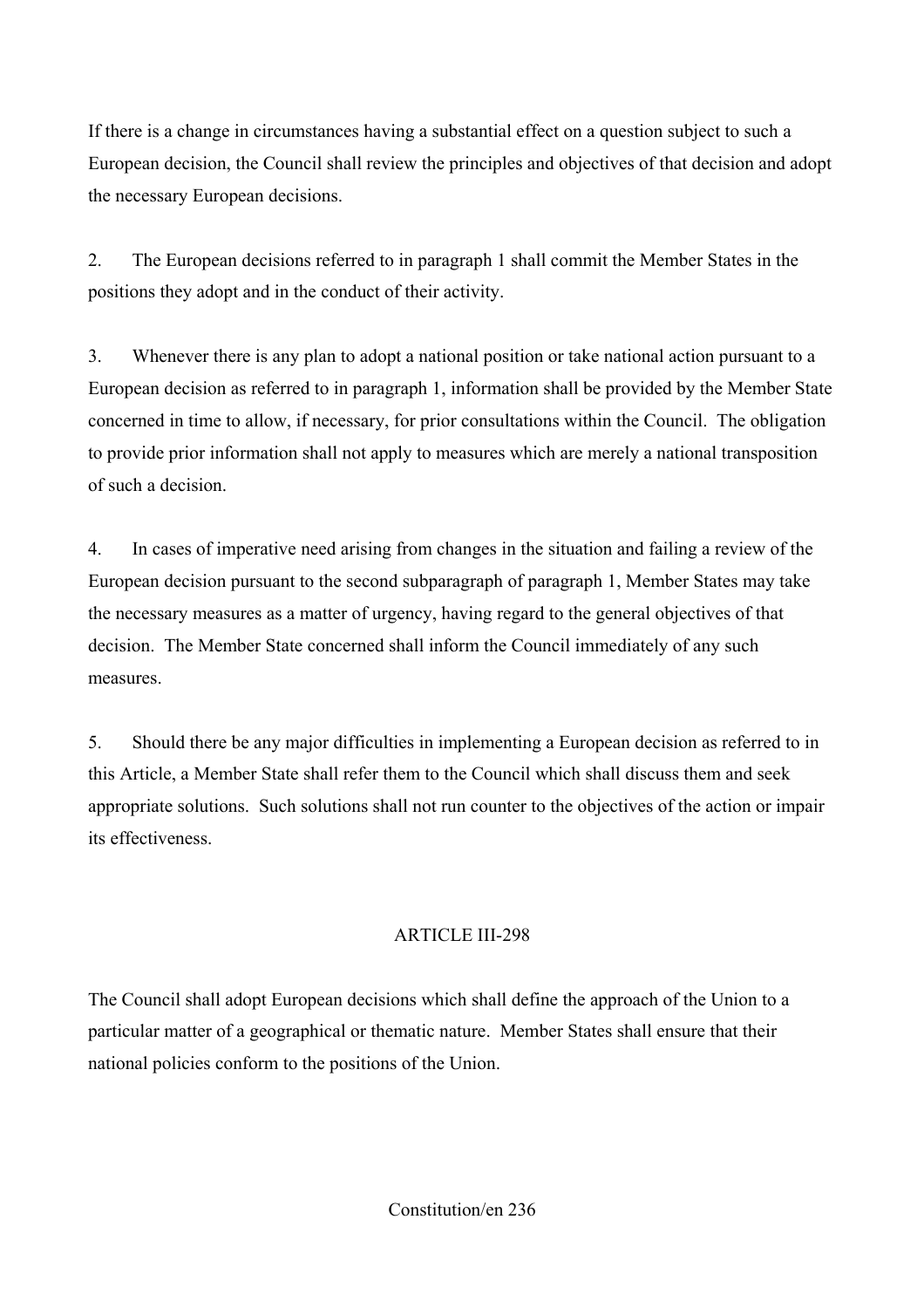If there is a change in circumstances having a substantial effect on a question subject to such a European decision, the Council shall review the principles and objectives of that decision and adopt the necessary European decisions.

2. The European decisions referred to in paragraph 1 shall commit the Member States in the positions they adopt and in the conduct of their activity.

3. Whenever there is any plan to adopt a national position or take national action pursuant to a European decision as referred to in paragraph 1, information shall be provided by the Member State concerned in time to allow, if necessary, for prior consultations within the Council. The obligation to provide prior information shall not apply to measures which are merely a national transposition of such a decision.

4. In cases of imperative need arising from changes in the situation and failing a review of the European decision pursuant to the second subparagraph of paragraph 1, Member States may take the necessary measures as a matter of urgency, having regard to the general objectives of that decision. The Member State concerned shall inform the Council immediately of any such measures.

5. Should there be any major difficulties in implementing a European decision as referred to in this Article, a Member State shall refer them to the Council which shall discuss them and seek appropriate solutions. Such solutions shall not run counter to the objectives of the action or impair its effectiveness.

## ARTICLE III-298

The Council shall adopt European decisions which shall define the approach of the Union to a particular matter of a geographical or thematic nature. Member States shall ensure that their national policies conform to the positions of the Union.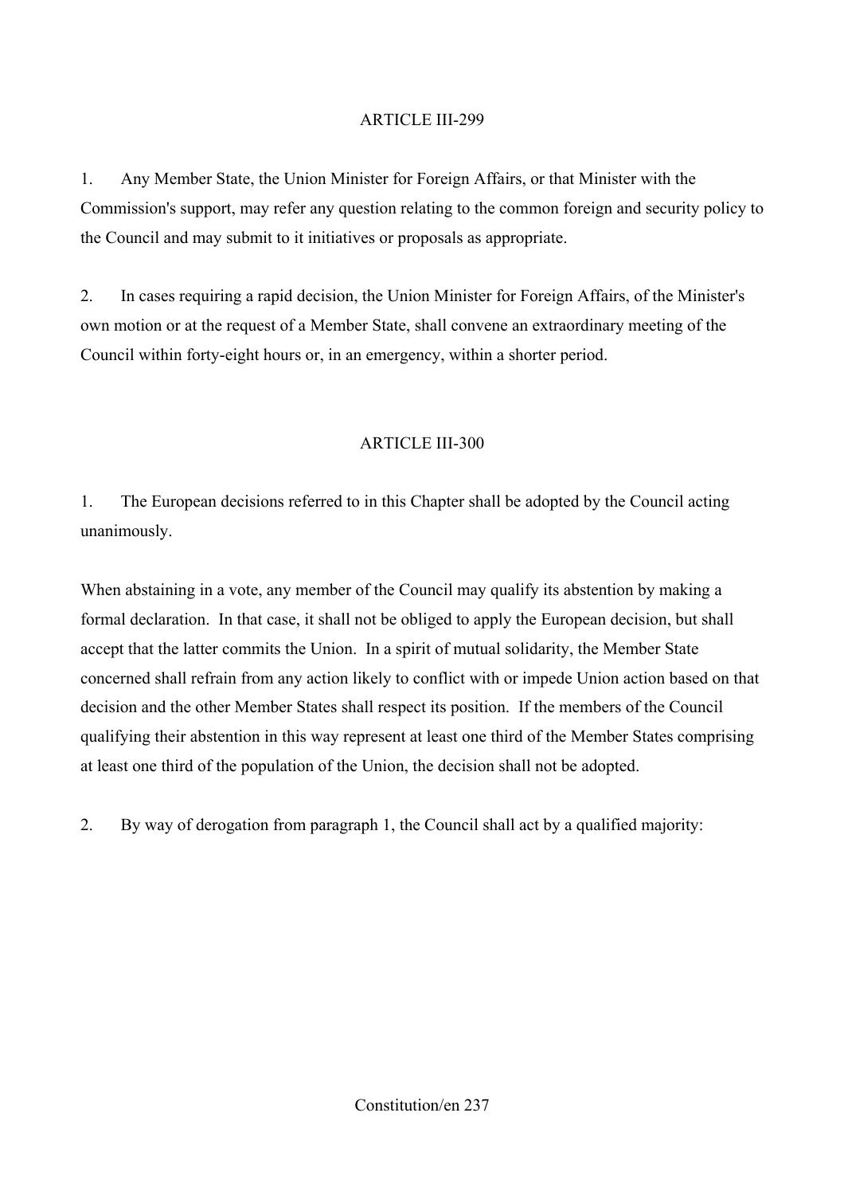## ARTICLE III-299

1. Any Member State, the Union Minister for Foreign Affairs, or that Minister with the Commission's support, may refer any question relating to the common foreign and security policy to the Council and may submit to it initiatives or proposals as appropriate.

2. In cases requiring a rapid decision, the Union Minister for Foreign Affairs, of the Minister's own motion or at the request of a Member State, shall convene an extraordinary meeting of the Council within forty-eight hours or, in an emergency, within a shorter period.

## ARTICLE III-300

1. The European decisions referred to in this Chapter shall be adopted by the Council acting unanimously.

When abstaining in a vote, any member of the Council may qualify its abstention by making a formal declaration. In that case, it shall not be obliged to apply the European decision, but shall accept that the latter commits the Union. In a spirit of mutual solidarity, the Member State concerned shall refrain from any action likely to conflict with or impede Union action based on that decision and the other Member States shall respect its position. If the members of the Council qualifying their abstention in this way represent at least one third of the Member States comprising at least one third of the population of the Union, the decision shall not be adopted.

2. By way of derogation from paragraph 1, the Council shall act by a qualified majority: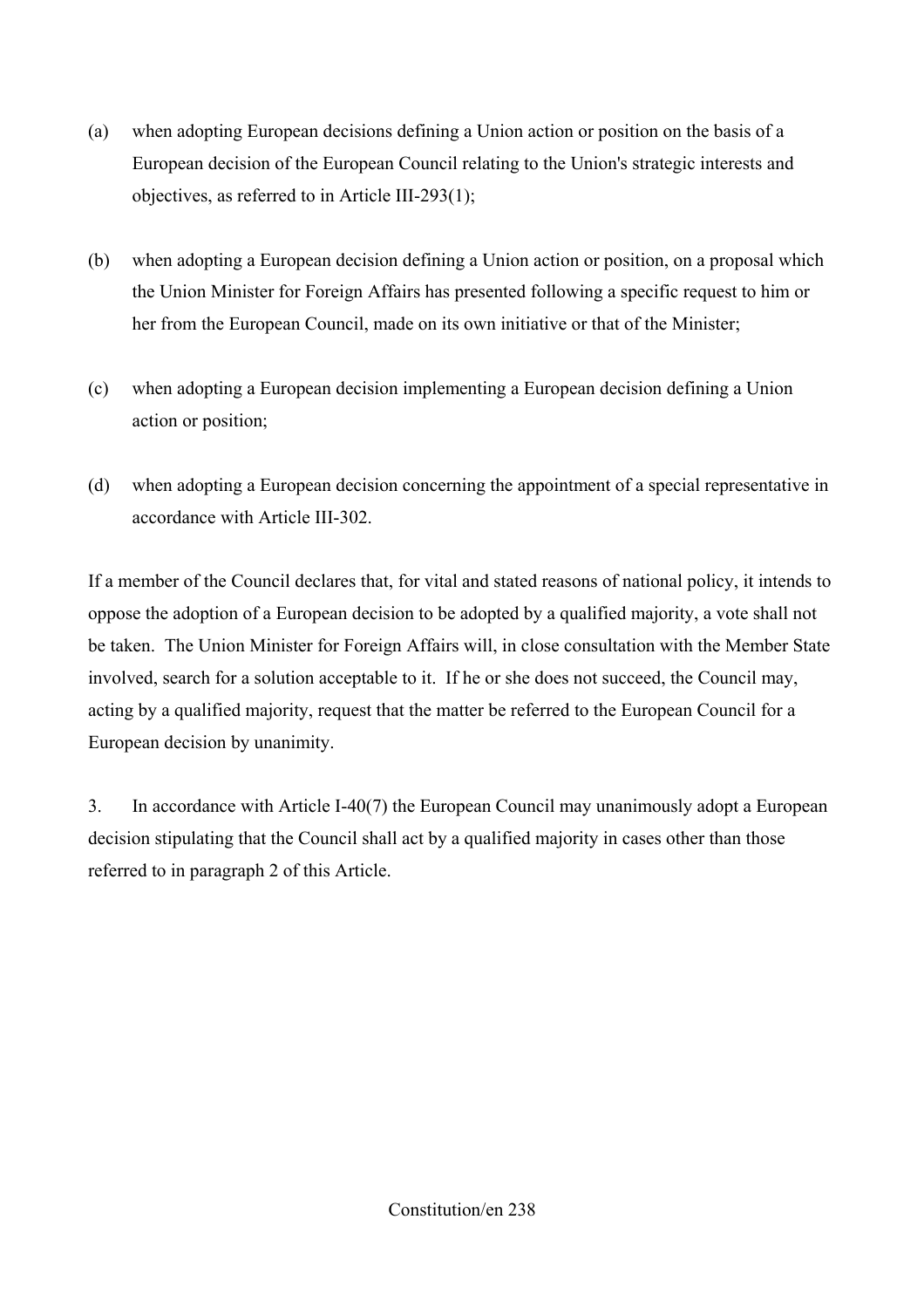(a) when adopting European decisions defining a Union action or position on the basis of a European decision of the European Council relating to the Union's strategic interests and objectives, as referred to in Article III-293(1);

(b) when adopting a European decision defining a Union action or position, on a proposal which the Union Minister for Foreign Affairs has presented following a specific request to him or her from the European Council, made on its own initiative or that of the Minister;

(c) when adopting a European decision implementing a European decision defining a Union action or position;

(d) when adopting a European decision concerning the appointment of a special representative in accordance with Article III-302.

If a member of the Council declares that, for vital and stated reasons of national policy, it intends to oppose the adoption of a European decision to be adopted by a qualified majority, a vote shall not be taken. The Union Minister for Foreign Affairs will, in close consultation with the Member State involved, search for a solution acceptable to it. If he or she does not succeed, the Council may, acting by a qualified majority, request that the matter be referred to the European Council for a European decision by unanimity.

3. In accordance with Article I-40(7) the European Council may unanimously adopt a European decision stipulating that the Council shall act by a qualified majority in cases other than those referred to in paragraph 2 of this Article.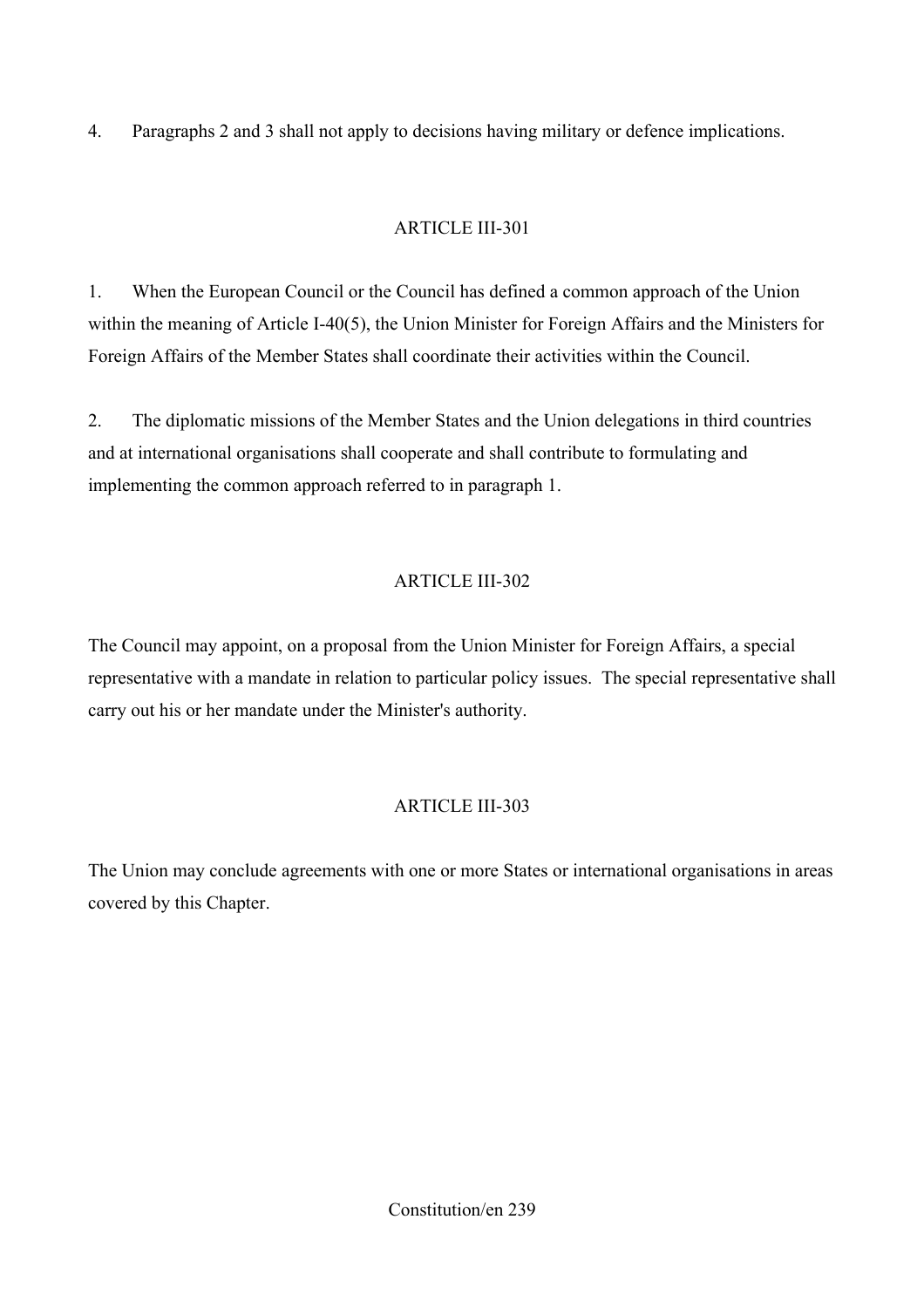4. Paragraphs 2 and 3 shall not apply to decisions having military or defence implications.

### ARTICLE III-301

1. When the European Council or the Council has defined a common approach of the Union within the meaning of Article I-40(5), the Union Minister for Foreign Affairs and the Ministers for Foreign Affairs of the Member States shall coordinate their activities within the Council.

2. The diplomatic missions of the Member States and the Union delegations in third countries and at international organisations shall cooperate and shall contribute to formulating and implementing the common approach referred to in paragraph 1.

### ARTICLE III-302

The Council may appoint, on a proposal from the Union Minister for Foreign Affairs, a special representative with a mandate in relation to particular policy issues. The special representative shall carry out his or her mandate under the Minister's authority.

### ARTICLE III-303

The Union may conclude agreements with one or more States or international organisations in areas covered by this Chapter.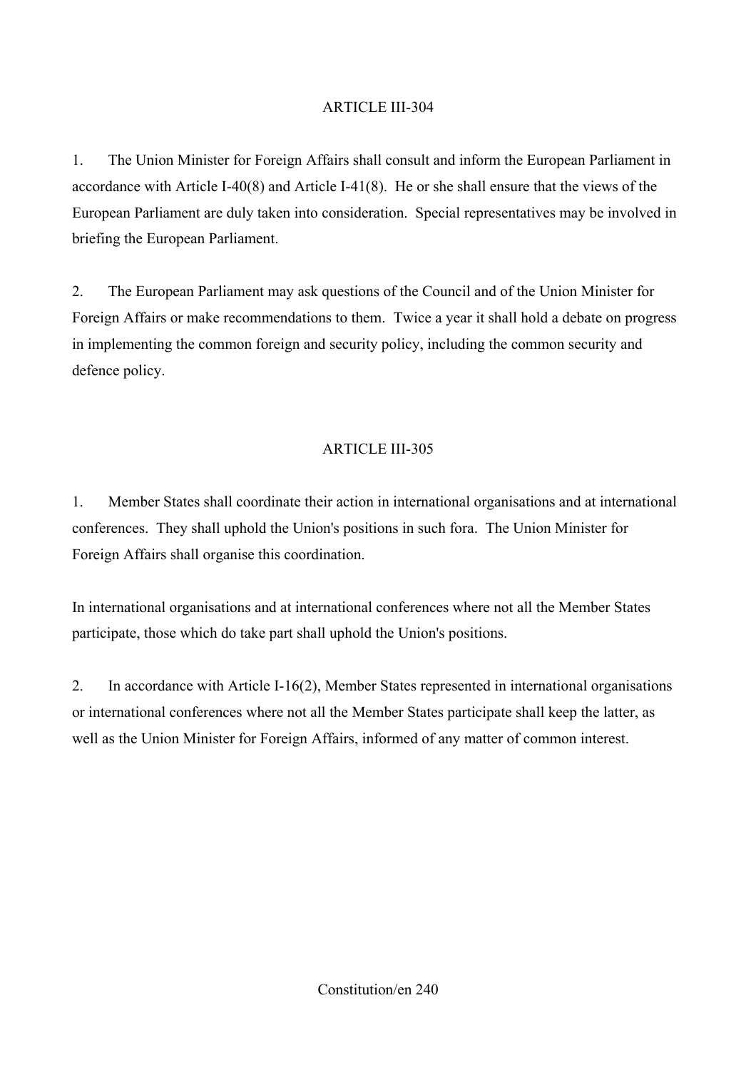## ARTICLE III-304

1. The Union Minister for Foreign Affairs shall consult and inform the European Parliament in accordance with Article I-40(8) and Article I-41(8). He or she shall ensure that the views of the European Parliament are duly taken into consideration. Special representatives may be involved in briefing the European Parliament.

2. The European Parliament may ask questions of the Council and of the Union Minister for Foreign Affairs or make recommendations to them. Twice a year it shall hold a debate on progress in implementing the common foreign and security policy, including the common security and defence policy.

## ARTICLE III-305

1. Member States shall coordinate their action in international organisations and at international conferences. They shall uphold the Union's positions in such fora. The Union Minister for Foreign Affairs shall organise this coordination.

In international organisations and at international conferences where not all the Member States participate, those which do take part shall uphold the Union's positions.

2. In accordance with Article I-16(2), Member States represented in international organisations or international conferences where not all the Member States participate shall keep the latter, as well as the Union Minister for Foreign Affairs, informed of any matter of common interest.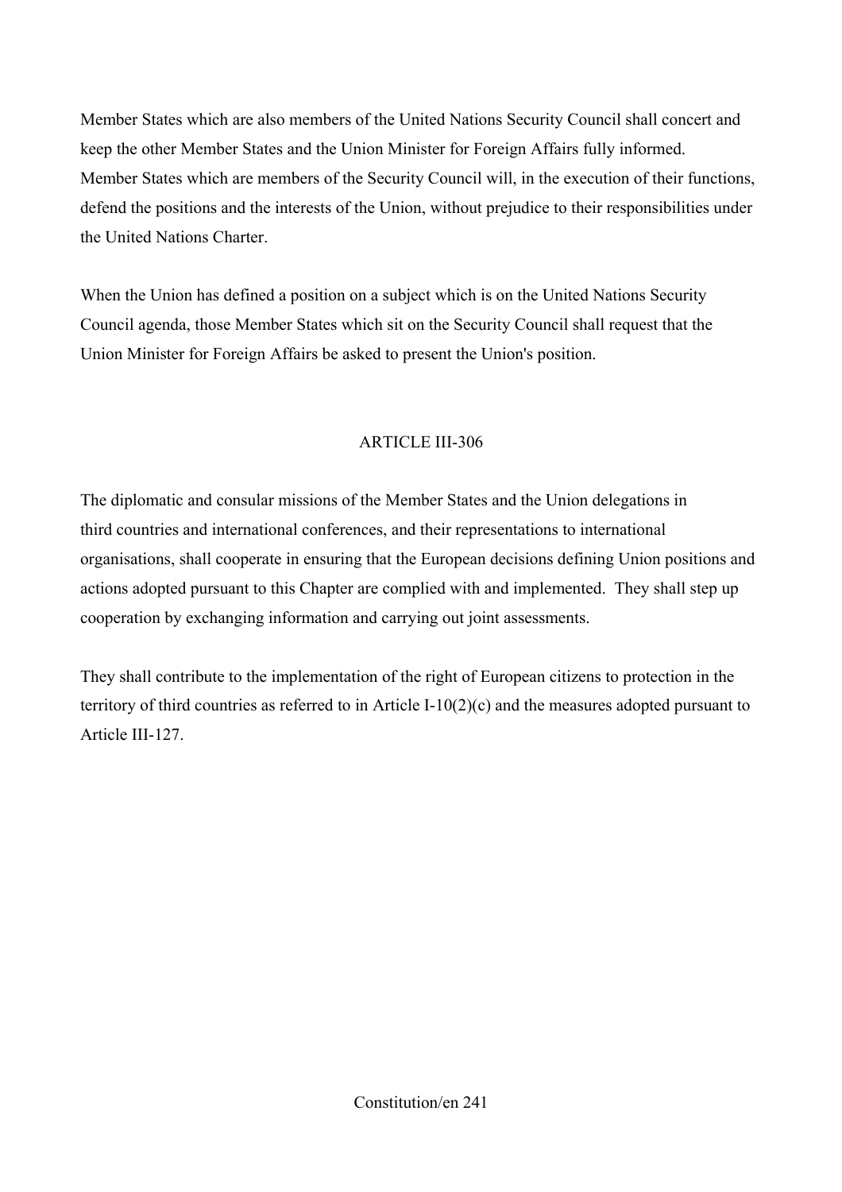Member States which are also members of the United Nations Security Council shall concert and keep the other Member States and the Union Minister for Foreign Affairs fully informed. Member States which are members of the Security Council will, in the execution of their functions, defend the positions and the interests of the Union, without prejudice to their responsibilities under the United Nations Charter.

When the Union has defined a position on a subject which is on the United Nations Security Council agenda, those Member States which sit on the Security Council shall request that the Union Minister for Foreign Affairs be asked to present the Union's position.

## ARTICLE III-306

The diplomatic and consular missions of the Member States and the Union delegations in third countries and international conferences, and their representations to international organisations, shall cooperate in ensuring that the European decisions defining Union positions and actions adopted pursuant to this Chapter are complied with and implemented. They shall step up cooperation by exchanging information and carrying out joint assessments.

They shall contribute to the implementation of the right of European citizens to protection in the territory of third countries as referred to in Article I-10(2)(c) and the measures adopted pursuant to Article III-127.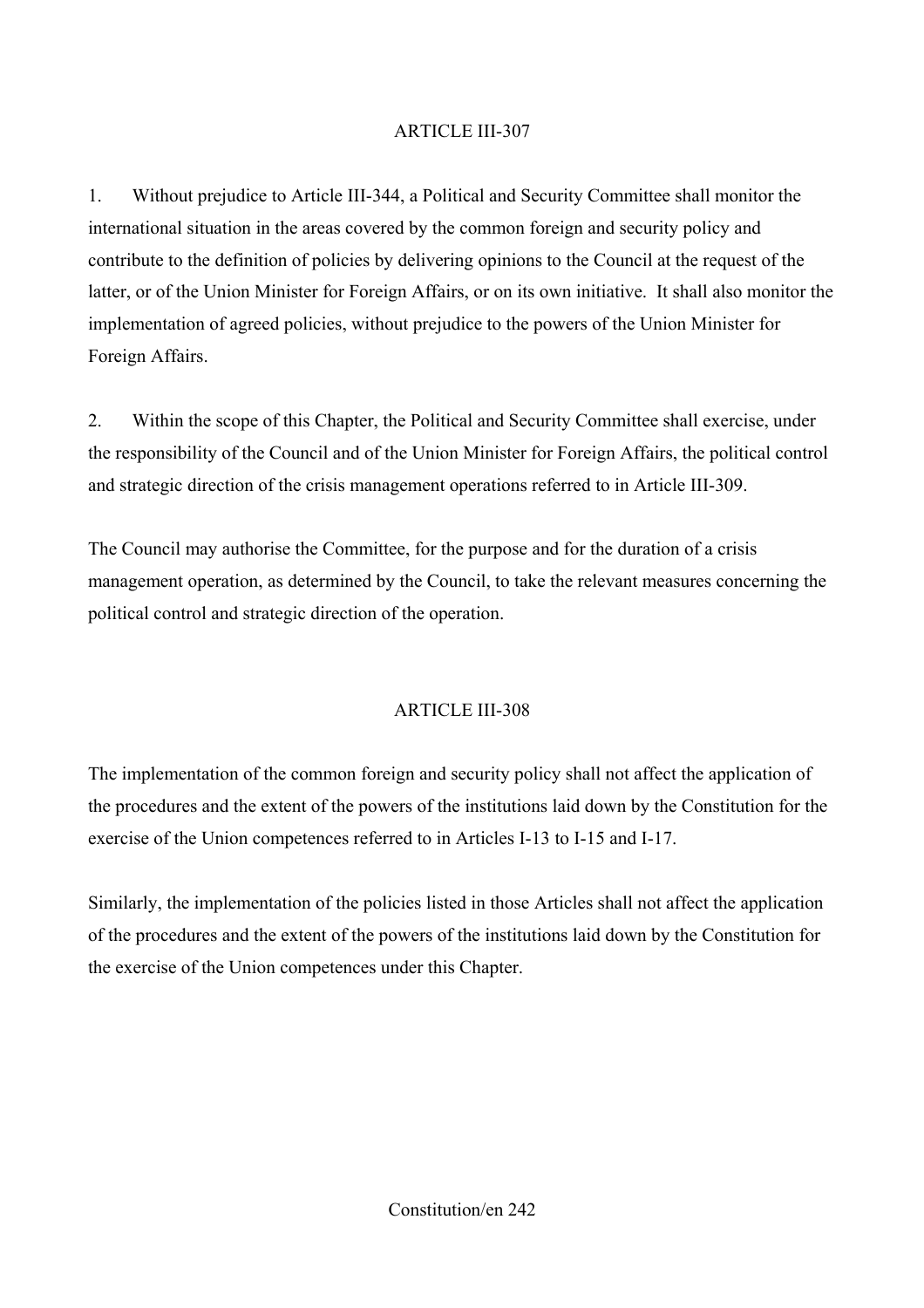## ARTICLE III-307

1. Without prejudice to Article III-344, a Political and Security Committee shall monitor the international situation in the areas covered by the common foreign and security policy and contribute to the definition of policies by delivering opinions to the Council at the request of the latter, or of the Union Minister for Foreign Affairs, or on its own initiative. It shall also monitor the implementation of agreed policies, without prejudice to the powers of the Union Minister for Foreign Affairs.

2. Within the scope of this Chapter, the Political and Security Committee shall exercise, under the responsibility of the Council and of the Union Minister for Foreign Affairs, the political control and strategic direction of the crisis management operations referred to in Article III-309.

The Council may authorise the Committee, for the purpose and for the duration of a crisis management operation, as determined by the Council, to take the relevant measures concerning the political control and strategic direction of the operation.

## ARTICLE III-308

The implementation of the common foreign and security policy shall not affect the application of the procedures and the extent of the powers of the institutions laid down by the Constitution for the exercise of the Union competences referred to in Articles I-13 to I-15 and I-17.

Similarly, the implementation of the policies listed in those Articles shall not affect the application of the procedures and the extent of the powers of the institutions laid down by the Constitution for the exercise of the Union competences under this Chapter.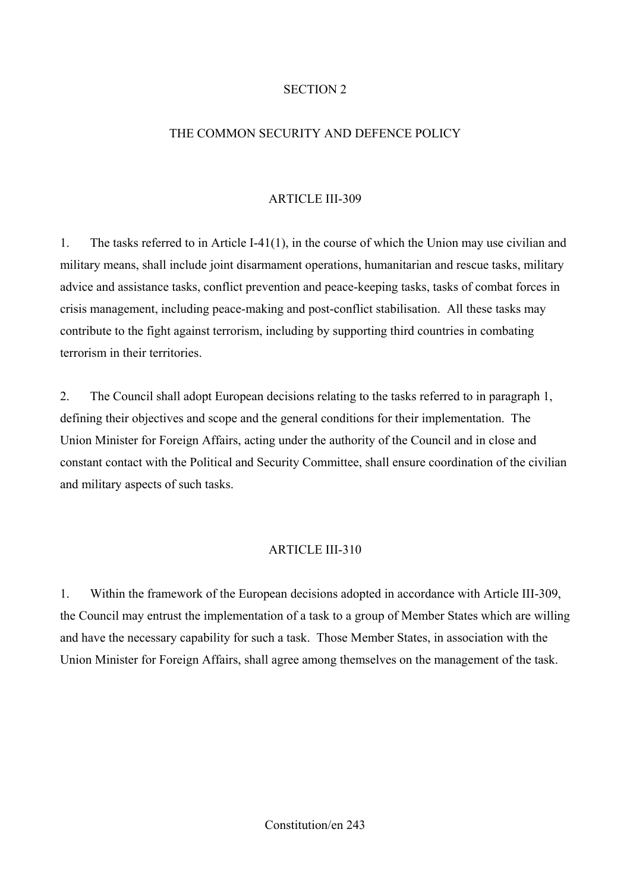## SECTION 2

## THE COMMON SECURITY AND DEFENCE POLICY

### ARTICLE III-309

1. The tasks referred to in Article I-41(1), in the course of which the Union may use civilian and military means, shall include joint disarmament operations, humanitarian and rescue tasks, military advice and assistance tasks, conflict prevention and peace-keeping tasks, tasks of combat forces in crisis management, including peace-making and post-conflict stabilisation. All these tasks may contribute to the fight against terrorism, including by supporting third countries in combating terrorism in their territories.

2. The Council shall adopt European decisions relating to the tasks referred to in paragraph 1, defining their objectives and scope and the general conditions for their implementation. The Union Minister for Foreign Affairs, acting under the authority of the Council and in close and constant contact with the Political and Security Committee, shall ensure coordination of the civilian and military aspects of such tasks.

### ARTICLE III-310

1. Within the framework of the European decisions adopted in accordance with Article III-309, the Council may entrust the implementation of a task to a group of Member States which are willing and have the necessary capability for such a task. Those Member States, in association with the Union Minister for Foreign Affairs, shall agree among themselves on the management of the task.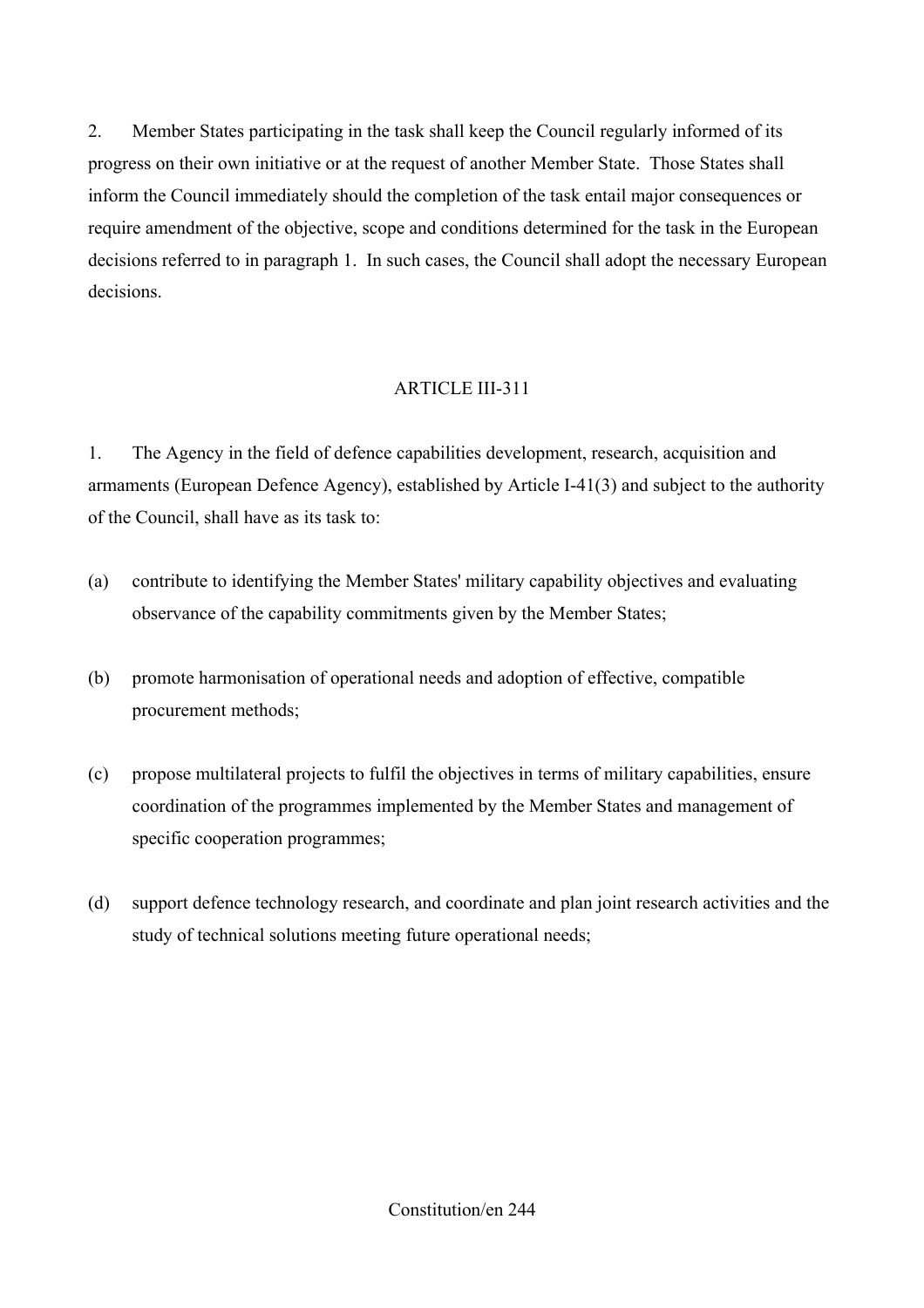2. Member States participating in the task shall keep the Council regularly informed of its progress on their own initiative or at the request of another Member State. Those States shall inform the Council immediately should the completion of the task entail major consequences or require amendment of the objective, scope and conditions determined for the task in the European decisions referred to in paragraph 1. In such cases, the Council shall adopt the necessary European decisions.

ARTICLE III-311

1. The Agency in the field of defence capabilities development, research, acquisition and armaments (European Defence Agency), established by Article I-41(3) and subject to the authority of the Council, shall have as its task to:

(a) contribute to identifying the Member States' military capability objectives and evaluating observance of the capability commitments given by the Member States;

(b) promote harmonisation of operational needs and adoption of effective, compatible procurement methods;

(c) propose multilateral projects to fulfil the objectives in terms of military capabilities, ensure coordination of the programmes implemented by the Member States and management of specific cooperation programmes;

(d) support defence technology research, and coordinate and plan joint research activities and the study of technical solutions meeting future operational needs;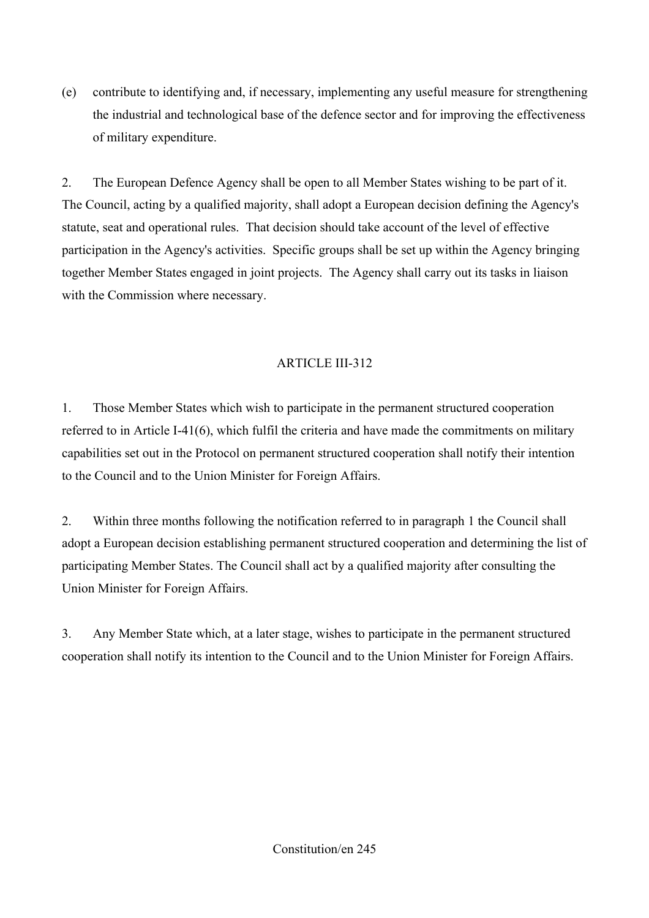(e) contribute to identifying and, if necessary, implementing any useful measure for strengthening the industrial and technological base of the defence sector and for improving the effectiveness of military expenditure.

2. The European Defence Agency shall be open to all Member States wishing to be part of it. The Council, acting by a qualified majority, shall adopt a European decision defining the Agency's statute, seat and operational rules. That decision should take account of the level of effective participation in the Agency's activities. Specific groups shall be set up within the Agency bringing together Member States engaged in joint projects. The Agency shall carry out its tasks in liaison with the Commission where necessary.

## ARTICLE III-312

1. Those Member States which wish to participate in the permanent structured cooperation referred to in Article I-41(6), which fulfil the criteria and have made the commitments on military capabilities set out in the Protocol on permanent structured cooperation shall notify their intention to the Council and to the Union Minister for Foreign Affairs.

2. Within three months following the notification referred to in paragraph 1 the Council shall adopt a European decision establishing permanent structured cooperation and determining the list of participating Member States. The Council shall act by a qualified majority after consulting the Union Minister for Foreign Affairs.

3. Any Member State which, at a later stage, wishes to participate in the permanent structured cooperation shall notify its intention to the Council and to the Union Minister for Foreign Affairs.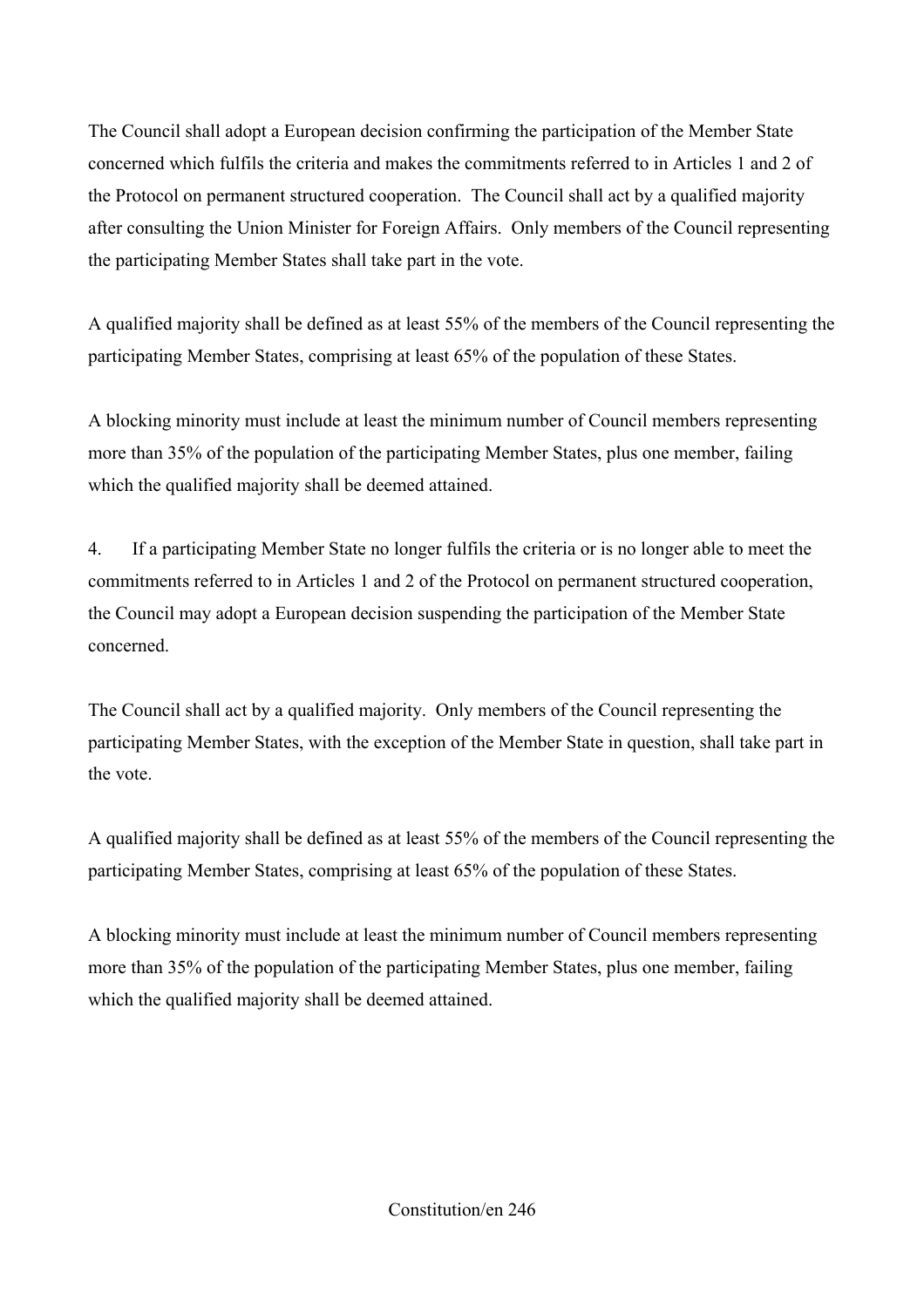The Council shall adopt a European decision confirming the participation of the Member State concerned which fulfils the criteria and makes the commitments referred to in Articles 1 and 2 of the Protocol on permanent structured cooperation. The Council shall act by a qualified majority after consulting the Union Minister for Foreign Affairs. Only members of the Council representing the participating Member States shall take part in the vote.

A qualified majority shall be defined as at least 55% of the members of the Council representing the participating Member States, comprising at least 65% of the population of these States.

A blocking minority must include at least the minimum number of Council members representing more than 35% of the population of the participating Member States, plus one member, failing which the qualified majority shall be deemed attained.

4. If a participating Member State no longer fulfils the criteria or is no longer able to meet the commitments referred to in Articles 1 and 2 of the Protocol on permanent structured cooperation, the Council may adopt a European decision suspending the participation of the Member State concerned.

The Council shall act by a qualified majority. Only members of the Council representing the participating Member States, with the exception of the Member State in question, shall take part in the vote.

A qualified majority shall be defined as at least 55% of the members of the Council representing the participating Member States, comprising at least 65% of the population of these States.

A blocking minority must include at least the minimum number of Council members representing more than 35% of the population of the participating Member States, plus one member, failing which the qualified majority shall be deemed attained.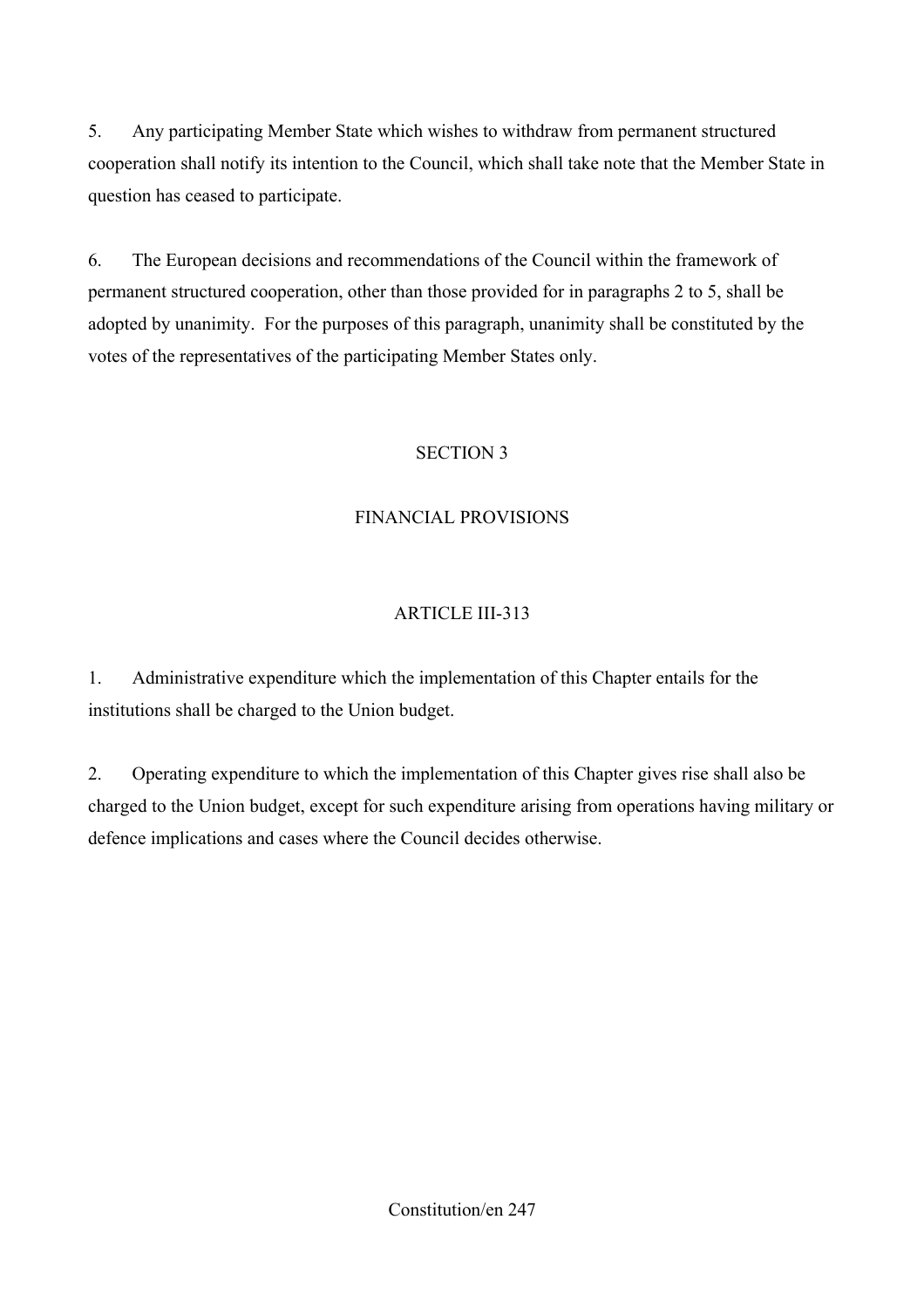5. Any participating Member State which wishes to withdraw from permanent structured cooperation shall notify its intention to the Council, which shall take note that the Member State in question has ceased to participate.

6. The European decisions and recommendations of the Council within the framework of permanent structured cooperation, other than those provided for in paragraphs 2 to 5, shall be adopted by unanimity. For the purposes of this paragraph, unanimity shall be constituted by the votes of the representatives of the participating Member States only.

## SECTION 3

## FINANCIAL PROVISIONS

### ARTICLE III-313

1. Administrative expenditure which the implementation of this Chapter entails for the institutions shall be charged to the Union budget.

2. Operating expenditure to which the implementation of this Chapter gives rise shall also be charged to the Union budget, except for such expenditure arising from operations having military or defence implications and cases where the Council decides otherwise.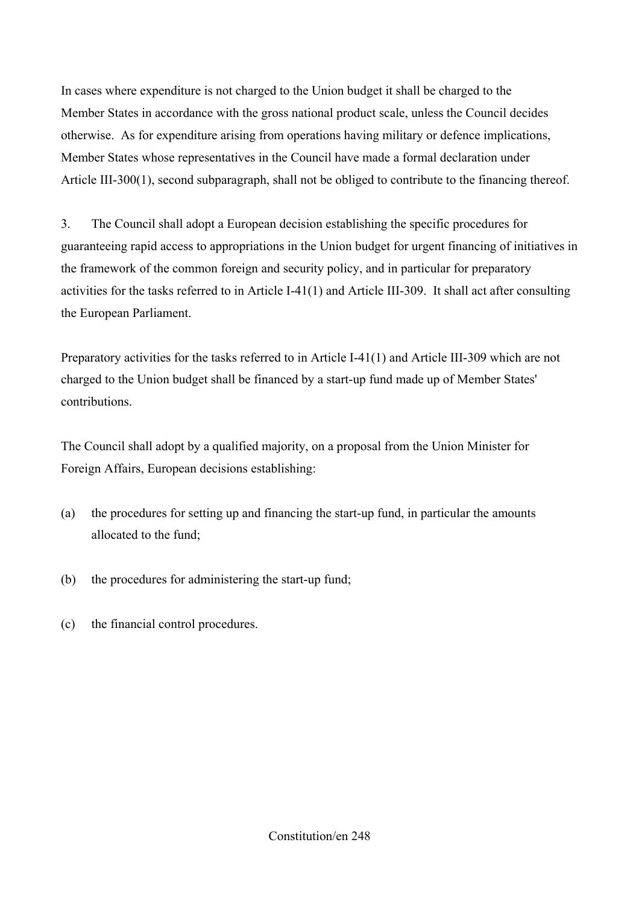In cases where expenditure is not charged to the Union budget it shall be charged to the Member States in accordance with the gross national product scale, unless the Council decides otherwise. As for expenditure arising from operations having military or defence implications, Member States whose representatives in the Council have made a formal declaration under Article III-300(1), second subparagraph, shall not be obliged to contribute to the financing thereof.

3. The Council shall adopt a European decision establishing the specific procedures for guaranteeing rapid access to appropriations in the Union budget for urgent financing of initiatives in the framework of the common foreign and security policy, and in particular for preparatory activities for the tasks referred to in Article I-41(1) and Article III-309. It shall act after consulting the European Parliament.

Preparatory activities for the tasks referred to in Article I-41(1) and Article III-309 which are not charged to the Union budget shall be financed by a start-up fund made up of Member States' contributions.

The Council shall adopt by a qualified majority, on a proposal from the Union Minister for Foreign Affairs, European decisions establishing:

(a) the procedures for setting up and financing the start-up fund, in particular the amounts allocated to the fund;

(b) the procedures for administering the start-up fund;

(c) the financial control procedures.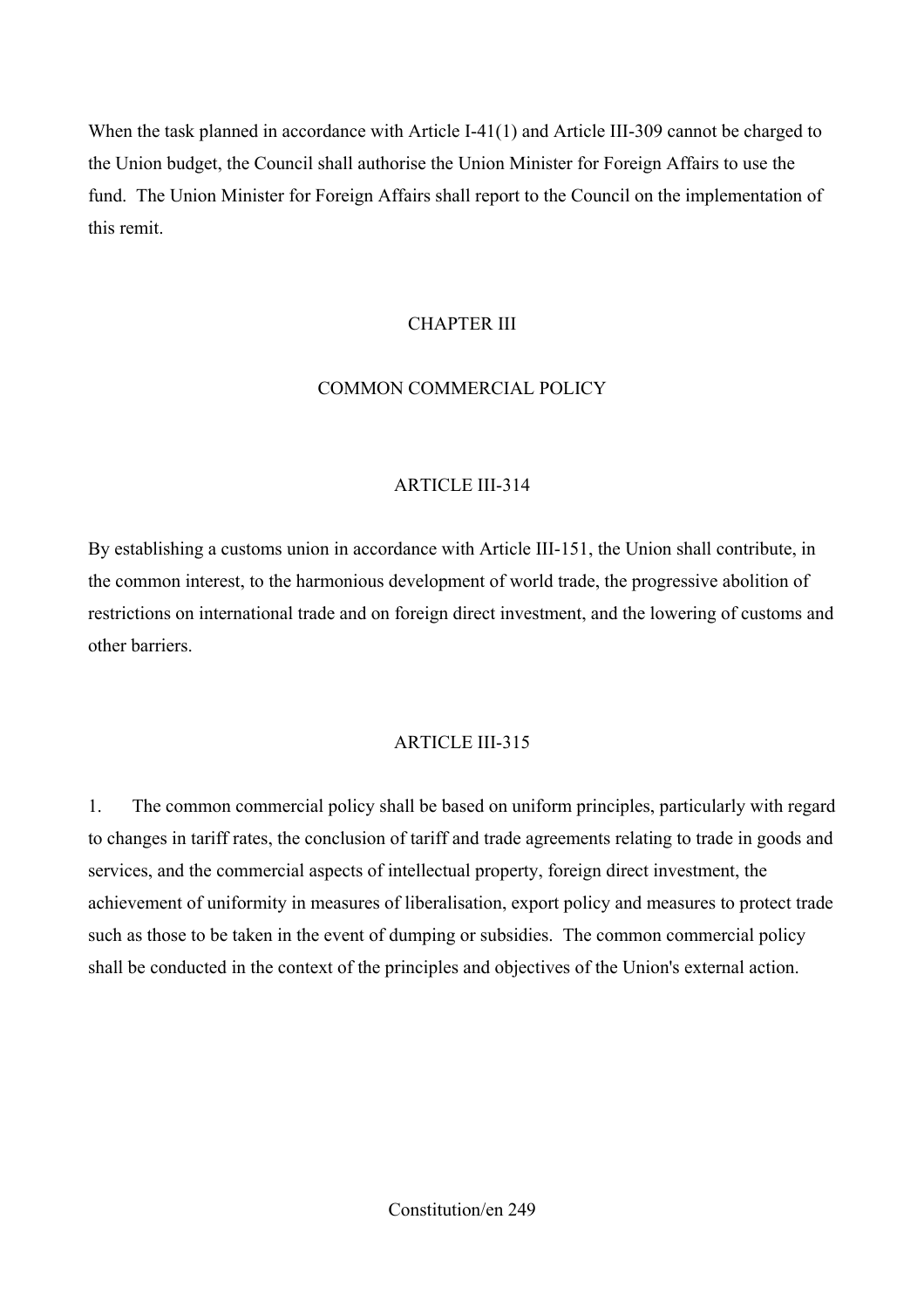When the task planned in accordance with Article I-41(1) and Article III-309 cannot be charged to the Union budget, the Council shall authorise the Union Minister for Foreign Affairs to use the fund. The Union Minister for Foreign Affairs shall report to the Council on the implementation of this remit.

## CHAPTER III

## COMMON COMMERCIAL POLICY

### ARTICLE III-314

By establishing a customs union in accordance with Article III-151, the Union shall contribute, in the common interest, to the harmonious development of world trade, the progressive abolition of restrictions on international trade and on foreign direct investment, and the lowering of customs and other barriers.

### ARTICLE III-315

1. The common commercial policy shall be based on uniform principles, particularly with regard to changes in tariff rates, the conclusion of tariff and trade agreements relating to trade in goods and services, and the commercial aspects of intellectual property, foreign direct investment, the achievement of uniformity in measures of liberalisation, export policy and measures to protect trade such as those to be taken in the event of dumping or subsidies. The common commercial policy shall be conducted in the context of the principles and objectives of the Union's external action.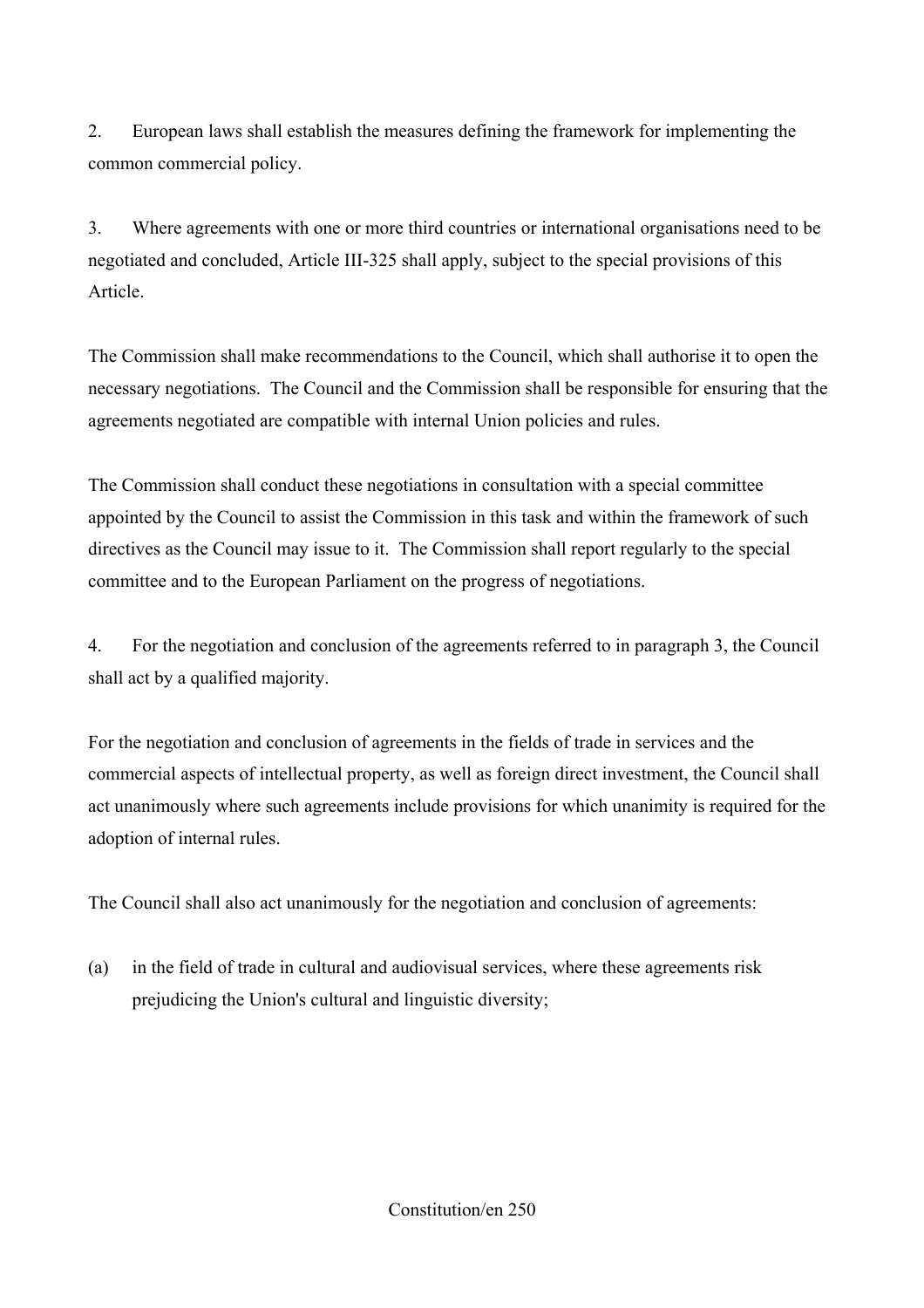2. European laws shall establish the measures defining the framework for implementing the common commercial policy.

3. Where agreements with one or more third countries or international organisations need to be negotiated and concluded, Article III-325 shall apply, subject to the special provisions of this Article.

The Commission shall make recommendations to the Council, which shall authorise it to open the necessary negotiations. The Council and the Commission shall be responsible for ensuring that the agreements negotiated are compatible with internal Union policies and rules.

The Commission shall conduct these negotiations in consultation with a special committee appointed by the Council to assist the Commission in this task and within the framework of such directives as the Council may issue to it. The Commission shall report regularly to the special committee and to the European Parliament on the progress of negotiations.

4. For the negotiation and conclusion of the agreements referred to in paragraph 3, the Council shall act by a qualified majority.

For the negotiation and conclusion of agreements in the fields of trade in services and the commercial aspects of intellectual property, as well as foreign direct investment, the Council shall act unanimously where such agreements include provisions for which unanimity is required for the adoption of internal rules.

The Council shall also act unanimously for the negotiation and conclusion of agreements:

(a) in the field of trade in cultural and audiovisual services, where these agreements risk prejudicing the Union's cultural and linguistic diversity;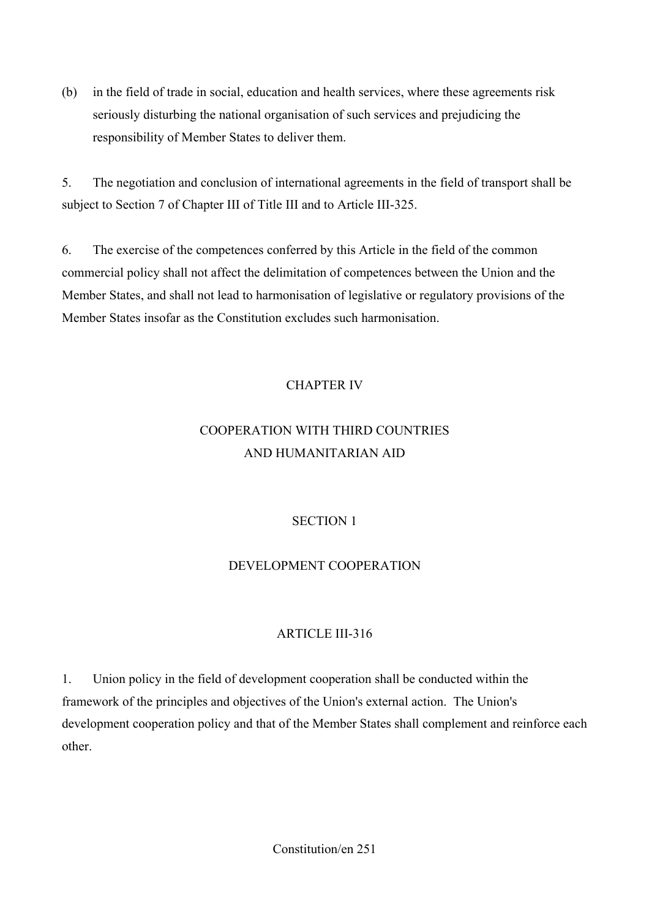(b) in the field of trade in social, education and health services, where these agreements risk seriously disturbing the national organisation of such services and prejudicing the responsibility of Member States to deliver them.

5. The negotiation and conclusion of international agreements in the field of transport shall be subject to Section 7 of Chapter III of Title III and to Article III-325.

6. The exercise of the competences conferred by this Article in the field of the common commercial policy shall not affect the delimitation of competences between the Union and the Member States, and shall not lead to harmonisation of legislative or regulatory provisions of the Member States insofar as the Constitution excludes such harmonisation.

## CHAPTER IV

## COOPERATION WITH THIRD COUNTRIES AND HUMANITARIAN AID

### SECTION 1

### DEVELOPMENT COOPERATION

#### ARTICLE III-316

1. Union policy in the field of development cooperation shall be conducted within the framework of the principles and objectives of the Union's external action. The Union's development cooperation policy and that of the Member States shall complement and reinforce each other.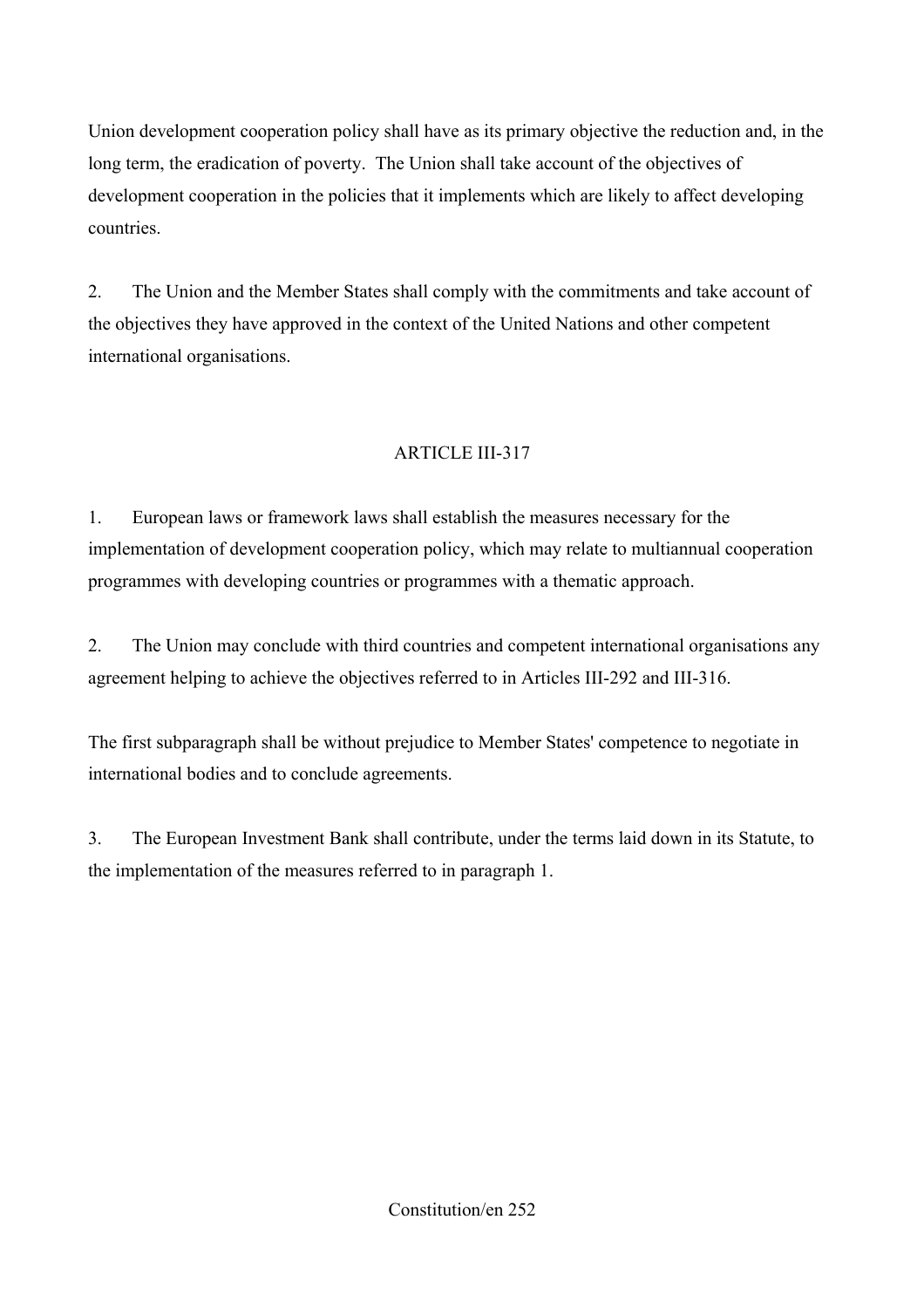Union development cooperation policy shall have as its primary objective the reduction and, in the long term, the eradication of poverty. The Union shall take account of the objectives of development cooperation in the policies that it implements which are likely to affect developing countries.

2. The Union and the Member States shall comply with the commitments and take account of the objectives they have approved in the context of the United Nations and other competent international organisations.

## ARTICLE III-317

1. European laws or framework laws shall establish the measures necessary for the implementation of development cooperation policy, which may relate to multiannual cooperation programmes with developing countries or programmes with a thematic approach.

2. The Union may conclude with third countries and competent international organisations any agreement helping to achieve the objectives referred to in Articles III-292 and III-316.

The first subparagraph shall be without prejudice to Member States' competence to negotiate in international bodies and to conclude agreements.

3. The European Investment Bank shall contribute, under the terms laid down in its Statute, to the implementation of the measures referred to in paragraph 1.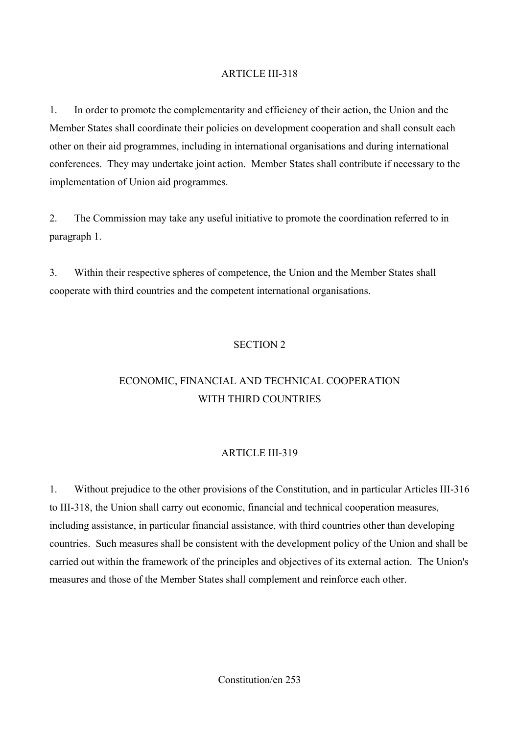### ARTICLE III-318

1. In order to promote the complementarity and efficiency of their action, the Union and the Member States shall coordinate their policies on development cooperation and shall consult each other on their aid programmes, including in international organisations and during international conferences. They may undertake joint action. Member States shall contribute if necessary to the implementation of Union aid programmes.

2. The Commission may take any useful initiative to promote the coordination referred to in paragraph 1.

3. Within their respective spheres of competence, the Union and the Member States shall cooperate with third countries and the competent international organisations.

## SECTION 2

## ECONOMIC, FINANCIAL AND TECHNICAL COOPERATION WITH THIRD COUNTRIES

### ARTICLE III-319

1. Without prejudice to the other provisions of the Constitution, and in particular Articles III-316 to III-318, the Union shall carry out economic, financial and technical cooperation measures, including assistance, in particular financial assistance, with third countries other than developing countries. Such measures shall be consistent with the development policy of the Union and shall be carried out within the framework of the principles and objectives of its external action. The Union's measures and those of the Member States shall complement and reinforce each other.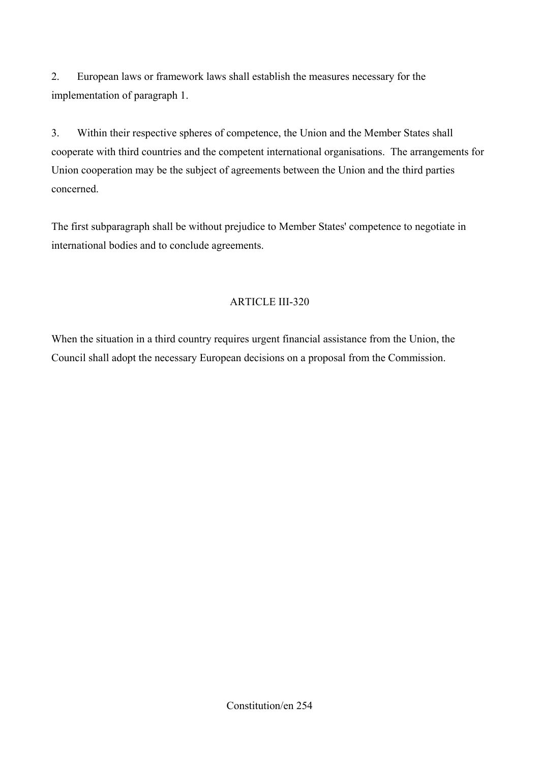2. European laws or framework laws shall establish the measures necessary for the implementation of paragraph 1.

3. Within their respective spheres of competence, the Union and the Member States shall cooperate with third countries and the competent international organisations. The arrangements for Union cooperation may be the subject of agreements between the Union and the third parties concerned.

The first subparagraph shall be without prejudice to Member States' competence to negotiate in international bodies and to conclude agreements.

## ARTICLE III-320

When the situation in a third country requires urgent financial assistance from the Union, the Council shall adopt the necessary European decisions on a proposal from the Commission.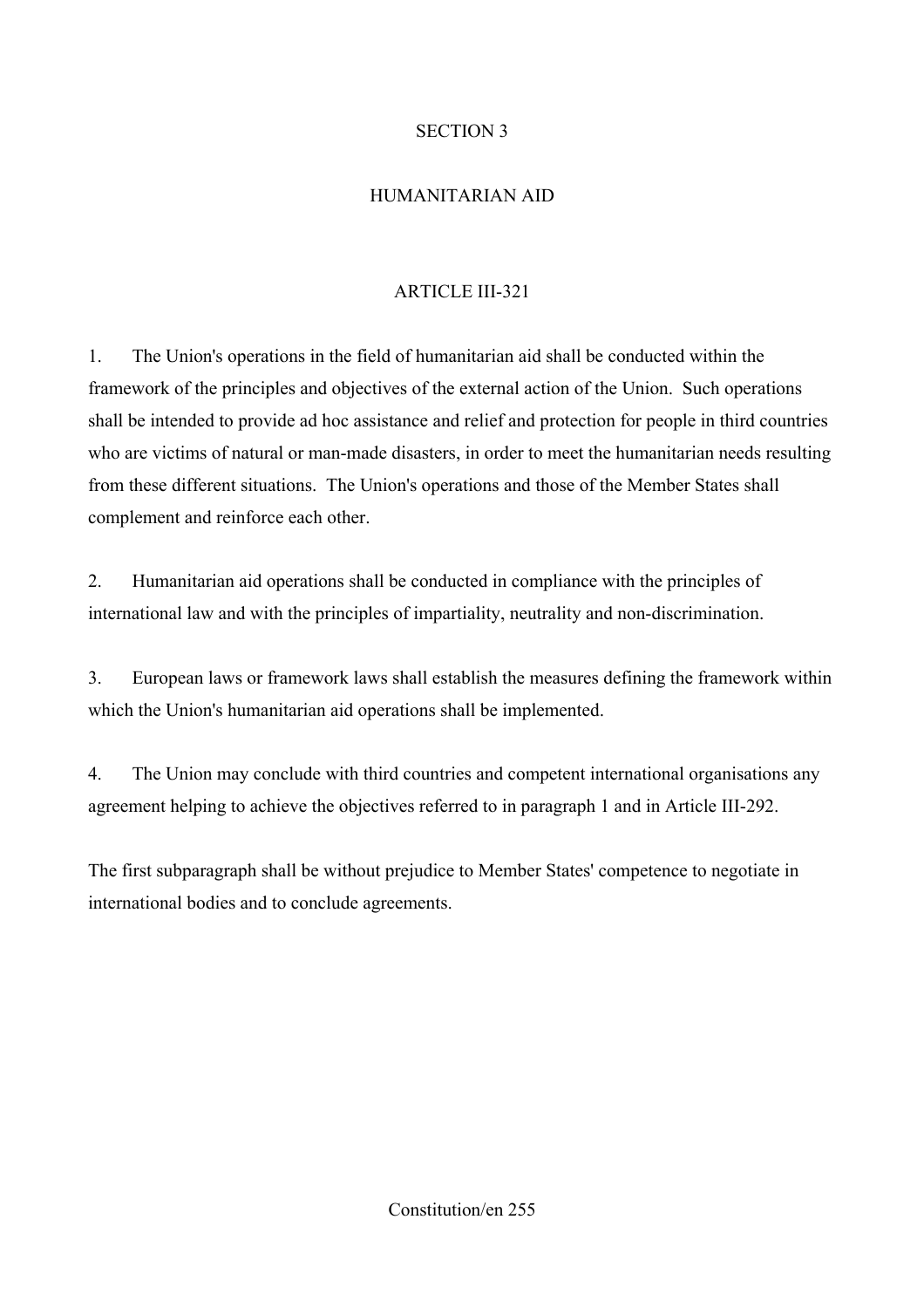## SECTION 3

## HUMANITARIAN AID

### ARTICLE III-321

1. The Union's operations in the field of humanitarian aid shall be conducted within the framework of the principles and objectives of the external action of the Union. Such operations shall be intended to provide ad hoc assistance and relief and protection for people in third countries who are victims of natural or man-made disasters, in order to meet the humanitarian needs resulting from these different situations. The Union's operations and those of the Member States shall complement and reinforce each other.

2. Humanitarian aid operations shall be conducted in compliance with the principles of international law and with the principles of impartiality, neutrality and non-discrimination.

3. European laws or framework laws shall establish the measures defining the framework within which the Union's humanitarian aid operations shall be implemented.

4. The Union may conclude with third countries and competent international organisations any agreement helping to achieve the objectives referred to in paragraph 1 and in Article III-292.

The first subparagraph shall be without prejudice to Member States' competence to negotiate in international bodies and to conclude agreements.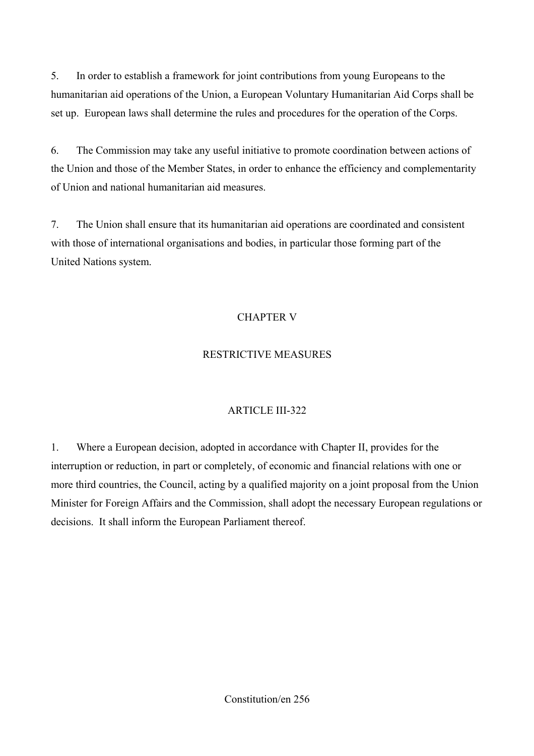5. In order to establish a framework for joint contributions from young Europeans to the humanitarian aid operations of the Union, a European Voluntary Humanitarian Aid Corps shall be set up. European laws shall determine the rules and procedures for the operation of the Corps.

6. The Commission may take any useful initiative to promote coordination between actions of the Union and those of the Member States, in order to enhance the efficiency and complementarity of Union and national humanitarian aid measures.

7. The Union shall ensure that its humanitarian aid operations are coordinated and consistent with those of international organisations and bodies, in particular those forming part of the United Nations system.

## CHAPTER V

## RESTRICTIVE MEASURES

### ARTICLE III-322

1. Where a European decision, adopted in accordance with Chapter II, provides for the interruption or reduction, in part or completely, of economic and financial relations with one or more third countries, the Council, acting by a qualified majority on a joint proposal from the Union Minister for Foreign Affairs and the Commission, shall adopt the necessary European regulations or decisions. It shall inform the European Parliament thereof.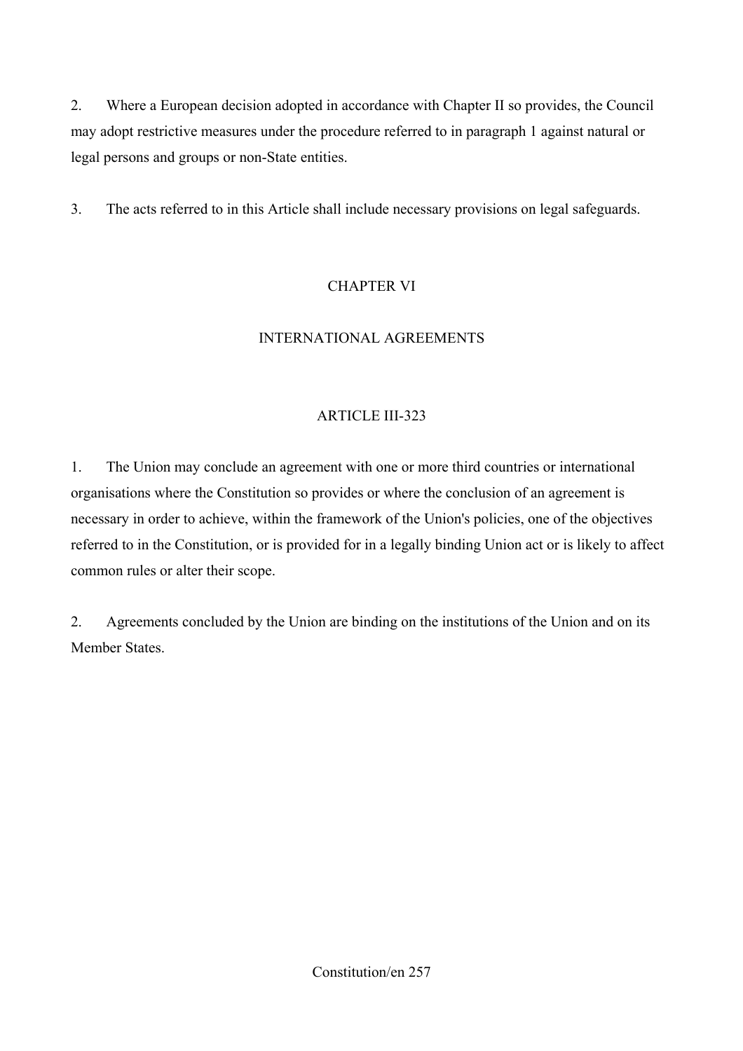2. Where a European decision adopted in accordance with Chapter II so provides, the Council may adopt restrictive measures under the procedure referred to in paragraph 1 against natural or legal persons and groups or non-State entities.

3. The acts referred to in this Article shall include necessary provisions on legal safeguards.

## CHAPTER VI

## INTERNATIONAL AGREEMENTS

### ARTICLE III-323

1. The Union may conclude an agreement with one or more third countries or international organisations where the Constitution so provides or where the conclusion of an agreement is necessary in order to achieve, within the framework of the Union's policies, one of the objectives referred to in the Constitution, or is provided for in a legally binding Union act or is likely to affect common rules or alter their scope.

2. Agreements concluded by the Union are binding on the institutions of the Union and on its Member States.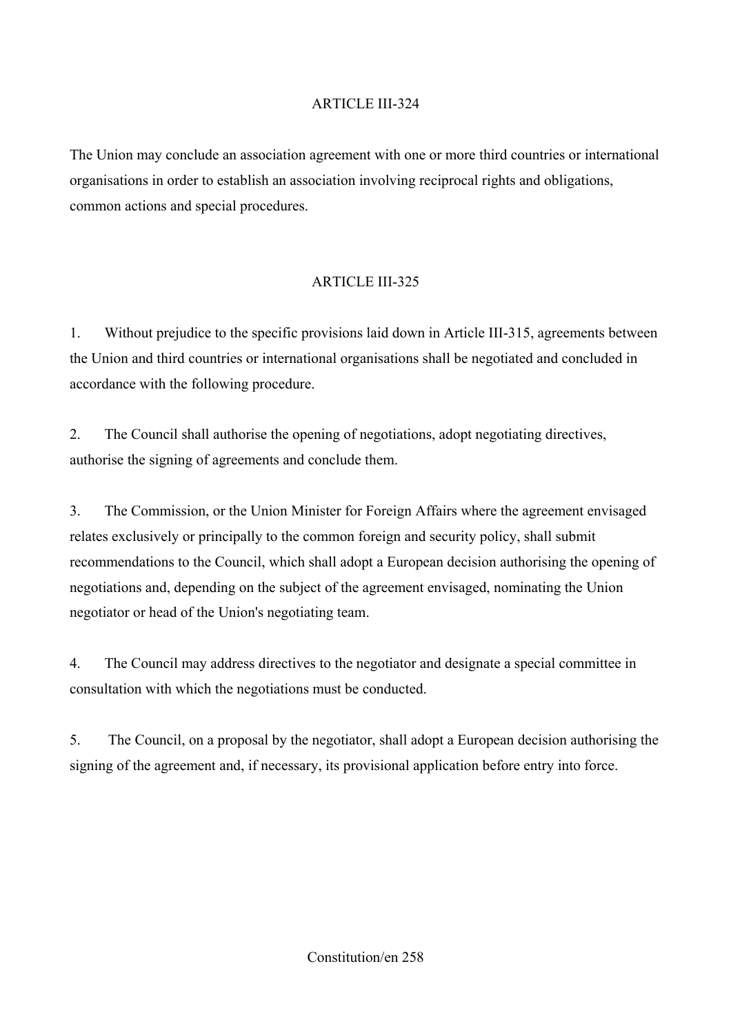## ARTICLE III-324

The Union may conclude an association agreement with one or more third countries or international organisations in order to establish an association involving reciprocal rights and obligations, common actions and special procedures.

## ARTICLE III-325

1. Without prejudice to the specific provisions laid down in Article III-315, agreements between the Union and third countries or international organisations shall be negotiated and concluded in accordance with the following procedure.

2. The Council shall authorise the opening of negotiations, adopt negotiating directives, authorise the signing of agreements and conclude them.

3. The Commission, or the Union Minister for Foreign Affairs where the agreement envisaged relates exclusively or principally to the common foreign and security policy, shall submit recommendations to the Council, which shall adopt a European decision authorising the opening of negotiations and, depending on the subject of the agreement envisaged, nominating the Union negotiator or head of the Union's negotiating team.

4. The Council may address directives to the negotiator and designate a special committee in consultation with which the negotiations must be conducted.

5. The Council, on a proposal by the negotiator, shall adopt a European decision authorising the signing of the agreement and, if necessary, its provisional application before entry into force.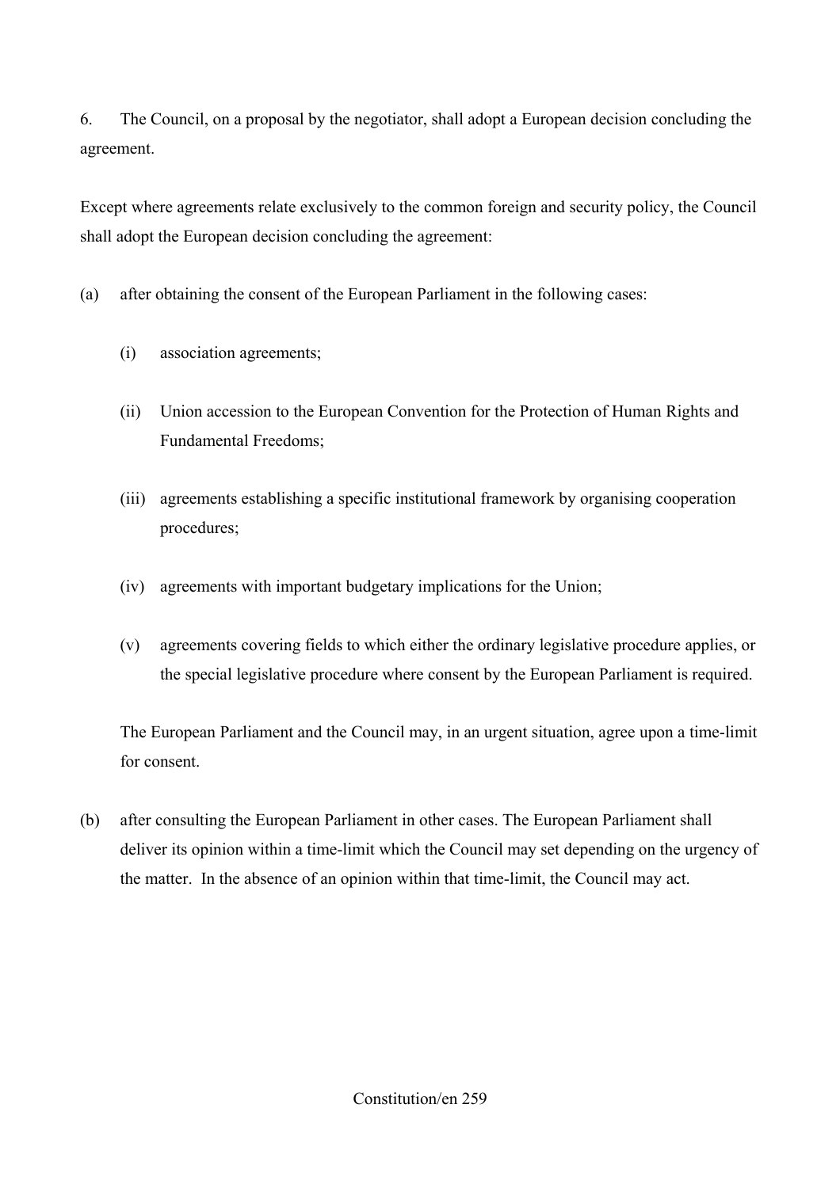6. The Council, on a proposal by the negotiator, shall adopt a European decision concluding the agreement.

Except where agreements relate exclusively to the common foreign and security policy, the Council shall adopt the European decision concluding the agreement:

(a) after obtaining the consent of the European Parliament in the following cases:

  (i) association agreements;

  (ii) Union accession to the European Convention for the Protection of Human Rights and Fundamental Freedoms;

  (iii) agreements establishing a specific institutional framework by organising cooperation procedures;

  (iv) agreements with important budgetary implications for the Union;

  (v) agreements covering fields to which either the ordinary legislative procedure applies, or the special legislative procedure where consent by the European Parliament is required.

  The European Parliament and the Council may, in an urgent situation, agree upon a time-limit for consent.

(b) after consulting the European Parliament in other cases. The European Parliament shall deliver its opinion within a time-limit which the Council may set depending on the urgency of the matter. In the absence of an opinion within that time-limit, the Council may act.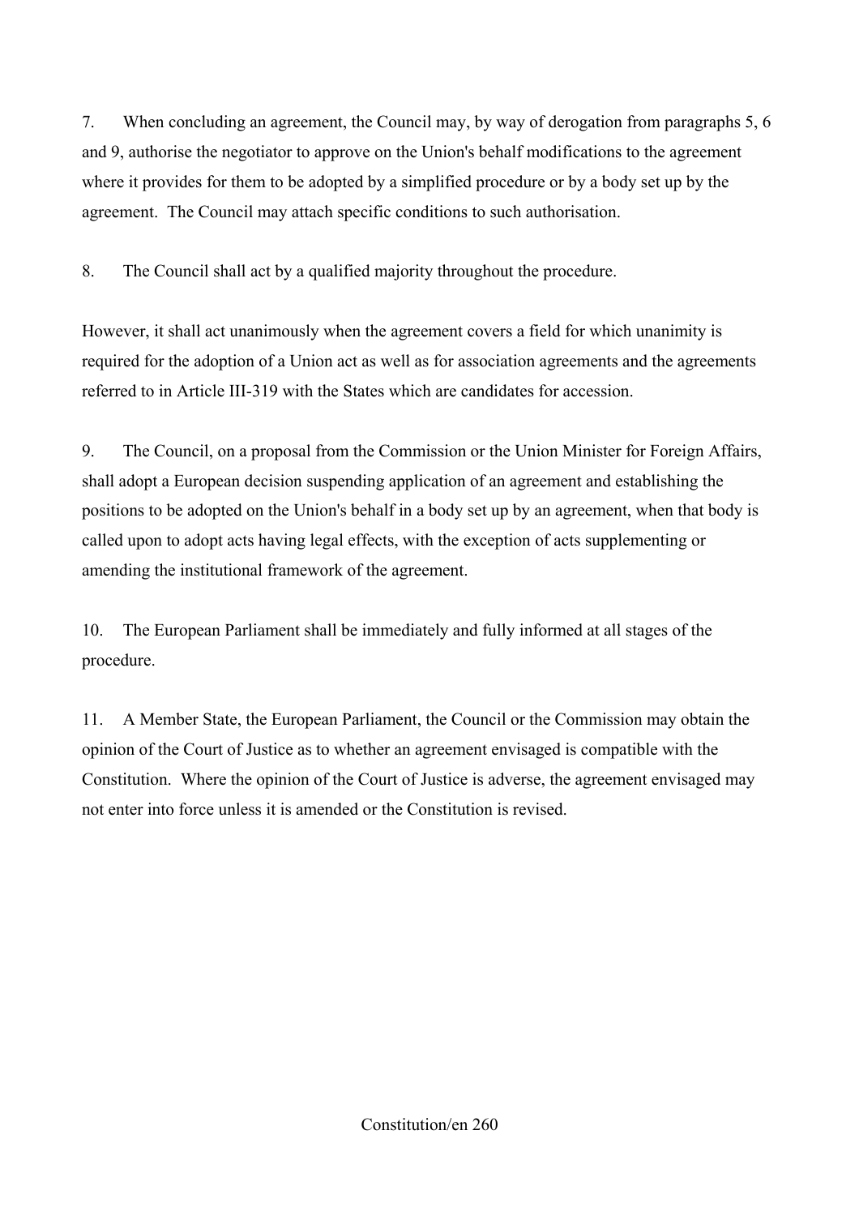7. When concluding an agreement, the Council may, by way of derogation from paragraphs 5, 6 and 9, authorise the negotiator to approve on the Union's behalf modifications to the agreement where it provides for them to be adopted by a simplified procedure or by a body set up by the agreement. The Council may attach specific conditions to such authorisation.

8. The Council shall act by a qualified majority throughout the procedure.

However, it shall act unanimously when the agreement covers a field for which unanimity is required for the adoption of a Union act as well as for association agreements and the agreements referred to in Article III-319 with the States which are candidates for accession.

9. The Council, on a proposal from the Commission or the Union Minister for Foreign Affairs, shall adopt a European decision suspending application of an agreement and establishing the positions to be adopted on the Union's behalf in a body set up by an agreement, when that body is called upon to adopt acts having legal effects, with the exception of acts supplementing or amending the institutional framework of the agreement.

10. The European Parliament shall be immediately and fully informed at all stages of the procedure.

11. A Member State, the European Parliament, the Council or the Commission may obtain the opinion of the Court of Justice as to whether an agreement envisaged is compatible with the Constitution. Where the opinion of the Court of Justice is adverse, the agreement envisaged may not enter into force unless it is amended or the Constitution is revised.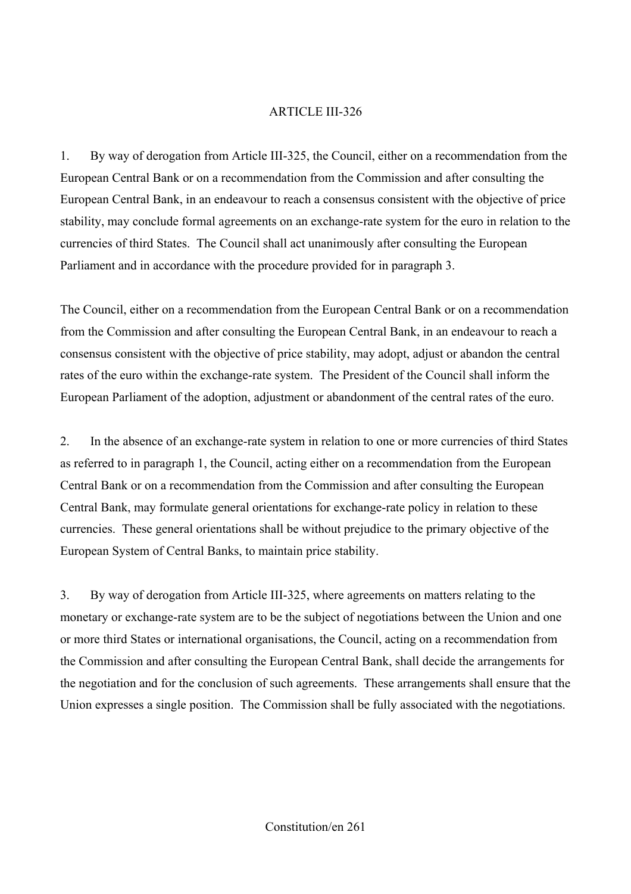ARTICLE III-326

1. By way of derogation from Article III-325, the Council, either on a recommendation from the European Central Bank or on a recommendation from the Commission and after consulting the European Central Bank, in an endeavour to reach a consensus consistent with the objective of price stability, may conclude formal agreements on an exchange-rate system for the euro in relation to the currencies of third States. The Council shall act unanimously after consulting the European Parliament and in accordance with the procedure provided for in paragraph 3.

The Council, either on a recommendation from the European Central Bank or on a recommendation from the Commission and after consulting the European Central Bank, in an endeavour to reach a consensus consistent with the objective of price stability, may adopt, adjust or abandon the central rates of the euro within the exchange-rate system. The President of the Council shall inform the European Parliament of the adoption, adjustment or abandonment of the central rates of the euro.

2. In the absence of an exchange-rate system in relation to one or more currencies of third States as referred to in paragraph 1, the Council, acting either on a recommendation from the European Central Bank or on a recommendation from the Commission and after consulting the European Central Bank, may formulate general orientations for exchange-rate policy in relation to these currencies. These general orientations shall be without prejudice to the primary objective of the European System of Central Banks, to maintain price stability.

3. By way of derogation from Article III-325, where agreements on matters relating to the monetary or exchange-rate system are to be the subject of negotiations between the Union and one or more third States or international organisations, the Council, acting on a recommendation from the Commission and after consulting the European Central Bank, shall decide the arrangements for the negotiation and for the conclusion of such agreements. These arrangements shall ensure that the Union expresses a single position. The Commission shall be fully associated with the negotiations.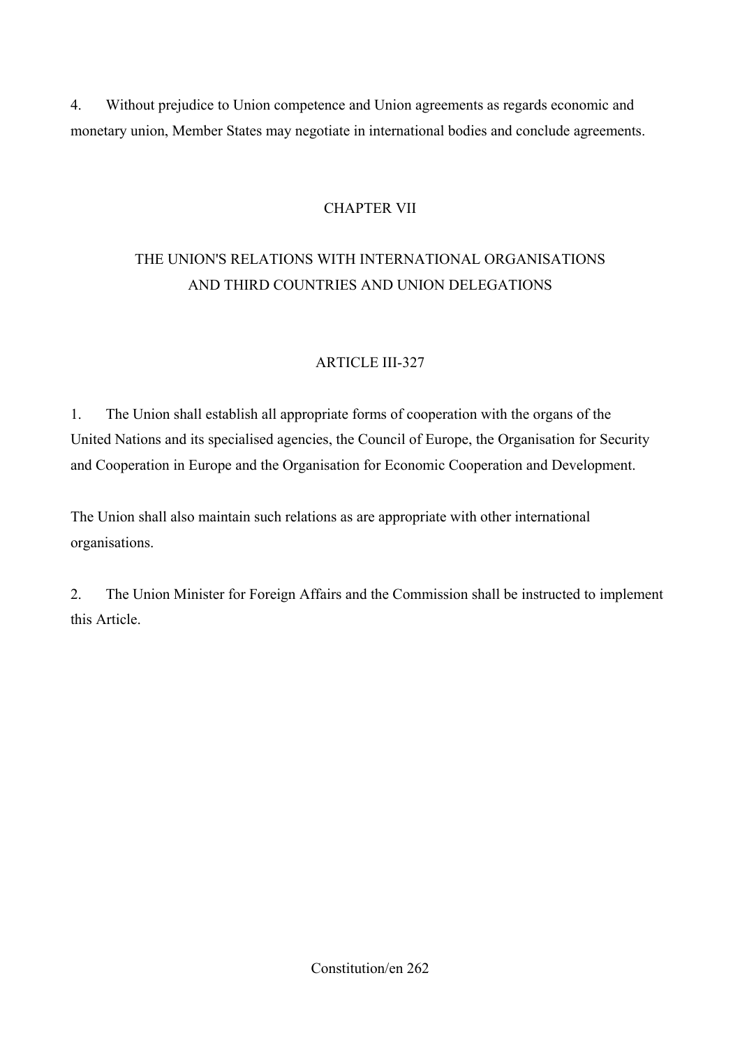4. Without prejudice to Union competence and Union agreements as regards economic and monetary union, Member States may negotiate in international bodies and conclude agreements.

## CHAPTER VII

## THE UNION'S RELATIONS WITH INTERNATIONAL ORGANISATIONS AND THIRD COUNTRIES AND UNION DELEGATIONS

### ARTICLE III-327

1. The Union shall establish all appropriate forms of cooperation with the organs of the United Nations and its specialised agencies, the Council of Europe, the Organisation for Security and Cooperation in Europe and the Organisation for Economic Cooperation and Development.

The Union shall also maintain such relations as are appropriate with other international organisations.

2. The Union Minister for Foreign Affairs and the Commission shall be instructed to implement this Article.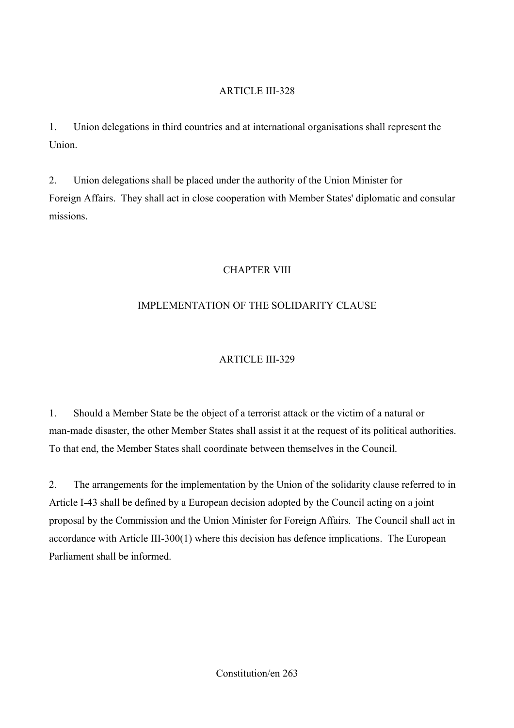## ARTICLE III-328

1. Union delegations in third countries and at international organisations shall represent the Union.

2. Union delegations shall be placed under the authority of the Union Minister for Foreign Affairs. They shall act in close cooperation with Member States' diplomatic and consular missions.

# CHAPTER VIII

# IMPLEMENTATION OF THE SOLIDARITY CLAUSE

## ARTICLE III-329

1. Should a Member State be the object of a terrorist attack or the victim of a natural or man-made disaster, the other Member States shall assist it at the request of its political authorities. To that end, the Member States shall coordinate between themselves in the Council.

2. The arrangements for the implementation by the Union of the solidarity clause referred to in Article I-43 shall be defined by a European decision adopted by the Council acting on a joint proposal by the Commission and the Union Minister for Foreign Affairs. The Council shall act in accordance with Article III-300(1) where this decision has defence implications. The European Parliament shall be informed.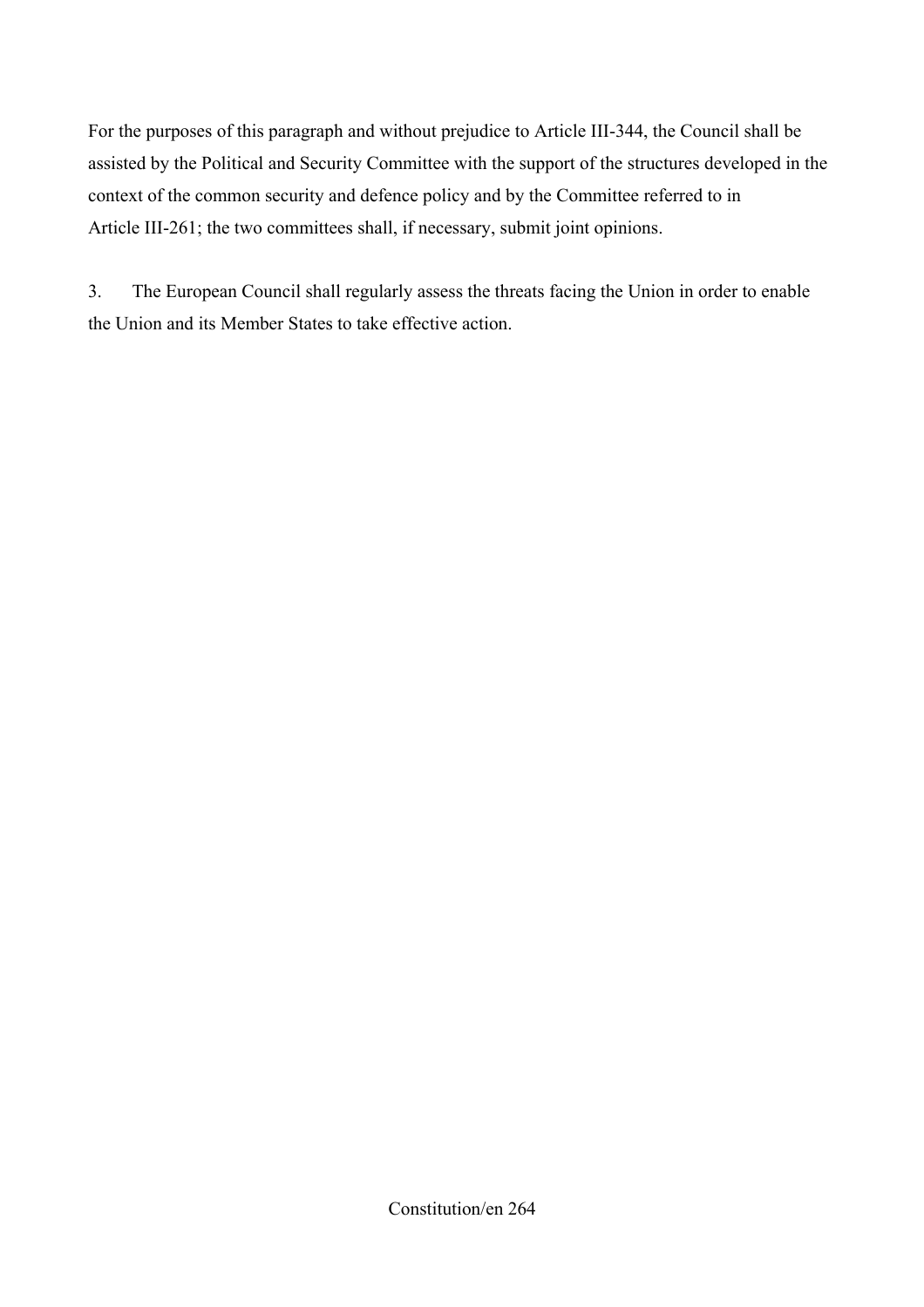For the purposes of this paragraph and without prejudice to Article III-344, the Council shall be assisted by the Political and Security Committee with the support of the structures developed in the context of the common security and defence policy and by the Committee referred to in Article III-261; the two committees shall, if necessary, submit joint opinions.

3. The European Council shall regularly assess the threats facing the Union in order to enable the Union and its Member States to take effective action.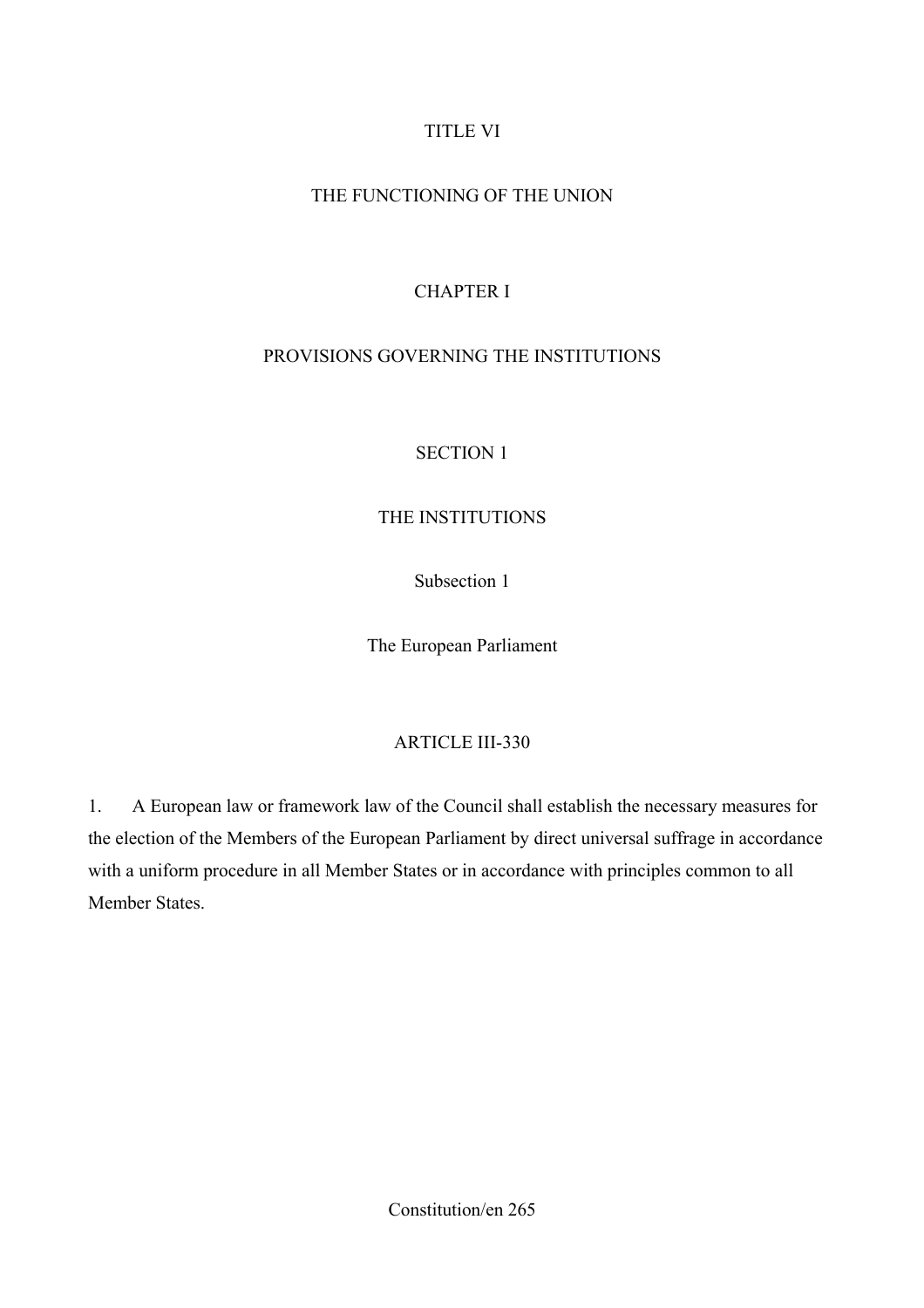# TITLE VI

# THE FUNCTIONING OF THE UNION

## CHAPTER I

## PROVISIONS GOVERNING THE INSTITUTIONS

### SECTION 1

### THE INSTITUTIONS

#### Subsection 1

#### The European Parliament

##### ARTICLE III-330

1. A European law or framework law of the Council shall establish the necessary measures for the election of the Members of the European Parliament by direct universal suffrage in accordance with a uniform procedure in all Member States or in accordance with principles common to all Member States.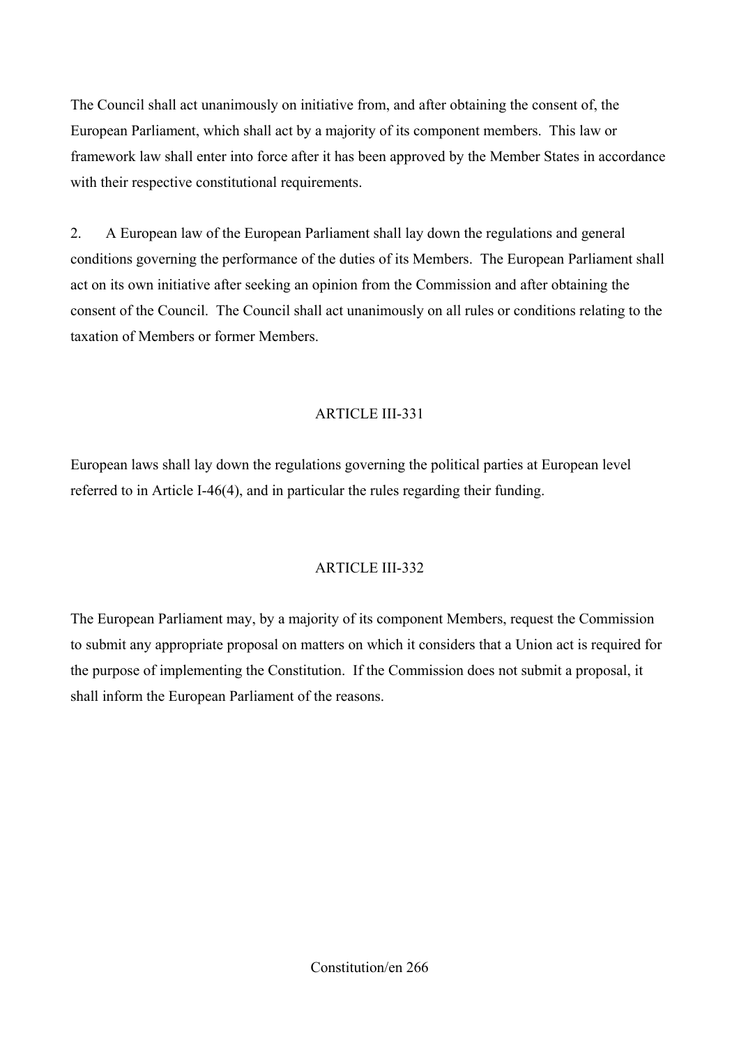The Council shall act unanimously on initiative from, and after obtaining the consent of, the European Parliament, which shall act by a majority of its component members. This law or framework law shall enter into force after it has been approved by the Member States in accordance with their respective constitutional requirements.

2. A European law of the European Parliament shall lay down the regulations and general conditions governing the performance of the duties of its Members. The European Parliament shall act on its own initiative after seeking an opinion from the Commission and after obtaining the consent of the Council. The Council shall act unanimously on all rules or conditions relating to the taxation of Members or former Members.

## ARTICLE III-331

European laws shall lay down the regulations governing the political parties at European level referred to in Article I-46(4), and in particular the rules regarding their funding.

## ARTICLE III-332

The European Parliament may, by a majority of its component Members, request the Commission to submit any appropriate proposal on matters on which it considers that a Union act is required for the purpose of implementing the Constitution. If the Commission does not submit a proposal, it shall inform the European Parliament of the reasons.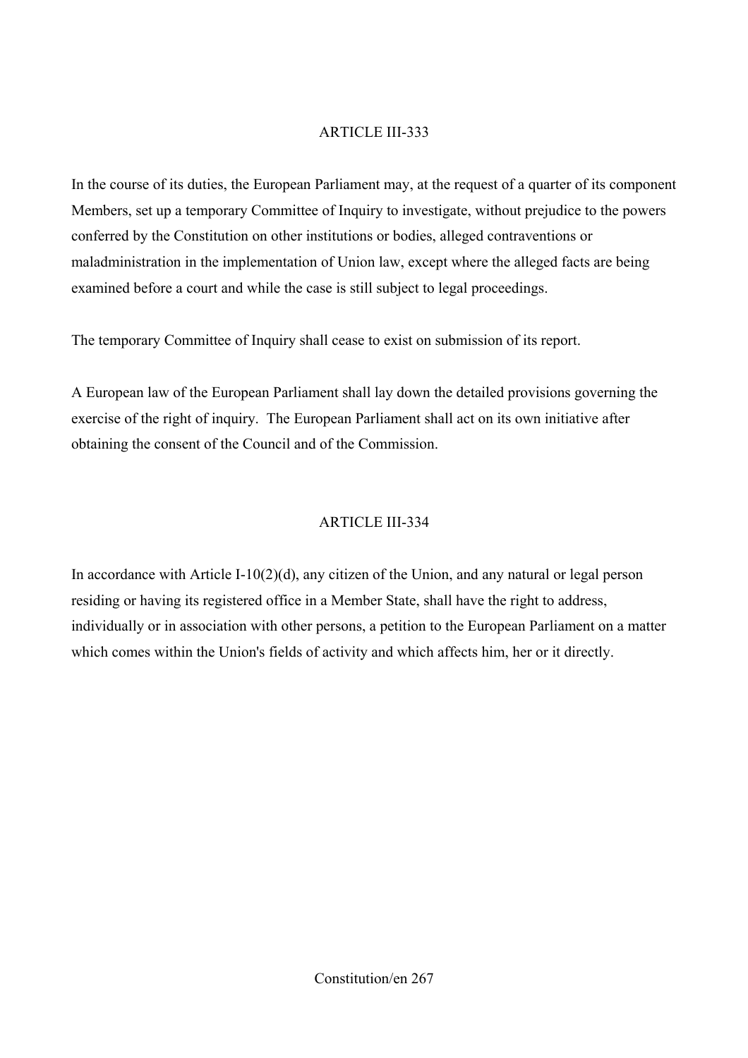## ARTICLE III-333

In the course of its duties, the European Parliament may, at the request of a quarter of its component Members, set up a temporary Committee of Inquiry to investigate, without prejudice to the powers conferred by the Constitution on other institutions or bodies, alleged contraventions or maladministration in the implementation of Union law, except where the alleged facts are being examined before a court and while the case is still subject to legal proceedings.

The temporary Committee of Inquiry shall cease to exist on submission of its report.

A European law of the European Parliament shall lay down the detailed provisions governing the exercise of the right of inquiry. The European Parliament shall act on its own initiative after obtaining the consent of the Council and of the Commission.

## ARTICLE III-334

In accordance with Article I-10(2)(d), any citizen of the Union, and any natural or legal person residing or having its registered office in a Member State, shall have the right to address, individually or in association with other persons, a petition to the European Parliament on a matter which comes within the Union's fields of activity and which affects him, her or it directly.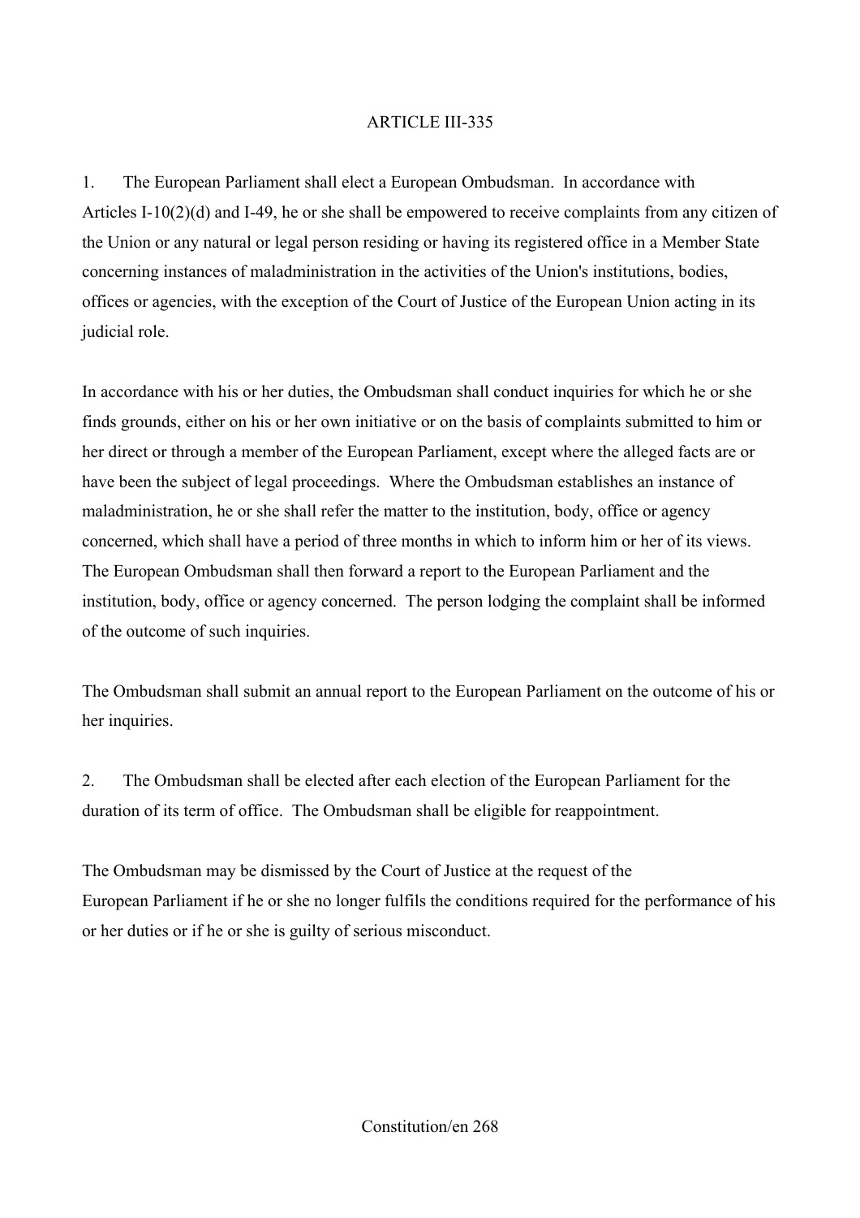## ARTICLE III-335

1. The European Parliament shall elect a European Ombudsman. In accordance with Articles I-10(2)(d) and I-49, he or she shall be empowered to receive complaints from any citizen of the Union or any natural or legal person residing or having its registered office in a Member State concerning instances of maladministration in the activities of the Union's institutions, bodies, offices or agencies, with the exception of the Court of Justice of the European Union acting in its judicial role.

In accordance with his or her duties, the Ombudsman shall conduct inquiries for which he or she finds grounds, either on his or her own initiative or on the basis of complaints submitted to him or her direct or through a member of the European Parliament, except where the alleged facts are or have been the subject of legal proceedings. Where the Ombudsman establishes an instance of maladministration, he or she shall refer the matter to the institution, body, office or agency concerned, which shall have a period of three months in which to inform him or her of its views. The European Ombudsman shall then forward a report to the European Parliament and the institution, body, office or agency concerned. The person lodging the complaint shall be informed of the outcome of such inquiries.

The Ombudsman shall submit an annual report to the European Parliament on the outcome of his or her inquiries.

2. The Ombudsman shall be elected after each election of the European Parliament for the duration of its term of office. The Ombudsman shall be eligible for reappointment.

The Ombudsman may be dismissed by the Court of Justice at the request of the European Parliament if he or she no longer fulfils the conditions required for the performance of his or her duties or if he or she is guilty of serious misconduct.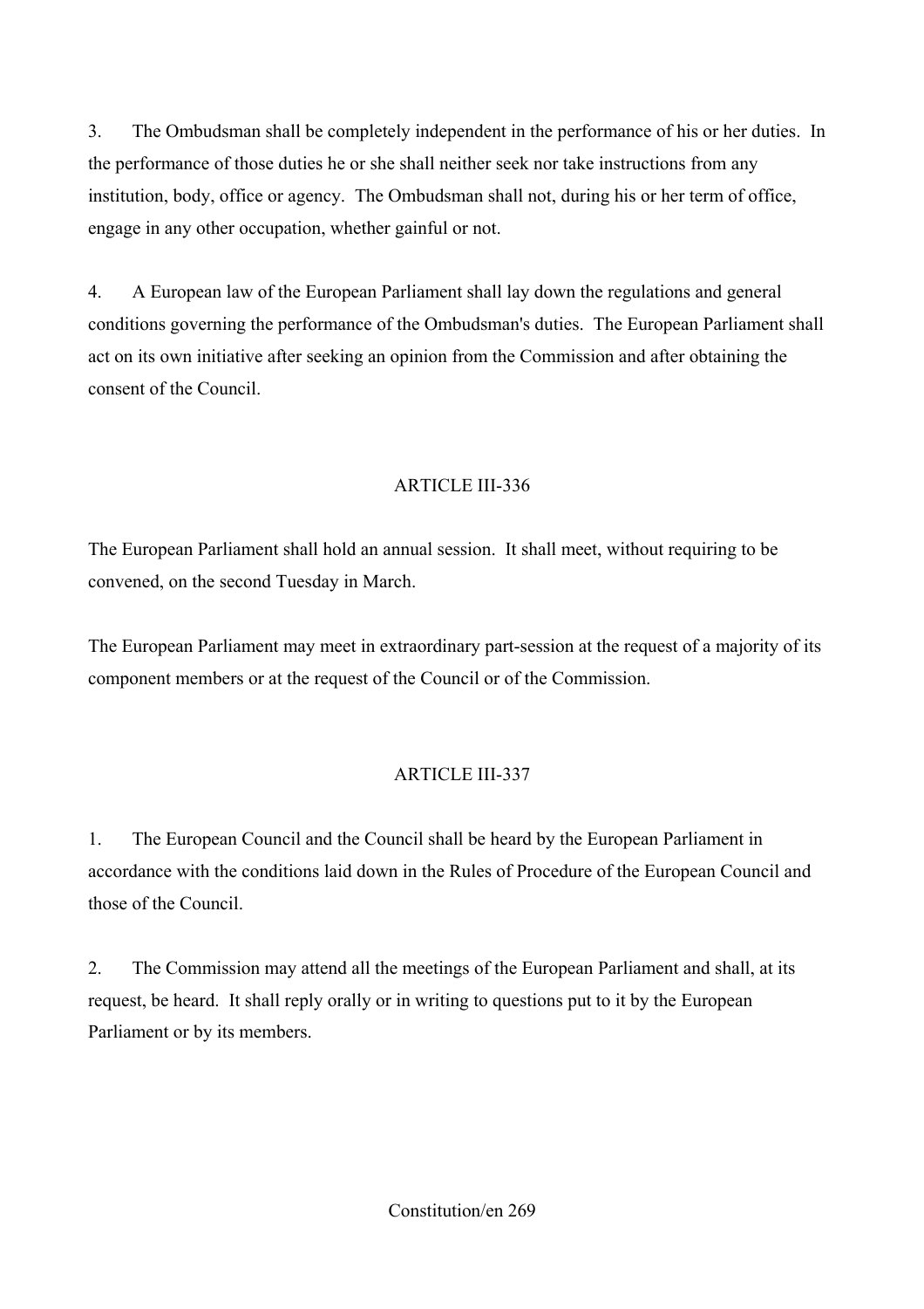3. The Ombudsman shall be completely independent in the performance of his or her duties. In the performance of those duties he or she shall neither seek nor take instructions from any institution, body, office or agency. The Ombudsman shall not, during his or her term of office, engage in any other occupation, whether gainful or not.

4. A European law of the European Parliament shall lay down the regulations and general conditions governing the performance of the Ombudsman's duties. The European Parliament shall act on its own initiative after seeking an opinion from the Commission and after obtaining the consent of the Council.

## ARTICLE III-336

The European Parliament shall hold an annual session. It shall meet, without requiring to be convened, on the second Tuesday in March.

The European Parliament may meet in extraordinary part-session at the request of a majority of its component members or at the request of the Council or of the Commission.

## ARTICLE III-337

1. The European Council and the Council shall be heard by the European Parliament in accordance with the conditions laid down in the Rules of Procedure of the European Council and those of the Council.

2. The Commission may attend all the meetings of the European Parliament and shall, at its request, be heard. It shall reply orally or in writing to questions put to it by the European Parliament or by its members.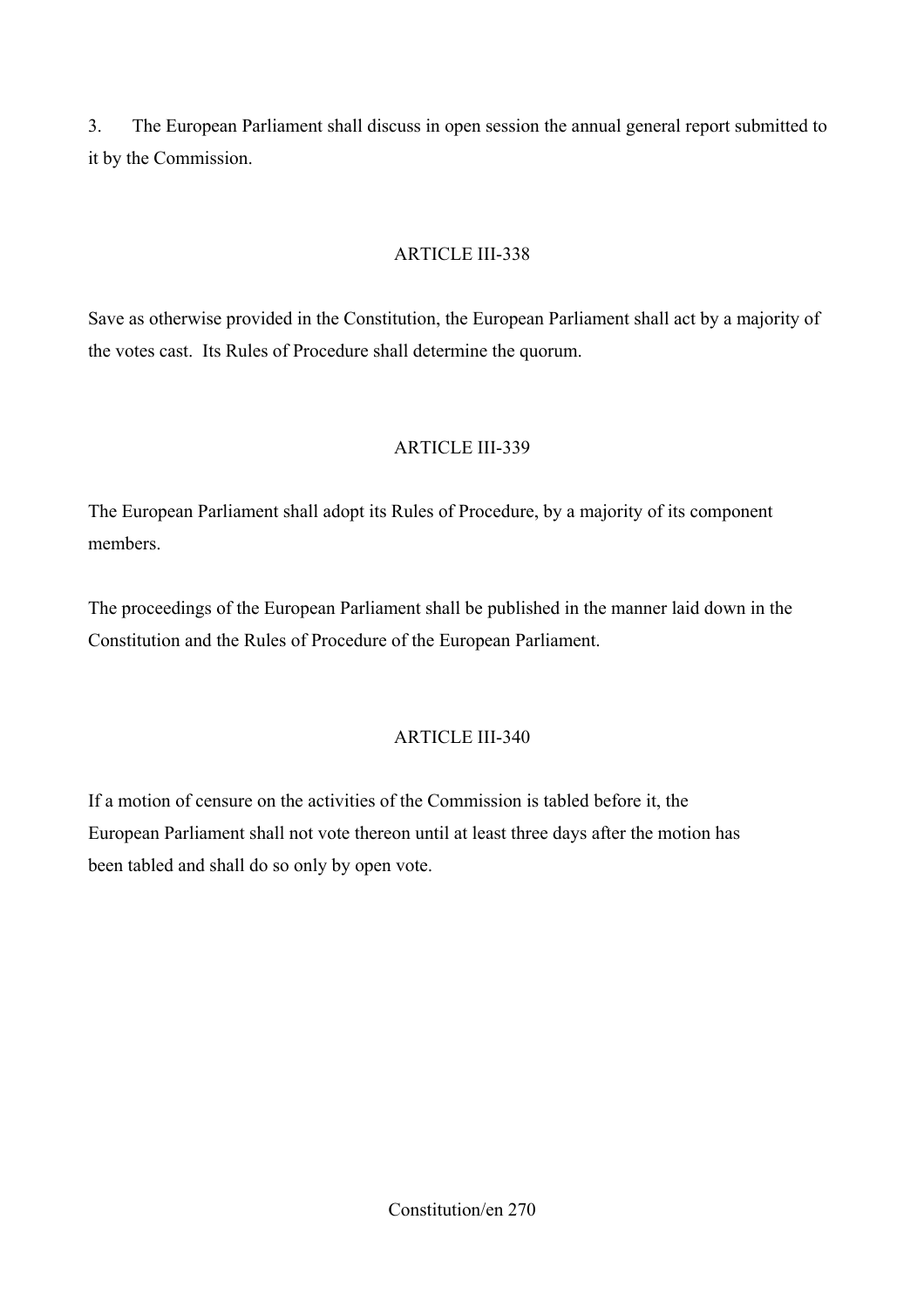3. The European Parliament shall discuss in open session the annual general report submitted to it by the Commission.

## ARTICLE III-338

Save as otherwise provided in the Constitution, the European Parliament shall act by a majority of the votes cast. Its Rules of Procedure shall determine the quorum.

## ARTICLE III-339

The European Parliament shall adopt its Rules of Procedure, by a majority of its component members.

The proceedings of the European Parliament shall be published in the manner laid down in the Constitution and the Rules of Procedure of the European Parliament.

## ARTICLE III-340

If a motion of censure on the activities of the Commission is tabled before it, the European Parliament shall not vote thereon until at least three days after the motion has been tabled and shall do so only by open vote.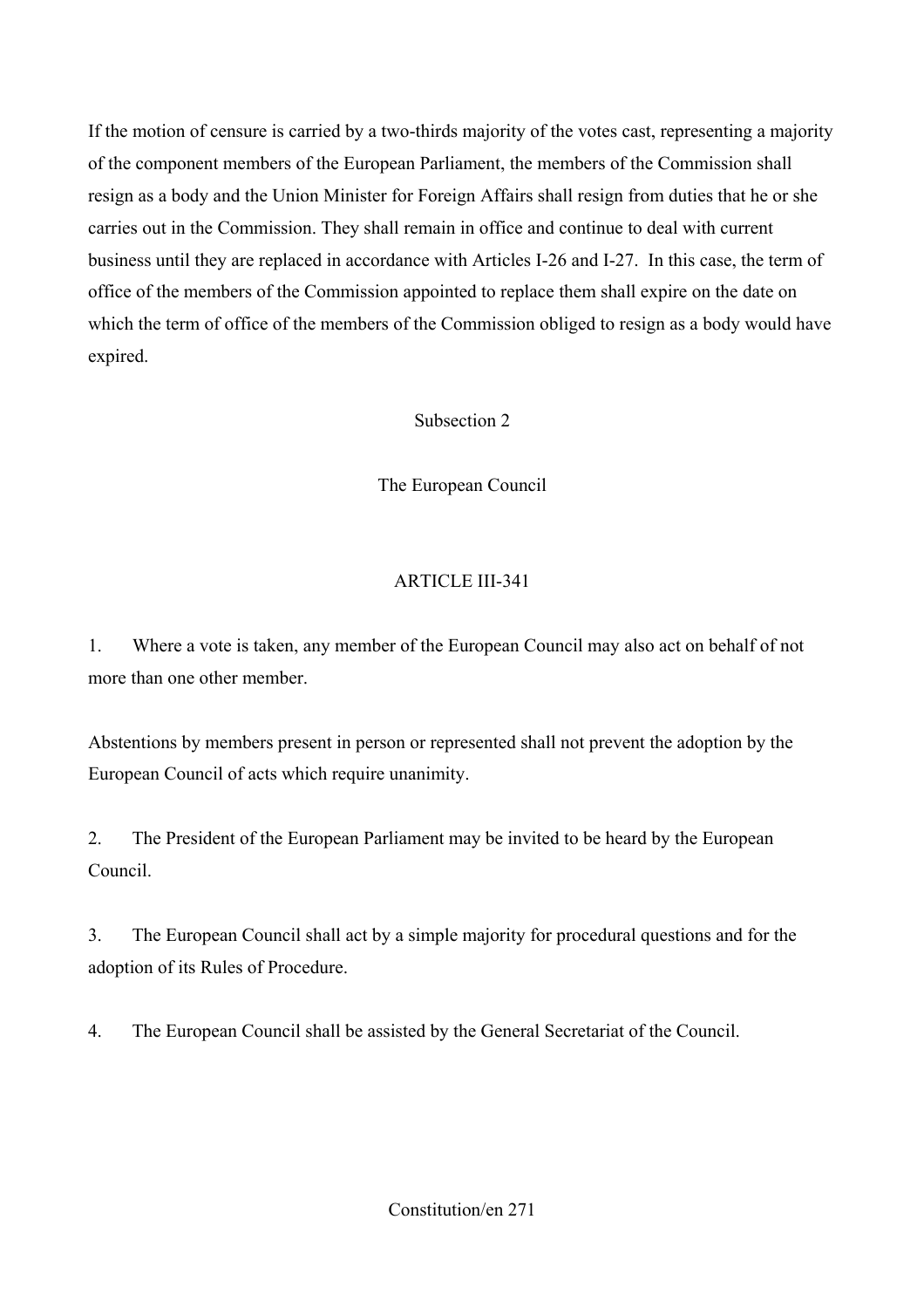If the motion of censure is carried by a two-thirds majority of the votes cast, representing a majority of the component members of the European Parliament, the members of the Commission shall resign as a body and the Union Minister for Foreign Affairs shall resign from duties that he or she carries out in the Commission. They shall remain in office and continue to deal with current business until they are replaced in accordance with Articles I-26 and I-27. In this case, the term of office of the members of the Commission appointed to replace them shall expire on the date on which the term of office of the members of the Commission obliged to resign as a body would have expired.

### Subsection 2

### The European Council

#### ARTICLE III-341

1. Where a vote is taken, any member of the European Council may also act on behalf of not more than one other member.

Abstentions by members present in person or represented shall not prevent the adoption by the European Council of acts which require unanimity.

2. The President of the European Parliament may be invited to be heard by the European Council.

3. The European Council shall act by a simple majority for procedural questions and for the adoption of its Rules of Procedure.

4. The European Council shall be assisted by the General Secretariat of the Council.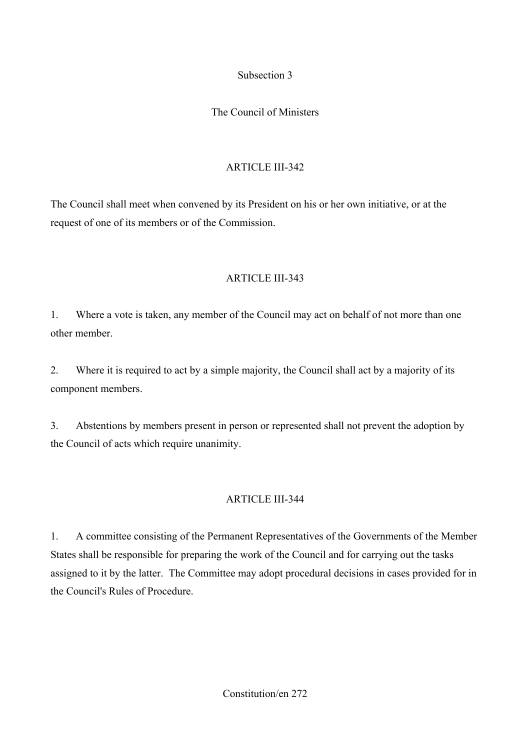### Subsection 3

### The Council of Ministers

#### ARTICLE III-342

The Council shall meet when convened by its President on his or her own initiative, or at the request of one of its members or of the Commission.

#### ARTICLE III-343

1. Where a vote is taken, any member of the Council may act on behalf of not more than one other member.

2. Where it is required to act by a simple majority, the Council shall act by a majority of its component members.

3. Abstentions by members present in person or represented shall not prevent the adoption by the Council of acts which require unanimity.

#### ARTICLE III-344

1. A committee consisting of the Permanent Representatives of the Governments of the Member States shall be responsible for preparing the work of the Council and for carrying out the tasks assigned to it by the latter. The Committee may adopt procedural decisions in cases provided for in the Council's Rules of Procedure.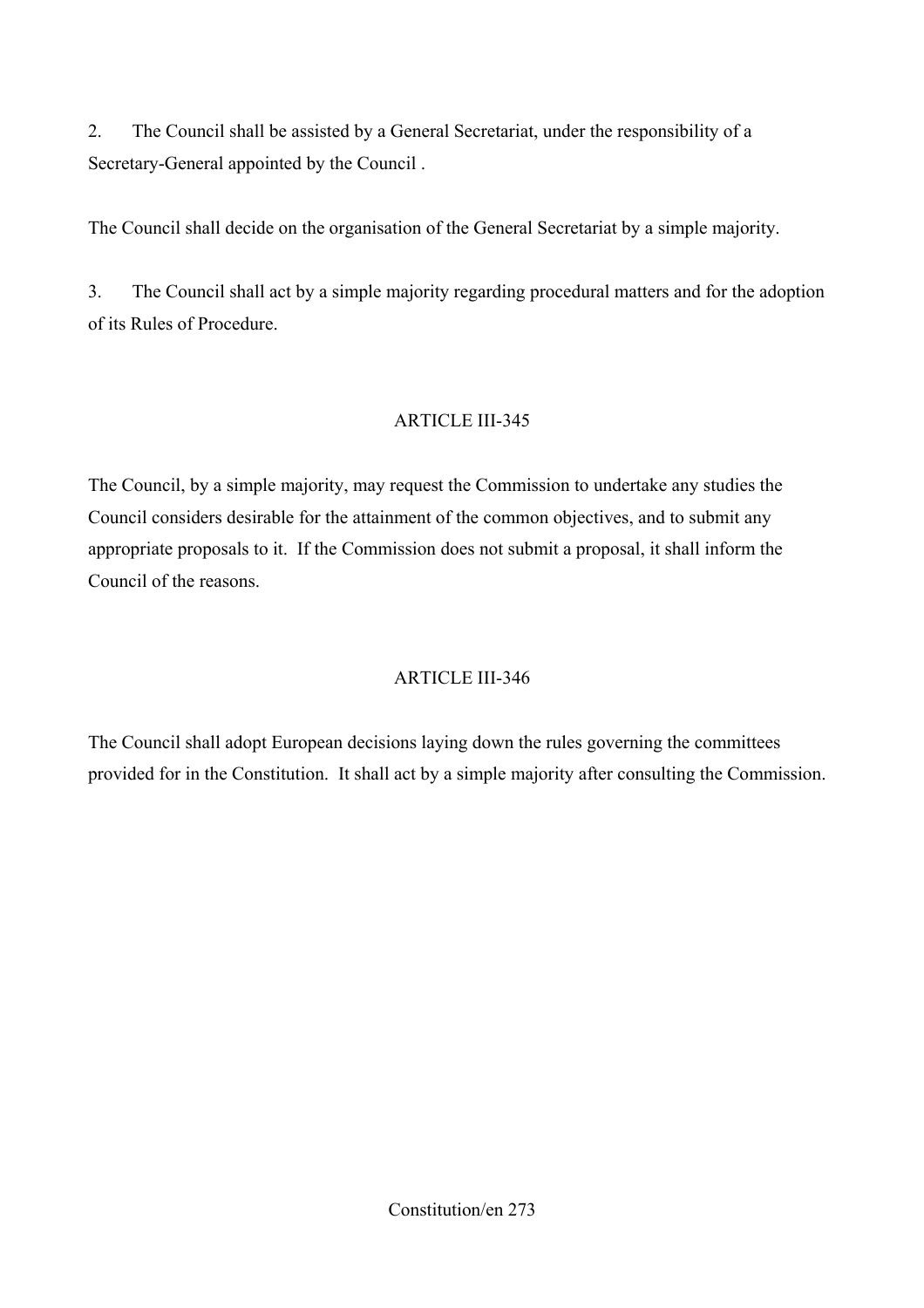2. The Council shall be assisted by a General Secretariat, under the responsibility of a Secretary-General appointed by the Council .

The Council shall decide on the organisation of the General Secretariat by a simple majority.

3. The Council shall act by a simple majority regarding procedural matters and for the adoption of its Rules of Procedure.

## ARTICLE III-345

The Council, by a simple majority, may request the Commission to undertake any studies the Council considers desirable for the attainment of the common objectives, and to submit any appropriate proposals to it. If the Commission does not submit a proposal, it shall inform the Council of the reasons.

## ARTICLE III-346

The Council shall adopt European decisions laying down the rules governing the committees provided for in the Constitution. It shall act by a simple majority after consulting the Commission.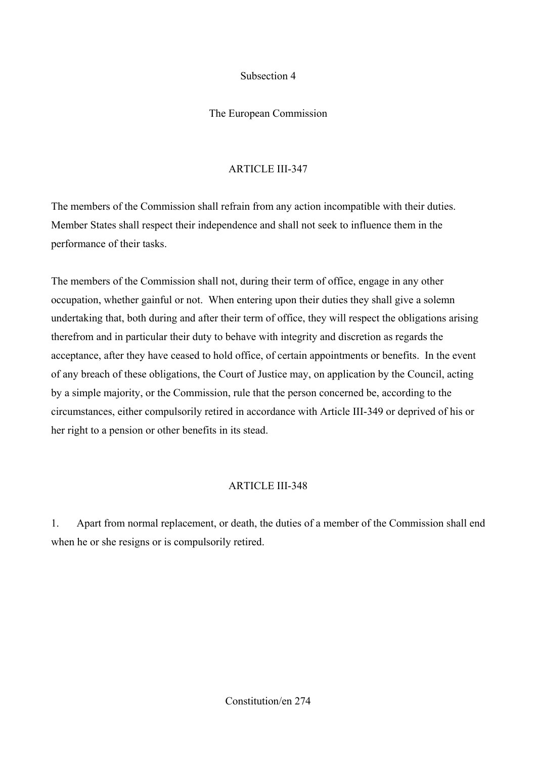## Subsection 4

## The European Commission

### ARTICLE III-347

The members of the Commission shall refrain from any action incompatible with their duties. Member States shall respect their independence and shall not seek to influence them in the performance of their tasks.

The members of the Commission shall not, during their term of office, engage in any other occupation, whether gainful or not. When entering upon their duties they shall give a solemn undertaking that, both during and after their term of office, they will respect the obligations arising therefrom and in particular their duty to behave with integrity and discretion as regards the acceptance, after they have ceased to hold office, of certain appointments or benefits. In the event of any breach of these obligations, the Court of Justice may, on application by the Council, acting by a simple majority, or the Commission, rule that the person concerned be, according to the circumstances, either compulsorily retired in accordance with Article III-349 or deprived of his or her right to a pension or other benefits in its stead.

### ARTICLE III-348

1. Apart from normal replacement, or death, the duties of a member of the Commission shall end when he or she resigns or is compulsorily retired.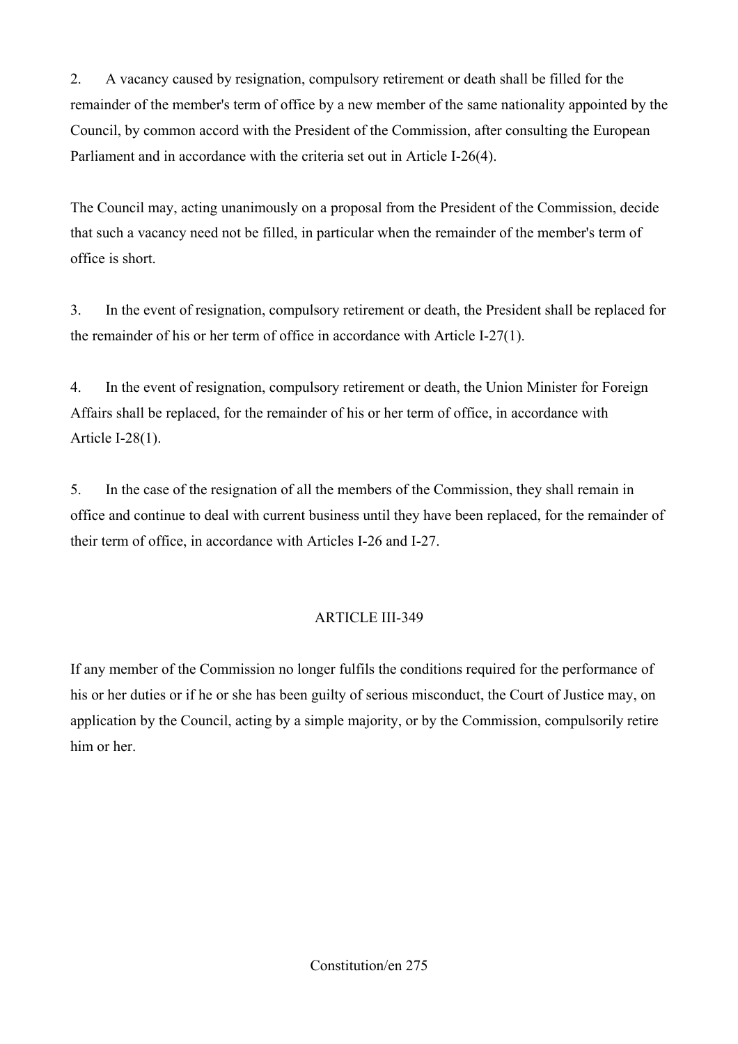2. A vacancy caused by resignation, compulsory retirement or death shall be filled for the remainder of the member's term of office by a new member of the same nationality appointed by the Council, by common accord with the President of the Commission, after consulting the European Parliament and in accordance with the criteria set out in Article I-26(4).

The Council may, acting unanimously on a proposal from the President of the Commission, decide that such a vacancy need not be filled, in particular when the remainder of the member's term of office is short.

3. In the event of resignation, compulsory retirement or death, the President shall be replaced for the remainder of his or her term of office in accordance with Article I-27(1).

4. In the event of resignation, compulsory retirement or death, the Union Minister for Foreign Affairs shall be replaced, for the remainder of his or her term of office, in accordance with Article I-28(1).

5. In the case of the resignation of all the members of the Commission, they shall remain in office and continue to deal with current business until they have been replaced, for the remainder of their term of office, in accordance with Articles I-26 and I-27.

## ARTICLE III-349

If any member of the Commission no longer fulfils the conditions required for the performance of his or her duties or if he or she has been guilty of serious misconduct, the Court of Justice may, on application by the Council, acting by a simple majority, or by the Commission, compulsorily retire him or her.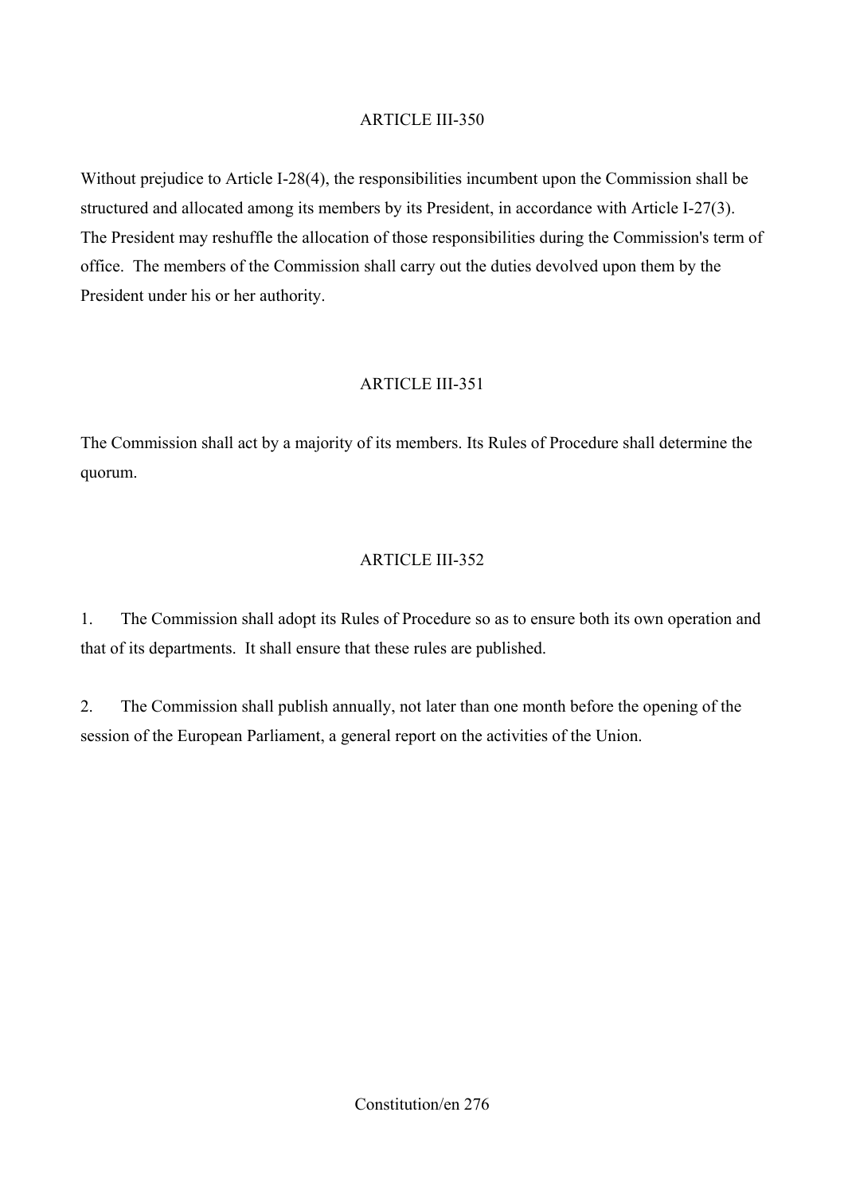### ARTICLE III-350

Without prejudice to Article I-28(4), the responsibilities incumbent upon the Commission shall be structured and allocated among its members by its President, in accordance with Article I-27(3). The President may reshuffle the allocation of those responsibilities during the Commission's term of office. The members of the Commission shall carry out the duties devolved upon them by the President under his or her authority.

### ARTICLE III-351

The Commission shall act by a majority of its members. Its Rules of Procedure shall determine the quorum.

### ARTICLE III-352

1. The Commission shall adopt its Rules of Procedure so as to ensure both its own operation and that of its departments. It shall ensure that these rules are published.

2. The Commission shall publish annually, not later than one month before the opening of the session of the European Parliament, a general report on the activities of the Union.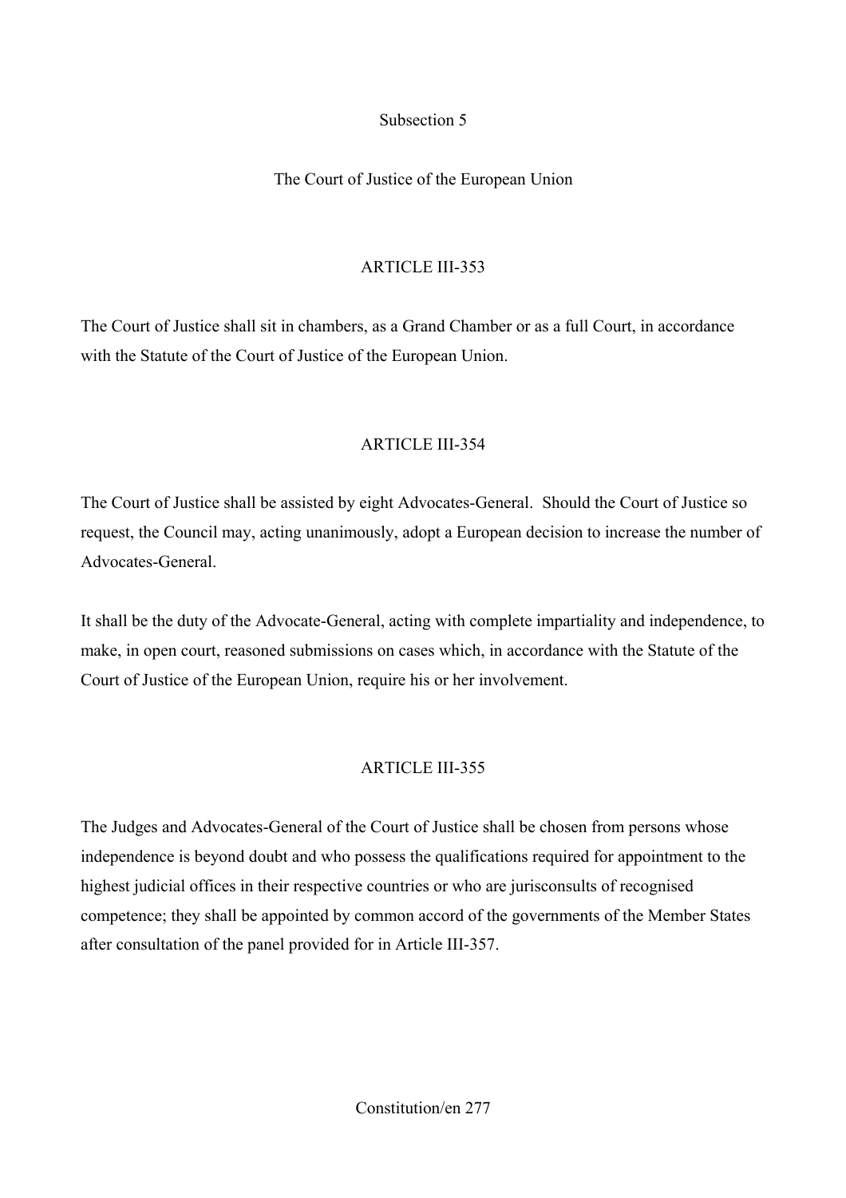### Subsection 5

### The Court of Justice of the European Union

#### ARTICLE III-353

The Court of Justice shall sit in chambers, as a Grand Chamber or as a full Court, in accordance with the Statute of the Court of Justice of the European Union.

#### ARTICLE III-354

The Court of Justice shall be assisted by eight Advocates-General. Should the Court of Justice so request, the Council may, acting unanimously, adopt a European decision to increase the number of Advocates-General.

It shall be the duty of the Advocate-General, acting with complete impartiality and independence, to make, in open court, reasoned submissions on cases which, in accordance with the Statute of the Court of Justice of the European Union, require his or her involvement.

#### ARTICLE III-355

The Judges and Advocates-General of the Court of Justice shall be chosen from persons whose independence is beyond doubt and who possess the qualifications required for appointment to the highest judicial offices in their respective countries or who are jurisconsults of recognised competence; they shall be appointed by common accord of the governments of the Member States after consultation of the panel provided for in Article III-357.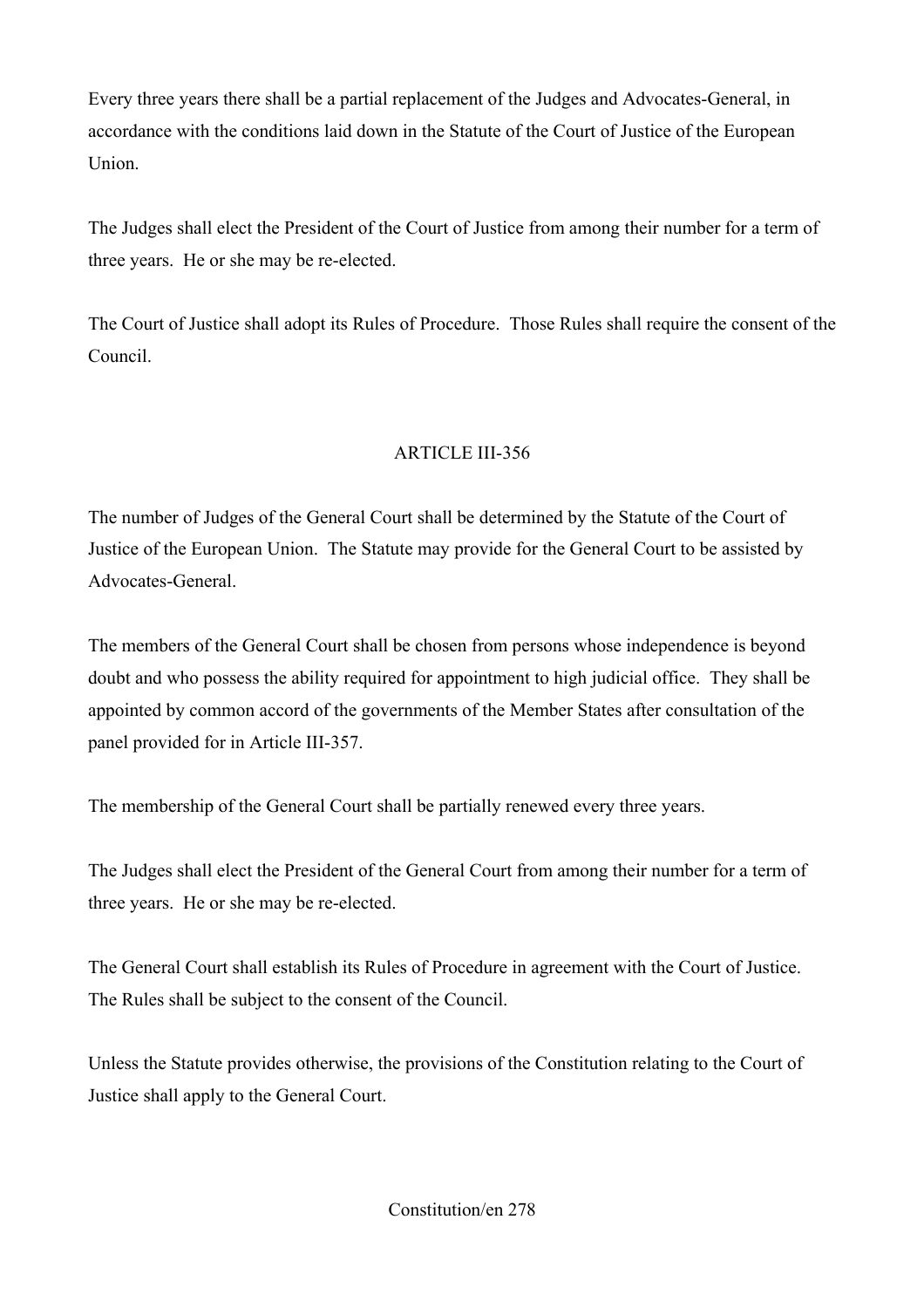Every three years there shall be a partial replacement of the Judges and Advocates-General, in accordance with the conditions laid down in the Statute of the Court of Justice of the European Union.

The Judges shall elect the President of the Court of Justice from among their number for a term of three years. He or she may be re-elected.

The Court of Justice shall adopt its Rules of Procedure. Those Rules shall require the consent of the Council.

## ARTICLE III-356

The number of Judges of the General Court shall be determined by the Statute of the Court of Justice of the European Union. The Statute may provide for the General Court to be assisted by Advocates-General.

The members of the General Court shall be chosen from persons whose independence is beyond doubt and who possess the ability required for appointment to high judicial office. They shall be appointed by common accord of the governments of the Member States after consultation of the panel provided for in Article III-357.

The membership of the General Court shall be partially renewed every three years.

The Judges shall elect the President of the General Court from among their number for a term of three years. He or she may be re-elected.

The General Court shall establish its Rules of Procedure in agreement with the Court of Justice. The Rules shall be subject to the consent of the Council.

Unless the Statute provides otherwise, the provisions of the Constitution relating to the Court of Justice shall apply to the General Court.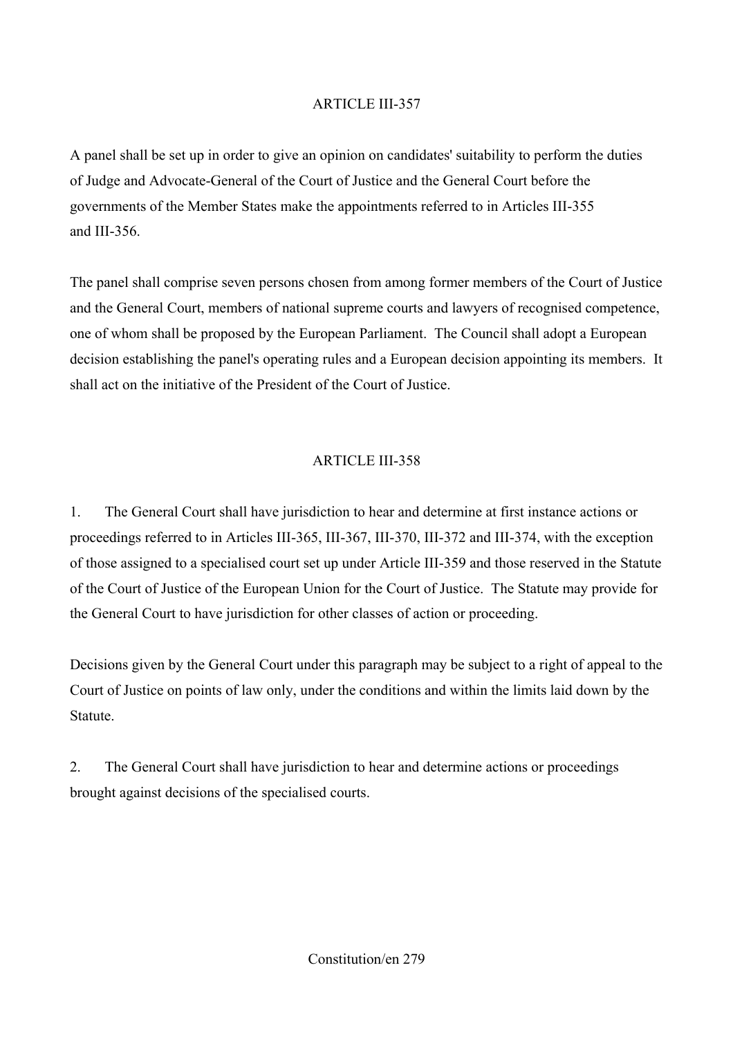## ARTICLE III-357

A panel shall be set up in order to give an opinion on candidates' suitability to perform the duties of Judge and Advocate-General of the Court of Justice and the General Court before the governments of the Member States make the appointments referred to in Articles III-355 and III-356.

The panel shall comprise seven persons chosen from among former members of the Court of Justice and the General Court, members of national supreme courts and lawyers of recognised competence, one of whom shall be proposed by the European Parliament. The Council shall adopt a European decision establishing the panel's operating rules and a European decision appointing its members. It shall act on the initiative of the President of the Court of Justice.

## ARTICLE III-358

1. The General Court shall have jurisdiction to hear and determine at first instance actions or proceedings referred to in Articles III-365, III-367, III-370, III-372 and III-374, with the exception of those assigned to a specialised court set up under Article III-359 and those reserved in the Statute of the Court of Justice of the European Union for the Court of Justice. The Statute may provide for the General Court to have jurisdiction for other classes of action or proceeding.

Decisions given by the General Court under this paragraph may be subject to a right of appeal to the Court of Justice on points of law only, under the conditions and within the limits laid down by the Statute.

2. The General Court shall have jurisdiction to hear and determine actions or proceedings brought against decisions of the specialised courts.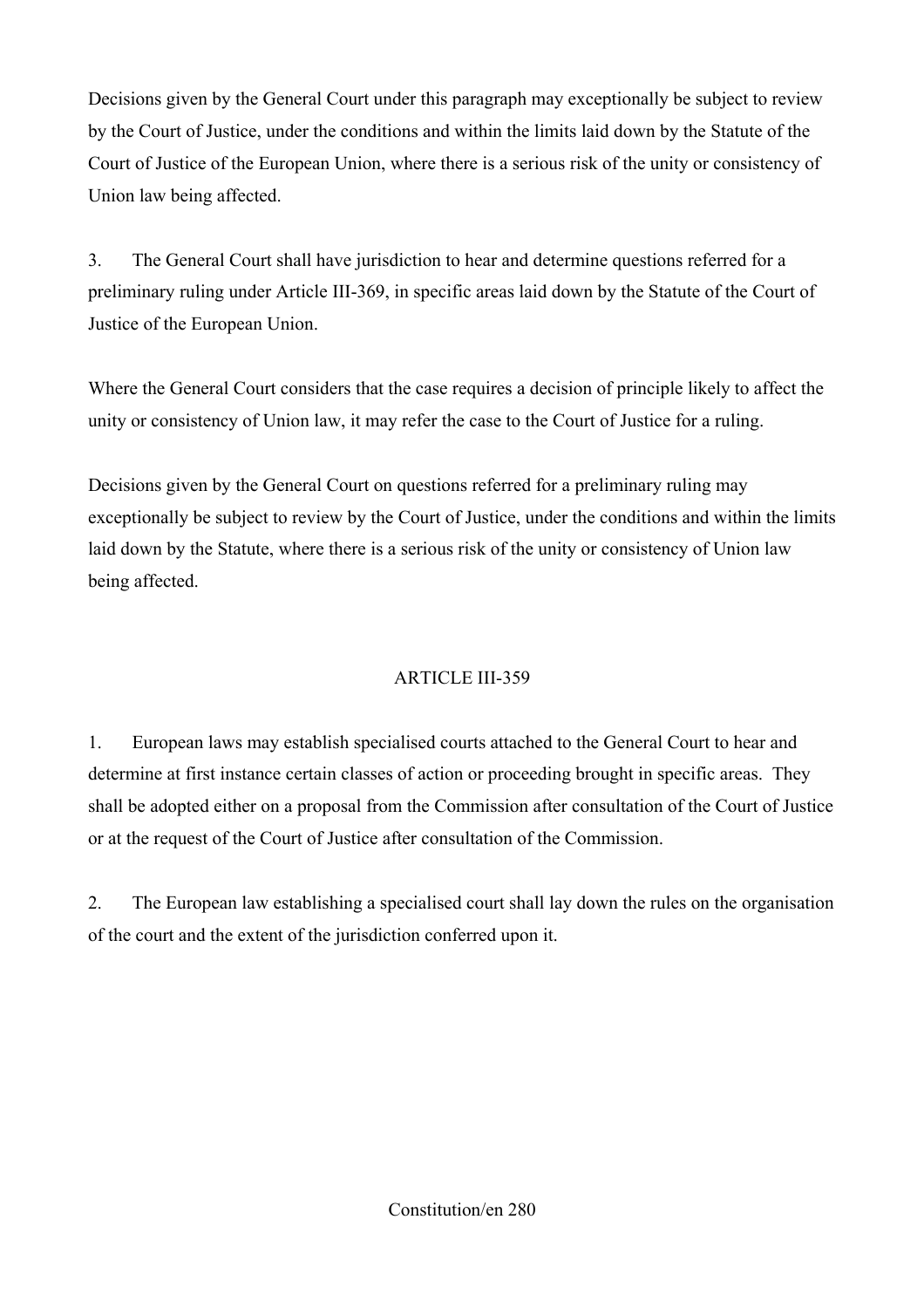Decisions given by the General Court under this paragraph may exceptionally be subject to review by the Court of Justice, under the conditions and within the limits laid down by the Statute of the Court of Justice of the European Union, where there is a serious risk of the unity or consistency of Union law being affected.

3. The General Court shall have jurisdiction to hear and determine questions referred for a preliminary ruling under Article III-369, in specific areas laid down by the Statute of the Court of Justice of the European Union.

Where the General Court considers that the case requires a decision of principle likely to affect the unity or consistency of Union law, it may refer the case to the Court of Justice for a ruling.

Decisions given by the General Court on questions referred for a preliminary ruling may exceptionally be subject to review by the Court of Justice, under the conditions and within the limits laid down by the Statute, where there is a serious risk of the unity or consistency of Union law being affected.

### ARTICLE III-359

1. European laws may establish specialised courts attached to the General Court to hear and determine at first instance certain classes of action or proceeding brought in specific areas. They shall be adopted either on a proposal from the Commission after consultation of the Court of Justice or at the request of the Court of Justice after consultation of the Commission.

2. The European law establishing a specialised court shall lay down the rules on the organisation of the court and the extent of the jurisdiction conferred upon it.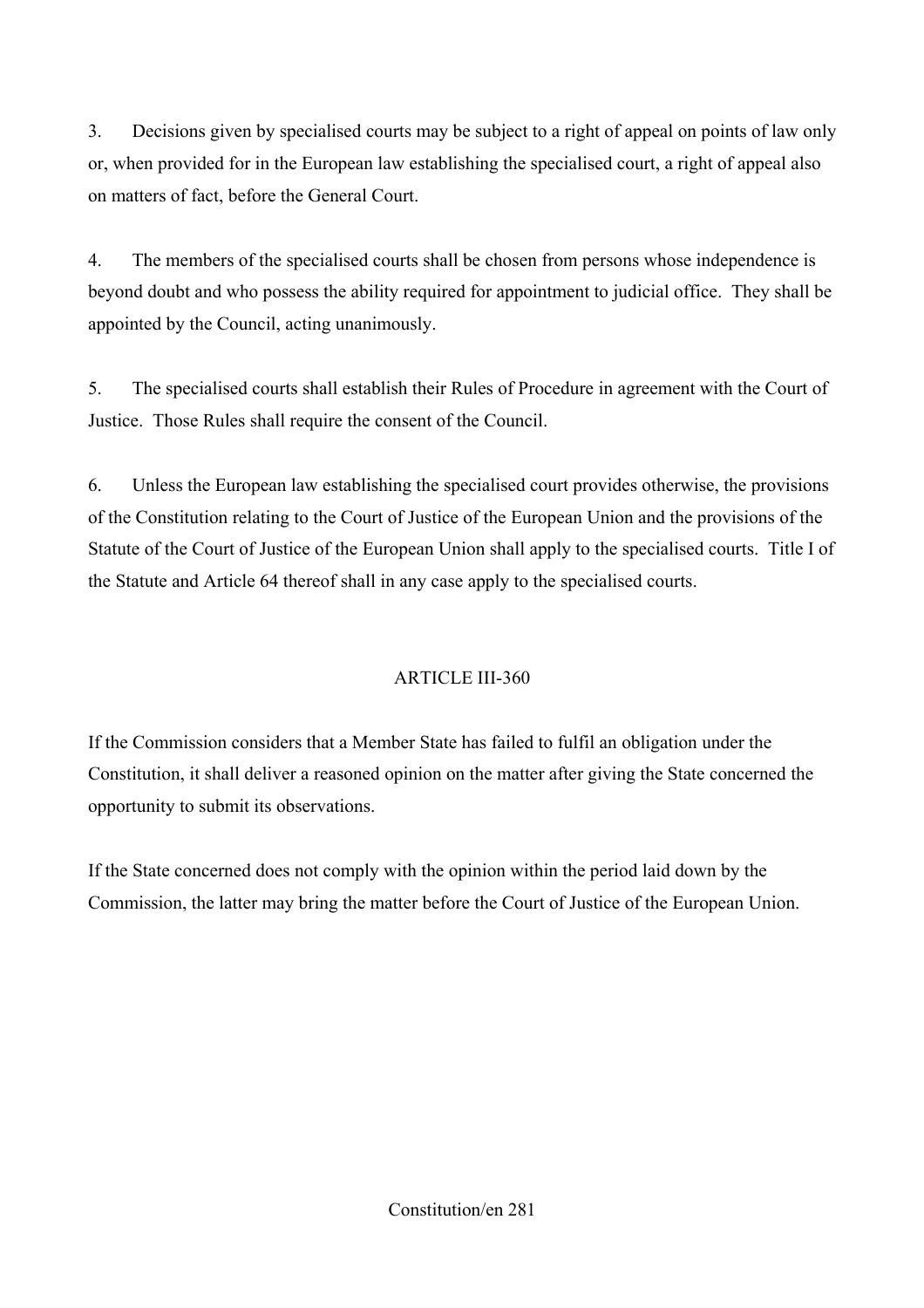3. Decisions given by specialised courts may be subject to a right of appeal on points of law only or, when provided for in the European law establishing the specialised court, a right of appeal also on matters of fact, before the General Court.

4. The members of the specialised courts shall be chosen from persons whose independence is beyond doubt and who possess the ability required for appointment to judicial office. They shall be appointed by the Council, acting unanimously.

5. The specialised courts shall establish their Rules of Procedure in agreement with the Court of Justice. Those Rules shall require the consent of the Council.

6. Unless the European law establishing the specialised court provides otherwise, the provisions of the Constitution relating to the Court of Justice of the European Union and the provisions of the Statute of the Court of Justice of the European Union shall apply to the specialised courts. Title I of the Statute and Article 64 thereof shall in any case apply to the specialised courts.

## ARTICLE III-360

If the Commission considers that a Member State has failed to fulfil an obligation under the Constitution, it shall deliver a reasoned opinion on the matter after giving the State concerned the opportunity to submit its observations.

If the State concerned does not comply with the opinion within the period laid down by the Commission, the latter may bring the matter before the Court of Justice of the European Union.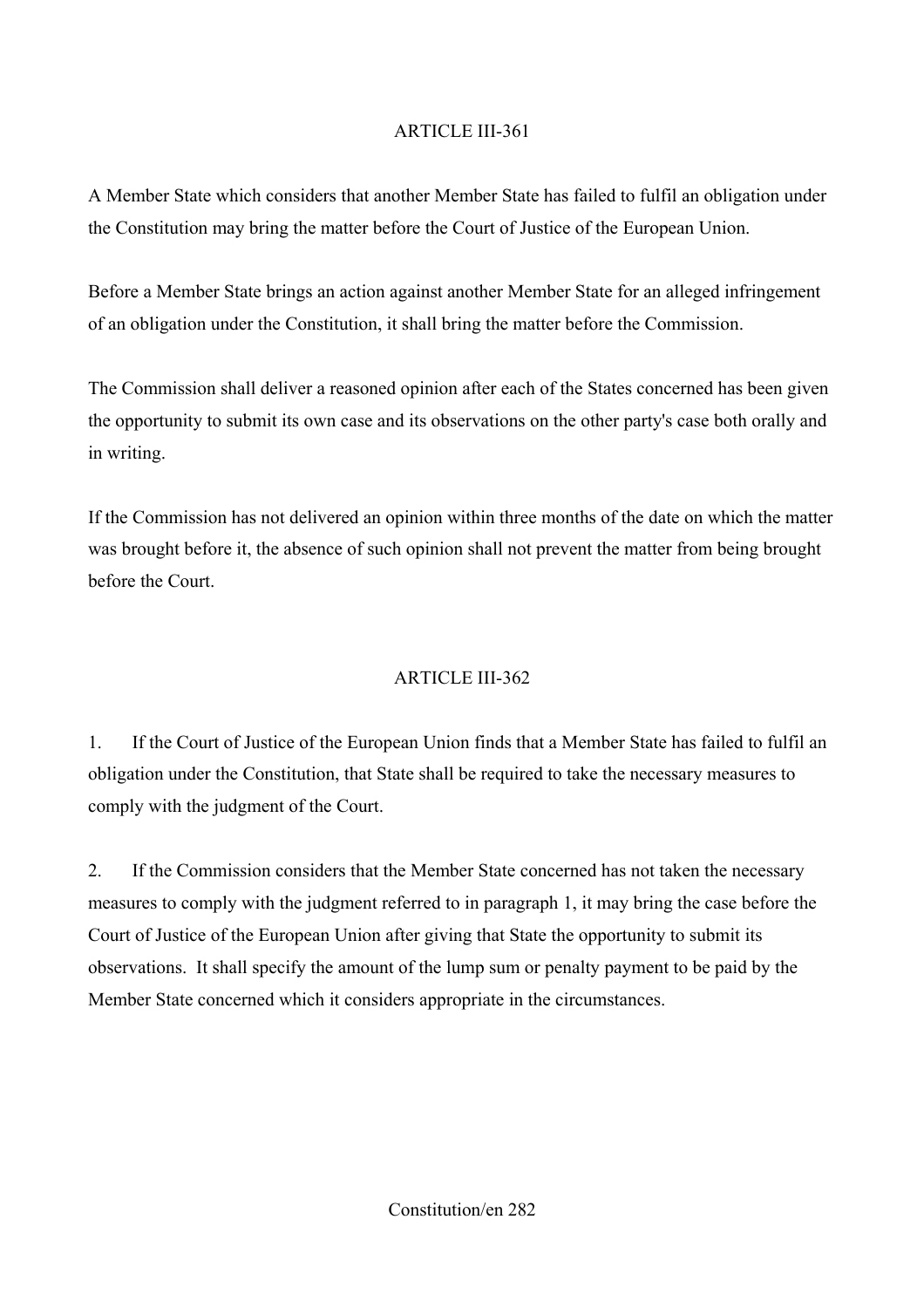ARTICLE III-361

A Member State which considers that another Member State has failed to fulfil an obligation under the Constitution may bring the matter before the Court of Justice of the European Union.

Before a Member State brings an action against another Member State for an alleged infringement of an obligation under the Constitution, it shall bring the matter before the Commission.

The Commission shall deliver a reasoned opinion after each of the States concerned has been given the opportunity to submit its own case and its observations on the other party's case both orally and in writing.

If the Commission has not delivered an opinion within three months of the date on which the matter was brought before it, the absence of such opinion shall not prevent the matter from being brought before the Court.

ARTICLE III-362

1. If the Court of Justice of the European Union finds that a Member State has failed to fulfil an obligation under the Constitution, that State shall be required to take the necessary measures to comply with the judgment of the Court.

2. If the Commission considers that the Member State concerned has not taken the necessary measures to comply with the judgment referred to in paragraph 1, it may bring the case before the Court of Justice of the European Union after giving that State the opportunity to submit its observations. It shall specify the amount of the lump sum or penalty payment to be paid by the Member State concerned which it considers appropriate in the circumstances.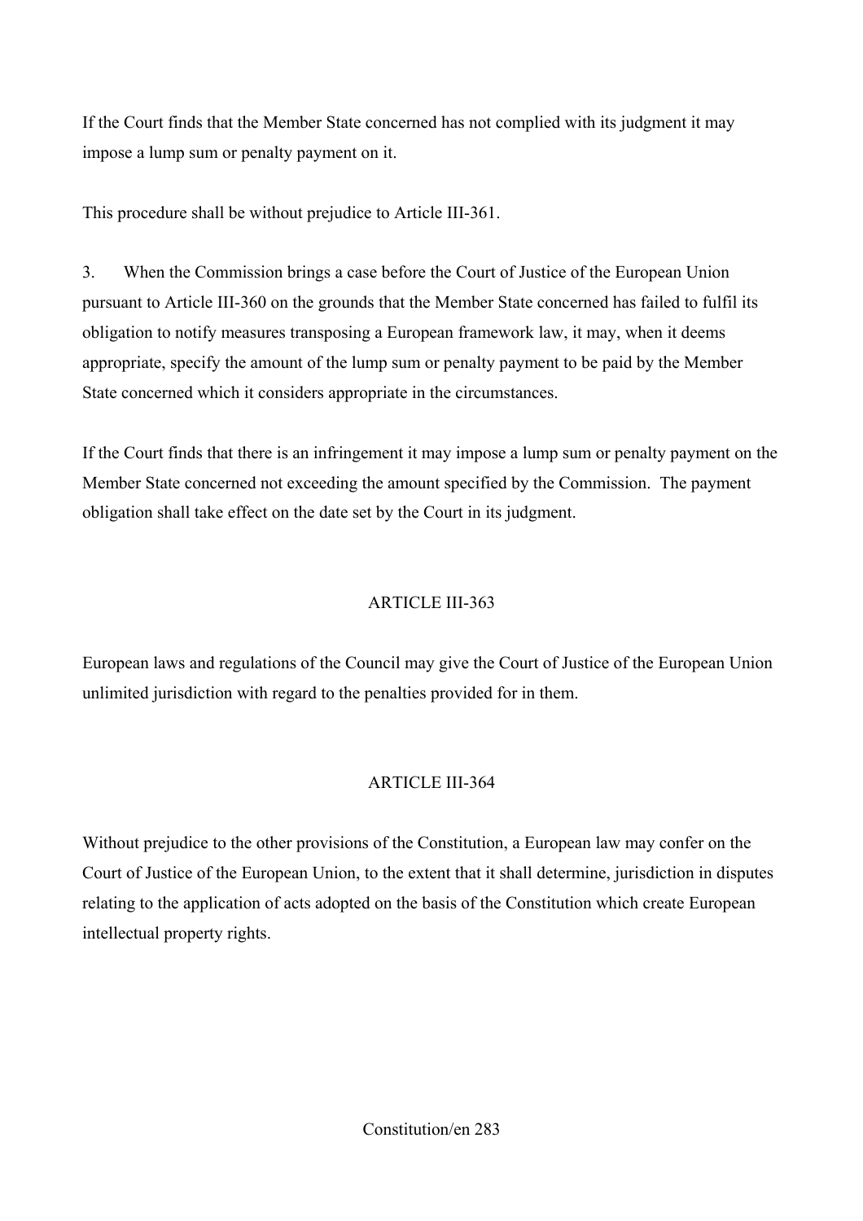If the Court finds that the Member State concerned has not complied with its judgment it may impose a lump sum or penalty payment on it.

This procedure shall be without prejudice to Article III-361.

3. When the Commission brings a case before the Court of Justice of the European Union pursuant to Article III-360 on the grounds that the Member State concerned has failed to fulfil its obligation to notify measures transposing a European framework law, it may, when it deems appropriate, specify the amount of the lump sum or penalty payment to be paid by the Member State concerned which it considers appropriate in the circumstances.

If the Court finds that there is an infringement it may impose a lump sum or penalty payment on the Member State concerned not exceeding the amount specified by the Commission. The payment obligation shall take effect on the date set by the Court in its judgment.

## ARTICLE III-363

European laws and regulations of the Council may give the Court of Justice of the European Union unlimited jurisdiction with regard to the penalties provided for in them.

## ARTICLE III-364

Without prejudice to the other provisions of the Constitution, a European law may confer on the Court of Justice of the European Union, to the extent that it shall determine, jurisdiction in disputes relating to the application of acts adopted on the basis of the Constitution which create European intellectual property rights.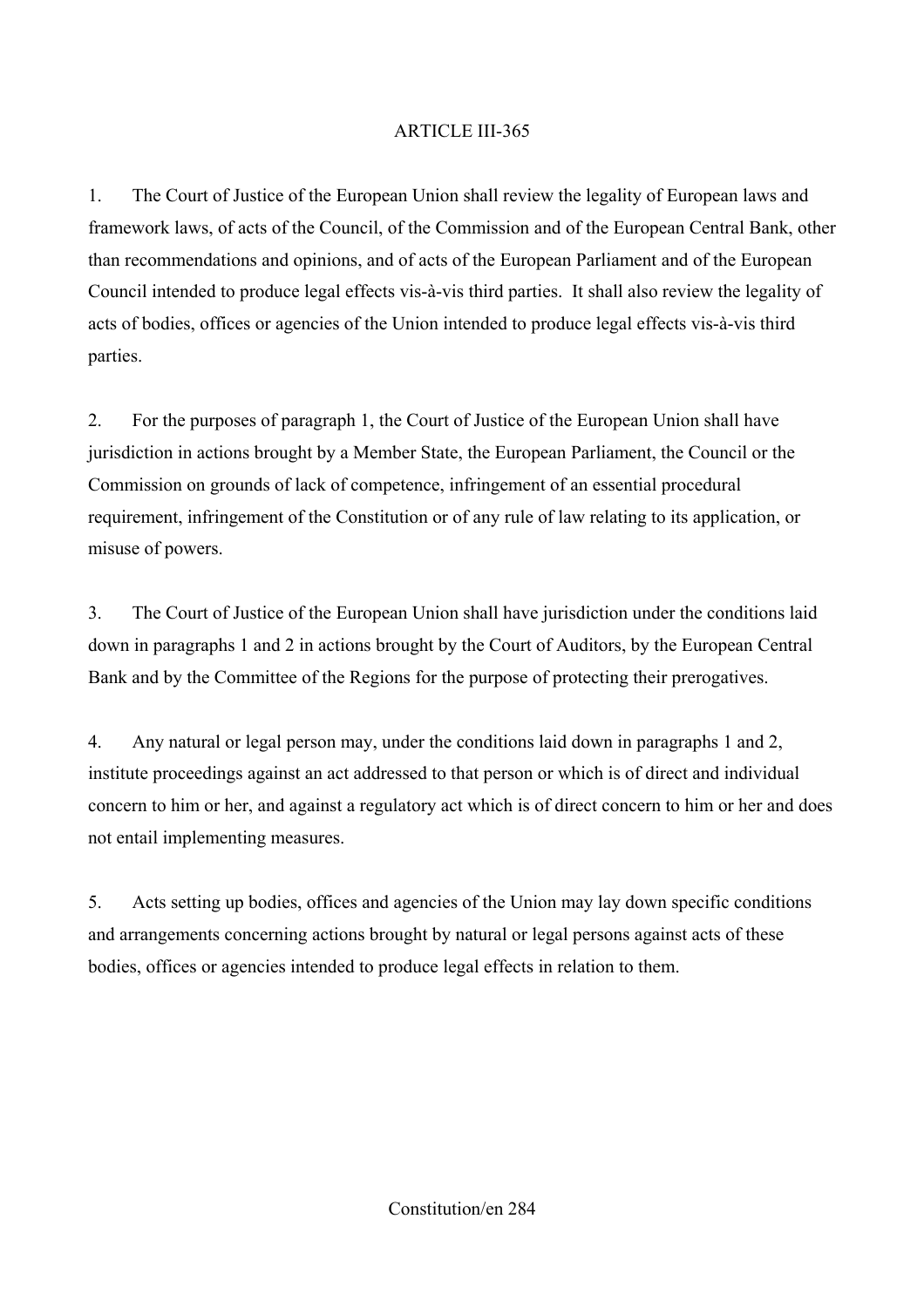ARTICLE III-365

1. The Court of Justice of the European Union shall review the legality of European laws and framework laws, of acts of the Council, of the Commission and of the European Central Bank, other than recommendations and opinions, and of acts of the European Parliament and of the European Council intended to produce legal effects vis-à-vis third parties. It shall also review the legality of acts of bodies, offices or agencies of the Union intended to produce legal effects vis-à-vis third parties.

2. For the purposes of paragraph 1, the Court of Justice of the European Union shall have jurisdiction in actions brought by a Member State, the European Parliament, the Council or the Commission on grounds of lack of competence, infringement of an essential procedural requirement, infringement of the Constitution or of any rule of law relating to its application, or misuse of powers.

3. The Court of Justice of the European Union shall have jurisdiction under the conditions laid down in paragraphs 1 and 2 in actions brought by the Court of Auditors, by the European Central Bank and by the Committee of the Regions for the purpose of protecting their prerogatives.

4. Any natural or legal person may, under the conditions laid down in paragraphs 1 and 2, institute proceedings against an act addressed to that person or which is of direct and individual concern to him or her, and against a regulatory act which is of direct concern to him or her and does not entail implementing measures.

5. Acts setting up bodies, offices and agencies of the Union may lay down specific conditions and arrangements concerning actions brought by natural or legal persons against acts of these bodies, offices or agencies intended to produce legal effects in relation to them.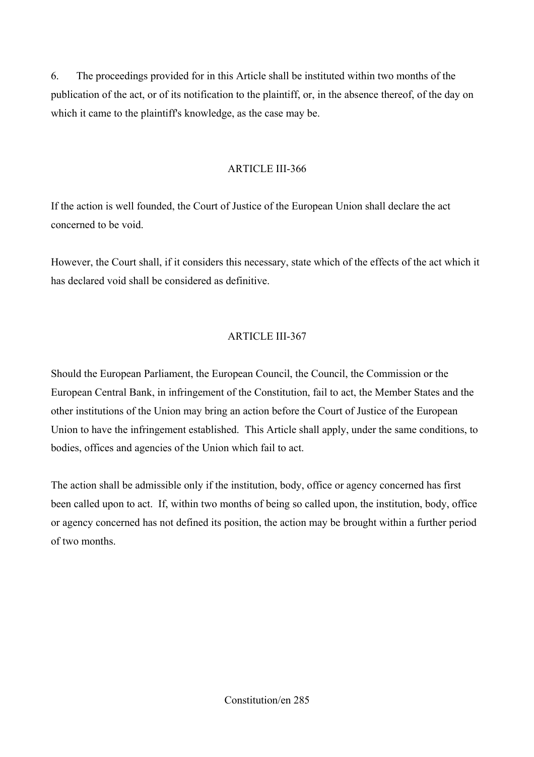6. The proceedings provided for in this Article shall be instituted within two months of the publication of the act, or of its notification to the plaintiff, or, in the absence thereof, of the day on which it came to the plaintiff's knowledge, as the case may be.

## ARTICLE III-366

If the action is well founded, the Court of Justice of the European Union shall declare the act concerned to be void.

However, the Court shall, if it considers this necessary, state which of the effects of the act which it has declared void shall be considered as definitive.

## ARTICLE III-367

Should the European Parliament, the European Council, the Council, the Commission or the European Central Bank, in infringement of the Constitution, fail to act, the Member States and the other institutions of the Union may bring an action before the Court of Justice of the European Union to have the infringement established. This Article shall apply, under the same conditions, to bodies, offices and agencies of the Union which fail to act.

The action shall be admissible only if the institution, body, office or agency concerned has first been called upon to act. If, within two months of being so called upon, the institution, body, office or agency concerned has not defined its position, the action may be brought within a further period of two months.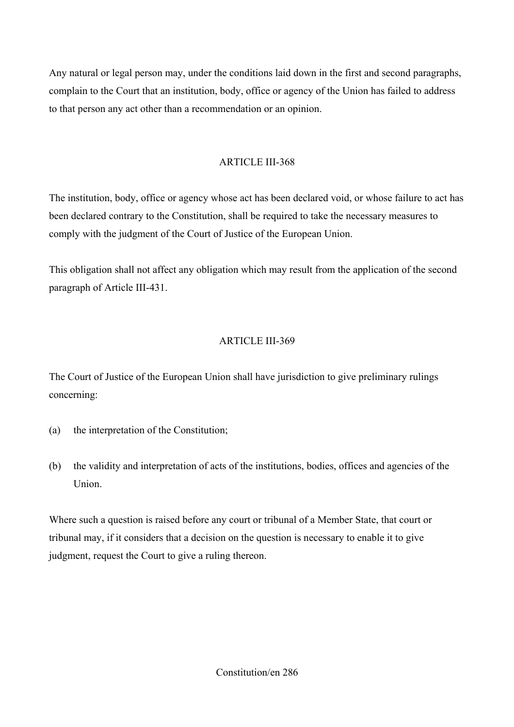Any natural or legal person may, under the conditions laid down in the first and second paragraphs, complain to the Court that an institution, body, office or agency of the Union has failed to address to that person any act other than a recommendation or an opinion.

### ARTICLE III-368

The institution, body, office or agency whose act has been declared void, or whose failure to act has been declared contrary to the Constitution, shall be required to take the necessary measures to comply with the judgment of the Court of Justice of the European Union.

This obligation shall not affect any obligation which may result from the application of the second paragraph of Article III-431.

### ARTICLE III-369

The Court of Justice of the European Union shall have jurisdiction to give preliminary rulings concerning:

(a) the interpretation of the Constitution;

(b) the validity and interpretation of acts of the institutions, bodies, offices and agencies of the Union.

Where such a question is raised before any court or tribunal of a Member State, that court or tribunal may, if it considers that a decision on the question is necessary to enable it to give judgment, request the Court to give a ruling thereon.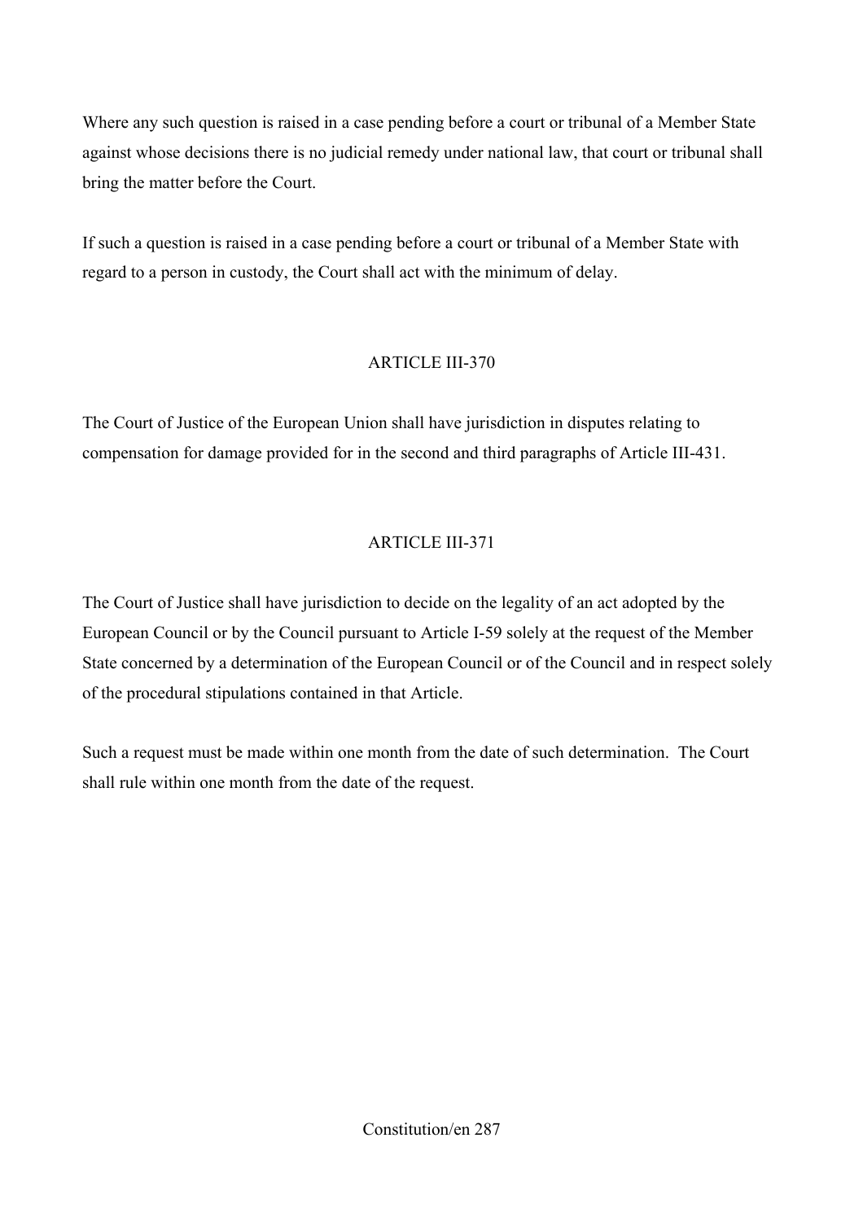Where any such question is raised in a case pending before a court or tribunal of a Member State against whose decisions there is no judicial remedy under national law, that court or tribunal shall bring the matter before the Court.

If such a question is raised in a case pending before a court or tribunal of a Member State with regard to a person in custody, the Court shall act with the minimum of delay.

### ARTICLE III-370

The Court of Justice of the European Union shall have jurisdiction in disputes relating to compensation for damage provided for in the second and third paragraphs of Article III-431.

### ARTICLE III-371

The Court of Justice shall have jurisdiction to decide on the legality of an act adopted by the European Council or by the Council pursuant to Article I-59 solely at the request of the Member State concerned by a determination of the European Council or of the Council and in respect solely of the procedural stipulations contained in that Article.

Such a request must be made within one month from the date of such determination. The Court shall rule within one month from the date of the request.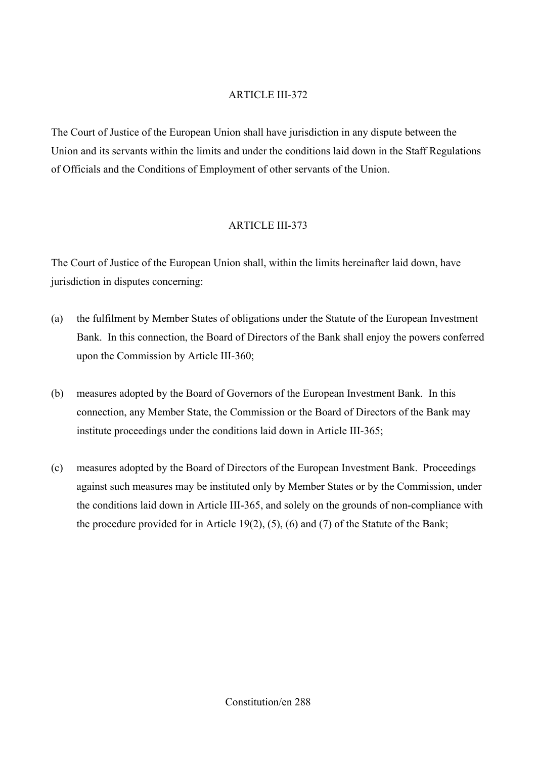### ARTICLE III-372

The Court of Justice of the European Union shall have jurisdiction in any dispute between the Union and its servants within the limits and under the conditions laid down in the Staff Regulations of Officials and the Conditions of Employment of other servants of the Union.

### ARTICLE III-373

The Court of Justice of the European Union shall, within the limits hereinafter laid down, have jurisdiction in disputes concerning:

(a) the fulfilment by Member States of obligations under the Statute of the European Investment Bank. In this connection, the Board of Directors of the Bank shall enjoy the powers conferred upon the Commission by Article III-360;

(b) measures adopted by the Board of Governors of the European Investment Bank. In this connection, any Member State, the Commission or the Board of Directors of the Bank may institute proceedings under the conditions laid down in Article III-365;

(c) measures adopted by the Board of Directors of the European Investment Bank. Proceedings against such measures may be instituted only by Member States or by the Commission, under the conditions laid down in Article III-365, and solely on the grounds of non-compliance with the procedure provided for in Article 19(2), (5), (6) and (7) of the Statute of the Bank;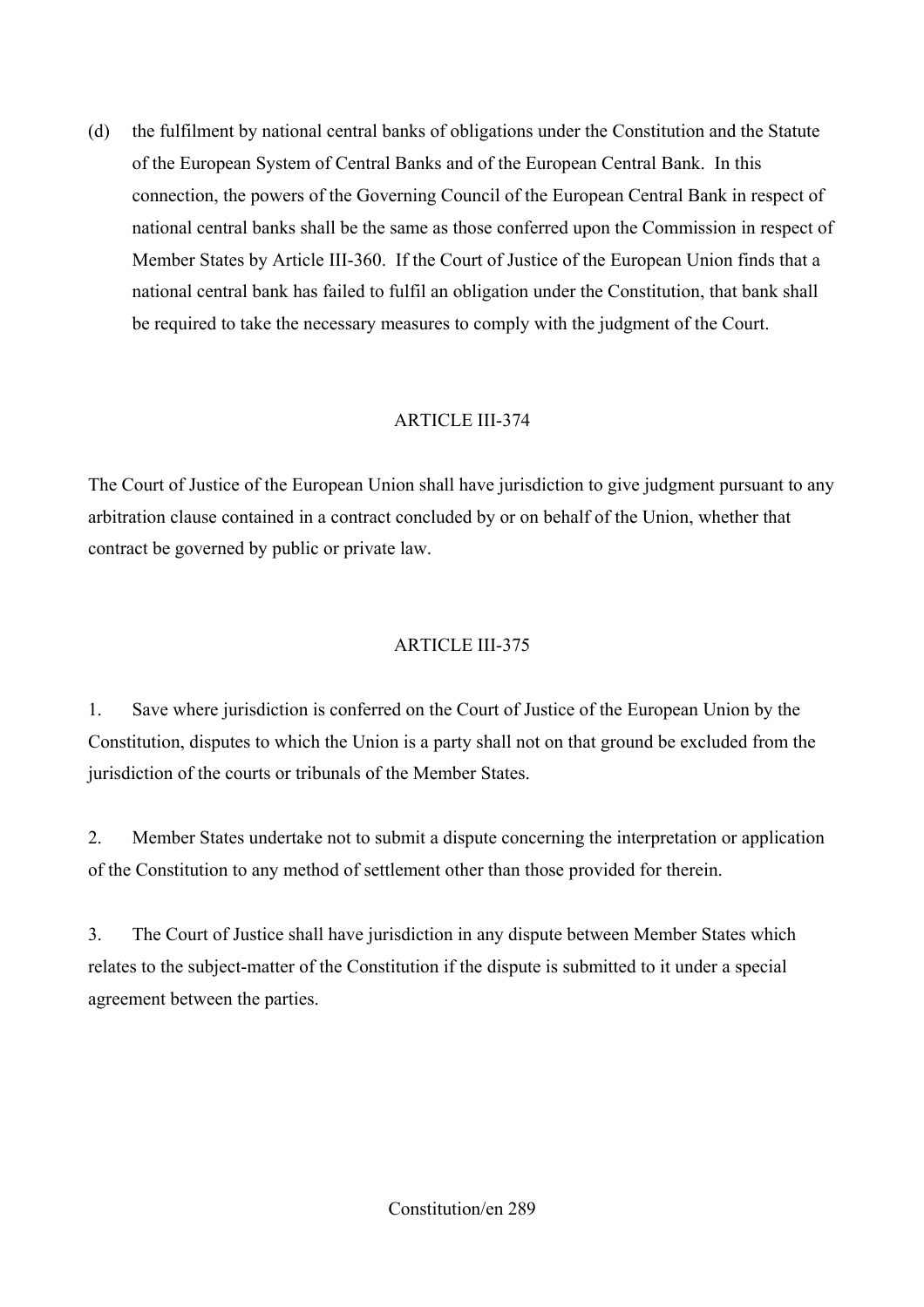(d) the fulfilment by national central banks of obligations under the Constitution and the Statute of the European System of Central Banks and of the European Central Bank. In this connection, the powers of the Governing Council of the European Central Bank in respect of national central banks shall be the same as those conferred upon the Commission in respect of Member States by Article III-360. If the Court of Justice of the European Union finds that a national central bank has failed to fulfil an obligation under the Constitution, that bank shall be required to take the necessary measures to comply with the judgment of the Court.

ARTICLE III-374

The Court of Justice of the European Union shall have jurisdiction to give judgment pursuant to any arbitration clause contained in a contract concluded by or on behalf of the Union, whether that contract be governed by public or private law.

ARTICLE III-375

1. Save where jurisdiction is conferred on the Court of Justice of the European Union by the Constitution, disputes to which the Union is a party shall not on that ground be excluded from the jurisdiction of the courts or tribunals of the Member States.

2. Member States undertake not to submit a dispute concerning the interpretation or application of the Constitution to any method of settlement other than those provided for therein.

3. The Court of Justice shall have jurisdiction in any dispute between Member States which relates to the subject-matter of the Constitution if the dispute is submitted to it under a special agreement between the parties.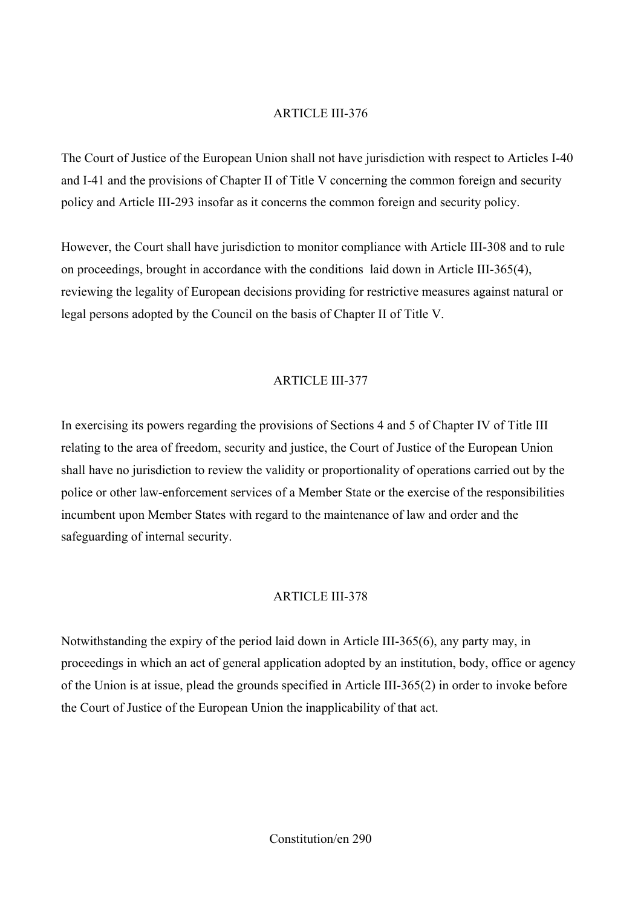ARTICLE III-376

The Court of Justice of the European Union shall not have jurisdiction with respect to Articles I-40 and I-41 and the provisions of Chapter II of Title V concerning the common foreign and security policy and Article III-293 insofar as it concerns the common foreign and security policy.

However, the Court shall have jurisdiction to monitor compliance with Article III-308 and to rule on proceedings, brought in accordance with the conditions laid down in Article III-365(4), reviewing the legality of European decisions providing for restrictive measures against natural or legal persons adopted by the Council on the basis of Chapter II of Title V.

ARTICLE III-377

In exercising its powers regarding the provisions of Sections 4 and 5 of Chapter IV of Title III relating to the area of freedom, security and justice, the Court of Justice of the European Union shall have no jurisdiction to review the validity or proportionality of operations carried out by the police or other law-enforcement services of a Member State or the exercise of the responsibilities incumbent upon Member States with regard to the maintenance of law and order and the safeguarding of internal security.

ARTICLE III-378

Notwithstanding the expiry of the period laid down in Article III-365(6), any party may, in proceedings in which an act of general application adopted by an institution, body, office or agency of the Union is at issue, plead the grounds specified in Article III-365(2) in order to invoke before the Court of Justice of the European Union the inapplicability of that act.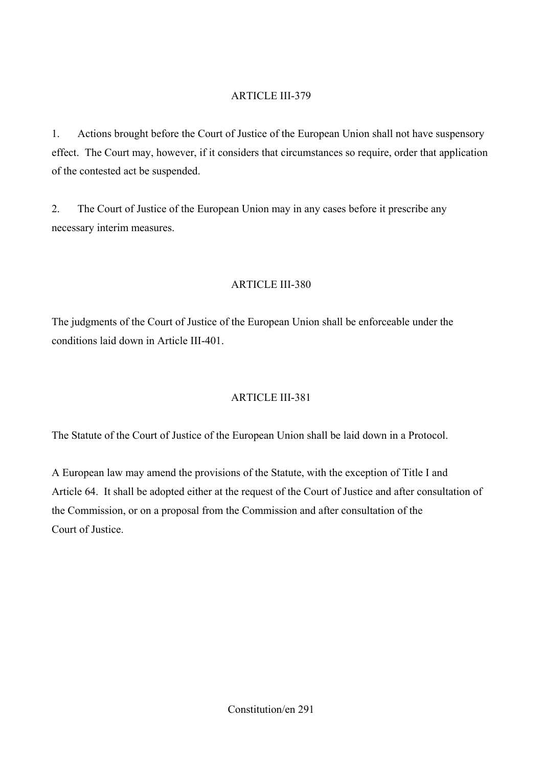## ARTICLE III-379

1. Actions brought before the Court of Justice of the European Union shall not have suspensory effect. The Court may, however, if it considers that circumstances so require, order that application of the contested act be suspended.

2. The Court of Justice of the European Union may in any cases before it prescribe any necessary interim measures.

## ARTICLE III-380

The judgments of the Court of Justice of the European Union shall be enforceable under the conditions laid down in Article III-401.

## ARTICLE III-381

The Statute of the Court of Justice of the European Union shall be laid down in a Protocol.

A European law may amend the provisions of the Statute, with the exception of Title I and Article 64. It shall be adopted either at the request of the Court of Justice and after consultation of the Commission, or on a proposal from the Commission and after consultation of the Court of Justice.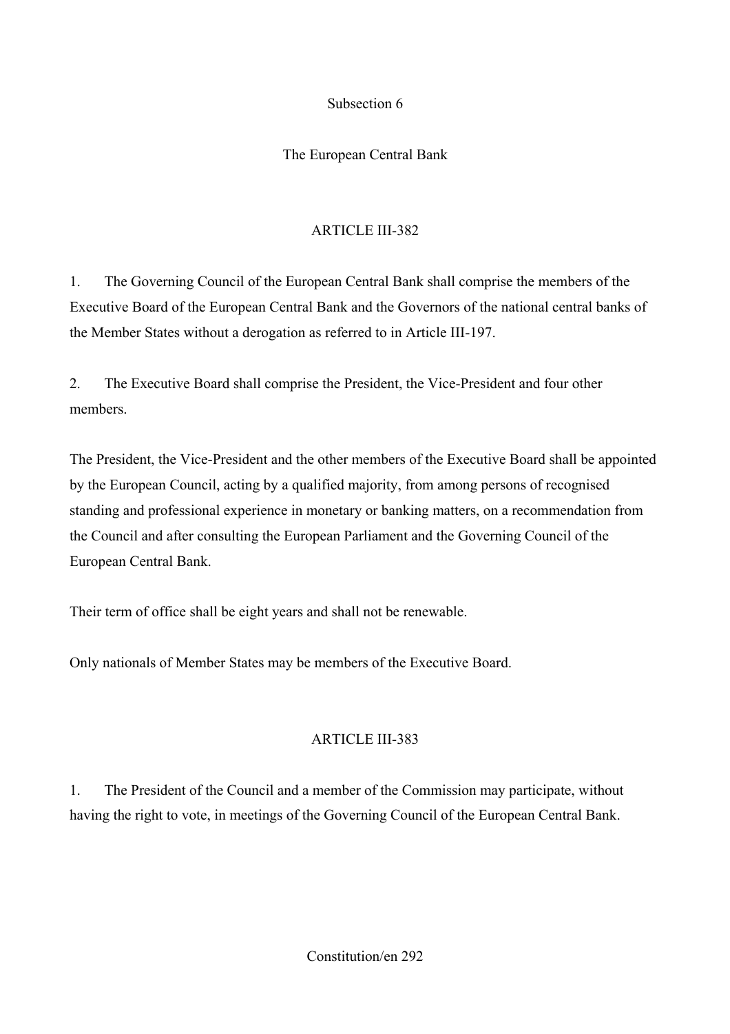## Subsection 6

## The European Central Bank

### ARTICLE III-382

1. The Governing Council of the European Central Bank shall comprise the members of the Executive Board of the European Central Bank and the Governors of the national central banks of the Member States without a derogation as referred to in Article III-197.

2. The Executive Board shall comprise the President, the Vice-President and four other members.

The President, the Vice-President and the other members of the Executive Board shall be appointed by the European Council, acting by a qualified majority, from among persons of recognised standing and professional experience in monetary or banking matters, on a recommendation from the Council and after consulting the European Parliament and the Governing Council of the European Central Bank.

Their term of office shall be eight years and shall not be renewable.

Only nationals of Member States may be members of the Executive Board.

### ARTICLE III-383

1. The President of the Council and a member of the Commission may participate, without having the right to vote, in meetings of the Governing Council of the European Central Bank.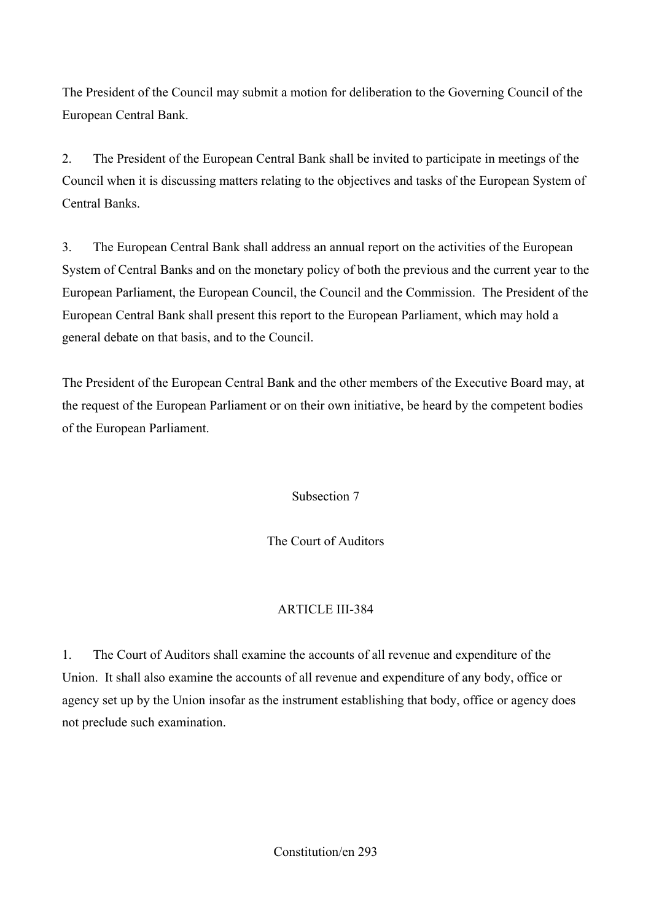The President of the Council may submit a motion for deliberation to the Governing Council of the European Central Bank.

2. The President of the European Central Bank shall be invited to participate in meetings of the Council when it is discussing matters relating to the objectives and tasks of the European System of Central Banks.

3. The European Central Bank shall address an annual report on the activities of the European System of Central Banks and on the monetary policy of both the previous and the current year to the European Parliament, the European Council, the Council and the Commission. The President of the European Central Bank shall present this report to the European Parliament, which may hold a general debate on that basis, and to the Council.

The President of the European Central Bank and the other members of the Executive Board may, at the request of the European Parliament or on their own initiative, be heard by the competent bodies of the European Parliament.

### Subsection 7

### The Court of Auditors

#### ARTICLE III-384

1. The Court of Auditors shall examine the accounts of all revenue and expenditure of the Union. It shall also examine the accounts of all revenue and expenditure of any body, office or agency set up by the Union insofar as the instrument establishing that body, office or agency does not preclude such examination.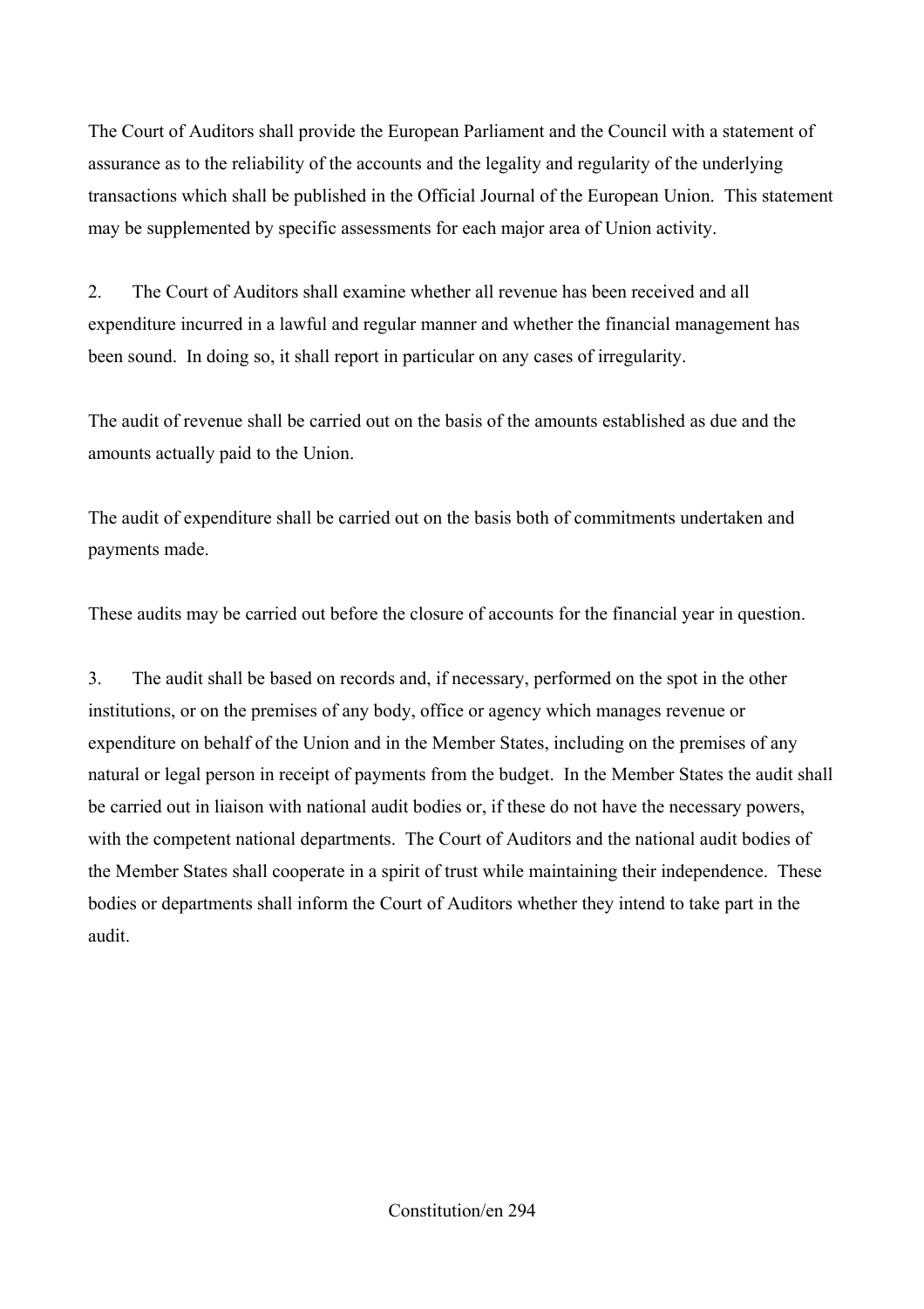The Court of Auditors shall provide the European Parliament and the Council with a statement of assurance as to the reliability of the accounts and the legality and regularity of the underlying transactions which shall be published in the Official Journal of the European Union. This statement may be supplemented by specific assessments for each major area of Union activity.

2. The Court of Auditors shall examine whether all revenue has been received and all expenditure incurred in a lawful and regular manner and whether the financial management has been sound. In doing so, it shall report in particular on any cases of irregularity.

The audit of revenue shall be carried out on the basis of the amounts established as due and the amounts actually paid to the Union.

The audit of expenditure shall be carried out on the basis both of commitments undertaken and payments made.

These audits may be carried out before the closure of accounts for the financial year in question.

3. The audit shall be based on records and, if necessary, performed on the spot in the other institutions, or on the premises of any body, office or agency which manages revenue or expenditure on behalf of the Union and in the Member States, including on the premises of any natural or legal person in receipt of payments from the budget. In the Member States the audit shall be carried out in liaison with national audit bodies or, if these do not have the necessary powers, with the competent national departments. The Court of Auditors and the national audit bodies of the Member States shall cooperate in a spirit of trust while maintaining their independence. These bodies or departments shall inform the Court of Auditors whether they intend to take part in the audit.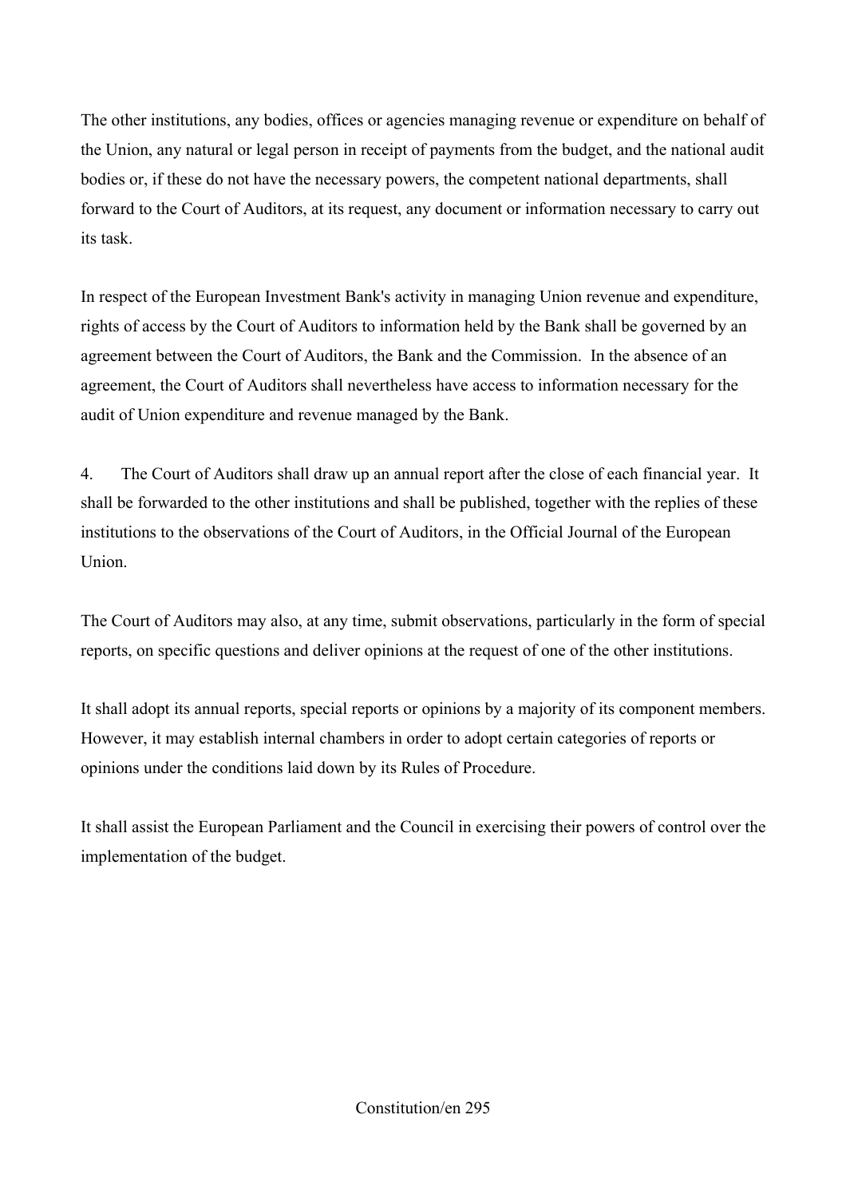The other institutions, any bodies, offices or agencies managing revenue or expenditure on behalf of the Union, any natural or legal person in receipt of payments from the budget, and the national audit bodies or, if these do not have the necessary powers, the competent national departments, shall forward to the Court of Auditors, at its request, any document or information necessary to carry out its task.

In respect of the European Investment Bank's activity in managing Union revenue and expenditure, rights of access by the Court of Auditors to information held by the Bank shall be governed by an agreement between the Court of Auditors, the Bank and the Commission. In the absence of an agreement, the Court of Auditors shall nevertheless have access to information necessary for the audit of Union expenditure and revenue managed by the Bank.

4. The Court of Auditors shall draw up an annual report after the close of each financial year. It shall be forwarded to the other institutions and shall be published, together with the replies of these institutions to the observations of the Court of Auditors, in the Official Journal of the European Union.

The Court of Auditors may also, at any time, submit observations, particularly in the form of special reports, on specific questions and deliver opinions at the request of one of the other institutions.

It shall adopt its annual reports, special reports or opinions by a majority of its component members. However, it may establish internal chambers in order to adopt certain categories of reports or opinions under the conditions laid down by its Rules of Procedure.

It shall assist the European Parliament and the Council in exercising their powers of control over the implementation of the budget.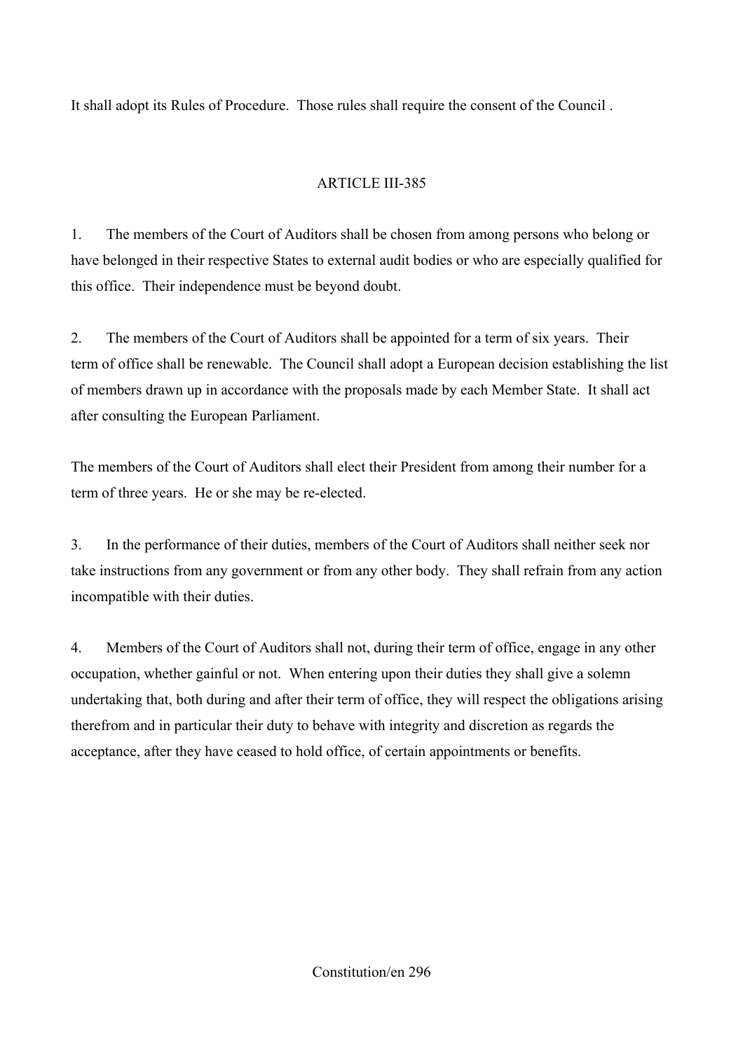It shall adopt its Rules of Procedure. Those rules shall require the consent of the Council .

ARTICLE III-385

1. The members of the Court of Auditors shall be chosen from among persons who belong or have belonged in their respective States to external audit bodies or who are especially qualified for this office. Their independence must be beyond doubt.

2. The members of the Court of Auditors shall be appointed for a term of six years. Their term of office shall be renewable. The Council shall adopt a European decision establishing the list of members drawn up in accordance with the proposals made by each Member State. It shall act after consulting the European Parliament.

The members of the Court of Auditors shall elect their President from among their number for a term of three years. He or she may be re-elected.

3. In the performance of their duties, members of the Court of Auditors shall neither seek nor take instructions from any government or from any other body. They shall refrain from any action incompatible with their duties.

4. Members of the Court of Auditors shall not, during their term of office, engage in any other occupation, whether gainful or not. When entering upon their duties they shall give a solemn undertaking that, both during and after their term of office, they will respect the obligations arising therefrom and in particular their duty to behave with integrity and discretion as regards the acceptance, after they have ceased to hold office, of certain appointments or benefits.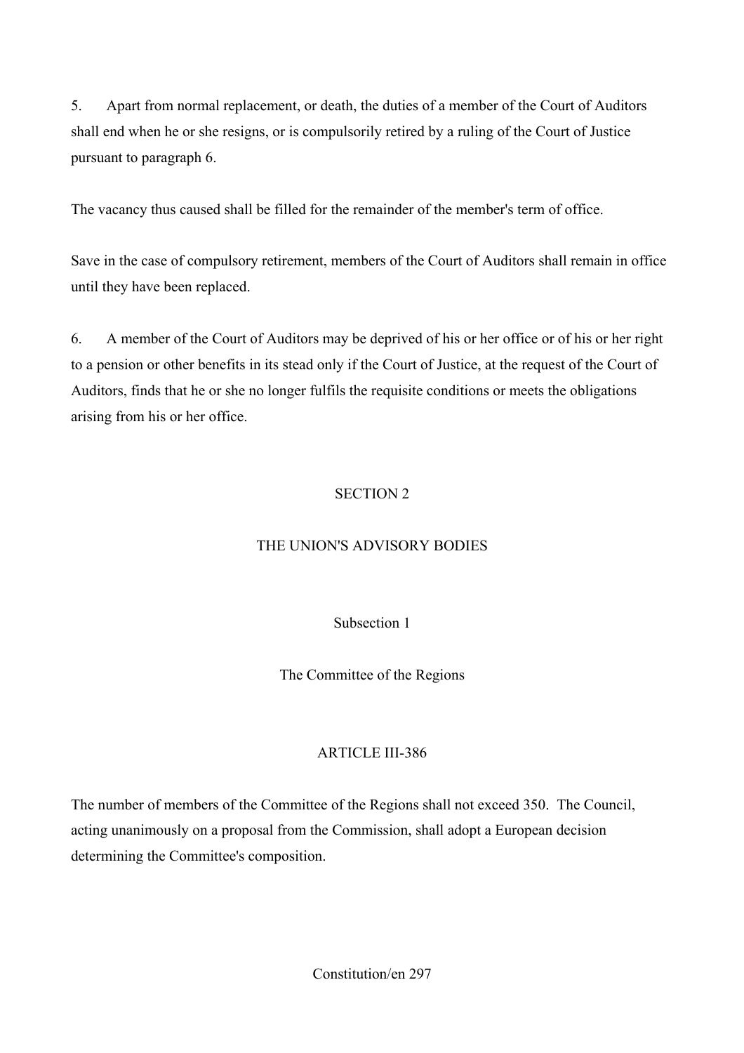5. Apart from normal replacement, or death, the duties of a member of the Court of Auditors shall end when he or she resigns, or is compulsorily retired by a ruling of the Court of Justice pursuant to paragraph 6.

The vacancy thus caused shall be filled for the remainder of the member's term of office.

Save in the case of compulsory retirement, members of the Court of Auditors shall remain in office until they have been replaced.

6. A member of the Court of Auditors may be deprived of his or her office or of his or her right to a pension or other benefits in its stead only if the Court of Justice, at the request of the Court of Auditors, finds that he or she no longer fulfils the requisite conditions or meets the obligations arising from his or her office.

## SECTION 2

## THE UNION'S ADVISORY BODIES

### Subsection 1

### The Committee of the Regions

#### ARTICLE III-386

The number of members of the Committee of the Regions shall not exceed 350. The Council, acting unanimously on a proposal from the Commission, shall adopt a European decision determining the Committee's composition.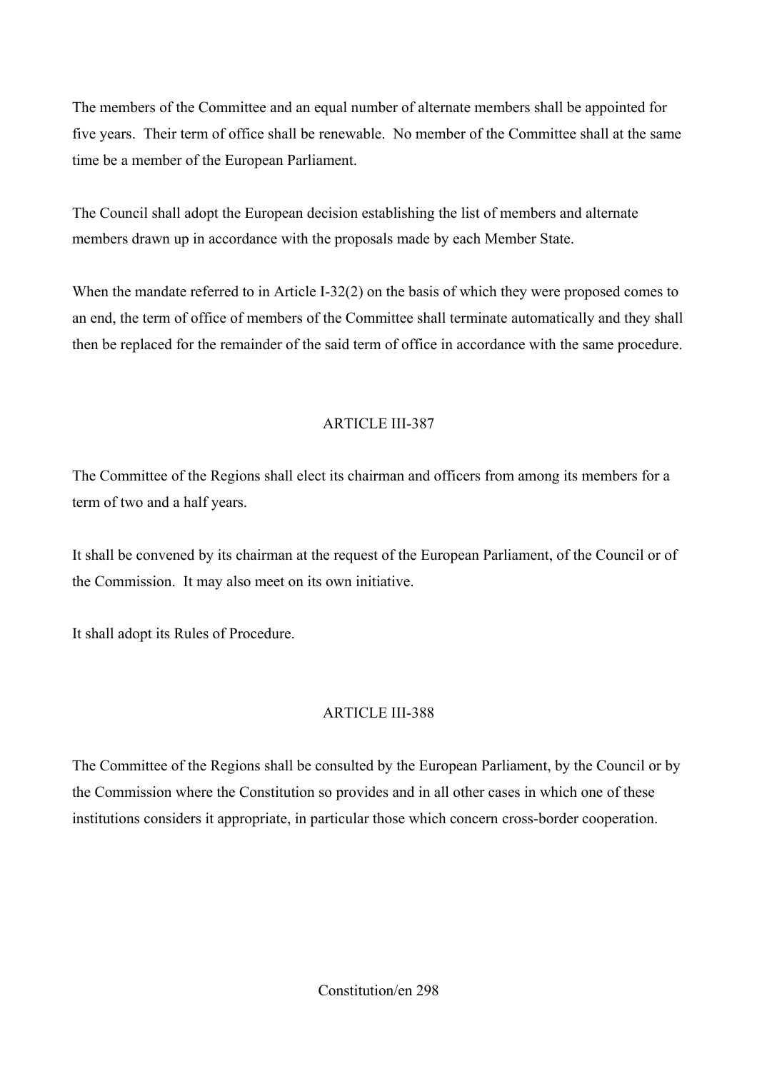The members of the Committee and an equal number of alternate members shall be appointed for five years. Their term of office shall be renewable. No member of the Committee shall at the same time be a member of the European Parliament.

The Council shall adopt the European decision establishing the list of members and alternate members drawn up in accordance with the proposals made by each Member State.

When the mandate referred to in Article I-32(2) on the basis of which they were proposed comes to an end, the term of office of members of the Committee shall terminate automatically and they shall then be replaced for the remainder of the said term of office in accordance with the same procedure.

## ARTICLE III-387

The Committee of the Regions shall elect its chairman and officers from among its members for a term of two and a half years.

It shall be convened by its chairman at the request of the European Parliament, of the Council or of the Commission. It may also meet on its own initiative.

It shall adopt its Rules of Procedure.

## ARTICLE III-388

The Committee of the Regions shall be consulted by the European Parliament, by the Council or by the Commission where the Constitution so provides and in all other cases in which one of these institutions considers it appropriate, in particular those which concern cross-border cooperation.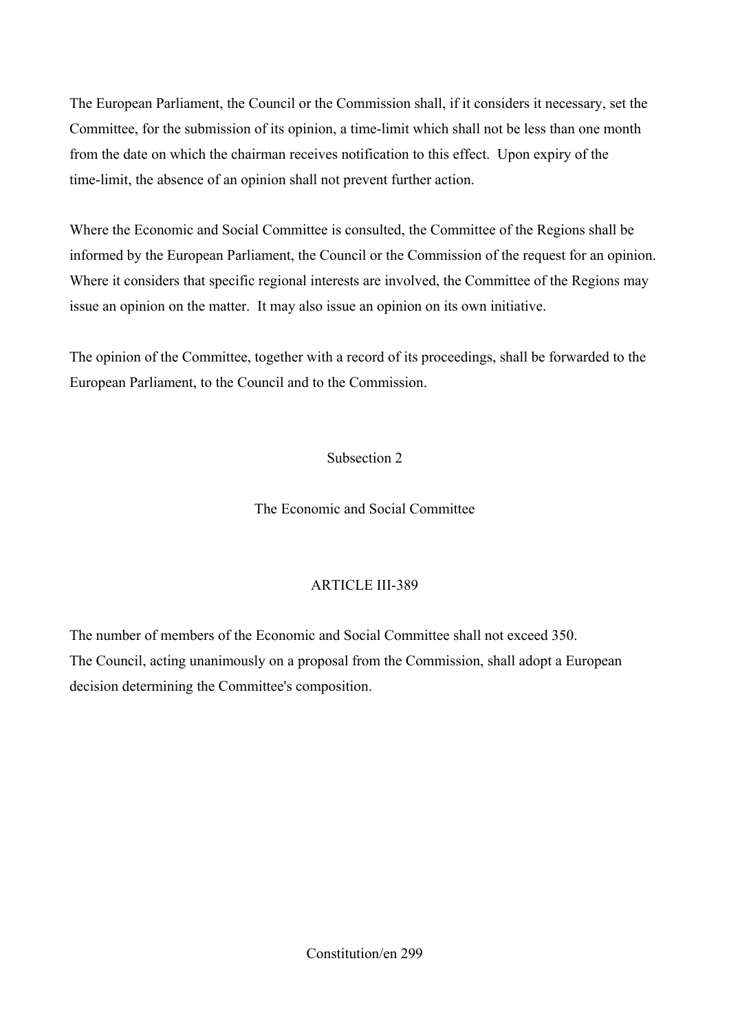The European Parliament, the Council or the Commission shall, if it considers it necessary, set the Committee, for the submission of its opinion, a time-limit which shall not be less than one month from the date on which the chairman receives notification to this effect. Upon expiry of the time-limit, the absence of an opinion shall not prevent further action.

Where the Economic and Social Committee is consulted, the Committee of the Regions shall be informed by the European Parliament, the Council or the Commission of the request for an opinion. Where it considers that specific regional interests are involved, the Committee of the Regions may issue an opinion on the matter. It may also issue an opinion on its own initiative.

The opinion of the Committee, together with a record of its proceedings, shall be forwarded to the European Parliament, to the Council and to the Commission.

## Subsection 2

## The Economic and Social Committee

### ARTICLE III-389

The number of members of the Economic and Social Committee shall not exceed 350.
The Council, acting unanimously on a proposal from the Commission, shall adopt a European decision determining the Committee's composition.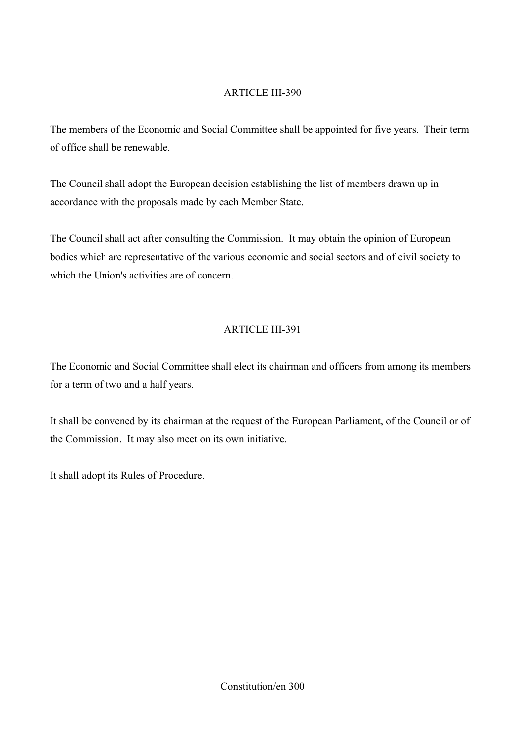## ARTICLE III-390

The members of the Economic and Social Committee shall be appointed for five years. Their term of office shall be renewable.

The Council shall adopt the European decision establishing the list of members drawn up in accordance with the proposals made by each Member State.

The Council shall act after consulting the Commission. It may obtain the opinion of European bodies which are representative of the various economic and social sectors and of civil society to which the Union's activities are of concern.

## ARTICLE III-391

The Economic and Social Committee shall elect its chairman and officers from among its members for a term of two and a half years.

It shall be convened by its chairman at the request of the European Parliament, of the Council or of the Commission. It may also meet on its own initiative.

It shall adopt its Rules of Procedure.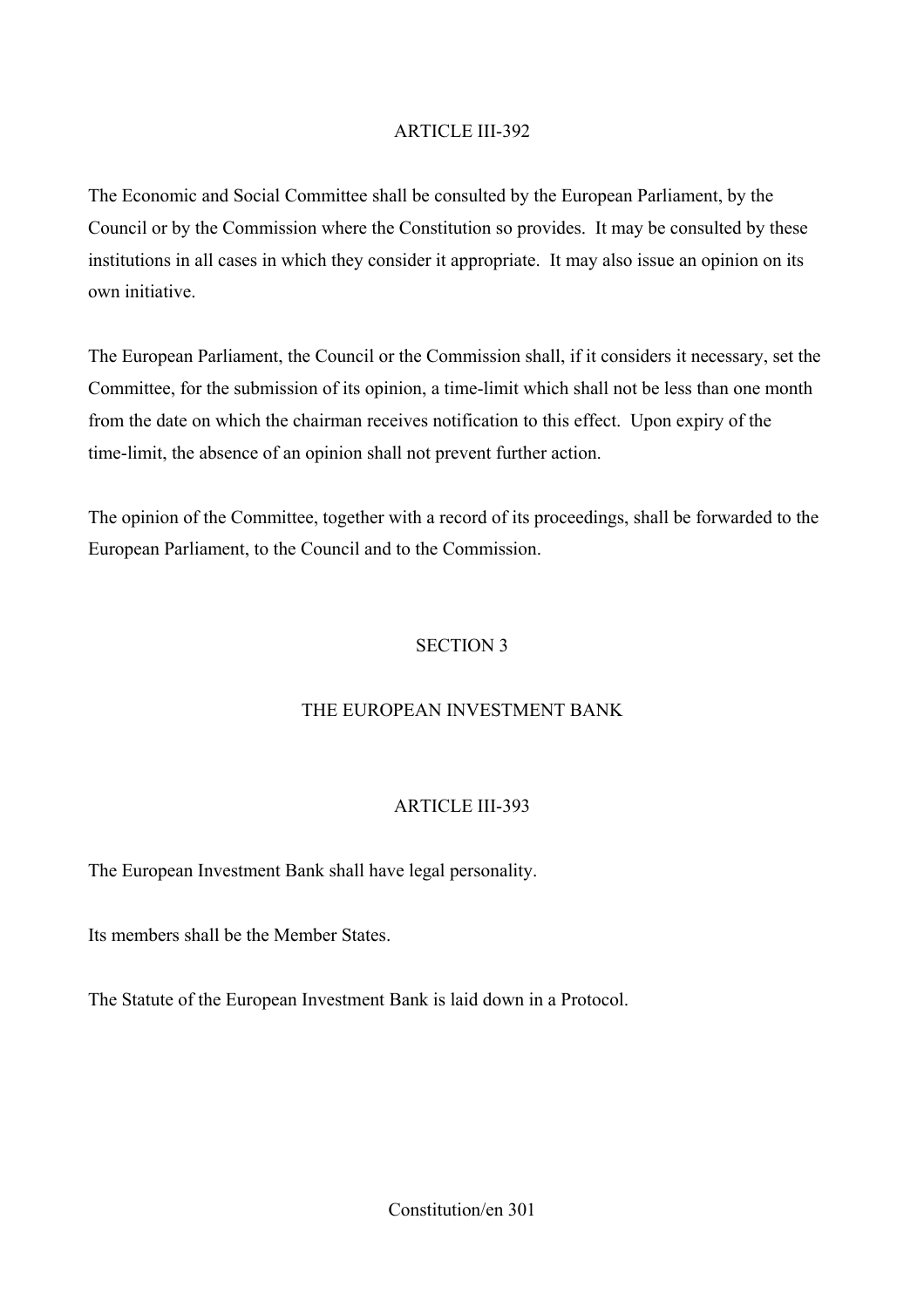### ARTICLE III-392

The Economic and Social Committee shall be consulted by the European Parliament, by the Council or by the Commission where the Constitution so provides. It may be consulted by these institutions in all cases in which they consider it appropriate. It may also issue an opinion on its own initiative.

The European Parliament, the Council or the Commission shall, if it considers it necessary, set the Committee, for the submission of its opinion, a time-limit which shall not be less than one month from the date on which the chairman receives notification to this effect. Upon expiry of the time-limit, the absence of an opinion shall not prevent further action.

The opinion of the Committee, together with a record of its proceedings, shall be forwarded to the European Parliament, to the Council and to the Commission.

## SECTION 3

## THE EUROPEAN INVESTMENT BANK

### ARTICLE III-393

The European Investment Bank shall have legal personality.

Its members shall be the Member States.

The Statute of the European Investment Bank is laid down in a Protocol.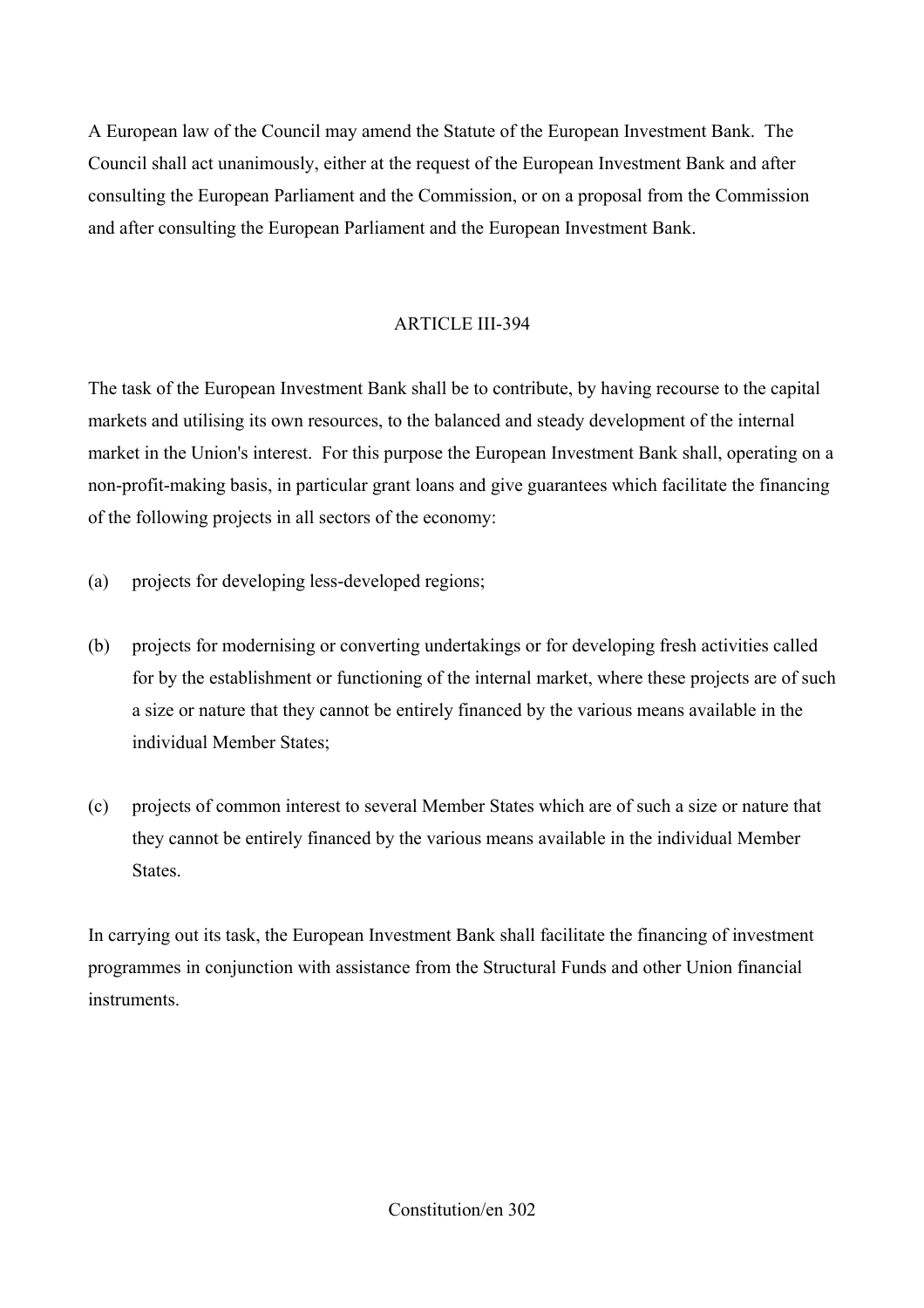A European law of the Council may amend the Statute of the European Investment Bank. The Council shall act unanimously, either at the request of the European Investment Bank and after consulting the European Parliament and the Commission, or on a proposal from the Commission and after consulting the European Parliament and the European Investment Bank.

### ARTICLE III-394

The task of the European Investment Bank shall be to contribute, by having recourse to the capital markets and utilising its own resources, to the balanced and steady development of the internal market in the Union's interest. For this purpose the European Investment Bank shall, operating on a non-profit-making basis, in particular grant loans and give guarantees which facilitate the financing of the following projects in all sectors of the economy:

(a) projects for developing less-developed regions;

(b) projects for modernising or converting undertakings or for developing fresh activities called for by the establishment or functioning of the internal market, where these projects are of such a size or nature that they cannot be entirely financed by the various means available in the individual Member States;

(c) projects of common interest to several Member States which are of such a size or nature that they cannot be entirely financed by the various means available in the individual Member States.

In carrying out its task, the European Investment Bank shall facilitate the financing of investment programmes in conjunction with assistance from the Structural Funds and other Union financial instruments.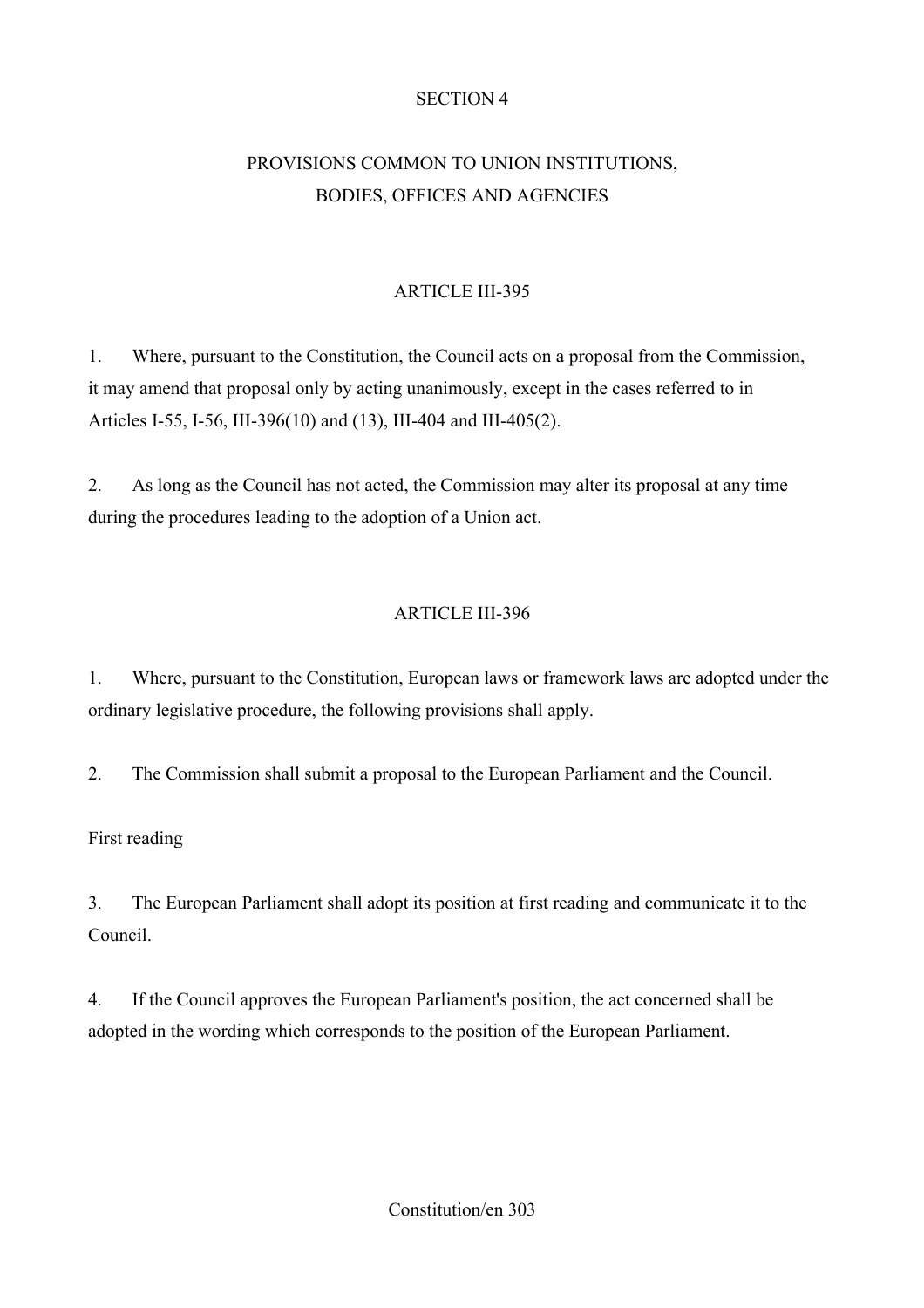## SECTION 4

## PROVISIONS COMMON TO UNION INSTITUTIONS, BODIES, OFFICES AND AGENCIES

### ARTICLE III-395

1. Where, pursuant to the Constitution, the Council acts on a proposal from the Commission, it may amend that proposal only by acting unanimously, except in the cases referred to in Articles I-55, I-56, III-396(10) and (13), III-404 and III-405(2).

2. As long as the Council has not acted, the Commission may alter its proposal at any time during the procedures leading to the adoption of a Union act.

### ARTICLE III-396

1. Where, pursuant to the Constitution, European laws or framework laws are adopted under the ordinary legislative procedure, the following provisions shall apply.

2. The Commission shall submit a proposal to the European Parliament and the Council.

First reading

3. The European Parliament shall adopt its position at first reading and communicate it to the Council.

4. If the Council approves the European Parliament's position, the act concerned shall be adopted in the wording which corresponds to the position of the European Parliament.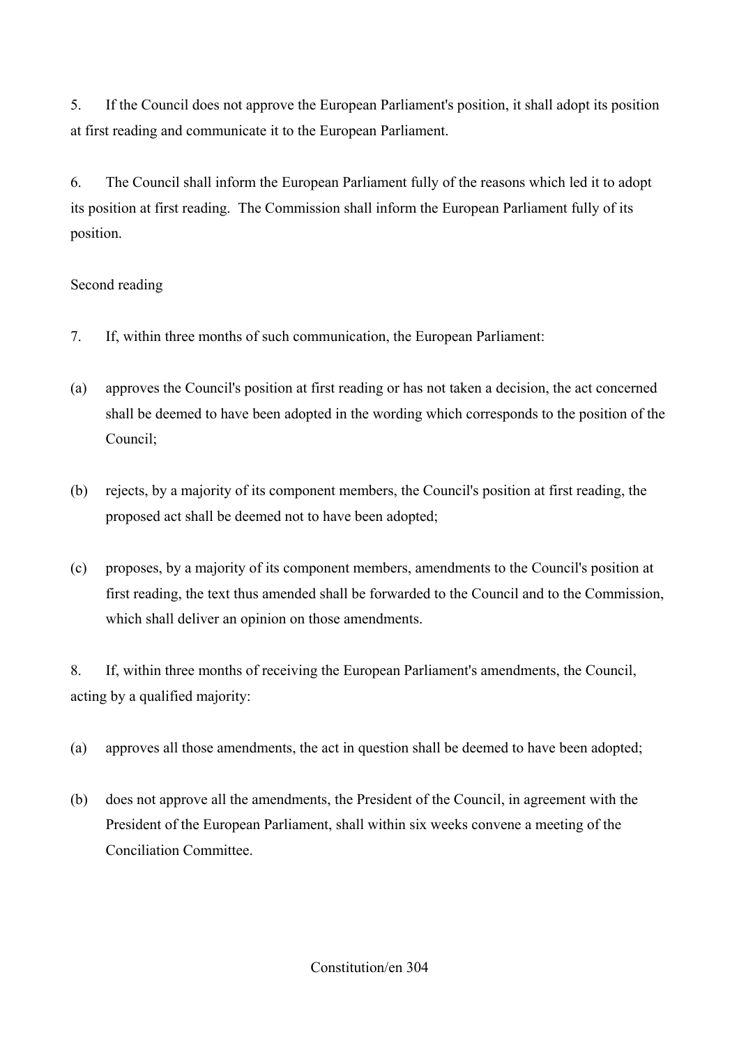5. If the Council does not approve the European Parliament's position, it shall adopt its position at first reading and communicate it to the European Parliament.

6. The Council shall inform the European Parliament fully of the reasons which led it to adopt its position at first reading. The Commission shall inform the European Parliament fully of its position.

Second reading

7. If, within three months of such communication, the European Parliament:

(a) approves the Council's position at first reading or has not taken a decision, the act concerned shall be deemed to have been adopted in the wording which corresponds to the position of the Council;

(b) rejects, by a majority of its component members, the Council's position at first reading, the proposed act shall be deemed not to have been adopted;

(c) proposes, by a majority of its component members, amendments to the Council's position at first reading, the text thus amended shall be forwarded to the Council and to the Commission, which shall deliver an opinion on those amendments.

8. If, within three months of receiving the European Parliament's amendments, the Council, acting by a qualified majority:

(a) approves all those amendments, the act in question shall be deemed to have been adopted;

(b) does not approve all the amendments, the President of the Council, in agreement with the President of the European Parliament, shall within six weeks convene a meeting of the Conciliation Committee.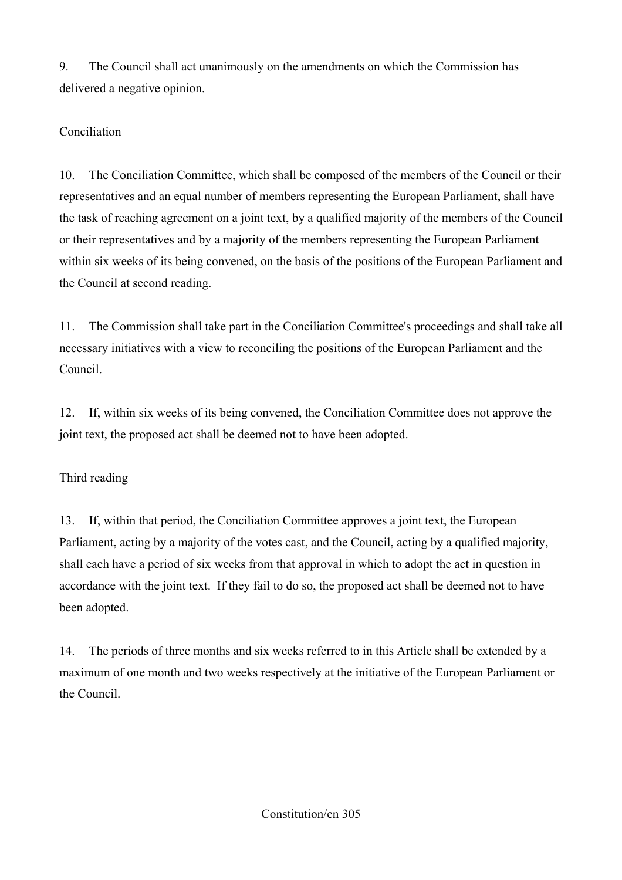9. The Council shall act unanimously on the amendments on which the Commission has delivered a negative opinion.

Conciliation

10. The Conciliation Committee, which shall be composed of the members of the Council or their representatives and an equal number of members representing the European Parliament, shall have the task of reaching agreement on a joint text, by a qualified majority of the members of the Council or their representatives and by a majority of the members representing the European Parliament within six weeks of its being convened, on the basis of the positions of the European Parliament and the Council at second reading.

11. The Commission shall take part in the Conciliation Committee's proceedings and shall take all necessary initiatives with a view to reconciling the positions of the European Parliament and the Council.

12. If, within six weeks of its being convened, the Conciliation Committee does not approve the joint text, the proposed act shall be deemed not to have been adopted.

Third reading

13. If, within that period, the Conciliation Committee approves a joint text, the European Parliament, acting by a majority of the votes cast, and the Council, acting by a qualified majority, shall each have a period of six weeks from that approval in which to adopt the act in question in accordance with the joint text. If they fail to do so, the proposed act shall be deemed not to have been adopted.

14. The periods of three months and six weeks referred to in this Article shall be extended by a maximum of one month and two weeks respectively at the initiative of the European Parliament or the Council.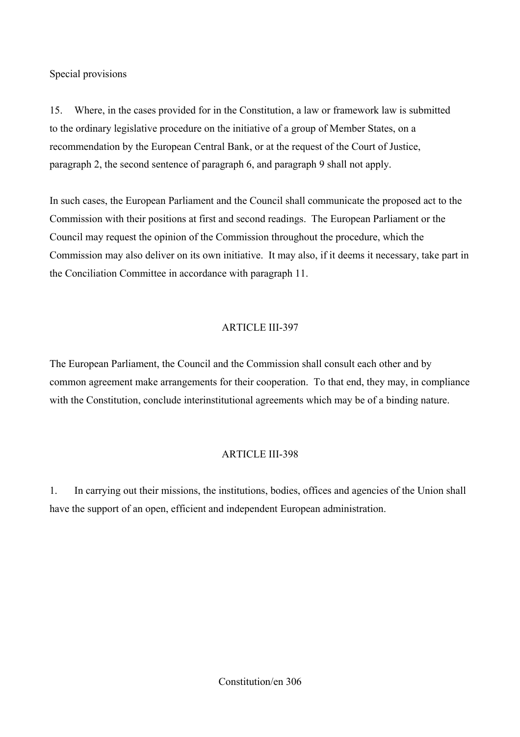Special provisions

15. Where, in the cases provided for in the Constitution, a law or framework law is submitted to the ordinary legislative procedure on the initiative of a group of Member States, on a recommendation by the European Central Bank, or at the request of the Court of Justice, paragraph 2, the second sentence of paragraph 6, and paragraph 9 shall not apply.

In such cases, the European Parliament and the Council shall communicate the proposed act to the Commission with their positions at first and second readings. The European Parliament or the Council may request the opinion of the Commission throughout the procedure, which the Commission may also deliver on its own initiative. It may also, if it deems it necessary, take part in the Conciliation Committee in accordance with paragraph 11.

## ARTICLE III-397

The European Parliament, the Council and the Commission shall consult each other and by common agreement make arrangements for their cooperation. To that end, they may, in compliance with the Constitution, conclude interinstitutional agreements which may be of a binding nature.

## ARTICLE III-398

1. In carrying out their missions, the institutions, bodies, offices and agencies of the Union shall have the support of an open, efficient and independent European administration.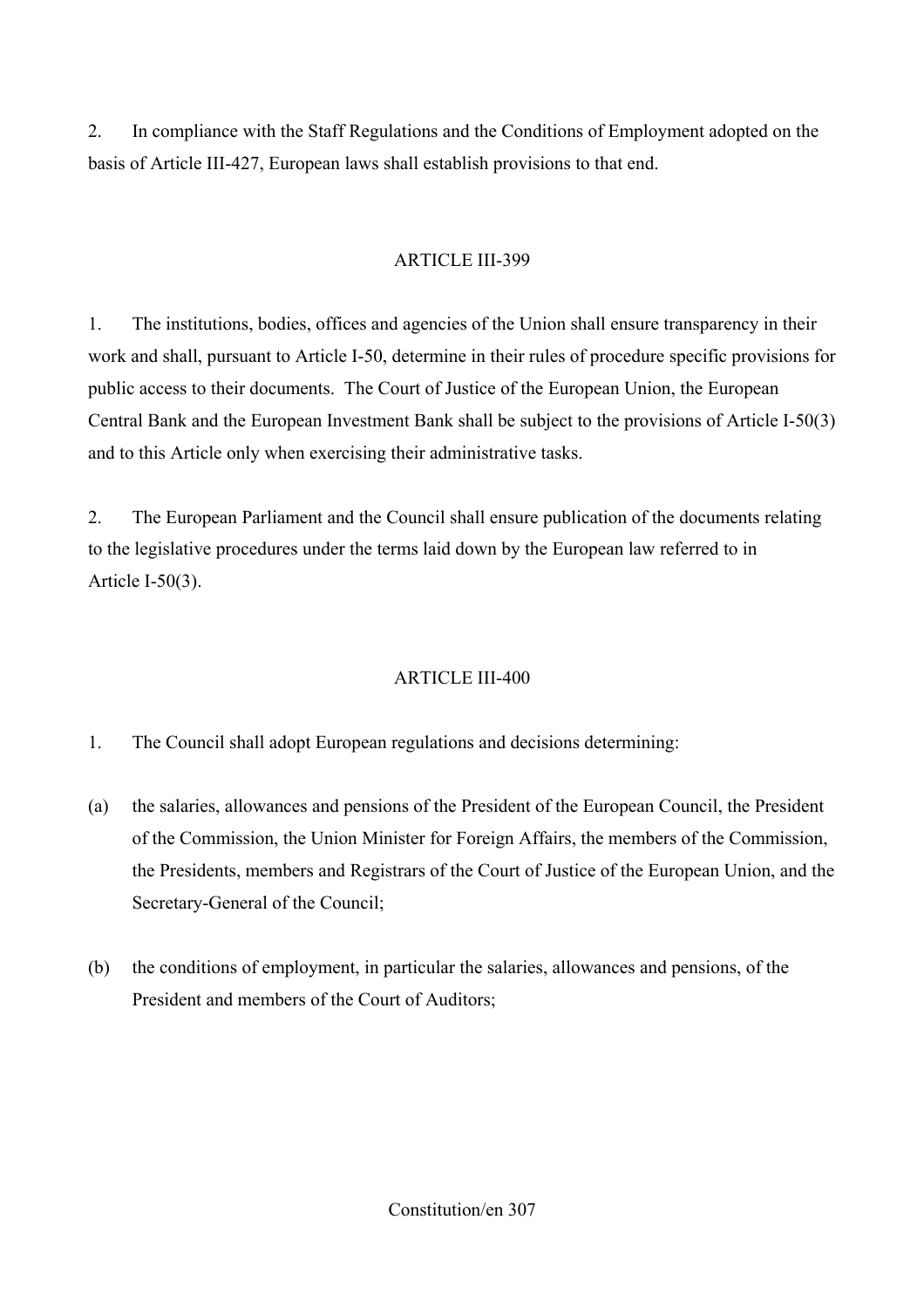2. In compliance with the Staff Regulations and the Conditions of Employment adopted on the basis of Article III-427, European laws shall establish provisions to that end.

## ARTICLE III-399

1. The institutions, bodies, offices and agencies of the Union shall ensure transparency in their work and shall, pursuant to Article I-50, determine in their rules of procedure specific provisions for public access to their documents. The Court of Justice of the European Union, the European Central Bank and the European Investment Bank shall be subject to the provisions of Article I-50(3) and to this Article only when exercising their administrative tasks.

2. The European Parliament and the Council shall ensure publication of the documents relating to the legislative procedures under the terms laid down by the European law referred to in Article I-50(3).

## ARTICLE III-400

1. The Council shall adopt European regulations and decisions determining:

(a) the salaries, allowances and pensions of the President of the European Council, the President of the Commission, the Union Minister for Foreign Affairs, the members of the Commission, the Presidents, members and Registrars of the Court of Justice of the European Union, and the Secretary-General of the Council;

(b) the conditions of employment, in particular the salaries, allowances and pensions, of the President and members of the Court of Auditors;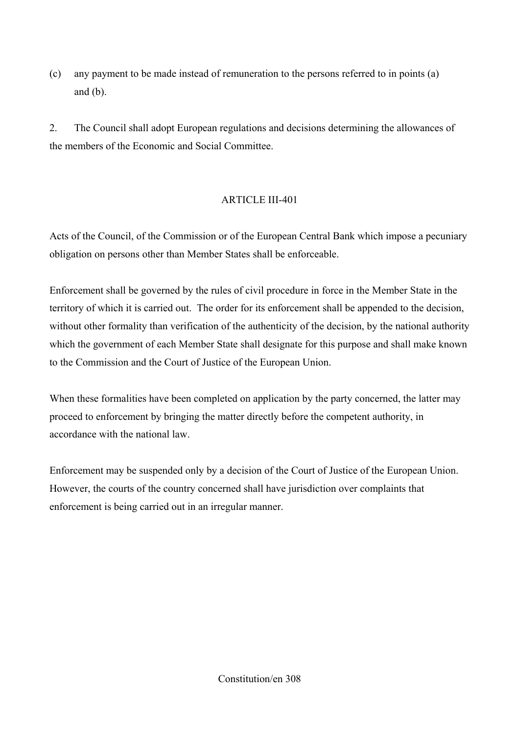(c) any payment to be made instead of remuneration to the persons referred to in points (a) and (b).

2. The Council shall adopt European regulations and decisions determining the allowances of the members of the Economic and Social Committee.

ARTICLE III-401

Acts of the Council, of the Commission or of the European Central Bank which impose a pecuniary obligation on persons other than Member States shall be enforceable.

Enforcement shall be governed by the rules of civil procedure in force in the Member State in the territory of which it is carried out. The order for its enforcement shall be appended to the decision, without other formality than verification of the authenticity of the decision, by the national authority which the government of each Member State shall designate for this purpose and shall make known to the Commission and the Court of Justice of the European Union.

When these formalities have been completed on application by the party concerned, the latter may proceed to enforcement by bringing the matter directly before the competent authority, in accordance with the national law.

Enforcement may be suspended only by a decision of the Court of Justice of the European Union. However, the courts of the country concerned shall have jurisdiction over complaints that enforcement is being carried out in an irregular manner.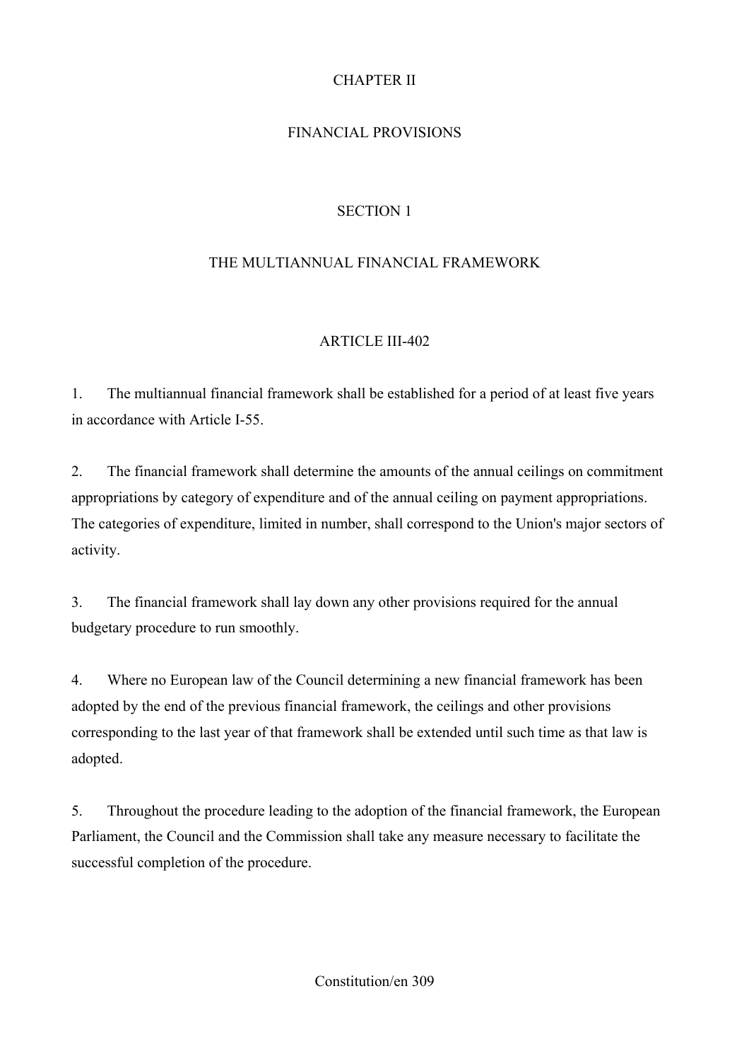# CHAPTER II

# FINANCIAL PROVISIONS

## SECTION 1

## THE MULTIANNUAL FINANCIAL FRAMEWORK

### ARTICLE III-402

1. The multiannual financial framework shall be established for a period of at least five years in accordance with Article I-55.

2. The financial framework shall determine the amounts of the annual ceilings on commitment appropriations by category of expenditure and of the annual ceiling on payment appropriations. The categories of expenditure, limited in number, shall correspond to the Union's major sectors of activity.

3. The financial framework shall lay down any other provisions required for the annual budgetary procedure to run smoothly.

4. Where no European law of the Council determining a new financial framework has been adopted by the end of the previous financial framework, the ceilings and other provisions corresponding to the last year of that framework shall be extended until such time as that law is adopted.

5. Throughout the procedure leading to the adoption of the financial framework, the European Parliament, the Council and the Commission shall take any measure necessary to facilitate the successful completion of the procedure.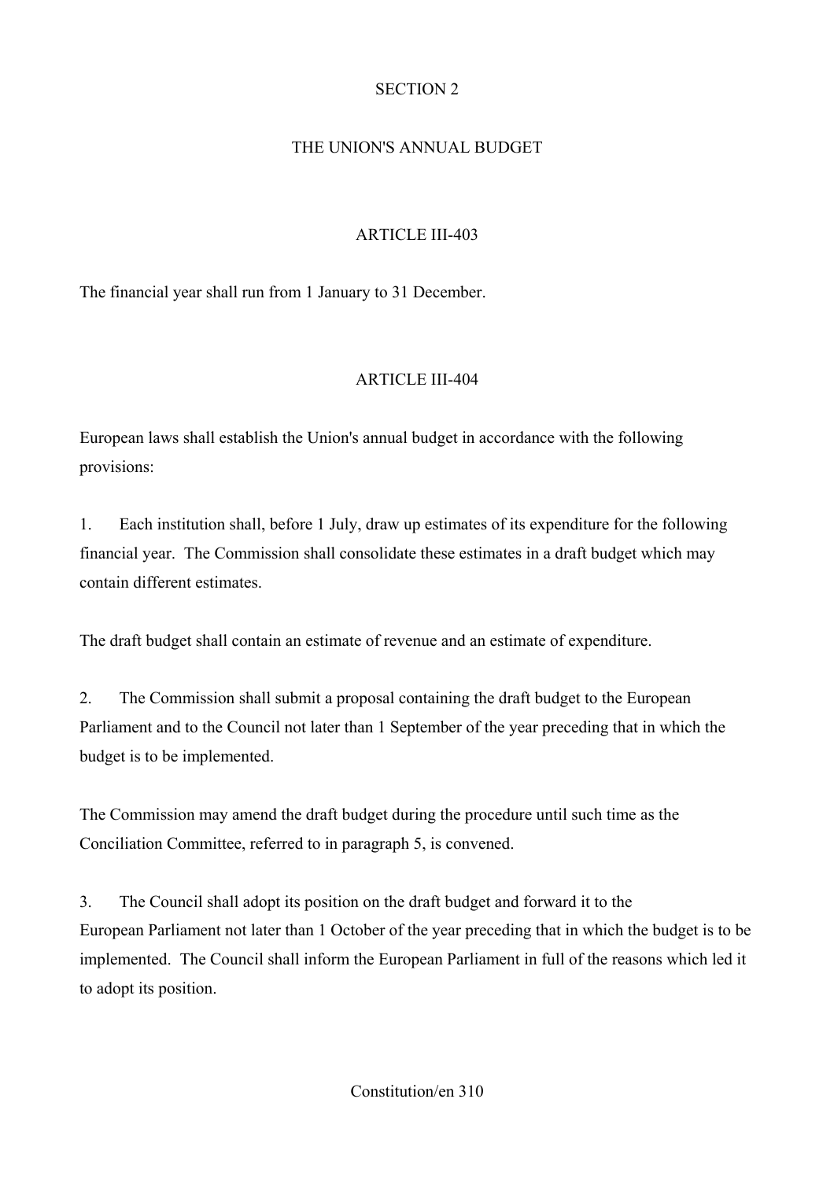## SECTION 2

## THE UNION'S ANNUAL BUDGET

### ARTICLE III-403

The financial year shall run from 1 January to 31 December.

### ARTICLE III-404

European laws shall establish the Union's annual budget in accordance with the following provisions:

1. Each institution shall, before 1 July, draw up estimates of its expenditure for the following financial year. The Commission shall consolidate these estimates in a draft budget which may contain different estimates.

The draft budget shall contain an estimate of revenue and an estimate of expenditure.

2. The Commission shall submit a proposal containing the draft budget to the European Parliament and to the Council not later than 1 September of the year preceding that in which the budget is to be implemented.

The Commission may amend the draft budget during the procedure until such time as the Conciliation Committee, referred to in paragraph 5, is convened.

3. The Council shall adopt its position on the draft budget and forward it to the European Parliament not later than 1 October of the year preceding that in which the budget is to be implemented. The Council shall inform the European Parliament in full of the reasons which led it to adopt its position.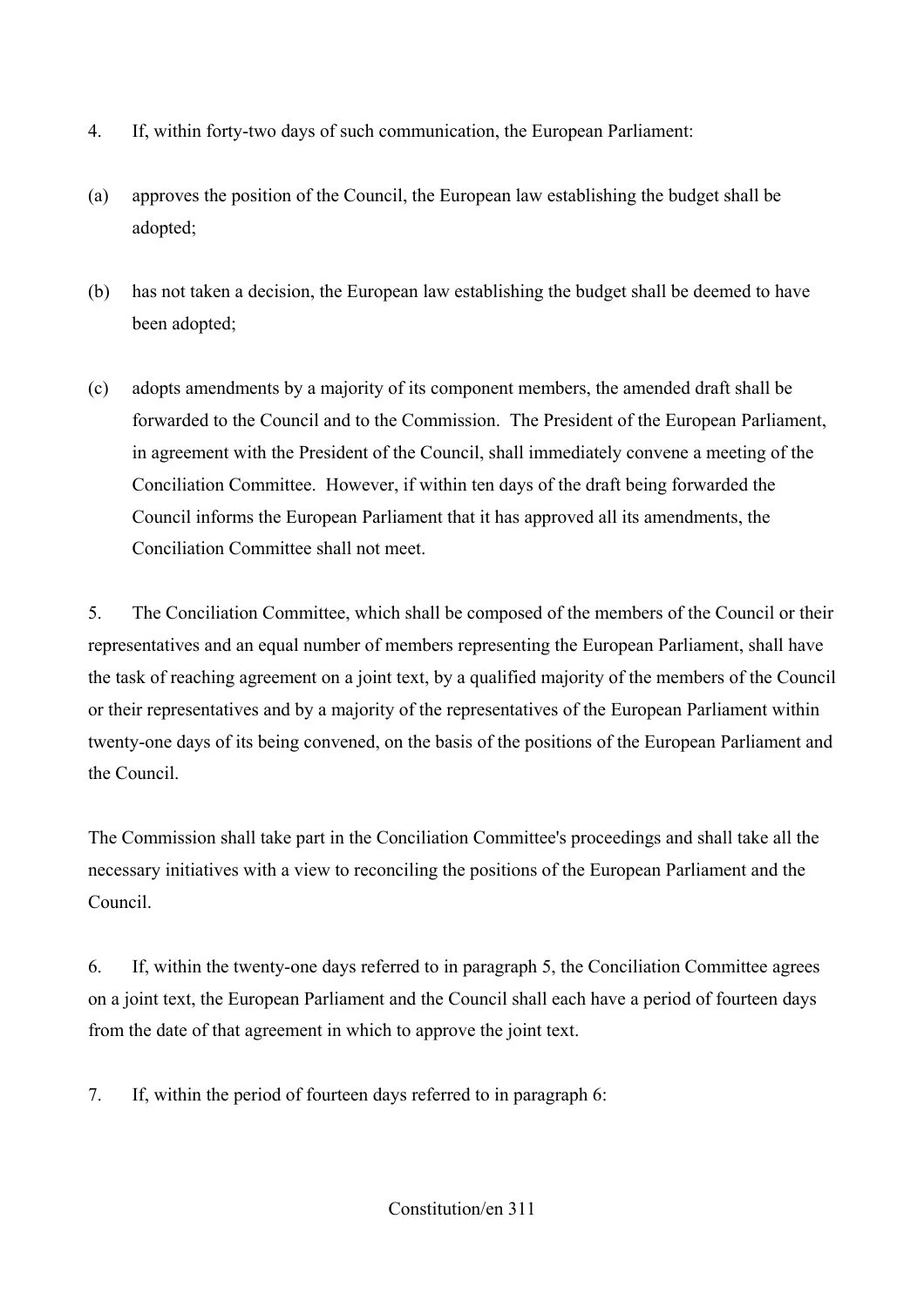4. If, within forty-two days of such communication, the European Parliament:

(a) approves the position of the Council, the European law establishing the budget shall be adopted;

(b) has not taken a decision, the European law establishing the budget shall be deemed to have been adopted;

(c) adopts amendments by a majority of its component members, the amended draft shall be forwarded to the Council and to the Commission. The President of the European Parliament, in agreement with the President of the Council, shall immediately convene a meeting of the Conciliation Committee. However, if within ten days of the draft being forwarded the Council informs the European Parliament that it has approved all its amendments, the Conciliation Committee shall not meet.

5. The Conciliation Committee, which shall be composed of the members of the Council or their representatives and an equal number of members representing the European Parliament, shall have the task of reaching agreement on a joint text, by a qualified majority of the members of the Council or their representatives and by a majority of the representatives of the European Parliament within twenty-one days of its being convened, on the basis of the positions of the European Parliament and the Council.

The Commission shall take part in the Conciliation Committee's proceedings and shall take all the necessary initiatives with a view to reconciling the positions of the European Parliament and the Council.

6. If, within the twenty-one days referred to in paragraph 5, the Conciliation Committee agrees on a joint text, the European Parliament and the Council shall each have a period of fourteen days from the date of that agreement in which to approve the joint text.

7. If, within the period of fourteen days referred to in paragraph 6: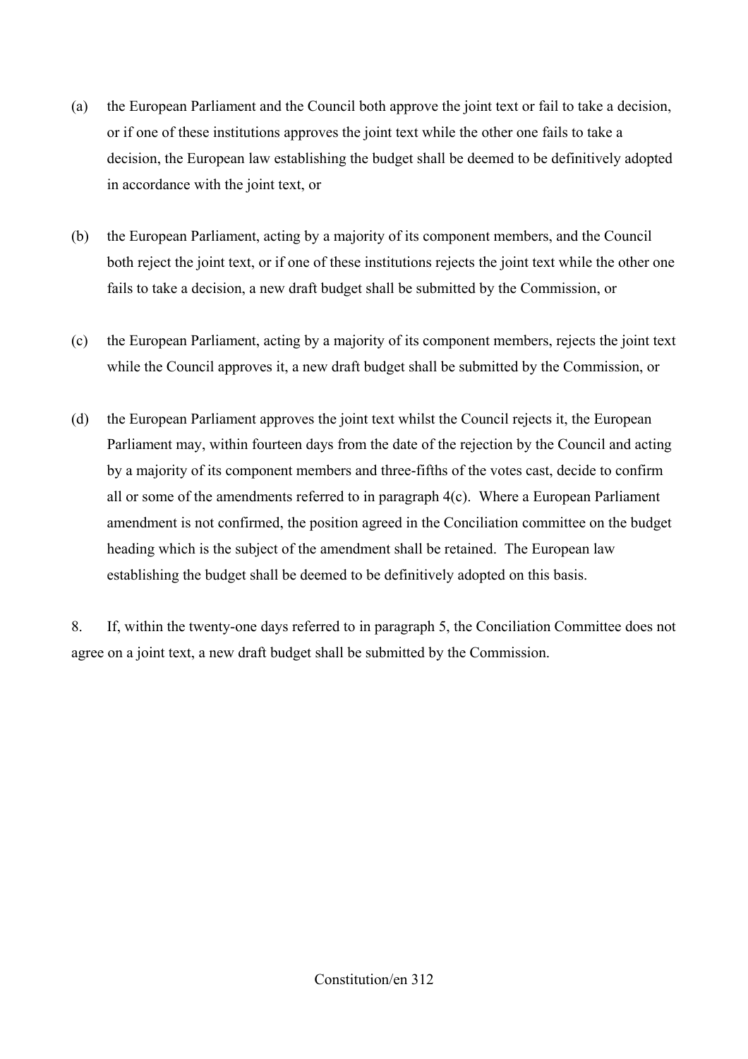(a) the European Parliament and the Council both approve the joint text or fail to take a decision, or if one of these institutions approves the joint text while the other one fails to take a decision, the European law establishing the budget shall be deemed to be definitively adopted in accordance with the joint text, or

(b) the European Parliament, acting by a majority of its component members, and the Council both reject the joint text, or if one of these institutions rejects the joint text while the other one fails to take a decision, a new draft budget shall be submitted by the Commission, or

(c) the European Parliament, acting by a majority of its component members, rejects the joint text while the Council approves it, a new draft budget shall be submitted by the Commission, or

(d) the European Parliament approves the joint text whilst the Council rejects it, the European Parliament may, within fourteen days from the date of the rejection by the Council and acting by a majority of its component members and three-fifths of the votes cast, decide to confirm all or some of the amendments referred to in paragraph 4(c). Where a European Parliament amendment is not confirmed, the position agreed in the Conciliation committee on the budget heading which is the subject of the amendment shall be retained. The European law establishing the budget shall be deemed to be definitively adopted on this basis.

8. If, within the twenty-one days referred to in paragraph 5, the Conciliation Committee does not agree on a joint text, a new draft budget shall be submitted by the Commission.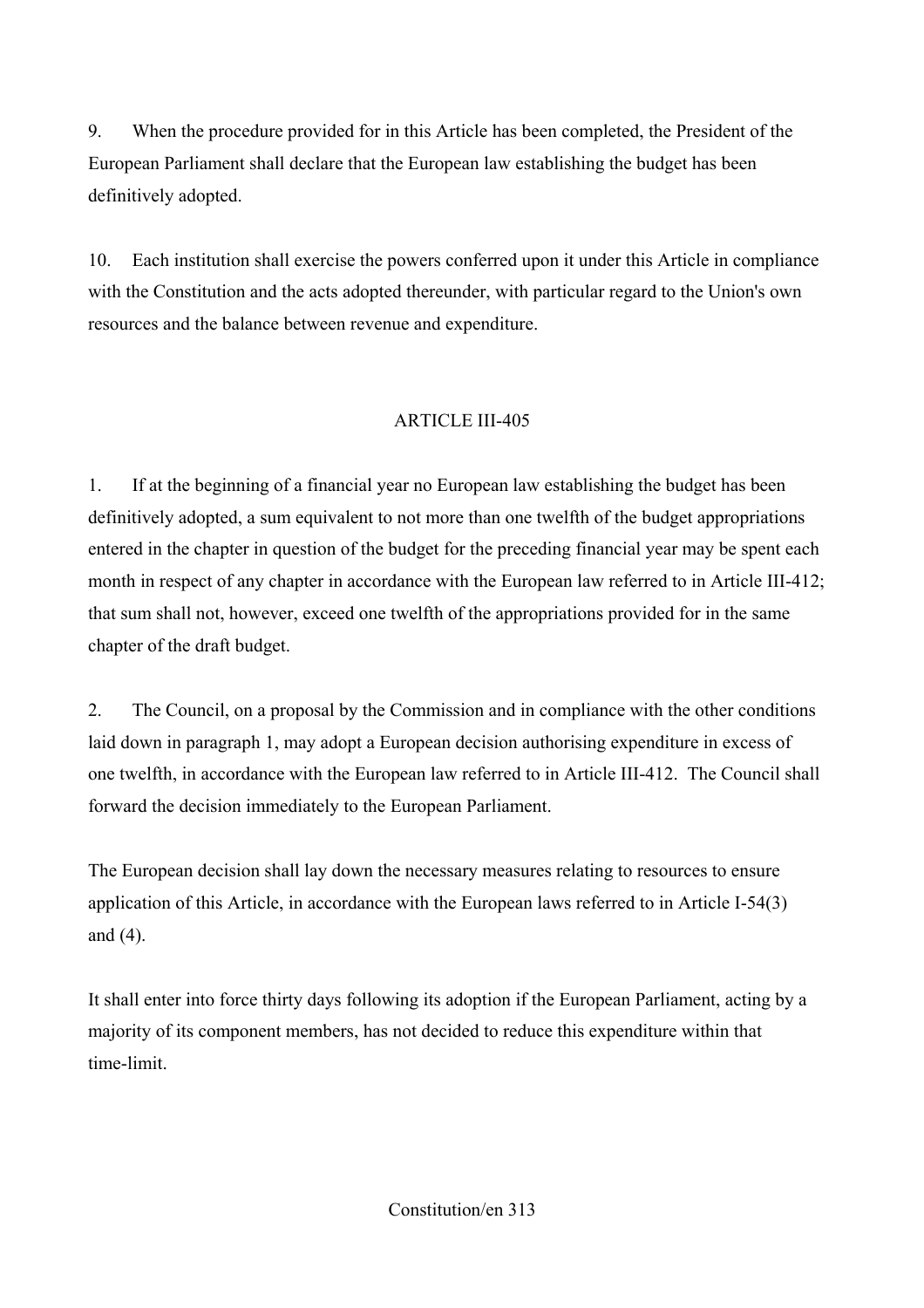9. When the procedure provided for in this Article has been completed, the President of the European Parliament shall declare that the European law establishing the budget has been definitively adopted.

10. Each institution shall exercise the powers conferred upon it under this Article in compliance with the Constitution and the acts adopted thereunder, with particular regard to the Union's own resources and the balance between revenue and expenditure.

## ARTICLE III-405

1. If at the beginning of a financial year no European law establishing the budget has been definitively adopted, a sum equivalent to not more than one twelfth of the budget appropriations entered in the chapter in question of the budget for the preceding financial year may be spent each month in respect of any chapter in accordance with the European law referred to in Article III-412; that sum shall not, however, exceed one twelfth of the appropriations provided for in the same chapter of the draft budget.

2. The Council, on a proposal by the Commission and in compliance with the other conditions laid down in paragraph 1, may adopt a European decision authorising expenditure in excess of one twelfth, in accordance with the European law referred to in Article III-412. The Council shall forward the decision immediately to the European Parliament.

The European decision shall lay down the necessary measures relating to resources to ensure application of this Article, in accordance with the European laws referred to in Article I-54(3) and (4).

It shall enter into force thirty days following its adoption if the European Parliament, acting by a majority of its component members, has not decided to reduce this expenditure within that time-limit.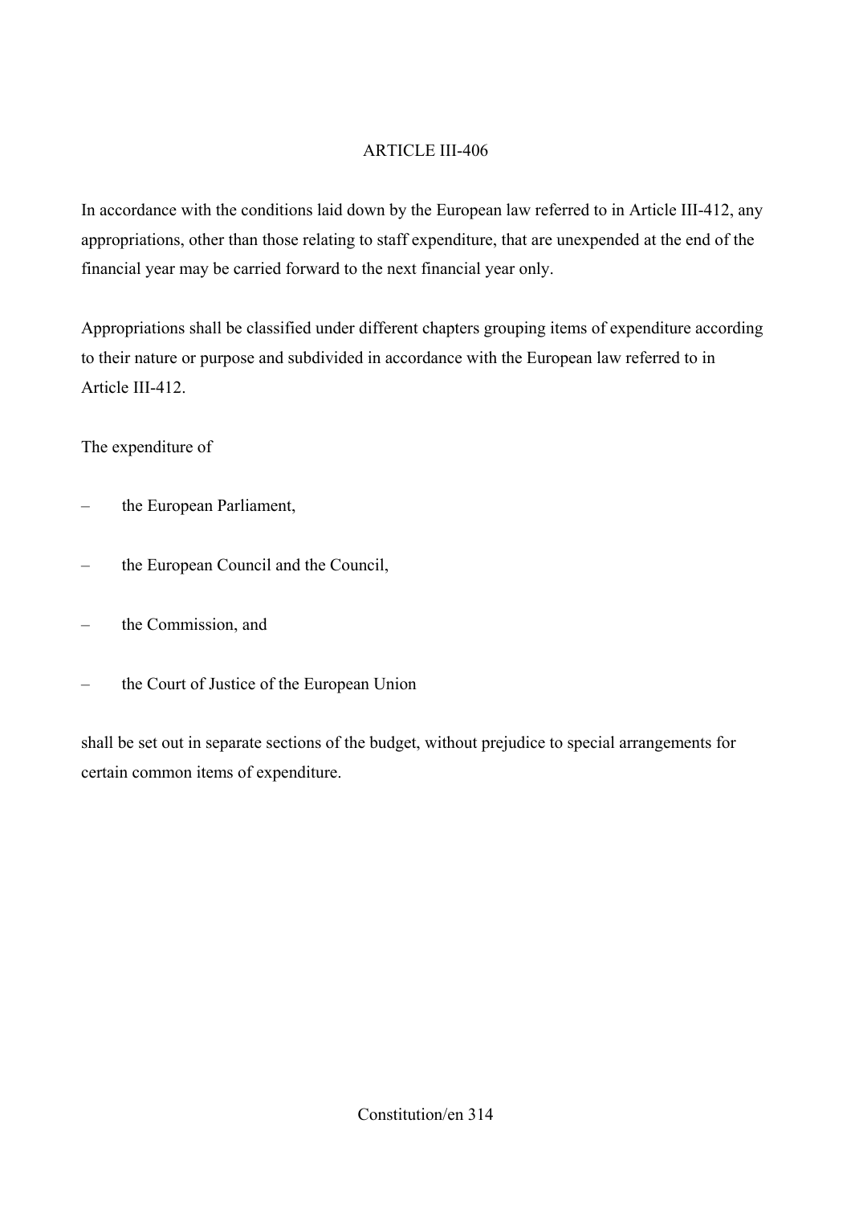ARTICLE III-406

In accordance with the conditions laid down by the European law referred to in Article III-412, any appropriations, other than those relating to staff expenditure, that are unexpended at the end of the financial year may be carried forward to the next financial year only.

Appropriations shall be classified under different chapters grouping items of expenditure according to their nature or purpose and subdivided in accordance with the European law referred to in Article III-412.

The expenditure of

- the European Parliament,
- the European Council and the Council,
- the Commission, and
- the Court of Justice of the European Union

shall be set out in separate sections of the budget, without prejudice to special arrangements for certain common items of expenditure.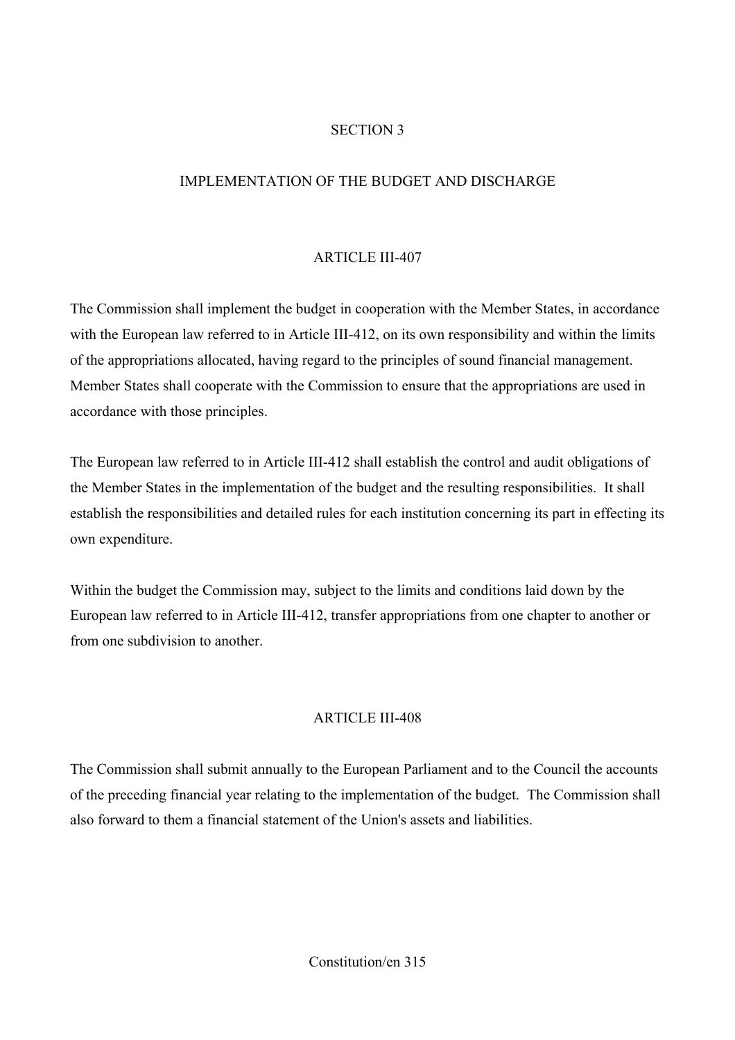## SECTION 3

## IMPLEMENTATION OF THE BUDGET AND DISCHARGE

### ARTICLE III-407

The Commission shall implement the budget in cooperation with the Member States, in accordance with the European law referred to in Article III-412, on its own responsibility and within the limits of the appropriations allocated, having regard to the principles of sound financial management. Member States shall cooperate with the Commission to ensure that the appropriations are used in accordance with those principles.

The European law referred to in Article III-412 shall establish the control and audit obligations of the Member States in the implementation of the budget and the resulting responsibilities. It shall establish the responsibilities and detailed rules for each institution concerning its part in effecting its own expenditure.

Within the budget the Commission may, subject to the limits and conditions laid down by the European law referred to in Article III-412, transfer appropriations from one chapter to another or from one subdivision to another.

### ARTICLE III-408

The Commission shall submit annually to the European Parliament and to the Council the accounts of the preceding financial year relating to the implementation of the budget. The Commission shall also forward to them a financial statement of the Union's assets and liabilities.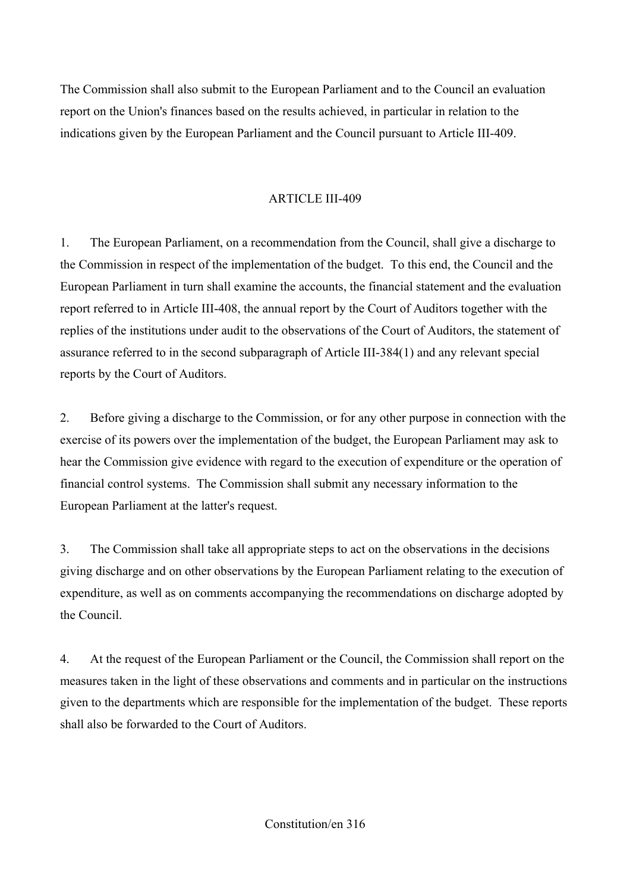The Commission shall also submit to the European Parliament and to the Council an evaluation report on the Union's finances based on the results achieved, in particular in relation to the indications given by the European Parliament and the Council pursuant to Article III-409.

## ARTICLE III-409

1. The European Parliament, on a recommendation from the Council, shall give a discharge to the Commission in respect of the implementation of the budget. To this end, the Council and the European Parliament in turn shall examine the accounts, the financial statement and the evaluation report referred to in Article III-408, the annual report by the Court of Auditors together with the replies of the institutions under audit to the observations of the Court of Auditors, the statement of assurance referred to in the second subparagraph of Article III-384(1) and any relevant special reports by the Court of Auditors.

2. Before giving a discharge to the Commission, or for any other purpose in connection with the exercise of its powers over the implementation of the budget, the European Parliament may ask to hear the Commission give evidence with regard to the execution of expenditure or the operation of financial control systems. The Commission shall submit any necessary information to the European Parliament at the latter's request.

3. The Commission shall take all appropriate steps to act on the observations in the decisions giving discharge and on other observations by the European Parliament relating to the execution of expenditure, as well as on comments accompanying the recommendations on discharge adopted by the Council.

4. At the request of the European Parliament or the Council, the Commission shall report on the measures taken in the light of these observations and comments and in particular on the instructions given to the departments which are responsible for the implementation of the budget. These reports shall also be forwarded to the Court of Auditors.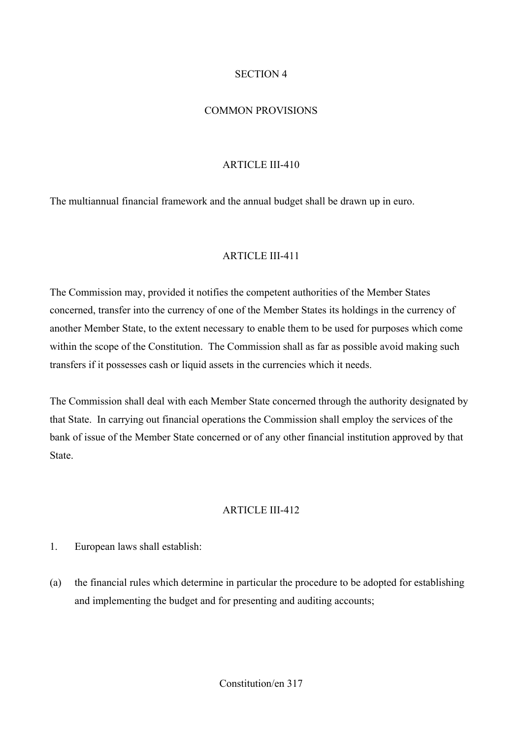## SECTION 4

## COMMON PROVISIONS

### ARTICLE III-410

The multiannual financial framework and the annual budget shall be drawn up in euro.

### ARTICLE III-411

The Commission may, provided it notifies the competent authorities of the Member States concerned, transfer into the currency of one of the Member States its holdings in the currency of another Member State, to the extent necessary to enable them to be used for purposes which come within the scope of the Constitution. The Commission shall as far as possible avoid making such transfers if it possesses cash or liquid assets in the currencies which it needs.

The Commission shall deal with each Member State concerned through the authority designated by that State. In carrying out financial operations the Commission shall employ the services of the bank of issue of the Member State concerned or of any other financial institution approved by that State.

### ARTICLE III-412

1. European laws shall establish:

(a) the financial rules which determine in particular the procedure to be adopted for establishing and implementing the budget and for presenting and auditing accounts;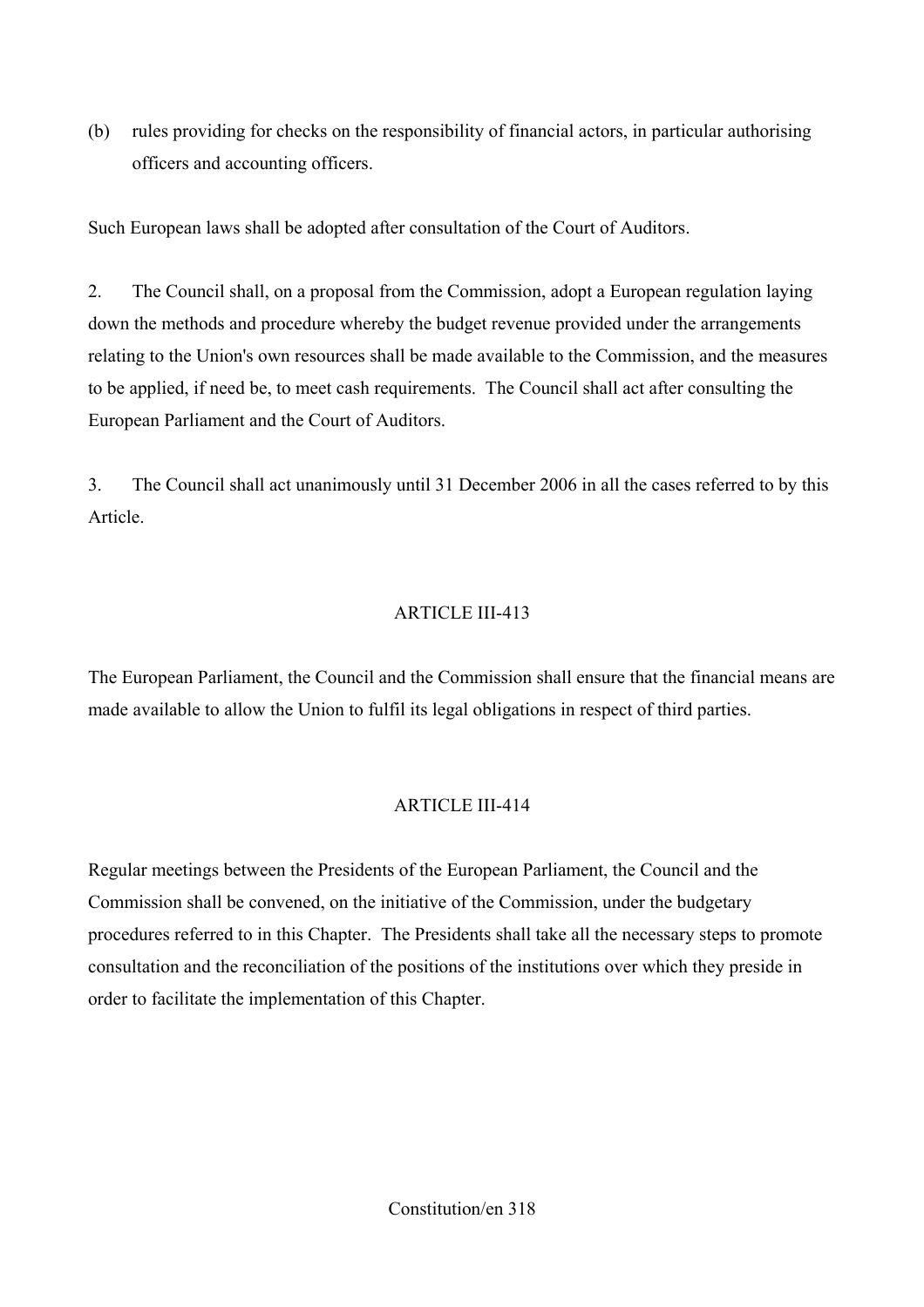(b) rules providing for checks on the responsibility of financial actors, in particular authorising officers and accounting officers.

Such European laws shall be adopted after consultation of the Court of Auditors.

2. The Council shall, on a proposal from the Commission, adopt a European regulation laying down the methods and procedure whereby the budget revenue provided under the arrangements relating to the Union's own resources shall be made available to the Commission, and the measures to be applied, if need be, to meet cash requirements. The Council shall act after consulting the European Parliament and the Court of Auditors.

3. The Council shall act unanimously until 31 December 2006 in all the cases referred to by this Article.

## ARTICLE III-413

The European Parliament, the Council and the Commission shall ensure that the financial means are made available to allow the Union to fulfil its legal obligations in respect of third parties.

## ARTICLE III-414

Regular meetings between the Presidents of the European Parliament, the Council and the Commission shall be convened, on the initiative of the Commission, under the budgetary procedures referred to in this Chapter. The Presidents shall take all the necessary steps to promote consultation and the reconciliation of the positions of the institutions over which they preside in order to facilitate the implementation of this Chapter.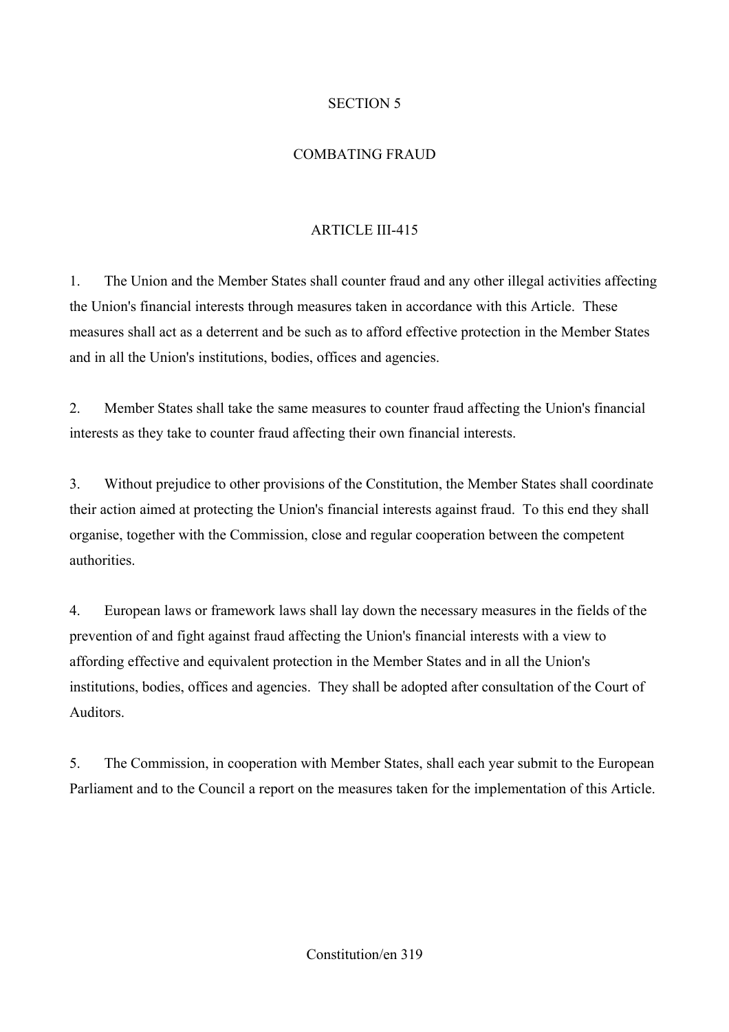## SECTION 5

## COMBATING FRAUD

### ARTICLE III-415

1. The Union and the Member States shall counter fraud and any other illegal activities affecting the Union's financial interests through measures taken in accordance with this Article. These measures shall act as a deterrent and be such as to afford effective protection in the Member States and in all the Union's institutions, bodies, offices and agencies.

2. Member States shall take the same measures to counter fraud affecting the Union's financial interests as they take to counter fraud affecting their own financial interests.

3. Without prejudice to other provisions of the Constitution, the Member States shall coordinate their action aimed at protecting the Union's financial interests against fraud. To this end they shall organise, together with the Commission, close and regular cooperation between the competent authorities.

4. European laws or framework laws shall lay down the necessary measures in the fields of the prevention of and fight against fraud affecting the Union's financial interests with a view to affording effective and equivalent protection in the Member States and in all the Union's institutions, bodies, offices and agencies. They shall be adopted after consultation of the Court of Auditors.

5. The Commission, in cooperation with Member States, shall each year submit to the European Parliament and to the Council a report on the measures taken for the implementation of this Article.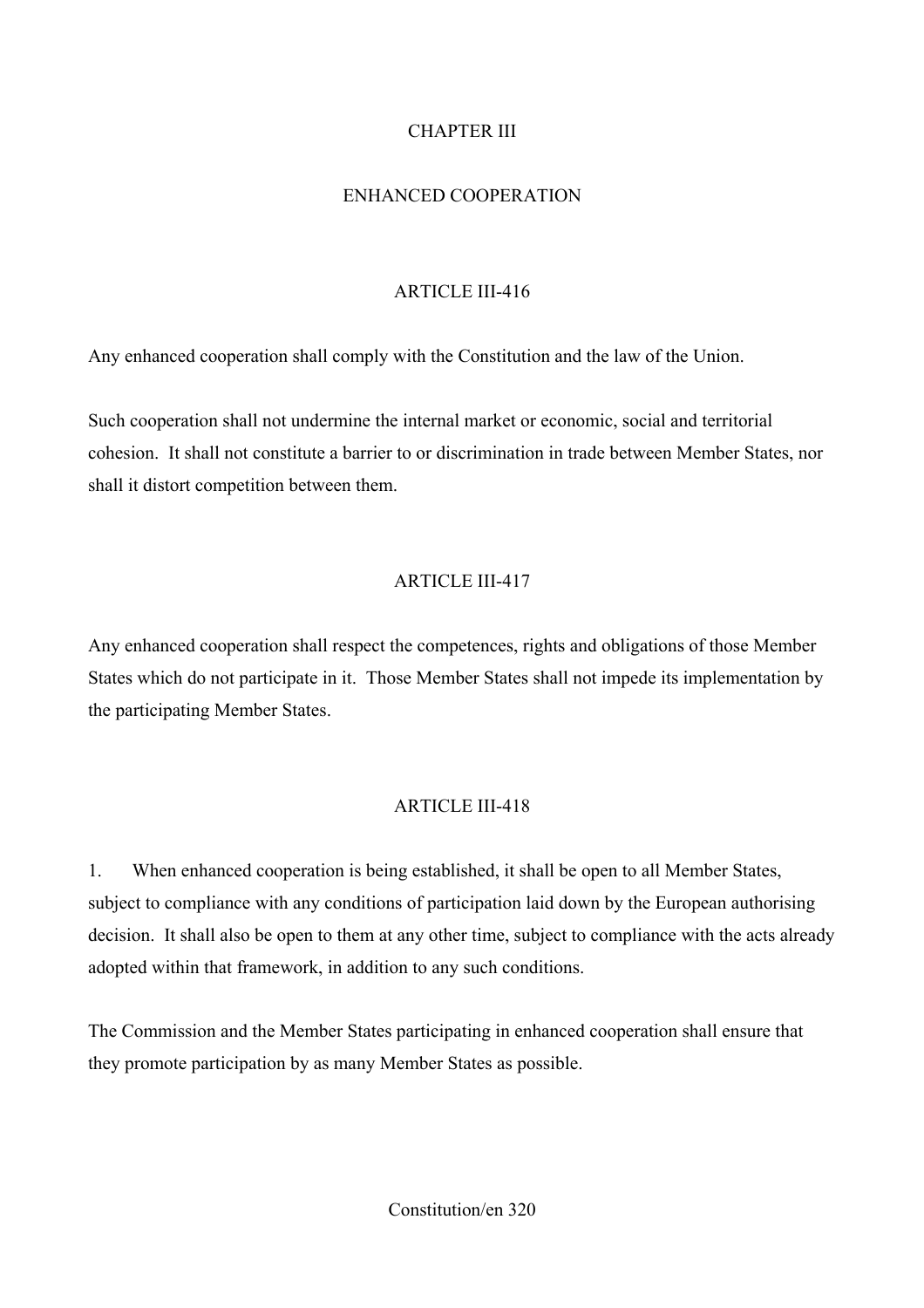## CHAPTER III

## ENHANCED COOPERATION

### ARTICLE III-416

Any enhanced cooperation shall comply with the Constitution and the law of the Union.

Such cooperation shall not undermine the internal market or economic, social and territorial cohesion. It shall not constitute a barrier to or discrimination in trade between Member States, nor shall it distort competition between them.

### ARTICLE III-417

Any enhanced cooperation shall respect the competences, rights and obligations of those Member States which do not participate in it. Those Member States shall not impede its implementation by the participating Member States.

### ARTICLE III-418

1. When enhanced cooperation is being established, it shall be open to all Member States, subject to compliance with any conditions of participation laid down by the European authorising decision. It shall also be open to them at any other time, subject to compliance with the acts already adopted within that framework, in addition to any such conditions.

The Commission and the Member States participating in enhanced cooperation shall ensure that they promote participation by as many Member States as possible.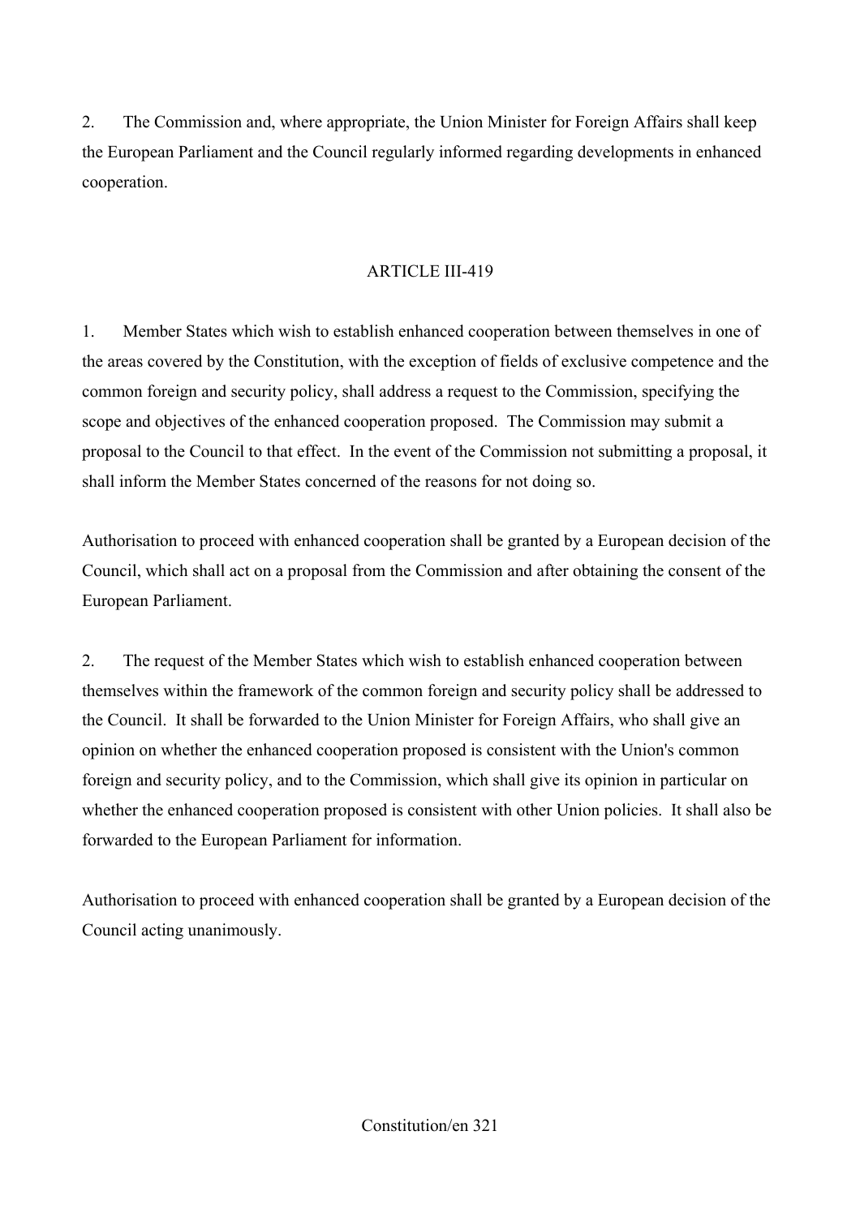2. The Commission and, where appropriate, the Union Minister for Foreign Affairs shall keep the European Parliament and the Council regularly informed regarding developments in enhanced cooperation.

## ARTICLE III-419

1. Member States which wish to establish enhanced cooperation between themselves in one of the areas covered by the Constitution, with the exception of fields of exclusive competence and the common foreign and security policy, shall address a request to the Commission, specifying the scope and objectives of the enhanced cooperation proposed. The Commission may submit a proposal to the Council to that effect. In the event of the Commission not submitting a proposal, it shall inform the Member States concerned of the reasons for not doing so.

Authorisation to proceed with enhanced cooperation shall be granted by a European decision of the Council, which shall act on a proposal from the Commission and after obtaining the consent of the European Parliament.

2. The request of the Member States which wish to establish enhanced cooperation between themselves within the framework of the common foreign and security policy shall be addressed to the Council. It shall be forwarded to the Union Minister for Foreign Affairs, who shall give an opinion on whether the enhanced cooperation proposed is consistent with the Union's common foreign and security policy, and to the Commission, which shall give its opinion in particular on whether the enhanced cooperation proposed is consistent with other Union policies. It shall also be forwarded to the European Parliament for information.

Authorisation to proceed with enhanced cooperation shall be granted by a European decision of the Council acting unanimously.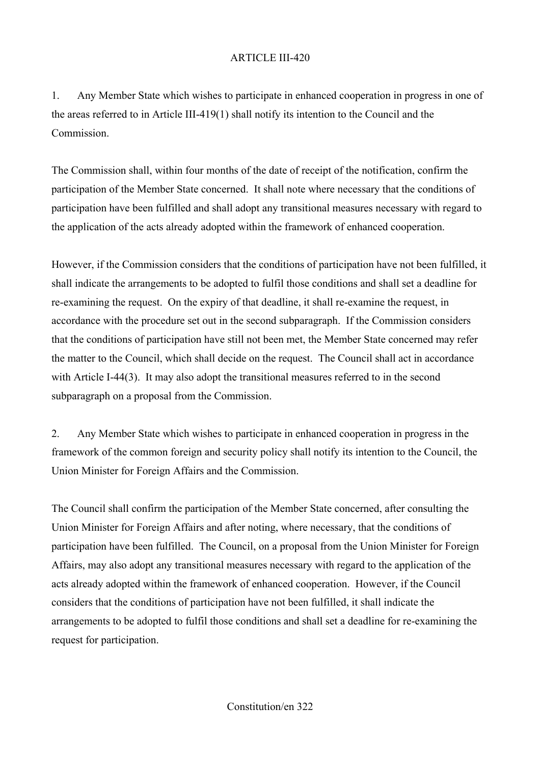## ARTICLE III-420

1. Any Member State which wishes to participate in enhanced cooperation in progress in one of the areas referred to in Article III-419(1) shall notify its intention to the Council and the Commission.

The Commission shall, within four months of the date of receipt of the notification, confirm the participation of the Member State concerned. It shall note where necessary that the conditions of participation have been fulfilled and shall adopt any transitional measures necessary with regard to the application of the acts already adopted within the framework of enhanced cooperation.

However, if the Commission considers that the conditions of participation have not been fulfilled, it shall indicate the arrangements to be adopted to fulfil those conditions and shall set a deadline for re-examining the request. On the expiry of that deadline, it shall re-examine the request, in accordance with the procedure set out in the second subparagraph. If the Commission considers that the conditions of participation have still not been met, the Member State concerned may refer the matter to the Council, which shall decide on the request. The Council shall act in accordance with Article I-44(3). It may also adopt the transitional measures referred to in the second subparagraph on a proposal from the Commission.

2. Any Member State which wishes to participate in enhanced cooperation in progress in the framework of the common foreign and security policy shall notify its intention to the Council, the Union Minister for Foreign Affairs and the Commission.

The Council shall confirm the participation of the Member State concerned, after consulting the Union Minister for Foreign Affairs and after noting, where necessary, that the conditions of participation have been fulfilled. The Council, on a proposal from the Union Minister for Foreign Affairs, may also adopt any transitional measures necessary with regard to the application of the acts already adopted within the framework of enhanced cooperation. However, if the Council considers that the conditions of participation have not been fulfilled, it shall indicate the arrangements to be adopted to fulfil those conditions and shall set a deadline for re-examining the request for participation.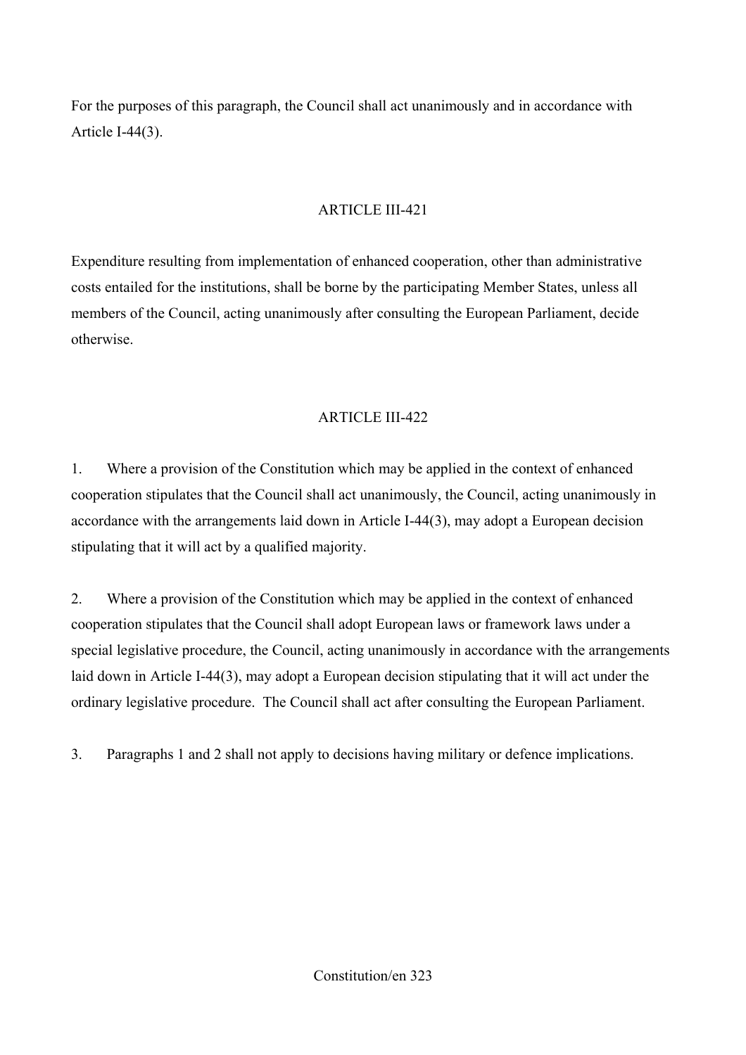For the purposes of this paragraph, the Council shall act unanimously and in accordance with Article I-44(3).

ARTICLE III-421

Expenditure resulting from implementation of enhanced cooperation, other than administrative costs entailed for the institutions, shall be borne by the participating Member States, unless all members of the Council, acting unanimously after consulting the European Parliament, decide otherwise.

ARTICLE III-422

1. Where a provision of the Constitution which may be applied in the context of enhanced cooperation stipulates that the Council shall act unanimously, the Council, acting unanimously in accordance with the arrangements laid down in Article I-44(3), may adopt a European decision stipulating that it will act by a qualified majority.

2. Where a provision of the Constitution which may be applied in the context of enhanced cooperation stipulates that the Council shall adopt European laws or framework laws under a special legislative procedure, the Council, acting unanimously in accordance with the arrangements laid down in Article I-44(3), may adopt a European decision stipulating that it will act under the ordinary legislative procedure. The Council shall act after consulting the European Parliament.

3. Paragraphs 1 and 2 shall not apply to decisions having military or defence implications.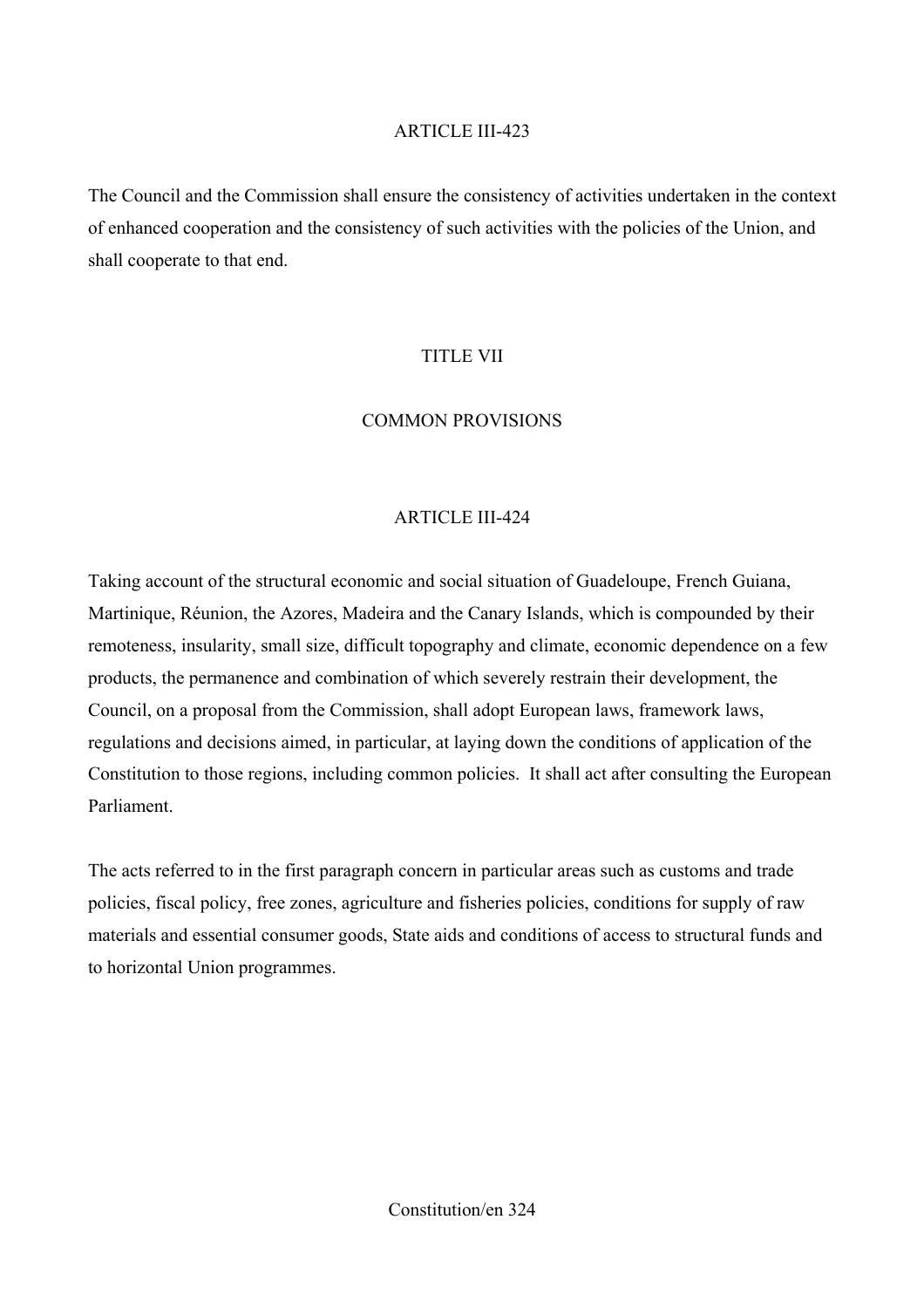ARTICLE III-423

The Council and the Commission shall ensure the consistency of activities undertaken in the context of enhanced cooperation and the consistency of such activities with the policies of the Union, and shall cooperate to that end.

## TITLE VII

## COMMON PROVISIONS

ARTICLE III-424

Taking account of the structural economic and social situation of Guadeloupe, French Guiana, Martinique, Réunion, the Azores, Madeira and the Canary Islands, which is compounded by their remoteness, insularity, small size, difficult topography and climate, economic dependence on a few products, the permanence and combination of which severely restrain their development, the Council, on a proposal from the Commission, shall adopt European laws, framework laws, regulations and decisions aimed, in particular, at laying down the conditions of application of the Constitution to those regions, including common policies. It shall act after consulting the European Parliament.

The acts referred to in the first paragraph concern in particular areas such as customs and trade policies, fiscal policy, free zones, agriculture and fisheries policies, conditions for supply of raw materials and essential consumer goods, State aids and conditions of access to structural funds and to horizontal Union programmes.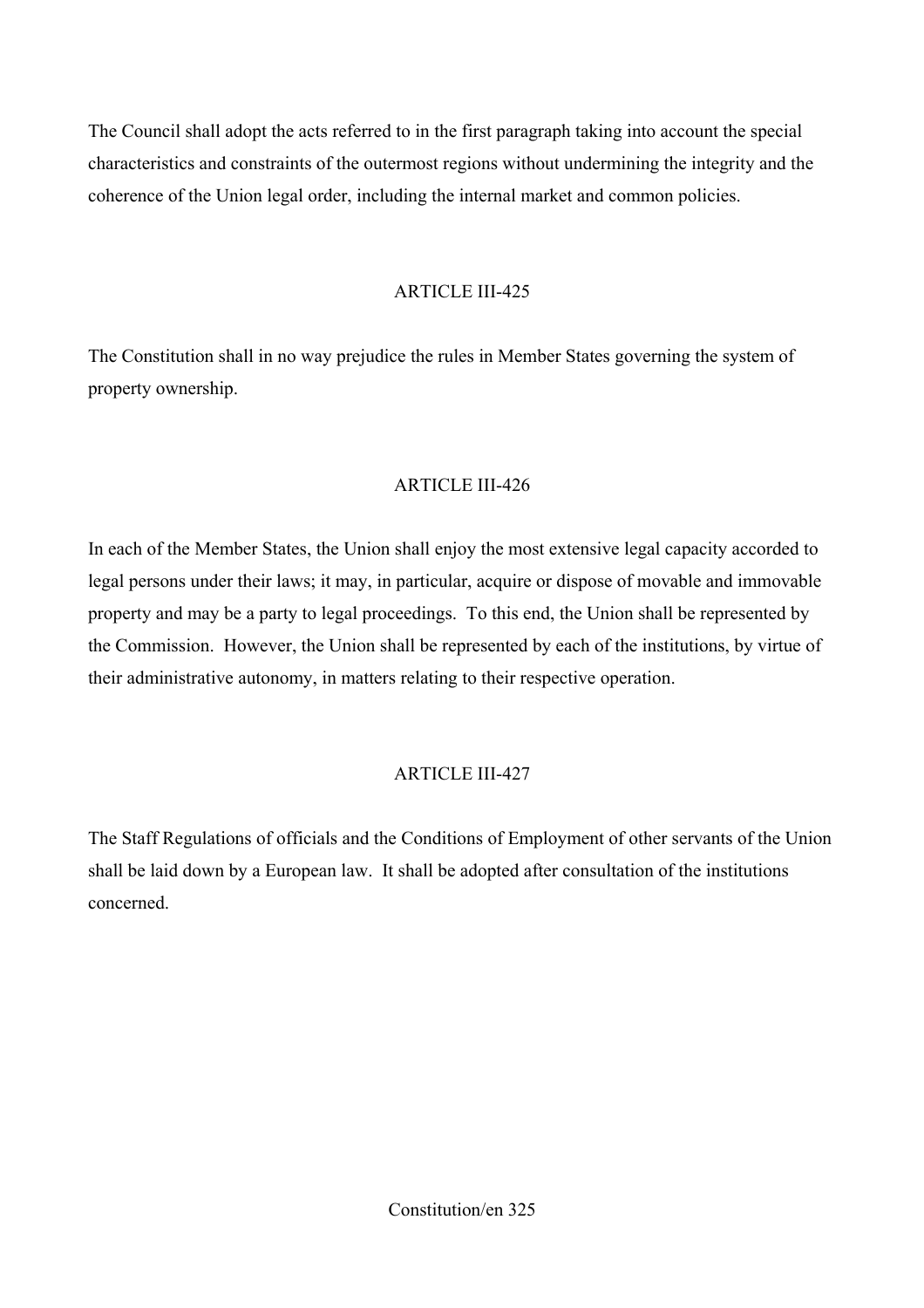The Council shall adopt the acts referred to in the first paragraph taking into account the special characteristics and constraints of the outermost regions without undermining the integrity and the coherence of the Union legal order, including the internal market and common policies.

## ARTICLE III-425

The Constitution shall in no way prejudice the rules in Member States governing the system of property ownership.

## ARTICLE III-426

In each of the Member States, the Union shall enjoy the most extensive legal capacity accorded to legal persons under their laws; it may, in particular, acquire or dispose of movable and immovable property and may be a party to legal proceedings. To this end, the Union shall be represented by the Commission. However, the Union shall be represented by each of the institutions, by virtue of their administrative autonomy, in matters relating to their respective operation.

## ARTICLE III-427

The Staff Regulations of officials and the Conditions of Employment of other servants of the Union shall be laid down by a European law. It shall be adopted after consultation of the institutions concerned.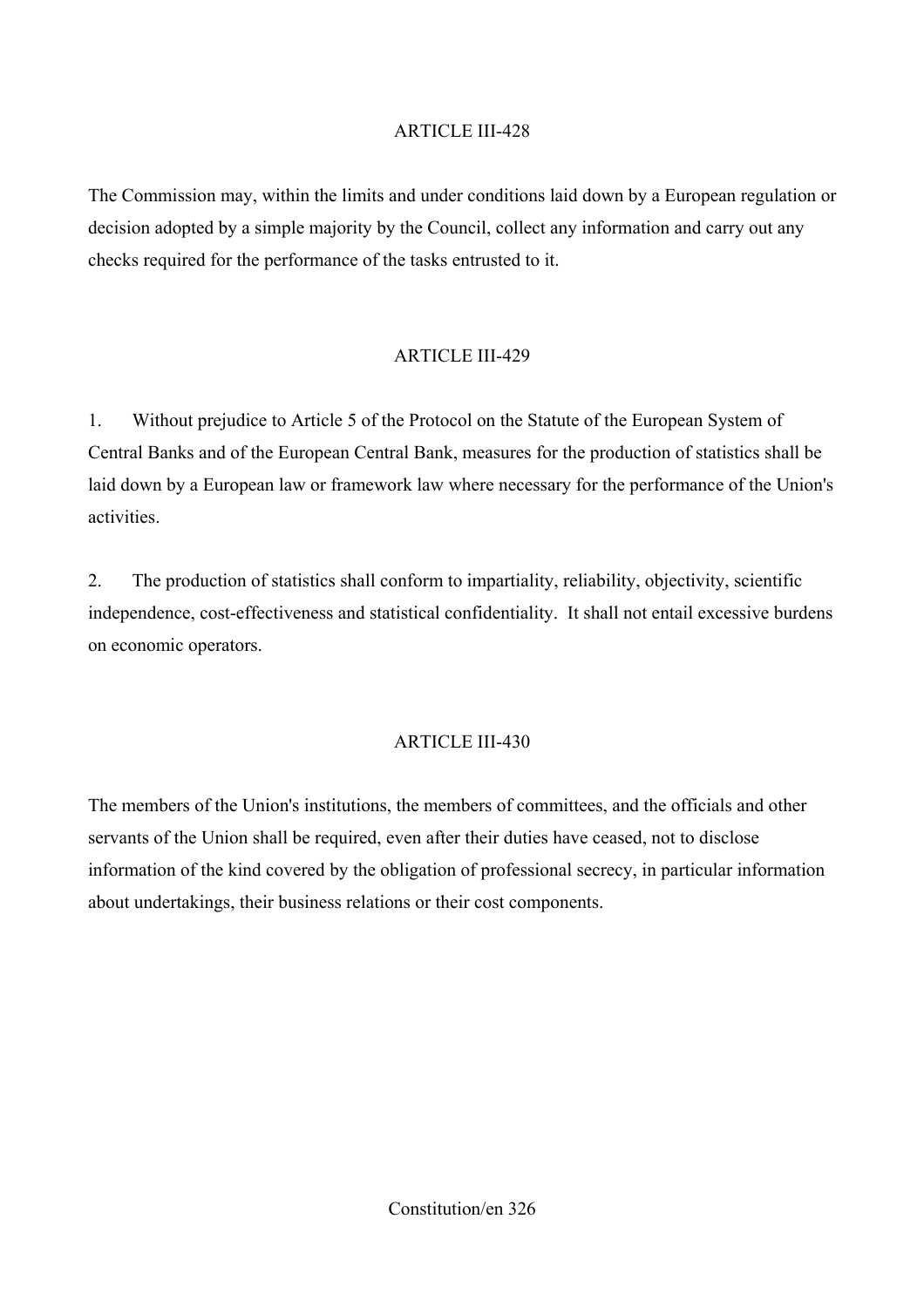## ARTICLE III-428

The Commission may, within the limits and under conditions laid down by a European regulation or decision adopted by a simple majority by the Council, collect any information and carry out any checks required for the performance of the tasks entrusted to it.

## ARTICLE III-429

1. Without prejudice to Article 5 of the Protocol on the Statute of the European System of Central Banks and of the European Central Bank, measures for the production of statistics shall be laid down by a European law or framework law where necessary for the performance of the Union's activities.

2. The production of statistics shall conform to impartiality, reliability, objectivity, scientific independence, cost-effectiveness and statistical confidentiality. It shall not entail excessive burdens on economic operators.

## ARTICLE III-430

The members of the Union's institutions, the members of committees, and the officials and other servants of the Union shall be required, even after their duties have ceased, not to disclose information of the kind covered by the obligation of professional secrecy, in particular information about undertakings, their business relations or their cost components.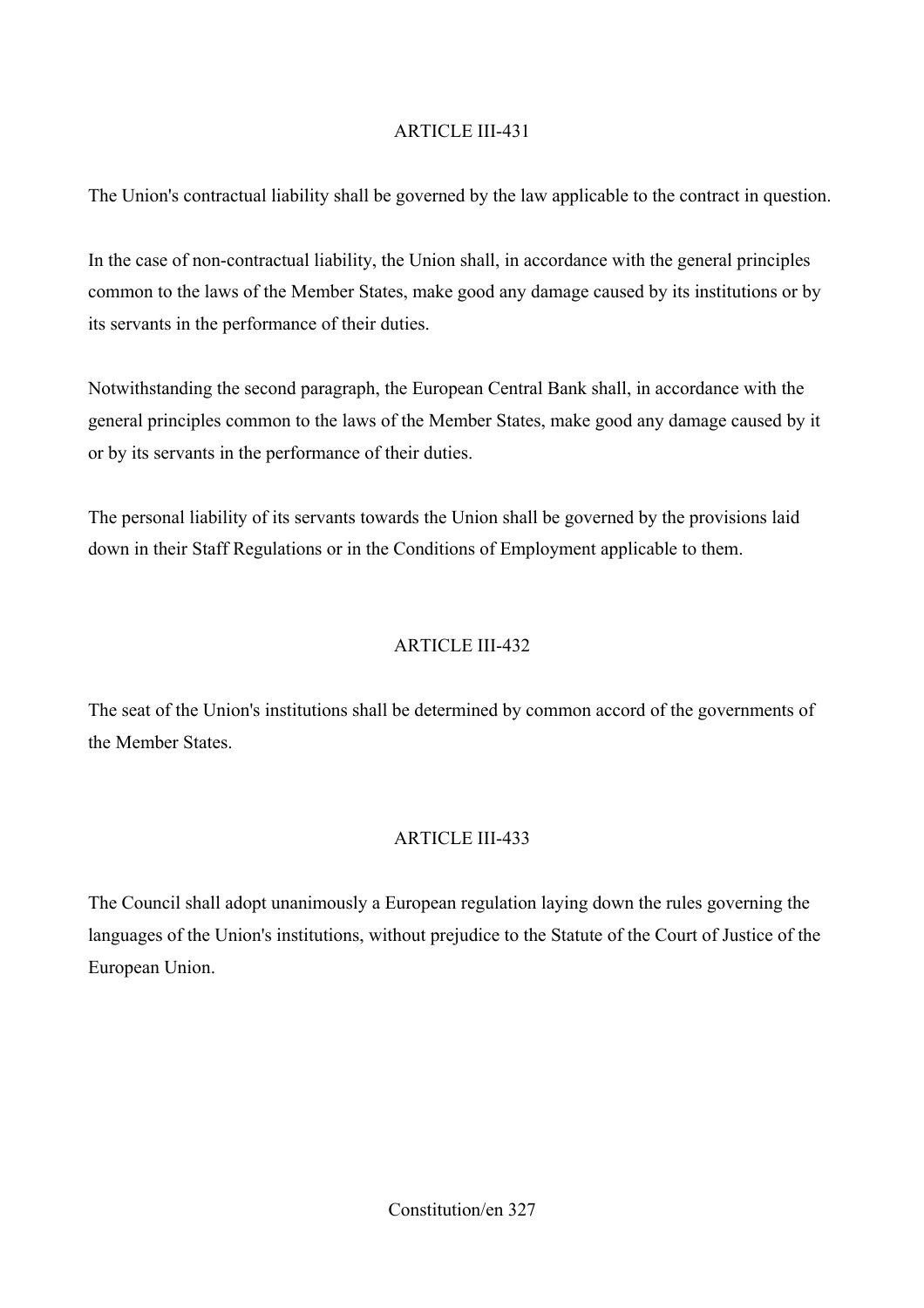## ARTICLE III-431

The Union's contractual liability shall be governed by the law applicable to the contract in question.

In the case of non-contractual liability, the Union shall, in accordance with the general principles common to the laws of the Member States, make good any damage caused by its institutions or by its servants in the performance of their duties.

Notwithstanding the second paragraph, the European Central Bank shall, in accordance with the general principles common to the laws of the Member States, make good any damage caused by it or by its servants in the performance of their duties.

The personal liability of its servants towards the Union shall be governed by the provisions laid down in their Staff Regulations or in the Conditions of Employment applicable to them.

## ARTICLE III-432

The seat of the Union's institutions shall be determined by common accord of the governments of the Member States.

## ARTICLE III-433

The Council shall adopt unanimously a European regulation laying down the rules governing the languages of the Union's institutions, without prejudice to the Statute of the Court of Justice of the European Union.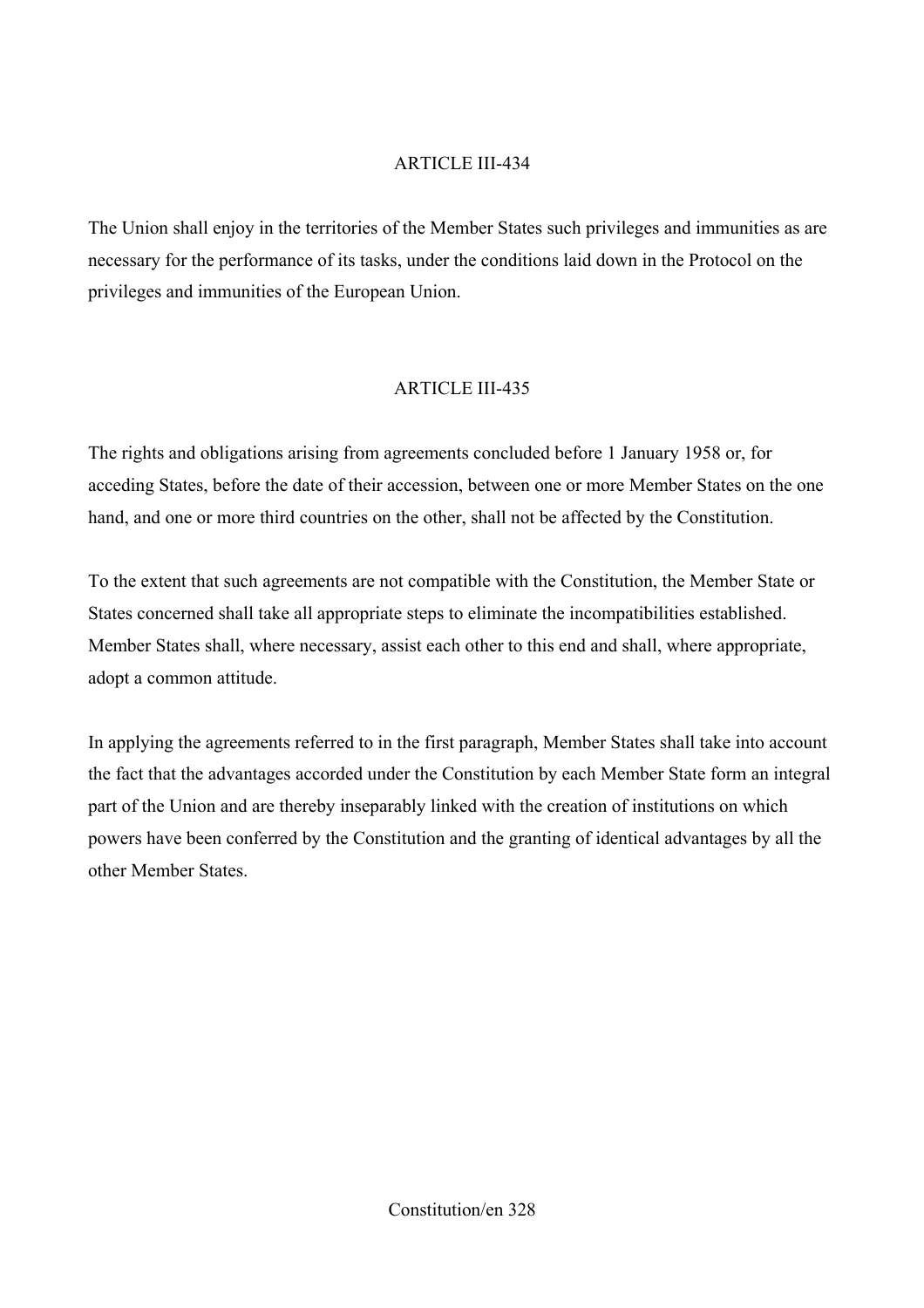ARTICLE III-434

The Union shall enjoy in the territories of the Member States such privileges and immunities as are necessary for the performance of its tasks, under the conditions laid down in the Protocol on the privileges and immunities of the European Union.

ARTICLE III-435

The rights and obligations arising from agreements concluded before 1 January 1958 or, for acceding States, before the date of their accession, between one or more Member States on the one hand, and one or more third countries on the other, shall not be affected by the Constitution.

To the extent that such agreements are not compatible with the Constitution, the Member State or States concerned shall take all appropriate steps to eliminate the incompatibilities established. Member States shall, where necessary, assist each other to this end and shall, where appropriate, adopt a common attitude.

In applying the agreements referred to in the first paragraph, Member States shall take into account the fact that the advantages accorded under the Constitution by each Member State form an integral part of the Union and are thereby inseparably linked with the creation of institutions on which powers have been conferred by the Constitution and the granting of identical advantages by all the other Member States.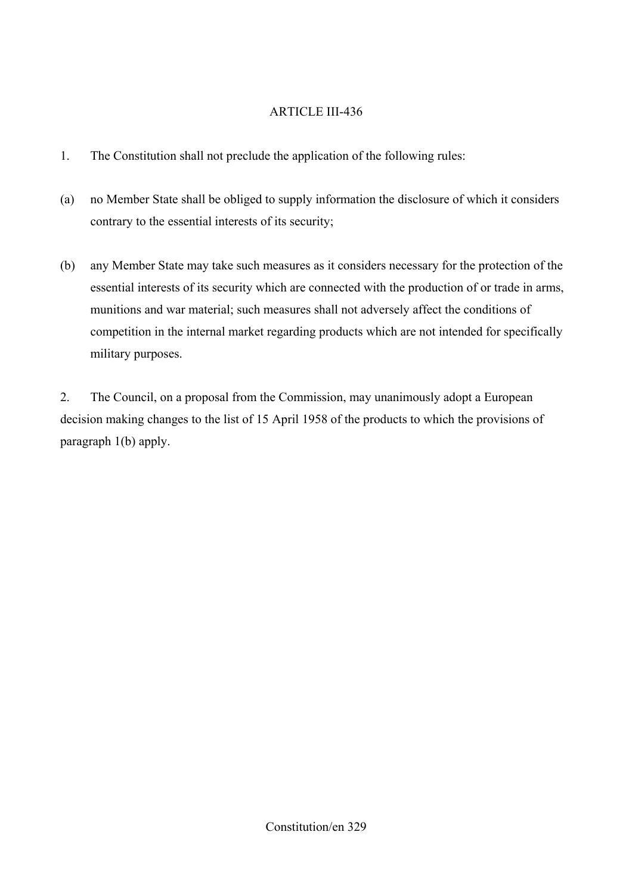## ARTICLE III-436

1. The Constitution shall not preclude the application of the following rules:

(a) no Member State shall be obliged to supply information the disclosure of which it considers contrary to the essential interests of its security;

(b) any Member State may take such measures as it considers necessary for the protection of the essential interests of its security which are connected with the production of or trade in arms, munitions and war material; such measures shall not adversely affect the conditions of competition in the internal market regarding products which are not intended for specifically military purposes.

2. The Council, on a proposal from the Commission, may unanimously adopt a European decision making changes to the list of 15 April 1958 of the products to which the provisions of paragraph 1(b) apply.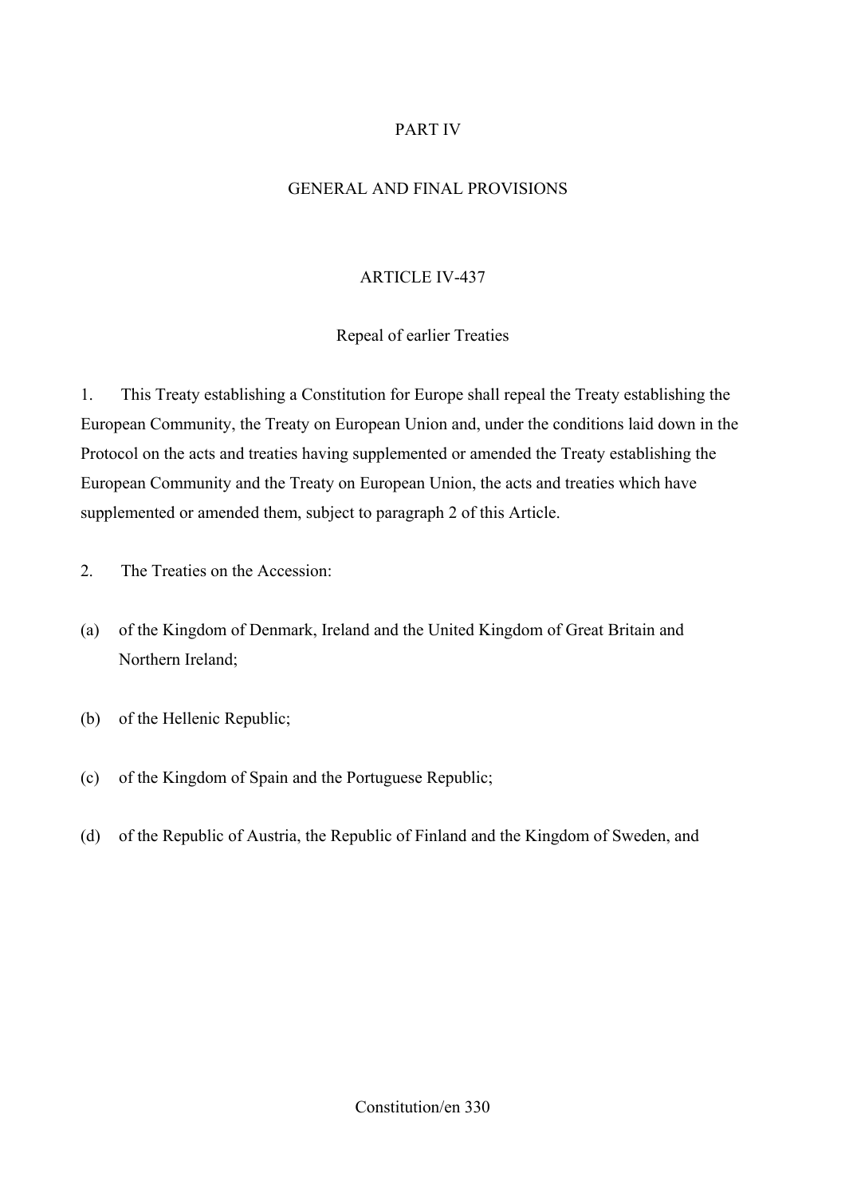# PART IV

# GENERAL AND FINAL PROVISIONS

## ARTICLE IV-437

### Repeal of earlier Treaties

1. This Treaty establishing a Constitution for Europe shall repeal the Treaty establishing the European Community, the Treaty on European Union and, under the conditions laid down in the Protocol on the acts and treaties having supplemented or amended the Treaty establishing the European Community and the Treaty on European Union, the acts and treaties which have supplemented or amended them, subject to paragraph 2 of this Article.

2. The Treaties on the Accession:

(a) of the Kingdom of Denmark, Ireland and the United Kingdom of Great Britain and Northern Ireland;

(b) of the Hellenic Republic;

(c) of the Kingdom of Spain and the Portuguese Republic;

(d) of the Republic of Austria, the Republic of Finland and the Kingdom of Sweden, and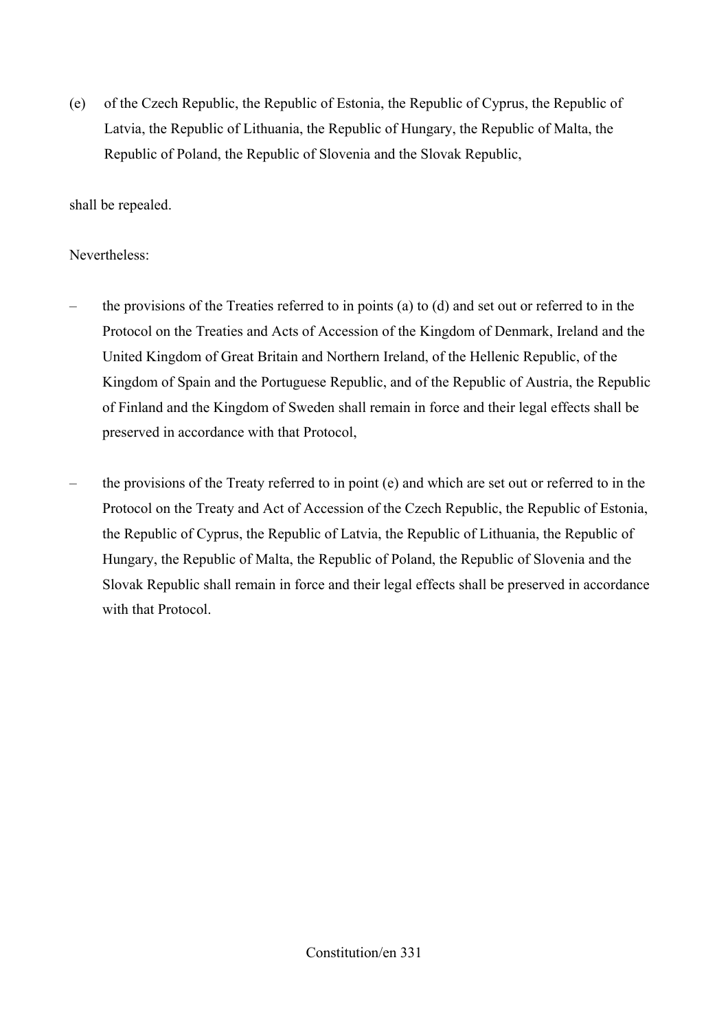(e) of the Czech Republic, the Republic of Estonia, the Republic of Cyprus, the Republic of Latvia, the Republic of Lithuania, the Republic of Hungary, the Republic of Malta, the Republic of Poland, the Republic of Slovenia and the Slovak Republic,

shall be repealed.

Nevertheless:

– the provisions of the Treaties referred to in points (a) to (d) and set out or referred to in the Protocol on the Treaties and Acts of Accession of the Kingdom of Denmark, Ireland and the United Kingdom of Great Britain and Northern Ireland, of the Hellenic Republic, of the Kingdom of Spain and the Portuguese Republic, and of the Republic of Austria, the Republic of Finland and the Kingdom of Sweden shall remain in force and their legal effects shall be preserved in accordance with that Protocol,

– the provisions of the Treaty referred to in point (e) and which are set out or referred to in the Protocol on the Treaty and Act of Accession of the Czech Republic, the Republic of Estonia, the Republic of Cyprus, the Republic of Latvia, the Republic of Lithuania, the Republic of Hungary, the Republic of Malta, the Republic of Poland, the Republic of Slovenia and the Slovak Republic shall remain in force and their legal effects shall be preserved in accordance with that Protocol.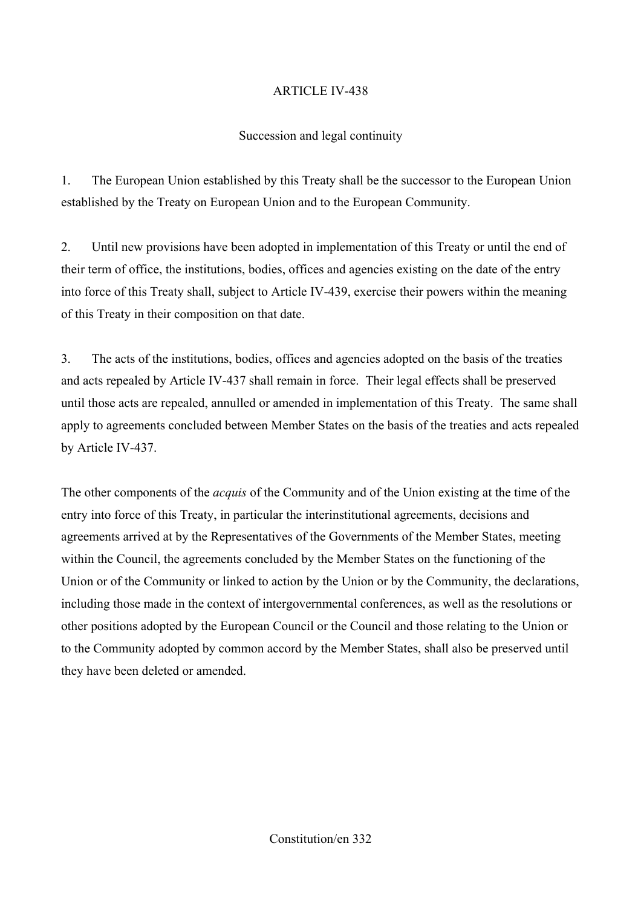## ARTICLE IV-438

### Succession and legal continuity

1. The European Union established by this Treaty shall be the successor to the European Union established by the Treaty on European Union and to the European Community.

2. Until new provisions have been adopted in implementation of this Treaty or until the end of their term of office, the institutions, bodies, offices and agencies existing on the date of the entry into force of this Treaty shall, subject to Article IV-439, exercise their powers within the meaning of this Treaty in their composition on that date.

3. The acts of the institutions, bodies, offices and agencies adopted on the basis of the treaties and acts repealed by Article IV-437 shall remain in force. Their legal effects shall be preserved until those acts are repealed, annulled or amended in implementation of this Treaty. The same shall apply to agreements concluded between Member States on the basis of the treaties and acts repealed by Article IV-437.

The other components of the *acquis* of the Community and of the Union existing at the time of the entry into force of this Treaty, in particular the interinstitutional agreements, decisions and agreements arrived at by the Representatives of the Governments of the Member States, meeting within the Council, the agreements concluded by the Member States on the functioning of the Union or of the Community or linked to action by the Union or by the Community, the declarations, including those made in the context of intergovernmental conferences, as well as the resolutions or other positions adopted by the European Council or the Council and those relating to the Union or to the Community adopted by common accord by the Member States, shall also be preserved until they have been deleted or amended.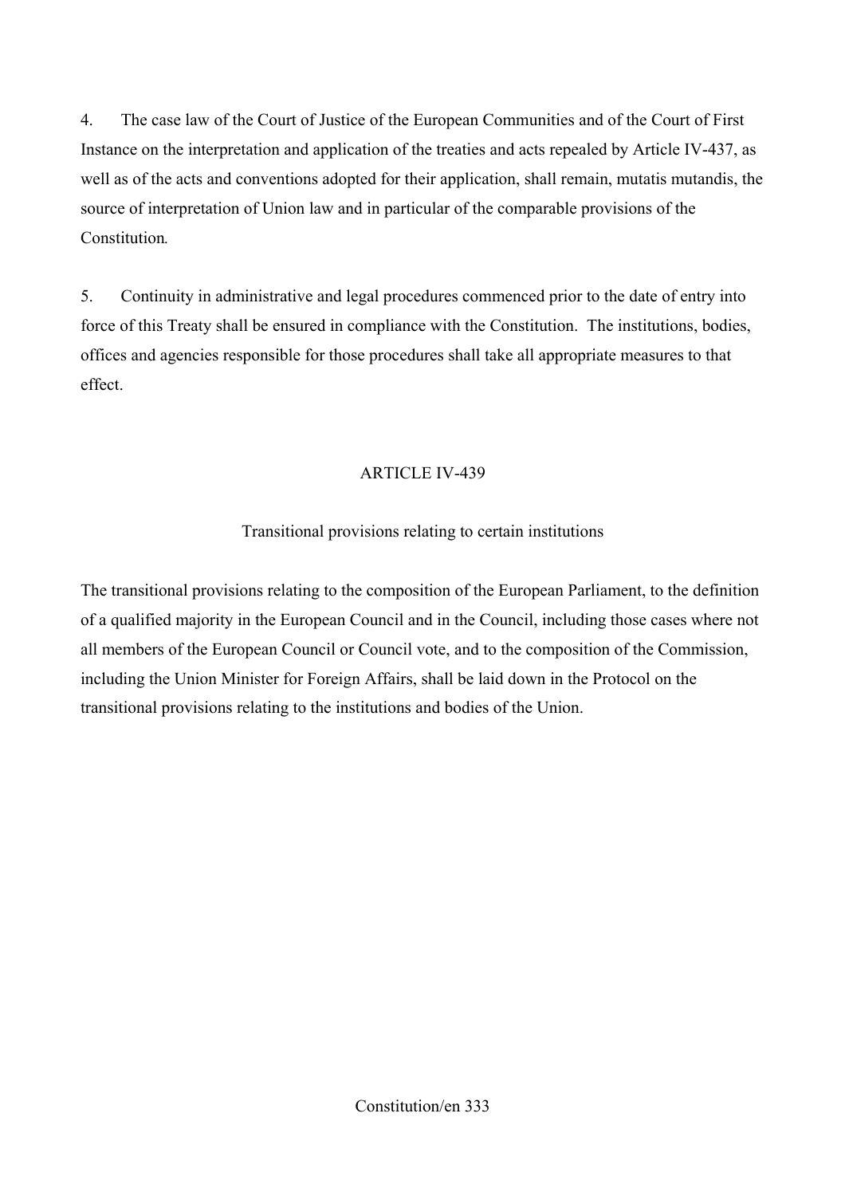4. The case law of the Court of Justice of the European Communities and of the Court of First Instance on the interpretation and application of the treaties and acts repealed by Article IV-437, as well as of the acts and conventions adopted for their application, shall remain, mutatis mutandis, the source of interpretation of Union law and in particular of the comparable provisions of the Constitution.

5. Continuity in administrative and legal procedures commenced prior to the date of entry into force of this Treaty shall be ensured in compliance with the Constitution. The institutions, bodies, offices and agencies responsible for those procedures shall take all appropriate measures to that effect.

## ARTICLE IV-439

### Transitional provisions relating to certain institutions

The transitional provisions relating to the composition of the European Parliament, to the definition of a qualified majority in the European Council and in the Council, including those cases where not all members of the European Council or Council vote, and to the composition of the Commission, including the Union Minister for Foreign Affairs, shall be laid down in the Protocol on the transitional provisions relating to the institutions and bodies of the Union.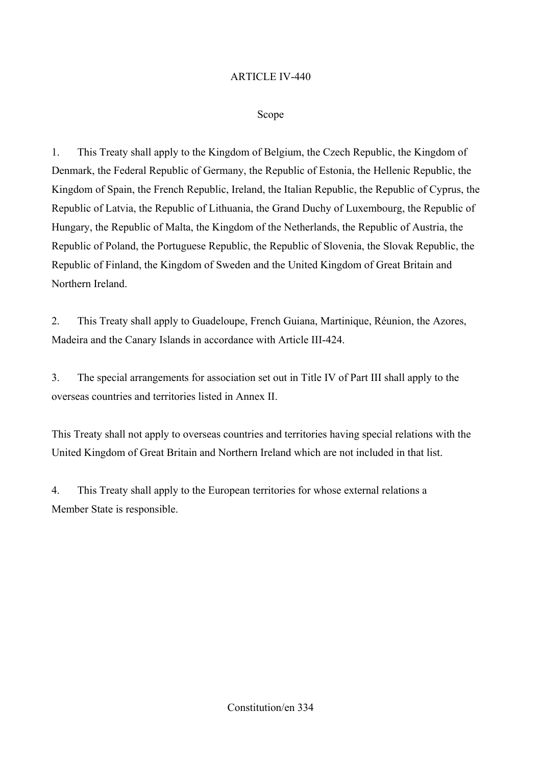## ARTICLE IV-440

### Scope

1. This Treaty shall apply to the Kingdom of Belgium, the Czech Republic, the Kingdom of Denmark, the Federal Republic of Germany, the Republic of Estonia, the Hellenic Republic, the Kingdom of Spain, the French Republic, Ireland, the Italian Republic, the Republic of Cyprus, the Republic of Latvia, the Republic of Lithuania, the Grand Duchy of Luxembourg, the Republic of Hungary, the Republic of Malta, the Kingdom of the Netherlands, the Republic of Austria, the Republic of Poland, the Portuguese Republic, the Republic of Slovenia, the Slovak Republic, the Republic of Finland, the Kingdom of Sweden and the United Kingdom of Great Britain and Northern Ireland.

2. This Treaty shall apply to Guadeloupe, French Guiana, Martinique, Réunion, the Azores, Madeira and the Canary Islands in accordance with Article III-424.

3. The special arrangements for association set out in Title IV of Part III shall apply to the overseas countries and territories listed in Annex II.

This Treaty shall not apply to overseas countries and territories having special relations with the United Kingdom of Great Britain and Northern Ireland which are not included in that list.

4. This Treaty shall apply to the European territories for whose external relations a Member State is responsible.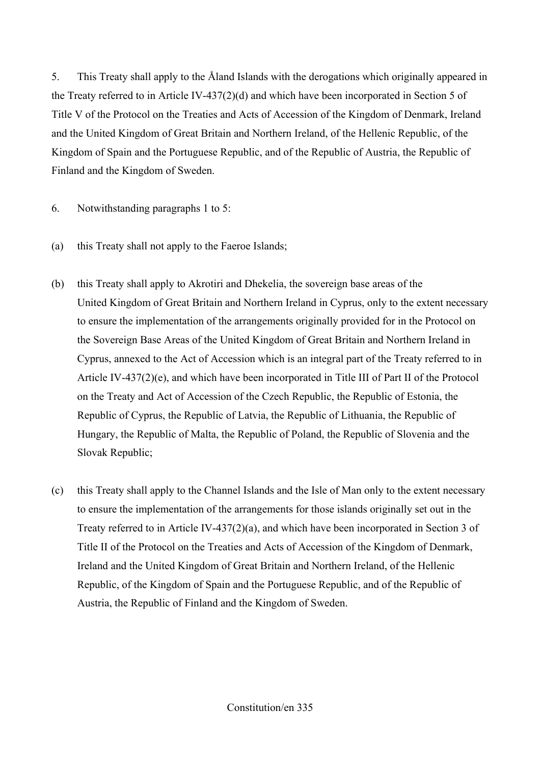5. This Treaty shall apply to the Åland Islands with the derogations which originally appeared in the Treaty referred to in Article IV-437(2)(d) and which have been incorporated in Section 5 of Title V of the Protocol on the Treaties and Acts of Accession of the Kingdom of Denmark, Ireland and the United Kingdom of Great Britain and Northern Ireland, of the Hellenic Republic, of the Kingdom of Spain and the Portuguese Republic, and of the Republic of Austria, the Republic of Finland and the Kingdom of Sweden.

6. Notwithstanding paragraphs 1 to 5:

(a) this Treaty shall not apply to the Faeroe Islands;

(b) this Treaty shall apply to Akrotiri and Dhekelia, the sovereign base areas of the United Kingdom of Great Britain and Northern Ireland in Cyprus, only to the extent necessary to ensure the implementation of the arrangements originally provided for in the Protocol on the Sovereign Base Areas of the United Kingdom of Great Britain and Northern Ireland in Cyprus, annexed to the Act of Accession which is an integral part of the Treaty referred to in Article IV-437(2)(e), and which have been incorporated in Title III of Part II of the Protocol on the Treaty and Act of Accession of the Czech Republic, the Republic of Estonia, the Republic of Cyprus, the Republic of Latvia, the Republic of Lithuania, the Republic of Hungary, the Republic of Malta, the Republic of Poland, the Republic of Slovenia and the Slovak Republic;

(c) this Treaty shall apply to the Channel Islands and the Isle of Man only to the extent necessary to ensure the implementation of the arrangements for those islands originally set out in the Treaty referred to in Article IV-437(2)(a), and which have been incorporated in Section 3 of Title II of the Protocol on the Treaties and Acts of Accession of the Kingdom of Denmark, Ireland and the United Kingdom of Great Britain and Northern Ireland, of the Hellenic Republic, of the Kingdom of Spain and the Portuguese Republic, and of the Republic of Austria, the Republic of Finland and the Kingdom of Sweden.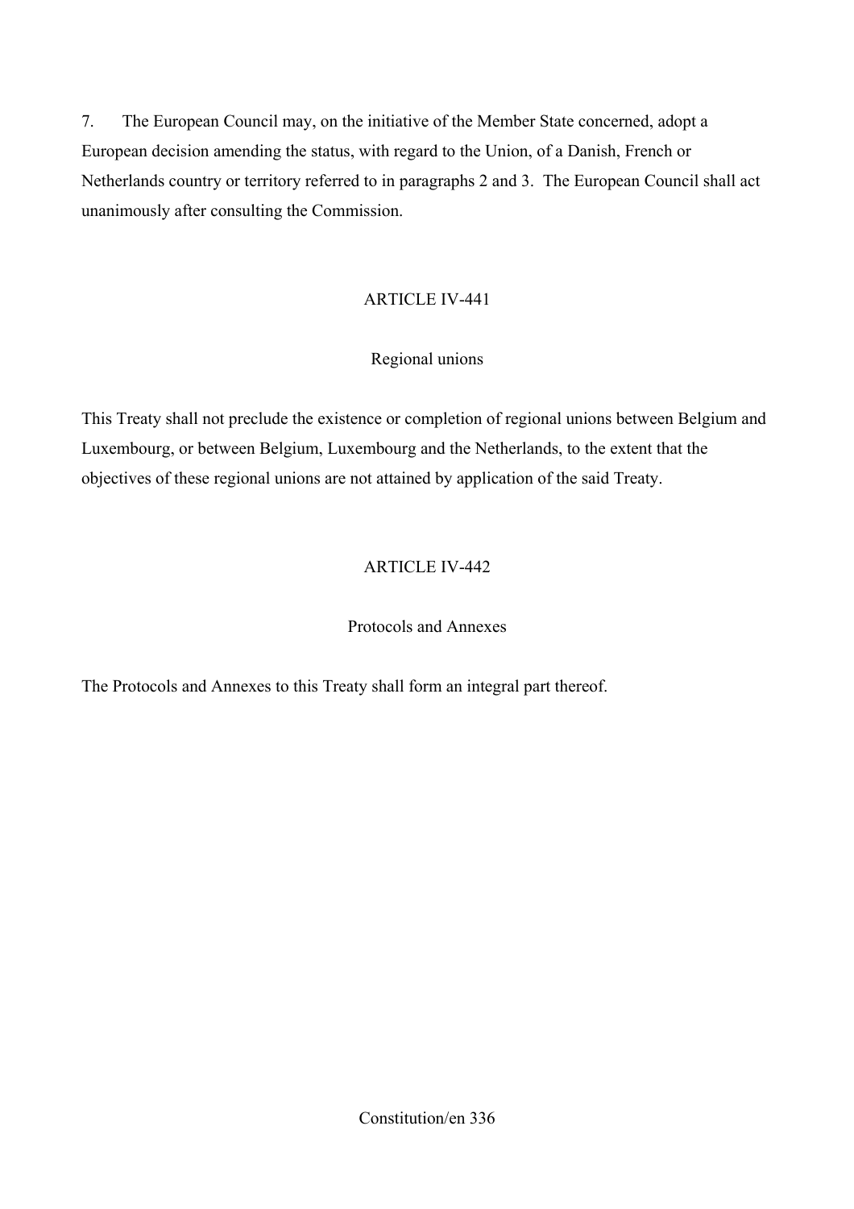7. The European Council may, on the initiative of the Member State concerned, adopt a European decision amending the status, with regard to the Union, of a Danish, French or Netherlands country or territory referred to in paragraphs 2 and 3. The European Council shall act unanimously after consulting the Commission.

## ARTICLE IV-441

### Regional unions

This Treaty shall not preclude the existence or completion of regional unions between Belgium and Luxembourg, or between Belgium, Luxembourg and the Netherlands, to the extent that the objectives of these regional unions are not attained by application of the said Treaty.

## ARTICLE IV-442

### Protocols and Annexes

The Protocols and Annexes to this Treaty shall form an integral part thereof.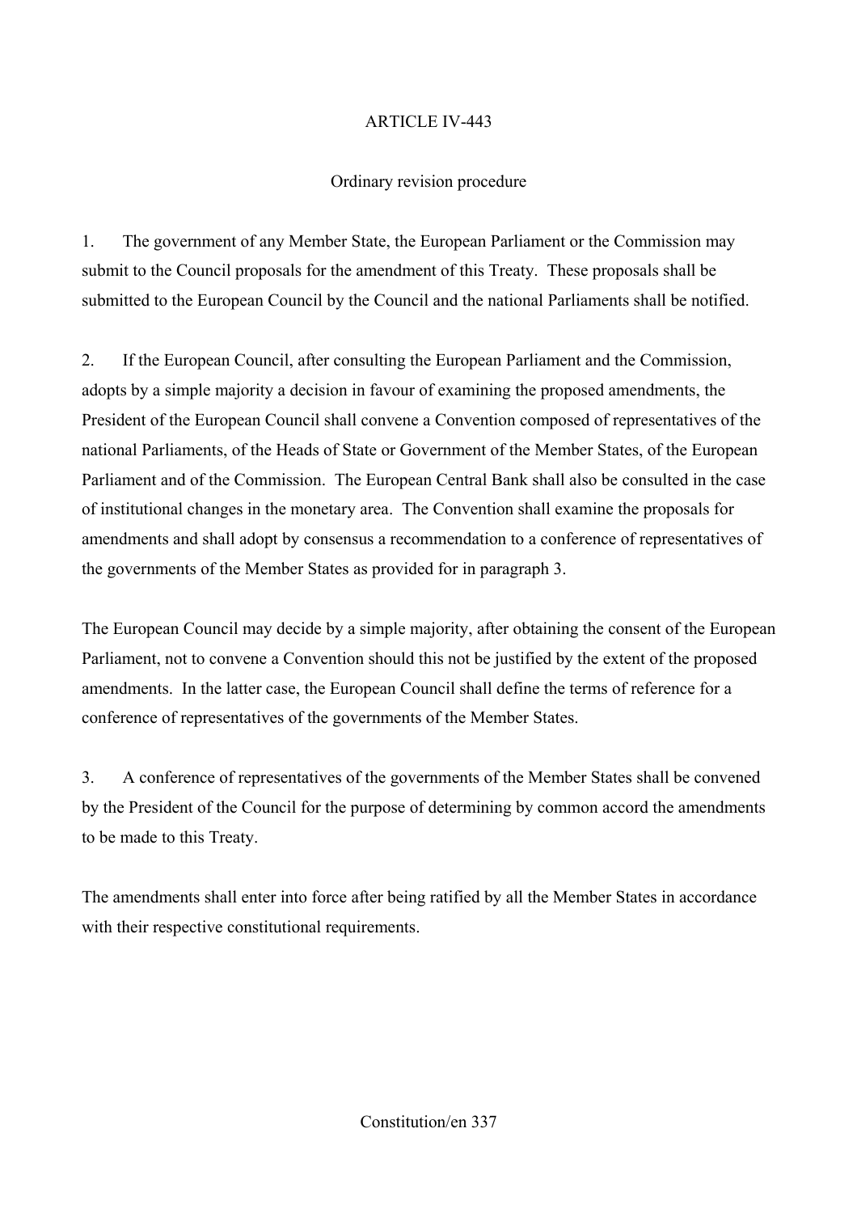# ARTICLE IV-443

## Ordinary revision procedure

1. The government of any Member State, the European Parliament or the Commission may submit to the Council proposals for the amendment of this Treaty. These proposals shall be submitted to the European Council by the Council and the national Parliaments shall be notified.

2. If the European Council, after consulting the European Parliament and the Commission, adopts by a simple majority a decision in favour of examining the proposed amendments, the President of the European Council shall convene a Convention composed of representatives of the national Parliaments, of the Heads of State or Government of the Member States, of the European Parliament and of the Commission. The European Central Bank shall also be consulted in the case of institutional changes in the monetary area. The Convention shall examine the proposals for amendments and shall adopt by consensus a recommendation to a conference of representatives of the governments of the Member States as provided for in paragraph 3.

The European Council may decide by a simple majority, after obtaining the consent of the European Parliament, not to convene a Convention should this not be justified by the extent of the proposed amendments. In the latter case, the European Council shall define the terms of reference for a conference of representatives of the governments of the Member States.

3. A conference of representatives of the governments of the Member States shall be convened by the President of the Council for the purpose of determining by common accord the amendments to be made to this Treaty.

The amendments shall enter into force after being ratified by all the Member States in accordance with their respective constitutional requirements.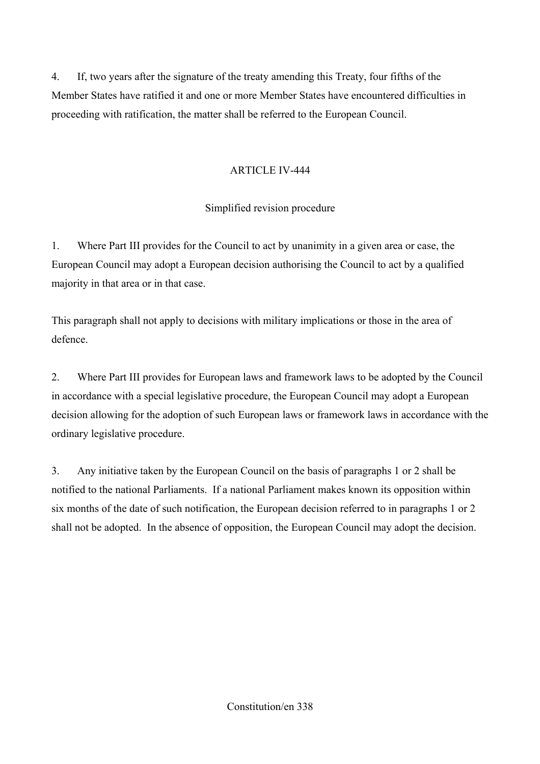4. If, two years after the signature of the treaty amending this Treaty, four fifths of the Member States have ratified it and one or more Member States have encountered difficulties in proceeding with ratification, the matter shall be referred to the European Council.

## ARTICLE IV-444

### Simplified revision procedure

1. Where Part III provides for the Council to act by unanimity in a given area or case, the European Council may adopt a European decision authorising the Council to act by a qualified majority in that area or in that case.

This paragraph shall not apply to decisions with military implications or those in the area of defence.

2. Where Part III provides for European laws and framework laws to be adopted by the Council in accordance with a special legislative procedure, the European Council may adopt a European decision allowing for the adoption of such European laws or framework laws in accordance with the ordinary legislative procedure.

3. Any initiative taken by the European Council on the basis of paragraphs 1 or 2 shall be notified to the national Parliaments. If a national Parliament makes known its opposition within six months of the date of such notification, the European decision referred to in paragraphs 1 or 2 shall not be adopted. In the absence of opposition, the European Council may adopt the decision.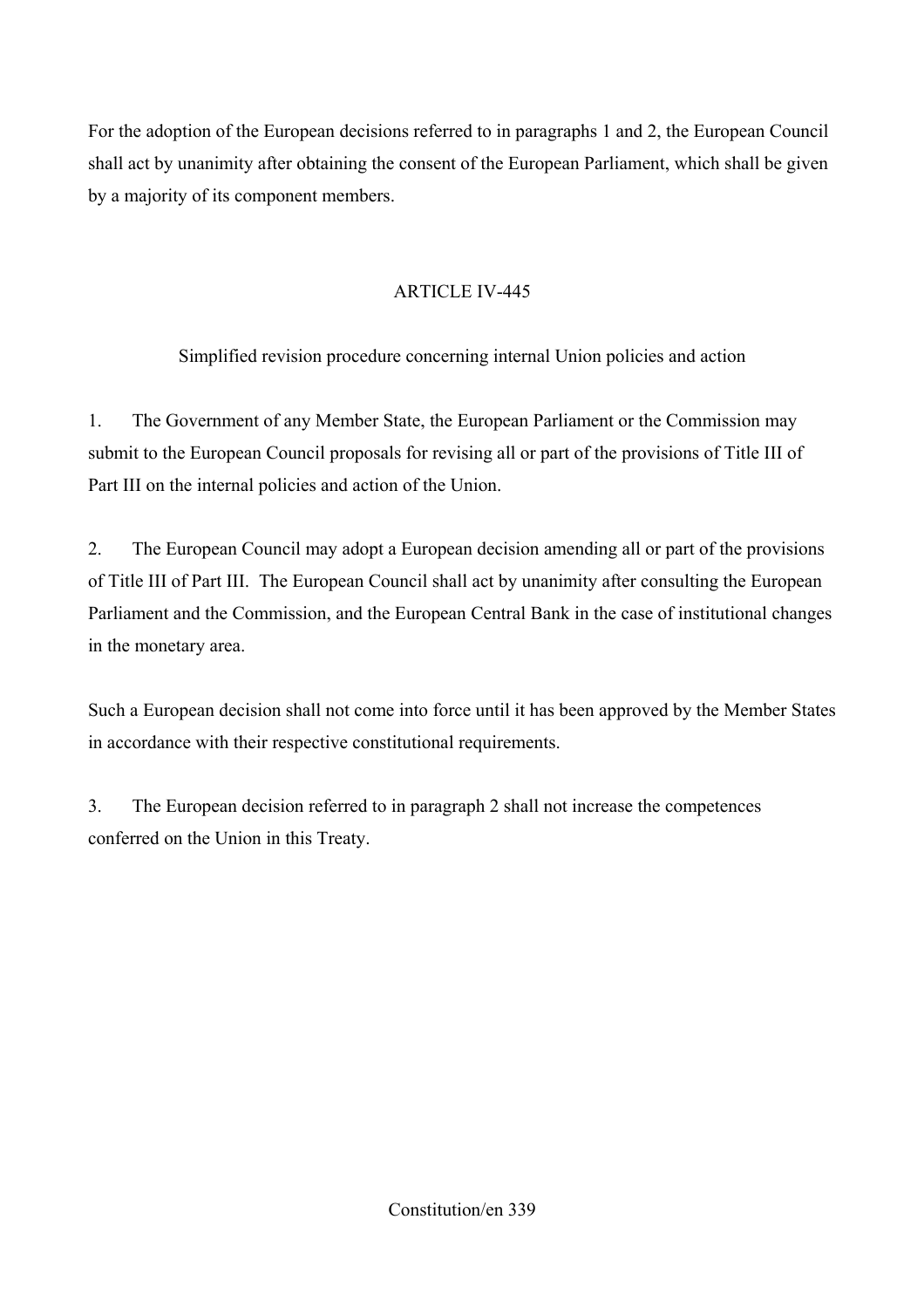For the adoption of the European decisions referred to in paragraphs 1 and 2, the European Council shall act by unanimity after obtaining the consent of the European Parliament, which shall be given by a majority of its component members.

## ARTICLE IV-445

### Simplified revision procedure concerning internal Union policies and action

1. The Government of any Member State, the European Parliament or the Commission may submit to the European Council proposals for revising all or part of the provisions of Title III of Part III on the internal policies and action of the Union.

2. The European Council may adopt a European decision amending all or part of the provisions of Title III of Part III. The European Council shall act by unanimity after consulting the European Parliament and the Commission, and the European Central Bank in the case of institutional changes in the monetary area.

Such a European decision shall not come into force until it has been approved by the Member States in accordance with their respective constitutional requirements.

3. The European decision referred to in paragraph 2 shall not increase the competences conferred on the Union in this Treaty.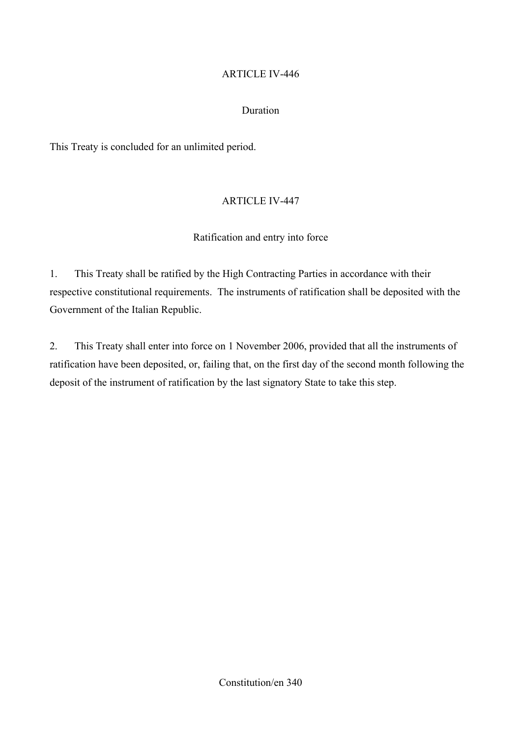## ARTICLE IV-446

### Duration

This Treaty is concluded for an unlimited period.

## ARTICLE IV-447

### Ratification and entry into force

1. This Treaty shall be ratified by the High Contracting Parties in accordance with their respective constitutional requirements. The instruments of ratification shall be deposited with the Government of the Italian Republic.

2. This Treaty shall enter into force on 1 November 2006, provided that all the instruments of ratification have been deposited, or, failing that, on the first day of the second month following the deposit of the instrument of ratification by the last signatory State to take this step.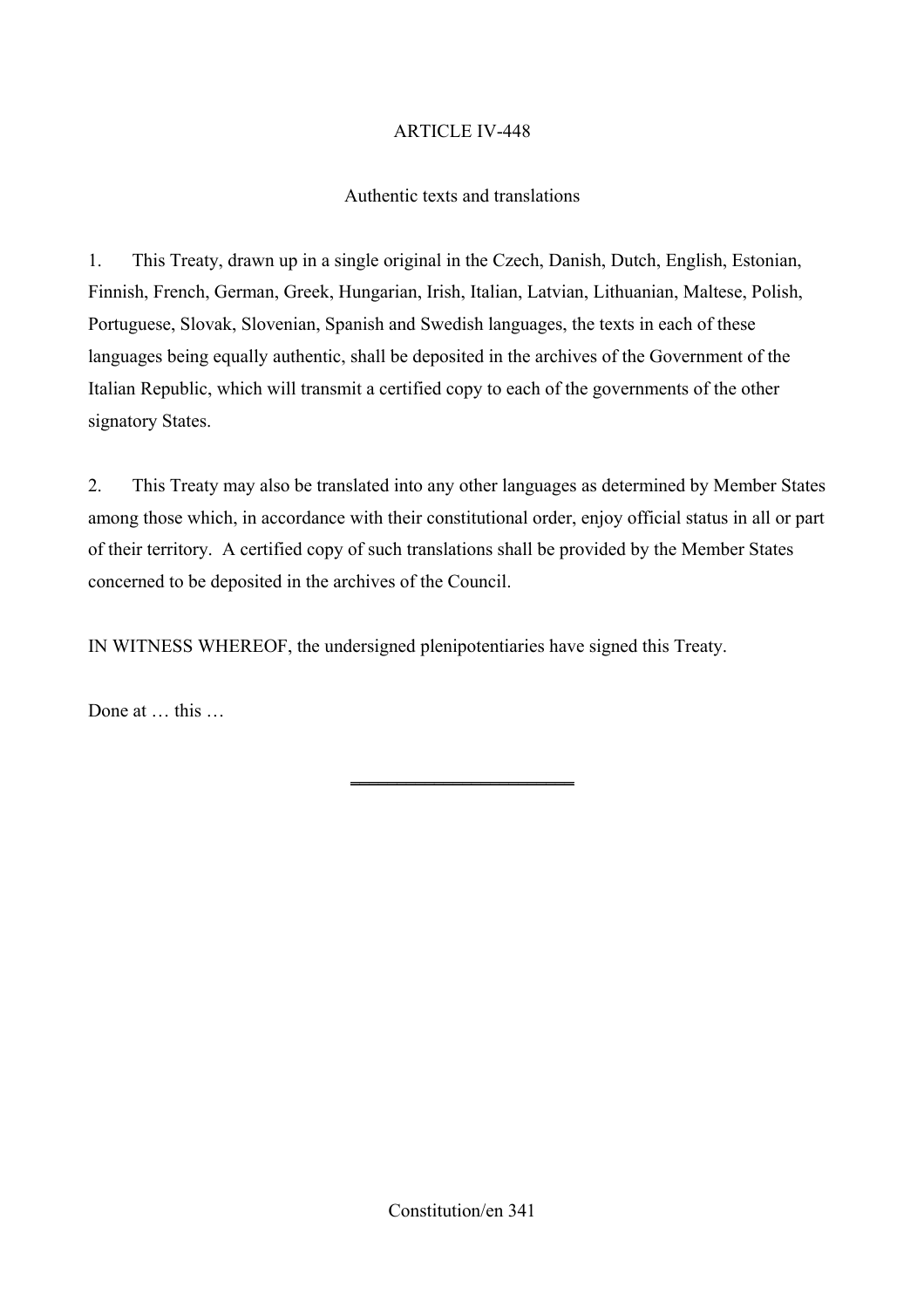## ARTICLE IV-448

### Authentic texts and translations

1. This Treaty, drawn up in a single original in the Czech, Danish, Dutch, English, Estonian, Finnish, French, German, Greek, Hungarian, Irish, Italian, Latvian, Lithuanian, Maltese, Polish, Portuguese, Slovak, Slovenian, Spanish and Swedish languages, the texts in each of these languages being equally authentic, shall be deposited in the archives of the Government of the Italian Republic, which will transmit a certified copy to each of the governments of the other signatory States.

2. This Treaty may also be translated into any other languages as determined by Member States among those which, in accordance with their constitutional order, enjoy official status in all or part of their territory. A certified copy of such translations shall be provided by the Member States concerned to be deposited in the archives of the Council.

IN WITNESS WHEREOF, the undersigned plenipotentiaries have signed this Treaty.

Done at … this …